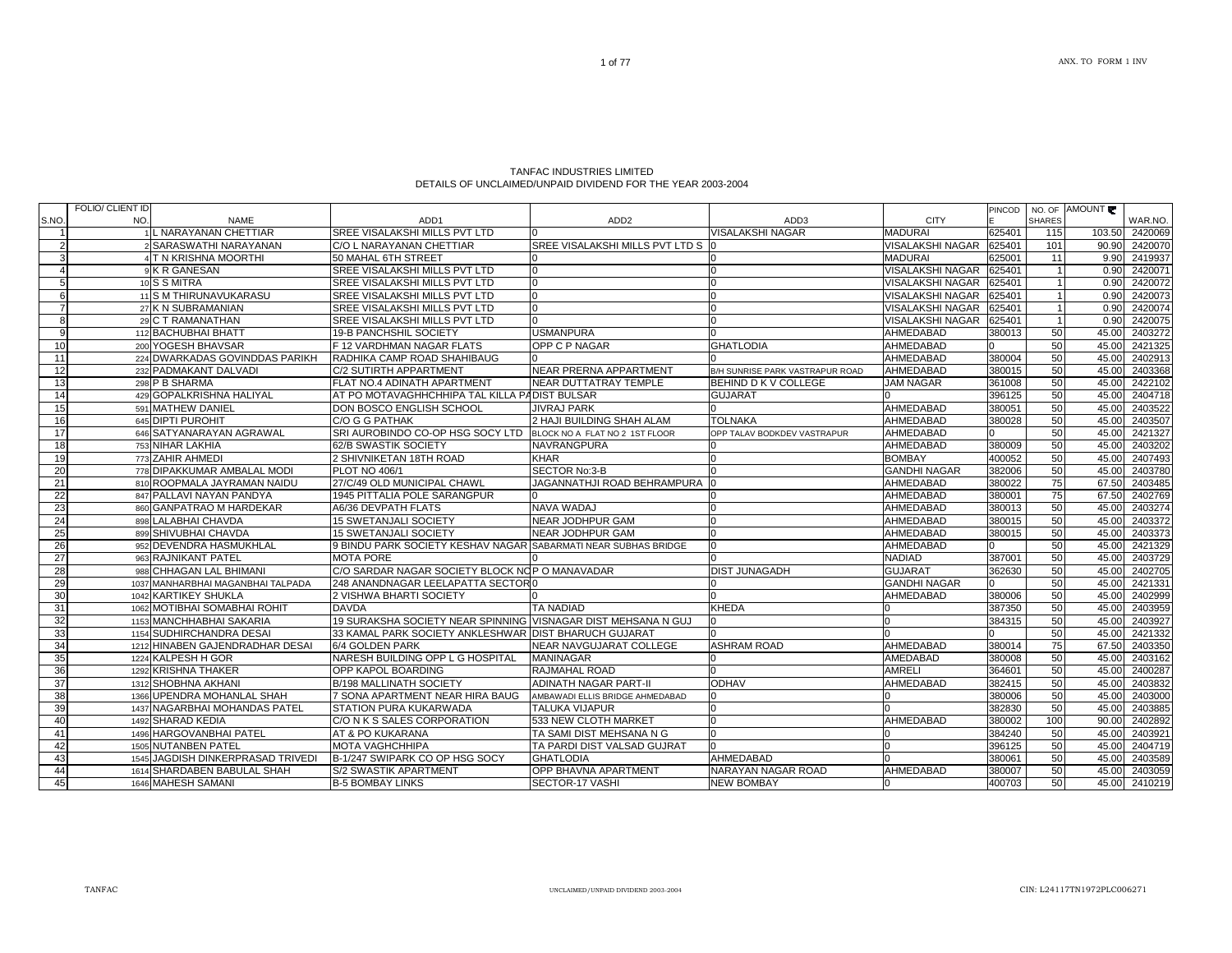TANFAC INDUSTRIES LIMITED
DETAILS OF UNCLAIMED/UNPAID DIVIDEND FOR THE YEAR 2003-2004

| S.NO. | FOLIO/ CLIENT ID NO. | NAME | ADD1 | ADD2 | ADD3 | CITY | PINCODE | NO. OF SHARES | AMOUNT | WAR.NO. |
|---|---|---|---|---|---|---|---|---|---|---|
| 1 | 1 | L NARAYANAN CHETTIAR | SREE VISALAKSHI MILLS PVT LTD | 0 | VISALAKSHI NAGAR | MADURAI | 625401 | 115 | 103.50 | 2420069 |
| 2 | 2 | SARASWATHI NARAYANAN | C/O L NARAYANAN CHETTIAR | SREE VISALAKSHI MILLS PVT LTD S | 0 | VISALAKSHI NAGAR | 625401 | 101 | 90.90 | 2420070 |
| 3 | 4 | T N KRISHNA MOORTHI | 50 MAHAL 6TH STREET | 0 | 0 | MADURAI | 625001 | 11 | 9.90 | 2419937 |
| 4 | 9 | K R GANESAN | SREE VISALAKSHI MILLS PVT LTD | 0 | 0 | VISALAKSHI NAGAR | 625401 | 1 | 0.90 | 2420071 |
| 5 | 10 | S S MITRA | SREE VISALAKSHI MILLS PVT LTD | 0 | 0 | VISALAKSHI NAGAR | 625401 | 1 | 0.90 | 2420072 |
| 6 | 11 | S M THIRUNAVUKARASU | SREE VISALAKSHI MILLS PVT LTD | 0 | 0 | VISALAKSHI NAGAR | 625401 | 1 | 0.90 | 2420073 |
| 7 | 27 | K N SUBRAMANIAN | SREE VISALAKSHI MILLS PVT LTD | 0 | 0 | VISALAKSHI NAGAR | 625401 | 1 | 0.90 | 2420074 |
| 8 | 29 | C T RAMANATHAN | SREE VISALAKSHI MILLS PVT LTD | 0 | 0 | VISALAKSHI NAGAR | 625401 | 1 | 0.90 | 2420075 |
| 9 | 112 | BACHUBHAI BHATT | 19-B PANCHSHIL SOCIETY | USMANPURA | 0 | AHMEDABAD | 380013 | 50 | 45.00 | 2403272 |
| 10 | 200 | YOGESH BHAVSAR | F 12 VARDHMAN NAGAR FLATS | OPP C P NAGAR | GHATLODIA | AHMEDABAD | 0 | 50 | 45.00 | 2421325 |
| 11 | 224 | DWARKADAS GOVINDDAS PARIKH | RADHIKA CAMP ROAD SHAHIBAUG | 0 | 0 | AHMEDABAD | 380004 | 50 | 45.00 | 2402913 |
| 12 | 232 | PADMAKANT DALVADI | C/2 SUTIRTH APPARTMENT | NEAR PRERNA APPARTMENT | B/H SUNRISE PARK VASTRAPUR ROAD | AHMEDABAD | 380015 | 50 | 45.00 | 2403368 |
| 13 | 298 | P B SHARMA | FLAT NO.4 ADINATH APARTMENT | NEAR DUTTATRAY TEMPLE | BEHIND D K V COLLEGE | JAM NAGAR | 361008 | 50 | 45.00 | 2422102 |
| 14 | 429 | GOPALKRISHNA HALIYAL | AT PO MOTAVAGHHCHHIPA TAL KILLA PA | DIST BULSAR | GUJARAT | 0 | 396125 | 50 | 45.00 | 2404718 |
| 15 | 591 | MATHEW DANIEL | DON BOSCO ENGLISH SCHOOL | JIVRAJ PARK | 0 | AHMEDABAD | 380051 | 50 | 45.00 | 2403522 |
| 16 | 645 | DIPTI PUROHIT | C/O G G PATHAK | 2 HAJI BUILDING SHAH ALAM | TOLNAKA | AHMEDABAD | 380028 | 50 | 45.00 | 2403507 |
| 17 | 646 | SATYANARAYAN AGRAWAL | SRI AUROBINDO CO-OP HSG SOCY LTD | BLOCK NO A FLAT NO 2 1ST FLOOR | OPP TALAV BODKDEV VASTRAPUR | AHMEDABAD | 0 | 50 | 45.00 | 2421327 |
| 18 | 753 | NIHAR LAKHIA | 62/B SWASTIK SOCIETY | NAVRANGPURA | 0 | AHMEDABAD | 380009 | 50 | 45.00 | 2403202 |
| 19 | 773 | ZAHIR AHMEDI | 2 SHIVNIKETAN 18TH ROAD | KHAR | 0 | BOMBAY | 400052 | 50 | 45.00 | 2407493 |
| 20 | 778 | DIPAKKUMAR AMBALAL MODI | PLOT NO 406/1 | SECTOR No:3-B | 0 | GANDHI NAGAR | 382006 | 50 | 45.00 | 2403780 |
| 21 | 810 | ROOPMALA JAYRAMAN NAIDU | 27/C/49 OLD MUNICIPAL CHAWL | JAGANNATHJI ROAD BEHRAMPURA | 0 | AHMEDABAD | 380022 | 75 | 67.50 | 2403485 |
| 22 | 847 | PALLAVI NAYAN PANDYA | 1945 PITTALIA POLE SARANGPUR | 0 | 0 | AHMEDABAD | 380001 | 75 | 67.50 | 2402769 |
| 23 | 860 | GANPATRAO M HARDEKAR | A6/36 DEVPATH FLATS | NAVA WADAJ | 0 | AHMEDABAD | 380013 | 50 | 45.00 | 2403274 |
| 24 | 898 | LALABHAI CHAVDA | 15 SWETANJALI SOCIETY | NEAR JODHPUR GAM | 0 | AHMEDABAD | 380015 | 50 | 45.00 | 2403372 |
| 25 | 899 | SHIVUBHAI CHAVDA | 15 SWETANJALI SOCIETY | NEAR JODHPUR GAM | 0 | AHMEDABAD | 380015 | 50 | 45.00 | 2403373 |
| 26 | 952 | DEVENDRA HASMUKHLAL | 9 BINDU PARK SOCIETY KESHAV NAGAR | SABARMATI NEAR SUBHAS BRIDGE | 0 | AHMEDABAD | 0 | 50 | 45.00 | 2421329 |
| 27 | 963 | RAJNIKANT PATEL | MOTA PORE | 0 | 0 | NADIAD | 387001 | 50 | 45.00 | 2403729 |
| 28 | 988 | CHHAGAN LAL BHIMANI | C/O SARDAR NAGAR SOCIETY BLOCK NO | P O MANAVADAR | DIST JUNAGADH | GUJARAT | 362630 | 50 | 45.00 | 2402705 |
| 29 | 1037 | MANHARBHAI MAGANBHAI TALPADA | 248 ANANDNAGAR LEELAPATTA SECTOR | 0 | 0 | GANDHI NAGAR | 0 | 50 | 45.00 | 2421331 |
| 30 | 1042 | KARTIKEY SHUKLA | 2 VISHWA BHARTI SOCIETY | 0 | 0 | AHMEDABAD | 380006 | 50 | 45.00 | 2402999 |
| 31 | 1062 | MOTIBHAI SOMABHAI ROHIT | DAVDA | TA NADIAD | KHEDA | 0 | 387350 | 50 | 45.00 | 2403959 |
| 32 | 1153 | MANCHHABHAI SAKARIA | 19 SURAKSHA SOCIETY NEAR SPINNING | VISNAGAR DIST MEHSANA N GUJ | 0 | 0 | 384315 | 50 | 45.00 | 2403927 |
| 33 | 1154 | SUDHIRCHANDRA DESAI | 33 KAMAL PARK SOCIETY ANKLESHWAR | DIST BHARUCH GUJARAT | 0 | 0 | 0 | 50 | 45.00 | 2421332 |
| 34 | 1212 | HINABEN GAJENDRADHAR DESAI | 6/4 GOLDEN PARK | NEAR NAVGUJARAT COLLEGE | ASHRAM ROAD | AHMEDABAD | 380014 | 75 | 67.50 | 2403350 |
| 35 | 1224 | KALPESH H GOR | NARESH BUILDING OPP L G HOSPITAL | MANINAGAR | 0 | AMEDABAD | 380008 | 50 | 45.00 | 2403162 |
| 36 | 1292 | KRISHNA THAKER | OPP KAPOL BOARDING | RAJMAHAL ROAD | 0 | AMRELI | 364601 | 50 | 45.00 | 2400287 |
| 37 | 1312 | SHOBHNA AKHANI | B/198 MALLINATH SOCIETY | ADINATH NAGAR PART-II | ODHAV | AHMEDABAD | 382415 | 50 | 45.00 | 2403832 |
| 38 | 1366 | UPENDRA MOHANLAL SHAH | 7 SONA APARTMENT NEAR HIRA BAUG | AMBAWADI ELLIS BRIDGE AHMEDABAD | 0 | 0 | 380006 | 50 | 45.00 | 2403000 |
| 39 | 1437 | NAGARBHAI MOHANDAS PATEL | STATION PURA KUKARWADA | TALUKA VIJAPUR | 0 | 0 | 382830 | 50 | 45.00 | 2403885 |
| 40 | 1492 | SHARAD KEDIA | C/O N K S SALES CORPORATION | 533 NEW CLOTH MARKET | 0 | AHMEDABAD | 380002 | 100 | 90.00 | 2402892 |
| 41 | 1496 | HARGOVANBHAI PATEL | AT & PO KUKARANA | TA SAMI DIST MEHSANA N G | 0 | 0 | 384240 | 50 | 45.00 | 2403921 |
| 42 | 1505 | NUTANBEN PATEL | MOTA VAGHCHHIPA | TA PARDI DIST VALSAD GUJRAT | 0 | 0 | 396125 | 50 | 45.00 | 2404719 |
| 43 | 1545 | JAGDISH DINKERPRASAD TRIVEDI | B-1/247 SWIPARK CO OP HSG SOCY | GHATLODIA | AHMEDABAD | 0 | 380061 | 50 | 45.00 | 2403589 |
| 44 | 1614 | SHARDABEN BABULAL SHAH | S/2 SWASTIK APARTMENT | OPP BHAVNA APARTMENT | NARAYAN NAGAR ROAD | AHMEDABAD | 380007 | 50 | 45.00 | 2403059 |
| 45 | 1646 | MAHESH SAMANI | B-5 BOMBAY LINKS | SECTOR-17 VASHI | NEW BOMBAY | 0 | 400703 | 50 | 45.00 | 2410219 |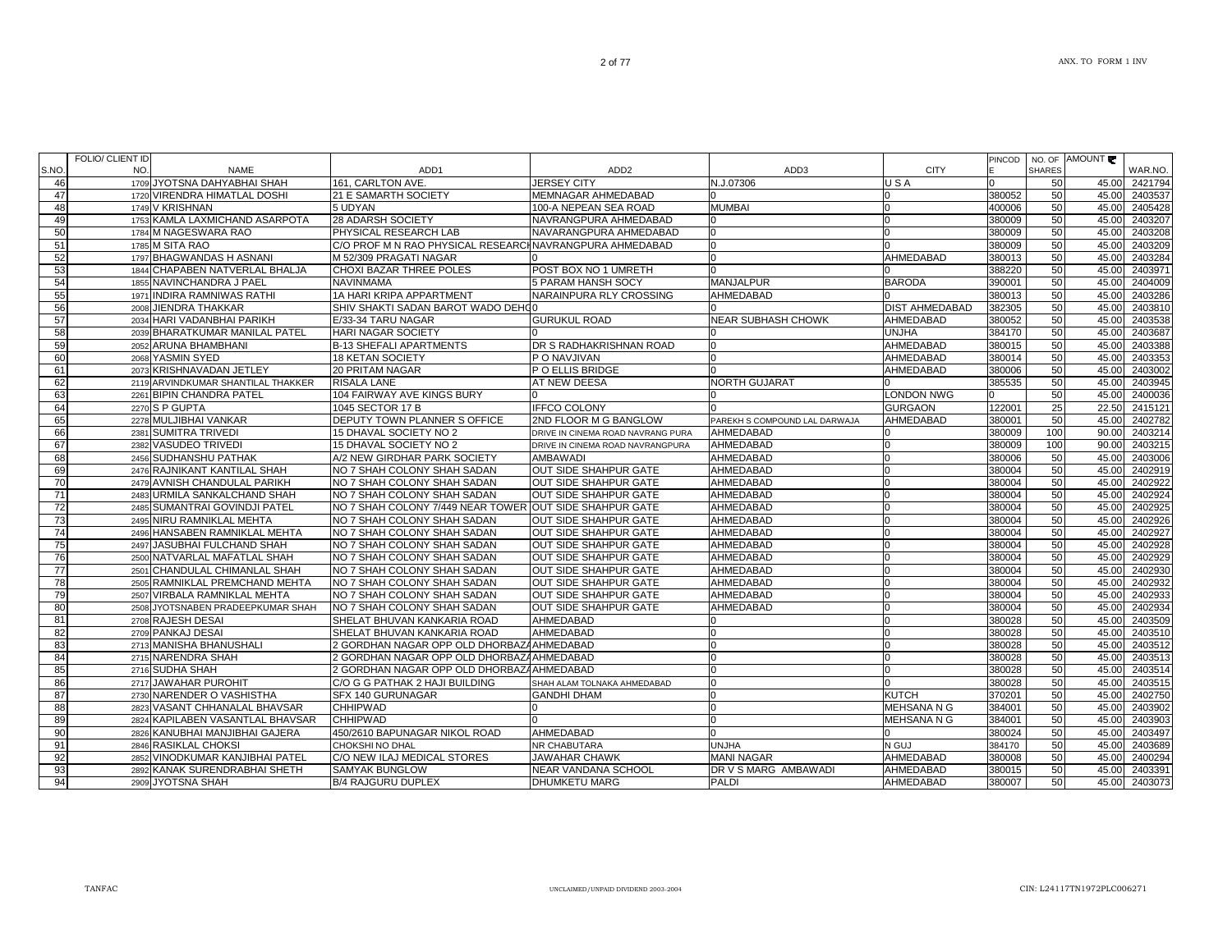| S.NO. | FOLIO/ CLIENT ID NO. | NAME | ADD1 | ADD2 | ADD3 | CITY | PINCODE | NO. OF SHARES | AMOUNT ₹ | WAR.NO. |
|---|---|---|---|---|---|---|---|---|---|---|
| 46 | 1709 | JYOTSNA DAHYABHAI SHAH | 161, CARLTON AVE. | JERSEY CITY | N.J.07306 | U S A | 0 | 50 | 45.00 | 2421794 |
| 47 | 1720 | VIRENDRA HIMATLAL DOSHI | 21 E SAMARTH SOCIETY | MEMNAGAR AHMEDABAD | 0 | 0 | 380052 | 50 | 45.00 | 2403537 |
| 48 | 1749 | V KRISHNAN | 5 UDYAN | 100-A NEPEAN SEA ROAD | MUMBAI | 0 | 400006 | 50 | 45.00 | 2405428 |
| 49 | 1753 | KAMLA LAXMICHAND ASARPOTA | 28 ADARSH SOCIETY | NAVRANGPURA AHMEDABAD | 0 | 0 | 380009 | 50 | 45.00 | 2403207 |
| 50 | 1784 | M NAGESWARA RAO | PHYSICAL RESEARCH LAB | NAVARANGPURA AHMEDABAD | 0 | 0 | 380009 | 50 | 45.00 | 2403208 |
| 51 | 1785 | M SITA RAO | C/O PROF M N RAO PHYSICAL RESEARCH | NAVRANGPURA AHMEDABAD | 0 | 0 | 380009 | 50 | 45.00 | 2403209 |
| 52 | 1797 | BHAGWANDAS H ASNANI | M 52/309 PRAGATI NAGAR | 0 | 0 | AHMEDABAD | 380013 | 50 | 45.00 | 2403284 |
| 53 | 1844 | CHAPABEN NATVERLAL BHALJA | CHOXI BAZAR THREE POLES | POST BOX NO 1 UMRETH | 0 | 0 | 388220 | 50 | 45.00 | 2403971 |
| 54 | 1855 | NAVINCHANDRA J PAEL | NAVINMAMA | 5 PARAM HANSH SOCY | MANJALPUR | BARODA | 390001 | 50 | 45.00 | 2404009 |
| 55 | 1971 | INDIRA RAMNIWAS RATHI | 1A HARI KRIPA APPARTMENT | NARAINPURA RLY CROSSING | AHMEDABAD | 0 | 380013 | 50 | 45.00 | 2403286 |
| 56 | 2008 | JIENDRA THAKKAR | SHIV SHAKTI SADAN BAROT WADO DEHG | 0 | 0 | DIST AHMEDABAD | 382305 | 50 | 45.00 | 2403810 |
| 57 | 2034 | HARI VADANBHAI PARIKH | E/33-34 TARU NAGAR | GURUKUL ROAD | NEAR SUBHASH CHOWK | AHMEDABAD | 380052 | 50 | 45.00 | 2403538 |
| 58 | 2039 | BHARATKUMAR MANILAL PATEL | HARI NAGAR SOCIETY | 0 | 0 | UNJHA | 384170 | 50 | 45.00 | 2403687 |
| 59 | 2052 | ARUNA BHAMBHANI | B-13 SHEFALI APARTMENTS | DR S RADHAKRISHNAN ROAD | 0 | AHMEDABAD | 380015 | 50 | 45.00 | 2403388 |
| 60 | 2068 | YASMIN SYED | 18 KETAN SOCIETY | P O NAVJIVAN | 0 | AHMEDABAD | 380014 | 50 | 45.00 | 2403353 |
| 61 | 2073 | KRISHNAVADAN JETLEY | 20 PRITAM NAGAR | P O ELLIS BRIDGE | 0 | AHMEDABAD | 380006 | 50 | 45.00 | 2403002 |
| 62 | 2119 | ARVINDKUMAR SHANTILAL THAKKER | RISALA LANE | AT NEW DEESA | NORTH GUJARAT | 0 | 385535 | 50 | 45.00 | 2403945 |
| 63 | 2261 | BIPIN CHANDRA PATEL | 104 FAIRWAY AVE KINGS BURY | 0 | 0 | LONDON NWG | 0 | 50 | 45.00 | 2400036 |
| 64 | 2270 | S P GUPTA | 1045 SECTOR 17 B | IFFCO COLONY | 0 | GURGAON | 122001 | 25 | 22.50 | 2415121 |
| 65 | 2278 | MULJIBHAI VANKAR | DEPUTY TOWN PLANNER S OFFICE | 2ND FLOOR M G BANGLOW | PAREKH S COMPOUND LAL DARWAJA | AHMEDABAD | 380001 | 50 | 45.00 | 2402782 |
| 66 | 2381 | SUMITRA TRIVEDI | 15 DHAVAL SOCIETY NO 2 | DRIVE IN CINEMA ROAD NAVRANG PURA | AHMEDABAD | 0 | 380009 | 100 | 90.00 | 2403214 |
| 67 | 2382 | VASUDEO TRIVEDI | 15 DHAVAL SOCIETY NO 2 | DRIVE IN CINEMA ROAD NAVRANGPURA | AHMEDABAD | 0 | 380009 | 100 | 90.00 | 2403215 |
| 68 | 2456 | SUDHANSHU PATHAK | A/2 NEW GIRDHAR PARK SOCIETY | AMBAWADI | AHMEDABAD | 0 | 380006 | 50 | 45.00 | 2403006 |
| 69 | 2476 | RAJNIKANT KANTILAL SHAH | NO 7 SHAH COLONY SHAH SADAN | OUT SIDE SHAHPUR GATE | AHMEDABAD | 0 | 380004 | 50 | 45.00 | 2402919 |
| 70 | 2479 | AVNISH CHANDULAL PARIKH | NO 7 SHAH COLONY SHAH SADAN | OUT SIDE SHAHPUR GATE | AHMEDABAD | 0 | 380004 | 50 | 45.00 | 2402922 |
| 71 | 2483 | URMILA SANKALCHAND SHAH | NO 7 SHAH COLONY SHAH SADAN | OUT SIDE SHAHPUR GATE | AHMEDABAD | 0 | 380004 | 50 | 45.00 | 2402924 |
| 72 | 2485 | SUMANTRAI GOVINDJI PATEL | NO 7 SHAH COLONY 7/449 NEAR TOWER | OUT SIDE SHAHPUR GATE | AHMEDABAD | 0 | 380004 | 50 | 45.00 | 2402925 |
| 73 | 2495 | NIRU RAMNIKLAL MEHTA | NO 7 SHAH COLONY SHAH SADAN | OUT SIDE SHAHPUR GATE | AHMEDABAD | 0 | 380004 | 50 | 45.00 | 2402926 |
| 74 | 2496 | HANSABEN RAMNIKLAL MEHTA | NO 7 SHAH COLONY SHAH SADAN | OUT SIDE SHAHPUR GATE | AHMEDABAD | 0 | 380004 | 50 | 45.00 | 2402927 |
| 75 | 2497 | JASUBHAI FULCHAND SHAH | NO 7 SHAH COLONY SHAH SADAN | OUT SIDE SHAHPUR GATE | AHMEDABAD | 0 | 380004 | 50 | 45.00 | 2402928 |
| 76 | 2500 | NATVARLAL MAFATLAL SHAH | NO 7 SHAH COLONY SHAH SADAN | OUT SIDE SHAHPUR GATE | AHMEDABAD | 0 | 380004 | 50 | 45.00 | 2402929 |
| 77 | 2501 | CHANDULAL CHIMANLAL SHAH | NO 7 SHAH COLONY SHAH SADAN | OUT SIDE SHAHPUR GATE | AHMEDABAD | 0 | 380004 | 50 | 45.00 | 2402930 |
| 78 | 2505 | RAMNIKLAL PREMCHAND MEHTA | NO 7 SHAH COLONY SHAH SADAN | OUT SIDE SHAHPUR GATE | AHMEDABAD | 0 | 380004 | 50 | 45.00 | 2402932 |
| 79 | 2507 | VIRBALA RAMNIKLAL MEHTA | NO 7 SHAH COLONY SHAH SADAN | OUT SIDE SHAHPUR GATE | AHMEDABAD | 0 | 380004 | 50 | 45.00 | 2402933 |
| 80 | 2508 | JYOTSNABEN PRADEEPKUMAR SHAH | NO 7 SHAH COLONY SHAH SADAN | OUT SIDE SHAHPUR GATE | AHMEDABAD | 0 | 380004 | 50 | 45.00 | 2402934 |
| 81 | 2708 | RAJESH DESAI | SHELAT BHUVAN KANKARIA ROAD | AHMEDABAD | 0 | 0 | 380028 | 50 | 45.00 | 2403509 |
| 82 | 2709 | PANKAJ DESAI | SHELAT BHUVAN KANKARIA ROAD | AHMEDABAD | 0 | 0 | 380028 | 50 | 45.00 | 2403510 |
| 83 | 2713 | MANISHA BHANUSHALI | 2 GORDHAN NAGAR OPP OLD DHORBAZA | AHMEDABAD | 0 | 0 | 380028 | 50 | 45.00 | 2403512 |
| 84 | 2715 | NARENDRA SHAH | 2 GORDHAN NAGAR OPP OLD DHORBAZA | AHMEDABAD | 0 | 0 | 380028 | 50 | 45.00 | 2403513 |
| 85 | 2716 | SUDHA SHAH | 2 GORDHAN NAGAR OPP OLD DHORBAZA | AHMEDABAD | 0 | 0 | 380028 | 50 | 45.00 | 2403514 |
| 86 | 2717 | JAWAHAR PUROHIT | C/O G G PATHAK 2 HAJI BUILDING | SHAH ALAM TOLNAKA AHMEDABAD | 0 | 0 | 380028 | 50 | 45.00 | 2403515 |
| 87 | 2730 | NARENDER O VASHISTHA | SFX 140 GURUNAGAR | GANDHI DHAM | 0 | KUTCH | 370201 | 50 | 45.00 | 2402750 |
| 88 | 2823 | VASANT CHHANALAL BHAVSAR | CHHIPWAD | 0 | 0 | MEHSANA N G | 384001 | 50 | 45.00 | 2403902 |
| 89 | 2824 | KAPILABEN VASANTLAL BHAVSAR | CHHIPWAD | 0 | 0 | MEHSANA N G | 384001 | 50 | 45.00 | 2403903 |
| 90 | 2826 | KANUBHAI MANJIBHAI GAJERA | 450/2610 BAPUNAGAR NIKOL ROAD | AHMEDABAD | 0 | 0 | 380024 | 50 | 45.00 | 2403497 |
| 91 | 2846 | RASIKLAL CHOKSI | CHOKSHI NO DHAL | NR CHABUTARA | UNJHA | N GUJ | 384170 | 50 | 45.00 | 2403689 |
| 92 | 2852 | VINODKUMAR KANJIBHAI PATEL | C/O NEW ILAJ MEDICAL STORES | JAWAHAR CHAWK | MANI NAGAR | AHMEDABAD | 380008 | 50 | 45.00 | 2400294 |
| 93 | 2892 | KANAK SURENDRABHAI SHETH | SAMYAK BUNGLOW | NEAR VANDANA SCHOOL | DR V S MARG AMBAWADI | AHMEDABAD | 380015 | 50 | 45.00 | 2403391 |
| 94 | 2909 | JYOTSNA SHAH | B/4 RAJGURU DUPLEX | DHUMKETU MARG | PALDI | AHMEDABAD | 380007 | 50 | 45.00 | 2403073 |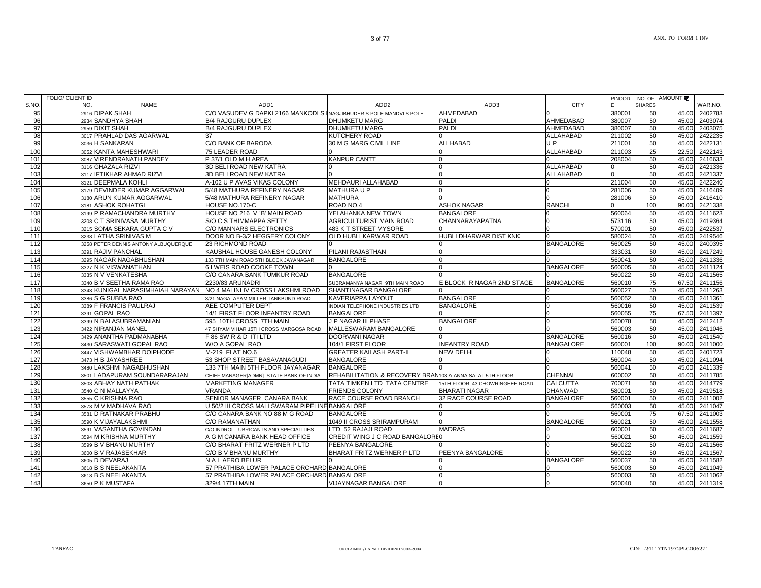| S.NO. | FOLIO/ CLIENT ID NO. | NAME | ADD1 | ADD2 | ADD3 | CITY | PINCODE | NO. OF SHARES | AMOUNT ₹ | WAR.NO. |
|---|---|---|---|---|---|---|---|---|---|---|
| 95 | 2916 | DIPAK SHAH | C/O VASUDEV G DAPKI 2166 MANKODI S | NAGJIBHUDER S POLE MANDVI S POLE | AHMEDABAD | 0 | 380001 | 50 | 45.00 | 2402783 |
| 96 | 2934 | SANDHYA SHAH | B/4 RAJGURU DUPLEX | DHUMKETU MARG | PALDI | AHMEDABAD | 380007 | 50 | 45.00 | 2403074 |
| 97 | 2959 | DIXIT SHAH | B/4 RAJGURU DUPLEX | DHUMKETU MARG | PALDI | AHMEDABAD | 380007 | 50 | 45.00 | 2403075 |
| 98 | 3017 | PRAHLAD DAS AGARWAL | 37 | KUTCHERY ROAD | 0 | ALLAHABAD | 211002 | 50 | 45.00 | 2422235 |
| 99 | 3036 | H SANKARAN | C/O BANK OF BARODA | 30 M G MARG CIVIL LINE | ALLHABAD | U P | 211001 | 50 | 45.00 | 2422131 |
| 100 | 3052 | KANTA MAHESHWARI | 75 LEADER ROAD | 0 | 0 | ALLAHABAD | 211003 | 25 | 22.50 | 2422143 |
| 101 | 3087 | VIRENDRANATH PANDEY | P 37/1 OLD M H AREA | KANPUR CANTT | 0 | 0 | 208004 | 50 | 45.00 | 2416633 |
| 102 | 3116 | GHAZALA RIZVI | 3D BELI ROAD NEW KATRA | 0 | 0 | ALLAHABAD | 0 | 50 | 45.00 | 2421336 |
| 103 | 3117 | IFTIKHAR AHMAD RIZVI | 3D BELI ROAD NEW KATRA | 0 | 0 | ALLAHABAD | 0 | 50 | 45.00 | 2421337 |
| 104 | 3121 | DEEPMALA KOHLI | A-102 U P AVAS VIKAS COLONY | MEHDAURI ALLAHABAD | 0 | 0 | 211004 | 50 | 45.00 | 2422240 |
| 105 | 3179 | DEVINDER KUMAR AGGARWAL | 5/48 MATHURA REFINERY NAGAR | MATHURA U P | 0 | 0 | 281006 | 50 | 45.00 | 2416409 |
| 106 | 3180 | ARUN KUMAR AGGARWAL | 5/48 MATHURA REFINERY NAGAR | MATHURA | 0 | 0 | 281006 | 50 | 45.00 | 2416410 |
| 107 | 3181 | ASHOK ROHATGI | HOUSE NO.170-C | ROAD NO.4 | ASHOK NAGAR | RANCHI | 0 | 100 | 90.00 | 2421338 |
| 108 | 3199 | P RAMACHANDRA MURTHY | HOUSE NO 216 V `B' MAIN ROAD | YELAHANKA NEW TOWN | BANGALORE | 0 | 560064 | 50 | 45.00 | 2411623 |
| 109 | 3208 | C T SRINIVASA MURTHY | S/O C S THIMMAPPA SETTY | AGRICULTURIST MAIN ROAD | CHANNARAYAPATNA | 0 | 573116 | 50 | 45.00 | 2419364 |
| 110 | 3215 | SOMA SEKARA GUPTA C V | C/O MANNARS ELECTRONICS | 483 K T STREET MYSORE | 0 | 0 | 570001 | 50 | 45.00 | 2422537 |
| 111 | 3238 | LATHA SRINIVAS M | DOOR NO B-3/2 HEGGERY COLONY | OLD HUBLI KARWAR ROAD | HUBLI DHARWAR DIST KNK | 0 | 580024 | 50 | 45.00 | 2419546 |
| 112 | 3258 | PETER DENNIS ANTONY ALBUQUERQUE | 23 RICHMOND ROAD | 0 | 0 | BANGALORE | 560025 | 50 | 45.00 | 2400395 |
| 113 | 3291 | RAJIV PANCHAL | KAUSHAL HOUSE GANESH COLONY | PILANI RAJASTHAN | 0 | 0 | 333031 | 50 | 45.00 | 2417249 |
| 114 | 3295 | NAGAR NAGABHUSHAN | 133 7TH MAIN ROAD 5TH BLOCK JAYANAGAR | BANGALORE | 0 | 0 | 560041 | 50 | 45.00 | 2411336 |
| 115 | 3327 | N K VISWANATHAN | 6 LWEIS ROAD COOKE TOWN | 0 | 0 | BANGALORE | 560005 | 50 | 45.00 | 2411124 |
| 116 | 3335 | N V VENKATESHA | C/O CANARA BANK TUMKUR ROAD | BANGALORE | 0 | 0 | 560022 | 50 | 45.00 | 2411565 |
| 117 | 3340 | B V SEETHA RAMA RAO | 2230/83 ARUNADRI | SUBRAMANYA NAGAR 9TH MAIN ROAD | E BLOCK R NAGAR 2ND STAGE | BANGALORE | 560010 | 75 | 67.50 | 2411156 |
| 118 | 3343 | KUNIGAL NARASIMHAIAH NARAYAN | NO 4 MALINI IV CROSS LAKSHMI ROAD | SHANTINAGAR BANGALORE | 0 | 0 | 560027 | 50 | 45.00 | 2411263 |
| 119 | 3386 | S G SUBBA RAO | 3/21 NAGALAYAM MILLER TANKBUND ROAD | KAVERIAPPA LAYOUT | BANGALORE | 0 | 560052 | 50 | 45.00 | 2411361 |
| 120 | 3389 | F FRANCIS PAULRAJ | AEE COMPUTER DEPT | INDIAN TELEPHONE INDUSTRIES LTD | BANGALORE | 0 | 560016 | 50 | 45.00 | 2411539 |
| 121 | 3391 | GOPAL RAO | 14/1 FIRST FLOOR INFANTRY ROAD | BANGALORE | 0 | 0 | 560055 | 75 | 67.50 | 2411397 |
| 122 | 3399 | N BALASUBRAMANIAN | 595 10TH CROSS 7TH MAIN | J P NAGAR III PHASE | BANGALORE | 0 | 560078 | 50 | 45.00 | 2412412 |
| 123 | 3422 | NIRANJAN MANEL | 47 SHYAM VIHAR 15TH CROSS MARGOSA ROAD | MALLESWARAM BANGALORE | 0 | 0 | 560003 | 50 | 45.00 | 2411046 |
| 124 | 3429 | ANANTHA PADMANABHA | F 86 SW R & D ITI LTD | DOORVANI NAGAR | 0 | BANGALORE | 560016 | 50 | 45.00 | 2411540 |
| 125 | 3430 | SARASWATI GOPAL RAO | W/O A GOPAL RAO | 104/1 FIRST FLOOR | INFANTRY ROAD | BANGALORE | 560001 | 100 | 90.00 | 2411000 |
| 126 | 3447 | VISHWAMBHAR DOIPHODE | M-219 FLAT NO.6 | GREATER KAILASH PART-II | NEW DELHI | 0 | 110048 | 50 | 45.00 | 2401723 |
| 127 | 3473 | H B JAYASHREE | 53 SHOP STREET BASAVANAGUDI | BANGALORE | 0 | 0 | 560004 | 50 | 45.00 | 2411094 |
| 128 | 3480 | LAKSHMI NAGABHUSHAN | 133 7TH MAIN 5TH FLOOR JAYANAGAR | BANGALORE | 0 | 0 | 560041 | 50 | 45.00 | 2411339 |
| 129 | 3501 | LADAPURAM SOUNDARARAJAN | CHIEF MANAGER[ADMN] STATE BANK OF INDIA | REHABILITATION & RECOVERY BRAN | 103-A ANNA SALAI 5TH FLOOR | CHENNAI | 600002 | 50 | 45.00 | 2411785 |
| 130 | 3503 | ABHAY NATH PATHAK | MARKETING MANAGER | TATA TIMKEN LTD TATA CENTRE | 15TH FLOOR 43 CHOWRINGHEE ROAD | CALCUTTA | 700071 | 50 | 45.00 | 2414779 |
| 131 | 3540 | C N MALLAYYA | VRANDA | FRIENDS COLONY | BHARATI NAGAR | DHANWAD | 580001 | 50 | 45.00 | 2419518 |
| 132 | 3555 | C KRISHNA RAO | SENIOR MANAGER CANARA BANK | RACE COURSE ROAD BRANCH | 32 RACE COURSE ROAD | BANGALORE | 560001 | 50 | 45.00 | 2411002 |
| 133 | 3573 | M V MADHAVA RAO | U 50/2 III CROSS MALLSWARAM PIPELINE | BANGALORE | 0 | 0 | 560003 | 50 | 45.00 | 2411047 |
| 134 | 3581 | D RATNAKAR PRABHU | C/O CANARA BANK NO 88 M G ROAD | BANGALORE | 0 | 0 | 560001 | 75 | 67.50 | 2411003 |
| 135 | 3590 | K VIJAYALAKSHMI | C/O RAMANATHAN | 1049 II CROSS SRIRAMPURAM | 0 | BANGALORE | 560021 | 50 | 45.00 | 2411558 |
| 136 | 3591 | VASANTHA GOVINDAN | C/O INDROL LUBRICANTS AND SPECIALITIES | LTD 52 RAJAJI ROAD | MADRAS | 0 | 600001 | 50 | 45.00 | 2411687 |
| 137 | 3594 | M KRISHNA MURTHY | A G M CANARA BANK HEAD OFFICE | CREDIT WING J C ROAD BANGALORE | 0 | 0 | 560021 | 50 | 45.00 | 2411559 |
| 138 | 3599 | B V BHANU MURTHY | C/O BHARAT FRITZ WERNER P LTD | PEENYA BANGALORE | 0 | 0 | 560022 | 50 | 45.00 | 2411566 |
| 139 | 3600 | B V RAJASEKHAR | C/O B V BHANU MURTHY | BHARAT FRITZ WERNER P LTD | PEENYA BANGALORE | 0 | 560022 | 50 | 45.00 | 2411567 |
| 140 | 3605 | D DEVARAJ | N A L AERO BELUR | 0 | 0 | BANGALORE | 560037 | 50 | 45.00 | 2411582 |
| 141 | 3618 | B S NEELAKANTA | 57 PRATHIBA LOWER PALACE ORCHARD | BANGALORE | 0 | 0 | 560003 | 50 | 45.00 | 2411049 |
| 142 | 3618 | B S NEELAKANTA | 57 PRATHIBA LOWER PALACE ORCHARD | BANGALORE | 0 | 0 | 560003 | 50 | 45.00 | 2411062 |
| 143 | 3650 | P K MUSTAFA | 329/4 17TH MAIN | VIJAYNAGAR BANGALORE | 0 | 0 | 560040 | 50 | 45.00 | 2411319 |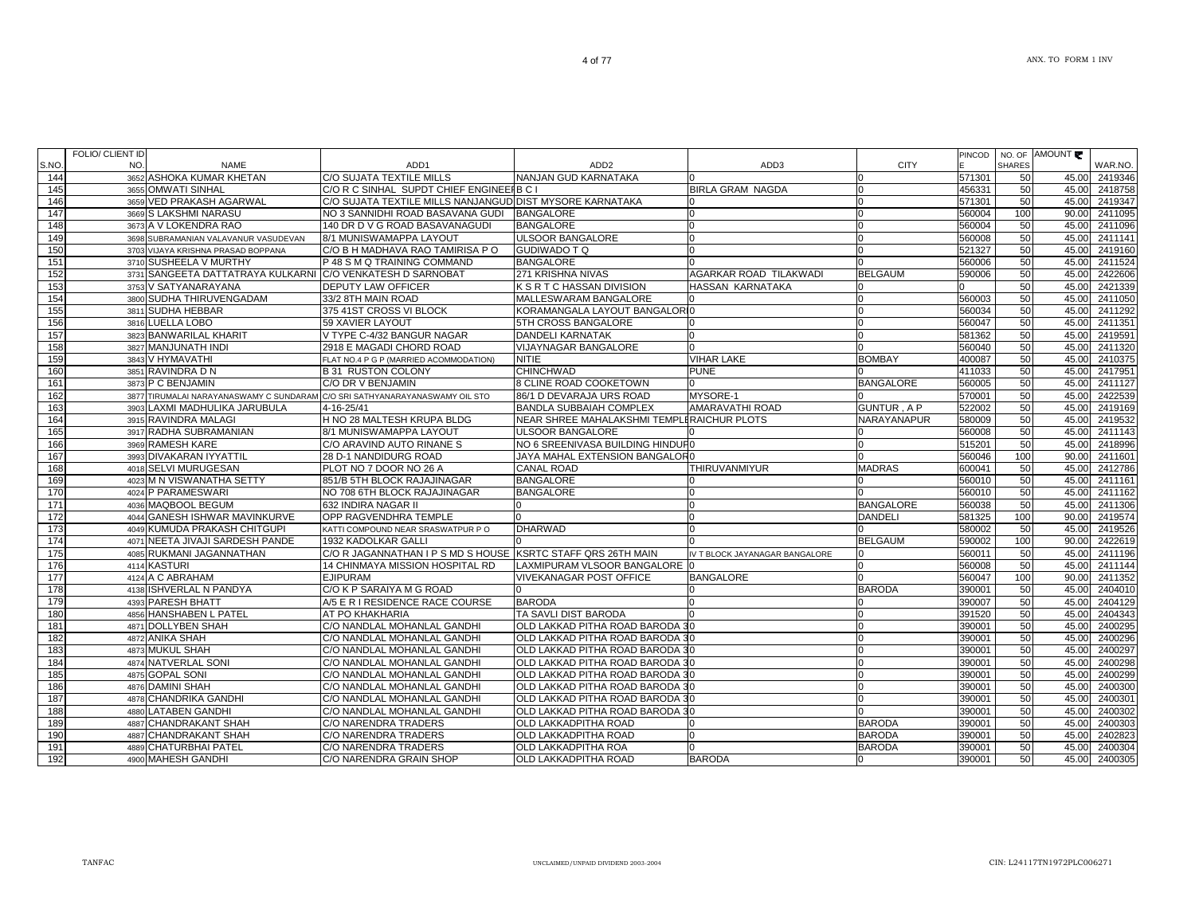| S.NO. | FOLIO/ CLIENT ID NO. | NAME | ADD1 | ADD2 | ADD3 | CITY | PINCODE | NO. OF SHARES | AMOUNT ₹ | WAR.NO. |
|---|---|---|---|---|---|---|---|---|---|---|
| 144 | 3652 | ASHOKA KUMAR KHETAN | C/O SUJATA TEXTILE MILLS | NANJAN GUD KARNATAKA | 0 | 0 | 571301 | 50 | 45.00 | 2419346 |
| 145 | 3655 | OMWATI SINHAL | C/O R C SINHAL SUPDT CHIEF ENGINEER B C I | | BIRLA GRAM NAGDA | 0 | 456331 | 50 | 45.00 | 2418758 |
| 146 | 3659 | VED PRAKASH AGARWAL | C/O SUJATA TEXTILE MILLS NANJANGUD | DIST MYSORE KARNATAKA | 0 | 0 | 571301 | 50 | 45.00 | 2419347 |
| 147 | 3669 | S LAKSHMI NARASU | NO 3 SANNIDHI ROAD BASAVANA GUDI | BANGALORE | 0 | 0 | 560004 | 100 | 90.00 | 2411095 |
| 148 | 3673 | A V LOKENDRA RAO | 140 DR D V G ROAD BASAVANAGUDI | BANGALORE | 0 | 0 | 560004 | 50 | 45.00 | 2411096 |
| 149 | 3698 | SUBRAMANIAN VALAVANUR VASUDEVAN | 8/1 MUNISWAMAPPA LAYOUT | ULSOOR BANGALORE | 0 | 0 | 560008 | 50 | 45.00 | 2411141 |
| 150 | 3703 | VIJAYA KRISHNA PRASAD BOPPANA | C/O B H MADHAVA RAO TAMIRISA P O | GUDIWADO T Q | 0 | 0 | 521327 | 50 | 45.00 | 2419160 |
| 151 | 3710 | SUSHEELA V MURTHY | P 48 S M Q TRAINING COMMAND | BANGALORE | 0 | 0 | 560006 | 50 | 45.00 | 2411524 |
| 152 | 3731 | SANGEETA DATTATRAYA KULKARNI | C/O VENKATESH D SARNOBAT | 271 KRISHNA NIVAS | AGARKAR ROAD TILAKWADI | BELGAUM | 590006 | 50 | 45.00 | 2422606 |
| 153 | 3753 | V SATYANARAYANA | DEPUTY LAW OFFICER | K S R T C HASSAN DIVISION | HASSAN KARNATAKA | 0 | 0 | 50 | 45.00 | 2421339 |
| 154 | 3800 | SUDHA THIRUVENGADAM | 33/2 8TH MAIN ROAD | MALLESWARAM BANGALORE | 0 | 0 | 560003 | 50 | 45.00 | 2411050 |
| 155 | 3811 | SUDHA HEBBAR | 375 41ST CROSS VI BLOCK | KORAMANGALA LAYOUT BANGALORE | 0 | 0 | 560034 | 50 | 45.00 | 2411292 |
| 156 | 3816 | LUELLA LOBO | 59 XAVIER LAYOUT | 5TH CROSS BANGALORE | 0 | 0 | 560047 | 50 | 45.00 | 2411351 |
| 157 | 3823 | BANWARILAL KHARIT | V TYPE C-4/32 BANGUR NAGAR | DANDELI KARNATAK | 0 | 0 | 581362 | 50 | 45.00 | 2419591 |
| 158 | 3827 | MANJUNATH INDI | 2918 E MAGADI CHORD ROAD | VIJAYNAGAR BANGALORE | 0 | 0 | 560040 | 50 | 45.00 | 2411320 |
| 159 | 3843 | V HYMAVATHI | FLAT NO.4 P G P (MARRIED ACOMMODATION) | NITIE | VIHAR LAKE | BOMBAY | 400087 | 50 | 45.00 | 2410375 |
| 160 | 3851 | RAVINDRA D N | B 31 RUSTON COLONY | CHINCHWAD | PUNE | 0 | 411033 | 50 | 45.00 | 2417951 |
| 161 | 3873 | P C BENJAMIN | C/O DR V BENJAMIN | 8 CLINE ROAD COOKETOWN | 0 | BANGALORE | 560005 | 50 | 45.00 | 2411127 |
| 162 | 3877 | TIRUMALAI NARAYANASWAMY C SUNDARAM | C/O SRI SATHYANARAYANASWAMY OIL STO | 86/1 D DEVARAJA URS ROAD | MYSORE-1 | 0 | 570001 | 50 | 45.00 | 2422539 |
| 163 | 3903 | LAXMI MADHULIKA JARUBULA | 4-16-25/41 | BANDLA SUBBAIAH COMPLEX | AMARAVATHI ROAD | GUNTUR , A P | 522002 | 50 | 45.00 | 2419169 |
| 164 | 3915 | RAVINDRA MALAGI | H NO 28 MALTESH KRUPA BLDG | NEAR SHREE MAHALAKSHMI TEMPLE | RAICHUR PLOTS | NARAYANAPUR | 580009 | 50 | 45.00 | 2419532 |
| 165 | 3917 | RADHA SUBRAMANIAN | 8/1 MUNISWAMAPPA LAYOUT | ULSOOR BANGALORE | 0 | 0 | 560008 | 50 | 45.00 | 2411143 |
| 166 | 3969 | RAMESH KARE | C/O ARAVIND AUTO RINANE S | NO 6 SREENIVASA BUILDING HINDUP | 0 | 0 | 515201 | 50 | 45.00 | 2418996 |
| 167 | 3993 | DIVAKARAN IYYATTIL | 28 D-1 NANDIDURG ROAD | JAYA MAHAL EXTENSION BANGALORE | 0 | 0 | 560046 | 100 | 90.00 | 2411601 |
| 168 | 4018 | SELVI MURUGESAN | PLOT NO 7 DOOR NO 26 A | CANAL ROAD | THIRUVANMIYUR | MADRAS | 600041 | 50 | 45.00 | 2412786 |
| 169 | 4023 | M N VISWANATHA SETTY | 851/B 5TH BLOCK RAJAJINAGAR | BANGALORE | 0 | 0 | 560010 | 50 | 45.00 | 2411161 |
| 170 | 4024 | P PARAMESWARI | NO 708 6TH BLOCK RAJAJINAGAR | BANGALORE | 0 | 0 | 560010 | 50 | 45.00 | 2411162 |
| 171 | 4036 | MAQBOOL BEGUM | 632 INDIRA NAGAR II | 0 | 0 | BANGALORE | 560038 | 50 | 45.00 | 2411306 |
| 172 | 4044 | GANESH ISHWAR MAVINKURVE | OPP RAGVENDHRA TEMPLE | 0 | 0 | DANDELI | 581325 | 100 | 90.00 | 2419574 |
| 173 | 4049 | KUMUDA PRAKASH CHITGUPI | KATTI COMPOUND NEAR SRASWATPUR P O | DHARWAD | 0 | 0 | 580002 | 50 | 45.00 | 2419526 |
| 174 | 4071 | NEETA JIVAJI SARDESH PANDE | 1932 KADOLKAR GALLI | 0 | 0 | BELGAUM | 590002 | 100 | 90.00 | 2422619 |
| 175 | 4085 | RUKMANI JAGANNATHAN | C/O R JAGANNATHAN I P S MD S HOUSE | KSRTC STAFF QRS 26TH MAIN | IV T BLOCK JAYANAGAR BANGALORE | 0 | 560011 | 50 | 45.00 | 2411196 |
| 176 | 4114 | KASTURI | 14 CHINMAYA MISSION HOSPITAL RD | LAXMIPURAM VLSOOR BANGALORE | 0 | 0 | 560008 | 50 | 45.00 | 2411144 |
| 177 | 4124 | A C ABRAHAM | EJIPURAM | VIVEKANAGAR POST OFFICE | BANGALORE | 0 | 560047 | 100 | 90.00 | 2411352 |
| 178 | 4138 | ISHVERLAL N PANDYA | C/O K P SARAIYA M G ROAD | 0 | 0 | BARODA | 390001 | 50 | 45.00 | 2404010 |
| 179 | 4393 | PARESH BHATT | A/5 E R I RESIDENCE RACE COURSE | BARODA | 0 | 0 | 390007 | 50 | 45.00 | 2404129 |
| 180 | 4856 | HANSHABEN L PATEL | AT PO KHAKHARIA | TA SAVLI DIST BARODA | 0 | 0 | 391520 | 50 | 45.00 | 2404343 |
| 181 | 4871 | DOLLYBEN SHAH | C/O NANDLAL MOHANLAL GANDHI | OLD LAKKAD PITHA ROAD BARODA 3 | 0 | 0 | 390001 | 50 | 45.00 | 2400295 |
| 182 | 4872 | ANIKA SHAH | C/O NANDLAL MOHANLAL GANDHI | OLD LAKKAD PITHA ROAD BARODA 3 | 0 | 0 | 390001 | 50 | 45.00 | 2400296 |
| 183 | 4873 | MUKUL SHAH | C/O NANDLAL MOHANLAL GANDHI | OLD LAKKAD PITHA ROAD BARODA 3 | 0 | 0 | 390001 | 50 | 45.00 | 2400297 |
| 184 | 4874 | NATVERLAL SONI | C/O NANDLAL MOHANLAL GANDHI | OLD LAKKAD PITHA ROAD BARODA 3 | 0 | 0 | 390001 | 50 | 45.00 | 2400298 |
| 185 | 4875 | GOPAL SONI | C/O NANDLAL MOHANLAL GANDHI | OLD LAKKAD PITHA ROAD BARODA 3 | 0 | 0 | 390001 | 50 | 45.00 | 2400299 |
| 186 | 4876 | DAMINI SHAH | C/O NANDLAL MOHANLAL GANDHI | OLD LAKKAD PITHA ROAD BARODA 3 | 0 | 0 | 390001 | 50 | 45.00 | 2400300 |
| 187 | 4878 | CHANDRIKA GANDHI | C/O NANDLAL MOHANLAL GANDHI | OLD LAKKAD PITHA ROAD BARODA 3 | 0 | 0 | 390001 | 50 | 45.00 | 2400301 |
| 188 | 4880 | LATABEN GANDHI | C/O NANDLAL MOHANLAL GANDHI | OLD LAKKAD PITHA ROAD BARODA 3 | 0 | 0 | 390001 | 50 | 45.00 | 2400302 |
| 189 | 4887 | CHANDRAKANT SHAH | C/O NARENDRA TRADERS | OLD LAKKADPITHA ROAD | 0 | BARODA | 390001 | 50 | 45.00 | 2400303 |
| 190 | 4887 | CHANDRAKANT SHAH | C/O NARENDRA TRADERS | OLD LAKKADPITHA ROAD | 0 | BARODA | 390001 | 50 | 45.00 | 2402823 |
| 191 | 4889 | CHATURBHAI PATEL | C/O NARENDRA TRADERS | OLD LAKKADPITHA ROA | 0 | BARODA | 390001 | 50 | 45.00 | 2400304 |
| 192 | 4900 | MAHESH GANDHI | C/O NARENDRA GRAIN SHOP | OLD LAKKADPITHA ROAD | BARODA | 0 | 390001 | 50 | 45.00 | 2400305 |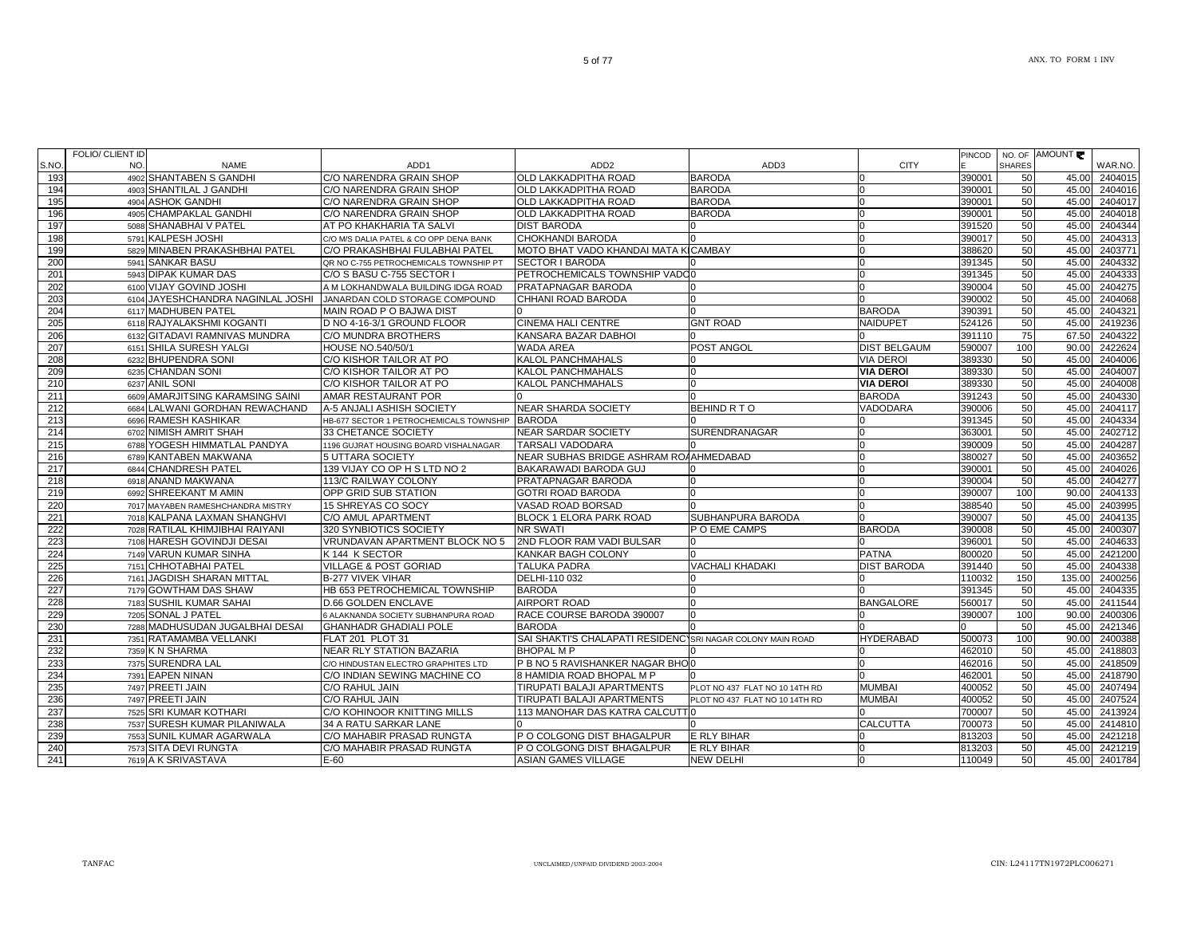| S.NO. | FOLIO/ CLIENT ID NO. | NAME | ADD1 | ADD2 | ADD3 | CITY | PINCODE | NO. OF SHARES | AMOUNT | WAR.NO. |
|---|---|---|---|---|---|---|---|---|---|---|
| 193 | 4902 | SHANTABEN S GANDHI | C/O NARENDRA GRAIN SHOP | OLD LAKKADPITHA ROAD | BARODA | 0 | 390001 | 50 | 45.00 | 2404015 |
| 194 | 4903 | SHANTILAL J GANDHI | C/O NARENDRA GRAIN SHOP | OLD LAKKADPITHA ROAD | BARODA | 0 | 390001 | 50 | 45.00 | 2404016 |
| 195 | 4904 | ASHOK GANDHI | C/O NARENDRA GRAIN SHOP | OLD LAKKADPITHA ROAD | BARODA | 0 | 390001 | 50 | 45.00 | 2404017 |
| 196 | 4905 | CHAMPAKLAL GANDHI | C/O NARENDRA GRAIN SHOP | OLD LAKKADPITHA ROAD | BARODA | 0 | 390001 | 50 | 45.00 | 2404018 |
| 197 | 5088 | SHANABHAI V PATEL | AT PO KHAKHARIA TA SALVI | DIST BARODA | 0 | 0 | 391520 | 50 | 45.00 | 2404344 |
| 198 | 5791 | KALPESH JOSHI | C/O M/S DALIA PATEL & CO OPP DENA BANK | CHOKHANDI BARODA | 0 | 0 | 390017 | 50 | 45.00 | 2404313 |
| 199 | 5829 | MINABEN PRAKASHBHAI PATEL | C/O PRAKASHBHAI FULABHAI PATEL | MOTO BHAT VADO KHANDAI MATA K | CAMBAY | 0 | 388620 | 50 | 45.00 | 2403771 |
| 200 | 5941 | SANKAR BASU | QR NO C-755 PETROCHEMICALS TOWNSHIP PT | SECTOR I BARODA | 0 | 0 | 391345 | 50 | 45.00 | 2404332 |
| 201 | 5943 | DIPAK KUMAR DAS | C/O S BASU C-755 SECTOR I | PETROCHEMICALS TOWNSHIP VADO | 0 | 0 | 391345 | 50 | 45.00 | 2404333 |
| 202 | 6100 | VIJAY GOVIND JOSHI | A M LOKHANDWALA BUILDING IDGA ROAD | PRATAPNAGAR BARODA | 0 | 0 | 390004 | 50 | 45.00 | 2404275 |
| 203 | 6104 | JAYESHCHANDRA NAGINLAL JOSHI | JANARDAN COLD STORAGE COMPOUND | CHHANI ROAD BARODA | 0 | 0 | 390002 | 50 | 45.00 | 2404068 |
| 204 | 6117 | MADHUBEN PATEL | MAIN ROAD P O BAJWA DIST | 0 | 0 | BARODA | 390391 | 50 | 45.00 | 2404321 |
| 205 | 6118 | RAJYALAKSHMI KOGANTI | D NO 4-16-3/1 GROUND FLOOR | CINEMA HALI CENTRE | GNT ROAD | NAIDUPET | 524126 | 50 | 45.00 | 2419236 |
| 206 | 6132 | GITADAVI RAMNIVAS MUNDRA | C/O MUNDRA BROTHERS | KANSARA BAZAR DABHOI | 0 | 0 | 391110 | 75 | 67.50 | 2404322 |
| 207 | 6151 | SHILA SURESH YALGI | HOUSE NO.540/50/1 | WADA AREA | POST ANGOL | DIST BELGAUM | 590007 | 100 | 90.00 | 2422624 |
| 208 | 6232 | BHUPENDRA SONI | C/O KISHOR TAILOR AT PO | KALOL PANCHMAHALS | 0 | VIA DEROI | 389330 | 50 | 45.00 | 2404006 |
| 209 | 6235 | CHANDAN SONI | C/O KISHOR TAILOR AT PO | KALOL PANCHMAHALS | 0 | **VIA DEROI** | 389330 | 50 | 45.00 | 2404007 |
| 210 | 6237 | ANIL SONI | C/O KISHOR TAILOR AT PO | KALOL PANCHMAHALS | 0 | **VIA DEROI** | 389330 | 50 | 45.00 | 2404008 |
| 211 | 6609 | AMARJITSING KARAMSING SAINI | AMAR RESTAURANT POR | 0 | 0 | BARODA | 391243 | 50 | 45.00 | 2404330 |
| 212 | 6684 | LALWANI GORDHAN REWACHAND | A-5 ANJALI ASHISH SOCIETY | NEAR SHARDA SOCIETY | BEHIND R T O | VADODARA | 390006 | 50 | 45.00 | 2404117 |
| 213 | 6696 | RAMESH KASHIKAR | HB-677 SECTOR 1 PETROCHEMICALS TOWNSHIP | BARODA | 0 | 0 | 391345 | 50 | 45.00 | 2404334 |
| 214 | 6702 | NIMISH AMRIT SHAH | 33 CHETANCE SOCIETY | NEAR SARDAR SOCIETY | SURENDRANAGAR | 0 | 363001 | 50 | 45.00 | 2402712 |
| 215 | 6788 | YOGESH HIMMATLAL PANDYA | 1196 GUJRAT HOUSING BOARD VISHALNAGAR | TARSALI VADODARA | 0 | 0 | 390009 | 50 | 45.00 | 2404287 |
| 216 | 6789 | KANTABEN MAKWANA | 5 UTTARA SOCIETY | NEAR SUBHAS BRIDGE ASHRAM RO | AHMEDABAD | 0 | 380027 | 50 | 45.00 | 2403652 |
| 217 | 6844 | CHANDRESH PATEL | 139 VIJAY CO OP H S LTD NO 2 | BAKARAWADI BARODA GUJ | 0 | 0 | 390001 | 50 | 45.00 | 2404026 |
| 218 | 6918 | ANAND MAKWANA | 113/C RAILWAY COLONY | PRATAPNAGAR BARODA | 0 | 0 | 390004 | 50 | 45.00 | 2404277 |
| 219 | 6992 | SHREEKANT M AMIN | OPP GRID SUB STATION | GOTRI ROAD BARODA | 0 | 0 | 390007 | 100 | 90.00 | 2404133 |
| 220 | 7017 | MAYABEN RAMESHCHANDRA MISTRY | 15 SHREYAS CO SOCY | VASAD ROAD BORSAD | 0 | 0 | 388540 | 50 | 45.00 | 2403995 |
| 221 | 7018 | KALPANA LAXMAN SHANGHVI | C/O AMUL APARTMENT | BLOCK 1 ELORA PARK ROAD | SUBHANPURA BARODA | 0 | 390007 | 50 | 45.00 | 2404135 |
| 222 | 7028 | RATILAL KHIMJIBHAI RAIYANI | 320 SYNBIOTICS SOCIETY | NR SWATI | P O EME CAMPS | BARODA | 390008 | 50 | 45.00 | 2400307 |
| 223 | 7108 | HARESH GOVINDJI DESAI | VRUNDAVAN APARTMENT BLOCK NO 5 | 2ND FLOOR RAM VADI BULSAR | 0 | 0 | 396001 | 50 | 45.00 | 2404633 |
| 224 | 7149 | VARUN KUMAR SINHA | K 144 K SECTOR | KANKAR BAGH COLONY | 0 | PATNA | 800020 | 50 | 45.00 | 2421200 |
| 225 | 7151 | CHHOTABHAI PATEL | VILLAGE & POST GORIAD | TALUKA PADRA | VACHALI KHADAKI | DIST BARODA | 391440 | 50 | 45.00 | 2404338 |
| 226 | 7161 | JAGDISH SHARAN MITTAL | B-277 VIVEK VIHAR | DELHI-110 032 | 0 | 0 | 110032 | 150 | 135.00 | 2400256 |
| 227 | 7179 | GOWTHAM DAS SHAW | HB 653 PETROCHEMICAL TOWNSHIP | BARODA | 0 | 0 | 391345 | 50 | 45.00 | 2404335 |
| 228 | 7183 | SUSHIL KUMAR SAHAI | D.66 GOLDEN ENCLAVE | AIRPORT ROAD | 0 | BANGALORE | 560017 | 50 | 45.00 | 2411544 |
| 229 | 7205 | SONAL J PATEL | 6 ALAKNANDA SOCIETY SUBHANPURA ROAD | RACE COURSE BARODA 390007 | 0 | 0 | 390007 | 100 | 90.00 | 2400306 |
| 230 | 7288 | MADHUSUDAN JUGALBHAI DESAI | GHANHADR GHADIALI POLE | BARODA | 0 | 0 | 0 | 50 | 45.00 | 2421346 |
| 231 | 7351 | RATAMAMBA VELLANKI | FLAT 201 PLOT 31 | SAI SHAKTI'S CHALAPATI RESIDENC | SRI NAGAR COLONY MAIN ROAD | HYDERABAD | 500073 | 100 | 90.00 | 2400388 |
| 232 | 7359 | K N SHARMA | NEAR RLY STATION BAZARIA | BHOPAL M P | 0 | 0 | 462010 | 50 | 45.00 | 2418803 |
| 233 | 7375 | SURENDRA LAL | C/O HINDUSTAN ELECTRO GRAPHITES LTD | P B NO 5 RAVISHANKER NAGAR BHO | 0 | 0 | 462016 | 50 | 45.00 | 2418509 |
| 234 | 7391 | EAPEN NINAN | C/O INDIAN SEWING MACHINE CO | 8 HAMIDIA ROAD BHOPAL M P | 0 | 0 | 462001 | 50 | 45.00 | 2418790 |
| 235 | 7497 | PREETI JAIN | C/O RAHUL JAIN | TIRUPATI BALAJI APARTMENTS | PLOT NO 437 FLAT NO 10 14TH RD | MUMBAI | 400052 | 50 | 45.00 | 2407494 |
| 236 | 7497 | PREETI JAIN | C/O RAHUL JAIN | TIRUPATI BALAJI APARTMENTS | PLOT NO 437 FLAT NO 10 14TH RD | MUMBAI | 400052 | 50 | 45.00 | 2407524 |
| 237 | 7525 | SRI KUMAR KOTHARI | C/O KOHINOOR KNITTING MILLS | 113 MANOHAR DAS KATRA CALCUTT | 0 | 0 | 700007 | 50 | 45.00 | 2413924 |
| 238 | 7537 | SURESH KUMAR PILANIWALA | 34 A RATU SARKAR LANE | 0 | 0 | CALCUTTA | 700073 | 50 | 45.00 | 2414810 |
| 239 | 7553 | SUNIL KUMAR AGARWALA | C/O MAHABIR PRASAD RUNGTA | P O COLGONG DIST BHAGALPUR | E RLY BIHAR | 0 | 813203 | 50 | 45.00 | 2421218 |
| 240 | 7573 | SITA DEVI RUNGTA | C/O MAHABIR PRASAD RUNGTA | P O COLGONG DIST BHAGALPUR | E RLY BIHAR | 0 | 813203 | 50 | 45.00 | 2421219 |
| 241 | 7619 | A K SRIVASTAVA | E-60 | ASIAN GAMES VILLAGE | NEW DELHI | 0 | 110049 | 50 | 45.00 | 2401784 |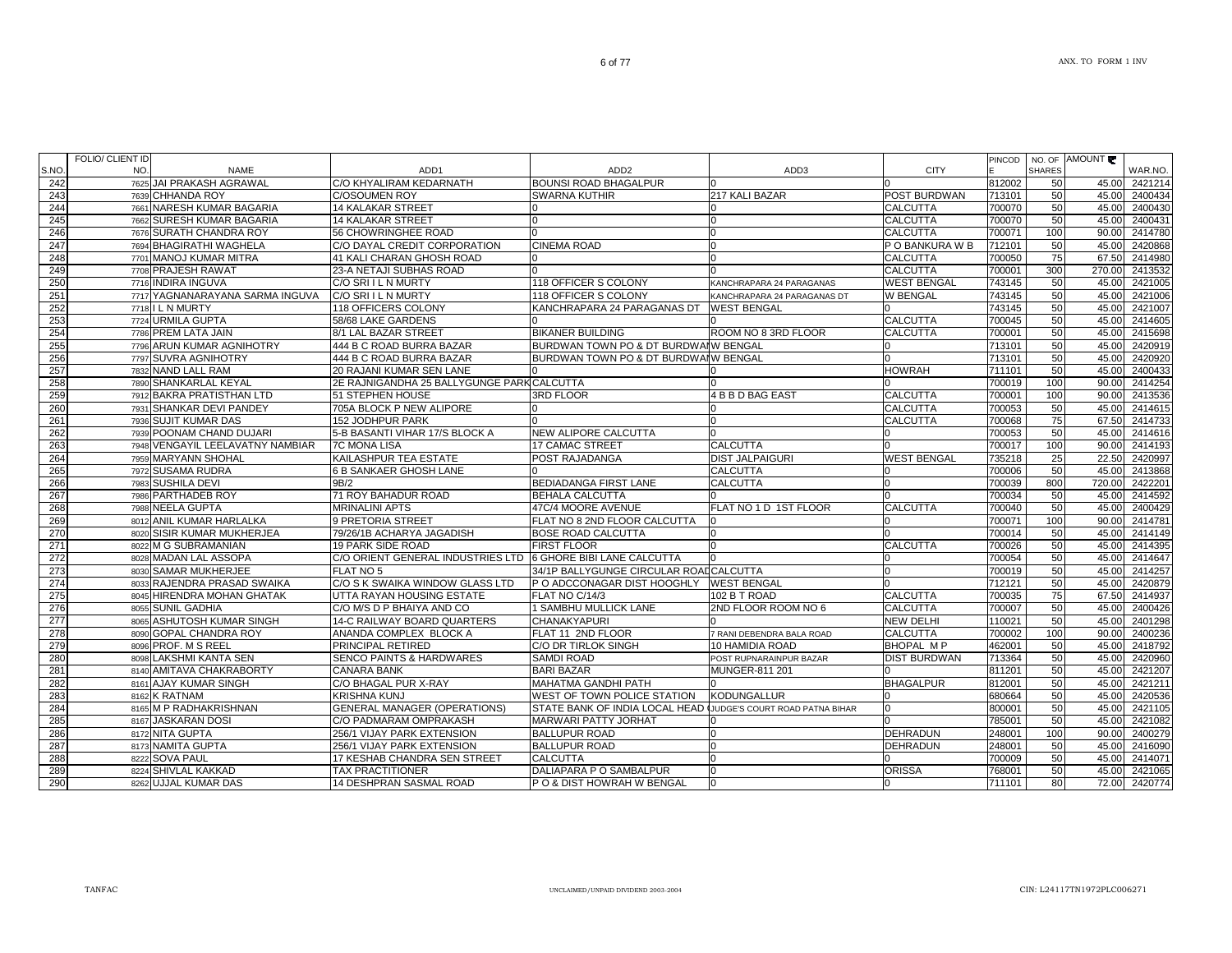| S.NO. | FOLIO/ CLIENT ID NO. | NAME | ADD1 | ADD2 | ADD3 | CITY | PINCODE | NO. OF SHARES | AMOUNT ₹ | WAR.NO. |
|---|---|---|---|---|---|---|---|---|---|---|
| 242 | 7625 | JAI PRAKASH AGRAWAL | C/O KHYALIRAM KEDARNATH | BOUNSI ROAD BHAGALPUR | 0 | 0 | 812002 | 50 | 45.00 | 2421214 |
| 243 | 7639 | CHHANDA ROY | C/OSOUMEN ROY | SWARNA KUTHIR | 217 KALI BAZAR | POST BURDWAN | 713101 | 50 | 45.00 | 2400434 |
| 244 | 7661 | NARESH KUMAR BAGARIA | 14 KALAKAR STREET | 0 | 0 | CALCUTTA | 700070 | 50 | 45.00 | 2400430 |
| 245 | 7662 | SURESH KUMAR BAGARIA | 14 KALAKAR STREET | 0 | 0 | CALCUTTA | 700070 | 50 | 45.00 | 2400431 |
| 246 | 7676 | SURATH CHANDRA ROY | 56 CHOWRINGHEE ROAD | 0 | 0 | CALCUTTA | 700071 | 100 | 90.00 | 2414780 |
| 247 | 7694 | BHAGIRATHI WAGHELA | C/O DAYAL CREDIT CORPORATION | CINEMA ROAD | 0 | P O BANKURA W B | 712101 | 50 | 45.00 | 2420868 |
| 248 | 7701 | MANOJ KUMAR MITRA | 41 KALI CHARAN GHOSH ROAD | 0 | 0 | CALCUTTA | 700050 | 75 | 67.50 | 2414980 |
| 249 | 7708 | PRAJESH RAWAT | 23-A NETAJI SUBHAS ROAD | 0 | 0 | CALCUTTA | 700001 | 300 | 270.00 | 2413532 |
| 250 | 7716 | INDIRA INGUVA | C/O SRI I L N MURTY | 118 OFFICER S COLONY | KANCHRAPARA 24 PARAGANAS | WEST BENGAL | 743145 | 50 | 45.00 | 2421005 |
| 251 | 7717 | YAGNANARAYANA SARMA INGUVA | C/O SRI I L N MURTY | 118 OFFICER S COLONY | KANCHRAPARA 24 PARAGANAS DT | W BENGAL | 743145 | 50 | 45.00 | 2421006 |
| 252 | 7718 | I L N MURTY | 118 OFFICERS COLONY | KANCHRAPARA 24 PARAGANAS DT | WEST BENGAL | 0 | 743145 | 50 | 45.00 | 2421007 |
| 253 | 7724 | URMILA GUPTA | 58/68 LAKE GARDENS | 0 | 0 | CALCUTTA | 700045 | 50 | 45.00 | 2414605 |
| 254 | 7786 | PREM LATA JAIN | 8/1 LAL BAZAR STREET | BIKANER BUILDING | ROOM NO 8 3RD FLOOR | CALCUTTA | 700001 | 50 | 45.00 | 2415698 |
| 255 | 7796 | ARUN KUMAR AGNIHOTRY | 444 B C ROAD BURRA BAZAR | BURDWAN TOWN PO & DT BURDWAN | W BENGAL | 0 | 713101 | 50 | 45.00 | 2420919 |
| 256 | 7797 | SUVRA AGNIHOTRY | 444 B C ROAD BURRA BAZAR | BURDWAN TOWN PO & DT BURDWAN | W BENGAL | 0 | 713101 | 50 | 45.00 | 2420920 |
| 257 | 7832 | NAND LALL RAM | 20 RAJANI KUMAR SEN LANE | 0 | 0 | HOWRAH | 711101 | 50 | 45.00 | 2400433 |
| 258 | 7890 | SHANKARLAL KEYAL | 2E RAJNIGANDHA 25 BALLYGUNGE PARK | CALCUTTA | 0 | 0 | 700019 | 100 | 90.00 | 2414254 |
| 259 | 7912 | BAKRA PRATISTHAN LTD | 51 STEPHEN HOUSE | 3RD FLOOR | 4 B B D BAG EAST | CALCUTTA | 700001 | 100 | 90.00 | 2413536 |
| 260 | 7931 | SHANKAR DEVI PANDEY | 705A BLOCK P NEW ALIPORE | 0 | 0 | CALCUTTA | 700053 | 50 | 45.00 | 2414615 |
| 261 | 7936 | SUJIT KUMAR DAS | 152 JODHPUR PARK | 0 | 0 | CALCUTTA | 700068 | 75 | 67.50 | 2414733 |
| 262 | 7939 | POONAM CHAND DUJARI | 5-B BASANTI VIHAR 17/S BLOCK A | NEW ALIPORE CALCUTTA | 0 | 0 | 700053 | 50 | 45.00 | 2414616 |
| 263 | 7948 | VENGAYIL LEELAVATNY NAMBIAR | 7C MONA LISA | 17 CAMAC STREET | CALCUTTA | 0 | 700017 | 100 | 90.00 | 2414193 |
| 264 | 7959 | MARYANN SHOHAL | KAILASHPUR TEA ESTATE | POST RAJADANGA | DIST JALPAIGURI | WEST BENGAL | 735218 | 25 | 22.50 | 2420997 |
| 265 | 7972 | SUSAMA RUDRA | 6 B SANKAER GHOSH LANE | 0 | CALCUTTA | 0 | 700006 | 50 | 45.00 | 2413868 |
| 266 | 7983 | SUSHILA DEVI | 9B/2 | BEDIADANGA FIRST LANE | CALCUTTA | 0 | 700039 | 800 | 720.00 | 2422201 |
| 267 | 7986 | PARTHADEB ROY | 71 ROY BAHADUR ROAD | BEHALA CALCUTTA | 0 | 0 | 700034 | 50 | 45.00 | 2414592 |
| 268 | 7988 | NEELA GUPTA | MRINALINI APTS | 47C/4 MOORE AVENUE | FLAT NO 1 D 1ST FLOOR | CALCUTTA | 700040 | 50 | 45.00 | 2400429 |
| 269 | 8012 | ANIL KUMAR HARLALKA | 9 PRETORIA STREET | FLAT NO 8 2ND FLOOR CALCUTTA | 0 | 0 | 700071 | 100 | 90.00 | 2414781 |
| 270 | 8020 | SISIR KUMAR MUKHERJEA | 79/26/1B ACHARYA JAGADISH | BOSE ROAD CALCUTTA | 0 | 0 | 700014 | 50 | 45.00 | 2414149 |
| 271 | 8022 | M G SUBRAMANIAN | 19 PARK SIDE ROAD | FIRST FLOOR | 0 | CALCUTTA | 700026 | 50 | 45.00 | 2414395 |
| 272 | 8028 | MADAN LAL ASSOPA | C/O ORIENT GENERAL INDUSTRIES LTD | 6 GHORE BIBI LANE CALCUTTA | 0 | 0 | 700054 | 50 | 45.00 | 2414647 |
| 273 | 8030 | SAMAR MUKHERJEE | FLAT NO 5 | 34/1P BALLYGUNGE CIRCULAR ROAD | CALCUTTA | 0 | 700019 | 50 | 45.00 | 2414257 |
| 274 | 8033 | RAJENDRA PRASAD SWAIKA | C/O S K SWAIKA WINDOW GLASS LTD | P O ADCCONAGAR DIST HOOGHLY | WEST BENGAL | 0 | 712121 | 50 | 45.00 | 2420879 |
| 275 | 8045 | HIRENDRA MOHAN GHATAK | UTTA RAYAN HOUSING ESTATE | FLAT NO C/14/3 | 102 B T ROAD | CALCUTTA | 700035 | 75 | 67.50 | 2414937 |
| 276 | 8055 | SUNIL GADHIA | C/O M/S D P BHAIYA AND CO | 1 SAMBHU MULLICK LANE | 2ND FLOOR ROOM NO 6 | CALCUTTA | 700007 | 50 | 45.00 | 2400426 |
| 277 | 8065 | ASHUTOSH KUMAR SINGH | 14-C RAILWAY BOARD QUARTERS | CHANAKYAPURI | 0 | NEW DELHI | 110021 | 50 | 45.00 | 2401298 |
| 278 | 8090 | GOPAL CHANDRA ROY | ANANDA COMPLEX BLOCK A | FLAT 11 2ND FLOOR | 7 RANI DEBENDRA BALA ROAD | CALCUTTA | 700002 | 100 | 90.00 | 2400236 |
| 279 | 8096 | PROF. M S REEL | PRINCIPAL RETIRED | C/O DR TIRLOK SINGH | 10 HAMIDIA ROAD | BHOPAL M P | 462001 | 50 | 45.00 | 2418792 |
| 280 | 8098 | LAKSHMI KANTA SEN | SENCO PAINTS & HARDWARES | SAMDI ROAD | POST RUPNARAINPUR BAZAR | DIST BURDWAN | 713364 | 50 | 45.00 | 2420960 |
| 281 | 8140 | AMITAVA CHAKRABORTY | CANARA BANK | BARI BAZAR | MUNGER-811 201 | 0 | 811201 | 50 | 45.00 | 2421207 |
| 282 | 8161 | AJAY KUMAR SINGH | C/O BHAGAL PUR X-RAY | MAHATMA GANDHI PATH | 0 | BHAGALPUR | 812001 | 50 | 45.00 | 2421211 |
| 283 | 8162 | K RATNAM | KRISHNA KUNJ | WEST OF TOWN POLICE STATION | KODUNGALLUR | 0 | 680664 | 50 | 45.00 | 2420536 |
| 284 | 8165 | M P RADHAKRISHNAN | GENERAL MANAGER (OPERATIONS) | STATE BANK OF INDIA LOCAL HEAD | JUDGE'S COURT ROAD PATNA BIHAR | 0 | 800001 | 50 | 45.00 | 2421105 |
| 285 | 8167 | JASKARAN DOSI | C/O PADMARAM OMPRAKASH | MARWARI PATTY JORHAT | 0 | 0 | 785001 | 50 | 45.00 | 2421082 |
| 286 | 8172 | NITA GUPTA | 256/1 VIJAY PARK EXTENSION | BALLUPUR ROAD | 0 | DEHRADUN | 248001 | 100 | 90.00 | 2400279 |
| 287 | 8173 | NAMITA GUPTA | 256/1 VIJAY PARK EXTENSION | BALLUPUR ROAD | 0 | DEHRADUN | 248001 | 50 | 45.00 | 2416090 |
| 288 | 8222 | SOVA PAUL | 17 KESHAB CHANDRA SEN STREET | CALCUTTA | 0 | 0 | 700009 | 50 | 45.00 | 2414071 |
| 289 | 8224 | SHIVLAL KAKKAD | TAX PRACTITIONER | DALIAPARA P O SAMBALPUR | 0 | ORISSA | 768001 | 50 | 45.00 | 2421065 |
| 290 | 8262 | UJJAL KUMAR DAS | 14 DESHPRAN SASMAL ROAD | P O & DIST HOWRAH W BENGAL | 0 | 0 | 711101 | 80 | 72.00 | 2420774 |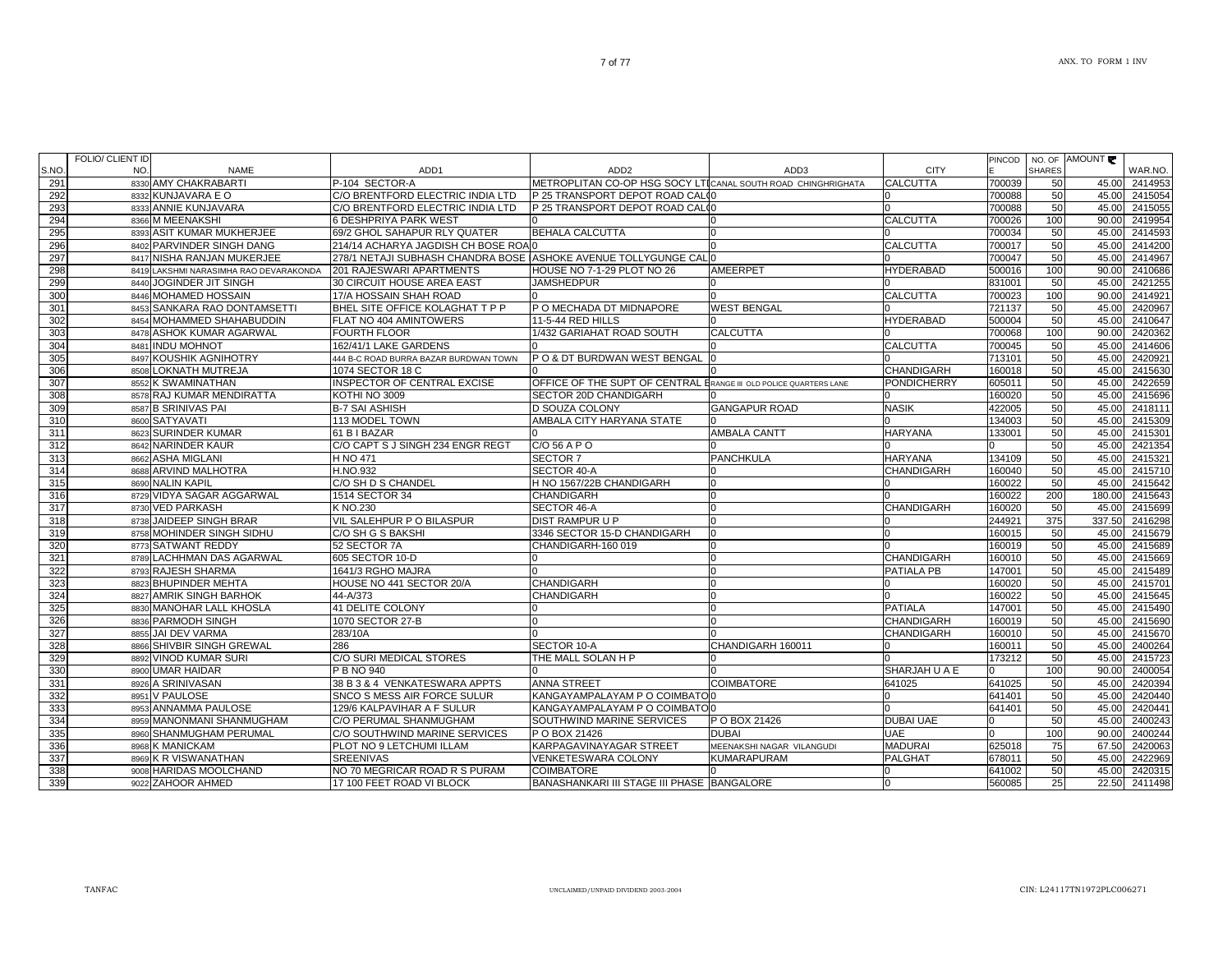| S.NO. | FOLIO/ CLIENT ID NO. | NAME | ADD1 | ADD2 | ADD3 | CITY | PINCODE | NO. OF SHARES | AMOUNT ₹ | WAR.NO. |
|---|---|---|---|---|---|---|---|---|---|---|
| 291 | 8330 | AMY CHAKRABARTI | P-104 SECTOR-A | METROPLITAN CO-OP HSG SOCY LTI | CANAL SOUTH ROAD CHINGHRIGHATA | CALCUTTA | 700039 | 50 | 45.00 | 2414953 |
| 292 | 8332 | KUNJAVARA E O | C/O BRENTFORD ELECTRIC INDIA LTD | P 25 TRANSPORT DEPOT ROAD CAL | 0 | 0 | 700088 | 50 | 45.00 | 2415054 |
| 293 | 8333 | ANNIE KUNJAVARA | C/O BRENTFORD ELECTRIC INDIA LTD | P 25 TRANSPORT DEPOT ROAD CAL | 0 | 0 | 700088 | 50 | 45.00 | 2415055 |
| 294 | 8366 | M MEENAKSHI | 6 DESHPRIYA PARK WEST | 0 | 0 | CALCUTTA | 700026 | 100 | 90.00 | 2419954 |
| 295 | 8393 | ASIT KUMAR MUKHERJEE | 69/2 GHOL SAHAPUR RLY QUATER | BEHALA CALCUTTA | 0 | 0 | 700034 | 50 | 45.00 | 2414593 |
| 296 | 8402 | PARVINDER SINGH DANG | 214/14 ACHARYA JAGDISH CH BOSE ROA | 0 | 0 | CALCUTTA | 700017 | 50 | 45.00 | 2414200 |
| 297 | 8417 | NISHA RANJAN MUKERJEE | 278/1 NETAJI SUBHASH CHANDRA BOSE | ASHOKE AVENUE TOLLYGUNGE CAL | 0 | 0 | 700047 | 50 | 45.00 | 2414967 |
| 298 | 8419 | LAKSHMI NARASIMHA RAO DEVARAKONDA | 201 RAJESWARI APARTMENTS | HOUSE NO 7-1-29 PLOT NO 26 | AMEERPET | HYDERABAD | 500016 | 100 | 90.00 | 2410686 |
| 299 | 8440 | JOGINDER JIT SINGH | 30 CIRCUIT HOUSE AREA EAST | JAMSHEDPUR | 0 | 0 | 831001 | 50 | 45.00 | 2421255 |
| 300 | 8446 | MOHAMED HOSSAIN | 17/A HOSSAIN SHAH ROAD | 0 | 0 | CALCUTTA | 700023 | 100 | 90.00 | 2414921 |
| 301 | 8453 | SANKARA RAO DONTAMSETTI | BHEL SITE OFFICE KOLAGHAT T P P | P O MECHADA DT MIDNAPORE | WEST BENGAL | 0 | 721137 | 50 | 45.00 | 2420967 |
| 302 | 8454 | MOHAMMED SHAHABUDDIN | FLAT NO 404 AMINTOWERS | 11-5-44 RED HILLS | 0 | HYDERABAD | 500004 | 50 | 45.00 | 2410647 |
| 303 | 8478 | ASHOK KUMAR AGARWAL | FOURTH FLOOR | 1/432 GARIAHAT ROAD SOUTH | CALCUTTA | 0 | 700068 | 100 | 90.00 | 2420362 |
| 304 | 8481 | INDU MOHNOT | 162/41/1 LAKE GARDENS | 0 | 0 | CALCUTTA | 700045 | 50 | 45.00 | 2414606 |
| 305 | 8497 | KOUSHIK AGNIHOTRY | 444 B-C ROAD BURRA BAZAR BURDWAN TOWN | P O & DT BURDWAN WEST BENGAL | 0 | 0 | 713101 | 50 | 45.00 | 2420921 |
| 306 | 8508 | LOKNATH MUTREJA | 1074 SECTOR 18 C | 0 | 0 | CHANDIGARH | 160018 | 50 | 45.00 | 2415630 |
| 307 | 8552 | K SWAMINATHAN | INSPECTOR OF CENTRAL EXCISE | OFFICE OF THE SUPT OF CENTRAL E | RANGE III OLD POLICE QUARTERS LANE | PONDICHERRY | 605011 | 50 | 45.00 | 2422659 |
| 308 | 8578 | RAJ KUMAR MENDIRATTA | KOTHI NO 3009 | SECTOR 20D CHANDIGARH | 0 | 0 | 160020 | 50 | 45.00 | 2415696 |
| 309 | 8587 | B SRINIVAS PAI | B-7 SAI ASHISH | D SOUZA COLONY | GANGAPUR ROAD | NASIK | 422005 | 50 | 45.00 | 2418111 |
| 310 | 8600 | SATYAVATI | 113 MODEL TOWN | AMBALA CITY HARYANA STATE | 0 | 0 | 134003 | 50 | 45.00 | 2415309 |
| 311 | 8623 | SURINDER KUMAR | 61 B I BAZAR | 0 | AMBALA CANTT | HARYANA | 133001 | 50 | 45.00 | 2415301 |
| 312 | 8642 | NARINDER KAUR | C/O CAPT S J SINGH 234 ENGR REGT | C/O 56 A P O | 0 | 0 | 0 | 50 | 45.00 | 2421354 |
| 313 | 8662 | ASHA MIGLANI | H NO 471 | SECTOR 7 | PANCHKULA | HARYANA | 134109 | 50 | 45.00 | 2415321 |
| 314 | 8688 | ARVIND MALHOTRA | H.NO.932 | SECTOR 40-A | 0 | CHANDIGARH | 160040 | 50 | 45.00 | 2415710 |
| 315 | 8690 | NALIN KAPIL | C/O SH D S CHANDEL | H NO 1567/22B CHANDIGARH | 0 | 0 | 160022 | 50 | 45.00 | 2415642 |
| 316 | 8729 | VIDYA SAGAR AGGARWAL | 1514 SECTOR 34 | CHANDIGARH | 0 | 0 | 160022 | 200 | 180.00 | 2415643 |
| 317 | 8730 | VED PARKASH | K NO.230 | SECTOR 46-A | 0 | CHANDIGARH | 160020 | 50 | 45.00 | 2415699 |
| 318 | 8738 | JAIDEEP SINGH BRAR | VIL SALEHPUR P O BILASPUR | DIST RAMPUR U P | 0 | 0 | 244921 | 375 | 337.50 | 2416298 |
| 319 | 8758 | MOHINDER SINGH SIDHU | C/O SH G S BAKSHI | 3346 SECTOR 15-D CHANDIGARH | 0 | 0 | 160015 | 50 | 45.00 | 2415679 |
| 320 | 8773 | SATWANT REDDY | 52 SECTOR 7A | CHANDIGARH-160 019 | 0 | 0 | 160019 | 50 | 45.00 | 2415689 |
| 321 | 8789 | LACHHMAN DAS AGARWAL | 605 SECTOR 10-D | 0 | 0 | CHANDIGARH | 160010 | 50 | 45.00 | 2415669 |
| 322 | 8793 | RAJESH SHARMA | 1641/3 RGHO MAJRA | 0 | 0 | PATIALA PB | 147001 | 50 | 45.00 | 2415489 |
| 323 | 8823 | BHUPINDER MEHTA | HOUSE NO 441 SECTOR 20/A | CHANDIGARH | 0 | 0 | 160020 | 50 | 45.00 | 2415701 |
| 324 | 8827 | AMRIK SINGH BARHOK | 44-A/373 | CHANDIGARH | 0 | 0 | 160022 | 50 | 45.00 | 2415645 |
| 325 | 8830 | MANOHAR LALL KHOSLA | 41 DELITE COLONY | 0 | 0 | PATIALA | 147001 | 50 | 45.00 | 2415490 |
| 326 | 8836 | PARMODH SINGH | 1070 SECTOR 27-B | 0 | 0 | CHANDIGARH | 160019 | 50 | 45.00 | 2415690 |
| 327 | 8855 | JAI DEV VARMA | 283/10A | 0 | 0 | CHANDIGARH | 160010 | 50 | 45.00 | 2415670 |
| 328 | 8866 | SHIVBIR SINGH GREWAL | 286 | SECTOR 10-A | CHANDIGARH 160011 | 0 | 160011 | 50 | 45.00 | 2400264 |
| 329 | 8892 | VINOD KUMAR SURI | C/O SURI MEDICAL STORES | THE MALL SOLAN H P | 0 | 0 | 173212 | 50 | 45.00 | 2415723 |
| 330 | 8900 | UMAR HAIDAR | P B NO 940 | 0 | 0 | SHARJAH U A E | 0 | 100 | 90.00 | 2400054 |
| 331 | 8926 | A SRINIVASAN | 38 B 3 & 4 VENKATESWARA APPTS | ANNA STREET | COIMBATORE | 641025 | 641025 | 50 | 45.00 | 2420394 |
| 332 | 8951 | V PAULOSE | SNCO S MESS AIR FORCE SULUR | KANGAYAMPALAYAM P O COIMBATO | 0 | 0 | 641401 | 50 | 45.00 | 2420440 |
| 333 | 8953 | ANNAMMA PAULOSE | 129/6 KALPAVIHAR A F SULUR | KANGAYAMPALAYAM P O COIMBATO | 0 | 0 | 641401 | 50 | 45.00 | 2420441 |
| 334 | 8959 | MANONMANI SHANMUGHAM | C/O PERUMAL SHANMUGHAM | SOUTHWIND MARINE SERVICES | P O BOX 21426 | DUBAI UAE | 0 | 50 | 45.00 | 2400243 |
| 335 | 8960 | SHANMUGHAM PERUMAL | C/O SOUTHWIND MARINE SERVICES | P O BOX 21426 | DUBAI | UAE | 0 | 100 | 90.00 | 2400244 |
| 336 | 8968 | K MANICKAM | PLOT NO 9 LETCHUMI ILLAM | KARPAGAVINAYAGAR STREET | MEENAKSHI NAGAR VILANGUDI | MADURAI | 625018 | 75 | 67.50 | 2420063 |
| 337 | 8969 | K R VISWANATHAN | SREENIVAS | VENKETESWARA COLONY | KUMARAPURAM | PALGHAT | 678011 | 50 | 45.00 | 2422969 |
| 338 | 9008 | HARIDAS MOOLCHAND | NO 70 MEGRICAR ROAD R S PURAM | COIMBATORE | 0 | 0 | 641002 | 50 | 45.00 | 2420315 |
| 339 | 9022 | ZAHOOR AHMED | 17 100 FEET ROAD VI BLOCK | BANASHANKARI III STAGE III PHASE | BANGALORE | 0 | 560085 | 25 | 22.50 | 2411498 |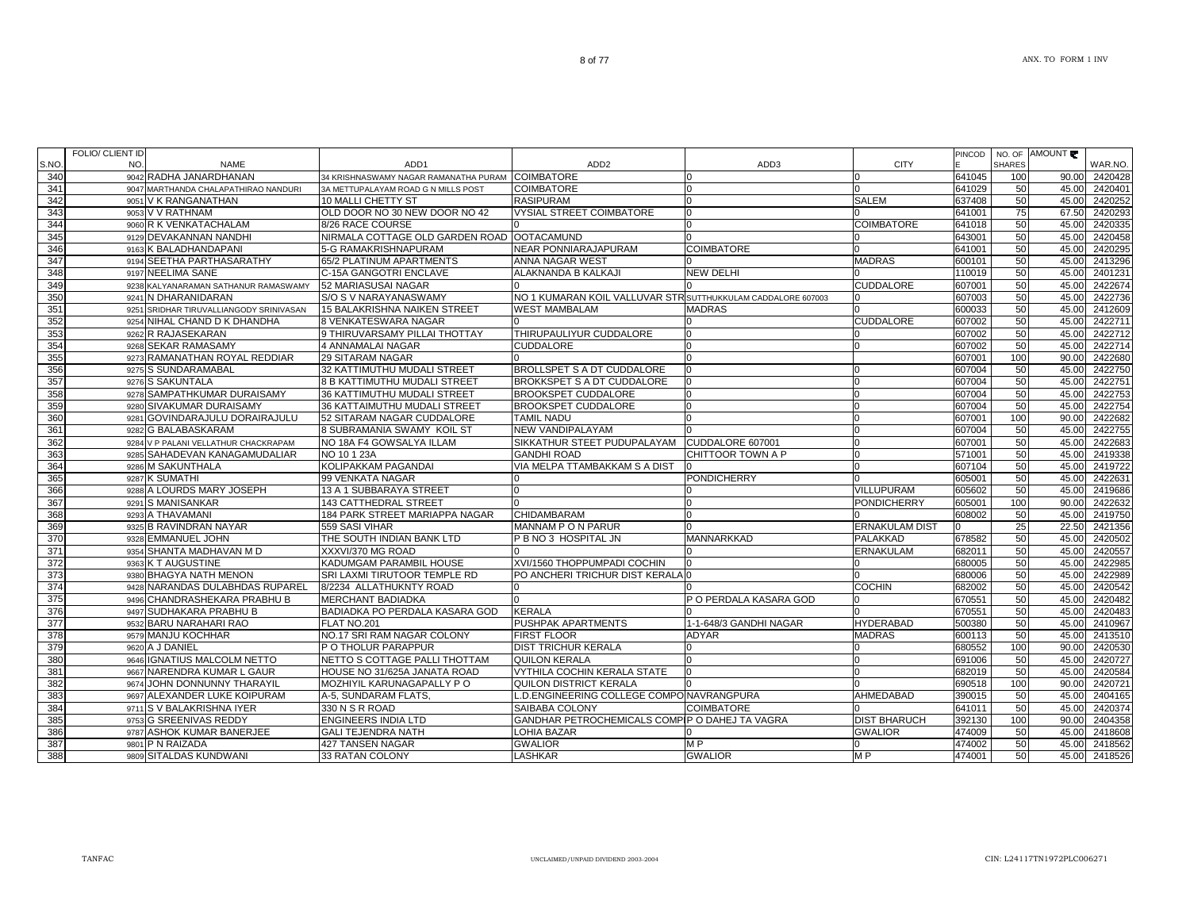| S.NO. | FOLIO/ CLIENT ID NO. | NAME | ADD1 | ADD2 | ADD3 | CITY | PINCODE | NO. OF SHARES | AMOUNT | WAR.NO. |
|---|---|---|---|---|---|---|---|---|---|---|
| 340 | 9042 | RADHA JANARDHANAN | 34 KRISHNASWAMY NAGAR RAMANATHA PURAM | COIMBATORE | 0 | 0 | 641045 | 100 | 90.00 | 2420428 |
| 341 | 9047 | MARTHANDA CHALAPATHIRAO NANDURI | 3A METTUPALAYAM ROAD G N MILLS POST | COIMBATORE | 0 | 0 | 641029 | 50 | 45.00 | 2420401 |
| 342 | 9051 | V K RANGANATHAN | 10 MALLI CHETTY ST | RASIPURAM | 0 | SALEM | 637408 | 50 | 45.00 | 2420252 |
| 343 | 9053 | V V RATHNAM | OLD DOOR NO 30 NEW DOOR NO 42 | VYSIAL STREET COIMBATORE | 0 | 0 | 641001 | 75 | 67.50 | 2420293 |
| 344 | 9060 | R K VENKATACHALAM | 8/26 RACE COURSE | 0 | 0 | COIMBATORE | 641018 | 50 | 45.00 | 2420335 |
| 345 | 9129 | DEVAKANNAN NANDHI | NIRMALA COTTAGE OLD GARDEN ROAD | OOTACAMUND | 0 | 0 | 643001 | 50 | 45.00 | 2420458 |
| 346 | 9163 | K BALADHANDAPANI | 5-G RAMAKRISHNAPURAM | NEAR PONNIARAJAPURAM | COIMBATORE | 0 | 641001 | 50 | 45.00 | 2420295 |
| 347 | 9194 | SEETHA PARTHASARATHY | 65/2 PLATINUM APARTMENTS | ANNA NAGAR WEST | 0 | MADRAS | 600101 | 50 | 45.00 | 2413296 |
| 348 | 9197 | NEELIMA SANE | C-15A GANGOTRI ENCLAVE | ALAKNANDA B KALKAJI | NEW DELHI | 0 | 110019 | 50 | 45.00 | 2401231 |
| 349 | 9238 | KALYANARAMAN SATHANUR RAMASWAMY | 52 MARIASUSAI NAGAR | 0 | 0 | CUDDALORE | 607001 | 50 | 45.00 | 2422674 |
| 350 | 9241 | N DHARANIDARAN | S/O S V NARAYANASWAMY | NO 1 KUMARAN KOIL VALLUVAR STR | SUTTHUKKULAM CADDALORE 607003 | 0 | 607003 | 50 | 45.00 | 2422736 |
| 351 | 9251 | SRIDHAR TIRUVALLIANGODY SRINIVASAN | 15 BALAKRISHNA NAIKEN STREET | WEST MAMBALAM | MADRAS | 0 | 600033 | 50 | 45.00 | 2412609 |
| 352 | 9254 | NIHAL CHAND D K DHANDHA | 8 VENKATESWARA NAGAR | 0 | 0 | CUDDALORE | 607002 | 50 | 45.00 | 2422711 |
| 353 | 9262 | R RAJASEKARAN | 9 THIRUVARSAMY PILLAI THOTTAY | THIRUPAULIYUR CUDDALORE | 0 | 0 | 607002 | 50 | 45.00 | 2422712 |
| 354 | 9268 | SEKAR RAMASAMY | 4 ANNAMALAI NAGAR | CUDDALORE | 0 | 0 | 607002 | 50 | 45.00 | 2422714 |
| 355 | 9273 | RAMANATHAN ROYAL REDDIAR | 29 SITARAM NAGAR | 0 | 0 | | 607001 | 100 | 90.00 | 2422680 |
| 356 | 9275 | S SUNDARAMABAL | 32 KATTIMUTHU MUDALI STREET | BROLLSPET S A DT CUDDALORE | 0 | 0 | 607004 | 50 | 45.00 | 2422750 |
| 357 | 9276 | S SAKUNTALA | 8 B KATTIMUTHU MUDALI STREET | BROKKSPET S A DT CUDDALORE | 0 | 0 | 607004 | 50 | 45.00 | 2422751 |
| 358 | 9278 | SAMPATHKUMAR DURAISAMY | 36 KATTIMUTHU MUDALI STREET | BROOKSPET CUDDALORE | 0 | 0 | 607004 | 50 | 45.00 | 2422753 |
| 359 | 9280 | SIVAKUMAR DURAISAMY | 36 KATTAIMUTHU MUDALI STREET | BROOKSPET CUDDALORE | 0 | 0 | 607004 | 50 | 45.00 | 2422754 |
| 360 | 9281 | GOVINDARAJULU DORAIRAJULU | 52 SITARAM NAGAR CUDDALORE | TAMIL NADU | 0 | 0 | 607001 | 100 | 90.00 | 2422682 |
| 361 | 9282 | G BALABASKARAM | 8 SUBRAMANIA SWAMY KOIL ST | NEW VANDIPALAYAM | 0 | 0 | 607004 | 50 | 45.00 | 2422755 |
| 362 | 9284 | V P PALANI VELLATHUR CHACKRAPAM | NO 18A F4 GOWSALYA ILLAM | SIKKATHUR STEET PUDUPALAYAM | CUDDALORE 607001 | 0 | 607001 | 50 | 45.00 | 2422683 |
| 363 | 9285 | SAHADEVAN KANAGAMUDALIAR | NO 10 1 23A | GANDHI ROAD | CHITTOOR TOWN A P | 0 | 571001 | 50 | 45.00 | 2419338 |
| 364 | 9286 | M SAKUNTHALA | KOLIPAKKAM PAGANDAI | VIA MELPA TTAMBAKKAM S A DIST | 0 | 0 | 607104 | 50 | 45.00 | 2419722 |
| 365 | 9287 | K SUMATHI | 99 VENKATA NAGAR | 0 | PONDICHERRY | 0 | 605001 | 50 | 45.00 | 2422631 |
| 366 | 9288 | A LOURDS MARY JOSEPH | 13 A 1 SUBBARAYA STREET | 0 | 0 | VILLUPURAM | 605602 | 50 | 45.00 | 2419686 |
| 367 | 9291 | S MANISANKAR | 143 CATTHEDRAL STREET | 0 | 0 | PONDICHERRY | 605001 | 100 | 90.00 | 2422632 |
| 368 | 9293 | A THAVAMANI | 184 PARK STREET MARIAPPA NAGAR | CHIDAMBARAM | 0 | 0 | 608002 | 50 | 45.00 | 2419750 |
| 369 | 9325 | B RAVINDRAN NAYAR | 559 SASI VIHAR | MANNAM P O N PARUR | 0 | ERNAKULAM DIST | 0 | 25 | 22.50 | 2421356 |
| 370 | 9328 | EMMANUEL JOHN | THE SOUTH INDIAN BANK LTD | P B NO 3 HOSPITAL JN | MANNARKKAD | PALAKKAD | 678582 | 50 | 45.00 | 2420502 |
| 371 | 9354 | SHANTA MADHAVAN M D | XXXVI/370 MG ROAD | 0 | 0 | ERNAKULAM | 682011 | 50 | 45.00 | 2420557 |
| 372 | 9363 | K T AUGUSTINE | KADUMGAM PARAMBIL HOUSE | XVI/1560 THOPPUMPADI COCHIN | 0 | 0 | 680005 | 50 | 45.00 | 2422985 |
| 373 | 9380 | BHAGYA NATH MENON | SRI LAXMI TIRUTOOR TEMPLE RD | PO ANCHERI TRICHUR DIST KERALA | 0 | 0 | 680006 | 50 | 45.00 | 2422989 |
| 374 | 9428 | NARANDAS DULABHDAS RUPAREL | 8/2234 ALLATHUKNTY ROAD | 0 | 0 | COCHIN | 682002 | 50 | 45.00 | 2420542 |
| 375 | 9496 | CHANDRASHEKARA PRABHU B | MERCHANT BADIADKA | 0 | P O PERDALA KASARA GOD | 0 | 670551 | 50 | 45.00 | 2420482 |
| 376 | 9497 | SUDHAKARA PRABHU B | BADIADKA PO PERDALA KASARA GOD | KERALA | 0 | 0 | 670551 | 50 | 45.00 | 2420483 |
| 377 | 9532 | BARU NARAHARI RAO | FLAT NO.201 | PUSHPAK APARTMENTS | 1-1-648/3 GANDHI NAGAR | HYDERABAD | 500380 | 50 | 45.00 | 2410967 |
| 378 | 9579 | MANJU KOCHHAR | NO.17 SRI RAM NAGAR COLONY | FIRST FLOOR | ADYAR | MADRAS | 600113 | 50 | 45.00 | 2413510 |
| 379 | 9620 | A J DANIEL | P O THOLUR PARAPPUR | DIST TRICHUR KERALA | 0 | 0 | 680552 | 100 | 90.00 | 2420530 |
| 380 | 9646 | IGNATIUS MALCOLM NETTO | NETTO S COTTAGE PALLI THOTTAM | QUILON KERALA | 0 | 0 | 691006 | 50 | 45.00 | 2420727 |
| 381 | 9667 | NARENDRA KUMAR L GAUR | HOUSE NO 31/625A JANATA ROAD | VYTHILA COCHIN KERALA STATE | 0 | 0 | 682019 | 50 | 45.00 | 2420584 |
| 382 | 9674 | JOHN DONNUNNY THARAYIL | MOZHIYIL KARUNAGAPALLY P O | QUILON DISTRICT KERALA | 0 | 0 | 690518 | 100 | 90.00 | 2420721 |
| 383 | 9697 | ALEXANDER LUKE KOIPURAM | A-5, SUNDARAM FLATS, | L.D.ENGINEERING COLLEGE COMPO | NAVRANGPURA | AHMEDABAD | 390015 | 50 | 45.00 | 2404165 |
| 384 | 9711 | S V BALAKRISHNA IYER | 330 N S R ROAD | SAIBABA COLONY | COIMBATORE | 0 | 641011 | 50 | 45.00 | 2420374 |
| 385 | 9753 | G SREENIVAS REDDY | ENGINEERS INDIA LTD | GANDHAR PETROCHEMICALS COMP | P O DAHEJ TA VAGRA | DIST BHARUCH | 392130 | 100 | 90.00 | 2404358 |
| 386 | 9787 | ASHOK KUMAR BANERJEE | GALI TEJENDRA NATH | LOHIA BAZAR | 0 | GWALIOR | 474009 | 50 | 45.00 | 2418608 |
| 387 | 9801 | P N RAIZADA | 427 TANSEN NAGAR | GWALIOR | M P | 0 | 474002 | 50 | 45.00 | 2418562 |
| 388 | 9809 | SITALDAS KUNDWANI | 33 RATAN COLONY | LASHKAR | GWALIOR | M P | 474001 | 50 | 45.00 | 2418526 |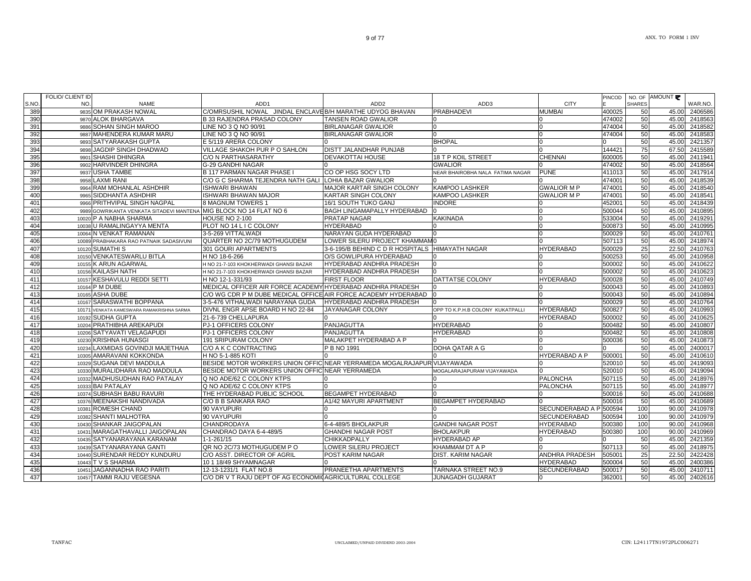| S.NO. | FOLIO/ CLIENT ID NO. | NAME | ADD1 | ADD2 | ADD3 | CITY | PINCODE | NO. OF SHARES | AMOUNT | WAR.NO. |
|---|---|---|---|---|---|---|---|---|---|---|
| 389 | 9835 | OM PRAKASH NOWAL | C/OMRSUSHIL NOWAL JINDAL ENCLAVE | B/H MARATHE UDYOG BHAVAN | PRABHADEVI | MUMBAI | 400025 | 50 | 45.00 | 2406586 |
| 390 | 9870 | ALOK BHARGAVA | B 33 RAJENDRA PRASAD COLONY | TANSEN ROAD GWALIOR | 0 | 0 | 474002 | 50 | 45.00 | 2418563 |
| 391 | 9886 | SOHAN SINGH MAROO | LINE NO 3 Q NO 90/91 | BIRLANAGAR GWALIOR | 0 | 0 | 474004 | 50 | 45.00 | 2418582 |
| 392 | 9887 | MAHENDERA KUMAR MARU | LINE NO 3 Q NO 90/91 | BIRLANAGAR GWALIOR | 0 | 0 | 474004 | 50 | 45.00 | 2418583 |
| 393 | 9893 | SATYARAKASH GUPTA | E 5/119 ARERA COLONY | 0 | BHOPAL | 0 | 0 | 50 | 45.00 | 2421357 |
| 394 | 9898 | JAGDIP SINGH DHADWAD | VILLAGE SHAKOH PUR P O SAHLON | DISTT JALANDHAR PUNJAB | 0 | 0 | 144421 | 75 | 67.50 | 2415589 |
| 395 | 9901 | SHASHI DHINGRA | C/O N PARTHASARATHY | DEVAKOTTAI HOUSE | 18 T P KOIL STREET | CHENNAI | 600005 | 50 | 45.00 | 2411941 |
| 396 | 9902 | HARVINDER DHINGRA | G-29 GANDHI NAGAR | 0 | GWALIOR | 0 | 474002 | 50 | 45.00 | 2418564 |
| 397 | 9937 | USHA TAMBE | B 117 PARMAN NAGAR PHASE I | CO OP HSG SOCY LTD | NEAR BHAIROBHA NALA FATIMA NAGAR | PUNE | 411013 | 50 | 45.00 | 2417914 |
| 398 | 9958 | LAXMI RANI | C/O G C SHARMA TEJENDRA NATH GALI | LOHIA BAZAR GWALIOR | 0 | 0 | 474001 | 50 | 45.00 | 2418539 |
| 399 | 9964 | RAM MOHANLAL ASHDHIR | ISHWARI BHAWAN | MAJOR KARTAR SINGH COLONY | KAMPOO LASHKER | GWALIOR M P | 474001 | 50 | 45.00 | 2418540 |
| 400 | 9965 | SIDDHANTA ASHDHIR | ISHWARI BHAWAN MAJOR | KARTAR SINGH COLONY | KAMPOO LASHKER | GWALIOR M P | 474001 | 50 | 45.00 | 2418541 |
| 401 | 9966 | PRITHVIPAL SINGH NAGPAL | 8 MAGNUM TOWERS 1 | 16/1 SOUTH TUKO GANJ | INDORE | 0 | 452001 | 50 | 45.00 | 2418439 |
| 402 | 9989 | GOWRIKANTA VENKATA SITADEVI MANTENA | MIG BLOCK NO 14 FLAT NO 6 | BAGH LINGAMAPALLY HYDERABAD | 0 | 0 | 500044 | 50 | 45.00 | 2410895 |
| 403 | 10020 | P A NABHA SHARMA | HOUSE NO 2-100 | PRATAP NAGAR | KAKINADA | 0 | 533004 | 50 | 45.00 | 2419291 |
| 404 | 10038 | U RAMALINGAYYA MENTA | PLOT NO 14 L I C COLONY | HYDERABAD | 0 | 0 | 500873 | 50 | 45.00 | 2410995 |
| 405 | 10064 | N VENKAT RAMANAN | 3-5-269 VITTALWADI | NARAYAN GUDA HYDERABAD | 0 | 0 | 500029 | 50 | 45.00 | 2410761 |
| 406 | 10089 | PRABHAKARA RAO PATNAIK SADASIVUNI | QUARTER NO 2C/79 MOTHUGUDEM | LOWER SILERU PROJECT KHAMMAM | 0 | 0 | 507113 | 50 | 45.00 | 2418974 |
| 407 | 10120 | SUMATHI S | 301 GOURI APARTMENTS | 3-6-195/B BEHIND C D R HOSPITALS | HIMAYATH NAGAR | HYDERABAD | 500029 | 25 | 22.50 | 2410763 |
| 408 | 10150 | VENKATESWARLU BITLA | H NO 18-6-266 | O/S GOWLIPURA HYDERABAD | 0 | 0 | 500253 | 50 | 45.00 | 2410958 |
| 409 | 10155 | K ARUN AGARWAL | H NO 21-7-103 KHOKHERWADI GHANSI BAZAR | HYDERABAD ANDHRA PRADESH | 0 | 0 | 500002 | 50 | 45.00 | 2410622 |
| 410 | 10156 | KAILASH NATH | H NO 21-7-103 KHOKHERWADI GHANSI BAZAR | HYDERABAD ANDHRA PRADESH | 0 | 0 | 500002 | 50 | 45.00 | 2410623 |
| 411 | 10157 | KESHAVULU REDDI SETTI | H NO 12-1-331/93 | FIRST FLOOR | DATTATSE COLONY | HYDERABAD | 500028 | 50 | 45.00 | 2410749 |
| 412 | 10164 | P M DUBE | MEDICAL OFFICER AIR FORCE ACADEMY | HYDERABAD ANDHRA PRADESH | 0 | 0 | 500043 | 50 | 45.00 | 2410893 |
| 413 | 10165 | ASHA DUBE | C/O WG CDR P M DUBE MEDICAL OFFICE | AIR FORCE ACADEMY HYDERABAD | 0 | 0 | 500043 | 50 | 45.00 | 2410894 |
| 414 | 10167 | SARASWATHI BOPPANA | 3-5-476 VITHALWADI NARAYANA GUDA | HYDERABAD ANDHRA PRADESH | 0 | 0 | 500029 | 50 | 45.00 | 2410764 |
| 415 | 10171 | VENKATA KAMESWARA RAMAKRISHNA SARMA | DIVNL ENGR APSE BOARD H NO 22-84 | JAYANAGAR COLONY | OPP TO K.P.H.B COLONY KUKATPALLI | HYDERABAD | 500827 | 50 | 45.00 | 2410993 |
| 416 | 10192 | SUDHA GUPTA | 21-6-739 CHELLAPURA | 0 | 0 | HYDERABAD | 500002 | 50 | 45.00 | 2410625 |
| 417 | 10204 | PRATHIBHA AREKAPUDI | PJ-1 OFFICERS COLONY | PANJAGUTTA | HYDERABAD | 0 | 500482 | 50 | 45.00 | 2410807 |
| 418 | 10206 | SATYAVATI VELAGAPUDI | PJ-1 OFFICERS COLONY | PANJAGUTTA | HYDERABAD | 0 | 500482 | 50 | 45.00 | 2410808 |
| 419 | 10230 | KRISHNA HUNASGI | 191 SRIPURAM COLONY | MALAKPET HYDERABAD A P | 0 | 0 | 500036 | 50 | 45.00 | 2410873 |
| 420 | 10234 | LAXMIDAS GOVINDJI MAJETHAIA | C/O A K C CONTRACTING | P B NO 1991 | DOHA QATAR A G | 0 | 0 | 50 | 45.00 | 2400017 |
| 421 | 10305 | AMARAVANI KOKKONDA | H NO 5-1-885 KOTI | 0 | 0 | HYDERABAD A P | 500001 | 50 | 45.00 | 2410610 |
| 422 | 10329 | SUGANA DEVI MADDULA | BESIDE MOTOR WORKERS UNION OFFIC | NEAR YERRAMEDA MOGALRAJAPUR | VIJAYAWADA | 0 | 520010 | 50 | 45.00 | 2419093 |
| 423 | 10330 | MURALIDHARA RAO MADDULA | BESIDE MOTOR WORKERS UNION OFFIC | NEAR YERRAMEDA | MOGALARAJAPURAM VIJAYAWADA | 0 | 520010 | 50 | 45.00 | 2419094 |
| 424 | 10332 | MADHUSUDHAN RAO PATALAY | Q NO ADE/62 C COLONY KTPS | 0 | 0 | PALONCHA | 507115 | 50 | 45.00 | 2418976 |
| 425 | 10333 | BAI PATALAY | Q NO ADE/62 C COLONY KTPS | 0 | 0 | PALONCHA | 507115 | 50 | 45.00 | 2418977 |
| 426 | 10374 | SUBHASH BABU RAVURI | THE HYDERABAD PUBLIC SCHOOL | BEGAMPET HYDERABAD | 0 | 0 | 500016 | 50 | 45.00 | 2410688 |
| 427 | 10376 | MEENAKSHI NANDIVADA | C/O B B SANKARA RAO | A1/42 MAYURI APARTMENT | BEGAMPET HYDERABAD | 0 | 500016 | 50 | 45.00 | 2410689 |
| 428 | 10381 | ROMESH CHAND | 90 VAYUPURI | 0 | 0 | SECUNDERABAD A P | 500594 | 100 | 90.00 | 2410978 |
| 429 | 10382 | SHANTI MALHOTRA | 90 VAYUPURI | 0 | 0 | SECUNDERABAD | 500594 | 100 | 90.00 | 2410979 |
| 430 | 10430 | SHANKAR JAIGOPALAN | CHANDRODAYA | 6-4-489/5 BHOLAKPUR | GANDHI NAGAR POST | HYDERABAD | 500380 | 100 | 90.00 | 2410968 |
| 431 | 10431 | MARAGATHAVALLI JAIGOPALAN | CHANDRAO DAYA 6-4-489/5 | GHANDHI NAGAR POST | BHOLAKPUR | HYDERABAD | 500380 | 100 | 90.00 | 2410969 |
| 432 | 10435 | SATYANARAYANA KARANAM | 1-1-261/15 | CHIKKADPALLY | HYDERABAD AP | 0 | 0 | 50 | 45.00 | 2421359 |
| 433 | 10439 | SATYANARAYANA GANTI | QR NO 2C/73 MOTHUGUDEM P O | LOWER SILERU PROJECT | KHAMMAM DT A P | 0 | 507113 | 50 | 45.00 | 2418975 |
| 434 | 10440 | SURENDAR REDDY KUNDURU | C/O ASST. DIRECTOR OF AGRIL | POST KARIM NAGAR | DIST. KARIM NAGAR | ANDHRA PRADESH | 505001 | 25 | 22.50 | 2422428 |
| 435 | 10443 | T V S SHARMA | 10 1 18/49 SHYAMNAGAR | 0 | 0 | HYDERABAD | 500004 | 50 | 45.00 | 2400386 |
| 436 | 10451 | JAGANNADHA RAO PARITI | 12-13-1231/1 FLAT NO.8 | PRANEETHA APARTMENTS | TARNAKA STREET NO.9 | SECUNDERABAD | 500017 | 50 | 45.00 | 2410711 |
| 437 | 10457 | TAMMI RAJU VEGESNA | C/O DR V T RAJU DEPT OF AG ECONOMI | AGRICULTURAL COLLEGE | JUNAGADH GUJARAT | 0 | 362001 | 50 | 45.00 | 2402616 |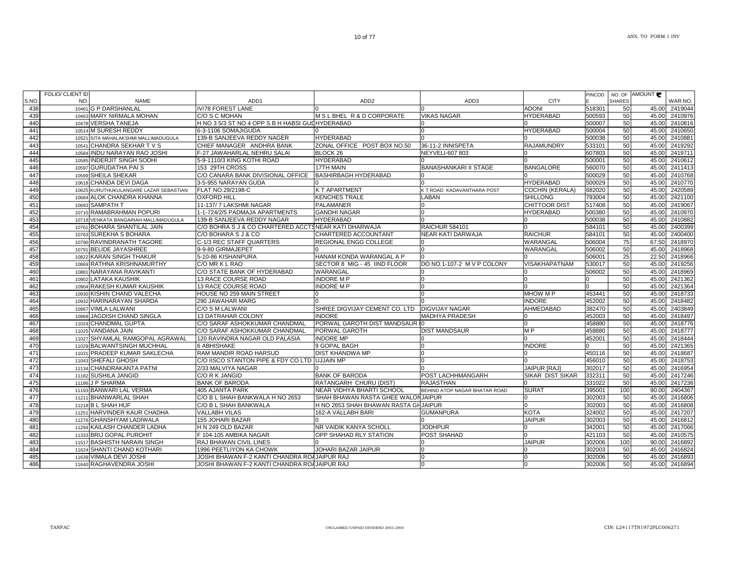| S.NO. | FOLIO/ CLIENT ID NO. | NAME | ADD1 | ADD2 | ADD3 | CITY | PINCODE | NO. OF SHARES | AMOUNT ₹ | WAR.NO. |
|---|---|---|---|---|---|---|---|---|---|---|
| 438 | 10461 | G P DARSHANLAL | IV/78 FOREST LANE | 0 | 0 | ADONI | 518301 | 50 | 45.00 | 2419044 |
| 439 | 10463 | MARY NIRMALA MOHAN | C/O S C MOHAN | M S L BHEL R & D CORPORATE | VIKAS NAGAR | HYDERABAD | 500593 | 50 | 45.00 | 2410976 |
| 440 | 10478 | VERSHA TANEJA | H NO 3 5/3 ST NO 4 OPP S B H HABSI GUD | HYDERABAD | 0 | 0 | 500007 | 50 | 45.00 | 2410816 |
| 441 | 10514 | M SURESH REDDY | 6-3-1106 SOMAJIGUDA | 0 | 0 | HYDERABAD | 500004 | 50 | 45.00 | 2410650 |
| 442 | 10521 | SITA MAHALAKSHMI MALLIMADUGULA | 139-B SANJEEVA REDDY NAGER | HYDERABAD | 0 | 0 | 500038 | 50 | 45.00 | 2410881 |
| 443 | 10541 | CHANDRA SEKHAR T V S | CHIEF MANAGER ANDHRA BANK | ZONAL OFFICE POST BOX NO.50 | 36-11-2 INNISPETA | RAJAMUNDRY | 533101 | 50 | 45.00 | 2419292 |
| 444 | 10584 | INDU NARAYAN RAO JOSHI | F-27 JAWAHARLAL NEHRU SALAI | BLOCK 26 | NEYVELI-607 803 | 0 | 607803 | 50 | 45.00 | 2419711 |
| 445 | 10585 | INDERJIT SINGH SODHI | 5-9-1110/3 KING KOTHI ROAD | HYDERABAD | 0 | 0 | 500001 | 50 | 45.00 | 2410612 |
| 446 | 10597 | GURUDATHA PAI S | 153 29TH CROSS | 17TH MAIN | BANASHANKARI II STAGE | BANGALORE | 560070 | 50 | 45.00 | 2411413 |
| 447 | 10599 | SHEILA SHEKAR | C/O CANARA BANK DIVISIONAL OFFICE | BASHIRBAGH HYDERABAD | 0 | 0 | 500029 | 50 | 45.00 | 2410768 |
| 448 | 10618 | CHANDA DEVI DAGA | 3-5-955 NARAYAN GUDA | 0 | 0 | HYDERABAD | 500029 | 50 | 45.00 | 2410770 |
| 449 | 10625 | KURUTHUKULANGARE LAZAR SEBASTIAN | FLAT NO.29/2198-C | K T APARTMENT | K T ROAD KADAVANTHARA POST | COCHIN (KERALA) | 682020 | 50 | 45.00 | 2420589 |
| 450 | 10684 | ALOK CHANDRA KHANNA | OXFORD HILL | KENCHES TRALE | LABAN | SHILLONG | 793004 | 50 | 45.00 | 2421100 |
| 451 | 10693 | SAMPATH T | 11-137/ 7 LAKSHMI NAGAR | PALAMANER | 0 | CHITTOOR DIST | 517408 | 50 | 45.00 | 2419067 |
| 452 | 10710 | RAMABRAHMAN POPURI | 1-1-724/2/5 PADMAJA APARTMENTS | GANDHI NAGAR | 0 | HYDERABAD | 500380 | 50 | 45.00 | 2410970 |
| 453 | 10718 | VENKATA BANGARIAH MALLIMADUGULA | 139-B SANJEEVA REDDY NAGAR | HYDERABAD | 0 | 0 | 500038 | 50 | 45.00 | 2410882 |
| 454 | 10761 | BOHARA SHANTILAL JAIN | C/O BOHRA S J & CO CHARTERED ACCTS | NEAR KATI DHARWAJA | RAICHUR 584101 | 0 | 584101 | 50 | 45.00 | 2400399 |
| 455 | 10763 | SUREKHA S BOHARA | C/O BOHARA S J & CO | CHARTERED ACCOUNTANT | NEAR KATI DARWAJA | RAICHUR | 584101 | 50 | 45.00 | 2400400 |
| 456 | 10790 | RAVINDRANATH TAGORE | C-1/3 REC STAFF QUARTERS | REGIONAL ENGG COLLEGE | 0 | WARANGAL | 506004 | 75 | 67.50 | 2418970 |
| 457 | 10791 | BELIDE JAYASHREE | 9-9-80 GIRMAJEPET | 0 | 0 | WARANGAL | 506002 | 50 | 45.00 | 2418968 |
| 458 | 10822 | KARAN SINGH THAKUR | 5-10-86 KISHANPURA | HANAM KONDA WARANGAL A P | 0 | 0 | 506001 | 25 | 22.50 | 2418966 |
| 459 | 10869 | RATHNA KRISHNAMURTHY | C/O MR K L RAO | SECTOR 8 MIG - 45 IIND FLOOR | DO NO.1-107-2 M V P COLONY | VISAKHAPATNAM | 530017 | 50 | 45.00 | 2419256 |
| 460 | 10881 | NARAYANA RAVIKANTI | C/O STATE BANK OF HYDERABAD | WARANGAL | 0 | 0 | 506002 | 50 | 45.00 | 2418969 |
| 461 | 10902 | LATAKA KAUSHIK | 13 RACE COURSE ROAD | INDORE M P | 0 | 0 | 0 | 50 | 45.00 | 2421362 |
| 462 | 10904 | RAKESH KUMAR KAUSHIK | 13 RACE COURSE ROAD | INDORE M P | 0 | 0 | 0 | 50 | 45.00 | 2421364 |
| 463 | 10930 | KISHIN CHAND VALECHA | HOUSE NO 259 MAIN STREET | 0 | 0 | MHOW M P | 453441 | 50 | 45.00 | 2418733 |
| 464 | 10932 | HARINARAYAN SHARDA | 290 JAWAHAR MARG | 0 | 0 | INDORE | 452002 | 50 | 45.00 | 2418482 |
| 465 | 10967 | VIMLA LALWANI | C/O S M LALWANI | SHREE DIGVIJAY CEMENT CO. LTD | DIGVIJAY NAGAR | AHMEDABAD | 382470 | 50 | 45.00 | 2403849 |
| 466 | 10968 | JAGDISH CHAND SINGLA | 13 DATRAHAR COLONY | INDORE | MADHYA PRADESH | 0 | 452003 | 50 | 45.00 | 2418497 |
| 467 | 11024 | CHANDMAL GUPTA | C/O SARAF ASHOKKUMAR CHANDMAL | PORWAL GAROTH DIST MANDSAUR | 0 | 0 | 458880 | 50 | 45.00 | 2418776 |
| 468 | 11025 | VANDANA JAIN | C/O SARAF ASHOKKUMAR CHANDMAL | PORWAL GAROTH | DIST MANDSAUR | M P | 458880 | 50 | 45.00 | 2418777 |
| 469 | 11027 | SHYAMLAL RAMGOPAL AGRAWAL | 120 RAVINDRA NAGAR OLD PALASIA | INDORE MP | 0 | 0 | 452001 | 50 | 45.00 | 2418444 |
| 470 | 11029 | BALWANTSINGH MUCHHAL | 6 ABHISHAKE | 9 GOPAL BAGH | 0 | INDORE | 0 | 50 | 45.00 | 2421365 |
| 471 | 11031 | PRADEEP KUMAR SAKLECHA | RAM MANDIR ROAD HARSUD | DIST KHANDWA MP | 0 | 0 | 450116 | 50 | 45.00 | 2418687 |
| 472 | 11043 | SHEFALI GHOSH | C/O IISCO STANTON PIPE & FDY CO LTD | UJJAIN MP | 0 | 0 | 456010 | 50 | 45.00 | 2418753 |
| 473 | 11134 | CHANDRAKANTA PATNI | 2/33 MALVIYA NAGAR | 0 | 0 | JAIPUR [RAJ] | 302017 | 50 | 45.00 | 2416954 |
| 474 | 11182 | SUSHILA JANGID | C/O R K JANGID | BANK OF BARODA | POST LACHHMANGARH | SIKAR DIST SIKAR | 332311 | 50 | 45.00 | 2417246 |
| 475 | 11186 | J P SHARMA | BANK OF BARODA | RATANGARH CHURU (DIST) | RAJASTHAN | 0 | 331022 | 50 | 45.00 | 2417236 |
| 476 | 11193 | BANWARI LAL VERMA | 405 AJANTA PARK | NEAR VIDHYA BHARTI SCHOOL | BEHIND ATOP NAGAR BHATAR ROAD | SURAT | 395001 | 100 | 90.00 | 2404367 |
| 477 | 11211 | BHANWARLAL SHAH | C/O B L SHAH BANKWALA H NO 2653 | SHAH BHAWAN RASTA GHEE WALON | JAIPUR | 0 | 302003 | 50 | 45.00 | 2416806 |
| 478 | 11218 | B L SHAH HUF | C/O B L SHAH BANKWALA | H NO 2653 SHAH BHAWAN RASTA GH | JAIPUR | 0 | 302003 | 50 | 45.00 | 2416808 |
| 479 | 11251 | HARVINDER KAUR CHADHA | VALLABH VILAS | 162-A VALLABH BARI | GUMANPURA | KOTA | 324002 | 50 | 45.00 | 2417207 |
| 480 | 11276 | GHANSHYAM LADIWALA | 155 JOHARI BAZAR | 0 | 0 | JAIPUR | 302003 | 50 | 45.00 | 2416812 |
| 481 | 11294 | KAILASH CHANDER LADHA | H N 249 OLD BAZAR | NR VAIDIK KANYA SCHOLL | JODHPUR | 0 | 342001 | 50 | 45.00 | 2417066 |
| 482 | 11333 | BRIJ GOPAL PUROHIT | F 104-105 AMBIKA NAGAR | OPP SHAHAD RLY STATION | POST SHAHAD | 0 | 421103 | 50 | 45.00 | 2410575 |
| 483 | 11517 | BASHISTH NARAIN SINGH | RAJ BHAWAN CIVIL LINES | 0 | 0 | JAIPUR | 302006 | 100 | 90.00 | 2416892 |
| 484 | 11624 | SHANTI CHAND KOTHARI | 1996 PEETLIYON KA CHOWK | JOHARI BAZAR JAIPUR | 0 | 0 | 302003 | 50 | 45.00 | 2416824 |
| 485 | 11639 | VIMALA DEVI JOSHI | JOSHI BHAWAN F-2 KANTI CHANDRA RO | JAIPUR RAJ | 0 | 0 | 302006 | 50 | 45.00 | 2416893 |
| 486 | 11640 | RAGHAVENDRA JOSHI | JOSHI BHAWAN F-2 KANTI CHANDRA RO | JAIPUR RAJ | 0 | 0 | 302006 | 50 | 45.00 | 2416894 |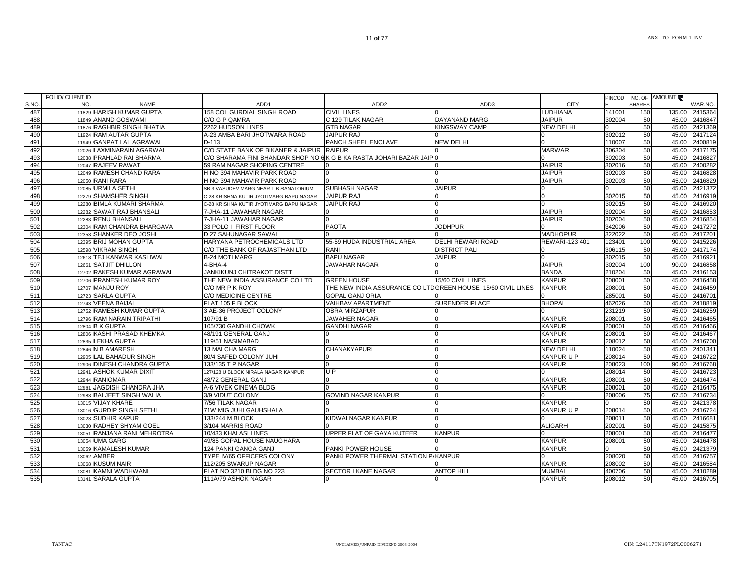| S.NO. | FOLIO/ CLIENT ID NO. | NAME | ADD1 | ADD2 | ADD3 | CITY | PINCODE | NO. OF SHARES | AMOUNT ₹ | WAR.NO. |
|---|---|---|---|---|---|---|---|---|---|---|
| 487 | 11829 | HARISH KUMAR GUPTA | 158 COL GURDIAL SINGH ROAD | CIVIL LINES | 0 | LUDHIANA | 141001 | 150 | 135.00 | 2415364 |
| 488 | 11849 | ANAND GOSWAMI | C/O G P QAMRA | C 129 TILAK NAGAR | DAYANAND MARG | JAIPUR | 302004 | 50 | 45.00 | 2416847 |
| 489 | 11876 | RAGHBIR SINGH BHATIA | 2262 HUDSON LINES | GTB NAGAR | KINGSWAY CAMP | NEW DELHI | 0 | 50 | 45.00 | 2421369 |
| 490 | 11924 | RAM AUTAR GUPTA | A-23 AMBA BARI JHOTWARA ROAD | JAIPUR RAJ | 0 | 0 | 302012 | 50 | 45.00 | 2417124 |
| 491 | 11949 | GANPAT LAL AGRAWAL | D-113 | PANCH SHEEL ENCLAVE | NEW DELHI | 0 | 110007 | 50 | 45.00 | 2400819 |
| 492 | 12026 | LAXMINARAIN AGARWAL | C/O STATE BANK OF BIKANER & JAIPUR | RAIPUR | 0 | MARWAR | 306304 | 50 | 45.00 | 2417175 |
| 493 | 12038 | PRAHLAD RAI SHARMA | C/O SHARAMA FINI BHANDAR SHOP NO 6 | K G B KA RASTA JOHARI BAZAR JAIP | 0 | 0 | 302003 | 50 | 45.00 | 2416827 |
| 494 | 12047 | RAJEEV RAWAT | 59 RAM NAGAR SHOPING CENTRE | 0 | 0 | JAIPUR | 302016 | 50 | 45.00 | 2400282 |
| 495 | 12049 | RAMESH CHAND RARA | H NO 394 MAHAVIR PARK ROAD | 0 | 0 | JAIPUR | 302003 | 50 | 45.00 | 2416828 |
| 496 | 12050 | RANI RARA | H NO 394 MAHAVIR PARK ROAD | 0 | 0 | JAIPUR | 302003 | 50 | 45.00 | 2416829 |
| 497 | 12085 | URMILA SETHI | SB 3 VASUDEV MARG NEAR T B SANATORIUM | SUBHASH NAGAR | JAIPUR | 0 | 0 | 50 | 45.00 | 2421372 |
| 498 | 12279 | SHAMSHER SINGH | C-28 KRISHNA KUTIR JYOTIMARG BAPU NAGAR | JAIPUR RAJ | 0 | 0 | 302015 | 50 | 45.00 | 2416919 |
| 499 | 12280 | BIMLA KUMARI SHARMA | C-28 KRISHNA KUTIR JYOTIMARG BAPU NAGAR | JAIPUR RAJ | 0 | 0 | 302015 | 50 | 45.00 | 2416920 |
| 500 | 12282 | SAWAT RAJ BHANSALI | 7-JHA-11 JAWAHAR NAGAR | 0 | 0 | JAIPUR | 302004 | 50 | 45.00 | 2416853 |
| 501 | 12283 | RENU BHANSALI | 7-JHA-11 JAWAHAR NAGAR | 0 | 0 | JAIPUR | 302004 | 50 | 45.00 | 2416854 |
| 502 | 12304 | RAM CHANDRA BHARGAVA | 33 POLO I FIRST FLOOR | PAOTA | JODHPUR | 0 | 342006 | 50 | 45.00 | 2417272 |
| 503 | 12353 | SHANKER DEO JOSHI | D 27 SAHUNAGAR SAWAI | 0 | 0 | MADHOPUR | 322022 | 50 | 45.00 | 2417201 |
| 504 | 12395 | BRIJ MOHAN GUPTA | HARYANA PETROCHEMICALS LTD | 55-59 HUDA INDUSTRIAL AREA | DELHI REWARI ROAD | REWARI-123 401 | 123401 | 100 | 90.00 | 2415226 |
| 505 | 12598 | VIKRAM SINGH | C/O THE BANK OF RAJASTHAN LTD | RANI | DISTRICT PALI | 0 | 306115 | 50 | 45.00 | 2417174 |
| 506 | 12618 | TEJ KANWAR KASLIWAL | B-24 MOTI MARG | BAPU NAGAR | JAIPUR | 0 | 302015 | 50 | 45.00 | 2416921 |
| 507 | 12661 | SATJIT DHILLON | 4-BHA-4 | JAWAHAR NAGAR | 0 | JAIPUR | 302004 | 100 | 90.00 | 2416858 |
| 508 | 12702 | RAKESH KUMAR AGRAWAL | JANKIKUNJ CHITRAKOT DISTT | 0 | 0 | BANDA | 210204 | 50 | 45.00 | 2416153 |
| 509 | 12706 | PRANESH KUMAR ROY | THE NEW INDIA ASSURANCE CO LTD | GREEN HOUSE | 15/60 CIVIL LINES | KANPUR | 208001 | 50 | 45.00 | 2416458 |
| 510 | 12707 | MANJU ROY | C/O MR P K ROY | THE NEW INDIA ASSURANCE CO LTD | GREEN HOUSE 15/60 CIVIL LINES | KANPUR | 208001 | 50 | 45.00 | 2416459 |
| 511 | 12723 | SARLA GUPTA | C/O MEDICINE CENTRE | GOPAL GANJ ORIA | 0 | 0 | 285001 | 50 | 45.00 | 2416701 |
| 512 | 12743 | VEENA BAIJAL | FLAT 105 F BLOCK | VAIHBAV APARTMENT | SURENDER PLACE | BHOPAL | 462026 | 50 | 45.00 | 2418819 |
| 513 | 12752 | RAMESH KUMAR GUPTA | 3 AE-36 PROJECT COLONY | OBRA MIRZAPUR | 0 | 0 | 231219 | 50 | 45.00 | 2416259 |
| 514 | 12796 | RAM NARAIN TRIPATHI | 107/91 B | JAWAHER NAGAR | 0 | KANPUR | 208001 | 50 | 45.00 | 2416465 |
| 515 | 12804 | B K GUPTA | 105/730 GANDHI CHOWK | GANDHI NAGAR | 0 | KANPUR | 208001 | 50 | 45.00 | 2416466 |
| 516 | 12806 | KASHI PRASAD KHEMKA | 48/191 GENERAL GANJ | 0 | 0 | KANPUR | 208001 | 50 | 45.00 | 2416467 |
| 517 | 12835 | LEKHA GUPTA | 119/51 NASIMABAD | 0 | 0 | KANPUR | 208012 | 50 | 45.00 | 2416700 |
| 518 | 12846 | N B AMARESH | 13 MALCHA MARG | CHANAKYAPURI | 0 | NEW DELHI | 110024 | 50 | 45.00 | 2401341 |
| 519 | 12905 | LAL BAHADUR SINGH | 80/4 SAFED COLONY JUHI | 0 | 0 | KANPUR U P | 208014 | 50 | 45.00 | 2416722 |
| 520 | 12906 | DINESH CHANDRA GUPTA | 133/135 T P NAGAR | 0 | 0 | KANPUR | 208023 | 100 | 90.00 | 2416768 |
| 521 | 12941 | ASHOK KUMAR DIXIT | 127/128 U BLOCK NIRALA NAGAR KANPUR | U P | 0 | 0 | 208014 | 50 | 45.00 | 2416723 |
| 522 | 12944 | RANIOMAR | 48/72 GENERAL GANJ | 0 | 0 | KANPUR | 208001 | 50 | 45.00 | 2416474 |
| 523 | 12961 | JAGDISH CHANDRA JHA | A-6 VIVEK CINEMA BLDG | 0 | 0 | KANPUR | 208001 | 50 | 45.00 | 2416475 |
| 524 | 12983 | BALJEET SINGH WALIA | 3/9 VIDUT COLONY | GOVIND NAGAR KANPUR | 0 | 0 | 208006 | 75 | 67.50 | 2416734 |
| 525 | 13015 | VIJAY KHARE | 7/56 TILAK NAGAR | 0 | 0 | KANPUR | 0 | 50 | 45.00 | 2421378 |
| 526 | 13016 | GURDIP SINGH SETHI | 71W MIG JUHI GAUHSHALA | 0 | 0 | KANPUR U P | 208014 | 50 | 45.00 | 2416724 |
| 527 | 13023 | SUDHIR KAPUR | 133/244 M BLOCK | KIDWAI NAGAR KANPUR | 0 | 0 | 208011 | 50 | 45.00 | 2416681 |
| 528 | 13030 | RADHEY SHYAM GOEL | 3/104 MARRIS ROAD | 0 | 0 | ALIGARH | 202001 | 50 | 45.00 | 2415875 |
| 529 | 13051 | RANJANA RANI MEHROTRA | 10/433 KHALASI LINES | UPPER FLAT OF GAYA KUTEER | KANPUR | 0 | 208001 | 50 | 45.00 | 2416477 |
| 530 | 13054 | UMA GARG | 49/85 GOPAL HOUSE NAUGHARA | 0 | 0 | KANPUR | 208001 | 50 | 45.00 | 2416478 |
| 531 | 13059 | KAMALESH KUMAR | 124 PANKI GANGA GANJ | PANKI POWER HOUSE | 0 | KANPUR | 0 | 50 | 45.00 | 2421379 |
| 532 | 13062 | AMBER | TYPE IV/65 OFFICERS COLONY | PANKI POWER THERMAL STATION PA | KANPUR | 0 | 208020 | 50 | 45.00 | 2416757 |
| 533 | 13068 | KUSUM NAIR | 112/205 SWARUP NAGAR | 0 | 0 | KANPUR | 208002 | 50 | 45.00 | 2416584 |
| 534 | 13081 | KAMNI WADHWANI | FLAT NO 3210 BLDG NO 223 | SECTOR I KANE NAGAR | ANTOP HILL | MUMBAI | 400706 | 50 | 45.00 | 2410289 |
| 535 | 13141 | SARALA GUPTA | 111A/79 ASHOK NAGAR | 0 | 0 | KANPUR | 208012 | 50 | 45.00 | 2416705 |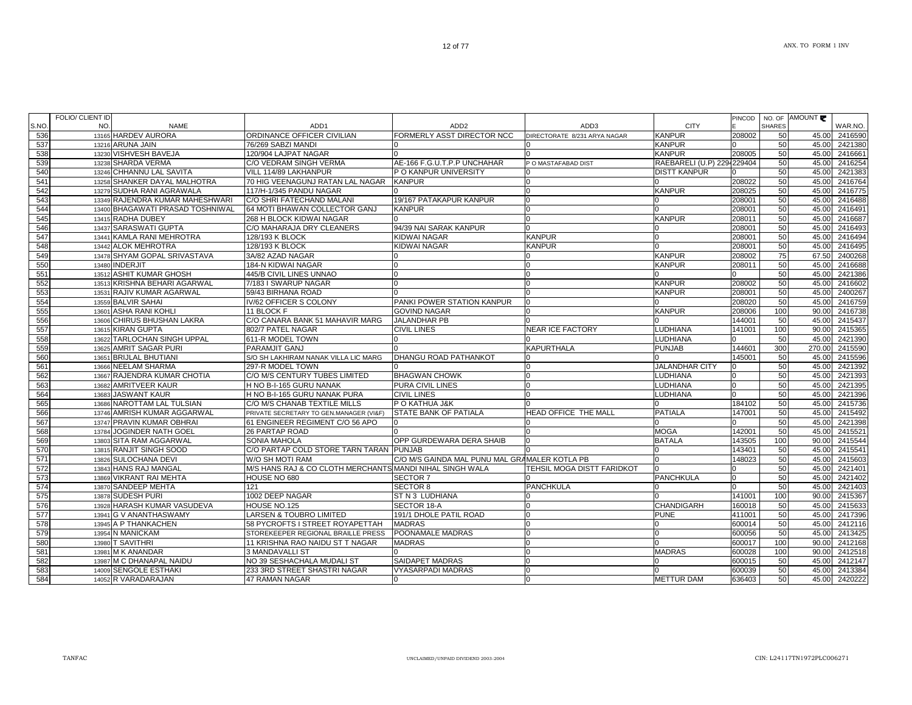| S.NO. | FOLIO/ CLIENT ID NO. | NAME | ADD1 | ADD2 | ADD3 | CITY | PINCODE | NO. OF SHARES | AMOUNT | WAR.NO. |
|---|---|---|---|---|---|---|---|---|---|---|
| 536 | 13165 | HARDEV AURORA | ORDINANCE OFFICER CIVILIAN | FORMERLY ASST DIRECTOR NCC | DIRECTORATE 8/231 ARYA NAGAR | KANPUR | 208002 | 50 | 45.00 | 2416590 |
| 537 | 13216 | ARUNA JAIN | 76/269 SABZI MANDI | 0 | 0 | KANPUR | 0 | 50 | 45.00 | 2421380 |
| 538 | 13230 | VISHVESH BAVEJA | 120/904 LAJPAT NAGAR | 0 | 0 | KANPUR | 208005 | 50 | 45.00 | 2416661 |
| 539 | 13238 | SHARDA VERMA | C/O VEDRAM SINGH VERMA | AE-166 F.G.U.T.P.P UNCHAHAR | P O MASTAFABAD DIST | RAEBARELI (U.P) 229 | 229404 | 50 | 45.00 | 2416254 |
| 540 | 13246 | CHHANNU LAL SAVITA | VILL 114/89 LAKHANPUR | P O KANPUR UNIVERSITY | 0 | DISTT KANPUR | 0 | 50 | 45.00 | 2421383 |
| 541 | 13258 | SHANKER DAYAL MALHOTRA | 70 HIG VEENAGUNJ RATAN LAL NAGAR | KANPUR | 0 | 0 | 208022 | 50 | 45.00 | 2416764 |
| 542 | 13279 | SUDHA RANI AGRAWALA | 117/H-1/345 PANDU NAGAR | 0 | 0 | KANPUR | 208025 | 50 | 45.00 | 2416775 |
| 543 | 13349 | RAJENDRA KUMAR MAHESHWARI | C/O SHRI FATECHAND MALANI | 19/167 PATAKAPUR KANPUR | 0 | 0 | 208001 | 50 | 45.00 | 2416488 |
| 544 | 13400 | BHAGAWATI PRASAD TOSHNIWAL | 64 MOTI BHAWAN COLLECTOR GANJ | KANPUR | 0 | 0 | 208001 | 50 | 45.00 | 2416491 |
| 545 | 13415 | RADHA DUBEY | 268 H BLOCK KIDWAI NAGAR | 0 | 0 | KANPUR | 208011 | 50 | 45.00 | 2416687 |
| 546 | 13437 | SARASWATI GUPTA | C/O MAHARAJA DRY CLEANERS | 94/39 NAI SARAK KANPUR | 0 | 0 | 208001 | 50 | 45.00 | 2416493 |
| 547 | 13441 | KAMLA RANI MEHROTRA | 128/193 K BLOCK | KIDWAI NAGAR | KANPUR | 0 | 208001 | 50 | 45.00 | 2416494 |
| 548 | 13442 | ALOK MEHROTRA | 128/193 K BLOCK | KIDWAI NAGAR | KANPUR | 0 | 208001 | 50 | 45.00 | 2416495 |
| 549 | 13478 | SHYAM GOPAL SRIVASTAVA | 3A/82 AZAD NAGAR | 0 | 0 | KANPUR | 208002 | 75 | 67.50 | 2400268 |
| 550 | 13480 | INDERJIT | 184-N KIDWAI NAGAR | 0 | 0 | KANPUR | 208011 | 50 | 45.00 | 2416688 |
| 551 | 13512 | ASHIT KUMAR GHOSH | 445/B CIVIL LINES UNNAO | 0 | 0 | 0 | 0 | 50 | 45.00 | 2421386 |
| 552 | 13513 | KRISHNA BEHARI AGARWAL | 7/183 I SWARUP NAGAR | 0 | 0 | KANPUR | 208002 | 50 | 45.00 | 2416602 |
| 553 | 13531 | RAJIV KUMAR AGARWAL | 59/43 BIRHANA ROAD | 0 | 0 | KANPUR | 208001 | 50 | 45.00 | 2400267 |
| 554 | 13559 | BALVIR SAHAI | IV/62 OFFICER S COLONY | PANKI POWER STATION KANPUR | 0 | 0 | 208020 | 50 | 45.00 | 2416759 |
| 555 | 13601 | ASHA RANI KOHLI | 11 BLOCK F | GOVIND NAGAR | 0 | KANPUR | 208006 | 100 | 90.00 | 2416738 |
| 556 | 13606 | CHIRUS BHUSHAN LAKRA | C/O CANARA BANK 51 MAHAVIR MARG | JALANDHAR PB | 0 | 0 | 144001 | 50 | 45.00 | 2415437 |
| 557 | 13615 | KIRAN GUPTA | 802/7 PATEL NAGAR | CIVIL LINES | NEAR ICE FACTORY | LUDHIANA | 141001 | 100 | 90.00 | 2415365 |
| 558 | 13622 | TARLOCHAN SINGH UPPAL | 611-R MODEL TOWN | 0 | 0 | LUDHIANA | 0 | 50 | 45.00 | 2421390 |
| 559 | 13625 | AMRIT SAGAR PURI | PARAMJIT GANJ | 0 | KAPURTHALA | PUNJAB | 144601 | 300 | 270.00 | 2415590 |
| 560 | 13651 | BRIJLAL BHUTIANI | S/O SH LAKHIRAM NANAK VILLA LIC MARG | DHANGU ROAD PATHANKOT | 0 | 0 | 145001 | 50 | 45.00 | 2415596 |
| 561 | 13666 | NEELAM SHARMA | 297-R MODEL TOWN | 0 | 0 | JALANDHAR CITY | 0 | 50 | 45.00 | 2421392 |
| 562 | 13667 | RAJENDRA KUMAR CHOTIA | C/O M/S CENTURY TUBES LIMITED | BHAGWAN CHOWK | 0 | LUDHIANA | 0 | 50 | 45.00 | 2421393 |
| 563 | 13682 | AMRITVEER KAUR | H NO B-I-165 GURU NANAK | PURA CIVIL LINES | 0 | LUDHIANA | 0 | 50 | 45.00 | 2421395 |
| 564 | 13683 | JASWANT KAUR | H NO B-I-165 GURU NANAK PURA | CIVIL LINES | 0 | LUDHIANA | 0 | 50 | 45.00 | 2421396 |
| 565 | 13686 | NAROTTAM LAL TULSIAN | C/O M/S CHANAB TEXTILE MILLS | P O KATHUA J&K | 0 | 0 | 184102 | 50 | 45.00 | 2415736 |
| 566 | 13746 | AMRISH KUMAR AGGARWAL | PRIVATE SECRETARY TO GEN.MANAGER (VI&F) | STATE BANK OF PATIALA | HEAD OFFICE THE MALL | PATIALA | 147001 | 50 | 45.00 | 2415492 |
| 567 | 13747 | PRAVIN KUMAR OBHRAI | 61 ENGINEER REGIMENT C/O 56 APO | 0 | 0 | 0 | 0 | 50 | 45.00 | 2421398 |
| 568 | 13784 | JOGINDER NATH GOEL | 26 PARTAP ROAD | 0 | 0 | MOGA | 142001 | 50 | 45.00 | 2415521 |
| 569 | 13803 | SITA RAM AGGARWAL | SONIA MAHOLA | OPP GURDEWARA DERA SHAIB | 0 | BATALA | 143505 | 100 | 90.00 | 2415544 |
| 570 | 13815 | RANJIT SINGH SOOD | C/O PARTAP COLD STORE TARN TARAN | PUNJAB | 0 | 0 | 143401 | 50 | 45.00 | 2415541 |
| 571 | 13826 | SULOCHANA DEVI | W/O SH MOTI RAM | C/O M/S GAINDA MAL PUNU MAL GRAMALER KOTLA PB | | 0 | 148023 | 50 | 45.00 | 2415603 |
| 572 | 13843 | HANS RAJ MANGAL | M/S HANS RAJ & CO CLOTH MERCHANTS | MANDI NIHAL SINGH WALA | TEHSIL MOGA DISTT FARIDKOT | 0 | 0 | 50 | 45.00 | 2421401 |
| 573 | 13869 | VIKRANT RAI MEHTA | HOUSE NO 680 | SECTOR 7 | 0 | PANCHKULA | 0 | 50 | 45.00 | 2421402 |
| 574 | 13870 | SANDEEP MEHTA | 121 | SECTOR 8 | PANCHKULA | 0 | 0 | 50 | 45.00 | 2421403 |
| 575 | 13878 | SUDESH PURI | 1002 DEEP NAGAR | ST N 3 LUDHIANA | 0 | 0 | 141001 | 100 | 90.00 | 2415367 |
| 576 | 13928 | HARASH KUMAR VASUDEVA | HOUSE NO.125 | SECTOR 18-A | 0 | CHANDIGARH | 160018 | 50 | 45.00 | 2415633 |
| 577 | 13941 | G V ANANTHASWAMY | LARSEN & TOUBRO LIMITED | 191/1 DHOLE PATIL ROAD | 0 | PUNE | 411001 | 50 | 45.00 | 2417396 |
| 578 | 13945 | A P THANKACHEN | 58 PYCROFTS I STREET ROYAPETTAH | MADRAS | 0 | 0 | 600014 | 50 | 45.00 | 2412116 |
| 579 | 13954 | N MANICKAM | STOREKEEPER REGIONAL BRAILLE PRESS | POONAMALE MADRAS | 0 | 0 | 600056 | 50 | 45.00 | 2413425 |
| 580 | 13980 | T SAVITHRI | 11 KRISHNA RAO NAIDU ST T NAGAR | MADRAS | 0 | 0 | 600017 | 100 | 90.00 | 2412168 |
| 581 | 13981 | M K ANANDAR | 3 MANDAVALLI ST | 0 | 0 | MADRAS | 600028 | 100 | 90.00 | 2412518 |
| 582 | 13987 | M C DHANAPAL NAIDU | NO 39 SESHACHALA MUDALI ST | SAIDAPET MADRAS | 0 | 0 | 600015 | 50 | 45.00 | 2412147 |
| 583 | 14009 | SENGOLE ESTHAKI | 233 3RD STREET SHASTRI NAGAR | VYASARPADI MADRAS | 0 | 0 | 600039 | 50 | 45.00 | 2413384 |
| 584 | 14052 | R VARADARAJAN | 47 RAMAN NAGAR | 0 | 0 | METTUR DAM | 636403 | 50 | 45.00 | 2420222 |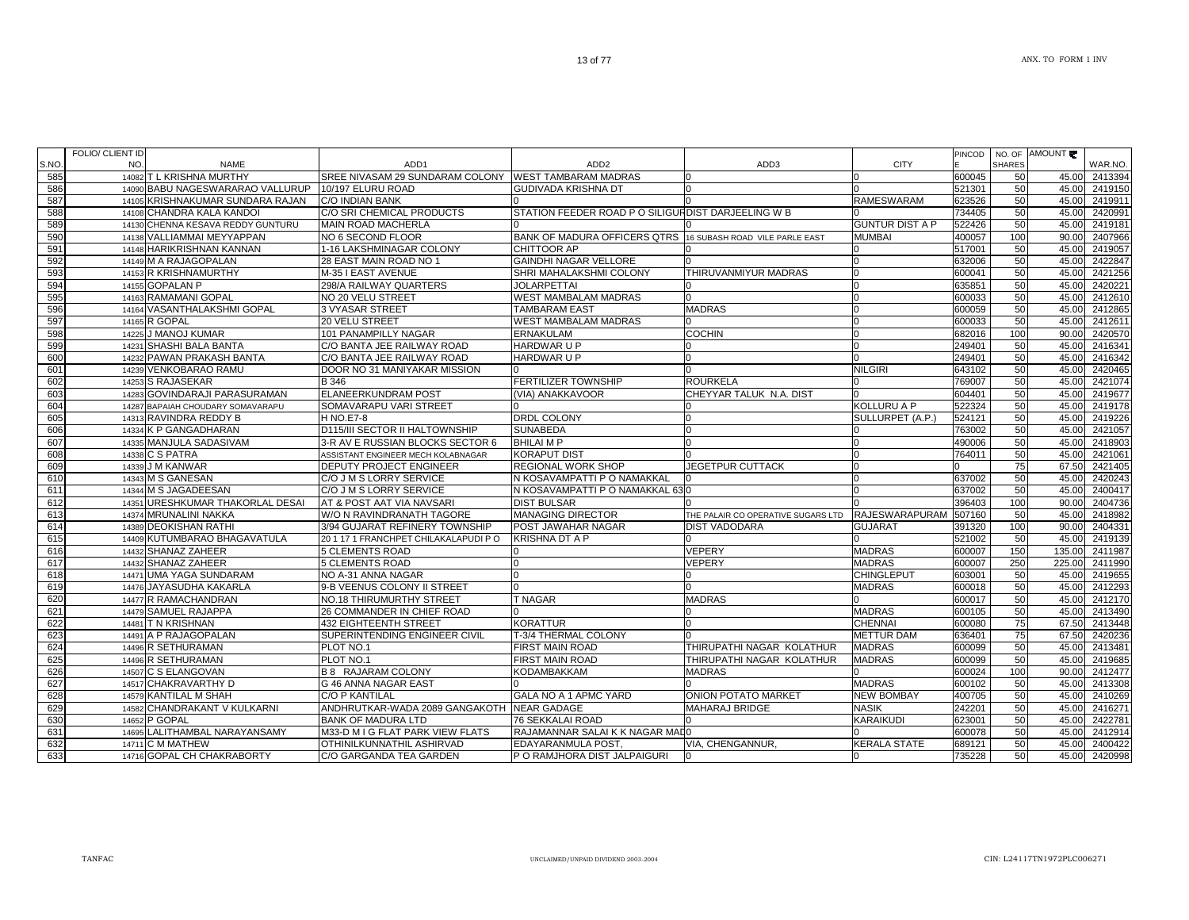| S.NO. | FOLIO/ CLIENT ID NO. | NAME | ADD1 | ADD2 | ADD3 | CITY | PINCODE | NO. OF SHARES | AMOUNT ₹ | WAR.NO. |
|---|---|---|---|---|---|---|---|---|---|---|
| 585 | 14082 | T L KRISHNA MURTHY | SREE NIVASAM 29 SUNDARAM COLONY | WEST TAMBARAM MADRAS | 0 | 0 | 600045 | 50 | 45.00 | 2413394 |
| 586 | 14090 | BABU NAGESWARARAO VALLURUP | 10/197 ELURU ROAD | GUDIVADA KRISHNA DT | 0 | 0 | 521301 | 50 | 45.00 | 2419150 |
| 587 | 14105 | KRISHNAKUMAR SUNDARA RAJAN | C/O INDIAN BANK | 0 | 0 | RAMESWARAM | 623526 | 50 | 45.00 | 2419911 |
| 588 | 14108 | CHANDRA KALA KANDOI | C/O SRI CHEMICAL PRODUCTS | STATION FEEDER ROAD P O SILIGURI | DIST DARJEELING W B | 0 | 734405 | 50 | 45.00 | 2420991 |
| 589 | 14130 | CHENNA KESAVA REDDY GUNTURU | MAIN ROAD MACHERLA | 0 | 0 | GUNTUR DIST A P | 522426 | 50 | 45.00 | 2419181 |
| 590 | 14138 | VALLIAMMAI MEYYAPPAN | NO 6 SECOND FLOOR | BANK OF MADURA OFFICERS QTRS | 16 SUBASH ROAD VILE PARLE EAST | MUMBAI | 400057 | 100 | 90.00 | 2407966 |
| 591 | 14148 | HARIKRISHNAN KANNAN | 1-16 LAKSHMINAGAR COLONY | CHITTOOR AP | 0 | 0 | 517001 | 50 | 45.00 | 2419057 |
| 592 | 14149 | M A RAJAGOPALAN | 28 EAST MAIN ROAD NO 1 | GAINDHI NAGAR VELLORE | 0 | 0 | 632006 | 50 | 45.00 | 2422847 |
| 593 | 14153 | R KRISHNAMURTHY | M-35 I EAST AVENUE | SHRI MAHALAKSHMI COLONY | THIRUVANMIYUR MADRAS | 0 | 600041 | 50 | 45.00 | 2421256 |
| 594 | 14155 | GOPALAN P | 298/A RAILWAY QUARTERS | JOLARPETTAI | 0 | 0 | 635851 | 50 | 45.00 | 2420221 |
| 595 | 14163 | RAMAMANI GOPAL | NO 20 VELU STREET | WEST MAMBALAM MADRAS | 0 | 0 | 600033 | 50 | 45.00 | 2412610 |
| 596 | 14164 | VASANTHALAKSHMI GOPAL | 3 VYASAR STREET | TAMBARAM EAST | MADRAS | 0 | 600059 | 50 | 45.00 | 2412865 |
| 597 | 14165 | R GOPAL | 20 VELU STREET | WEST MAMBALAM MADRAS | 0 | 0 | 600033 | 50 | 45.00 | 2412611 |
| 598 | 14225 | J MANOJ KUMAR | 101 PANAMPILLY NAGAR | ERNAKULAM | COCHIN | 0 | 682016 | 100 | 90.00 | 2420570 |
| 599 | 14231 | SHASHI BALA BANTA | C/O BANTA JEE RAILWAY ROAD | HARDWAR U P | 0 | 0 | 249401 | 50 | 45.00 | 2416341 |
| 600 | 14232 | PAWAN PRAKASH BANTA | C/O BANTA JEE RAILWAY ROAD | HARDWAR U P | 0 | 0 | 249401 | 50 | 45.00 | 2416342 |
| 601 | 14239 | VENKOBARAO RAMU | DOOR NO 31 MANIYAKAR MISSION | 0 | 0 | NILGIRI | 643102 | 50 | 45.00 | 2420465 |
| 602 | 14253 | S RAJASEKAR | B 346 | FERTILIZER TOWNSHIP | ROURKELA | 0 | 769007 | 50 | 45.00 | 2421074 |
| 603 | 14283 | GOVINDARAJI PARASURAMAN | ELANEERKUNDRAM POST | (VIA) ANAKKAVOOR | CHEYYAR TALUK N.A. DIST | 0 | 604401 | 50 | 45.00 | 2419677 |
| 604 | 14287 | BAPAIAH CHOUDARY SOMAVARAPU | SOMAVARAPU VARI STREET | 0 | 0 | KOLLURU A P | 522324 | 50 | 45.00 | 2419178 |
| 605 | 14313 | RAVINDRA REDDY B | H NO.E7-8 | DRDL COLONY | 0 | SULLURPET (A.P.) | 524121 | 50 | 45.00 | 2419226 |
| 606 | 14334 | K P GANGADHARAN | D115/III SECTOR II HALTOWNSHIP | SUNABEDA | 0 | 0 | 763002 | 50 | 45.00 | 2421057 |
| 607 | 14335 | MANJULA SADASIVAM | 3-R AV E RUSSIAN BLOCKS SECTOR 6 | BHILAI M P | 0 | 0 | 490006 | 50 | 45.00 | 2418903 |
| 608 | 14338 | C S PATRA | ASSISTANT ENGINEER MECH KOLABNAGAR | KORAPUT DIST | 0 | 0 | 764011 | 50 | 45.00 | 2421061 |
| 609 | 14339 | J M KANWAR | DEPUTY PROJECT ENGINEER | REGIONAL WORK SHOP | JEGETPUR CUTTACK | 0 | 0 | 75 | 67.50 | 2421405 |
| 610 | 14343 | M S GANESAN | C/O J M S LORRY SERVICE | N KOSAVAMPATTI P O NAMAKKAL | 0 | 0 | 637002 | 50 | 45.00 | 2420243 |
| 611 | 14344 | M S JAGADEESAN | C/O J M S LORRY SERVICE | N KOSAVAMPATTI P O NAMAKKAL 63 | 0 | 0 | 637002 | 50 | 45.00 | 2400417 |
| 612 | 14351 | URESHKUMAR THAKORLAL DESAI | AT & POST AAT VIA NAVSARI | DIST BULSAR | 0 | 0 | 396403 | 100 | 90.00 | 2404736 |
| 613 | 14374 | MRUNALINI NAKKA | W/O N RAVINDRANATH TAGORE | MANAGING DIRECTOR | THE PALAIR CO OPERATIVE SUGARS LTD | RAJESWARAPURAM | 507160 | 50 | 45.00 | 2418982 |
| 614 | 14389 | DEOKISHAN RATHI | 3/94 GUJARAT REFINERY TOWNSHIP | POST JAWAHAR NAGAR | DIST VADODARA | GUJARAT | 391320 | 100 | 90.00 | 2404331 |
| 615 | 14409 | KUTUMBARAO BHAGAVATULA | 20 1 17 1 FRANCHPET CHILAKALAPUDI P O | KRISHNA DT A P | 0 | 0 | 521002 | 50 | 45.00 | 2419139 |
| 616 | 14432 | SHANAZ ZAHEER | 5 CLEMENTS ROAD | 0 | VEPERY | MADRAS | 600007 | 150 | 135.00 | 2411987 |
| 617 | 14432 | SHANAZ ZAHEER | 5 CLEMENTS ROAD | 0 | VEPERY | MADRAS | 600007 | 250 | 225.00 | 2411990 |
| 618 | 14471 | UMA YAGA SUNDARAM | NO A-31 ANNA NAGAR | 0 | 0 | CHINGLEPUT | 603001 | 50 | 45.00 | 2419655 |
| 619 | 14476 | JAYASUDHA KAKARLA | 9-B VEENUS COLONY II STREET | 0 | 0 | MADRAS | 600018 | 50 | 45.00 | 2412293 |
| 620 | 14477 | R RAMACHANDRAN | NO.18 THIRUMURTHY STREET | T NAGAR | MADRAS | 0 | 600017 | 50 | 45.00 | 2412170 |
| 621 | 14479 | SAMUEL RAJAPPA | 26 COMMANDER IN CHIEF ROAD | 0 | 0 | MADRAS | 600105 | 50 | 45.00 | 2413490 |
| 622 | 14481 | T N KRISHNAN | 432 EIGHTEENTH STREET | KORATTUR | 0 | CHENNAI | 600080 | 75 | 67.50 | 2413448 |
| 623 | 14491 | A P RAJAGOPALAN | SUPERINTENDING ENGINEER CIVIL | T-3/4 THERMAL COLONY | 0 | METTUR DAM | 636401 | 75 | 67.50 | 2420236 |
| 624 | 14496 | R SETHURAMAN | PLOT NO.1 | FIRST MAIN ROAD | THIRUPATHI NAGAR KOLATHUR | MADRAS | 600099 | 50 | 45.00 | 2413481 |
| 625 | 14496 | R SETHURAMAN | PLOT NO.1 | FIRST MAIN ROAD | THIRUPATHI NAGAR KOLATHUR | MADRAS | 600099 | 50 | 45.00 | 2419685 |
| 626 | 14507 | C S ELANGOVAN | B 8 RAJARAM COLONY | KODAMBAKKAM | MADRAS | 0 | 600024 | 100 | 90.00 | 2412477 |
| 627 | 14517 | CHAKRAVARTHY D | G 46 ANNA NAGAR EAST | 0 | 0 | MADRAS | 600102 | 50 | 45.00 | 2413308 |
| 628 | 14579 | KANTILAL M SHAH | C/O P KANTILAL | GALA NO A 1 APMC YARD | ONION POTATO MARKET | NEW BOMBAY | 400705 | 50 | 45.00 | 2410269 |
| 629 | 14582 | CHANDRAKANT V KULKARNI | ANDHRUTKAR-WADA 2089 GANGAKOTH | NEAR GADAGE | MAHARAJ BRIDGE | NASIK | 242201 | 50 | 45.00 | 2416271 |
| 630 | 14652 | P GOPAL | BANK OF MADURA LTD | 76 SEKKALAI ROAD | 0 | KARAIKUDI | 623001 | 50 | 45.00 | 2422781 |
| 631 | 14695 | LALITHAMBAL NARAYANSAMY | M33-D M I G FLAT PARK VIEW FLATS | RAJAMANNAR SALAI K K NAGAR MAD | 0 | 0 | 600078 | 50 | 45.00 | 2412914 |
| 632 | 14711 | C M MATHEW | OTHINILKUNNATHIL ASHIRVAD | EDAYARANMULA POST, | VIA, CHENGANNUR, | KERALA STATE | 689121 | 50 | 45.00 | 2400422 |
| 633 | 14716 | GOPAL CH CHAKRABORTY | C/O GARGANDA TEA GARDEN | P O RAMJHORA DIST JALPAIGURI | 0 | 0 | 735228 | 50 | 45.00 | 2420998 |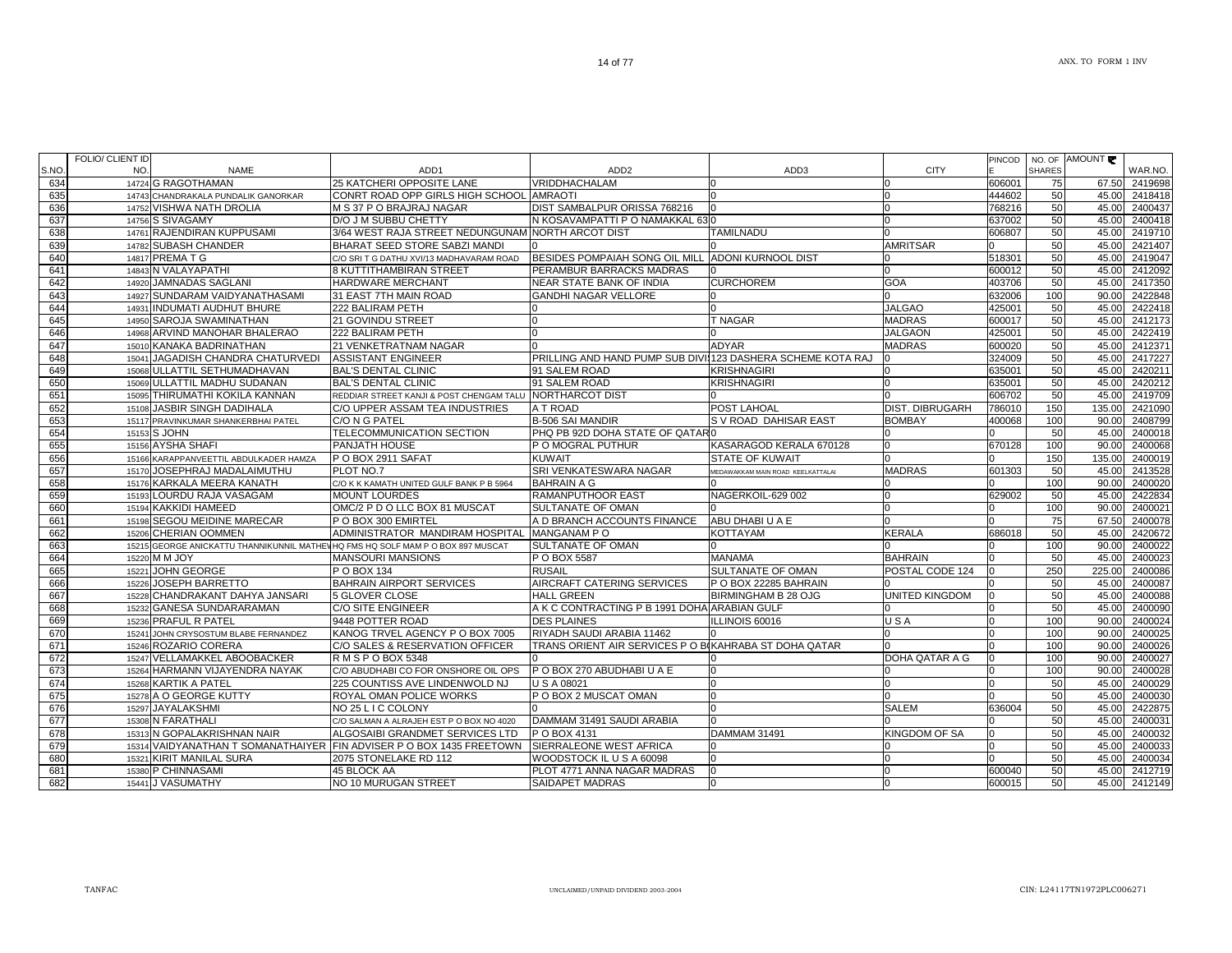| S.NO. | FOLIO/ CLIENT ID NO. | NAME | ADD1 | ADD2 | ADD3 | CITY | PINCODE | NO. OF SHARES | AMOUNT ₹ | WAR.NO. |
|---|---|---|---|---|---|---|---|---|---|---|
| 634 | 14724 | G RAGOTHAMAN | 25 KATCHERI OPPOSITE LANE | VRIDDHACHALAM | 0 | 0 | 606001 | 75 | 67.50 | 2419698 |
| 635 | 14743 | CHANDRAKALA PUNDALIK GANORKAR | CONRT ROAD OPP GIRLS HIGH SCHOOL | AMRAOTI | 0 | 0 | 444602 | 50 | 45.00 | 2418418 |
| 636 | 14752 | VISHWA NATH DROLIA | M S 37 P O BRAJRAJ NAGAR | DIST SAMBALPUR ORISSA 768216 | 0 | 0 | 768216 | 50 | 45.00 | 2400437 |
| 637 | 14756 | S SIVAGAMY | D/O J M SUBBU CHETTY | N KOSAVAMPATTI P O NAMAKKAL 63 | 0 | 0 | 637002 | 50 | 45.00 | 2400418 |
| 638 | 14761 | RAJENDIRAN KUPPUSAMI | 3/64 WEST RAJA STREET NEDUNGUNAM | NORTH ARCOT DIST | TAMILNADU | 0 | 606807 | 50 | 45.00 | 2419710 |
| 639 | 14782 | SUBASH CHANDER | BHARAT SEED STORE SABZI MANDI | 0 | 0 | AMRITSAR | 0 | 50 | 45.00 | 2421407 |
| 640 | 14817 | PREMA T G | C/O SRI T G DATHU XVI/13 MADHAVARAM ROAD | BESIDES POMPAIAH SONG OIL MILL | ADONI KURNOOL DIST | 0 | 518301 | 50 | 45.00 | 2419047 |
| 641 | 14843 | N VALAYAPATHI | 8 KUTTITHAMBIRAN STREET | PERAMBUR BARRACKS MADRAS | 0 | 0 | 600012 | 50 | 45.00 | 2412092 |
| 642 | 14920 | JAMNADAS SAGLANI | HARDWARE MERCHANT | NEAR STATE BANK OF INDIA | CURCHOREM | GOA | 403706 | 50 | 45.00 | 2417350 |
| 643 | 14927 | SUNDARAM VAIDYANATHASAMI | 31 EAST 7TH MAIN ROAD | GANDHI NAGAR VELLORE | 0 | 0 | 632006 | 100 | 90.00 | 2422848 |
| 644 | 14931 | INDUMATI AUDHUT BHURE | 222 BALIRAM PETH | 0 | 0 | JALGAO | 425001 | 50 | 45.00 | 2422418 |
| 645 | 14950 | SAROJA SWAMINATHAN | 21 GOVINDU STREET | 0 | T NAGAR | MADRAS | 600017 | 50 | 45.00 | 2412173 |
| 646 | 14968 | ARVIND MANOHAR BHALERAO | 222 BALIRAM PETH | 0 | 0 | JALGAON | 425001 | 50 | 45.00 | 2422419 |
| 647 | 15010 | KANAKA BADRINATHAN | 21 VENKETRATNAM NAGAR | 0 | ADYAR | MADRAS | 600020 | 50 | 45.00 | 2412371 |
| 648 | 15041 | JAGADISH CHANDRA CHATURVEDI | ASSISTANT ENGINEER | PRILLING AND HAND PUMP SUB DIVI | 123 DASHERA SCHEME KOTA RAJ | 0 | 324009 | 50 | 45.00 | 2417227 |
| 649 | 15068 | ULLATTIL SETHUMADHAVAN | BAL'S DENTAL CLINIC | 91 SALEM ROAD | KRISHNAGIRI | 0 | 635001 | 50 | 45.00 | 2420211 |
| 650 | 15069 | ULLATTIL MADHU SUDANAN | BAL'S DENTAL CLINIC | 91 SALEM ROAD | KRISHNAGIRI | 0 | 635001 | 50 | 45.00 | 2420212 |
| 651 | 15095 | THIRUMATHI KOKILA KANNAN | REDDIAR STREET KANJI & POST CHENGAM TALU | NORTHARCOT DIST | 0 | 0 | 606702 | 50 | 45.00 | 2419709 |
| 652 | 15108 | JASBIR SINGH DADIHALA | C/O UPPER ASSAM TEA INDUSTRIES | A T ROAD | POST LAHOAL | DIST. DIBRUGARH | 786010 | 150 | 135.00 | 2421090 |
| 653 | 15117 | PRAVINKUMAR SHANKERBHAI PATEL | C/O N G PATEL | B-506 SAI MANDIR | S V ROAD DAHISAR EAST | BOMBAY | 400068 | 100 | 90.00 | 2408799 |
| 654 | 15153 | S JOHN | TELECOMMUNICATION SECTION | PHQ PB 92D DOHA STATE OF QATAR | 0 | 0 | 0 | 50 | 45.00 | 2400018 |
| 655 | 15156 | AYSHA SHAFI | PANJATH HOUSE | P O MOGRAL PUTHUR | KASARAGOD KERALA 670128 | 0 | 670128 | 100 | 90.00 | 2400068 |
| 656 | 15166 | KARAPPANVEETTIL ABDULKADER HAMZA | P O BOX 2911 SAFAT | KUWAIT | STATE OF KUWAIT | 0 | 0 | 150 | 135.00 | 2400019 |
| 657 | 15170 | JOSEPHRAJ MADALAIMUTHU | PLOT NO.7 | SRI VENKATESWARA NAGAR | MEDAWAKKAM MAIN ROAD KEELKATTALAI | MADRAS | 601303 | 50 | 45.00 | 2413528 |
| 658 | 15176 | KARKALA MEERA KANATH | C/O K K KAMATH UNITED GULF BANK P B 5964 | BAHRAIN A G | 0 | 0 | 0 | 100 | 90.00 | 2400020 |
| 659 | 15193 | LOURDU RAJA VASAGAM | MOUNT LOURDES | RAMANPUTHOOR EAST | NAGERKOIL-629 002 | 0 | 629002 | 50 | 45.00 | 2422834 |
| 660 | 15194 | KAKKIDI HAMEED | OMC/2 P D O LLC BOX 81 MUSCAT | SULTANATE OF OMAN | 0 | 0 | 0 | 100 | 90.00 | 2400021 |
| 661 | 15198 | SEGOU MEIDINE MARECAR | P O BOX 300 EMIRTEL | A D BRANCH ACCOUNTS FINANCE | ABU DHABI U A E | 0 | 0 | 75 | 67.50 | 2400078 |
| 662 | 15206 | CHERIAN OOMMEN | ADMINISTRATOR MANDIRAM HOSPITAL | MANGANAM P O | KOTTAYAM | KERALA | 686018 | 50 | 45.00 | 2420672 |
| 663 | 15215 | GEORGE ANICKATTU THANNIKUNNIL MATHEW | HQ FMS HQ SOLF MAM P O BOX 897 MUSCAT | SULTANATE OF OMAN | 0 | 0 | 0 | 100 | 90.00 | 2400022 |
| 664 | 15220 | M M JOY | MANSOURI MANSIONS | P O BOX 5587 | MANAMA | BAHRAIN | 0 | 50 | 45.00 | 2400023 |
| 665 | 15221 | JOHN GEORGE | P O BOX 134 | RUSAIL | SULTANATE OF OMAN | POSTAL CODE 124 | 0 | 250 | 225.00 | 2400086 |
| 666 | 15226 | JOSEPH BARRETTO | BAHRAIN AIRPORT SERVICES | AIRCRAFT CATERING SERVICES | P O BOX 22285 BAHRAIN | 0 | 0 | 50 | 45.00 | 2400087 |
| 667 | 15228 | CHANDRAKANT DAHYA JANSARI | 5 GLOVER CLOSE | HALL GREEN | BIRMINGHAM B 28 OJG | UNITED KINGDOM | 0 | 50 | 45.00 | 2400088 |
| 668 | 15232 | GANESA SUNDARARAMAN | C/O SITE ENGINEER | A K C CONTRACTING P B 1991 DOHA | ARABIAN GULF | 0 | 0 | 50 | 45.00 | 2400090 |
| 669 | 15236 | PRAFUL R PATEL | 9448 POTTER ROAD | DES PLAINES | ILLINOIS 60016 | U S A | 0 | 100 | 90.00 | 2400024 |
| 670 | 15241 | JOHN CRYSOSTUM BLABE FERNANDEZ | KANOG TRVEL AGENCY P O BOX 7005 | RIYADH SAUDI ARABIA 11462 | 0 | 0 | 0 | 100 | 90.00 | 2400025 |
| 671 | 15246 | ROZARIO CORERA | C/O SALES & RESERVATION OFFICER | TRANS ORIENT AIR SERVICES P O B | KAHRABA ST DOHA QATAR | 0 | 0 | 100 | 90.00 | 2400026 |
| 672 | 15247 | VELLAMAKKEL ABOOBACKER | R M S P O BOX 5348 | 0 | 0 | DOHA QATAR A G | 0 | 100 | 90.00 | 2400027 |
| 673 | 15264 | HARMANN VIJAYENDRA NAYAK | C/O ABUDHABI CO FOR ONSHORE OIL OPS | P O BOX 270 ABUDHABI U A E | 0 | 0 | 0 | 100 | 90.00 | 2400028 |
| 674 | 15268 | KARTIK A PATEL | 225 COUNTISS AVE LINDENWOLD NJ | U S A 08021 | 0 | 0 | 0 | 50 | 45.00 | 2400029 |
| 675 | 15278 | A O GEORGE KUTTY | ROYAL OMAN POLICE WORKS | P O BOX 2 MUSCAT OMAN | 0 | 0 | 0 | 50 | 45.00 | 2400030 |
| 676 | 15297 | JAYALAKSHMI | NO 25 L I C COLONY | 0 | 0 | SALEM | 636004 | 50 | 45.00 | 2422875 |
| 677 | 15308 | N FARATHALI | C/O SALMAN A ALRAJEH EST P O BOX NO 4020 | DAMMAM 31491 SAUDI ARABIA | 0 | 0 | 0 | 50 | 45.00 | 2400031 |
| 678 | 15313 | N GOPALAKRISHNAN NAIR | ALGOSAIBI GRANDMET SERVICES LTD | P O BOX 4131 | DAMMAM 31491 | KINGDOM OF SA | 0 | 50 | 45.00 | 2400032 |
| 679 | 15314 | VAIDYANATHAN T SOMANATHAIYER | FIN ADVISER P O BOX 1435 FREETOWN | SIERRALEONE WEST AFRICA | 0 | 0 | 0 | 50 | 45.00 | 2400033 |
| 680 | 15321 | KIRIT MANILAL SURA | 2075 STONELAKE RD 112 | WOODSTOCK IL U S A 60098 | 0 | 0 | 0 | 50 | 45.00 | 2400034 |
| 681 | 15380 | P CHINNASAMI | 45 BLOCK AA | PLOT 4771 ANNA NAGAR MADRAS | 0 | 0 | 600040 | 50 | 45.00 | 2412719 |
| 682 | 15441 | J VASUMATHY | NO 10 MURUGAN STREET | SAIDAPET MADRAS | 0 | 0 | 600015 | 50 | 45.00 | 2412149 |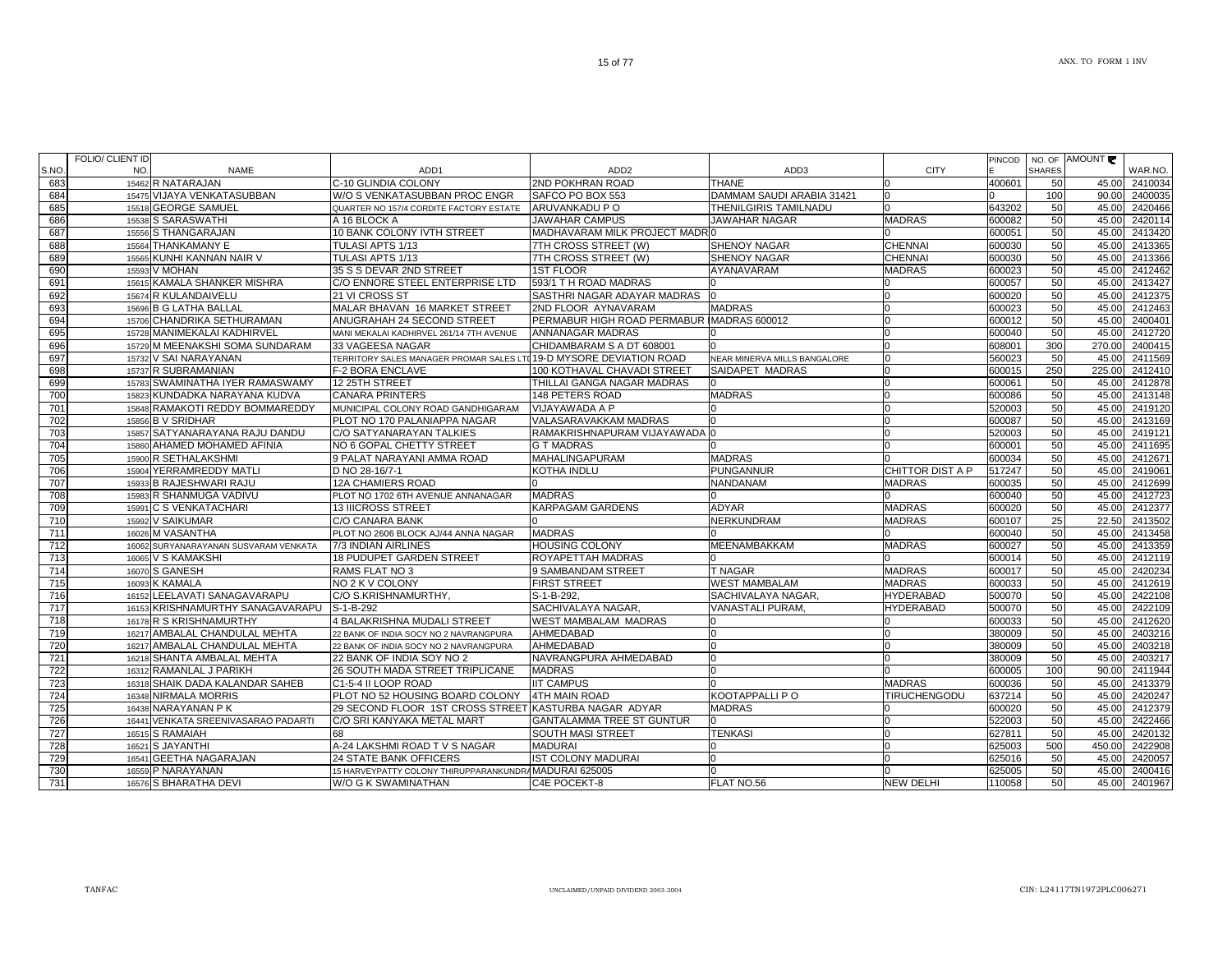| S.NO. | FOLIO/ CLIENT ID NO. | NAME | ADD1 | ADD2 | ADD3 | CITY | PINCODE | NO. OF SHARES | AMOUNT ₹ | WAR.NO. |
|---|---|---|---|---|---|---|---|---|---|---|
| 683 | 15462 | R NATARAJAN | C-10 GLINDIA COLONY | 2ND POKHRAN ROAD | THANE | 0 | 400601 | 50 | 45.00 | 2410034 |
| 684 | 15475 | VIJAYA VENKATASUBBAN | W/O S VENKATASUBBAN PROC ENGR | SAFCO PO BOX 553 | DAMMAM SAUDI ARABIA 31421 | 0 | 0 | 100 | 90.00 | 2400035 |
| 685 | 15518 | GEORGE SAMUEL | QUARTER NO 157/4 CORDITE FACTORY ESTATE | ARUVANKADU P O | THENILGIRIS TAMILNADU | 0 | 643202 | 50 | 45.00 | 2420466 |
| 686 | 15538 | S SARASWATHI | A 16 BLOCK A | JAWAHAR CAMPUS | JAWAHAR NAGAR | MADRAS | 600082 | 50 | 45.00 | 2420114 |
| 687 | 15556 | S THANGARAJAN | 10 BANK COLONY IVTH STREET | MADHAVARAM MILK PROJECT MADR | 0 | | 600051 | 50 | 45.00 | 2413420 |
| 688 | 15564 | THANKAMANY E | TULASI APTS 1/13 | 7TH CROSS STREET (W) | SHENOY NAGAR | CHENNAI | 600030 | 50 | 45.00 | 2413365 |
| 689 | 15565 | KUNHI KANNAN NAIR V | TULASI APTS 1/13 | 7TH CROSS STREET (W) | SHENOY NAGAR | CHENNAI | 600030 | 50 | 45.00 | 2413366 |
| 690 | 15593 | V MOHAN | 35 S S DEVAR 2ND STREET | 1ST FLOOR | AYANAVARAM | MADRAS | 600023 | 50 | 45.00 | 2412462 |
| 691 | 15615 | KAMALA SHANKER MISHRA | C/O ENNORE STEEL ENTERPRISE LTD | 593/1 T H ROAD MADRAS | 0 | 0 | 600057 | 50 | 45.00 | 2413427 |
| 692 | 15674 | R KULANDAIVELU | 21 VI CROSS ST | SASTHRI NAGAR ADAYAR MADRAS | 0 | 0 | 600020 | 50 | 45.00 | 2412375 |
| 693 | 15696 | B G LATHA BALLAL | MALAR BHAVAN 16 MARKET STREET | 2ND FLOOR AYNAVARAM | MADRAS | 0 | 600023 | 50 | 45.00 | 2412463 |
| 694 | 15706 | CHANDRIKA SETHURAMAN | ANUGRAHAH 24 SECOND STREET | PERMABUR HIGH ROAD PERMABUR | MADRAS 600012 | 0 | 600012 | 50 | 45.00 | 2400401 |
| 695 | 15728 | MANIMEKALAI KADHIRVEL | MANI MEKALAI KADHIRVEL 261/14 7TH AVENUE | ANNANAGAR MADRAS | 0 | 0 | 600040 | 50 | 45.00 | 2412720 |
| 696 | 15729 | M MEENAKSHI SOMA SUNDARAM | 33 VAGEESA NAGAR | CHIDAMBARAM S A DT 608001 | 0 | 0 | 608001 | 300 | 270.00 | 2400415 |
| 697 | 15732 | V SAI NARAYANAN | TERRITORY SALES MANAGER PROMAR SALES LTD | 19-D MYSORE DEVIATION ROAD | NEAR MINERVA MILLS BANGALORE | 0 | 560023 | 50 | 45.00 | 2411569 |
| 698 | 15737 | R SUBRAMANIAN | F-2 BORA ENCLAVE | 100 KOTHAVAL CHAVADI STREET | SAIDAPET MADRAS | 0 | 600015 | 250 | 225.00 | 2412410 |
| 699 | 15783 | SWAMINATHA IYER RAMASWAMY | 12 25TH STREET | THILLAI GANGA NAGAR MADRAS | 0 | 0 | 600061 | 50 | 45.00 | 2412878 |
| 700 | 15823 | KUNDADKA NARAYANA KUDVA | CANARA PRINTERS | 148 PETERS ROAD | MADRAS | 0 | 600086 | 50 | 45.00 | 2413148 |
| 701 | 15848 | RAMAKOTI REDDY BOMMAREDDY | MUNICIPAL COLONY ROAD GANDHIGARAM | VIJAYAWADA A P | 0 | 0 | 520003 | 50 | 45.00 | 2419120 |
| 702 | 15856 | B V SRIDHAR | PLOT NO 170 PALANIAPPA NAGAR | VALASARAVAKKAM MADRAS | 0 | 0 | 600087 | 50 | 45.00 | 2413169 |
| 703 | 15857 | SATYANARAYANA RAJU DANDU | C/O SATYANARAYAN TALKIES | RAMAKRISHNAPURAM VIJAYAWADA | 0 | 0 | 520003 | 50 | 45.00 | 2419121 |
| 704 | 15860 | AHAMED MOHAMED AFINIA | NO 6 GOPAL CHETTY STREET | G T MADRAS | 0 | 0 | 600001 | 50 | 45.00 | 2411695 |
| 705 | 15900 | R SETHALAKSHMI | 9 PALAT NARAYANI AMMA ROAD | MAHALINGAPURAM | MADRAS | 0 | 600034 | 50 | 45.00 | 2412671 |
| 706 | 15904 | YERRAMREDDY MATLI | D NO 28-16/7-1 | KOTHA INDLU | PUNGANNUR | CHITTOR DIST A P | 517247 | 50 | 45.00 | 2419061 |
| 707 | 15933 | B RAJESHWARI RAJU | 12A CHAMIERS ROAD | 0 | NANDANAM | MADRAS | 600035 | 50 | 45.00 | 2412699 |
| 708 | 15983 | R SHANMUGA VADIVU | PLOT NO 1702 6TH AVENUE ANNANAGAR | MADRAS | 0 | 0 | 600040 | 50 | 45.00 | 2412723 |
| 709 | 15991 | C S VENKATACHARI | 13 IIICROSS STREET | KARPAGAM GARDENS | ADYAR | MADRAS | 600020 | 50 | 45.00 | 2412377 |
| 710 | 15992 | V SAIKUMAR | C/O CANARA BANK | 0 | NERKUNDRAM | MADRAS | 600107 | 25 | 22.50 | 2413502 |
| 711 | 16026 | M VASANTHA | PLOT NO 2606 BLOCK AJ/44 ANNA NAGAR | MADRAS | 0 | 0 | 600040 | 50 | 45.00 | 2413458 |
| 712 | 16062 | SURYANARAYANAN SUSVARAM VENKATA | 7/3 INDIAN AIRLINES | HOUSING COLONY | MEENAMBAKKAM | MADRAS | 600027 | 50 | 45.00 | 2413359 |
| 713 | 16065 | V S KAMAKSHI | 18 PUDUPET GARDEN STREET | ROYAPETTAH MADRAS | 0 | 0 | 600014 | 50 | 45.00 | 2412119 |
| 714 | 16070 | S GANESH | RAMS FLAT NO 3 | 9 SAMBANDAM STREET | T NAGAR | MADRAS | 600017 | 50 | 45.00 | 2420234 |
| 715 | 16093 | K KAMALA | NO 2 K V COLONY | FIRST STREET | WEST MAMBALAM | MADRAS | 600033 | 50 | 45.00 | 2412619 |
| 716 | 16152 | LEELAVATI SANAGAVARAPU | C/O S.KRISHNAMURTHY, | S-1-B-292, | SACHIVALAYA NAGAR, | HYDERABAD | 500070 | 50 | 45.00 | 2422108 |
| 717 | 16153 | KRISHNAMURTHY SANAGAVARAPU | S-1-B-292 | SACHIVALAYA NAGAR, | VANASTALI PURAM, | HYDERABAD | 500070 | 50 | 45.00 | 2422109 |
| 718 | 16178 | R S KRISHNAMURTHY | 4 BALAKRISHNA MUDALI STREET | WEST MAMBALAM MADRAS | 0 | 0 | 600033 | 50 | 45.00 | 2412620 |
| 719 | 16217 | AMBALAL CHANDULAL MEHTA | 22 BANK OF INDIA SOCY NO 2 NAVRANGPURA | AHMEDABAD | 0 | 0 | 380009 | 50 | 45.00 | 2403216 |
| 720 | 16217 | AMBALAL CHANDULAL MEHTA | 22 BANK OF INDIA SOCY NO 2 NAVRANGPURA | AHMEDABAD | 0 | 0 | 380009 | 50 | 45.00 | 2403218 |
| 721 | 16218 | SHANTA AMBALAL MEHTA | 22 BANK OF INDIA SOY NO 2 | NAVRANGPURA AHMEDABAD | 0 | 0 | 380009 | 50 | 45.00 | 2403217 |
| 722 | 16312 | RAMANLAL J PARIKH | 26 SOUTH MADA STREET TRIPLICANE | MADRAS | 0 | 0 | 600005 | 100 | 90.00 | 2411944 |
| 723 | 16318 | SHAIK DADA KALANDAR SAHEB | C1-5-4 II LOOP ROAD | IIT CAMPUS | 0 | MADRAS | 600036 | 50 | 45.00 | 2413379 |
| 724 | 16348 | NIRMALA MORRIS | PLOT NO 52 HOUSING BOARD COLONY | 4TH MAIN ROAD | KOOTAPPALLI P O | TIRUCHENGODU | 637214 | 50 | 45.00 | 2420247 |
| 725 | 16438 | NARAYANAN P K | 29 SECOND FLOOR 1ST CROSS STREET | KASTURBA NAGAR ADYAR | MADRAS | 0 | 600020 | 50 | 45.00 | 2412379 |
| 726 | 16441 | VENKATA SREENIVASARAO PADARTI | C/O SRI KANYAKA METAL MART | GANTALAMMA TREE ST GUNTUR | 0 | 0 | 522003 | 50 | 45.00 | 2422466 |
| 727 | 16515 | S RAMAIAH | 68 | SOUTH MASI STREET | TENKASI | 0 | 627811 | 50 | 45.00 | 2420132 |
| 728 | 16521 | S JAYANTHI | A-24 LAKSHMI ROAD T V S NAGAR | MADURAI | 0 | 0 | 625003 | 500 | 450.00 | 2422908 |
| 729 | 16541 | GEETHA NAGARAJAN | 24 STATE BANK OFFICERS | IST COLONY MADURAI | 0 | 0 | 625016 | 50 | 45.00 | 2420057 |
| 730 | 16559 | P NARAYANAN | 15 HARVEYPATTY COLONY THIRUPPARANKUNDRAM | MADURAI 625005 | 0 | 0 | 625005 | 50 | 45.00 | 2400416 |
| 731 | 16576 | S BHARATHA DEVI | W/O G K SWAMINATHAN | C4E POCEKT-8 | FLAT NO.56 | NEW DELHI | 110058 | 50 | 45.00 | 2401967 |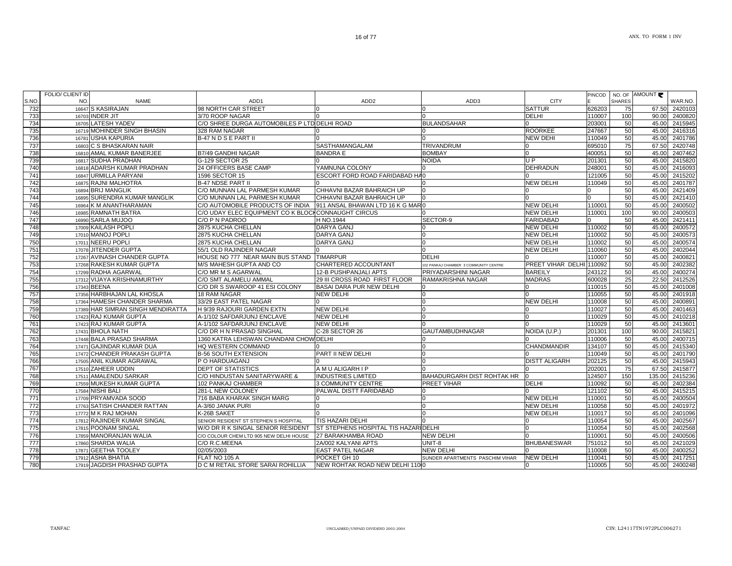| S.NO. | FOLIO/ CLIENT ID NO. | NAME | ADD1 | ADD2 | ADD3 | CITY | PINCODE | NO. OF SHARES | AMOUNT ₹ | WAR.NO. |
|---|---|---|---|---|---|---|---|---|---|---|
| 732 | 16647 | S KASIRAJAN | 98 NORTH CAR STREET | 0 | 0 | SATTUR | 626203 | 75 | 67.50 | 2420103 |
| 733 | 16703 | INDER JIT | 3/70 ROOP NAGAR | 0 | 0 | DELHI | 110007 | 100 | 90.00 | 2400820 |
| 734 | 16705 | LATESH YADEV | C/O SHREE DURGA AUTOMOBILES P LTD | DELHI ROAD | BULANDSAHAR | 0 | 203001 | 50 | 45.00 | 2415945 |
| 735 | 16719 | MOHINDER SINGH BHASIN | 328 RAM NAGAR | 0 | 0 | ROORKEE | 247667 | 50 | 45.00 | 2416316 |
| 736 | 16781 | USHA KAPURIA | B-47 N D S E PART II | 0 | 0 | NEW DEHI | 110049 | 50 | 45.00 | 2401786 |
| 737 | 16803 | C S BHASKARAN NAIR | | SASTHAMANGALAM | TRIVANDRUM | 0 | 695010 | 75 | 67.50 | 2420748 |
| 738 | 16810 | AMAL KUMAR BANERJEE | B7/49 GANDHI NAGAR | BANDRA E | BOMBAY | 0 | 400051 | 50 | 45.00 | 2407462 |
| 739 | 16817 | SUDHA PRADHAN | G-129 SECTOR 25 | 0 | NOIDA | U P | 201301 | 50 | 45.00 | 2415820 |
| 740 | 16818 | ADARSH KUMAR PRADHAN | 24 OFFICERS BASE CAMP | YAMNUNA COLONY | 0 | DEHRADUN | 248001 | 50 | 45.00 | 2416093 |
| 741 | 16847 | URMILLA PARYANI | 1596 SECTOR 15 | ESCORT FORD ROAD FARIDABAD HA | 0 | 0 | 121005 | 50 | 45.00 | 2415202 |
| 742 | 16875 | RAJNI MALHOTRA | B-47 NDSE PART II | 0 | 0 | NEW DELHI | 110049 | 50 | 45.00 | 2401787 |
| 743 | 16894 | BRIJ MANGLIK | C/O MUNNAN LAL PARMESH KUMAR | CHHAVNI BAZAR BAHRAICH UP | 0 | 0 | 0 | 50 | 45.00 | 2421409 |
| 744 | 16895 | SURENDRA KUMAR MANGLIK | C/O MUNNAN LAL PARMESH KUMAR | CHHAVNI BAZAR BAHRAICH UP | 0 | 0 | 0 | 50 | 45.00 | 2421410 |
| 745 | 16964 | K M ANANTHARAMAN | C/O AUTOMOBILE PRODUCTS OF INDIA | 911 ANSAL BHAWAN LTD 16 K G MAR | 0 | NEW DELHI | 110001 | 50 | 45.00 | 2400502 |
| 746 | 16985 | RAMNATH BATRA | C/O UDAY ELEC EQUIPMENT CO K BLOCK | CONNAUGHT CIRCUS | 0 | NEW DELHI | 110001 | 100 | 90.00 | 2400503 |
| 747 | 16990 | SARLA MUJOO | C/O P N PADROO | H NO.1944 | SECTOR-9 | FARIDABAD | 0 | 50 | 45.00 | 2421411 |
| 748 | 17009 | KAILASH POPLI | 2875 KUCHA CHELLAN | DARYA GANJ | 0 | NEW DELHI | 110002 | 50 | 45.00 | 2400572 |
| 749 | 17010 | MANOJ POPLI | 2875 KUCHA CHELLAN | DARYA GANJ | 0 | NEW DELHI | 110002 | 50 | 45.00 | 2400573 |
| 750 | 17011 | NEERU POPLI | 2875 KUCHA CHELLAN | DARYA GANJ | 0 | NEW DELHI | 110002 | 50 | 45.00 | 2400574 |
| 751 | 17078 | JITENDER GUPTA | 55/1 OLD RAJINDER NAGAR | 0 | 0 | NEW DELHI | 110060 | 50 | 45.00 | 2402044 |
| 752 | 17267 | AVINASH CHANDER GUPTA | HOUSE NO 777 NEAR MAIN BUS STAND | TIMARPUR | DELHI | 0 | 110007 | 50 | 45.00 | 2400821 |
| 753 | 17268 | RAKESH KUMAR GUPTA | M/S MAHESH GUPTA AND CO | CHARTERED ACCOUNTANT | 102 PANKAJ CHAMBER 3 COMMUNITY CENTRE | PREET VIHAR DELHI | 110092 | 50 | 45.00 | 2402382 |
| 754 | 17299 | RADHA AGARWAL | C/O MR M S AGARWAL | 12-B PUSHPANJALI APTS | PRIYADARSHINI NAGAR | BAREILY | 243122 | 50 | 45.00 | 2400274 |
| 755 | 17312 | VIJAYA KRISHNAMURTHY | C/O SMT ALAMELU AMMAL | 29 III CROSS ROAD FIRST FLOOR | RAMAKRISHNA NAGAR | MADRAS | 600028 | 25 | 22.50 | 2412526 |
| 756 | 17343 | BEENA | C/O DR S SWAROOP 41 ESI COLONY | BASAI DARA PUR NEW DELHI | 0 | 0 | 110015 | 50 | 45.00 | 2401008 |
| 757 | 17356 | HARBHAJAN LAL KHOSLA | 18 RAM NAGAR | NEW DELHI | 0 | 0 | 110055 | 50 | 45.00 | 2401918 |
| 758 | 17364 | HAMESH CHANDER SHARMA | 33/29 EAST PATEL NAGAR | 0 | 0 | NEW DELHI | 110008 | 50 | 45.00 | 2400891 |
| 759 | 17389 | HAR SIMRAN SINGH MENDIRATTA | H 9/39 RAJOURI GARDEN EXTN | NEW DELHI | 0 | 0 | 110027 | 50 | 45.00 | 2401463 |
| 760 | 17423 | RAJ KUMAR GUPTA | A-1/102 SAFDARJUNJ ENCLAVE | NEW DELHI | 0 | 0 | 110029 | 50 | 45.00 | 2410218 |
| 761 | 17423 | RAJ KUMAR GUPTA | A-1/102 SAFDARJUNJ ENCLAVE | NEW DELHI | 0 | 0 | 110029 | 50 | 45.00 | 2413601 |
| 762 | 17431 | BHOLA NATH | C/O DR H N PRASAD SINGHAL | C-28 SECTOR 26 | GAUTAMBUDHNAGAR | NOIDA (U.P.) | 201301 | 100 | 90.00 | 2415821 |
| 763 | 17448 | BALA PRASAD SHARMA | 1360 KATRA LEHSWAN CHANDANI CHOW | DELHI | 0 | 0 | 110006 | 50 | 45.00 | 2400715 |
| 764 | 17471 | GAJINDAR KUMAR DUA | HQ WESTERN COMMAND | 0 | 0 | CHANDMANDIR | 134107 | 50 | 45.00 | 2415340 |
| 765 | 17472 | CHANDER PRAKASH GUPTA | B-56 SOUTH EXTENSION | PART II NEW DELHI | 0 | 0 | 110049 | 50 | 45.00 | 2401790 |
| 766 | 17505 | ANIL KUMAR AGRAWAL | P O HARDUAGANJ | 0 | 0 | DISTT ALIGARH | 202125 | 50 | 45.00 | 2415943 |
| 767 | 17510 | ZAHEER UDDIN | DEPT OF STATISTICS | A M U ALIGARH I P | 0 | 0 | 202001 | 75 | 67.50 | 2415877 |
| 768 | 17511 | AMALENDU SARKAR | C/O HINDUSTAN SANITARYWARE & | INDUSTRIES LIMITED | BAHADURGARH DIST ROHTAK HR | 0 | 124507 | 150 | 135.00 | 2415236 |
| 769 | 17559 | MUKESH KUMAR GUPTA | 102 PANKAJ CHAMBER | 3 COMMUNITY CENTRE | PREET VIHAR | DELHI | 110092 | 50 | 45.00 | 2402384 |
| 770 | 17584 | NISHI BALI | 281-L NEW COLONEY | PALWAL DISTT FARIDABAD | 0 | 0 | 121102 | 50 | 45.00 | 2415215 |
| 771 | 17709 | PRYAMVADA SOOD | 716 BABA KHARAK SINGH MARG | 0 | 0 | NEW DELHI | 110001 | 50 | 45.00 | 2400504 |
| 772 | 17763 | SATISH CHANDER RATTAN | A-3/60 JANAK PURI | 0 | 0 | NEW DELHI | 110058 | 50 | 45.00 | 2401972 |
| 773 | 17772 | M K RAJ MOHAN | K-26B SAKET | 0 | 0 | NEW DELHI | 110017 | 50 | 45.00 | 2401096 |
| 774 | 17812 | RAJINDER KUMAR SINGAL | SENIOR RESIDENT ST STEPHEN S HOSPITAL | TIS HAZARI DELHI | 0 | 0 | 110054 | 50 | 45.00 | 2402567 |
| 775 | 17815 | POONAM SINGAL | W/O DR R K SINGAL SENIOR RESIDENT | ST STEPHENS HOSPITAL TIS HAZARI | DELHI | 0 | 110054 | 50 | 45.00 | 2402568 |
| 776 | 17859 | MANORANJAN WALIA | C/O COLOUR CHEM LTD 905 NEW DELHI HOUSE | 27 BARAKHAMBA ROAD | NEW DELHI | 0 | 110001 | 50 | 45.00 | 2400506 |
| 777 | 17860 | SHARDA WALIA | C/O R.C.MEENA | 2A/002 KALYANI APTS | UNIT-8 | BHUBANESWAR | 751012 | 50 | 45.00 | 2421029 |
| 778 | 17871 | GEETHA TOOLEY | 02/05/2003 | EAST PATEL NAGAR | NEW DELHI | 0 | 110008 | 50 | 45.00 | 2400252 |
| 779 | 17912 | ASHA BHATIA | FLAT NO 105 A | POCKET GH 10 | SUNDER APARTMENTS PASCHIM VIHAR | NEW DELHI | 110041 | 50 | 45.00 | 2417251 |
| 780 | 17919 | JAGDISH PRASHAD GUPTA | D C M RETAIL STORE SARAI ROHILLIA | NEW ROHTAK ROAD NEW DELHI 110 | 0 | 0 | 110005 | 50 | 45.00 | 2400248 |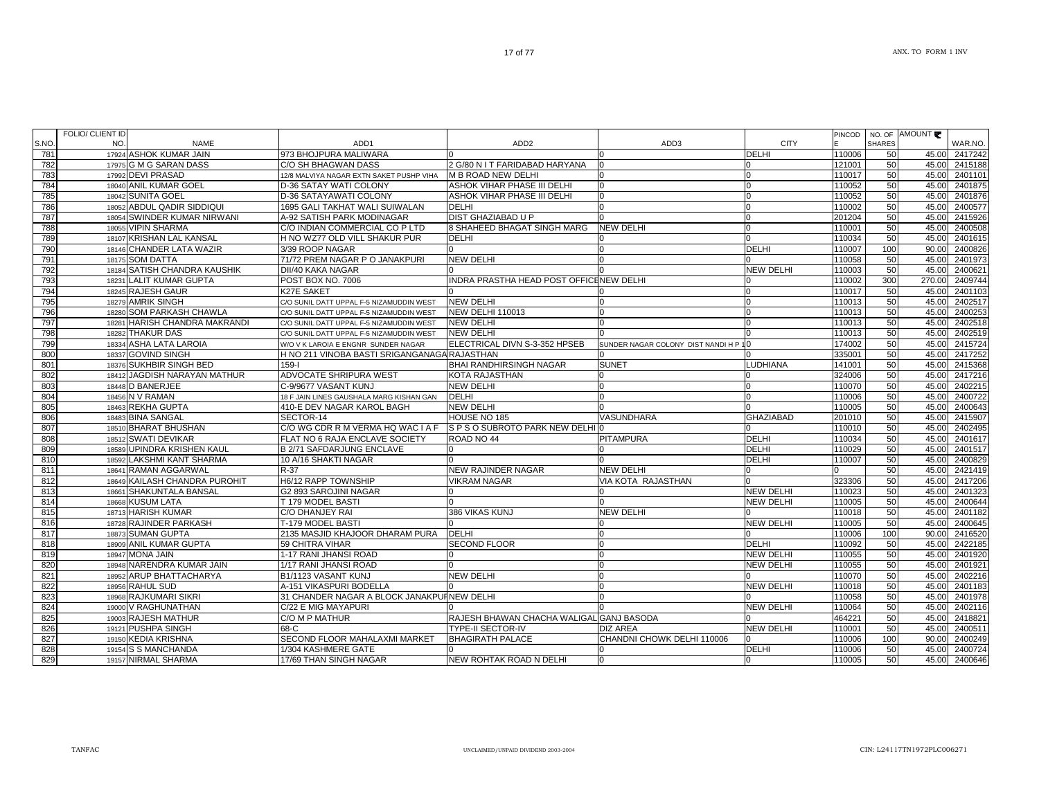| S.NO. | FOLIO/ CLIENT ID NO. | NAME | ADD1 | ADD2 | ADD3 | CITY | PINCODE | NO. OF SHARES | AMOUNT | WAR.NO. |
|---|---|---|---|---|---|---|---|---|---|---|
| 781 | 17924 | ASHOK KUMAR JAIN | 973 BHOJPURA MALIWARA | 0 | 0 | DELHI | 110006 | 50 | 45.00 | 2417242 |
| 782 | 17975 | G M G SARAN DASS | C/O SH BHAGWAN DASS | 2 G/80 N I T FARIDABAD HARYANA | 0 | 0 | 121001 | 50 | 45.00 | 2415188 |
| 783 | 17992 | DEVI PRASAD | 12/8 MALVIYA NAGAR EXTN SAKET PUSHP VIHA | M B ROAD NEW DELHI | 0 | 0 | 110017 | 50 | 45.00 | 2401101 |
| 784 | 18040 | ANIL KUMAR GOEL | D-36 SATAY WATI COLONY | ASHOK VIHAR PHASE III DELHI | 0 | 0 | 110052 | 50 | 45.00 | 2401875 |
| 785 | 18042 | SUNITA GOEL | D-36 SATAYAWATI COLONY | ASHOK VIHAR PHASE III DELHI | 0 | 0 | 110052 | 50 | 45.00 | 2401876 |
| 786 | 18052 | ABDUL QADIR SIDDIQUI | 1695 GALI TAKHAT WALI SUIWALAN | DELHI | 0 | 0 | 110002 | 50 | 45.00 | 2400577 |
| 787 | 18054 | SWINDER KUMAR NIRWANI | A-92 SATISH PARK MODINAGAR | DIST GHAZIABAD U P | 0 | 0 | 201204 | 50 | 45.00 | 2415926 |
| 788 | 18055 | VIPIN SHARMA | C/O INDIAN COMMERCIAL CO P LTD | 8 SHAHEED BHAGAT SINGH MARG | NEW DELHI | 0 | 110001 | 50 | 45.00 | 2400508 |
| 789 | 18107 | KRISHAN LAL KANSAL | H NO WZ77 OLD VILL SHAKUR PUR | DELHI | 0 | 0 | 110034 | 50 | 45.00 | 2401615 |
| 790 | 18146 | CHANDER LATA WAZIR | 3/39 ROOP NAGAR | 0 | 0 | DELHI | 110007 | 100 | 90.00 | 2400826 |
| 791 | 18175 | SOM DATTA | 71/72 PREM NAGAR P O JANAKPURI | NEW DELHI | 0 | 0 | 110058 | 50 | 45.00 | 2401973 |
| 792 | 18184 | SATISH CHANDRA KAUSHIK | DII/40 KAKA NAGAR | 0 | 0 | NEW DELHI | 110003 | 50 | 45.00 | 2400621 |
| 793 | 18231 | LALIT KUMAR GUPTA | POST BOX NO. 7006 | INDRA PRASTHA HEAD POST OFFICE | NEW DELHI | 0 | 110002 | 300 | 270.00 | 2409744 |
| 794 | 18245 | RAJESH GAUR | K27E SAKET | 0 | 0 | 0 | 110017 | 50 | 45.00 | 2401103 |
| 795 | 18279 | AMRIK SINGH | C/O SUNIL DATT UPPAL F-5 NIZAMUDDIN WEST | NEW DELHI | 0 | 0 | 110013 | 50 | 45.00 | 2402517 |
| 796 | 18280 | SOM PARKASH CHAWLA | C/O SUNIL DATT UPPAL F-5 NIZAMUDDIN WEST | NEW DELHI 110013 | 0 | 0 | 110013 | 50 | 45.00 | 2400253 |
| 797 | 18281 | HARISH CHANDRA MAKRANDI | C/O SUNIL DATT UPPAL F-5 NIZAMUDDIN WEST | NEW DELHI | 0 | 0 | 110013 | 50 | 45.00 | 2402518 |
| 798 | 18282 | THAKUR DAS | C/O SUNIL DATT UPPAL F-5 NIZAMUDDIN WEST | NEW DELHI | 0 | 0 | 110013 | 50 | 45.00 | 2402519 |
| 799 | 18334 | ASHA LATA LAROIA | W/O V K LAROIA E ENGNR SUNDER NAGAR | ELECTRICAL DIVN S-3-352 HPSEB | SUNDER NAGAR COLONY DIST NANDI H P 1 | 0 | 174002 | 50 | 45.00 | 2415724 |
| 800 | 18337 | GOVIND SINGH | H NO 211 VINOBA BASTI SRIGANGANAGA | RAJASTHAN | 0 | 0 | 335001 | 50 | 45.00 | 2417252 |
| 801 | 18376 | SUKHBIR SINGH BED | 159-I | BHAI RANDHIRSINGH NAGAR | SUNET | LUDHIANA | 141001 | 50 | 45.00 | 2415368 |
| 802 | 18412 | JAGDISH NARAYAN MATHUR | ADVOCATE SHRIPURA WEST | KOTA RAJASTHAN | 0 | 0 | 324006 | 50 | 45.00 | 2417216 |
| 803 | 18448 | D BANERJEE | C-9/9677 VASANT KUNJ | NEW DELHI | 0 | 0 | 110070 | 50 | 45.00 | 2402215 |
| 804 | 18456 | N V RAMAN | 18 F JAIN LINES GAUSHALA MARG KISHAN GAN | DELHI | 0 | 0 | 110006 | 50 | 45.00 | 2400722 |
| 805 | 18463 | REKHA GUPTA | 410-E DEV NAGAR KAROL BAGH | NEW DELHI | 0 | 0 | 110005 | 50 | 45.00 | 2400643 |
| 806 | 18483 | BINA SANGAL | SECTOR-14 | HOUSE NO 185 | VASUNDHARA | GHAZIABAD | 201010 | 50 | 45.00 | 2415907 |
| 807 | 18510 | BHARAT BHUSHAN | C/O WG CDR R M VERMA HQ WAC I A F | S P S O SUBROTO PARK NEW DELHI | 0 | 0 | 110010 | 50 | 45.00 | 2402495 |
| 808 | 18512 | SWATI DEVIKAR | FLAT NO 6 RAJA ENCLAVE SOCIETY | ROAD NO 44 | PITAMPURA | DELHI | 110034 | 50 | 45.00 | 2401617 |
| 809 | 18589 | UPINDRA KRISHEN KAUL | B 2/71 SAFDARJUNG ENCLAVE | 0 | 0 | DELHI | 110029 | 50 | 45.00 | 2401517 |
| 810 | 18592 | LAKSHMI KANT SHARMA | 10 A/16 SHAKTI NAGAR | 0 | 0 | DELHI | 110007 | 50 | 45.00 | 2400829 |
| 811 | 18641 | RAMAN AGGARWAL | R-37 | NEW RAJINDER NAGAR | NEW DELHI | 0 | 0 | 50 | 45.00 | 2421419 |
| 812 | 18649 | KAILASH CHANDRA PUROHIT | H6/12 RAPP TOWNSHIP | VIKRAM NAGAR | VIA KOTA RAJASTHAN | 0 | 323306 | 50 | 45.00 | 2417206 |
| 813 | 18661 | SHAKUNTALA BANSAL | G2 893 SAROJINI NAGAR | 0 | 0 | NEW DELHI | 110023 | 50 | 45.00 | 2401323 |
| 814 | 18668 | KUSUM LATA | T 179 MODEL BASTI | 0 | 0 | NEW DELHI | 110005 | 50 | 45.00 | 2400644 |
| 815 | 18713 | HARISH KUMAR | C/O DHANJEY RAI | 386 VIKAS KUNJ | NEW DELHI | 0 | 110018 | 50 | 45.00 | 2401182 |
| 816 | 18728 | RAJINDER PARKASH | T-179 MODEL BASTI | 0 | 0 | NEW DELHI | 110005 | 50 | 45.00 | 2400645 |
| 817 | 18873 | SUMAN GUPTA | 2135 MASJID KHAJOOR DHARAM PURA | DELHI | 0 | 0 | 110006 | 100 | 90.00 | 2416520 |
| 818 | 18909 | ANIL KUMAR GUPTA | 59 CHITRA VIHAR | SECOND FLOOR | 0 | DELHI | 110092 | 50 | 45.00 | 2422185 |
| 819 | 18947 | MONA JAIN | 1-17 RANI JHANSI ROAD | 0 | 0 | NEW DELHI | 110055 | 50 | 45.00 | 2401920 |
| 820 | 18948 | NARENDRA KUMAR JAIN | 1/17 RANI JHANSI ROAD | 0 | 0 | NEW DELHI | 110055 | 50 | 45.00 | 2401921 |
| 821 | 18952 | ARUP BHATTACHARYA | B1/1123 VASANT KUNJ | NEW DELHI | 0 | 0 | 110070 | 50 | 45.00 | 2402216 |
| 822 | 18956 | RAHUL SUD | A-151 VIKASPURI BODELLA | 0 | 0 | NEW DELHI | 110018 | 50 | 45.00 | 2401183 |
| 823 | 18968 | RAJKUMARI SIKRI | 31 CHANDER NAGAR A BLOCK JANAKPUR | NEW DELHI | 0 | 0 | 110058 | 50 | 45.00 | 2401978 |
| 824 | 19000 | V RAGHUNATHAN | C/22 E MIG MAYAPURI | 0 | 0 | NEW DELHI | 110064 | 50 | 45.00 | 2402116 |
| 825 | 19003 | RAJESH MATHUR | C/O M P MATHUR | RAJESH BHAWAN CHACHA WALIGAL | GANJ BASODA | 0 | 464221 | 50 | 45.00 | 2418821 |
| 826 | 19121 | PUSHPA SINGH | 68-C | TYPE-II SECTOR-IV | DIZ AREA | NEW DELHI | 110001 | 50 | 45.00 | 2400511 |
| 827 | 19150 | KEDIA KRISHNA | SECOND FLOOR MAHALAXMI MARKET | BHAGIRATH PALACE | CHANDNI CHOWK DELHI 110006 | 0 | 110006 | 100 | 90.00 | 2400249 |
| 828 | 19154 | S S MANCHANDA | 1/304 KASHMERE GATE | 0 | 0 | DELHI | 110006 | 50 | 45.00 | 2400724 |
| 829 | 19157 | NIRMAL SHARMA | 17/69 THAN SINGH NAGAR | NEW ROHTAK ROAD N DELHI | 0 | 0 | 110005 | 50 | 45.00 | 2400646 |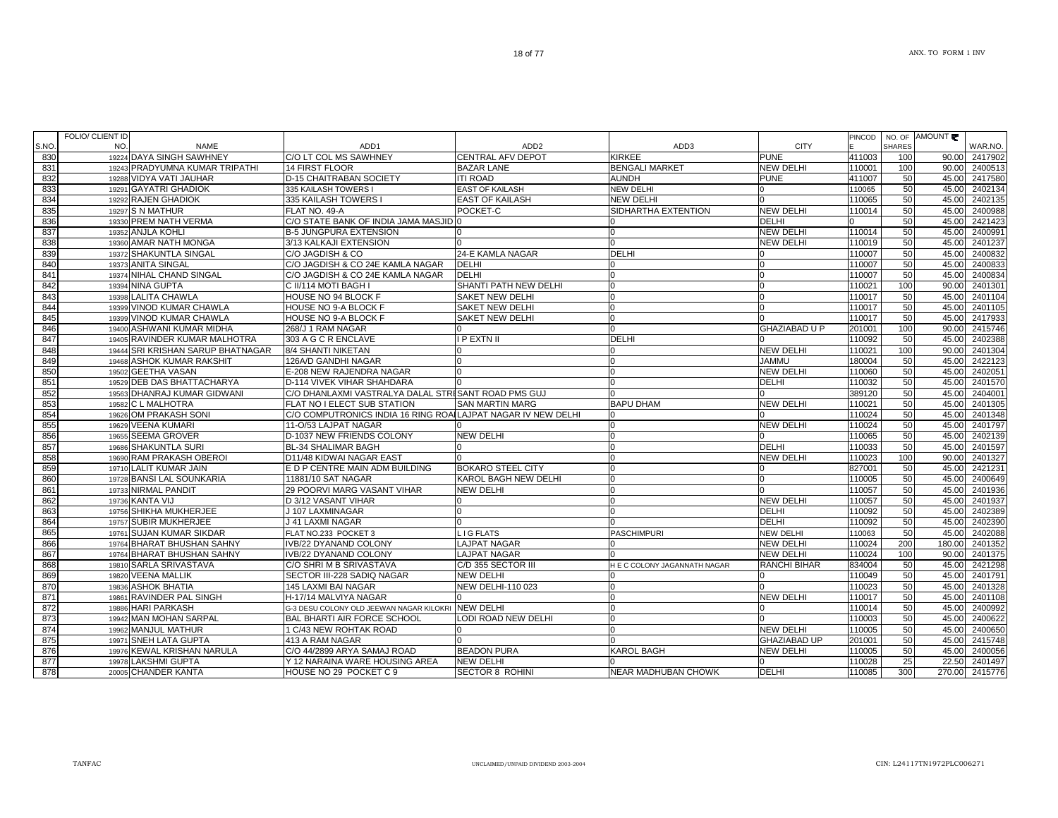| S.NO. | FOLIO/ CLIENT ID NO. | NAME | ADD1 | ADD2 | ADD3 | CITY | PINCODE | NO. OF SHARES | AMOUNT ₹ | WAR.NO. |
|---|---|---|---|---|---|---|---|---|---|---|
| 830 | 19224 | DAYA SINGH SAWHNEY | C/O LT COL MS SAWHNEY | CENTRAL AFV DEPOT | KIRKEE | PUNE | 411003 | 100 | 90.00 | 2417902 |
| 831 | 19243 | PRADYUMNA KUMAR TRIPATHI | 14 FIRST FLOOR | BAZAR LANE | BENGALI MARKET | NEW DELHI | 110001 | 100 | 90.00 | 2400513 |
| 832 | 19288 | VIDYA VATI JAUHAR | D-15 CHAITRABAN SOCIETY | ITI ROAD | AUNDH | PUNE | 411007 | 50 | 45.00 | 2417580 |
| 833 | 19291 | GAYATRI GHADIOK | 335 KAILASH TOWERS I | EAST OF KAILASH | NEW DELHI | 0 | 110065 | 50 | 45.00 | 2402134 |
| 834 | 19292 | RAJEN GHADIOK | 335 KAILASH TOWERS I | EAST OF KAILASH | NEW DELHI | 0 | 110065 | 50 | 45.00 | 2402135 |
| 835 | 19297 | S N MATHUR | FLAT NO. 49-A | POCKET-C | SIDHARTHA EXTENTION | NEW DELHI | 110014 | 50 | 45.00 | 2400988 |
| 836 | 19330 | PREM NATH VERMA | C/O STATE BANK OF INDIA JAMA MASJID | 0 | 0 | DELHI | 0 | 50 | 45.00 | 2421423 |
| 837 | 19352 | ANJLA KOHLI | B-5 JUNGPURA EXTENSION | 0 | 0 | NEW DELHI | 110014 | 50 | 45.00 | 2400991 |
| 838 | 19360 | AMAR NATH MONGA | 3/13 KALKAJI EXTENSION | 0 | 0 | NEW DELHI | 110019 | 50 | 45.00 | 2401237 |
| 839 | 19372 | SHAKUNTLA SINGAL | C/O JAGDISH & CO | 24-E KAMLA NAGAR | DELHI | 0 | 110007 | 50 | 45.00 | 2400832 |
| 840 | 19373 | ANITA SINGAL | C/O JAGDISH & CO 24E KAMLA NAGAR | DELHI | 0 | 0 | 110007 | 50 | 45.00 | 2400833 |
| 841 | 19374 | NIHAL CHAND SINGAL | C/O JAGDISH & CO 24E KAMLA NAGAR | DELHI | 0 | 0 | 110007 | 50 | 45.00 | 2400834 |
| 842 | 19394 | NINA GUPTA | C II/114 MOTI BAGH I | SHANTI PATH NEW DELHI | 0 | 0 | 110021 | 100 | 90.00 | 2401301 |
| 843 | 19398 | LALITA CHAWLA | HOUSE NO 94 BLOCK F | SAKET NEW DELHI | 0 | 0 | 110017 | 50 | 45.00 | 2401104 |
| 844 | 19399 | VINOD KUMAR CHAWLA | HOUSE NO 9-A BLOCK F | SAKET NEW DELHI | 0 | 0 | 110017 | 50 | 45.00 | 2401105 |
| 845 | 19399 | VINOD KUMAR CHAWLA | HOUSE NO 9-A BLOCK F | SAKET NEW DELHI | 0 | 0 | 110017 | 50 | 45.00 | 2417933 |
| 846 | 19400 | ASHWANI KUMAR MIDHA | 268/J 1 RAM NAGAR | 0 | 0 | GHAZIABAD U P | 201001 | 100 | 90.00 | 2415746 |
| 847 | 19405 | RAVINDER KUMAR MALHOTRA | 303 A G C R ENCLAVE | I P EXTN II | DELHI | 0 | 110092 | 50 | 45.00 | 2402388 |
| 848 | 19444 | SRI KRISHAN SARUP BHATNAGAR | 8/4 SHANTI NIKETAN | 0 | 0 | NEW DELHI | 110021 | 100 | 90.00 | 2401304 |
| 849 | 19468 | ASHOK KUMAR RAKSHIT | 126A/D GANDHI NAGAR | 0 | 0 | JAMMU | 180004 | 50 | 45.00 | 2422123 |
| 850 | 19502 | GEETHA VASAN | E-208 NEW RAJENDRA NAGAR | 0 | 0 | NEW DELHI | 110060 | 50 | 45.00 | 2402051 |
| 851 | 19529 | DEB DAS BHATTACHARYA | D-114 VIVEK VIHAR SHAHDARA | 0 | 0 | DELHI | 110032 | 50 | 45.00 | 2401570 |
| 852 | 19563 | DHANRAJ KUMAR GIDWANI | C/O DHANLAXMI VASTRALYA DALAL STR | SANT ROAD PMS GUJ | 0 | 0 | 389120 | 50 | 45.00 | 2404001 |
| 853 | 19582 | C L MALHOTRA | FLAT NO I ELECT SUB STATION | SAN MARTIN MARG | BAPU DHAM | NEW DELHI | 110021 | 50 | 45.00 | 2401305 |
| 854 | 19626 | OM PRAKASH SONI | C/O COMPUTRONICS INDIA 16 RING ROA | LAJPAT NAGAR IV NEW DELHI | 0 | 0 | 110024 | 50 | 45.00 | 2401348 |
| 855 | 19629 | VEENA KUMARI | 11-O/53 LAJPAT NAGAR | 0 | 0 | NEW DELHI | 110024 | 50 | 45.00 | 2401797 |
| 856 | 19655 | SEEMA GROVER | D-1037 NEW FRIENDS COLONY | NEW DELHI | 0 | 0 | 110065 | 50 | 45.00 | 2402139 |
| 857 | 19686 | SHAKUNTLA SURI | BL-34 SHALIMAR BAGH | 0 | 0 | DELHI | 110033 | 50 | 45.00 | 2401597 |
| 858 | 19690 | RAM PRAKASH OBEROI | D11/48 KIDWAI NAGAR EAST | 0 | 0 | NEW DELHI | 110023 | 100 | 90.00 | 2401327 |
| 859 | 19710 | LALIT KUMAR JAIN | E D P CENTRE MAIN ADM BUILDING | BOKARO STEEL CITY | 0 | 0 | 827001 | 50 | 45.00 | 2421231 |
| 860 | 19728 | BANSI LAL SOUNKARIA | 11881/10 SAT NAGAR | KAROL BAGH NEW DELHI | 0 | 0 | 110005 | 50 | 45.00 | 2400649 |
| 861 | 19733 | NIRMAL PANDIT | 29 POORVI MARG VASANT VIHAR | NEW DELHI | 0 | 0 | 110057 | 50 | 45.00 | 2401936 |
| 862 | 19736 | KANTA VIJ | D 3/12 VASANT VIHAR | 0 | 0 | NEW DELHI | 110057 | 50 | 45.00 | 2401937 |
| 863 | 19756 | SHIKHA MUKHERJEE | J 107 LAXMINAGAR | 0 | 0 | DELHI | 110092 | 50 | 45.00 | 2402389 |
| 864 | 19757 | SUBIR MUKHERJEE | J 41 LAXMI NAGAR | 0 | 0 | DELHI | 110092 | 50 | 45.00 | 2402390 |
| 865 | 19761 | SUJAN KUMAR SIKDAR | FLAT NO.233 POCKET 3 | L I G FLATS | PASCHIMPURI | NEW DELHI | 110063 | 50 | 45.00 | 2402088 |
| 866 | 19764 | BHARAT BHUSHAN SAHNY | IVB/22 DYANAND COLONY | LAJPAT NAGAR | 0 | NEW DELHI | 110024 | 200 | 180.00 | 2401352 |
| 867 | 19764 | BHARAT BHUSHAN SAHNY | IVB/22 DYANAND COLONY | LAJPAT NAGAR | 0 | NEW DELHI | 110024 | 100 | 90.00 | 2401375 |
| 868 | 19810 | SARLA SRIVASTAVA | C/O SHRI M B SRIVASTAVA | C/D 355 SECTOR III | H E C COLONY JAGANNATH NAGAR | RANCHI BIHAR | 834004 | 50 | 45.00 | 2421298 |
| 869 | 19820 | VEENA MALLIK | SECTOR III-228 SADIQ NAGAR | NEW DELHI | 0 | 0 | 110049 | 50 | 45.00 | 2401791 |
| 870 | 19836 | ASHOK BHATIA | 145 LAXMI BAI NAGAR | NEW DELHI-110 023 | 0 | 0 | 110023 | 50 | 45.00 | 2401328 |
| 871 | 19861 | RAVINDER PAL SINGH | H-17/14 MALVIYA NAGAR | 0 | 0 | NEW DELHI | 110017 | 50 | 45.00 | 2401108 |
| 872 | 19886 | HARI PARKASH | G-3 DESU COLONY OLD JEEWAN NAGAR KILOKRI | NEW DELHI | 0 | 0 | 110014 | 50 | 45.00 | 2400992 |
| 873 | 19942 | MAN MOHAN SARPAL | BAL BHARTI AIR FORCE SCHOOL | LODI ROAD NEW DELHI | 0 | 0 | 110003 | 50 | 45.00 | 2400622 |
| 874 | 19962 | MANJUL MATHUR | 1 C/43 NEW ROHTAK ROAD | 0 | 0 | NEW DELHI | 110005 | 50 | 45.00 | 2400650 |
| 875 | 19971 | SNEH LATA GUPTA | 413 A RAM NAGAR | 0 | 0 | GHAZIABAD UP | 201001 | 50 | 45.00 | 2415748 |
| 876 | 19976 | KEWAL KRISHAN NARULA | C/O 44/2899 ARYA SAMAJ ROAD | BEADON PURA | KAROL BAGH | NEW DELHI | 110005 | 50 | 45.00 | 2400056 |
| 877 | 19978 | LAKSHMI GUPTA | Y 12 NARAINA WARE HOUSING AREA | NEW DELHI | 0 | 0 | 110028 | 25 | 22.50 | 2401497 |
| 878 | 20005 | CHANDER KANTA | HOUSE NO 29 POCKET C 9 | SECTOR 8 ROHINI | NEAR MADHUBAN CHOWK | DELHI | 110085 | 300 | 270.00 | 2415776 |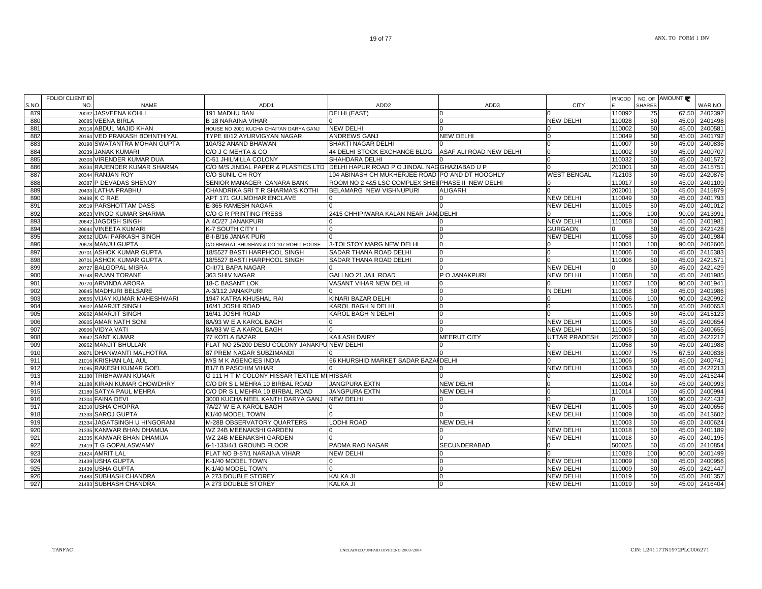| S.NO. | FOLIO/ CLIENT ID NO. | NAME | ADD1 | ADD2 | ADD3 | CITY | PINCODE | NO. OF SHARES | AMOUNT | WAR.NO. |
|---|---|---|---|---|---|---|---|---|---|---|
| 879 | 20032 | JASVEENA KOHLI | 191 MADHU BAN | DELHI (EAST) | 0 | 0 | 110092 | 75 | 67.50 | 2402392 |
| 880 | 20085 | VEENA BIRLA | B 18 NARAINA VIHAR | 0 | 0 | NEW DELHI | 110028 | 50 | 45.00 | 2401498 |
| 881 | 20118 | ABDUL MAJID KHAN | HOUSE NO 2001 KUCHA CHAITAN DARYA GANJ | NEW DELHI | 0 | 0 | 110002 | 50 | 45.00 | 2400581 |
| 882 | 20164 | VED PRAKASH BOHNTHIYAL | TYPE III/12 AYURVIGYAN NAGAR | ANDREWS GANJ | NEW DELHI | 0 | 110049 | 50 | 45.00 | 2401792 |
| 883 | 20198 | SWATANTRA MOHAN GUPTA | 10A/32 ANAND BHAWAN | SHAKTI NAGAR DELHI | 0 | 0 | 110007 | 50 | 45.00 | 2400836 |
| 884 | 20239 | JANAK KUMARI | C/O J C MEHTA & CO | 44 DELHI STOCK EXCHANGE BLDG | ASAF ALI ROAD NEW DELHI | 0 | 110002 | 50 | 45.00 | 2400707 |
| 885 | 20303 | VIRENDER KUMAR DUA | C-51 JHILMILLA COLONY | SHAHDARA DELHI | 0 | 0 | 110032 | 50 | 45.00 | 2401572 |
| 886 | 20334 | RAJENDER KUMAR SHARMA | C/O M/S JINDAL PAPER & PLASTICS LTD | DELHI HAPUR ROAD P O JINDAL NAG | GHAZIABAD U P | 0 | 201001 | 50 | 45.00 | 2415751 |
| 887 | 20344 | RANJAN ROY | C/O SUNIL CH ROY | 104 ABINASH CH MUKHERJEE ROAD | PO AND DT HOOGHLY | WEST BENGAL | 712103 | 50 | 45.00 | 2420876 |
| 888 | 20387 | P DEVADAS SHENOY | SENIOR MANAGER CANARA BANK | ROOM NO 2 4&5 LSC COMPLEX SHEI | PHASE II NEW DELHI | 0 | 110017 | 50 | 45.00 | 2401109 |
| 889 | 20433 | LATHA PRABHU | CHANDRIKA SRI T R SHARMA'S KOTHI | BELAMARG NEW VISHNUPURI | ALIGARH | 0 | 202001 | 50 | 45.00 | 2415879 |
| 890 | 20498 | K C RAE | APT 171 GULMOHAR ENCLAVE | 0 | 0 | NEW DELHI | 110049 | 50 | 45.00 | 2401793 |
| 891 | 20519 | PARSHOTTAM DASS | E-365 RAMESH NAGAR | 0 | 0 | NEW DELHI | 110015 | 50 | 45.00 | 2401012 |
| 892 | 20523 | VINOD KUMAR SHARMA | C/O G R PRINTING PRESS | 2415 CHHIPIWARA KALAN NEAR JAM | DELHI | 0 | 110006 | 100 | 90.00 | 2413991 |
| 893 | 20642 | JAGDISH SINGH | A 4C/27 JANAKPURI | 0 | 0 | NEW DELHI | 110058 | 50 | 45.00 | 2401981 |
| 894 | 20644 | VINEETA KUMARI | K-7 SOUTH CITY I | 0 | 0 | GURGAON | 0 | 50 | 45.00 | 2421428 |
| 895 | 20662 | UDAI PARKASH SINGH | B-I-B/16 JANAK PURI | 0 | 0 | NEW DELHI | 110058 | 50 | 45.00 | 2401984 |
| 896 | 20678 | MANJU GUPTA | C/O BHARAT BHUSHAN & CO 107 ROHIT HOUSE | 3-TOLSTOY MARG NEW DELHI | 0 | 0 | 110001 | 100 | 90.00 | 2402606 |
| 897 | 20701 | ASHOK KUMAR GUPTA | 18/5527 BASTI HARPHOOL SINGH | SADAR THANA ROAD DELHI | 0 | 0 | 110006 | 50 | 45.00 | 2415383 |
| 898 | 20701 | ASHOK KUMAR GUPTA | 18/5527 BASTI HARPHOOL SINGH | SADAR THANA ROAD DELHI | 0 | 0 | 110006 | 50 | 45.00 | 2421571 |
| 899 | 20727 | BALGOPAL MISRA | C-II/71 BAPA NAGAR | 0 | 0 | NEW DELHI | 0 | 50 | 45.00 | 2421429 |
| 900 | 20748 | RAJAN TORANE | 363 SHIV NAGAR | GALI NO 21 JAIL ROAD | P O JANAKPURI | NEW DELHI | 110058 | 50 | 45.00 | 2401985 |
| 901 | 20770 | ARVINDA ARORA | 18-C BASANT LOK | VASANT VIHAR NEW DELHI | 0 | 0 | 110057 | 100 | 90.00 | 2401941 |
| 902 | 20845 | MADHURI BELSARE | A-3/112 JANAKPURI | 0 | 0 | N DELHI | 110058 | 50 | 45.00 | 2401986 |
| 903 | 20855 | VIJAY KUMAR MAHESHWARI | 1947 KATRA KHUSHAL RAI | KINARI BAZAR DELHI | 0 | 0 | 110006 | 100 | 90.00 | 2420992 |
| 904 | 20902 | AMARJIT SINGH | 16/41 JOSHI ROAD | KAROL BAGH N DELHI | 0 | 0 | 110005 | 50 | 45.00 | 2400653 |
| 905 | 20902 | AMARJIT SINGH | 16/41 JOSHI ROAD | KAROL BAGH N DELHI | 0 | 0 | 110005 | 50 | 45.00 | 2415123 |
| 906 | 20905 | AMAR NATH SONI | 8A/93 W E A KAROL BAGH | 0 | 0 | NEW DELHI | 110005 | 50 | 45.00 | 2400654 |
| 907 | 20906 | VIDYA VATI | 8A/93 W E A KAROL BAGH | 0 | 0 | NEW DELHI | 110005 | 50 | 45.00 | 2400655 |
| 908 | 20942 | SANT KUMAR | 77 KOTLA BAZAR | KAILASH DAIRY | MEERUT CITY | UTTAR PRADESH | 250002 | 50 | 45.00 | 2422212 |
| 909 | 20962 | MANJIT BHULLAR | FLAT NO 25/200 DESU COLONY JANAKPU | NEW DELHI | 0 | 0 | 110058 | 50 | 45.00 | 2401988 |
| 910 | 20971 | DHANWANTI MALHOTRA | 87 PREM NAGAR SUBZIMANDI | 0 | 0 | NEW DELHI | 110007 | 75 | 67.50 | 2400838 |
| 911 | 21016 | KRISHAN LAL AUL | M/S M K AGENCIES INDIA | 66 KHURSHID MARKET SADAR BAZA | DELHI | 0 | 110006 | 50 | 45.00 | 2400741 |
| 912 | 21085 | RAKESH KUMAR GOEL | B1/7 B PASCHIM VIHAR | 0 | 0 | NEW DELHI | 110063 | 50 | 45.00 | 2422213 |
| 913 | 21180 | TRIBHAWAN KUMAR | G 111 H T M COLONY HISSAR TEXTILE MI | HISSAR | 0 | 0 | 125002 | 50 | 45.00 | 2415244 |
| 914 | 21188 | KIRAN KUMAR CHOWDHRY | C/O DR S L MEHRA 10 BIRBAL ROAD | JANGPURA EXTN | NEW DELHI | 0 | 110014 | 50 | 45.00 | 2400993 |
| 915 | 21189 | SATYA PAUL MEHRA | C/O DR S L MEHRA 10 BIRBAL ROAD | JANGPURA EXTN | NEW DELHI | 0 | 110014 | 50 | 45.00 | 2400994 |
| 916 | 21304 | FAINA DEVI | 3000 KUCHA NEEL KANTH DARYA GANJ | NEW DELHI | 0 | 0 | 0 | 100 | 90.00 | 2421432 |
| 917 | 21310 | USHA CHOPRA | 7A/27 W E A KAROL BAGH | 0 | 0 | NEW DELHI | 110005 | 50 | 45.00 | 2400656 |
| 918 | 21333 | SAROJ GUPTA | K1/40 MODEL TOWN | 0 | 0 | NEW DELHI | 110009 | 50 | 45.00 | 2413602 |
| 919 | 21334 | JAGATSINGH U HINGORANI | M-28B OBSERVATORY QUARTERS | LODHI ROAD | NEW DELHI | 0 | 110003 | 50 | 45.00 | 2400624 |
| 920 | 21335 | KANWAR BHAN DHAMIJA | WZ 24B MEENAKSHI GARDEN | 0 | 0 | NEW DELHI | 110018 | 50 | 45.00 | 2401189 |
| 921 | 21335 | KANWAR BHAN DHAMIJA | WZ 24B MEENAKSHI GARDEN | 0 | 0 | NEW DELHI | 110018 | 50 | 45.00 | 2401195 |
| 922 | 21419 | T G GOPALASWAMY | 6-1-133/4/1 GROUND FLOOR | PADMA RAO NAGAR | SECUNDERABAD | 0 | 500025 | 50 | 45.00 | 2410854 |
| 923 | 21424 | AMRIT LAL | FLAT NO B-87/1 NARAINA VIHAR | NEW DELHI | 0 | 0 | 110028 | 100 | 90.00 | 2401499 |
| 924 | 21439 | USHA GUPTA | K-1/40 MODEL TOWN | 0 | 0 | NEW DELHI | 110009 | 50 | 45.00 | 2400956 |
| 925 | 21439 | USHA GUPTA | K-1/40 MODEL TOWN | 0 | 0 | NEW DELHI | 110009 | 50 | 45.00 | 2421447 |
| 926 | 21483 | SUBHASH CHANDRA | A 273 DOUBLE STOREY | KALKA JI | 0 | NEW DELHI | 110019 | 50 | 45.00 | 2401357 |
| 927 | 21483 | SUBHASH CHANDRA | A 273 DOUBLE STOREY | KALKA JI | 0 | NEW DELHI | 110019 | 50 | 45.00 | 2416404 |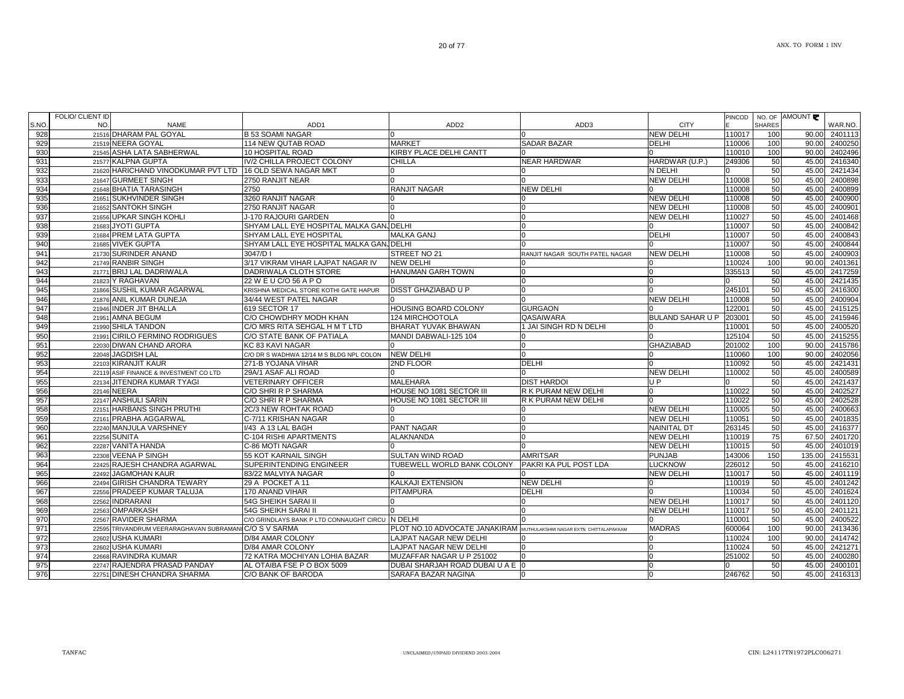| S.NO. | FOLIO/ CLIENT ID NO. | NAME | ADD1 | ADD2 | ADD3 | CITY | PINCODE | NO. OF SHARES | AMOUNT ₹ | WAR.NO. |
|---|---|---|---|---|---|---|---|---|---|---|
| 928 | 21516 | DHARAM PAL GOYAL | B 53 SOAMI NAGAR | 0 | 0 | NEW DELHI | 110017 | 100 | 90.00 | 2401113 |
| 929 | 21519 | NEERA GOYAL | 114 NEW QUTAB ROAD | MARKET | SADAR BAZAR | DELHI | 110006 | 100 | 90.00 | 2400250 |
| 930 | 21545 | ASHA LATA SABHERWAL | 10 HOSPITAL ROAD | KIRBY PLACE DELHI CANTT | 0 | 0 | 110010 | 100 | 90.00 | 2402496 |
| 931 | 21577 | KALPNA GUPTA | IV/2 CHILLA PROJECT COLONY | CHILLA | NEAR HARDWAR | HARDWAR (U.P.) | 249306 | 50 | 45.00 | 2416340 |
| 932 | 21620 | HARICHAND VINODKUMAR PVT LTD | 16 OLD SEWA NAGAR MKT | 0 | 0 | N DELHI | 0 | 50 | 45.00 | 2421434 |
| 933 | 21647 | GURMEET SINGH | 2750 RANJIT NEAR | 0 | 0 | NEW DELHI | 110008 | 50 | 45.00 | 2400898 |
| 934 | 21648 | BHATIA TARASINGH | 2750 | RANJIT NAGAR | NEW DELHI | 0 | 110008 | 50 | 45.00 | 2400899 |
| 935 | 21651 | SUKHVINDER SINGH | 3260 RANJIT NAGAR | 0 | 0 | NEW DELHI | 110008 | 50 | 45.00 | 2400900 |
| 936 | 21652 | SANTOKH SINGH | 2750 RANJIT NAGAR | 0 | 0 | NEW DELHI | 110008 | 50 | 45.00 | 2400901 |
| 937 | 21656 | UPKAR SINGH KOHLI | J-170 RAJOURI GARDEN | 0 | 0 | NEW DELHI | 110027 | 50 | 45.00 | 2401468 |
| 938 | 21683 | JYOTI GUPTA | SHYAM LALL EYE HOSPITAL MALKA GANJ | DELHI | 0 | 0 | 110007 | 50 | 45.00 | 2400842 |
| 939 | 21684 | PREM LATA GUPTA | SHYAM LALL EYE HOSPITAL | MALKA GANJ | 0 | DELHI | 110007 | 50 | 45.00 | 2400843 |
| 940 | 21685 | VIVEK GUPTA | SHYAM LALL EYE HOSPITAL MALKA GANJ | DELHI | 0 | 0 | 110007 | 50 | 45.00 | 2400844 |
| 941 | 21730 | SURINDER ANAND | 3047/D I | STREET NO 21 | RANJIT NAGAR SOUTH PATEL NAGAR | NEW DELHI | 110008 | 50 | 45.00 | 2400903 |
| 942 | 21749 | RANBIR SINGH | 3/17 VIKRAM VIHAR LAJPAT NAGAR IV | NEW DELHI | 0 | 0 | 110024 | 100 | 90.00 | 2401361 |
| 943 | 21771 | BRIJ LAL DADRIWALA | DADRIWALA CLOTH STORE | HANUMAN GARH TOWN | 0 | 0 | 335513 | 50 | 45.00 | 2417259 |
| 944 | 21823 | Y RAGHAVAN | 22 W E U C/O 56 A P O | 0 | 0 | 0 | 0 | 50 | 45.00 | 2421435 |
| 945 | 21866 | SUSHIL KUMAR AGARWAL | KRISHNA MEDICAL STORE KOTHI GATE HAPUR | DISST GHAZIABAD U P | 0 | 0 | 245101 | 50 | 45.00 | 2416300 |
| 946 | 21876 | ANIL KUMAR DUNEJA | 34/44 WEST PATEL NAGAR | 0 | 0 | NEW DELHI | 110008 | 50 | 45.00 | 2400904 |
| 947 | 21946 | INDER JIT BHALLA | 619 SECTOR 17 | HOUSING BOARD COLONY | GURGAON | 0 | 122001 | 50 | 45.00 | 2415125 |
| 948 | 21951 | AMNA BEGUM | C/O CHOWDHRY MODH KHAN | 124 MIRCHOOTOLA | QASAIWARA | BULAND SAHAR U P | 203001 | 50 | 45.00 | 2415946 |
| 949 | 21990 | SHILA TANDON | C/O MRS RITA SEHGAL H M T LTD | BHARAT YUVAK BHAWAN | 1 JAI SINGH RD N DELHI | 0 | 110001 | 50 | 45.00 | 2400520 |
| 950 | 21991 | CIRILO FERMINO RODRIGUES | C/O STATE BANK OF PATIALA | MANDI DABWALI-125 104 | 0 | 0 | 125104 | 50 | 45.00 | 2415255 |
| 951 | 22030 | DIWAN CHAND ARORA | KC 83 KAVI NAGAR | 0 | 0 | GHAZIABAD | 201002 | 100 | 90.00 | 2415786 |
| 952 | 22048 | JAGDISH LAL | C/O DR S WADHWA 12/14 M S BLDG NPL COLON | NEW DELHI | 0 | 0 | 110060 | 100 | 90.00 | 2402056 |
| 953 | 22103 | KIRANJIT KAUR | 271-B YOJANA VIHAR | 2ND FLOOR | DELHI | 0 | 110092 | 50 | 45.00 | 2421431 |
| 954 | 22119 | ASIF FINANCE & INVESTMENT CO LTD | 29A/1 ASAF ALI ROAD | 0 | 0 | NEW DELHI | 110002 | 50 | 45.00 | 2400589 |
| 955 | 22134 | JITENDRA KUMAR TYAGI | VETERINARY OFFICER | MALEHARA | DIST HARDOI | U P | 0 | 50 | 45.00 | 2421437 |
| 956 | 22146 | NEERA | C/O SHRI R P SHARMA | HOUSE NO 1081 SECTOR III | R K PURAM NEW DELHI | 0 | 110022 | 50 | 45.00 | 2402527 |
| 957 | 22147 | ANSHULI SARIN | C/O SHRI R P SHARMA | HOUSE NO 1081 SECTOR III | R K PURAM NEW DELHI | 0 | 110022 | 50 | 45.00 | 2402528 |
| 958 | 22151 | HARBANS SINGH PRUTHI | 2C/3 NEW ROHTAK ROAD | 0 | 0 | NEW DELHI | 110005 | 50 | 45.00 | 2400663 |
| 959 | 22161 | PRABHA AGGARWAL | C-7/11 KRISHAN NAGAR | 0 | 0 | NEW DELHI | 110051 | 50 | 45.00 | 2401835 |
| 960 | 22240 | MANJULA VARSHNEY | I/43 A 13 LAL BAGH | PANT NAGAR | 0 | NAINITAL DT | 263145 | 50 | 45.00 | 2416377 |
| 961 | 22256 | SUNITA | C-104 RISHI APARTMENTS | ALAKNANDA | 0 | NEW DELHI | 110019 | 75 | 67.50 | 2401720 |
| 962 | 22287 | VANITA HANDA | C-86 MOTI NAGAR | 0 | 0 | NEW DELHI | 110015 | 50 | 45.00 | 2401019 |
| 963 | 22308 | VEENA P SINGH | 55 KOT KARNAIL SINGH | SULTAN WIND ROAD | AMRITSAR | PUNJAB | 143006 | 150 | 135.00 | 2415531 |
| 964 | 22425 | RAJESH CHANDRA AGARWAL | SUPERINTENDING ENGINEER | TUBEWELL WORLD BANK COLONY | PAKRI KA PUL POST LDA | LUCKNOW | 226012 | 50 | 45.00 | 2416210 |
| 965 | 22492 | JAGMOHAN KAUR | 83/22 MALVIYA NAGAR | 0 | 0 | NEW DELHI | 110017 | 50 | 45.00 | 2401119 |
| 966 | 22494 | GIRISH CHANDRA TEWARY | 29 A POCKET A 11 | KALKAJI EXTENSION | NEW DELHI | 0 | 110019 | 50 | 45.00 | 2401242 |
| 967 | 22556 | PRADEEP KUMAR TALUJA | 170 ANAND VIHAR | PITAMPURA | DELHI | 0 | 110034 | 50 | 45.00 | 2401624 |
| 968 | 22562 | INDRARANI | 54G SHEIKH SARAI II | 0 | 0 | NEW DELHI | 110017 | 50 | 45.00 | 2401120 |
| 969 | 22563 | OMPARKASH | 54G SHEIKH SARAI II | 0 | 0 | NEW DELHI | 110017 | 50 | 45.00 | 2401121 |
| 970 | 22567 | RAVIDER SHARMA | C/O GRINDLAYS BANK P LTD CONNAUGHT CIRCU | N DELHI | 0 | 0 | 110001 | 50 | 45.00 | 2400522 |
| 971 | 22595 | TRIVANDRUM VEERARAGHAVAN SUBRAMANI | C/O S V SARMA | PLOT NO.10 ADVOCATE JANAKIRAM | MUTHULAKSHMI NAGAR EXTN CHITTALAPAKKAM | MADRAS | 600064 | 100 | 90.00 | 2413436 |
| 972 | 22602 | USHA KUMARI | D/84 AMAR COLONY | LAJPAT NAGAR NEW DELHI | 0 | 0 | 110024 | 100 | 90.00 | 2414742 |
| 973 | 22602 | USHA KUMARI | D/84 AMAR COLONY | LAJPAT NAGAR NEW DELHI | 0 | 0 | 110024 | 50 | 45.00 | 2421271 |
| 974 | 22668 | RAVINDRA KUMAR | 72 KATRA MOCHIYAN LOHIA BAZAR | MUZAFFAR NAGAR U P 251002 | 0 | 0 | 251002 | 50 | 45.00 | 2400280 |
| 975 | 22747 | RAJENDRA PRASAD PANDAY | AL OTAIBA FSE P O BOX 5009 | DUBAI SHARJAH ROAD DUBAI U A E | 0 | 0 | 0 | 50 | 45.00 | 2400101 |
| 976 | 22751 | DINESH CHANDRA SHARMA | C/O BANK OF BARODA | SARAFA BAZAR NAGINA | 0 | 0 | 246762 | 50 | 45.00 | 2416313 |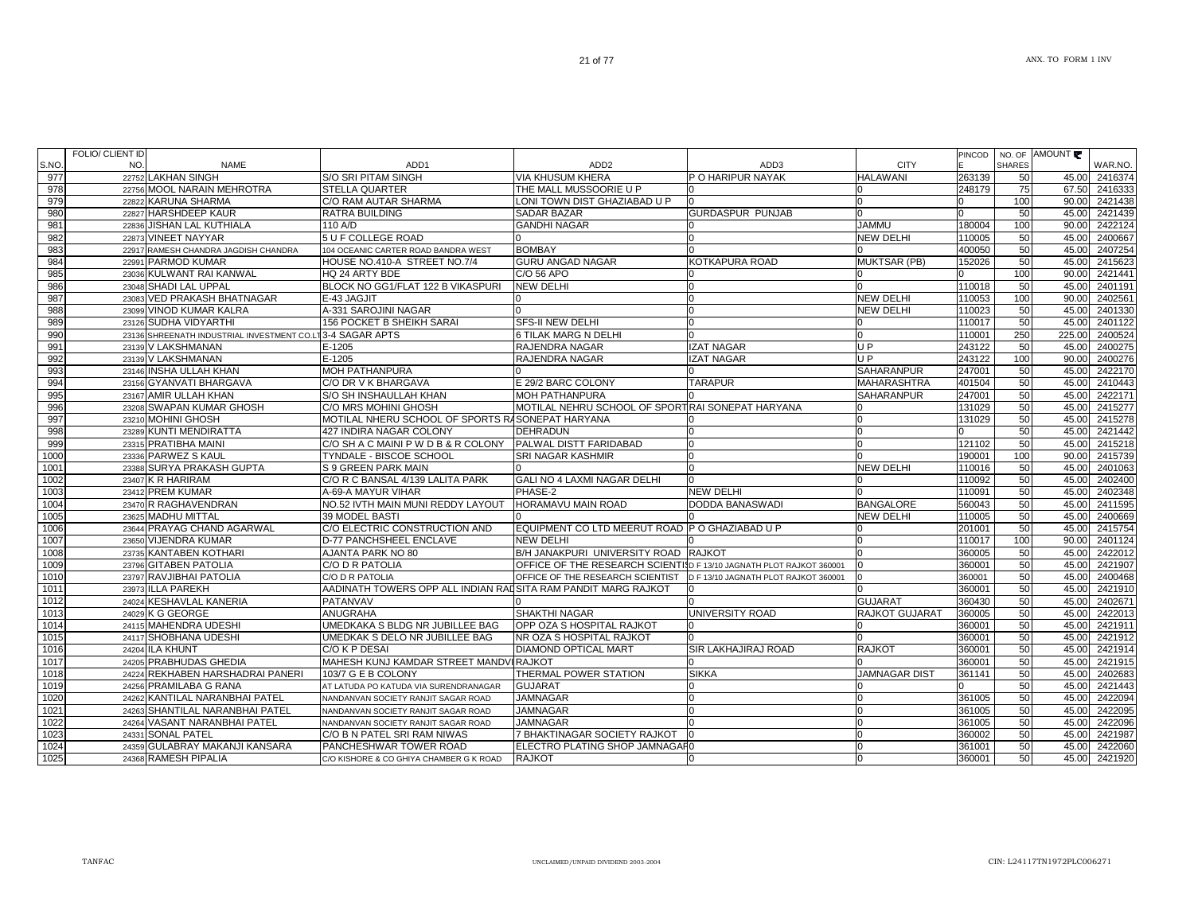| S.NO. | FOLIO/ CLIENT ID NO. | NAME | ADD1 | ADD2 | ADD3 | CITY | PINCODE | NO. OF SHARES | AMOUNT ₹ | WAR.NO. |
|---|---|---|---|---|---|---|---|---|---|---|
| 977 | 22752 | LAKHAN SINGH | S/O SRI PITAM SINGH | VIA KHUSUM KHERA | P O HARIPUR NAYAK | HALAWANI | 263139 | 50 | 45.00 | 2416374 |
| 978 | 22756 | MOOL NARAIN MEHROTRA | STELLA QUARTER | THE MALL MUSSOORIE U P | 0 | 0 | 248179 | 75 | 67.50 | 2416333 |
| 979 | 22822 | KARUNA SHARMA | C/O RAM AUTAR SHARMA | LONI TOWN DIST GHAZIABAD U P | 0 | 0 | 0 | 100 | 90.00 | 2421438 |
| 980 | 22827 | HARSHDEEP KAUR | RATRA BUILDING | SADAR BAZAR | GURDASPUR PUNJAB | 0 | 0 | 50 | 45.00 | 2421439 |
| 981 | 22836 | JISHAN LAL KUTHIALA | 110 A/D | GANDHI NAGAR | 0 | JAMMU | 180004 | 100 | 90.00 | 2422124 |
| 982 | 22873 | VINEET NAYYAR | 5 U F COLLEGE ROAD | 0 | 0 | NEW DELHI | 110005 | 50 | 45.00 | 2400667 |
| 983 | 22917 | RAMESH CHANDRA JAGDISH CHANDRA | 104 OCEANIC CARTER ROAD BANDRA WEST | BOMBAY | 0 | 0 | 400050 | 50 | 45.00 | 2407254 |
| 984 | 22991 | PARMOD KUMAR | HOUSE NO.410-A STREET NO.7/4 | GURU ANGAD NAGAR | KOTKAPURA ROAD | MUKTSAR (PB) | 152026 | 50 | 45.00 | 2415623 |
| 985 | 23036 | KULWANT RAI KANWAL | HQ 24 ARTY BDE | C/O 56 APO | 0 | 0 | 0 | 100 | 90.00 | 2421441 |
| 986 | 23048 | SHADI LAL UPPAL | BLOCK NO GG1/FLAT 122 B VIKASPURI | NEW DELHI | 0 | 0 | 110018 | 50 | 45.00 | 2401191 |
| 987 | 23083 | VED PRAKASH BHATNAGAR | E-43 JAGJIT | 0 | 0 | NEW DELHI | 110053 | 100 | 90.00 | 2402561 |
| 988 | 23099 | VINOD KUMAR KALRA | A-331 SAROJINI NAGAR | 0 | 0 | NEW DELHI | 110023 | 50 | 45.00 | 2401330 |
| 989 | 23126 | SUDHA VIDYARTHI | 156 POCKET B SHEIKH SARAI | SFS-II NEW DELHI | 0 | 0 | 110017 | 50 | 45.00 | 2401122 |
| 990 | 23136 | SHREENATH INDUSTRIAL INVESTMENT CO.LT | 3-4 SAGAR APTS | 6 TILAK MARG N DELHI | 0 | 0 | 110001 | 250 | 225.00 | 2400524 |
| 991 | 23139 | V LAKSHMANAN | E-1205 | RAJENDRA NAGAR | IZAT NAGAR | U P | 243122 | 50 | 45.00 | 2400275 |
| 992 | 23139 | V LAKSHMANAN | E-1205 | RAJENDRA NAGAR | IZAT NAGAR | U P | 243122 | 100 | 90.00 | 2400276 |
| 993 | 23146 | INSHA ULLAH KHAN | MOH PATHANPURA | 0 | 0 | SAHARANPUR | 247001 | 50 | 45.00 | 2422170 |
| 994 | 23156 | GYANVATI BHARGAVA | C/O DR V K BHARGAVA | E 29/2 BARC COLONY | TARAPUR | MAHARASHTRA | 401504 | 50 | 45.00 | 2410443 |
| 995 | 23167 | AMIR ULLAH KHAN | S/O SH INSHAULLAH KHAN | MOH PATHANPURA | 0 | SAHARANPUR | 247001 | 50 | 45.00 | 2422171 |
| 996 | 23208 | SWAPAN KUMAR GHOSH | C/O MRS MOHINI GHOSH | MOTILAL NEHRU SCHOOL OF SPORT | RAI SONEPAT HARYANA | 0 | 131029 | 50 | 45.00 | 2415277 |
| 997 | 23210 | MOHINI GHOSH | MOTILAL NHERU SCHOOL OF SPORTS RA | SONEPAT HARYANA | 0 | 0 | 131029 | 50 | 45.00 | 2415278 |
| 998 | 23289 | KUNTI MENDIRATTA | 427 INDIRA NAGAR COLONY | DEHRADUN | 0 | 0 | 0 | 50 | 45.00 | 2421442 |
| 999 | 23315 | PRATIBHA MAINI | C/O SH A C MAINI P W D B & R COLONY | PALWAL DISTT FARIDABAD | 0 | 0 | 121102 | 50 | 45.00 | 2415218 |
| 1000 | 23336 | PARWEZ S KAUL | TYNDALE - BISCOE SCHOOL | SRI NAGAR KASHMIR | 0 | 0 | 190001 | 100 | 90.00 | 2415739 |
| 1001 | 23388 | SURYA PRAKASH GUPTA | S 9 GREEN PARK MAIN | 0 | 0 | NEW DELHI | 110016 | 50 | 45.00 | 2401063 |
| 1002 | 23407 | K R HARIRAM | C/O R C BANSAL 4/139 LALITA PARK | GALI NO 4 LAXMI NAGAR DELHI | 0 | 0 | 110092 | 50 | 45.00 | 2402400 |
| 1003 | 23412 | PREM KUMAR | A-69-A MAYUR VIHAR | PHASE-2 | NEW DELHI | 0 | 110091 | 50 | 45.00 | 2402348 |
| 1004 | 23470 | R RAGHAVENDRAN | NO.52 IVTH MAIN MUNI REDDY LAYOUT | HORAMAVU MAIN ROAD | DODDA BANASWADI | BANGALORE | 560043 | 50 | 45.00 | 2411595 |
| 1005 | 23625 | MADHU MITTAL | 39 MODEL BASTI | 0 | 0 | NEW DELHI | 110005 | 50 | 45.00 | 2400669 |
| 1006 | 23644 | PRAYAG CHAND AGARWAL | C/O ELECTRIC CONSTRUCTION AND | EQUIPMENT CO LTD MEERUT ROAD | P O GHAZIABAD U P | 0 | 201001 | 50 | 45.00 | 2415754 |
| 1007 | 23650 | VIJENDRA KUMAR | D-77 PANCHSHEEL ENCLAVE | NEW DELHI | 0 | 0 | 110017 | 100 | 90.00 | 2401124 |
| 1008 | 23735 | KANTABEN KOTHARI | AJANTA PARK NO 80 | B/H JANAKPURI UNIVERSITY ROAD | RAJKOT | 0 | 360005 | 50 | 45.00 | 2422012 |
| 1009 | 23796 | GITABEN PATOLIA | C/O D R PATOLIA | OFFICE OF THE RESEARCH SCIENTIS | D F 13/10 JAGNATH PLOT RAJKOT 360001 | 0 | 360001 | 50 | 45.00 | 2421907 |
| 1010 | 23797 | RAVJIBHAI PATOLIA | C/O D R PATOLIA | OFFICE OF THE RESEARCH SCIENTIST | D F 13/10 JAGNATH PLOT RAJKOT 360001 | 0 | 360001 | 50 | 45.00 | 2400468 |
| 1011 | 23973 | ILLA PAREKH | AADINATH TOWERS OPP ALL INDIAN RAD | SITA RAM PANDIT MARG RAJKOT | 0 | 0 | 360001 | 50 | 45.00 | 2421910 |
| 1012 | 24024 | KESHAVLAL KANERIA | PATANVAV | 0 | 0 | GUJARAT | 360430 | 50 | 45.00 | 2402671 |
| 1013 | 24029 | K G GEORGE | ANUGRAHA | SHAKTHI NAGAR | UNIVERSITY ROAD | RAJKOT GUJARAT | 360005 | 50 | 45.00 | 2422013 |
| 1014 | 24115 | MAHENDRA UDESHI | UMEDKAKA S BLDG NR JUBILLEE BAG | OPP OZA S HOSPITAL RAJKOT | 0 | 0 | 360001 | 50 | 45.00 | 2421911 |
| 1015 | 24117 | SHOBHANA UDESHI | UMEDKAK S DELO NR JUBILLEE BAG | NR OZA S HOSPITAL RAJKOT | 0 | 0 | 360001 | 50 | 45.00 | 2421912 |
| 1016 | 24204 | ILA KHUNT | C/O K P DESAI | DIAMOND OPTICAL MART | SIR LAKHAJIRAJ ROAD | RAJKOT | 360001 | 50 | 45.00 | 2421914 |
| 1017 | 24205 | PRABHUDAS GHEDIA | MAHESH KUNJ KAMDAR STREET MANDVI | RAJKOT | 0 | 0 | 360001 | 50 | 45.00 | 2421915 |
| 1018 | 24224 | REKHABEN HARSHADRAI PANERI | 103/7 G E B COLONY | THERMAL POWER STATION | SIKKA | JAMNAGAR DIST | 361141 | 50 | 45.00 | 2402683 |
| 1019 | 24256 | PRAMILABA G RANA | AT LATUDA PO KATUDA VIA SURENDRANAGAR | GUJARAT | 0 | 0 | 0 | 50 | 45.00 | 2421443 |
| 1020 | 24262 | KANTILAL NARANBHAI PATEL | NANDANVAN SOCIETY RANJIT SAGAR ROAD | JAMNAGAR | 0 | 0 | 361005 | 50 | 45.00 | 2422094 |
| 1021 | 24263 | SHANTILAL NARANBHAI PATEL | NANDANVAN SOCIETY RANJIT SAGAR ROAD | JAMNAGAR | 0 | 0 | 361005 | 50 | 45.00 | 2422095 |
| 1022 | 24264 | VASANT NARANBHAI PATEL | NANDANVAN SOCIETY RANJIT SAGAR ROAD | JAMNAGAR | 0 | 0 | 361005 | 50 | 45.00 | 2422096 |
| 1023 | 24331 | SONAL PATEL | C/O B N PATEL SRI RAM NIWAS | 7 BHAKTINAGAR SOCIETY RAJKOT | 0 | 0 | 360002 | 50 | 45.00 | 2421987 |
| 1024 | 24359 | GULABRAY MAKANJI KANSARA | PANCHESHWAR TOWER ROAD | ELECTRO PLATING SHOP JAMNAGAR | 0 | 0 | 361001 | 50 | 45.00 | 2422060 |
| 1025 | 24368 | RAMESH PIPALIA | C/O KISHORE & CO GHIYA CHAMBER G K ROAD | RAJKOT | 0 | 0 | 360001 | 50 | 45.00 | 2421920 |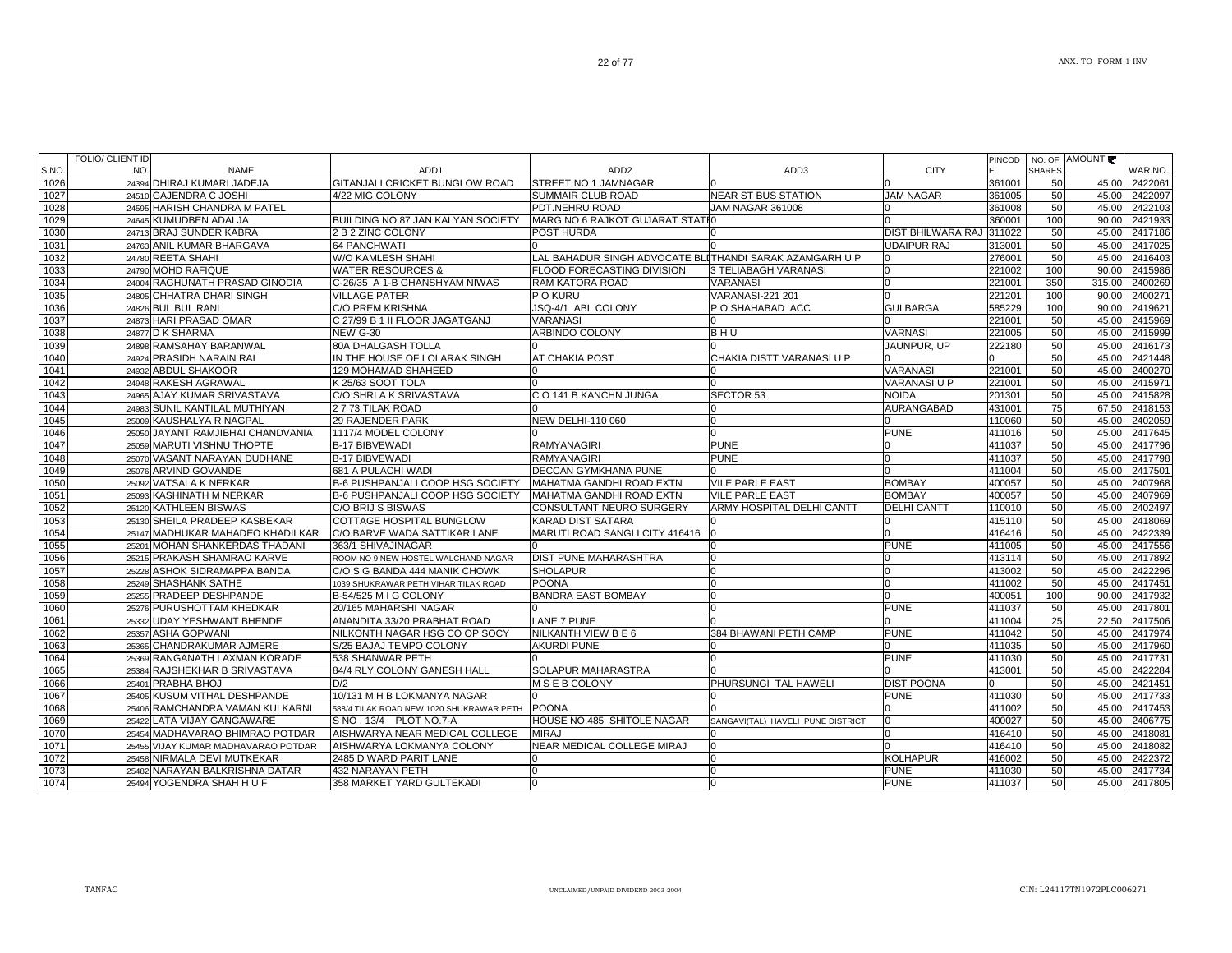| S.NO. | FOLIO/ CLIENT ID NO. | NAME | ADD1 | ADD2 | ADD3 | CITY | PINCODE | NO. OF SHARES | AMOUNT ₹ | WAR.NO. |
|---|---|---|---|---|---|---|---|---|---|---|
| 1026 | 24394 | DHIRAJ KUMARI JADEJA | GITANJALI CRICKET BUNGLOW ROAD | STREET NO 1 JAMNAGAR | 0 | 0 | 361001 | 50 | 45.00 | 2422061 |
| 1027 | 24510 | GAJENDRA C JOSHI | 4/22 MIG COLONY | SUMMAIR CLUB ROAD | NEAR ST BUS STATION | JAM NAGAR | 361005 | 50 | 45.00 | 2422097 |
| 1028 | 24595 | HARISH CHANDRA M PATEL | | PDT.NEHRU ROAD | JAM NAGAR 361008 | 0 | 361008 | 50 | 45.00 | 2422103 |
| 1029 | 24645 | KUMUDBEN ADALJA | BUILDING NO 87 JAN KALYAN SOCIETY | MARG NO 6 RAJKOT GUJARAT STATI | 0 | 0 | 360001 | 100 | 90.00 | 2421933 |
| 1030 | 24713 | BRAJ SUNDER KABRA | 2 B 2 ZINC COLONY | POST HURDA | 0 | DIST BHILWARA RAJ | 311022 | 50 | 45.00 | 2417186 |
| 1031 | 24763 | ANIL KUMAR BHARGAVA | 64 PANCHWATI | 0 | 0 | UDAIPUR RAJ | 313001 | 50 | 45.00 | 2417025 |
| 1032 | 24780 | REETA SHAHI | W/O KAMLESH SHAHI | LAL BAHADUR SINGH ADVOCATE BL | THANDI SARAK AZAMGARH U P | 0 | 276001 | 50 | 45.00 | 2416403 |
| 1033 | 24790 | MOHD RAFIQUE | WATER RESOURCES & | FLOOD FORECASTING DIVISION | 3 TELIABAGH VARANASI | 0 | 221002 | 100 | 90.00 | 2415986 |
| 1034 | 24804 | RAGHUNATH PRASAD GINODIA | C-26/35 A 1-B GHANSHYAM NIWAS | RAM KATORA ROAD | VARANASI | 0 | 221001 | 350 | 315.00 | 2400269 |
| 1035 | 24805 | CHHATRA DHARI SINGH | VILLAGE PATER | P O KURU | VARANASI-221 201 | 0 | 221201 | 100 | 90.00 | 2400271 |
| 1036 | 24826 | BUL BUL RANI | C/O PREM KRISHNA | JSQ-4/1 ABL COLONY | P O SHAHABAD ACC | GULBARGA | 585229 | 100 | 90.00 | 2419621 |
| 1037 | 24873 | HARI PRASAD OMAR | C 27/99 B 1 II FLOOR JAGATGANJ | VARANASI | 0 | 0 | 221001 | 50 | 45.00 | 2415969 |
| 1038 | 24877 | D K SHARMA | NEW G-30 | ARBINDO COLONY | B H U | VARNASI | 221005 | 50 | 45.00 | 2415999 |
| 1039 | 24898 | RAMSAHAY BARANWAL | 80A DHALGASH TOLLA | 0 | 0 | JAUNPUR, UP | 222180 | 50 | 45.00 | 2416173 |
| 1040 | 24924 | PRASIDH NARAIN RAI | IN THE HOUSE OF LOLARAK SINGH | AT CHAKIA POST | CHAKIA DISTT VARANASI U P | 0 | 0 | 50 | 45.00 | 2421448 |
| 1041 | 24932 | ABDUL SHAKOOR | 129 MOHAMAD SHAHEED | 0 | 0 | VARANASI | 221001 | 50 | 45.00 | 2400270 |
| 1042 | 24948 | RAKESH AGRAWAL | K 25/63 SOOT TOLA | 0 | 0 | VARANASI U P | 221001 | 50 | 45.00 | 2415971 |
| 1043 | 24965 | AJAY KUMAR SRIVASTAVA | C/O SHRI A K SRIVASTAVA | C O 141 B KANCHN JUNGA | SECTOR 53 | NOIDA | 201301 | 50 | 45.00 | 2415828 |
| 1044 | 24983 | SUNIL KANTILAL MUTHIYAN | 2 7 73 TILAK ROAD | 0 | 0 | AURANGABAD | 431001 | 75 | 67.50 | 2418153 |
| 1045 | 25009 | KAUSHALYA R NAGPAL | 29 RAJENDER PARK | NEW DELHI-110 060 | 0 | 0 | 110060 | 50 | 45.00 | 2402059 |
| 1046 | 25050 | JAYANT RAMJIBHAI CHANDVANIA | 1117/4 MODEL COLONY | 0 | 0 | PUNE | 411016 | 50 | 45.00 | 2417645 |
| 1047 | 25059 | MARUTI VISHNU THOPTE | B-17 BIBVEWADI | RAMYANAGIRI | PUNE | 0 | 411037 | 50 | 45.00 | 2417796 |
| 1048 | 25070 | VASANT NARAYAN DUDHANE | B-17 BIBVEWADI | RAMYANAGIRI | PUNE | 0 | 411037 | 50 | 45.00 | 2417798 |
| 1049 | 25076 | ARVIND GOVANDE | 681 A PULACHI WADI | DECCAN GYMKHANA PUNE | 0 | 0 | 411004 | 50 | 45.00 | 2417501 |
| 1050 | 25092 | VATSALA K NERKAR | B-6 PUSHPANJALI COOP HSG SOCIETY | MAHATMA GANDHI ROAD EXTN | VILE PARLE EAST | BOMBAY | 400057 | 50 | 45.00 | 2407968 |
| 1051 | 25093 | KASHINATH M NERKAR | B-6 PUSHPANJALI COOP HSG SOCIETY | MAHATMA GANDHI ROAD EXTN | VILE PARLE EAST | BOMBAY | 400057 | 50 | 45.00 | 2407969 |
| 1052 | 25120 | KATHLEEN BISWAS | C/O BRIJ S BISWAS | CONSULTANT NEURO SURGERY | ARMY HOSPITAL DELHI CANTT | DELHI CANTT | 110010 | 50 | 45.00 | 2402497 |
| 1053 | 25130 | SHEILA PRADEEP KASBEKAR | COTTAGE HOSPITAL BUNGLOW | KARAD DIST SATARA | 0 | 0 | 415110 | 50 | 45.00 | 2418069 |
| 1054 | 25147 | MADHUKAR MAHADEO KHADILKAR | C/O BARVE WADA SATTIKAR LANE | MARUTI ROAD SANGLI CITY 416416 | 0 | 0 | 416416 | 50 | 45.00 | 2422339 |
| 1055 | 25201 | MOHAN SHANKERDAS THADANI | 363/1 SHIVAJINAGAR | 0 | 0 | PUNE | 411005 | 50 | 45.00 | 2417556 |
| 1056 | 25215 | PRAKASH SHAMRAO KARVE | ROOM NO 9 NEW HOSTEL WALCHAND NAGAR | DIST PUNE MAHARASHTRA | 0 | 0 | 413114 | 50 | 45.00 | 2417892 |
| 1057 | 25228 | ASHOK SIDRAMAPPA BANDA | C/O S G BANDA 444 MANIK CHOWK | SHOLAPUR | 0 | 0 | 413002 | 50 | 45.00 | 2422296 |
| 1058 | 25249 | SHASHANK SATHE | 1039 SHUKRAWAR PETH VIHAR TILAK ROAD | POONA | 0 | 0 | 411002 | 50 | 45.00 | 2417451 |
| 1059 | 25255 | PRADEEP DESHPANDE | B-54/525 M I G COLONY | BANDRA EAST BOMBAY | 0 | 0 | 400051 | 100 | 90.00 | 2417932 |
| 1060 | 25276 | PURUSHOTTAM KHEDKAR | 20/165 MAHARSHI NAGAR | 0 | 0 | PUNE | 411037 | 50 | 45.00 | 2417801 |
| 1061 | 25332 | UDAY YESHWANT BHENDE | ANANDITA 33/20 PRABHAT ROAD | LANE 7 PUNE | 0 | 0 | 411004 | 25 | 22.50 | 2417506 |
| 1062 | 25357 | ASHA GOPWANI | NILKONTH NAGAR HSG CO OP SOCY | NILKANTH VIEW B E 6 | 384 BHAWANI PETH CAMP | PUNE | 411042 | 50 | 45.00 | 2417974 |
| 1063 | 25365 | CHANDRAKUMAR AJMERE | S/25 BAJAJ TEMPO COLONY | AKURDI PUNE | 0 | 0 | 411035 | 50 | 45.00 | 2417960 |
| 1064 | 25369 | RANGANATH LAXMAN KORADE | 538 SHANWAR PETH | 0 | 0 | PUNE | 411030 | 50 | 45.00 | 2417731 |
| 1065 | 25384 | RAJSHEKHAR B SRIVASTAVA | 84/4 RLY COLONY GANESH HALL | SOLAPUR MAHARASTRA | 0 | 0 | 413001 | 50 | 45.00 | 2422284 |
| 1066 | 25401 | PRABHA BHOJ | D/2 | M S E B COLONY | PHURSUNGI TAL HAWELI | DIST POONA | 0 | 50 | 45.00 | 2421451 |
| 1067 | 25405 | KUSUM VITHAL DESHPANDE | 10/131 M H B LOKMANYA NAGAR | 0 | 0 | PUNE | 411030 | 50 | 45.00 | 2417733 |
| 1068 | 25406 | RAMCHANDRA VAMAN KULKARNI | 588/4 TILAK ROAD NEW 1020 SHUKRAWAR PETH | POONA | 0 | 0 | 411002 | 50 | 45.00 | 2417453 |
| 1069 | 25422 | LATA VIJAY GANGAWARE | S NO . 13/4 PLOT NO.7-A | HOUSE NO.485 SHITOLE NAGAR | SANGAVI(TAL) HAVELI PUNE DISTRICT | 0 | 400027 | 50 | 45.00 | 2406775 |
| 1070 | 25454 | MADHAVARAO BHIMRAO POTDAR | AISHWARYA NEAR MEDICAL COLLEGE | MIRAJ | 0 | 0 | 416410 | 50 | 45.00 | 2418081 |
| 1071 | 25455 | VIJAY KUMAR MADHADEVARAO POTDAR | AISHWARYA LOKMANYA COLONY | NEAR MEDICAL COLLEGE MIRAJ | 0 | 0 | 416410 | 50 | 45.00 | 2418082 |
| 1072 | 25458 | NIRMALA DEVI MUTKEKAR | 2485 D WARD PARIT LANE | 0 | 0 | KOLHAPUR | 416002 | 50 | 45.00 | 2422372 |
| 1073 | 25482 | NARAYAN BALKRISHNA DATAR | 432 NARAYAN PETH | 0 | 0 | PUNE | 411030 | 50 | 45.00 | 2417734 |
| 1074 | 25494 | YOGENDRA SHAH H U F | 358 MARKET YARD GULTEKADI | 0 | 0 | PUNE | 411037 | 50 | 45.00 | 2417805 |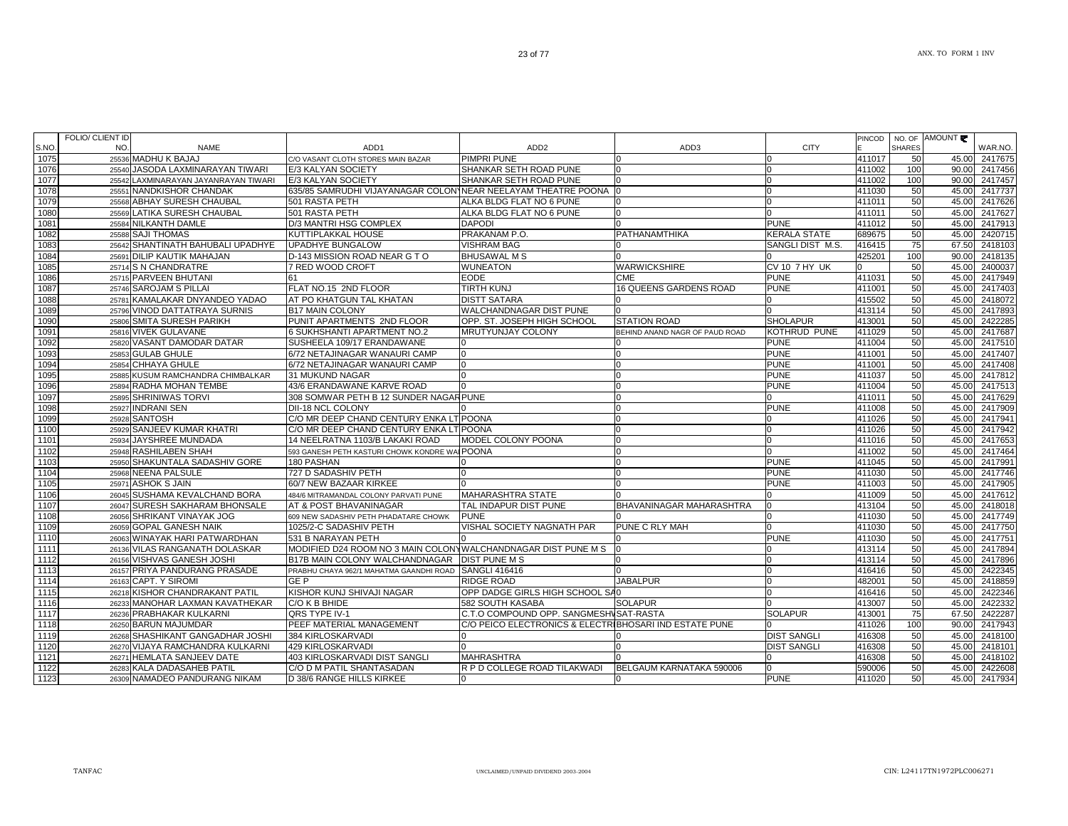| S.NO. | FOLIO/ CLIENT ID NO. | NAME | ADD1 | ADD2 | ADD3 | CITY | PINCODE | NO. OF SHARES | AMOUNT ₹ | WAR.NO. |
|---|---|---|---|---|---|---|---|---|---|---|
| 1075 | 25536 | MADHU K BAJAJ | C/O VASANT CLOTH STORES MAIN BAZAR | PIMPRI PUNE | 0 | 0 | 411017 | 50 | 45.00 | 2417675 |
| 1076 | 25540 | JASODA LAXMINARAYAN TIWARI | E/3 KALYAN SOCIETY | SHANKAR SETH ROAD PUNE | 0 | 0 | 411002 | 100 | 90.00 | 2417456 |
| 1077 | 25542 | LAXMINARAYAN JAYANRAYAN TIWARI | E/3 KALYAN SOCIETY | SHANKAR SETH ROAD PUNE | 0 | 0 | 411002 | 100 | 90.00 | 2417457 |
| 1078 | 25551 | NANDKISHOR CHANDAK | 635/85 SAMRUDHI VIJAYANAGAR COLONY | NEAR NEELAYAM THEATRE POONA | 0 | 0 | 411030 | 50 | 45.00 | 2417737 |
| 1079 | 25568 | ABHAY SURESH CHAUBAL | 501 RASTA PETH | ALKA BLDG FLAT NO 6 PUNE | 0 | 0 | 411011 | 50 | 45.00 | 2417626 |
| 1080 | 25569 | LATIKA SURESH CHAUBAL | 501 RASTA PETH | ALKA BLDG FLAT NO 6 PUNE | 0 | 0 | 411011 | 50 | 45.00 | 2417627 |
| 1081 | 25584 | NILKANTH DAMLE | D/3 MANTRI HSG COMPLEX | DAPODI | 0 | PUNE | 411012 | 50 | 45.00 | 2417913 |
| 1082 | 25588 | SAJI THOMAS | KUTTIPLAKKAL HOUSE | PRAKANAM P.O. | PATHANAMTHIKA | KERALA STATE | 689675 | 50 | 45.00 | 2420715 |
| 1083 | 25642 | SHANTINATH BAHUBALI UPADHYE | UPADHYE BUNGALOW | VISHRAM BAG | 0 | SANGLI DIST M.S. | 416415 | 75 | 67.50 | 2418103 |
| 1084 | 25691 | DILIP KAUTIK MAHAJAN | D-143 MISSION ROAD NEAR G T O | BHUSAWAL M S | 0 | 0 | 425201 | 100 | 90.00 | 2418135 |
| 1085 | 25714 | S N CHANDRATRE | 7 RED WOOD CROFT | WUNEATON | WARWICKSHIRE | CV 10 7 HY UK | 0 | 50 | 45.00 | 2400037 |
| 1086 | 25715 | PARVEEN BHUTANI | 61 | EODE | CME | PUNE | 411031 | 50 | 45.00 | 2417949 |
| 1087 | 25746 | SAROJAM S PILLAI | FLAT NO.15 2ND FLOOR | TIRTH KUNJ | 16 QUEENS GARDENS ROAD | PUNE | 411001 | 50 | 45.00 | 2417403 |
| 1088 | 25781 | KAMALAKAR DNYANDEO YADAO | AT PO KHATGUN TAL KHATAN | DISTT SATARA | 0 | 0 | 415502 | 50 | 45.00 | 2418072 |
| 1089 | 25796 | VINOD DATTATRAYA SURNIS | B17 MAIN COLONY | WALCHANDNAGAR DIST PUNE | 0 | 0 | 413114 | 50 | 45.00 | 2417893 |
| 1090 | 25806 | SMITA SURESH PARIKH | PUNIT APARTMENTS 2ND FLOOR | OPP. ST. JOSEPH HIGH SCHOOL | STATION ROAD | SHOLAPUR | 413001 | 50 | 45.00 | 2422285 |
| 1091 | 25816 | VIVEK GULAVANE | 6 SUKHSHANTI APARTMENT NO.2 | MRUTYUNJAY COLONY | BEHIND ANAND NAGR OF PAUD ROAD | KOTHRUD PUNE | 411029 | 50 | 45.00 | 2417687 |
| 1092 | 25820 | VASANT DAMODAR DATAR | SUSHEELA 109/17 ERANDAWANE | 0 | 0 | PUNE | 411004 | 50 | 45.00 | 2417510 |
| 1093 | 25853 | GULAB GHULE | 6/72 NETAJINAGAR WANAURI CAMP | 0 | 0 | PUNE | 411001 | 50 | 45.00 | 2417407 |
| 1094 | 25854 | CHHAYA GHULE | 6/72 NETAJINAGAR WANAURI CAMP | 0 | 0 | PUNE | 411001 | 50 | 45.00 | 2417408 |
| 1095 | 25885 | KUSUM RAMCHANDRA CHIMBALKAR | 31 MUKUND NAGAR | 0 | 0 | PUNE | 411037 | 50 | 45.00 | 2417812 |
| 1096 | 25894 | RADHA MOHAN TEMBE | 43/6 ERANDAWANE KARVE ROAD | 0 | 0 | PUNE | 411004 | 50 | 45.00 | 2417513 |
| 1097 | 25895 | SHRINIWAS TORVI | 308 SOMWAR PETH B 12 SUNDER NAGAR | PUNE | 0 | 0 | 411011 | 50 | 45.00 | 2417629 |
| 1098 | 25927 | INDRANI SEN | DII-18 NCL COLONY | 0 | 0 | PUNE | 411008 | 50 | 45.00 | 2417909 |
| 1099 | 25928 | SANTOSH | C/O MR DEEP CHAND CENTURY ENKA LT | POONA | 0 | 0 | 411026 | 50 | 45.00 | 2417941 |
| 1100 | 25929 | SANJEEV KUMAR KHATRI | C/O MR DEEP CHAND CENTURY ENKA LT | POONA | 0 | 0 | 411026 | 50 | 45.00 | 2417942 |
| 1101 | 25934 | JAYSHREE MUNDADA | 14 NEELRATNA 1103/B LAKAKI ROAD | MODEL COLONY POONA | 0 | 0 | 411016 | 50 | 45.00 | 2417653 |
| 1102 | 25948 | RASHILABEN SHAH | 593 GANESH PETH KASTURI CHOWK KONDRE WA | POONA | 0 | 0 | 411002 | 50 | 45.00 | 2417464 |
| 1103 | 25950 | SHAKUNTALA SADASHIV GORE | 180 PASHAN | 0 | 0 | PUNE | 411045 | 50 | 45.00 | 2417991 |
| 1104 | 25968 | NEENA PALSULE | 727 D SADASHIV PETH | 0 | 0 | PUNE | 411030 | 50 | 45.00 | 2417746 |
| 1105 | 25971 | ASHOK S JAIN | 60/7 NEW BAZAAR KIRKEE | 0 | 0 | PUNE | 411003 | 50 | 45.00 | 2417905 |
| 1106 | 26045 | SUSHAMA KEVALCHAND BORA | 484/6 MITRAMANDAL COLONY PARVATI PUNE | MAHARASHTRA STATE | 0 | 0 | 411009 | 50 | 45.00 | 2417612 |
| 1107 | 26047 | SURESH SAKHARAM BHONSALE | AT & POST BHAVANINAGAR | TAL INDAPUR DIST PUNE | BHAVANINAGAR MAHARASHTRA | 0 | 413104 | 50 | 45.00 | 2418018 |
| 1108 | 26056 | SHRIKANT VINAYAK JOG | 609 NEW SADASHIV PETH PHADATARE CHOWK | PUNE | 0 | 0 | 411030 | 50 | 45.00 | 2417749 |
| 1109 | 26059 | GOPAL GANESH NAIK | 1025/2-C SADASHIV PETH | VISHAL SOCIETY NAGNATH PAR | PUNE C RLY MAH | 0 | 411030 | 50 | 45.00 | 2417750 |
| 1110 | 26063 | WINAYAK HARI PATWARDHAN | 531 B NARAYAN PETH | 0 | 0 | PUNE | 411030 | 50 | 45.00 | 2417751 |
| 1111 | 26136 | VILAS RANGANATH DOLASKAR | MODIFIED D24 ROOM NO 3 MAIN COLONY | WALCHANDNAGAR DIST PUNE M S | 0 | 0 | 413114 | 50 | 45.00 | 2417894 |
| 1112 | 26156 | VISHVAS GANESH JOSHI | B17B MAIN COLONY WALCHANDNAGAR | DIST PUNE M S | 0 | 0 | 413114 | 50 | 45.00 | 2417896 |
| 1113 | 26157 | PRIYA PANDURANG PRASADE | PRABHU CHAYA 962/1 MAHATMA GANDHI ROAD | SANGLI 416416 | 0 | 0 | 416416 | 50 | 45.00 | 2422345 |
| 1114 | 26163 | CAPT. Y SIROMI | GE P | RIDGE ROAD | JABALPUR | 0 | 482001 | 50 | 45.00 | 2418859 |
| 1115 | 26218 | KISHOR CHANDRAKANT PATIL | KISHOR KUNJ SHIVAJI NAGAR | OPP DADGE GIRLS HIGH SCHOOL SA | 0 | 0 | 416416 | 50 | 45.00 | 2422346 |
| 1116 | 26233 | MANOHAR LAXMAN KAVATHEKAR | C/O K B BHIDE | 582 SOUTH KASABA | SOLAPUR | 0 | 413007 | 50 | 45.00 | 2422332 |
| 1117 | 26236 | PRABHAKAR KULKARNI | QRS TYPE IV-1 | C.T.O COMPOUND OPP. SANGMESHW | SAT-RASTA | SOLAPUR | 413001 | 75 | 67.50 | 2422287 |
| 1118 | 26250 | BARUN MAJUMDAR | PEEF MATERIAL MANAGEMENT | C/O PEICO ELECTRONICS & ELECTRI | BHOSARI IND ESTATE PUNE | 0 | 411026 | 100 | 90.00 | 2417943 |
| 1119 | 26268 | SHASHIKANT GANGADHAR JOSHI | 384 KIRLOSKARVADI | 0 | 0 | DIST SANGLI | 416308 | 50 | 45.00 | 2418100 |
| 1120 | 26270 | VIJAYA RAMCHANDRA KULKARNI | 429 KIRLOSKARVADI | 0 | 0 | DIST SANGLI | 416308 | 50 | 45.00 | 2418101 |
| 1121 | 26271 | HEMLATA SANJEEV DATE | 403 KIRLOSKARVADI DIST SANGLI | MAHRASHTRA | 0 | 0 | 416308 | 50 | 45.00 | 2418102 |
| 1122 | 26283 | KALA DADASAHEB PATIL | C/O D M PATIL SHANTASADAN | R P D COLLEGE ROAD TILAKWADI | BELGAUM KARNATAKA 590006 | 0 | 590006 | 50 | 45.00 | 2422608 |
| 1123 | 26309 | NAMADEO PANDURANG NIKAM | D 38/6 RANGE HILLS KIRKEE | 0 | 0 | PUNE | 411020 | 50 | 45.00 | 2417934 |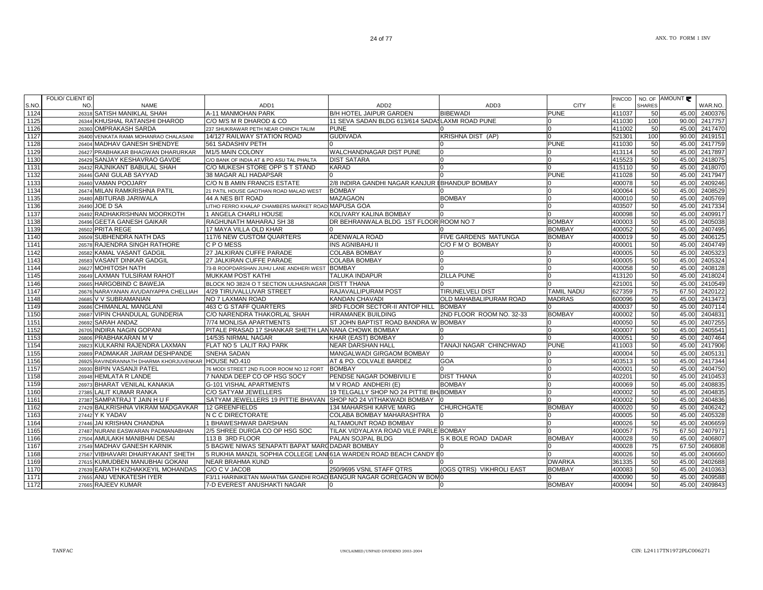| S.NO. | FOLIO/ CLIENT ID NO. | NAME | ADD1 | ADD2 | ADD3 | CITY | PINCODE | NO. OF SHARES | AMOUNT ₹ | WAR.NO. |
|---|---|---|---|---|---|---|---|---|---|---|
| 1124 | 26318 | SATISH MANIKLAL SHAH | A-11 MANMOHAN PARK | B/H HOTEL JAIPUR GARDEN | BIBEWADI | PUNE | 411037 | 50 | 45.00 | 2400376 |
| 1125 | 26344 | KHUSHAL RATANSHI DHAROD | C/O M/S M R DHAROD & CO | 11 SEVA SADAN BLDG 613/614 SADAS | LAXMI ROAD PUNE | 0 | 411030 | 100 | 90.00 | 2417757 |
| 1126 | 26360 | OMPRAKASH SARDA | 237 SHUKRAWAR PETH NEAR CHINCH TALIM | PUNE | 0 | 0 | 411002 | 50 | 45.00 | 2417470 |
| 1127 | 26400 | VENKATA RAMA MOHANRAO CHALASANI | 14/127 RAILWAY STATION ROAD | GUDIVADA | KRISHNA DIST (AP) | 0 | 521301 | 100 | 90.00 | 2419151 |
| 1128 | 26404 | MADHAV GANESH SHENDYE | 561 SADASHIV PETH | 0 | 0 | PUNE | 411030 | 50 | 45.00 | 2417759 |
| 1129 | 26427 | PRABHAKAR BHAGWAN DHARURKAR | M1/5 MAIN COLONY | WALCHANDNAGAR DIST PUNE | 0 | 0 | 413114 | 50 | 45.00 | 2417897 |
| 1130 | 26429 | SANJAY KESHAVRAO GAVDE | C/O BANK OF INDIA AT & PO ASU TAL PHALTA | DIST SATARA | 0 | 0 | 415523 | 50 | 45.00 | 2418075 |
| 1131 | 26432 | RAJNIKANT BABULAL SHAH | C/O MUKESH STORE OPP S T STAND | KARAD | 0 | 0 | 415110 | 50 | 45.00 | 2418070 |
| 1132 | 26446 | GANI GULAB SAYYAD | 38 MAGAR ALI HADAPSAR | 0 | 0 | PUNE | 411028 | 50 | 45.00 | 2417947 |
| 1133 | 26460 | VAMAN POOJARY | C/O N B AMIN FRANCIS ESTATE | 2/8 INDIRA GANDHI NAGAR KANJUR E | BHANDUP BOMBAY | 0 | 400078 | 50 | 45.00 | 2409246 |
| 1134 | 26474 | MILAN RAMKRISHNA PATIL | 21 PATIL HOUSE GAOTHAN ROAD MALAD WEST | BOMBAY | 0 | 0 | 400064 | 50 | 45.00 | 2408529 |
| 1135 | 26480 | ABITURAB JARIWALA | 44 A NES BIT ROAD | MAZAGAON | BOMBAY | 0 | 400010 | 50 | 45.00 | 2405769 |
| 1136 | 26490 | JOE D SA | LITHO FERRO KHALAP CHAMBERS MARKET ROAD | MAPUSA GOA | 0 | 0 | 403507 | 50 | 45.00 | 2417334 |
| 1137 | 26492 | RADHAKRISHNAN MOORKOTH | 1 ANGELA CHARLI HOUSE | KOLIVARY KALINA BOMBAY | 0 | 0 | 400098 | 50 | 45.00 | 2409917 |
| 1138 | 26496 | GEETA GANESH GAIKAR | RAGHUNATH MAHARAJ SH 38 | DR BEHRANWALA BLDG 1ST FLOOR | ROOM NO 7 | BOMBAY | 400003 | 50 | 45.00 | 2405038 |
| 1139 | 26502 | PRITA REGE | 17 MAYA VILLA OLD KHAR | 0 | 0 | BOMBAY | 400052 | 50 | 45.00 | 2407495 |
| 1140 | 26509 | SUBHENDRA NATH DAS | 117/6 NEW CUSTOM QUARTERS | ADENWALA ROAD | FIVE GARDENS MATUNGA | BOMBAY | 400019 | 50 | 45.00 | 2406125 |
| 1141 | 26578 | RAJENDRA SINGH RATHORE | C P O MESS | INS AGNIBAHU II | C/O F M O BOMBAY | 0 | 400001 | 50 | 45.00 | 2404749 |
| 1142 | 26582 | KAMAL VASANT GADGIL | 27 JALKIRAN CUFFE PARADE | COLABA BOMBAY | 0 | 0 | 400005 | 50 | 45.00 | 2405323 |
| 1143 | 26583 | VASANT DINKAR GADGIL | 27 JALKIRAN CUFFE PARADE | COLABA BOMBAY | 0 | 0 | 400005 | 50 | 45.00 | 2405324 |
| 1144 | 26627 | MOHITOSH NATH | 73-B ROOPDARSHAN JUHU LANE ANDHERI WEST | BOMBAY | 0 | 0 | 400058 | 50 | 45.00 | 2408128 |
| 1145 | 26649 | LAXMAN TULSIRAM RAHOT | MUKKAM POST KATHI | TALUKA INDAPUR | ZILLA PUNE | 0 | 413120 | 50 | 45.00 | 2418024 |
| 1146 | 26665 | HARGOBIND C BAWEJA | BLOCK NO 382/4 O T SECTION ULHASNAGAR | DISTT THANA | 0 | 0 | 421001 | 50 | 45.00 | 2410549 |
| 1147 | 26676 | NARAYANAN AVUDAIYAPPA CHELLIAH | 4/29 TIRUVALLUVAR STREET | RAJAVALLIPURAM POST | TIRUNELVELI DIST | TAMIL NADU | 627359 | 75 | 67.50 | 2420122 |
| 1148 | 26685 | V V SUBRAMANIAN | NO 7 LAXMAN ROAD | KANDAN CHAVADI | OLD MAHABALIPURAM ROAD | MADRAS | 600096 | 50 | 45.00 | 2413473 |
| 1149 | 26686 | CHIMANLAL MANGLANI | 463 C G STAFF QUARTERS | 3RD FLOOR SECTOR-II ANTOP HILL | BOMBAY | 0 | 400037 | 50 | 45.00 | 2407114 |
| 1150 | 26687 | VIPIN CHANDULAL GUNDERIA | C/O NARENDRA THAKORLAL SHAH | HIRAMANEK BUILDING | 2ND FLOOR ROOM NO. 32-33 | BOMBAY | 400002 | 50 | 45.00 | 2404831 |
| 1151 | 26692 | SARAH ANDAZ | 7/74 MONLISA APARTMENTS | ST JOHN BAPTIST ROAD BANDRA W | BOMBAY | 0 | 400050 | 50 | 45.00 | 2407255 |
| 1152 | 26705 | INDIRA NAGIN GOPANI | PITALE PRASAD 17 SHANKAR SHETH LAN | NANA CHOWK BOMBAY | 0 | 0 | 400007 | 50 | 45.00 | 2405541 |
| 1153 | 26806 | PRABHAKARAN M V | 14/535 NIRMAL NAGAR | KHAR (EAST) BOMBAY | 0 | 0 | 400051 | 50 | 45.00 | 2407464 |
| 1154 | 26823 | KULKARNI RAJENDRA LAXMAN | FLAT NO 5 LALIT RAJ PARK | NEAR DARSHAN HALL | TANAJI NAGAR CHINCHWAD | PUNE | 411003 | 50 | 45.00 | 2417906 |
| 1155 | 26869 | PADMAKAR JAIRAM DESHPANDE | SNEHA SADAN | MANGALWADI GIRGAOM BOMBAY | 0 | 0 | 400004 | 50 | 45.00 | 2405131 |
| 1156 | 26925 | RAVINDRANNATH DHARMA KHORJUVENKAR | HOUSE NO.410 | AT & PO. COLVALE BARDEZ | GOA | 0 | 403513 | 50 | 45.00 | 2417344 |
| 1157 | 26930 | BIPIN VASANJI PATEL | 76 MODI STREET 2ND FLOOR ROOM NO 12 FORT | BOMBAY | 0 | 0 | 400001 | 50 | 45.00 | 2404750 |
| 1158 | 26948 | HEMLATA R LANDE | 7 NANDA DEEP CO OP HSG SOCY | PENDSE NAGAR DOMBIVILI E | DIST THANA | 0 | 402201 | 50 | 45.00 | 2410453 |
| 1159 | 26973 | BHARAT VENILAL KANAKIA | G-101 VISHAL APARTMENTS | M V ROAD ANDHERI (E) | BOMBAY | 0 | 400069 | 50 | 45.00 | 2408835 |
| 1160 | 27385 | LALIT KUMAR RANKA | C/O SATYAM JEWELLERS | 19 TELGALLY SHOP NO 24 PITTIE BH | BOMBAY | 0 | 400002 | 50 | 45.00 | 2404835 |
| 1161 | 27387 | SAMPATRAJ T JAIN H U F | SATYAM JEWELLERS 19 PITTIE BHAVAN | SHOP NO 24 VITHAKWADI BOMBAY | 0 | 0 | 400002 | 50 | 45.00 | 2404836 |
| 1162 | 27429 | BALKRISHNA VIKRAM MADGAVKAR | 12 GREENFIELDS | 134 MAHARSHI KARVE MARG | CHURCHGATE | BOMBAY | 400020 | 50 | 45.00 | 2406242 |
| 1163 | 27442 | Y K YADAV | N C C DIRECTORATE | COLABA BOMBAY MAHARASHTRA | 0 | 0 | 400005 | 50 | 45.00 | 2405328 |
| 1164 | 27446 | JAI KRISHAN CHANDNA | 1 BHAWESHWAR DARSHAN | ALTAMOUNT ROAD BOMBAY | 0 | 0 | 400026 | 50 | 45.00 | 2406659 |
| 1165 | 27487 | NURANI EASWARAN PADMANABHAN | 2/5 SHREE DURGA CO OP HSG SOC | TILAK VIDYALAYA ROAD VILE PARLE | BOMBAY | 0 | 400057 | 75 | 67.50 | 2407971 |
| 1166 | 27504 | AMULAKH MANIBHAI DESAI | 113 B 3RD FLOOR | PALAN SOJPAL BLDG | S K BOLE ROAD DADAR | BOMBAY | 400028 | 50 | 45.00 | 2406807 |
| 1167 | 27549 | MADHAV GANESH KARNIK | 5 BAGWE NIWAS SENAPATI BAPAT MARG | DADAR BOMBAY | 0 | 0 | 400028 | 75 | 67.50 | 2406808 |
| 1168 | 27567 | VIBHAVARI DHAIRYAKANT SHETH | 5 RUKHIA MANZIL SOPHIA COLLEGE LANE | 61A WARDEN ROAD BEACH CANDY B | 0 | 0 | 400026 | 50 | 45.00 | 2406660 |
| 1169 | 27615 | KUMUDBEN MANUBHAI GOKANI | NEAR BRAHMA KUND | 0 | 0 | DWARKA | 361335 | 50 | 45.00 | 2402688 |
| 1170 | 27639 | EARATH KIZHAKKEYIL MOHANDAS | C/O C V JACOB | 250/9695 VSNL STAFF QTRS | (OGS QTRS) VIKHROLI EAST | BOMBAY | 400083 | 50 | 45.00 | 2410363 |
| 1171 | 27655 | ANU VENKATESH IYER | F3/11 HARINIKETAN MAHATMA GANDHI ROAD | BANGUR NAGAR GOREGAON W BOM | 0 | 0 | 400090 | 50 | 45.00 | 2409588 |
| 1172 | 27665 | RAJEEV KUMAR | 7-D EVEREST ANUSHAKTI NAGAR | 0 | 0 | BOMBAY | 400094 | 50 | 45.00 | 2409843 |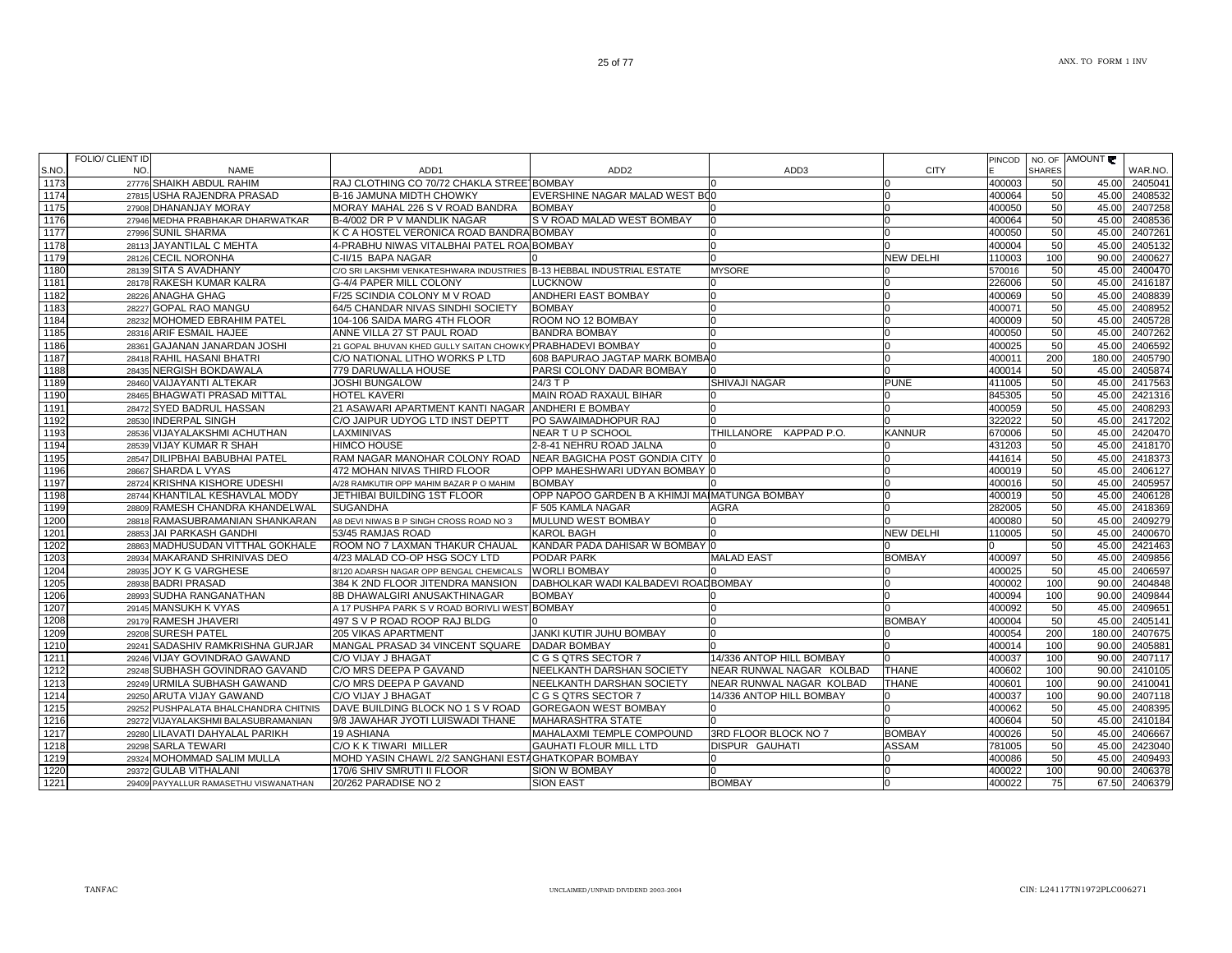| S.NO. | FOLIO/ CLIENT ID NO. | NAME | ADD1 | ADD2 | ADD3 | CITY | PINCODE | NO. OF SHARES | AMOUNT ₹ | WAR.NO. |
|---|---|---|---|---|---|---|---|---|---|---|
| 1173 | 27776 | SHAIKH ABDUL RAHIM | RAJ CLOTHING CO 70/72 CHAKLA STREET | BOMBAY | 0 | 0 | 400003 | 50 | 45.00 | 2405041 |
| 1174 | 27815 | USHA RAJENDRA PRASAD | B-16 JAMUNA MIDTH CHOWKY | EVERSHINE NAGAR MALAD WEST BO | 0 | 0 | 400064 | 50 | 45.00 | 2408532 |
| 1175 | 27908 | DHANANJAY MORAY | MORAY MAHAL 226 S V ROAD BANDRA | BOMBAY | 0 | 0 | 400050 | 50 | 45.00 | 2407258 |
| 1176 | 27946 | MEDHA PRABHAKAR DHARWATKAR | B-4/002 DR P V MANDLIK NAGAR | S V ROAD MALAD WEST BOMBAY | 0 | 0 | 400064 | 50 | 45.00 | 2408536 |
| 1177 | 27996 | SUNIL SHARMA | K C A HOSTEL VERONICA ROAD BANDRA | BOMBAY | 0 | 0 | 400050 | 50 | 45.00 | 2407261 |
| 1178 | 28113 | JAYANTILAL C MEHTA | 4-PRABHU NIWAS VITALBHAI PATEL ROA | BOMBAY | 0 | 0 | 400004 | 50 | 45.00 | 2405132 |
| 1179 | 28126 | CECIL NORONHA | C-II/15 BAPA NAGAR | 0 | 0 | NEW DELHI | 110003 | 100 | 90.00 | 2400627 |
| 1180 | 28139 | SITA S AVADHANY | C/O SRI LAKSHMI VENKATESHWARA INDUSTRIES | B-13 HEBBAL INDUSTRIAL ESTATE | MYSORE | 0 | 570016 | 50 | 45.00 | 2400470 |
| 1181 | 28178 | RAKESH KUMAR KALRA | G-4/4 PAPER MILL COLONY | LUCKNOW | 0 | 0 | 226006 | 50 | 45.00 | 2416187 |
| 1182 | 28226 | ANAGHA GHAG | F/25 SCINDIA COLONY M V ROAD | ANDHERI EAST BOMBAY | 0 | 0 | 400069 | 50 | 45.00 | 2408839 |
| 1183 | 28227 | GOPAL RAO MANGU | 64/5 CHANDAR NIVAS SINDHI SOCIETY | BOMBAY | 0 | 0 | 400071 | 50 | 45.00 | 2408952 |
| 1184 | 28232 | MOHOMED EBRAHIM PATEL | 104-106 SAIDA MARG 4TH FLOOR | ROOM NO 12 BOMBAY | 0 | 0 | 400009 | 50 | 45.00 | 2405728 |
| 1185 | 28316 | ARIF ESMAIL HAJEE | ANNE VILLA 27 ST PAUL ROAD | BANDRA BOMBAY | 0 | 0 | 400050 | 50 | 45.00 | 2407262 |
| 1186 | 28361 | GAJANAN JANARDAN JOSHI | 21 GOPAL BHUVAN KHED GULLY SAITAN CHOWKY | PRABHADEVI BOMBAY | 0 | 0 | 400025 | 50 | 45.00 | 2406592 |
| 1187 | 28418 | RAHIL HASANI BHATRI | C/O NATIONAL LITHO WORKS P LTD | 608 BAPURAO JAGTAP MARK BOMBA | 0 | 0 | 400011 | 200 | 180.00 | 2405790 |
| 1188 | 28435 | NERGISH BOKDAWALA | 779 DARUWALLA HOUSE | PARSI COLONY DADAR BOMBAY | 0 | 0 | 400014 | 50 | 45.00 | 2405874 |
| 1189 | 28460 | VAIJAYANTI ALTEKAR | JOSHI BUNGALOW | 24/3 T P | SHIVAJI NAGAR | PUNE | 411005 | 50 | 45.00 | 2417563 |
| 1190 | 28465 | BHAGWATI PRASAD MITTAL | HOTEL KAVERI | MAIN ROAD RAXAUL BIHAR | 0 | 0 | 845305 | 50 | 45.00 | 2421316 |
| 1191 | 28472 | SYED BADRUL HASSAN | 21 ASAWARI APARTMENT KANTI NAGAR | ANDHERI E BOMBAY | 0 | 0 | 400059 | 50 | 45.00 | 2408293 |
| 1192 | 28530 | INDERPAL SINGH | C/O JAIPUR UDYOG LTD INST DEPTT | PO SAWAIMADHOPUR RAJ | 0 | 0 | 322022 | 50 | 45.00 | 2417202 |
| 1193 | 28536 | VIJAYALAKSHMI ACHUTHAN | LAXMINIVAS | NEAR T U P SCHOOL | THILLANORE KAPPAD P.O. | KANNUR | 670006 | 50 | 45.00 | 2420470 |
| 1194 | 28539 | VIJAY KUMAR R SHAH | HIMCO HOUSE | 2-8-41 NEHRU ROAD JALNA | 0 | 0 | 431203 | 50 | 45.00 | 2418170 |
| 1195 | 28547 | DILIPBHAI BABUBHAI PATEL | RAM NAGAR MANOHAR COLONY ROAD | NEAR BAGICHA POST GONDIA CITY | 0 | 0 | 441614 | 50 | 45.00 | 2418373 |
| 1196 | 28667 | SHARDA L VYAS | 472 MOHAN NIVAS THIRD FLOOR | OPP MAHESHWARI UDYAN BOMBAY | 0 | 0 | 400019 | 50 | 45.00 | 2406127 |
| 1197 | 28724 | KRISHNA KISHORE UDESHI | A/28 RAMKUTIR OPP MAHIM BAZAR P O MAHIM | BOMBAY | 0 | 0 | 400016 | 50 | 45.00 | 2405957 |
| 1198 | 28744 | KHANTILAL KESHAVLAL MODY | JETHIBAI BUILDING 1ST FLOOR | OPP NAPOO GARDEN B A KHIMJI MA | MATUNGA BOMBAY | 0 | 400019 | 50 | 45.00 | 2406128 |
| 1199 | 28809 | RAMESH CHANDRA KHANDELWAL | SUGANDHA | F 505 KAMLA NAGAR | AGRA | 0 | 282005 | 50 | 45.00 | 2418369 |
| 1200 | 28818 | RAMASUBRAMANIAN SHANKARAN | A8 DEVI NIWAS B P SINGH CROSS ROAD NO 3 | MULUND WEST BOMBAY | 0 | 0 | 400080 | 50 | 45.00 | 2409279 |
| 1201 | 28853 | JAI PARKASH GANDHI | 53/45 RAMJAS ROAD | KAROL BAGH | 0 | NEW DELHI | 110005 | 50 | 45.00 | 2400670 |
| 1202 | 28863 | MADHUSUDAN VITTHAL GOKHALE | ROOM NO 7 LAXMAN THAKUR CHAUAL | KANDAR PADA DAHISAR W BOMBAY | 0 | 0 | 0 | 50 | 45.00 | 2421463 |
| 1203 | 28934 | MAKARAND SHRINIVAS DEO | 4/23 MALAD CO-OP HSG SOCY LTD | PODAR PARK | MALAD EAST | BOMBAY | 400097 | 50 | 45.00 | 2409856 |
| 1204 | 28935 | JOY K G VARGHESE | 8/120 ADARSH NAGAR OPP BENGAL CHEMICALS | WORLI BOMBAY | 0 | 0 | 400025 | 50 | 45.00 | 2406597 |
| 1205 | 28938 | BADRI PRASAD | 384 K 2ND FLOOR JITENDRA MANSION | DABHOLKAR WADI KALBADEVI ROAD | BOMBAY | 0 | 400002 | 100 | 90.00 | 2404848 |
| 1206 | 28993 | SUDHA RANGANATHAN | 8B DHAWALGIRI ANUSAKTHINAGAR | BOMBAY | 0 | 0 | 400094 | 100 | 90.00 | 2409844 |
| 1207 | 29145 | MANSUKH K VYAS | A 17 PUSHPA PARK S V ROAD BORIVLI WEST | BOMBAY | 0 | 0 | 400092 | 50 | 45.00 | 2409651 |
| 1208 | 29179 | RAMESH JHAVERI | 497 S V P ROAD ROOP RAJ BLDG | 0 | 0 | BOMBAY | 400004 | 50 | 45.00 | 2405141 |
| 1209 | 29208 | SURESH PATEL | 205 VIKAS APARTMENT | JANKI KUTIR JUHU BOMBAY | 0 | 0 | 400054 | 200 | 180.00 | 2407675 |
| 1210 | 29241 | SADASHIV RAMKRISHNA GURJAR | MANGAL PRASAD 34 VINCENT SQUARE | DADAR BOMBAY | 0 | 0 | 400014 | 100 | 90.00 | 2405881 |
| 1211 | 29246 | VIJAY GOVINDRAO GAWAND | C/O VIJAY J BHAGAT | C G S QTRS SECTOR 7 | 14/336 ANTOP HILL BOMBAY | 0 | 400037 | 100 | 90.00 | 2407117 |
| 1212 | 29248 | SUBHASH GOVINDRAO GAVAND | C/O MRS DEEPA P GAVAND | NEELKANTH DARSHAN SOCIETY | NEAR RUNWAL NAGAR KOLBAD | THANE | 400602 | 100 | 90.00 | 2410105 |
| 1213 | 29249 | URMILA SUBHASH GAVAND | C/O MRS DEEPA P GAVAND | NEELKANTH DARSHAN SOCIETY | NEAR RUNWAL NAGAR KOLBAD | THANE | 400601 | 100 | 90.00 | 2410041 |
| 1214 | 29250 | ARUTA VIJAY GAWAND | C/O VIJAY J BHAGAT | C G S QTRS SECTOR 7 | 14/336 ANTOP HILL BOMBAY | 0 | 400037 | 100 | 90.00 | 2407118 |
| 1215 | 29252 | PUSHPALATA BHALCHANDRA CHITNIS | DAVE BUILDING BLOCK NO 1 S V ROAD | GOREGAON WEST BOMBAY | 0 | 0 | 400062 | 50 | 45.00 | 2408395 |
| 1216 | 29272 | VIJAYALAKSHMI BALASUBRAMANIAN | 9/8 JAWAHAR JYOTI LUISWADI THANE | MAHARASHTRA STATE | 0 | 0 | 400604 | 50 | 45.00 | 2410184 |
| 1217 | 29280 | LILAVATI DAHYALAL PARIKH | 19 ASHIANA | MAHALAXMI TEMPLE COMPOUND | 3RD FLOOR BLOCK NO 7 | BOMBAY | 400026 | 50 | 45.00 | 2406667 |
| 1218 | 29298 | SARLA TEWARI | C/O K K TIWARI MILLER | GAUHATI FLOUR MILL LTD | DISPUR GAUHATI | ASSAM | 781005 | 50 | 45.00 | 2423040 |
| 1219 | 29324 | MOHOMMAD SALIM MULLA | MOHD YASIN CHAWL 2/2 SANGHANI EST | GHATKOPAR BOMBAY | 0 | 0 | 400086 | 50 | 45.00 | 2409493 |
| 1220 | 29372 | GULAB VITHALANI | 170/6 SHIV SMRUTI II FLOOR | SION W BOMBAY | 0 | 0 | 400022 | 100 | 90.00 | 2406378 |
| 1221 | 29409 | PAYYALLUR RAMASETHU VISWANATHAN | 20/262 PARADISE NO 2 | SION EAST | BOMBAY | 0 | 400022 | 75 | 67.50 | 2406379 |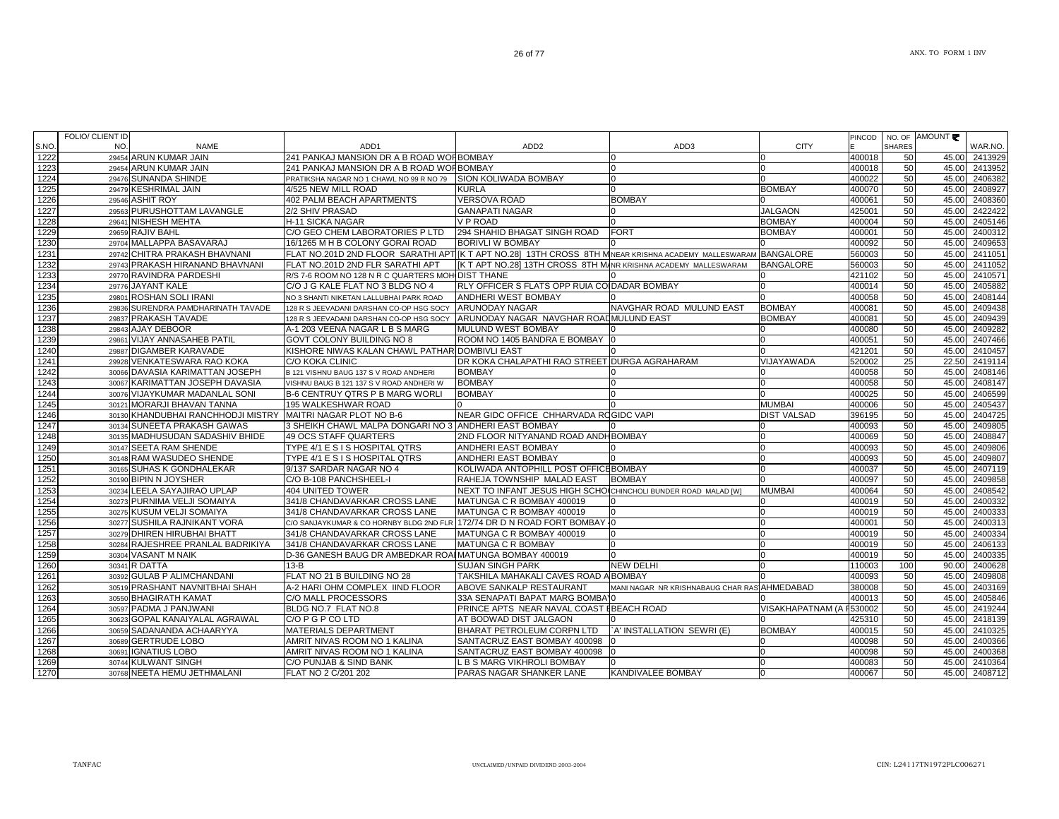| S.NO. | FOLIO/ CLIENT ID NO. | NAME | ADD1 | ADD2 | ADD3 | CITY | PINCODE | NO. OF SHARES | AMOUNT ₹ | WAR.NO. |
|---|---|---|---|---|---|---|---|---|---|---|
| 1222 | 29454 | ARUN KUMAR JAIN | 241 PANKAJ MANSION DR A B ROAD WOF | BOMBAY | 0 | 0 | 400018 | 50 | 45.00 | 2413929 |
| 1223 | 29454 | ARUN KUMAR JAIN | 241 PANKAJ MANSION DR A B ROAD WOF | BOMBAY | 0 | 0 | 400018 | 50 | 45.00 | 2413952 |
| 1224 | 29476 | SUNANDA SHINDE | PRATIKSHA NAGAR NO 1 CHAWL NO 99 R NO 79 | SION KOLIWADA BOMBAY | 0 | 0 | 400022 | 50 | 45.00 | 2406382 |
| 1225 | 29479 | KESHRIMAL JAIN | 4/525 NEW MILL ROAD | KURLA | 0 | BOMBAY | 400070 | 50 | 45.00 | 2408927 |
| 1226 | 29546 | ASHIT ROY | 402 PALM BEACH APARTMENTS | VERSOVA ROAD | BOMBAY | 0 | 400061 | 50 | 45.00 | 2408360 |
| 1227 | 29563 | PURUSHOTTAM LAVANGLE | 2/2 SHIV PRASAD | GANAPATI NAGAR | 0 | JALGAON | 425001 | 50 | 45.00 | 2422422 |
| 1228 | 29641 | NISHESH MEHTA | H-11 SICKA NAGAR | V P ROAD | 0 | BOMBAY | 400004 | 50 | 45.00 | 2405146 |
| 1229 | 29659 | RAJIV BAHL | C/O GEO CHEM LABORATORIES P LTD | 294 SHAHID BHAGAT SINGH ROAD | FORT | BOMBAY | 400001 | 50 | 45.00 | 2400312 |
| 1230 | 29704 | MALLAPPA BASAVARAJ | 16/1265 M H B COLONY GORAI ROAD | BORIVLI W BOMBAY | 0 | 0 | 400092 | 50 | 45.00 | 2409653 |
| 1231 | 29742 | CHITRA PRAKASH BHAVNANI | FLAT NO.201D 2ND FLOOR SARATHI APT | [K T APT NO.28] 13TH CROSS 8TH M | NEAR KRISHNA ACADEMY MALLESWARAM | BANGALORE | 560003 | 50 | 45.00 | 2411051 |
| 1232 | 29743 | PRAKASH HIRANAND BHAVNANI | FLAT NO.201D 2ND FLR SARATHI APT | [K T APT NO.28] 13TH CROSS 8TH M | NR KRISHNA ACADEMY MALLESWARAM | BANGALORE | 560003 | 50 | 45.00 | 2411052 |
| 1233 | 29770 | RAVINDRA PARDESHI | R/S 7-6 ROOM NO 128 N R C QUARTERS MOH | DIST THANE | 0 | 0 | 421102 | 50 | 45.00 | 2410571 |
| 1234 | 29776 | JAYANT KALE | C/O J G KALE FLAT NO 3 BLDG NO 4 | RLY OFFICER S FLATS OPP RUIA CO | DADAR BOMBAY | 0 | 400014 | 50 | 45.00 | 2405882 |
| 1235 | 29801 | ROSHAN SOLI IRANI | NO 3 SHANTI NIKETAN LALLUBHAI PARK ROAD | ANDHERI WEST BOMBAY | 0 | 0 | 400058 | 50 | 45.00 | 2408144 |
| 1236 | 29836 | SURENDRA PAMDHARINATH TAVADE | 128 R S JEEVADANI DARSHAN CO-OP HSG SOCY | ARUNODAY NAGAR | NAVGHAR ROAD MULUND EAST | BOMBAY | 400081 | 50 | 45.00 | 2409438 |
| 1237 | 29837 | PRAKASH TAVADE | 128 R S JEEVADANI DARSHAN CO-OP HSG SOCY | ARUNODAY NAGAR NAVGHAR ROAD | MULUND EAST | BOMBAY | 400081 | 50 | 45.00 | 2409439 |
| 1238 | 29843 | AJAY DEBOOR | A-1 203 VEENA NAGAR L B S MARG | MULUND WEST BOMBAY | 0 | 0 | 400080 | 50 | 45.00 | 2409282 |
| 1239 | 29861 | VIJAY ANNASAHEB PATIL | GOVT COLONY BUILDING NO 8 | ROOM NO 1405 BANDRA E BOMBAY | 0 | 0 | 400051 | 50 | 45.00 | 2407466 |
| 1240 | 29887 | DIGAMBER KARAVADE | KISHORE NIWAS KALAN CHAWL PATHAR | DOMBIVLI EAST | 0 | 0 | 421201 | 50 | 45.00 | 2410457 |
| 1241 | 29928 | VENKATESWARA RAO KOKA | C/O KOKA CLINIC | DR KOKA CHALAPATHI RAO STREET | DURGA AGRAHARAM | VIJAYAWADA | 520002 | 25 | 22.50 | 2419114 |
| 1242 | 30066 | DAVASIA KARIMATTAN JOSEPH | B 121 VISHNU BAUG 137 S V ROAD ANDHERI | BOMBAY | 0 | 0 | 400058 | 50 | 45.00 | 2408146 |
| 1243 | 30067 | KARIMATTAN JOSEPH DAVASIA | VISHNU BAUG B 121 137 S V ROAD ANDHERI W | BOMBAY | 0 | 0 | 400058 | 50 | 45.00 | 2408147 |
| 1244 | 30076 | VIJAYKUMAR MADANLAL SONI | B-6 CENTRUY QTRS P B MARG WORLI | BOMBAY | 0 | 0 | 400025 | 50 | 45.00 | 2406599 |
| 1245 | 30121 | MORARJI BHAVAN TANNA | 195 WALKESHWAR ROAD | 0 | 0 | MUMBAI | 400006 | 50 | 45.00 | 2405437 |
| 1246 | 30130 | KHANDUBHAI RANCHHODJI MISTRY | MAITRI NAGAR PLOT NO B-6 | NEAR GIDC OFFICE CHHARVADA RO | GIDC VAPI | DIST VALSAD | 396195 | 50 | 45.00 | 2404725 |
| 1247 | 30134 | SUNEETA PRAKASH GAWAS | 3 SHEIKH CHAWL MALPA DONGARI NO 3 | ANDHERI EAST BOMBAY | 0 | 0 | 400093 | 50 | 45.00 | 2409805 |
| 1248 | 30135 | MADHUSUDAN SADASHIV BHIDE | 49 OCS STAFF QUARTERS | 2ND FLOOR NITYANAND ROAD ANDH | BOMBAY | 0 | 400069 | 50 | 45.00 | 2408847 |
| 1249 | 30147 | SEETA RAM SHENDE | TYPE 4/1 E S I S HOSPITAL QTRS | ANDHERI EAST BOMBAY | 0 | 0 | 400093 | 50 | 45.00 | 2409806 |
| 1250 | 30148 | RAM WASUDEO SHENDE | TYPE 4/1 E S I S HOSPITAL QTRS | ANDHERI EAST BOMBAY | 0 | 0 | 400093 | 50 | 45.00 | 2409807 |
| 1251 | 30165 | SUHAS K GONDHALEKAR | 9/137 SARDAR NAGAR NO 4 | KOLIWADA ANTOPHILL POST OFFICE | BOMBAY | 0 | 400037 | 50 | 45.00 | 2407119 |
| 1252 | 30190 | BIPIN N JOYSHER | C/O B-108 PANCHSHEEL-I | RAHEJA TOWNSHIP MALAD EAST | BOMBAY | 0 | 400097 | 50 | 45.00 | 2409858 |
| 1253 | 30234 | LEELA SAYAJIRAO UPLAP | 404 UNITED TOWER | NEXT TO INFANT JESUS HIGH SCHO | CHINCHOLI BUNDER ROAD MALAD [W] | MUMBAI | 400064 | 50 | 45.00 | 2408542 |
| 1254 | 30273 | PURNIMA VELJI SOMAIYA | 341/8 CHANDAVARKAR CROSS LANE | MATUNGA C R BOMBAY 400019 | 0 | 0 | 400019 | 50 | 45.00 | 2400332 |
| 1255 | 30275 | KUSUM VELJI SOMAIYA | 341/8 CHANDAVARKAR CROSS LANE | MATUNGA C R BOMBAY 400019 | 0 | 0 | 400019 | 50 | 45.00 | 2400333 |
| 1256 | 30277 | SUSHILA RAJNIKANT VORA | C/O SANJAYKUMAR & CO HORNBY BLDG 2ND FLR | 172/74 DR D N ROAD FORT BOMBAY 4 | 0 | 0 | 400001 | 50 | 45.00 | 2400313 |
| 1257 | 30279 | DHIREN HIRUBHAI BHATT | 341/8 CHANDAVARKAR CROSS LANE | MATUNGA C R BOMBAY 400019 | 0 | 0 | 400019 | 50 | 45.00 | 2400334 |
| 1258 | 30284 | RAJESHREE PRANLAL BADRIKIYA | 341/8 CHANDAVARKAR CROSS LANE | MATUNGA C R BOMBAY | 0 | 0 | 400019 | 50 | 45.00 | 2406133 |
| 1259 | 30304 | VASANT M NAIK | D-36 GANESH BAUG DR AMBEDKAR ROA | MATUNGA BOMBAY 400019 | 0 | 0 | 400019 | 50 | 45.00 | 2400335 |
| 1260 | 30341 | R DATTA | 13-B | SUJAN SINGH PARK | NEW DELHI | 0 | 110003 | 100 | 90.00 | 2400628 |
| 1261 | 30392 | GULAB P ALIMCHANDANI | FLAT NO 21 B BUILDING NO 28 | TAKSHILA MAHAKALI CAVES ROAD A | BOMBAY | 0 | 400093 | 50 | 45.00 | 2409808 |
| 1262 | 30519 | PRASHANT NAVNITBHAI SHAH | A-2 HARI OHM COMPLEX IIND FLOOR | ABOVE SANKALP RESTAURANT | MANI NAGAR NR KRISHNABAUG CHAR RAS | AHMEDABAD | 380008 | 50 | 45.00 | 2403169 |
| 1263 | 30550 | BHAGIRATH KAMAT | C/O MALL PROCESSORS | 33A SENAPATI BAPAT MARG BOMBAY | 0 | 0 | 400013 | 50 | 45.00 | 2405846 |
| 1264 | 30597 | PADMA J PANJWANI | BLDG NO.7 FLAT NO.8 | PRINCE APTS NEAR NAVAL COAST E | BEACH ROAD | VISAKHAPATNAM (A P | 530002 | 50 | 45.00 | 2419244 |
| 1265 | 30623 | GOPAL KANAIYALAL AGRAWAL | C/O P G P CO LTD | AT BODWAD DIST JALGAON | 0 | 0 | 425310 | 50 | 45.00 | 2418139 |
| 1266 | 30659 | SADANANDA ACHAARYYA | MATERIALS DEPARTMENT | BHARAT PETROLEUM CORPN LTD | `A' INSTALLATION SEWRI (E) | BOMBAY | 400015 | 50 | 45.00 | 2410325 |
| 1267 | 30689 | GERTRUDE LOBO | AMRIT NIVAS ROOM NO 1 KALINA | SANTACRUZ EAST BOMBAY 400098 | 0 | 0 | 400098 | 50 | 45.00 | 2400366 |
| 1268 | 30691 | IGNATIUS LOBO | AMRIT NIVAS ROOM NO 1 KALINA | SANTACRUZ EAST BOMBAY 400098 | 0 | 0 | 400098 | 50 | 45.00 | 2400368 |
| 1269 | 30744 | KULWANT SINGH | C/O PUNJAB & SIND BANK | L B S MARG VIKHROLI BOMBAY | 0 | 0 | 400083 | 50 | 45.00 | 2410364 |
| 1270 | 30768 | NEETA HEMU JETHMALANI | FLAT NO 2 C/201 202 | PARAS NAGAR SHANKER LANE | KANDIVALEE BOMBAY | 0 | 400067 | 50 | 45.00 | 2408712 |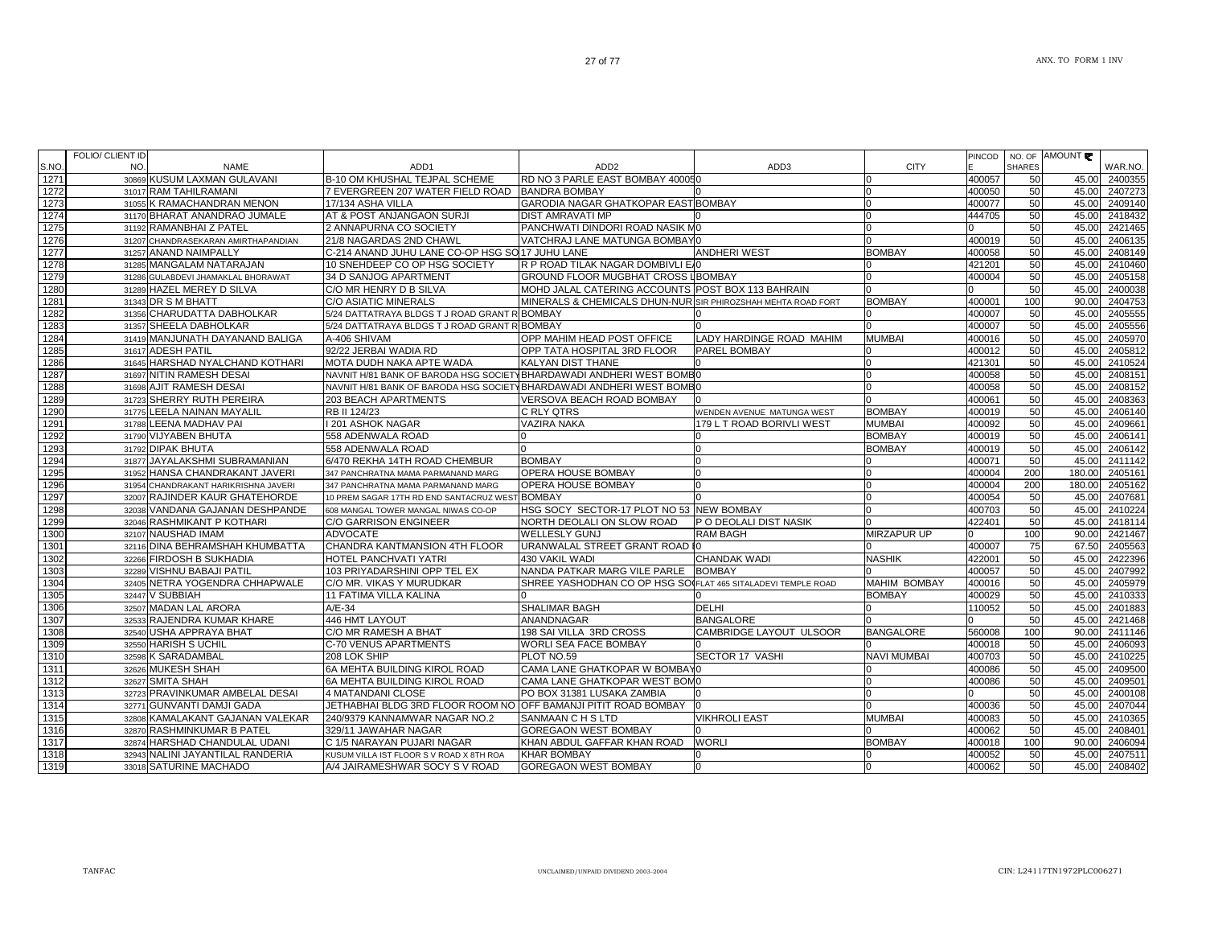| S.NO. | FOLIO/ CLIENT ID NO. | NAME | ADD1 | ADD2 | ADD3 | CITY | PINCODE | NO. OF SHARES | AMOUNT ₹ | WAR.NO. |
|---|---|---|---|---|---|---|---|---|---|---|
| 1271 | 30869 | KUSUM LAXMAN GULAVANI | B-10 OM KHUSHAL TEJPAL SCHEME | RD NO 3 PARLE EAST BOMBAY 400050 | | 0 | 400057 | 50 | 45.00 | 2400355 |
| 1272 | 31017 | RAM TAHILRAMANI | 7 EVERGREEN 207 WATER FIELD ROAD | BANDRA BOMBAY | 0 | 0 | 400050 | 50 | 45.00 | 2407273 |
| 1273 | 31055 | K RAMACHANDRAN MENON | 17/134 ASHA VILLA | GARODIA NAGAR GHATKOPAR EAST | BOMBAY | 0 | 400077 | 50 | 45.00 | 2409140 |
| 1274 | 31170 | BHARAT ANANDRAO JUMALE | AT & POST ANJANGAON SURJI | DIST AMRAVATI MP | 0 | 0 | 444705 | 50 | 45.00 | 2418432 |
| 1275 | 31192 | RAMANBHAI Z PATEL | 2 ANNAPURNA CO SOCIETY | PANCHWATI DINDORI ROAD NASIK M | 0 | 0 | 0 | 50 | 45.00 | 2421465 |
| 1276 | 31207 | CHANDRASEKARAN AMIRTHAPANDIAN | 21/8 NAGARDAS 2ND CHAWL | VATCHRAJ LANE MATUNGA BOMBAY | 0 | 0 | 400019 | 50 | 45.00 | 2406135 |
| 1277 | 31257 | ANAND NAIMPALLY | C-214 ANAND JUHU LANE CO-OP HSG SO | 17 JUHU LANE | ANDHERI WEST | BOMBAY | 400058 | 50 | 45.00 | 2408149 |
| 1278 | 31285 | MANGALAM NATARAJAN | 10 SNEHDEEP CO OP HSG SOCIETY | R P ROAD TILAK NAGAR DOMBIVLI E | 0 | 0 | 421201 | 50 | 45.00 | 2410460 |
| 1279 | 31286 | GULABDEVI JHAMAKLAL BHORAWAT | 34 D SANJOG APARTMENT | GROUND FLOOR MUGBHAT CROSS L | BOMBAY | 0 | 400004 | 50 | 45.00 | 2405158 |
| 1280 | 31289 | HAZEL MEREY D SILVA | C/O MR HENRY D B SILVA | MOHD JALAL CATERING ACCOUNTS | POST BOX 113 BAHRAIN | 0 | 0 | 50 | 45.00 | 2400038 |
| 1281 | 31343 | DR S M BHATT | C/O ASIATIC MINERALS | MINERALS & CHEMICALS DHUN-NUR | SIR PHIROZSHAH MEHTA ROAD FORT | BOMBAY | 400001 | 100 | 90.00 | 2404753 |
| 1282 | 31356 | CHARUDATTA DABHOLKAR | 5/24 DATTATRAYA BLDGS T J ROAD GRANT R | BOMBAY | 0 | 0 | 400007 | 50 | 45.00 | 2405555 |
| 1283 | 31357 | SHEELA DABHOLKAR | 5/24 DATTATRAYA BLDGS T J ROAD GRANT R | BOMBAY | 0 | 0 | 400007 | 50 | 45.00 | 2405556 |
| 1284 | 31419 | MANJUNATH DAYANAND BALIGA | A-406 SHIVAM | OPP MAHIM HEAD POST OFFICE | LADY HARDINGE ROAD MAHIM | MUMBAI | 400016 | 50 | 45.00 | 2405970 |
| 1285 | 31617 | ADESH PATIL | 92/22 JERBAI WADIA RD | OPP TATA HOSPITAL 3RD FLOOR | PAREL BOMBAY | 0 | 400012 | 50 | 45.00 | 2405812 |
| 1286 | 31645 | HARSHAD NYALCHAND KOTHARI | MOTA DUDH NAKA APTE WADA | KALYAN DIST THANE | 0 | 0 | 421301 | 50 | 45.00 | 2410524 |
| 1287 | 31697 | NITIN RAMESH DESAI | NAVNIT H/81 BANK OF BARODA HSG SOCIETY | BHARDAWADI ANDHERI WEST BOMB | 0 | 0 | 400058 | 50 | 45.00 | 2408151 |
| 1288 | 31698 | AJIT RAMESH DESAI | NAVNIT H/81 BANK OF BARODA HSG SOCIETY | BHARDAWADI ANDHERI WEST BOMB | 0 | 0 | 400058 | 50 | 45.00 | 2408152 |
| 1289 | 31723 | SHERRY RUTH PEREIRA | 203 BEACH APARTMENTS | VERSOVA BEACH ROAD BOMBAY | 0 | 0 | 400061 | 50 | 45.00 | 2408363 |
| 1290 | 31775 | LEELA NAINAN MAYALIL | RB II 124/23 | C RLY QTRS | WENDEN AVENUE MATUNGA WEST | BOMBAY | 400019 | 50 | 45.00 | 2406140 |
| 1291 | 31788 | LEENA MADHAV PAI | I 201 ASHOK NAGAR | VAZIRA NAKA | 179 L T ROAD BORIVLI WEST | MUMBAI | 400092 | 50 | 45.00 | 2409661 |
| 1292 | 31790 | VIJYABEN BHUTA | 558 ADENWALA ROAD | 0 | 0 | BOMBAY | 400019 | 50 | 45.00 | 2406141 |
| 1293 | 31792 | DIPAK BHUTA | 558 ADENWALA ROAD | 0 | 0 | BOMBAY | 400019 | 50 | 45.00 | 2406142 |
| 1294 | 31877 | JAYALAKSHMI SUBRAMANIAN | 6/470 REKHA 14TH ROAD CHEMBUR | BOMBAY | 0 | 0 | 400071 | 50 | 45.00 | 2411142 |
| 1295 | 31952 | HANSA CHANDRAKANT JAVERI | 347 PANCHRATNA MAMA PARMANAND MARG | OPERA HOUSE BOMBAY | 0 | 0 | 400004 | 200 | 180.00 | 2405161 |
| 1296 | 31954 | CHANDRAKANT HARIKRISHNA JAVERI | 347 PANCHRATNA MAMA PARMANAND MARG | OPERA HOUSE BOMBAY | 0 | 0 | 400004 | 200 | 180.00 | 2405162 |
| 1297 | 32007 | RAJINDER KAUR GHATEHORDE | 10 PREM SAGAR 17TH RD END SANTACRUZ WEST | BOMBAY | 0 | 0 | 400054 | 50 | 45.00 | 2407681 |
| 1298 | 32038 | VANDANA GAJANAN DESHPANDE | 608 MANGAL TOWER MANGAL NIWAS CO-OP | HSG SOCY SECTOR-17 PLOT NO 53 | NEW BOMBAY | 0 | 400703 | 50 | 45.00 | 2410224 |
| 1299 | 32046 | RASHMIKANT P KOTHARI | C/O GARRISON ENGINEER | NORTH DEOLALI ON SLOW ROAD | P O DEOLALI DIST NASIK | 0 | 422401 | 50 | 45.00 | 2418114 |
| 1300 | 32107 | NAUSHAD IMAM | ADVOCATE | WELLESLY GUNJ | RAM BAGH | MIRZAPUR UP | 0 | 100 | 90.00 | 2421467 |
| 1301 | 32116 | DINA BEHRAMSHAH KHUMBATTA | CHANDRA KANTMANSION 4TH FLOOR | URANWALAL STREET GRANT ROAD | 0 | 0 | 400007 | 75 | 67.50 | 2405563 |
| 1302 | 32266 | FIRDOSH B SUKHADIA | HOTEL PANCHVATI YATRI | 430 VAKIL WADI | CHANDAK WADI | NASHIK | 422001 | 50 | 45.00 | 2422396 |
| 1303 | 32289 | VISHNU BABAJI PATIL | 103 PRIYADARSHINI OPP TEL EX | NANDA PATKAR MARG VILE PARLE | BOMBAY | 0 | 400057 | 50 | 45.00 | 2407992 |
| 1304 | 32405 | NETRA YOGENDRA CHHAPWALE | C/O MR. VIKAS Y MURUDKAR | SHREE YASHODHAN CO OP HSG SO | FLAT 465 SITALADEVI TEMPLE ROAD | MAHIM BOMBAY | 400016 | 50 | 45.00 | 2405979 |
| 1305 | 32447 | V SUBBIAH | 11 FATIMA VILLA KALINA | 0 | 0 | BOMBAY | 400029 | 50 | 45.00 | 2410333 |
| 1306 | 32507 | MADAN LAL ARORA | A/E-34 | SHALIMAR BAGH | DELHI | 0 | 110052 | 50 | 45.00 | 2401883 |
| 1307 | 32533 | RAJENDRA KUMAR KHARE | 446 HMT LAYOUT | ANANDNAGAR | BANGALORE | 0 | 0 | 50 | 45.00 | 2421468 |
| 1308 | 32540 | USHA APPRAYA BHAT | C/O MR RAMESH A BHAT | 198 SAI VILLA 3RD CROSS | CAMBRIDGE LAYOUT ULSOOR | BANGALORE | 560008 | 100 | 90.00 | 2411146 |
| 1309 | 32550 | HARISH S UCHIL | C-70 VENUS APARTMENTS | WORLI SEA FACE BOMBAY | 0 | 0 | 400018 | 50 | 45.00 | 2406093 |
| 1310 | 32598 | K SARADAMBAL | 208 LOK SHIP | PLOT NO.59 | SECTOR 17 VASHI | NAVI MUMBAI | 400703 | 50 | 45.00 | 2410225 |
| 1311 | 32626 | MUKESH SHAH | 6A MEHTA BUILDING KIROL ROAD | CAMA LANE GHATKOPAR W BOMBAY | 0 | 0 | 400086 | 50 | 45.00 | 2409500 |
| 1312 | 32627 | SMITA SHAH | 6A MEHTA BUILDING KIROL ROAD | CAMA LANE GHATKOPAR WEST BOM | 0 | 0 | 400086 | 50 | 45.00 | 2409501 |
| 1313 | 32723 | PRAVINKUMAR AMBELAL DESAI | 4 MATANDANI CLOSE | PO BOX 31381 LUSAKA ZAMBIA | 0 | 0 | 0 | 50 | 45.00 | 2400108 |
| 1314 | 32771 | GUNVANTI DAMJI GADA | JETHABHAI BLDG 3RD FLOOR ROOM NO | OFF BAMANJI PITIT ROAD BOMBAY | 0 | 0 | 400036 | 50 | 45.00 | 2407044 |
| 1315 | 32808 | KAMALAKANT GAJANAN VALEKAR | 240/9379 KANNAMWAR NAGAR NO.2 | SANMAAN C H S LTD | VIKHROLI EAST | MUMBAI | 400083 | 50 | 45.00 | 2410365 |
| 1316 | 32870 | RASHMINKUMAR B PATEL | 329/11 JAWAHAR NAGAR | GOREGAON WEST BOMBAY | 0 | 0 | 400062 | 50 | 45.00 | 2408401 |
| 1317 | 32874 | HARSHAD CHANDULAL UDANI | C 1/5 NARAYAN PUJARI NAGAR | KHAN ABDUL GAFFAR KHAN ROAD | WORLI | BOMBAY | 400018 | 100 | 90.00 | 2406094 |
| 1318 | 32943 | NALINI JAYANTILAL RANDERIA | KUSUM VILLA IST FLOOR S V ROAD X 8TH ROA | KHAR BOMBAY | 0 | 0 | 400052 | 50 | 45.00 | 2407511 |
| 1319 | 33018 | SATURINE MACHADO | A/4 JAIRAMESHWAR SOCY S V ROAD | GOREGAON WEST BOMBAY | 0 | 0 | 400062 | 50 | 45.00 | 2408402 |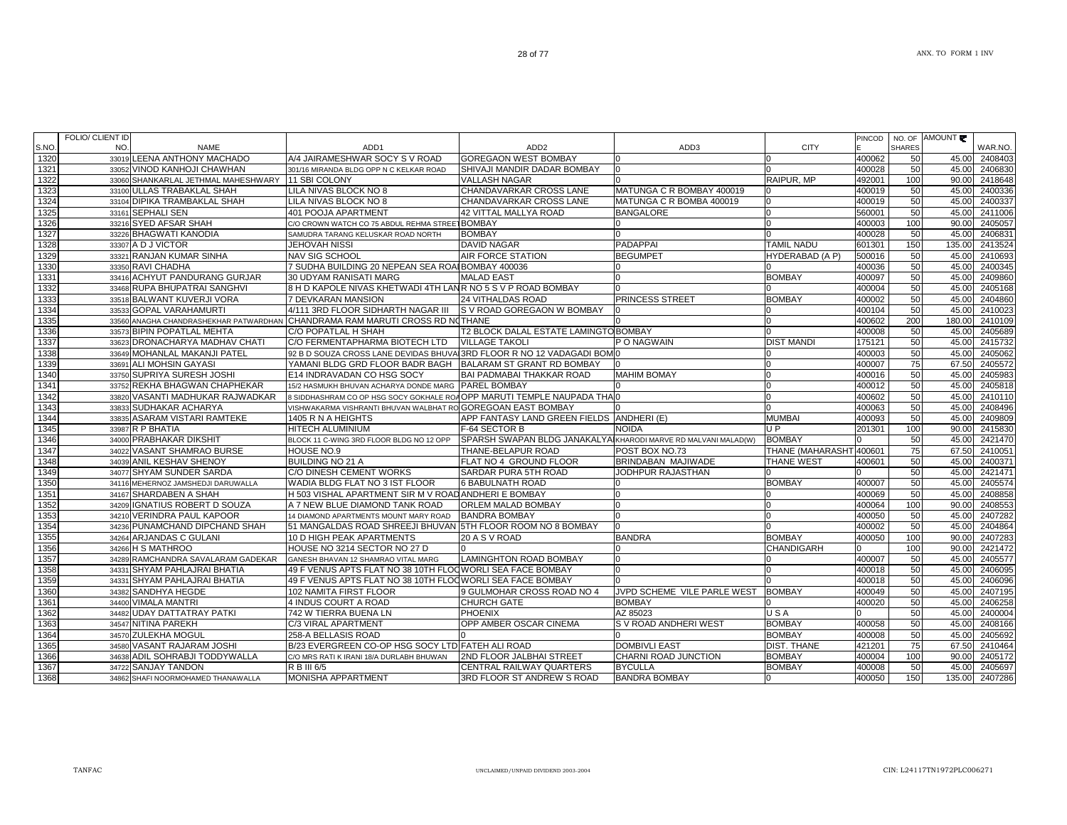| S.NO. | FOLIO/ CLIENT ID NO. | NAME | ADD1 | ADD2 | ADD3 | CITY | PINCODE | NO. OF SHARES | AMOUNT ₹ | WAR.NO. |
|---|---|---|---|---|---|---|---|---|---|---|
| 1320 | 33019 | LEENA ANTHONY MACHADO | A/4 JAIRAMESHWAR SOCY S V ROAD | GOREGAON WEST BOMBAY | 0 | 0 | 400062 | 50 | 45.00 | 2408403 |
| 1321 | 33052 | VINOD KANHOJI CHAWHAN | 301/16 MIRANDA BLDG OPP N C KELKAR ROAD | SHIVAJI MANDIR DADAR BOMBAY | 0 | 0 | 400028 | 50 | 45.00 | 2406830 |
| 1322 | 33060 | SHANKARLAL JETHMAL MAHESHWARY | 11 SBI COLONY | VALLASH NAGAR | 0 | RAIPUR, MP | 492001 | 100 | 90.00 | 2418648 |
| 1323 | 33100 | ULLAS TRABAKLAL SHAH | LILA NIVAS BLOCK NO 8 | CHANDAVARKAR CROSS LANE | MATUNGA C R BOMBAY 400019 | 0 | 400019 | 50 | 45.00 | 2400336 |
| 1324 | 33104 | DIPIKA TRAMBAKLAL SHAH | LILA NIVAS BLOCK NO 8 | CHANDAVARKAR CROSS LANE | MATUNGA C R BOMBA 400019 | 0 | 400019 | 50 | 45.00 | 2400337 |
| 1325 | 33161 | SEPHALI SEN | 401 POOJA APARTMENT | 42 VITTAL MALLYA ROAD | BANGALORE | 0 | 560001 | 50 | 45.00 | 2411006 |
| 1326 | 33216 | SYED AFSAR SHAH | C/O CROWN WATCH CO 75 ABDUL REHMA STREET | BOMBAY | 0 | 0 | 400003 | 100 | 90.00 | 2405057 |
| 1327 | 33226 | BHAGWATI KANODIA | SAMUDRA TARANG KELUSKAR ROAD NORTH | BOMBAY | 0 | 0 | 400028 | 50 | 45.00 | 2406831 |
| 1328 | 33307 | A D J VICTOR | JEHOVAH NISSI | DAVID NAGAR | PADAPPAI | TAMIL NADU | 601301 | 150 | 135.00 | 2413524 |
| 1329 | 33321 | RANJAN KUMAR SINHA | NAV SIG SCHOOL | AIR FORCE STATION | BEGUMPET | HYDERABAD (A P) | 500016 | 50 | 45.00 | 2410693 |
| 1330 | 33350 | RAVI CHADHA | 7 SUDHA BUILDING 20 NEPEAN SEA ROAD | BOMBAY 400036 | 0 | 0 | 400036 | 50 | 45.00 | 2400345 |
| 1331 | 33416 | ACHYUT PANDURANG GURJAR | 30 UDYAM RANISATI MARG | MALAD EAST | 0 | BOMBAY | 400097 | 50 | 45.00 | 2409860 |
| 1332 | 33468 | RUPA BHUPATRAI SANGHVI | 8 H D KAPOLE NIVAS KHETWADI 4TH LANE | R NO 5 S V P ROAD BOMBAY | 0 | 0 | 400004 | 50 | 45.00 | 2405168 |
| 1333 | 33518 | BALWANT KUVERJI VORA | 7 DEVKARAN MANSION | 24 VITHALDAS ROAD | PRINCESS STREET | BOMBAY | 400002 | 50 | 45.00 | 2404860 |
| 1334 | 33533 | GOPAL VARAHAMURTI | 4/111 3RD FLOOR SIDHARTH NAGAR III | S V ROAD GOREGAON W BOMBAY | 0 | 0 | 400104 | 50 | 45.00 | 2410023 |
| 1335 | 33560 | ANAGHA CHANDRASHEKHAR PATWARDHAN | CHANDRAMA RAM MARUTI CROSS RD NO | THANE | 0 | 0 | 400602 | 200 | 180.00 | 2410109 |
| 1336 | 33573 | BIPIN POPATLAL MEHTA | C/O POPATLAL H SHAH | T2 BLOCK DALAL ESTATE LAMINGTO | BOMBAY | 0 | 400008 | 50 | 45.00 | 2405689 |
| 1337 | 33623 | DRONACHARYA MADHAV CHATI | C/O FERMENTAPHARMA BIOTECH LTD | VILLAGE TAKOLI | P O NAGWAIN | DIST MANDI | 175121 | 50 | 45.00 | 2415732 |
| 1338 | 33649 | MOHANLAL MAKANJI PATEL | 92 B D SOUZA CROSS LANE DEVIDAS BHUVAN | 3RD FLOOR R NO 12 VADAGADI BOM | 0 | 0 | 400003 | 50 | 45.00 | 2405062 |
| 1339 | 33691 | ALI MOHSIN GAYASI | YAMANI BLDG GRD FLOOR BADR BAGH | BALARAM ST GRANT RD BOMBAY | 0 | 0 | 400007 | 75 | 67.50 | 2405572 |
| 1340 | 33750 | SUPRIYA SURESH JOSHI | E14 INDRAVADAN CO HSG SOCY | BAI PADMABAI THAKKAR ROAD | MAHIM BOMAY | 0 | 400016 | 50 | 45.00 | 2405983 |
| 1341 | 33752 | REKHA BHAGWAN CHAPHEKAR | 15/2 HASMUKH BHUVAN ACHARYA DONDE MARG | PAREL BOMBAY | 0 | 0 | 400012 | 50 | 45.00 | 2405818 |
| 1342 | 33820 | VASANTI MADHUKAR RAJWADKAR | 8 SIDDHASHRAM CO OP HSG SOCY GOKHALE ROAD | OPP MARUTI TEMPLE NAUPADA THA | 0 | 0 | 400602 | 50 | 45.00 | 2410110 |
| 1343 | 33833 | SUDHAKAR ACHARYA | VISHWAKARMA VISHRANTI BHUVAN WALBHAT RO | GOREGOAN EAST BOMBAY | 0 | 0 | 400063 | 50 | 45.00 | 2408496 |
| 1344 | 33835 | ASARAM VISTARI RAMTEKE | 1405 R N A HEIGHTS | APP FANTASY LAND GREEN FIELDS | ANDHERI (E) | MUMBAI | 400093 | 50 | 45.00 | 2409809 |
| 1345 | 33987 | R P BHATIA | HITECH ALUMINIUM | F-64 SECTOR B | NOIDA | U P | 201301 | 100 | 90.00 | 2415830 |
| 1346 | 34000 | PRABHAKAR DIKSHIT | BLOCK 11 C-WING 3RD FLOOR BLDG NO 12 OPP | SPARSH SWAPAN BLDG JANAKALYA | KHARODI MARVE RD MALVANI MALAD(W) | BOMBAY | 0 | 50 | 45.00 | 2421470 |
| 1347 | 34022 | VASANT SHAMRAO BURSE | HOUSE NO.9 | THANE-BELAPUR ROAD | POST BOX NO.73 | THANE (MAHARASHT | 400601 | 75 | 67.50 | 2410051 |
| 1348 | 34039 | ANIL KESHAV SHENOY | BUILDING NO 21 A | FLAT NO 4 GROUND FLOOR | BRINDABAN MAJIWADE | THANE WEST | 400601 | 50 | 45.00 | 2400371 |
| 1349 | 34077 | SHYAM SUNDER SARDA | C/O DINESH CEMENT WORKS | SARDAR PURA 5TH ROAD | JODHPUR RAJASTHAN | 0 | 0 | 50 | 45.00 | 2421471 |
| 1350 | 34116 | MEHERNOZ JAMSHEDJI DARUWALLA | WADIA BLDG FLAT NO 3 IST FLOOR | 6 BABULNATH ROAD | 0 | BOMBAY | 400007 | 50 | 45.00 | 2405574 |
| 1351 | 34167 | SHARDABEN A SHAH | H 503 VISHAL APARTMENT SIR M V ROAD | ANDHERI E BOMBAY | 0 | 0 | 400069 | 50 | 45.00 | 2408858 |
| 1352 | 34209 | IGNATIUS ROBERT D SOUZA | A 7 NEW BLUE DIAMOND TANK ROAD | ORLEM MALAD BOMBAY | 0 | 0 | 400064 | 100 | 90.00 | 2408553 |
| 1353 | 34210 | VERINDRA PAUL KAPOOR | 14 DIAMOND APARTMENTS MOUNT MARY ROAD | BANDRA BOMBAY | 0 | 0 | 400050 | 50 | 45.00 | 2407282 |
| 1354 | 34236 | PUNAMCHAND DIPCHAND SHAH | 51 MANGALDAS ROAD SHREEJI BHUVAN | 5TH FLOOR ROOM NO 8 BOMBAY | 0 | 0 | 400002 | 50 | 45.00 | 2404864 |
| 1355 | 34264 | ARJANDAS C GULANI | 10 D HIGH PEAK APARTMENTS | 20 A S V ROAD | BANDRA | BOMBAY | 400050 | 100 | 90.00 | 2407283 |
| 1356 | 34266 | H S MATHROO | HOUSE NO 3214 SECTOR NO 27 D | 0 | 0 | CHANDIGARH | 0 | 100 | 90.00 | 2421472 |
| 1357 | 34289 | RAMCHANDRA SAVALARAM GADEKAR | GANESH BHAVAN 12 SHAMRAO VITAL MARG | LAMINGHTON ROAD BOMBAY | 0 | 0 | 400007 | 50 | 45.00 | 2405577 |
| 1358 | 34331 | SHYAM PAHLAJRAI BHATIA | 49 F VENUS APTS FLAT NO 38 10TH FLOO | WORLI SEA FACE BOMBAY | 0 | 0 | 400018 | 50 | 45.00 | 2406095 |
| 1359 | 34331 | SHYAM PAHLAJRAI BHATIA | 49 F VENUS APTS FLAT NO 38 10TH FLOO | WORLI SEA FACE BOMBAY | 0 | 0 | 400018 | 50 | 45.00 | 2406096 |
| 1360 | 34382 | SANDHYA HEGDE | 102 NAMITA FIRST FLOOR | 9 GULMOHAR CROSS ROAD NO 4 | JVPD SCHEME VILE PARLE WEST | BOMBAY | 400049 | 50 | 45.00 | 2407195 |
| 1361 | 34400 | VIMALA MANTRI | 4 INDUS COURT A ROAD | CHURCH GATE | BOMBAY | 0 | 400020 | 50 | 45.00 | 2406258 |
| 1362 | 34482 | UDAY DATTATRAY PATKI | 742 W TIERRA BUENA LN | PHOENIX | AZ 85023 | U S A | 0 | 50 | 45.00 | 2400004 |
| 1363 | 34547 | NITINA PAREKH | C/3 VIRAL APARTMENT | OPP AMBER OSCAR CINEMA | S V ROAD ANDHERI WEST | BOMBAY | 400058 | 50 | 45.00 | 2408166 |
| 1364 | 34570 | ZULEKHA MOGUL | 258-A BELLASIS ROAD | 0 | 0 | BOMBAY | 400008 | 50 | 45.00 | 2405692 |
| 1365 | 34580 | VASANT RAJARAM JOSHI | B/23 EVERGREEN CO-OP HSG SOCY LTD | FATEH ALI ROAD | DOMBIVLI EAST | DIST. THANE | 421201 | 75 | 67.50 | 2410464 |
| 1366 | 34638 | ADIL SOHRABJI TODDYWALLA | C/O MRS RATI K IRANI 18/A DURLABH BHUWAN | 2ND FLOOR JALBHAI STREET | CHARNI ROAD JUNCTION | BOMBAY | 400004 | 100 | 90.00 | 2405172 |
| 1367 | 34722 | SANJAY TANDON | R B III 6/5 | CENTRAL RAILWAY QUARTERS | BYCULLA | BOMBAY | 400008 | 50 | 45.00 | 2405697 |
| 1368 | 34862 | SHAFI NOORMOHAMED THANAWALLA | MONISHA APPARTMENT | 3RD FLOOR ST ANDREW S ROAD | BANDRA BOMBAY | 0 | 400050 | 150 | 135.00 | 2407286 |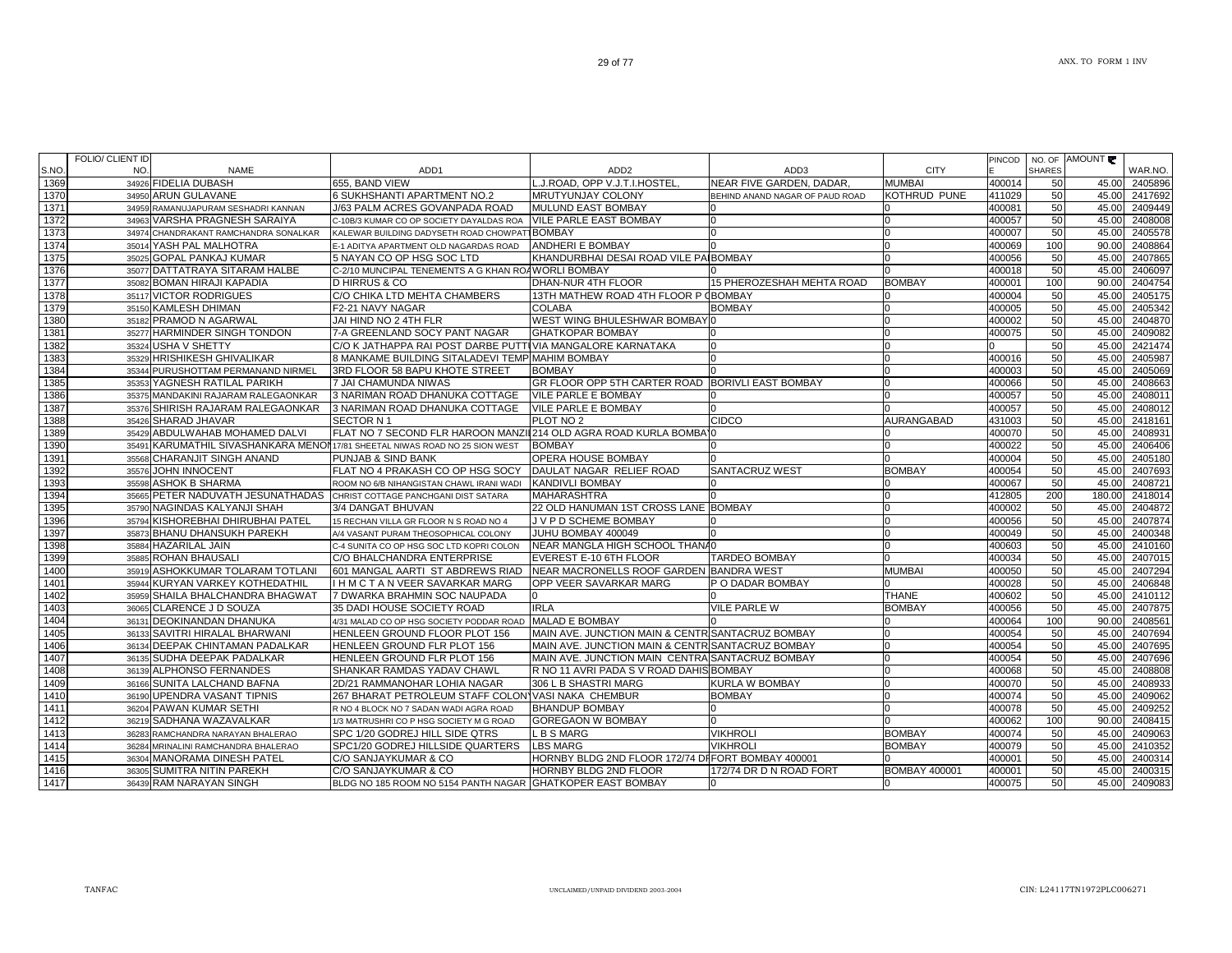| S.NO. | FOLIO/ CLIENT ID NO. | NAME | ADD1 | ADD2 | ADD3 | CITY | PINCODE | NO. OF SHARES | AMOUNT ₹ | WAR.NO. |
|---|---|---|---|---|---|---|---|---|---|---|
| 1369 | 34926 | FIDELIA DUBASH | 655, BAND VIEW | L.J.ROAD, OPP V.J.T.I.HOSTEL, | NEAR FIVE GARDEN, DADAR, | MUMBAI | 400014 | 50 | 45.00 | 2405896 |
| 1370 | 34950 | ARUN GULAVANE | 6 SUKHSHANTI APARTMENT NO.2 | MRUTYUNJAY COLONY | BEHIND ANAND NAGAR OF PAUD ROAD | KOTHRUD PUNE | 411029 | 50 | 45.00 | 2417692 |
| 1371 | 34959 | RAMANUJAPURAM SESHADRI KANNAN | J/63 PALM ACRES GOVANPADA ROAD | MULUND EAST BOMBAY | 0 | 0 | 400081 | 50 | 45.00 | 2409449 |
| 1372 | 34963 | VARSHA PRAGNESH SARAIYA | C-10B/3 KUMAR CO OP SOCIETY DAYALDAS ROA | VILE PARLE EAST BOMBAY | 0 | 0 | 400057 | 50 | 45.00 | 2408008 |
| 1373 | 34974 | CHANDRAKANT RAMCHANDRA SONALKAR | KALEWAR BUILDING DADYSETH ROAD CHOWPATT | BOMBAY | 0 | 0 | 400007 | 50 | 45.00 | 2405578 |
| 1374 | 35014 | YASH PAL MALHOTRA | E-1 ADITYA APARTMENT OLD NAGARDAS ROAD | ANDHERI E BOMBAY | 0 | 0 | 400069 | 100 | 90.00 | 2408864 |
| 1375 | 35025 | GOPAL PANKAJ KUMAR | 5 NAYAN CO OP HSG SOC LTD | KHANDURBHAI DESAI ROAD VILE PA | BOMBAY | 0 | 400056 | 50 | 45.00 | 2407865 |
| 1376 | 35077 | DATTATRAYA SITARAM HALBE | C-2/10 MUNCIPAL TENEMENTS A G KHAN RO | WORLI BOMBAY | 0 | 0 | 400018 | 50 | 45.00 | 2406097 |
| 1377 | 35082 | BOMAN HIRAJI KAPADIA | D HIRRUS & CO | DHAN-NUR 4TH FLOOR | 15 PHEROZESHAH MEHTA ROAD | BOMBAY | 400001 | 100 | 90.00 | 2404754 |
| 1378 | 35117 | VICTOR RODRIGUES | C/O CHIKA LTD MEHTA CHAMBERS | 13TH MATHEW ROAD 4TH FLOOR P O | BOMBAY | 0 | 400004 | 50 | 45.00 | 2405175 |
| 1379 | 35150 | KAMLESH DHIMAN | F2-21 NAVY NAGAR | COLABA | BOMBAY | 0 | 400005 | 50 | 45.00 | 2405342 |
| 1380 | 35182 | PRAMOD N AGARWAL | JAI HIND NO 2 4TH FLR | WEST WING BHULESHWAR BOMBAY | 0 | 0 | 400002 | 50 | 45.00 | 2404870 |
| 1381 | 35277 | HARMINDER SINGH TONDON | 7-A GREENLAND SOCY PANT NAGAR | GHATKOPAR BOMBAY | 0 | 0 | 400075 | 50 | 45.00 | 2409082 |
| 1382 | 35324 | USHA V SHETTY | C/O K JATHAPPA RAI POST DARBE PUTT | VIA MANGALORE KARNATAKA | 0 | 0 | 0 | 50 | 45.00 | 2421474 |
| 1383 | 35329 | HRISHIKESH GHIVALIKAR | 8 MANKAME BUILDING SITALADEVI TEMP | MAHIM BOMBAY | 0 | 0 | 400016 | 50 | 45.00 | 2405987 |
| 1384 | 35344 | PURUSHOTTAM PERMANAND NIRMEL | 3RD FLOOR 58 BAPU KHOTE STREET | BOMBAY | 0 | 0 | 400003 | 50 | 45.00 | 2405069 |
| 1385 | 35353 | YAGNESH RATILAL PARIKH | 7 JAI CHAMUNDA NIWAS | GR FLOOR OPP 5TH CARTER ROAD | BORIVLI EAST BOMBAY | 0 | 400066 | 50 | 45.00 | 2408663 |
| 1386 | 35375 | MANDAKINI RAJARAM RALEGAONKAR | 3 NARIMAN ROAD DHANUKA COTTAGE | VILE PARLE E BOMBAY | 0 | 0 | 400057 | 50 | 45.00 | 2408011 |
| 1387 | 35376 | SHIRISH RAJARAM RALEGAONKAR | 3 NARIMAN ROAD DHANUKA COTTAGE | VILE PARLE E BOMBAY | 0 | 0 | 400057 | 50 | 45.00 | 2408012 |
| 1388 | 35426 | SHARAD JHAVAR | SECTOR N 1 | PLOT NO 2 | CIDCO | AURANGABAD | 431003 | 50 | 45.00 | 2418161 |
| 1389 | 35429 | ABDULWAHAB MOHAMED DALVI | FLAT NO 7 SECOND FLR HAROON MANZI | 214 OLD AGRA ROAD KURLA BOMBAY | 0 | 0 | 400070 | 50 | 45.00 | 2408931 |
| 1390 | 35491 | KARUMATHIL SIVASHANKARA MENON | 17/81 SHEETAL NIWAS ROAD NO 25 SION WEST | BOMBAY | 0 | 0 | 400022 | 50 | 45.00 | 2406406 |
| 1391 | 35568 | CHARANJIT SINGH ANAND | PUNJAB & SIND BANK | OPERA HOUSE BOMBAY | 0 | 0 | 400004 | 50 | 45.00 | 2405180 |
| 1392 | 35576 | JOHN INNOCENT | FLAT NO 4 PRAKASH CO OP HSG SOCY | DAULAT NAGAR RELIEF ROAD | SANTACRUZ WEST | BOMBAY | 400054 | 50 | 45.00 | 2407693 |
| 1393 | 35598 | ASHOK B SHARMA | ROOM NO 6/B NIHANGISTAN CHAWL IRANI WADI | KANDIVLI BOMBAY | 0 | 0 | 400067 | 50 | 45.00 | 2408721 |
| 1394 | 35665 | PETER NADUVATH JESUNATHADAS | CHRIST COTTAGE PANCHGANI DIST SATARA | MAHARASHTRA | 0 | 0 | 412805 | 200 | 180.00 | 2418014 |
| 1395 | 35790 | NAGINDAS KALYANJI SHAH | 3/4 DANGAT BHUVAN | 22 OLD HANUMAN 1ST CROSS LANE | BOMBAY | 0 | 400002 | 50 | 45.00 | 2404872 |
| 1396 | 35794 | KISHOREBHAI DHIRUBHAI PATEL | 15 RECHAN VILLA GR FLOOR N S ROAD NO 4 | J V P D SCHEME BOMBAY | 0 | 0 | 400056 | 50 | 45.00 | 2407874 |
| 1397 | 35873 | BHANU DHANSUKH PAREKH | A/4 VASANT PURAM THEOSOPHICAL COLONY | JUHU BOMBAY 400049 | 0 | 0 | 400049 | 50 | 45.00 | 2400348 |
| 1398 | 35884 | HAZARILAL JAIN | C-4 SUNITA CO OP HSG SOC LTD KOPRI COLON | NEAR MANGLA HIGH SCHOOL THANA | 0 | 0 | 400603 | 50 | 45.00 | 2410160 |
| 1399 | 35885 | ROHAN BHAUSALI | C/O BHALCHANDRA ENTERPRISE | EVEREST E-10 6TH FLOOR | TARDEO BOMBAY | 0 | 400034 | 50 | 45.00 | 2407015 |
| 1400 | 35919 | ASHOKKUMAR TOLARAM TOTLANI | 601 MANGAL AARTI ST ABDREWS RIAD | NEAR MACRONELLS ROOF GARDEN | BANDRA WEST | MUMBAI | 400050 | 50 | 45.00 | 2407294 |
| 1401 | 35944 | KURYAN VARKEY KOTHEDATHIL | I H M C T A N VEER SAVARKAR MARG | OPP VEER SAVARKAR MARG | P O DADAR BOMBAY | 0 | 400028 | 50 | 45.00 | 2406848 |
| 1402 | 35959 | SHAILA BHALCHANDRA BHAGWAT | 7 DWARKA BRAHMIN SOC NAUPADA | 0 | 0 | THANE | 400602 | 50 | 45.00 | 2410112 |
| 1403 | 36065 | CLARENCE J D SOUZA | 35 DADI HOUSE SOCIETY ROAD | IRLA | VILE PARLE W | BOMBAY | 400056 | 50 | 45.00 | 2407875 |
| 1404 | 36131 | DEOKINANDAN DHANUKA | 4/31 MALAD CO OP HSG SOCIETY PODDAR ROAD | MALAD E BOMBAY | 0 | 0 | 400064 | 100 | 90.00 | 2408561 |
| 1405 | 36133 | SAVITRI HIRALAL BHARWANI | HENLEEN GROUND FLOOR PLOT 156 | MAIN AVE. JUNCTION MAIN & CENTR | SANTACRUZ BOMBAY | 0 | 400054 | 50 | 45.00 | 2407694 |
| 1406 | 36134 | DEEPAK CHINTAMAN PADALKAR | HENLEEN GROUND FLR PLOT 156 | MAIN AVE. JUNCTION MAIN & CENTR | SANTACRUZ BOMBAY | 0 | 400054 | 50 | 45.00 | 2407695 |
| 1407 | 36135 | SUDHA DEEPAK PADALKAR | HENLEEN GROUND FLR PLOT 156 | MAIN AVE. JUNCTION MAIN CENTRA | SANTACRUZ BOMBAY | 0 | 400054 | 50 | 45.00 | 2407696 |
| 1408 | 36139 | ALPHONSO FERNANDES | SHANKAR RAMDAS YADAV CHAWL | R NO 11 AVRI PADA S V ROAD DAHIS | BOMBAY | 0 | 400068 | 50 | 45.00 | 2408808 |
| 1409 | 36166 | SUNITA LALCHAND BAFNA | 2D/21 RAMMANOHAR LOHIA NAGAR | 306 L B SHASTRI MARG | KURLA W BOMBAY | 0 | 400070 | 50 | 45.00 | 2408933 |
| 1410 | 36190 | UPENDRA VASANT TIPNIS | 267 BHARAT PETROLEUM STAFF COLONY | VASI NAKA CHEMBUR | BOMBAY | 0 | 400074 | 50 | 45.00 | 2409062 |
| 1411 | 36204 | PAWAN KUMAR SETHI | R NO 4 BLOCK NO 7 SADAN WADI AGRA ROAD | BHANDUP BOMBAY | 0 | 0 | 400078 | 50 | 45.00 | 2409252 |
| 1412 | 36219 | SADHANA WAZAVALKAR | 1/3 MATRUSHRI CO P HSG SOCIETY M G ROAD | GOREGAON W BOMBAY | 0 | 0 | 400062 | 100 | 90.00 | 2408415 |
| 1413 | 36283 | RAMCHANDRA NARAYAN BHALERAO | SPC 1/20 GODREJ HILL SIDE QTRS | L B S MARG | VIKHROLI | BOMBAY | 400074 | 50 | 45.00 | 2409063 |
| 1414 | 36284 | MRINALINI RAMCHANDRA BHALERAO | SPC1/20 GODREJ HILLSIDE QUARTERS | LBS MARG | VIKHROLI | BOMBAY | 400079 | 50 | 45.00 | 2410352 |
| 1415 | 36304 | MANORAMA DINESH PATEL | C/O SANJAYKUMAR & CO | HORNBY BLDG 2ND FLOOR 172/74 D | FORT BOMBAY 400001 | 0 | 400001 | 50 | 45.00 | 2400314 |
| 1416 | 36305 | SUMITRA NITIN PAREKH | C/O SANJAYKUMAR & CO | HORNBY BLDG 2ND FLOOR | 172/74 DR D N ROAD FORT | BOMBAY 400001 | 400001 | 50 | 45.00 | 2400315 |
| 1417 | 36439 | RAM NARAYAN SINGH | BLDG NO 185 ROOM NO 5154 PANTH NAGAR | GHATKOPER EAST BOMBAY | 0 | 0 | 400075 | 50 | 45.00 | 2409083 |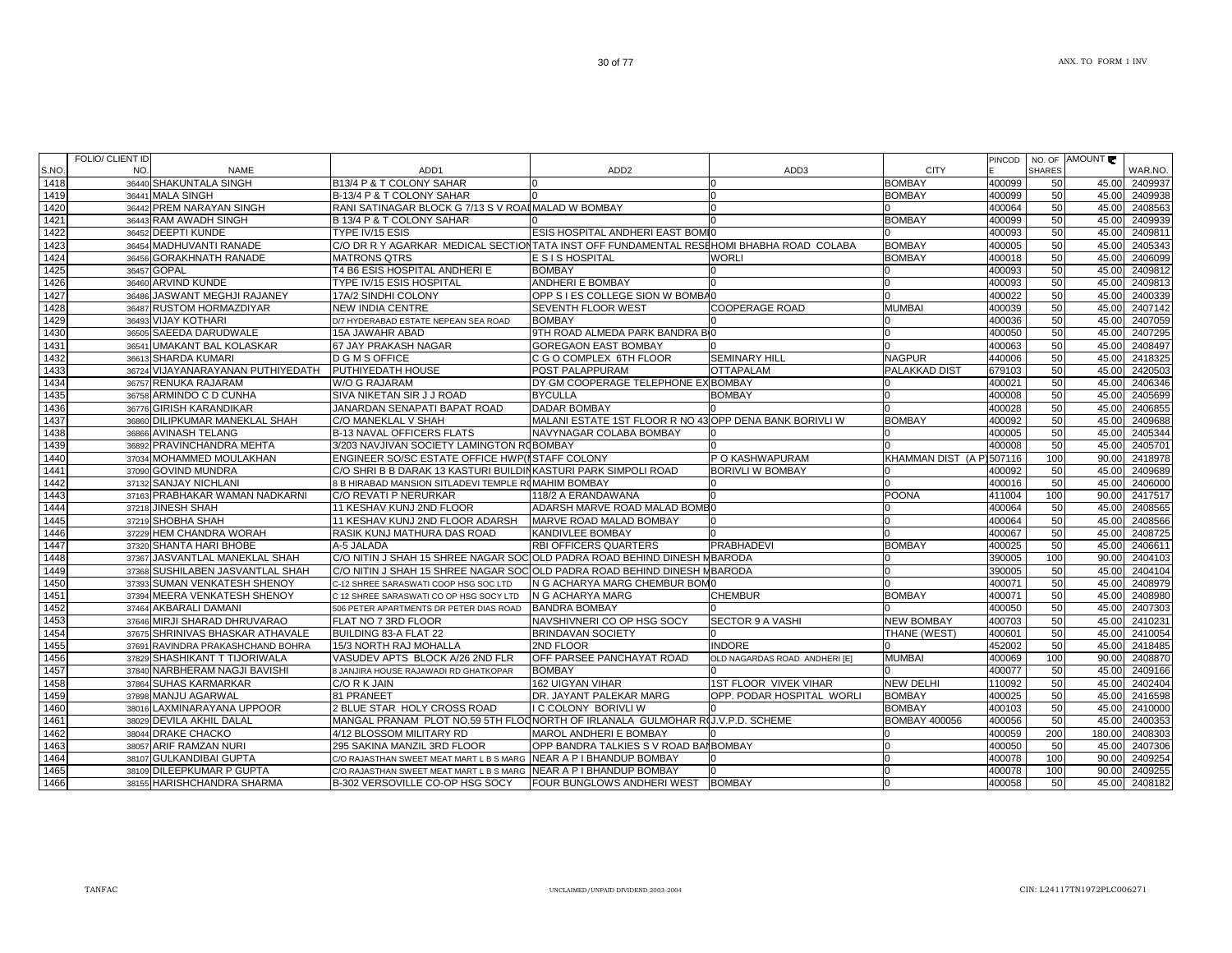| S.NO. | FOLIO/ CLIENT ID NO. | NAME | ADD1 | ADD2 | ADD3 | CITY | PINCODE | NO. OF SHARES | AMOUNT ₹ | WAR.NO. |
|---|---|---|---|---|---|---|---|---|---|---|
| 1418 | 36440 | SHAKUNTALA SINGH | B13/4 P & T COLONY SAHAR | 0 | 0 | BOMBAY | 400099 | 50 | 45.00 | 2409937 |
| 1419 | 36441 | MALA SINGH | B-13/4 P & T COLONY SAHAR | 0 | 0 | BOMBAY | 400099 | 50 | 45.00 | 2409938 |
| 1420 | 36442 | PREM NARAYAN SINGH | RANI SATINAGAR BLOCK G 7/13 S V ROAI | MALAD W BOMBAY | 0 | 0 | 400064 | 50 | 45.00 | 2408563 |
| 1421 | 36443 | RAM AWADH SINGH | B 13/4 P & T COLONY SAHAR | 0 | 0 | BOMBAY | 400099 | 50 | 45.00 | 2409939 |
| 1422 | 36452 | DEEPTI KUNDE | TYPE IV/15 ESIS | ESIS HOSPITAL ANDHERI EAST BOMI | 0 | 0 | 400093 | 50 | 45.00 | 2409811 |
| 1423 | 36454 | MADHUVANTI RANADE | C/O DR R Y AGARKAR MEDICAL SECTIO | TATA INST OFF FUNDAMENTAL RESE | HOMI BHABHA ROAD COLABA | BOMBAY | 400005 | 50 | 45.00 | 2405343 |
| 1424 | 36456 | GORAKHNATH RANADE | MATRONS QTRS | E S I S HOSPITAL | WORLI | BOMBAY | 400018 | 50 | 45.00 | 2406099 |
| 1425 | 36457 | GOPAL | T4 B6 ESIS HOSPITAL ANDHERI E | BOMBAY | 0 | 0 | 400093 | 50 | 45.00 | 2409812 |
| 1426 | 36460 | ARVIND KUNDE | TYPE IV/15 ESIS HOSPITAL | ANDHERI E BOMBAY | 0 | 0 | 400093 | 50 | 45.00 | 2409813 |
| 1427 | 36486 | JASWANT MEGHJI RAJANEY | 17A/2 SINDHI COLONY | OPP S I ES COLLEGE SION W BOMBA | 0 | 0 | 400022 | 50 | 45.00 | 2400339 |
| 1428 | 36487 | RUSTOM HORMAZDIYAR | NEW INDIA CENTRE | SEVENTH FLOOR WEST | COOPERAGE ROAD | MUMBAI | 400039 | 50 | 45.00 | 2407142 |
| 1429 | 36493 | VIJAY KOTHARI | D/7 HYDERABAD ESTATE NEPEAN SEA ROAD | BOMBAY | 0 | 0 | 400036 | 50 | 45.00 | 2407059 |
| 1430 | 36505 | SAEEDA DARUDWALE | 15A JAWAHR ABAD | 9TH ROAD ALMEDA PARK BANDRA B | 0 | 0 | 400050 | 50 | 45.00 | 2407295 |
| 1431 | 36541 | UMAKANT BAL KOLASKAR | 67 JAY PRAKASH NAGAR | GOREGAON EAST BOMBAY | 0 | 0 | 400063 | 50 | 45.00 | 2408497 |
| 1432 | 36613 | SHARDA KUMARI | D G M S OFFICE | C G O COMPLEX 6TH FLOOR | SEMINARY HILL | NAGPUR | 440006 | 50 | 45.00 | 2418325 |
| 1433 | 36724 | VIJAYANARAYANAN PUTHIYEDATH | PUTHIYEDATH HOUSE | POST PALAPPURAM | OTTAPALAM | PALAKKAD DIST | 679103 | 50 | 45.00 | 2420503 |
| 1434 | 36757 | RENUKA RAJARAM | W/O G RAJARAM | DY GM COOPERAGE TELEPHONE EX | BOMBAY | 0 | 400021 | 50 | 45.00 | 2406346 |
| 1435 | 36758 | ARMINDO C D CUNHA | SIVA NIKETAN SIR J J ROAD | BYCULLA | BOMBAY | 0 | 400008 | 50 | 45.00 | 2405699 |
| 1436 | 36776 | GIRISH KARANDIKAR | JANARDAN SENAPATI BAPAT ROAD | DADAR BOMBAY | 0 | 0 | 400028 | 50 | 45.00 | 2406855 |
| 1437 | 36860 | DILIPKUMAR MANEKLAL SHAH | C/O MANEKLAL V SHAH | MALANI ESTATE 1ST FLOOR R NO 43 | OPP DENA BANK BORIVLI W | BOMBAY | 400092 | 50 | 45.00 | 2409688 |
| 1438 | 36866 | AVINASH TELANG | B-13 NAVAL OFFICERS FLATS | NAVYNAGAR COLABA BOMBAY | 0 | 0 | 400005 | 50 | 45.00 | 2405344 |
| 1439 | 36892 | PRAVINCHANDRA MEHTA | 3/203 NAVJIVAN SOCIETY LAMINGTON R | BOMBAY | 0 | 0 | 400008 | 50 | 45.00 | 2405701 |
| 1440 | 37034 | MOHAMMED MOULAKHAN | ENGINEER SO/SC ESTATE OFFICE HWP( | STAFF COLONY | P O KASHWAPURAM | KHAMMAN DIST (A P) | 507116 | 100 | 90.00 | 2418978 |
| 1441 | 37090 | GOVIND MUNDRA | C/O SHRI B B DARAK 13 KASTURI BUILDI | KASTURI PARK SIMPOLI ROAD | BORIVLI W BOMBAY | 0 | 400092 | 50 | 45.00 | 2409689 |
| 1442 | 37132 | SANJAY NICHLANI | 8 B HIRABAD MANSION SITLADEVI TEMPLE R | MAHIM BOMBAY | 0 | 0 | 400016 | 50 | 45.00 | 2406000 |
| 1443 | 37163 | PRABHAKAR WAMAN NADKARNI | C/O REVATI P NERURKAR | 118/2 A ERANDAWANA | 0 | POONA | 411004 | 100 | 90.00 | 2417517 |
| 1444 | 37218 | JINESH SHAH | 11 KESHAV KUNJ 2ND FLOOR | ADARSH MARVE ROAD MALAD BOMB | 0 | 0 | 400064 | 50 | 45.00 | 2408565 |
| 1445 | 37219 | SHOBHA SHAH | 11 KESHAV KUNJ 2ND FLOOR ADARSH | MARVE ROAD MALAD BOMBAY | 0 | 0 | 400064 | 50 | 45.00 | 2408566 |
| 1446 | 37229 | HEM CHANDRA WORAH | RASIK KUNJ MATHURA DAS ROAD | KANDIVLEE BOMBAY | 0 | 0 | 400067 | 50 | 45.00 | 2408725 |
| 1447 | 37320 | SHANTA HARI BHOBE | A-5 JALADA | RBI OFFICERS QUARTERS | PRABHADEVI | BOMBAY | 400025 | 50 | 45.00 | 2406611 |
| 1448 | 37367 | JASVANTLAL MANEKLAL SHAH | C/O NITIN J SHAH 15 SHREE NAGAR SOC | OLD PADRA ROAD BEHIND DINESH M | BARODA | 0 | 390005 | 100 | 90.00 | 2404103 |
| 1449 | 37368 | SUSHILABEN JASVANTLAL SHAH | C/O NITIN J SHAH 15 SHREE NAGAR SOC | OLD PADRA ROAD BEHIND DINESH M | BARODA | 0 | 390005 | 50 | 45.00 | 2404104 |
| 1450 | 37393 | SUMAN VENKATESH SHENOY | C-12 SHREE SARASWATI COOP HSG SOC LTD | N G ACHARYA MARG CHEMBUR BOM | 0 | 0 | 400071 | 50 | 45.00 | 2408979 |
| 1451 | 37394 | MEERA VENKATESH SHENOY | C 12 SHREE SARASWATI CO OP HSG SOCY LTD | N G ACHARYA MARG | CHEMBUR | BOMBAY | 400071 | 50 | 45.00 | 2408980 |
| 1452 | 37464 | AKBARALI DAMANI | 506 PETER APARTMENTS DR PETER DIAS ROAD | BANDRA BOMBAY | 0 | 0 | 400050 | 50 | 45.00 | 2407303 |
| 1453 | 37646 | MIRJI SHARAD DHRUVARAO | FLAT NO 7 3RD FLOOR | NAVSHIVNERI CO OP HSG SOCY | SECTOR 9 A VASHI | NEW BOMBAY | 400703 | 50 | 45.00 | 2410231 |
| 1454 | 37675 | SHRINIVAS BHASKAR ATHAVALE | BUILDING 83-A FLAT 22 | BRINDAVAN SOCIETY | 0 | THANE (WEST) | 400601 | 50 | 45.00 | 2410054 |
| 1455 | 37691 | RAVINDRA PRAKASHCHAND BOHRA | 15/3 NORTH RAJ MOHALLA | 2ND FLOOR | INDORE | 0 | 452002 | 50 | 45.00 | 2418485 |
| 1456 | 37829 | SHASHIKANT T TIJORIWALA | VASUDEV APTS BLOCK A/26 2ND FLR | OFF PARSEE PANCHAYAT ROAD | OLD NAGARDAS ROAD ANDHERI [E] | MUMBAI | 400069 | 100 | 90.00 | 2408870 |
| 1457 | 37840 | NARBHERAM NAGJI BAVISHI | 8 JANJIRA HOUSE RAJAWADI RD GHATKOPAR | BOMBAY | 0 | 0 | 400077 | 50 | 45.00 | 2409166 |
| 1458 | 37864 | SUHAS KARMARKAR | C/O R K JAIN | 162 UIGYAN VIHAR | 1ST FLOOR VIVEK VIHAR | NEW DELHI | 110092 | 50 | 45.00 | 2402404 |
| 1459 | 37898 | MANJU AGARWAL | 81 PRANEET | DR. JAYANT PALEKAR MARG | OPP. PODAR HOSPITAL WORLI | BOMBAY | 400025 | 50 | 45.00 | 2416598 |
| 1460 | 38016 | LAXMINARAYANA UPPOOR | 2 BLUE STAR HOLY CROSS ROAD | I C COLONY BORIVLI W | 0 | BOMBAY | 400103 | 50 | 45.00 | 2410000 |
| 1461 | 38029 | DEVILA AKHIL DALAL | MANGAL PRANAM PLOT NO.59 5TH FLO | NORTH OF IRLANALA GULMOHAR R | J.V.P.D. SCHEME | BOMBAY 400056 | 400056 | 50 | 45.00 | 2400353 |
| 1462 | 38044 | DRAKE CHACKO | 4/12 BLOSSOM MILITARY RD | MAROL ANDHERI E BOMBAY | 0 | 0 | 400059 | 200 | 180.00 | 2408303 |
| 1463 | 38057 | ARIF RAMZAN NURI | 295 SAKINA MANZIL 3RD FLOOR | OPP BANDRA TALKIES S V ROAD BA | BOMBAY | 0 | 400050 | 50 | 45.00 | 2407306 |
| 1464 | 38107 | GULKANDIBAI GUPTA | C/O RAJASTHAN SWEET MEAT MART L B S MARG | NEAR A P I BHANDUP BOMBAY | 0 | 0 | 400078 | 100 | 90.00 | 2409254 |
| 1465 | 38109 | DILEEPKUMAR P GUPTA | C/O RAJASTHAN SWEET MEAT MART L B S MARG | NEAR A P I BHANDUP BOMBAY | 0 | 0 | 400078 | 100 | 90.00 | 2409255 |
| 1466 | 38155 | HARISHCHANDRA SHARMA | B-302 VERSOVILLE CO-OP HSG SOCY | FOUR BUNGLOWS ANDHERI WEST | BOMBAY | 0 | 400058 | 50 | 45.00 | 2408182 |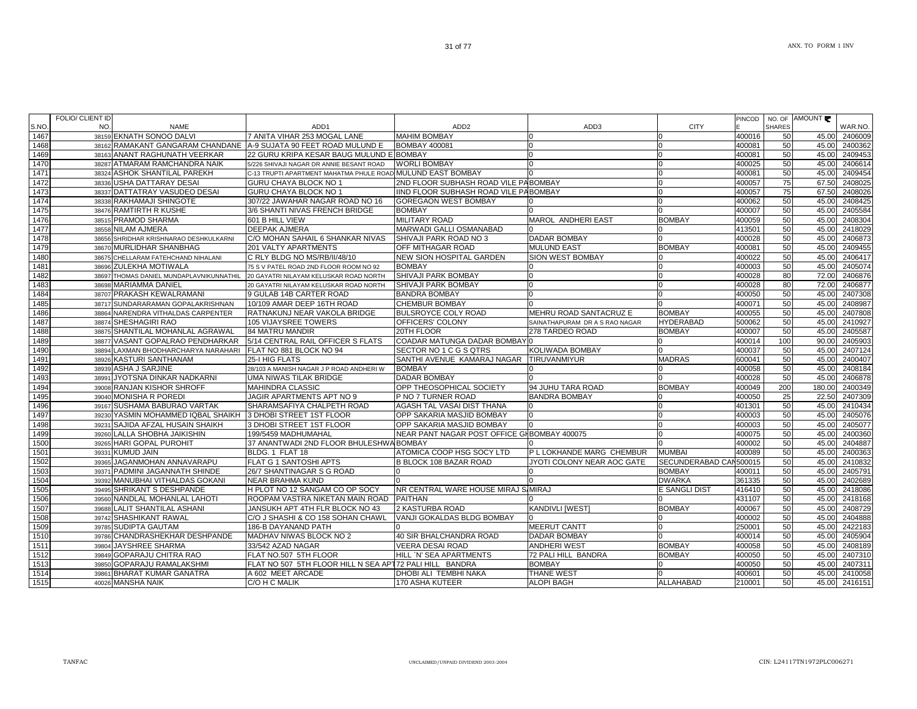| S.NO. | FOLIO/ CLIENT ID NO. | NAME | ADD1 | ADD2 | ADD3 | CITY | PINCODE | NO. OF SHARES | AMOUNT ₹ | WAR.NO. |
|---|---|---|---|---|---|---|---|---|---|---|
| 1467 | 38159 | EKNATH SONOO DALVI | 7 ANITA VIHAR 253 MOGAL LANE | MAHIM BOMBAY | 0 | 0 | 400016 | 50 | 45.00 | 2406009 |
| 1468 | 38162 | RAMAKANT GANGARAM CHANDANE | A-9 SUJATA 90 FEET ROAD MULUND E | BOMBAY 400081 | 0 | 0 | 400081 | 50 | 45.00 | 2400362 |
| 1469 | 38163 | ANANT RAGHUNATH VEERKAR | 22 GURU KRIPA KESAR BAUG MULUND E | BOMBAY | 0 | 0 | 400081 | 50 | 45.00 | 2409453 |
| 1470 | 38287 | ATMARAM RAMCHANDRA NAIK | 5/226 SHIVAJI NAGAR DR ANNIE BESANT ROAD | WORLI BOMBAY | 0 | 0 | 400025 | 50 | 45.00 | 2406614 |
| 1471 | 38324 | ASHOK SHANTILAL PAREKH | C-13 TRUPTI APARTMENT MAHATMA PHULE ROAD | MULUND EAST BOMBAY | 0 | 0 | 400081 | 50 | 45.00 | 2409454 |
| 1472 | 38336 | USHA DATTARAY DESAI | GURU CHAYA BLOCK NO 1 | 2ND FLOOR SUBHASH ROAD VILE PA | BOMBAY | 0 | 400057 | 75 | 67.50 | 2408025 |
| 1473 | 38337 | DATTATRAY VASUDEO DESAI | GURU CHAYA BLOCK NO 1 | IIND FLOOR SUBHASH ROAD VILE PA | BOMBAY | 0 | 400057 | 75 | 67.50 | 2408026 |
| 1474 | 38338 | RAKHAMAJI SHINGOTE | 307/22 JAWAHAR NAGAR ROAD NO 16 | GOREGAON WEST BOMBAY | 0 | 0 | 400062 | 50 | 45.00 | 2408425 |
| 1475 | 38476 | RAMTIRTH R KUSHE | 3/6 SHANTI NIVAS FRENCH BRIDGE | BOMBAY | 0 | 0 | 400007 | 50 | 45.00 | 2405584 |
| 1476 | 38515 | PRAMOD SHARMA | 601 B HILL VIEW | MILITARY ROAD | MAROL ANDHERI EAST | BOMBAY | 400059 | 50 | 45.00 | 2408304 |
| 1477 | 38558 | NILAM AJMERA | DEEPAK AJMERA | MARWADI GALLI OSMANABAD | 0 | 0 | 413501 | 50 | 45.00 | 2418029 |
| 1478 | 38656 | SHRIDHAR KRISHNARAO DESHKULKARNI | C/O MOHAN SAHAIL 6 SHANKAR NIVAS | SHIVAJI PARK ROAD NO 3 | DADAR BOMBAY | 0 | 400028 | 50 | 45.00 | 2406873 |
| 1479 | 38670 | MURLIDHAR SHANBHAG | 201 VALTY APARTMENTS | OFF MITHAGAR ROAD | MULUND EAST | BOMBAY | 400081 | 50 | 45.00 | 2409455 |
| 1480 | 38675 | CHELLARAM FATEHCHAND NIHALANI | C RLY BLDG NO MS/RB/II/48/10 | NEW SION HOSPITAL GARDEN | SION WEST BOMBAY | 0 | 400022 | 50 | 45.00 | 2406417 |
| 1481 | 38696 | ZULEKHA MOTIWALA | 75 S V PATEL ROAD 2ND FLOOR ROOM NO 92 | BOMBAY | 0 | 0 | 400003 | 50 | 45.00 | 2405074 |
| 1482 | 38697 | THOMAS DANIEL MUNDAPLAVNIKUNNATHIL | 20 GAYATRI NILAYAM KELUSKAR ROAD NORTH | SHIVAJI PARK BOMBAY | 0 | 0 | 400028 | 80 | 72.00 | 2406876 |
| 1483 | 38698 | MARIAMMA DANIEL | 20 GAYATRI NILAYAM KELUSKAR ROAD NORTH | SHIVAJI PARK BOMBAY | 0 | 0 | 400028 | 80 | 72.00 | 2406877 |
| 1484 | 38707 | PRAKASH KEWALRAMANI | 9 GULAB 14B CARTER ROAD | BANDRA BOMBAY | 0 | 0 | 400050 | 50 | 45.00 | 2407308 |
| 1485 | 38717 | SUNDARARAMAN GOPALAKRISHNAN | 10/109 AMAR DEEP 16TH ROAD | CHEMBUR BOMBAY | 0 | 0 | 400071 | 50 | 45.00 | 2408987 |
| 1486 | 38864 | NARENDRA VITHALDAS CARPENTER | RATNAKUNJ NEAR VAKOLA BRIDGE | BULSROYCE COLY ROAD | MEHRU ROAD SANTACRUZ E | BOMBAY | 400055 | 50 | 45.00 | 2407808 |
| 1487 | 38874 | SHESHAGIRI RAO | 105 VIJAYSREE TOWERS | OFFICERS' COLONY | SAINATHAPURAM DR A S RAO NAGAR | HYDERABAD | 500062 | 50 | 45.00 | 2410927 |
| 1488 | 38875 | SHANTILAL MOHANLAL AGRAWAL | 84 MATRU MANDIR | 20TH FLOOR | 278 TARDEO ROAD | BOMBAY | 400007 | 50 | 45.00 | 2405587 |
| 1489 | 38877 | VASANT GOPALRAO PENDHARKAR | 5/14 CENTRAL RAIL OFFICER S FLATS | COADAR MATUNGA DADAR BOMBAY | 0 | 0 | 400014 | 100 | 90.00 | 2405903 |
| 1490 | 38894 | LAXMAN BHODHARCHARYA NARAHARI | FLAT NO 881 BLOCK NO 94 | SECTOR NO 1 C G S QTRS | KOLIWADA BOMBAY | 0 | 400037 | 50 | 45.00 | 2407124 |
| 1491 | 38926 | KASTURI SANTHANAM | 25-I HIG FLATS | SANTHI AVENUE KAMARAJ NAGAR | TIRUVANMIYUR | MADRAS | 600041 | 50 | 45.00 | 2400407 |
| 1492 | 38939 | ASHA J SARJINE | 28/103 A MANISH NAGAR J P ROAD ANDHERI W | BOMBAY | 0 | 0 | 400058 | 50 | 45.00 | 2408184 |
| 1493 | 38991 | JYOTSNA DINKAR NADKARNI | UMA NIWAS TILAK BRIDGE | DADAR BOMBAY | 0 | 0 | 400028 | 50 | 45.00 | 2406878 |
| 1494 | 39008 | RANJAN KISHOR SHROFF | MAHINDRA CLASSIC | OPP THEOSOPHICAL SOCIETY | 94 JUHU TARA ROAD | BOMBAY | 400049 | 200 | 180.00 | 2400349 |
| 1495 | 39040 | MONISHA R POREDI | JAGIR APARTMENTS APT NO 9 | P NO 7 TURNER ROAD | BANDRA BOMBAY | 0 | 400050 | 25 | 22.50 | 2407309 |
| 1496 | 39167 | SUSHAMA BABURAO VARTAK | SHARAMSAFIYA CHALPETH ROAD | AGASH TAL VASAI DIST THANA | 0 | 0 | 401301 | 50 | 45.00 | 2410434 |
| 1497 | 39230 | YASMIN MOHAMMED IQBAL SHAIKH | 3 DHOBI STREET 1ST FLOOR | OPP SAKARIA MASJID BOMBAY | 0 | 0 | 400003 | 50 | 45.00 | 2405076 |
| 1498 | 39231 | SAJIDA AFZAL HUSAIN SHAIKH | 3 DHOBI STREET 1ST FLOOR | OPP SAKARIA MASJID BOMBAY | 0 | 0 | 400003 | 50 | 45.00 | 2405077 |
| 1499 | 39260 | LALLA SHOBHA JAIKISHIN | 199/5459 MADHUMAHAL | NEAR PANT NAGAR POST OFFICE GH | BOMBAY 400075 | 0 | 400075 | 50 | 45.00 | 2400360 |
| 1500 | 39265 | HARI GOPAL PUROHIT | 37 ANANTWADI 2ND FLOOR BHULESHWA | BOMBAY | 0 | 0 | 400002 | 50 | 45.00 | 2404887 |
| 1501 | 39331 | KUMUD JAIN | BLDG. 1 FLAT 18 | ATOMICA COOP HSG SOCY LTD | P L LOKHANDE MARG CHEMBUR | MUMBAI | 400089 | 50 | 45.00 | 2400363 |
| 1502 | 39365 | JAGANMOHAN ANNAVARAPU | FLAT G 1 SANTOSHI APTS | B BLOCK 108 BAZAR ROAD | JYOTI COLONY NEAR AOC GATE | SECUNDERABAD CAN | 500015 | 50 | 45.00 | 2410832 |
| 1503 | 39371 | PADMINI JAGANNATH SHINDE | 26/7 SHANTINAGAR S G ROAD | 0 | 0 | BOMBAY | 400011 | 50 | 45.00 | 2405791 |
| 1504 | 39392 | MANUBHAI VITHALDAS GOKANI | NEAR BRAHMA KUND | 0 | 0 | DWARKA | 361335 | 50 | 45.00 | 2402689 |
| 1505 | 39495 | SHRIKANT S DESHPANDE | H PLOT NO 12 SANGAM CO OP SOCY | NR CENTRAL WARE HOUSE MIRAJ S | MIRAJ | E SANGLI DIST | 416410 | 50 | 45.00 | 2418086 |
| 1506 | 39560 | NANDLAL MOHANLAL LAHOTI | ROOPAM VASTRA NIKETAN MAIN ROAD | PAITHAN | 0 | 0 | 431107 | 50 | 45.00 | 2418168 |
| 1507 | 39688 | LALIT SHANTILAL ASHANI | JANSUKH APT 4TH FLR BLOCK NO 43 | 2 KASTURBA ROAD | KANDIVLI [WEST] | BOMBAY | 400067 | 50 | 45.00 | 2408729 |
| 1508 | 39742 | SHASHIKANT RAWAL | C/O J SHASHI & CO 158 SOHAN CHAWL | VANJI GOKALDAS BLDG BOMBAY | 0 | 0 | 400002 | 50 | 45.00 | 2404888 |
| 1509 | 39785 | SUDIPTA GAUTAM | 186-B DAYANAND PATH | 0 | MEERUT CANTT | 0 | 250001 | 50 | 45.00 | 2422183 |
| 1510 | 39786 | CHANDRASHEKHAR DESHPANDE | MADHAV NIWAS BLOCK NO 2 | 40 SIR BHALCHANDRA ROAD | DADAR BOMBAY | 0 | 400014 | 50 | 45.00 | 2405904 |
| 1511 | 39804 | JAYSHREE SHARMA | 33/542 AZAD NAGAR | VEERA DESAI ROAD | ANDHERI WEST | BOMBAY | 400058 | 50 | 45.00 | 2408189 |
| 1512 | 39849 | GOPARAJU CHITRA RAO | FLAT NO.507 5TH FLOOR | HILL `N' SEA APARTMENTS | 72 PALI HILL BANDRA | BOMBAY | 400050 | 50 | 45.00 | 2407310 |
| 1513 | 39850 | GOPARAJU RAMALAKSHMI | FLAT NO 507 5TH FLOOR HILL N SEA APT | 72 PALI HILL BANDRA | BOMBAY | 0 | 400050 | 50 | 45.00 | 2407311 |
| 1514 | 39861 | BHARAT KUMAR GANATRA | A 602 MEET ARCADE | DHOBI ALI TEMBHI NAKA | THANE WEST | 0 | 400601 | 50 | 45.00 | 2410058 |
| 1515 | 40026 | MANSHA NAIK | C/O H C MALIK | 170 ASHA KUTEER | ALOPI BAGH | ALLAHABAD | 210001 | 50 | 45.00 | 2416151 |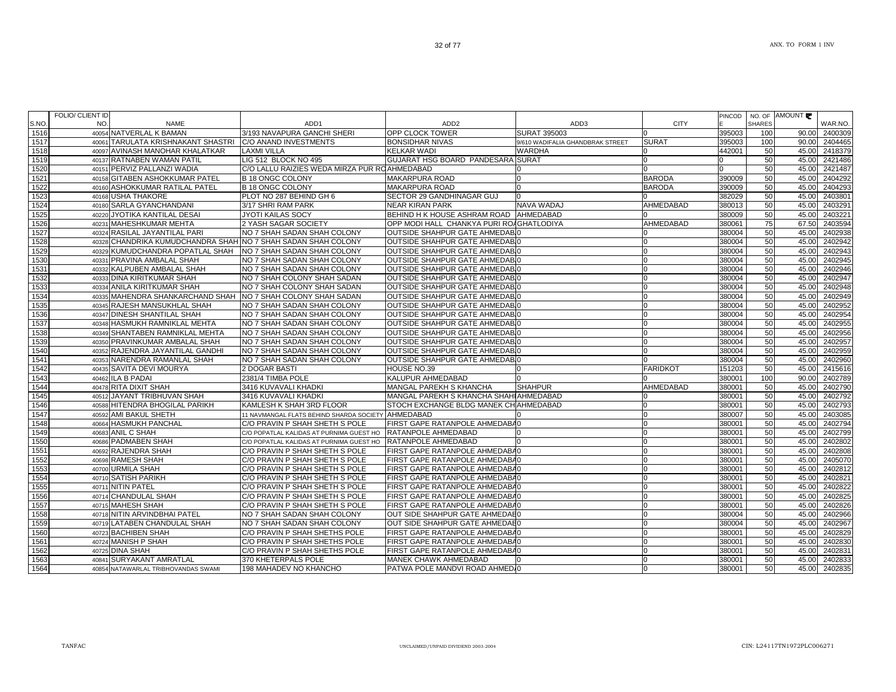| S.NO. | FOLIO/ CLIENT ID NO. | NAME | ADD1 | ADD2 | ADD3 | CITY | PINCODE | NO. OF SHARES | AMOUNT ₹ | WAR.NO. |
|---|---|---|---|---|---|---|---|---|---|---|
| 1516 | 40054 | NATVERLAL K BAMAN | 3/193 NAVAPURA GANCHI SHERI | OPP CLOCK TOWER | SURAT 395003 | 0 | 395003 | 100 | 90.00 | 2400309 |
| 1517 | 40061 | TARULATA KRISHNAKANT SHASTRI | C/O ANAND INVESTMENTS | BONSIDHAR NIVAS | 9/610 WADIFALIA GHANDBRAK STREET | SURAT | 395003 | 100 | 90.00 | 2404465 |
| 1518 | 40097 | AVINASH MANOHAR KHALATKAR | LAXMI VILLA | KELKAR WADI | WARDHA | 0 | 442001 | 50 | 45.00 | 2418379 |
| 1519 | 40137 | RATNABEN WAMAN PATIL | LIG 512 BLOCK NO 495 | GUJARAT HSG BOARD PANDESARA | SURAT | 0 | 0 | 50 | 45.00 | 2421486 |
| 1520 | 40151 | PERVIZ PALLANZI WADIA | C/O LALLU RAIZIES WEDA MIRZA PUR RO | AHMEDABAD | 0 | 0 | 0 | 50 | 45.00 | 2421487 |
| 1521 | 40158 | GITABEN ASHOKKUMAR PATEL | B 18 ONGC COLONY | MAKARPURA ROAD | 0 | BARODA | 390009 | 50 | 45.00 | 2404292 |
| 1522 | 40160 | ASHOKKUMAR RATILAL PATEL | B 18 ONGC COLONY | MAKARPURA ROAD | 0 | BARODA | 390009 | 50 | 45.00 | 2404293 |
| 1523 | 40168 | USHA THAKORE | PLOT NO 287 BEHIND GH 6 | SECTOR 29 GANDHINAGAR GUJ | 0 | 0 | 382029 | 50 | 45.00 | 2403801 |
| 1524 | 40180 | SARLA GYANCHANDANI | 3/17 SHRI RAM PARK | NEAR KIRAN PARK | NAVA WADAJ | AHMEDABAD | 380013 | 50 | 45.00 | 2403291 |
| 1525 | 40220 | JYOTIKA KANTILAL DESAI | JYOTI KAILAS SOCY | BEHIND H K HOUSE ASHRAM ROAD | AHMEDABAD | 0 | 380009 | 50 | 45.00 | 2403221 |
| 1526 | 40231 | MAHESHKUMAR MEHTA | 2 YASH SAGAR SOCIETY | OPP MODI HALL CHANKYA PURI RO | GHATLODIYA | AHMEDABAD | 380061 | 75 | 67.50 | 2403594 |
| 1527 | 40324 | RASILAL JAYANTILAL PARI | NO 7 SHAH SADAN SHAH COLONY | OUTSIDE SHAHPUR GATE AHMEDAB | 0 | 0 | 380004 | 50 | 45.00 | 2402938 |
| 1528 | 40328 | CHANDRIKA KUMUDCHANDRA SHAH | NO 7 SHAH SADAN SHAH COLONY | OUTSIDE SHAHPUR GATE AHMEDAB | 0 | 0 | 380004 | 50 | 45.00 | 2402942 |
| 1529 | 40329 | KUMUDCHANDRA POPATLAL SHAH | NO 7 SHAH SADAN SHAH COLONY | OUTSIDE SHAHPUR GATE AHMEDAB | 0 | 0 | 380004 | 50 | 45.00 | 2402943 |
| 1530 | 40331 | PRAVINA AMBALAL SHAH | NO 7 SHAH SADAN SHAH COLONY | OUTSIDE SHAHPUR GATE AHMEDAB | 0 | 0 | 380004 | 50 | 45.00 | 2402945 |
| 1531 | 40332 | KALPUBEN AMBALAL SHAH | NO 7 SHAH SADAN SHAH COLONY | OUTSIDE SHAHPUR GATE AHMEDAB | 0 | 0 | 380004 | 50 | 45.00 | 2402946 |
| 1532 | 40333 | DINA KIRITKUMAR SHAH | NO 7 SHAH COLONY SHAH SADAN | OUTSIDE SHAHPUR GATE AHMEDAB | 0 | 0 | 380004 | 50 | 45.00 | 2402947 |
| 1533 | 40334 | ANILA KIRITKUMAR SHAH | NO 7 SHAH COLONY SHAH SADAN | OUTSIDE SHAHPUR GATE AHMEDAB | 0 | 0 | 380004 | 50 | 45.00 | 2402948 |
| 1534 | 40335 | MAHENDRA SHANKARCHAND SHAH | NO 7 SHAH COLONY SHAH SADAN | OUTSIDE SHAHPUR GATE AHMEDAB | 0 | 0 | 380004 | 50 | 45.00 | 2402949 |
| 1535 | 40345 | RAJESH MANSUKHLAL SHAH | NO 7 SHAH SADAN SHAH COLONY | OUTSIDE SHAHPUR GATE AHMEDAB | 0 | 0 | 380004 | 50 | 45.00 | 2402952 |
| 1536 | 40347 | DINESH SHANTILAL SHAH | NO 7 SHAH SADAN SHAH COLONY | OUTSIDE SHAHPUR GATE AHMEDAB | 0 | 0 | 380004 | 50 | 45.00 | 2402954 |
| 1537 | 40348 | HASMUKH RAMNIKLAL MEHTA | NO 7 SHAH SADAN SHAH COLONY | OUTSIDE SHAHPUR GATE AHMEDAB | 0 | 0 | 380004 | 50 | 45.00 | 2402955 |
| 1538 | 40349 | SHANTABEN RAMNIKLAL MEHTA | NO 7 SHAH SADAN SHAH COLONY | OUTSIDE SHAHPUR GATE AHMEDAB | 0 | 0 | 380004 | 50 | 45.00 | 2402956 |
| 1539 | 40350 | PRAVINKUMAR AMBALAL SHAH | NO 7 SHAH SADAN SHAH COLONY | OUTSIDE SHAHPUR GATE AHMEDAB | 0 | 0 | 380004 | 50 | 45.00 | 2402957 |
| 1540 | 40352 | RAJENDRA JAYANTILAL GANDHI | NO 7 SHAH SADAN SHAH COLONY | OUTSIDE SHAHPUR GATE AHMEDAB | 0 | 0 | 380004 | 50 | 45.00 | 2402959 |
| 1541 | 40353 | NARENDRA RAMANLAL SHAH | NO 7 SHAH SADAN SHAH COLONY | OUTSIDE SHAHPUR GATE AHMEDAB | 0 | 0 | 380004 | 50 | 45.00 | 2402960 |
| 1542 | 40435 | SAVITA DEVI MOURYA | 2 DOGAR BASTI | HOUSE NO.39 | 0 | FARIDKOT | 151203 | 50 | 45.00 | 2415616 |
| 1543 | 40462 | ILA B PADAI | 2381/4 TIMBA POLE | KALUPUR AHMEDABAD | 0 | 0 | 380001 | 100 | 90.00 | 2402789 |
| 1544 | 40478 | RITA DIXIT SHAH | 3416 KUVAVALI KHADKI | MANGAL PAREKH S KHANCHA | SHAHPUR | AHMEDABAD | 380001 | 50 | 45.00 | 2402790 |
| 1545 | 40512 | JAYANT TRIBHUVAN SHAH | 3416 KUVAVALI KHADKI | MANGAL PAREKH S KHANCHA SHAH | AHMEDABAD | 0 | 380001 | 50 | 45.00 | 2402792 |
| 1546 | 40588 | HITENDRA BHOGILAL PARIKH | KAMLESH K SHAH 3RD FLOOR | STOCH EXCHANGE BLDG MANEK CH | AHMEDABAD | 0 | 380001 | 50 | 45.00 | 2402793 |
| 1547 | 40592 | AMI BAKUL SHETH | 11 NAVMANGAL FLATS BEHIND SHARDA SOCIETY | AHMEDABAD | 0 | 0 | 380007 | 50 | 45.00 | 2403085 |
| 1548 | 40664 | HASMUKH PANCHAL | C/O PRAVIN P SHAH SHETH S POLE | FIRST GAPE RATANPOLE AHMEDABA | 0 | 0 | 380001 | 50 | 45.00 | 2402794 |
| 1549 | 40683 | ANIL C SHAH | C/O POPATLAL KALIDAS AT PURNIMA GUEST HO | RATANPOLE AHMEDABAD | 0 | 0 | 380001 | 50 | 45.00 | 2402799 |
| 1550 | 40686 | PADMABEN SHAH | C/O POPATLAL KALIDAS AT PURNIMA GUEST HO | RATANPOLE AHMEDABAD | 0 | 0 | 380001 | 50 | 45.00 | 2402802 |
| 1551 | 40692 | RAJENDRA SHAH | C/O PRAVIN P SHAH SHETH S POLE | FIRST GAPE RATANPOLE AHMEDABA | 0 | 0 | 380001 | 50 | 45.00 | 2402808 |
| 1552 | 40698 | RAMESH SHAH | C/O PRAVIN P SHAH SHETH S POLE | FIRST GAPE RATANPOLE AHMEDABA | 0 | 0 | 380001 | 50 | 45.00 | 2405070 |
| 1553 | 40700 | URMILA SHAH | C/O PRAVIN P SHAH SHETH S POLE | FIRST GAPE RATANPOLE AHMEDABA | 0 | 0 | 380001 | 50 | 45.00 | 2402812 |
| 1554 | 40710 | SATISH PARIKH | C/O PRAVIN P SHAH SHETH S POLE | FIRST GAPE RATANPOLE AHMEDABA | 0 | 0 | 380001 | 50 | 45.00 | 2402821 |
| 1555 | 40711 | NITIN PATEL | C/O PRAVIN P SHAH SHETH S POLE | FIRST GAPE RATANPOLE AHMEDABA | 0 | 0 | 380001 | 50 | 45.00 | 2402822 |
| 1556 | 40714 | CHANDULAL SHAH | C/O PRAVIN P SHAH SHETH S POLE | FIRST GAPE RATANPOLE AHMEDABA | 0 | 0 | 380001 | 50 | 45.00 | 2402825 |
| 1557 | 40715 | MAHESH SHAH | C/O PRAVIN P SHAH SHETH S POLE | FIRST GAPE RATANPOLE AHMEDABA | 0 | 0 | 380001 | 50 | 45.00 | 2402826 |
| 1558 | 40718 | NITIN ARVINDBHAI PATEL | NO 7 SHAH SADAN SHAH COLONY | OUT SIDE SHAHPUR GATE AHMEDAB | 0 | 0 | 380004 | 50 | 45.00 | 2402966 |
| 1559 | 40719 | LATABEN CHANDULAL SHAH | NO 7 SHAH SADAN SHAH COLONY | OUT SIDE SHAHPUR GATE AHMEDAB | 0 | 0 | 380004 | 50 | 45.00 | 2402967 |
| 1560 | 40723 | BACHIBEN SHAH | C/O PRAVIN P SHAH SHETHS POLE | FIRST GAPE RATANPOLE AHMEDABA | 0 | 0 | 380001 | 50 | 45.00 | 2402829 |
| 1561 | 40724 | MANISH P SHAH | C/O PRAVIN P SHAH SHETHS POLE | FIRST GAPE RATANPOLE AHMEDABA | 0 | 0 | 380001 | 50 | 45.00 | 2402830 |
| 1562 | 40725 | DINA SHAH | C/O PRAVIN P SHAH SHETHS POLE | FIRST GAPE RATANPOLE AHMEDABA | 0 | 0 | 380001 | 50 | 45.00 | 2402831 |
| 1563 | 40841 | SURYAKANT AMRATLAL | 370 KHETERPALS POLE | MANEK CHAWK AHMEDABAD | 0 | 0 | 380001 | 50 | 45.00 | 2402833 |
| 1564 | 40854 | NATAWARLAL TRIBHOVANDAS SWAMI | 198 MAHADEV NO KHANCHO | PATWA POLE MANDVI ROAD AHMED | 0 | 0 | 380001 | 50 | 45.00 | 2402835 |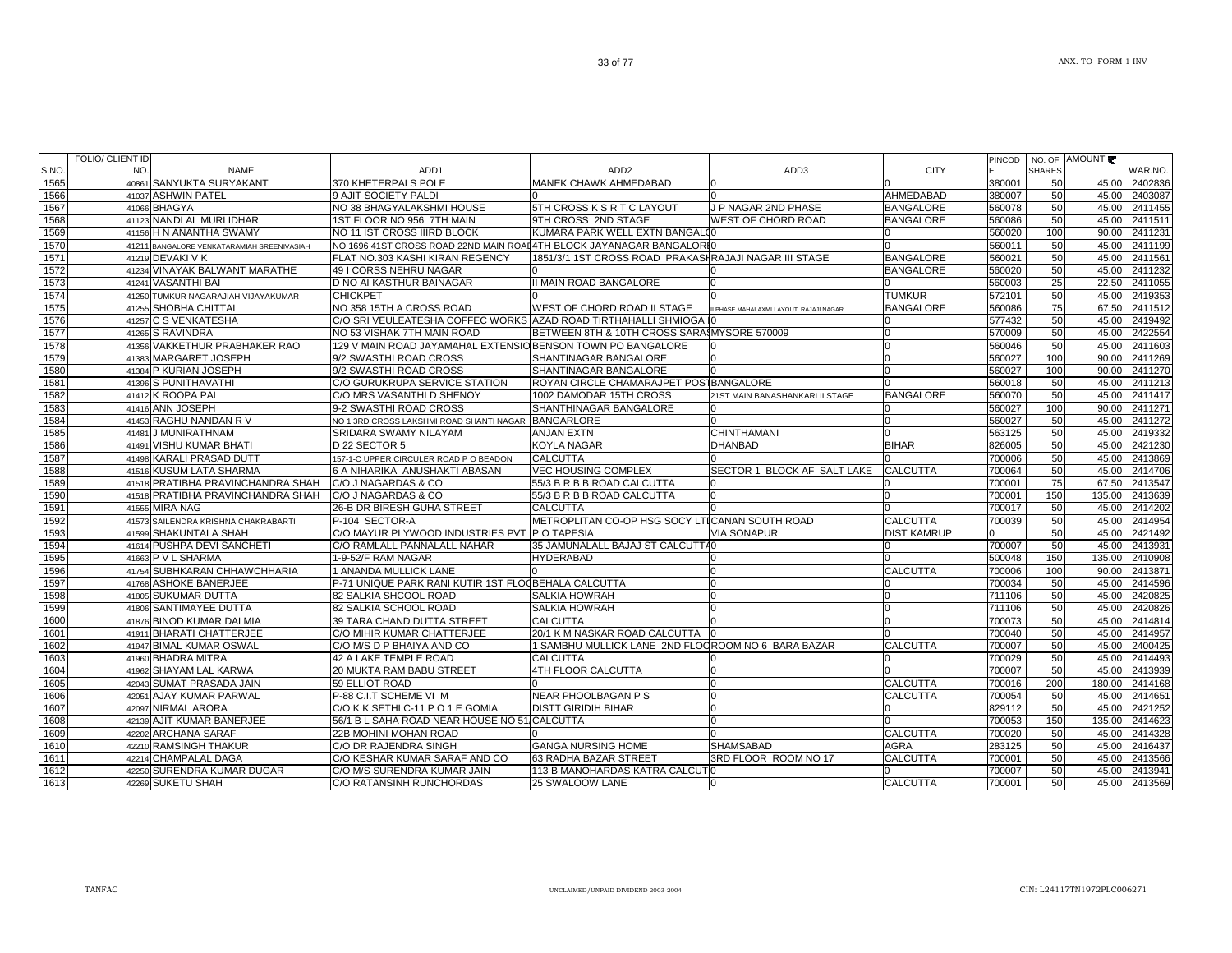| S.NO. | FOLIO/ CLIENT ID NO. | NAME | ADD1 | ADD2 | ADD3 | CITY | PINCODE | NO. OF SHARES | AMOUNT ₹ | WAR.NO. |
|---|---|---|---|---|---|---|---|---|---|---|
| 1565 | 40861 | SANYUKTA SURYAKANT | 370 KHETERPALS POLE | MANEK CHAWK AHMEDABAD | 0 | 0 | 380001 | 50 | 45.00 | 2402836 |
| 1566 | 41037 | ASHWIN PATEL | 9 AJIT SOCIETY PALDI | 0 | 0 | AHMEDABAD | 380007 | 50 | 45.00 | 2403087 |
| 1567 | 41066 | BHAGYA | NO 38 BHAGYALAKSHMI HOUSE | 5TH CROSS K S R T C LAYOUT | J P NAGAR 2ND PHASE | BANGALORE | 560078 | 50 | 45.00 | 2411455 |
| 1568 | 41123 | NANDLAL MURLIDHAR | 1ST FLOOR NO 956 7TH MAIN | 9TH CROSS 2ND STAGE | WEST OF CHORD ROAD | BANGALORE | 560086 | 50 | 45.00 | 2411511 |
| 1569 | 41156 | H N ANANTHA SWAMY | NO 11 IST CROSS IIIRD BLOCK | KUMARA PARK WELL EXTN BANGAL0 | 0 | 0 | 560020 | 100 | 90.00 | 2411231 |
| 1570 | 41211 | BANGALORE VENKATARAMIAH SREENIVASIAH | NO 1696 41ST CROSS ROAD 22ND MAIN ROAD | 4TH BLOCK JAYANAGAR BANGALORE | 0 | 0 | 560011 | 50 | 45.00 | 2411199 |
| 1571 | 41219 | DEVAKI V K | FLAT NO.303 KASHI KIRAN REGENCY | 1851/3/1 1ST CROSS ROAD PRAKASH | RAJAJI NAGAR III STAGE | BANGALORE | 560021 | 50 | 45.00 | 2411561 |
| 1572 | 41234 | VINAYAK BALWANT MARATHE | 49 I CORSS NEHRU NAGAR | 0 | 0 | BANGALORE | 560020 | 50 | 45.00 | 2411232 |
| 1573 | 41241 | VASANTHI BAI | D NO AI KASTHUR BAINAGAR | II MAIN ROAD BANGALORE | 0 | 0 | 560003 | 25 | 22.50 | 2411055 |
| 1574 | 41250 | TUMKUR NAGARAJIAH VIJAYAKUMAR | CHICKPET | 0 | 0 | TUMKUR | 572101 | 50 | 45.00 | 2419353 |
| 1575 | 41255 | SHOBHA CHITTAL | NO 358 15TH A CROSS ROAD | WEST OF CHORD ROAD II STAGE | II PHASE MAHALAXMI LAYOUT RAJAJI NAGAR | BANGALORE | 560086 | 75 | 67.50 | 2411512 |
| 1576 | 41257 | C S VENKATESHA | C/O SRI VEULEATESHA COFFEC WORKS | AZAD ROAD TIRTHAHALLI SHMIOGA | 0 | 0 | 577432 | 50 | 45.00 | 2419492 |
| 1577 | 41265 | S RAVINDRA | NO 53 VISHAK 7TH MAIN ROAD | BETWEEN 8TH & 10TH CROSS SARAS | MYSORE 570009 | 0 | 570009 | 50 | 45.00 | 2422554 |
| 1578 | 41356 | VAKKETHUR PRABHAKER RAO | 129 V MAIN ROAD JAYAMAHAL EXTENSIO | BENSON TOWN PO BANGALORE | 0 | 0 | 560046 | 50 | 45.00 | 2411603 |
| 1579 | 41383 | MARGARET JOSEPH | 9/2 SWASTHI ROAD CROSS | SHANTINAGAR BANGALORE | 0 | 0 | 560027 | 100 | 90.00 | 2411269 |
| 1580 | 41384 | P KURIAN JOSEPH | 9/2 SWASTHI ROAD CROSS | SHANTINAGAR BANGALORE | 0 | 0 | 560027 | 100 | 90.00 | 2411270 |
| 1581 | 41396 | S PUNITHAVATHI | C/O GURUKRUPA SERVICE STATION | ROYAN CIRCLE CHAMARAJPET POST | BANGALORE | 0 | 560018 | 50 | 45.00 | 2411213 |
| 1582 | 41412 | K ROOPA PAI | C/O MRS VASANTHI D SHENOY | 1002 DAMODAR 15TH CROSS | 21ST MAIN BANASHANKARI II STAGE | BANGALORE | 560070 | 50 | 45.00 | 2411417 |
| 1583 | 41416 | ANN JOSEPH | 9-2 SWASTHI ROAD CROSS | SHANTHINAGAR BANGALORE | 0 | 0 | 560027 | 100 | 90.00 | 2411271 |
| 1584 | 41453 | RAGHU NANDAN R V | NO 1 3RD CROSS LAKSHMI ROAD SHANTI NAGAR | BANGARLORE | 0 | 0 | 560027 | 50 | 45.00 | 2411272 |
| 1585 | 41481 | J MUNIRATHNAM | SRIDARA SWAMY NILAYAM | ANJAN EXTN | CHINTHAMANI | 0 | 563125 | 50 | 45.00 | 2419332 |
| 1586 | 41491 | VISHU KUMAR BHATI | D 22 SECTOR 5 | KOYLA NAGAR | DHANBAD | BIHAR | 826005 | 50 | 45.00 | 2421230 |
| 1587 | 41498 | KARALI PRASAD DUTT | 157-1-C UPPER CIRCULER ROAD P O BEADON | CALCUTTA | 0 | 0 | 700006 | 50 | 45.00 | 2413869 |
| 1588 | 41516 | KUSUM LATA SHARMA | 6 A NIHARIKA ANUSHAKTI ABASAN | VEC HOUSING COMPLEX | SECTOR 1 BLOCK AF SALT LAKE | CALCUTTA | 700064 | 50 | 45.00 | 2414706 |
| 1589 | 41518 | PRATIBHA PRAVINCHANDRA SHAH | C/O J NAGARDAS & CO | 55/3 B R B B ROAD CALCUTTA | 0 | 0 | 700001 | 75 | 67.50 | 2413547 |
| 1590 | 41518 | PRATIBHA PRAVINCHANDRA SHAH | C/O J NAGARDAS & CO | 55/3 B R B B ROAD CALCUTTA | 0 | 0 | 700001 | 150 | 135.00 | 2413639 |
| 1591 | 41555 | MIRA NAG | 26-B DR BIRESH GUHA STREET | CALCUTTA | 0 | 0 | 700017 | 50 | 45.00 | 2414202 |
| 1592 | 41573 | SAILENDRA KRISHNA CHAKRABARTI | P-104 SECTOR-A | METROPLITAN CO-OP HSG SOCY LTD | CANAN SOUTH ROAD | CALCUTTA | 700039 | 50 | 45.00 | 2414954 |
| 1593 | 41599 | SHAKUNTALA SHAH | C/O MAYUR PLYWOOD INDUSTRIES PVT | P O TAPESIA | VIA SONAPUR | DIST KAMRUP | 0 | 50 | 45.00 | 2421492 |
| 1594 | 41614 | PUSHPA DEVI SANCHETI | C/O RAMLALL PANNALALL NAHAR | 35 JAMUNALALL BAJAJ ST CALCUTTA | 0 | 0 | 700007 | 50 | 45.00 | 2413931 |
| 1595 | 41663 | P V L SHARMA | 1-9-52/F RAM NAGAR | HYDERABAD | 0 | 0 | 500048 | 150 | 135.00 | 2410908 |
| 1596 | 41754 | SUBHKARAN CHHAWCHHARIA | 1 ANANDA MULLICK LANE | 0 | 0 | CALCUTTA | 700006 | 100 | 90.00 | 2413871 |
| 1597 | 41768 | ASHOKE BANERJEE | P-71 UNIQUE PARK RANI KUTIR 1ST FLOO | BEHALA CALCUTTA | 0 | 0 | 700034 | 50 | 45.00 | 2414596 |
| 1598 | 41805 | SUKUMAR DUTTA | 82 SALKIA SHCOOL ROAD | SALKIA HOWRAH | 0 | 0 | 711106 | 50 | 45.00 | 2420825 |
| 1599 | 41806 | SANTIMAYEE DUTTA | 82 SALKIA SCHOOL ROAD | SALKIA HOWRAH | 0 | 0 | 711106 | 50 | 45.00 | 2420826 |
| 1600 | 41876 | BINOD KUMAR DALMIA | 39 TARA CHAND DUTTA STREET | CALCUTTA | 0 | 0 | 700073 | 50 | 45.00 | 2414814 |
| 1601 | 41911 | BHARATI CHATTERJEE | C/O MIHIR KUMAR CHATTERJEE | 20/1 K M NASKAR ROAD CALCUTTA | 0 | 0 | 700040 | 50 | 45.00 | 2414957 |
| 1602 | 41947 | BIMAL KUMAR OSWAL | C/O M/S D P BHAIYA AND CO | 1 SAMBHU MULLICK LANE 2ND FLOO | ROOM NO 6 BARA BAZAR | CALCUTTA | 700007 | 50 | 45.00 | 2400425 |
| 1603 | 41960 | BHADRA MITRA | 42 A LAKE TEMPLE ROAD | CALCUTTA | 0 | 0 | 700029 | 50 | 45.00 | 2414493 |
| 1604 | 41962 | SHAYAM LAL KARWA | 20 MUKTA RAM BABU STREET | 4TH FLOOR CALCUTTA | 0 | 0 | 700007 | 50 | 45.00 | 2413939 |
| 1605 | 42043 | SUMAT PRASADA JAIN | 59 ELLIOT ROAD | 0 | 0 | CALCUTTA | 700016 | 200 | 180.00 | 2414168 |
| 1606 | 42051 | AJAY KUMAR PARWAL | P-88 C.I.T SCHEME VI M | NEAR PHOOLBAGAN P S | 0 | CALCUTTA | 700054 | 50 | 45.00 | 2414651 |
| 1607 | 42097 | NIRMAL ARORA | C/O K K SETHI C-11 P O 1 E GOMIA | DISTT GIRIDIH BIHAR | 0 | 0 | 829112 | 50 | 45.00 | 2421252 |
| 1608 | 42139 | AJIT KUMAR BANERJEE | 56/1 B L SAHA ROAD NEAR HOUSE NO 51 | CALCUTTA | 0 | 0 | 700053 | 150 | 135.00 | 2414623 |
| 1609 | 42202 | ARCHANA SARAF | 22B MOHINI MOHAN ROAD | 0 | 0 | CALCUTTA | 700020 | 50 | 45.00 | 2414328 |
| 1610 | 42210 | RAMSINGH THAKUR | C/O DR RAJENDRA SINGH | GANGA NURSING HOME | SHAMSABAD | AGRA | 283125 | 50 | 45.00 | 2416437 |
| 1611 | 42214 | CHAMPALAL DAGA | C/O KESHAR KUMAR SARAF AND CO | 63 RADHA BAZAR STREET | 3RD FLOOR ROOM NO 17 | CALCUTTA | 700001 | 50 | 45.00 | 2413566 |
| 1612 | 42250 | SURENDRA KUMAR DUGAR | C/O M/S SURENDRA KUMAR JAIN | 113 B MANOHARDAS KATRA CALCUTT | 0 | 0 | 700007 | 50 | 45.00 | 2413941 |
| 1613 | 42269 | SUKETU SHAH | C/O RATANSINH RUNCHORDAS | 25 SWALOOW LANE | 0 | CALCUTTA | 700001 | 50 | 45.00 | 2413569 |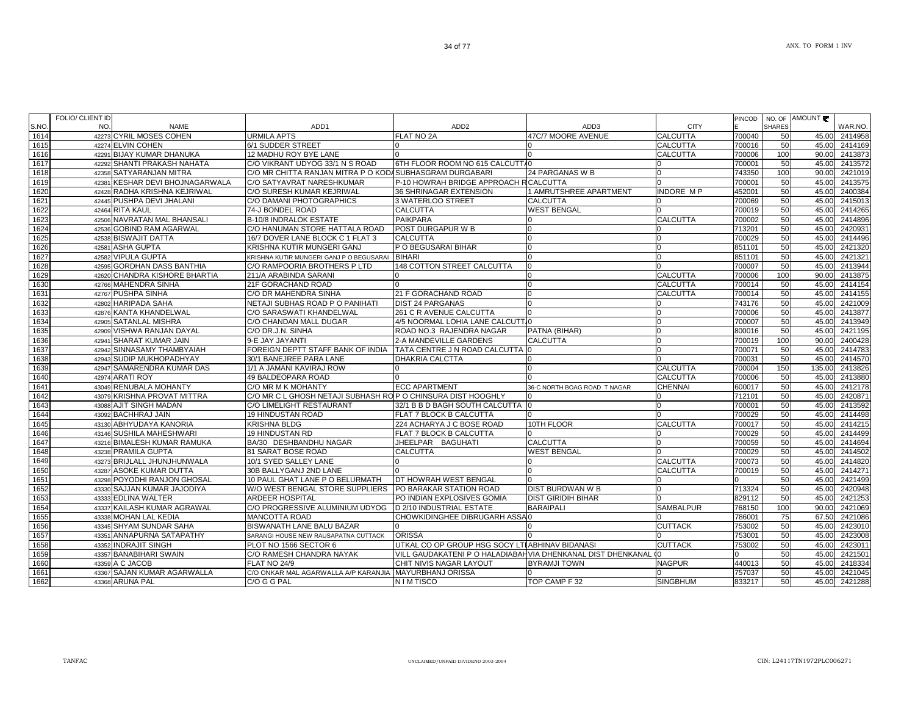| S.NO. | FOLIO/ CLIENT ID NO. | NAME | ADD1 | ADD2 | ADD3 | CITY | PINCODE | NO. OF SHARES | AMOUNT ₹ | WAR.NO. |
|---|---|---|---|---|---|---|---|---|---|---|
| 1614 | 42273 | CYRIL MOSES COHEN | URMILA APTS | FLAT NO 2A | 47C/7 MOORE AVENUE | CALCUTTA | 700040 | 50 | 45.00 | 2414958 |
| 1615 | 42274 | ELVIN COHEN | 6/1 SUDDER STREET | 0 | 0 | CALCUTTA | 700016 | 50 | 45.00 | 2414169 |
| 1616 | 42291 | BIJAY KUMAR DHANUKA | 12 MADHU ROY BYE LANE | 0 | 0 | CALCUTTA | 700006 | 100 | 90.00 | 2413873 |
| 1617 | 42292 | SHANTI PRAKASH NAHATA | C/O VIKRANT UDYOG 33/1 N S ROAD | 6TH FLOOR ROOM NO 615 CALCUTTA | 0 | 0 | 700001 | 50 | 45.00 | 2413572 |
| 1618 | 42358 | SATYARANJAN MITRA | C/O MR CHITTA RANJAN MITRA P O KODA | SUBHASGRAM DURGABARI | 24 PARGANAS W B | 0 | 743350 | 100 | 90.00 | 2421019 |
| 1619 | 42381 | KESHAR DEVI BHOJNAGARWALA | C/O SATYAVRAT NARESHKUMAR | P-10 HOWRAH BRIDGE APPROACH R | CALCUTTA | 0 | 700001 | 50 | 45.00 | 2413575 |
| 1620 | 42428 | RADHA KRISHNA KEJRIWAL | C/O SURESH KUMAR KEJRIWAL | 36 SHRINAGAR EXTENSION | 1 AMRUTSHREE APARTMENT | INDORE M P | 452001 | 50 | 45.00 | 2400384 |
| 1621 | 42445 | PUSHPA DEVI JHALANI | C/O DAMANI PHOTOGRAPHICS | 3 WATERLOO STREET | CALCUTTA | 0 | 700069 | 50 | 45.00 | 2415013 |
| 1622 | 42464 | RITA KAUL | 74-J BONDEL ROAD | CALCUTTA | WEST BENGAL | 0 | 700019 | 50 | 45.00 | 2414265 |
| 1623 | 42506 | NAVRATAN MAL BHANSALI | B-10/8 INDRALOK ESTATE | PAIKPARA | 0 | CALCUTTA | 700002 | 50 | 45.00 | 2414896 |
| 1624 | 42536 | GOBIND RAM AGARWAL | C/O HANUMAN STORE HATTALA ROAD | POST DURGAPUR W B | 0 | 0 | 713201 | 50 | 45.00 | 2420931 |
| 1625 | 42538 | BISWAJIT DATTA | 16/7 DOVER LANE BLOCK C 1 FLAT 3 | CALCUTTA | 0 | 0 | 700029 | 50 | 45.00 | 2414496 |
| 1626 | 42581 | ASHA GUPTA | KRISHNA KUTIR MUNGERI GANJ | P O BEGUSARAI BIHAR | 0 | 0 | 851101 | 50 | 45.00 | 2421320 |
| 1627 | 42582 | VIPULA GUPTA | KRISHNA KUTIR MUNGERI GANJ P O BEGUSARAI | BIHARI | 0 | 0 | 851101 | 50 | 45.00 | 2421321 |
| 1628 | 42595 | GORDHAN DASS BANTHIA | C/O RAMPOORIA BROTHERS P LTD | 148 COTTON STREET CALCUTTA | 0 | 0 | 700007 | 50 | 45.00 | 2413944 |
| 1629 | 42620 | CHANDRA KISHORE BHARTIA | 211/A ARABINDA SARANI | 0 | 0 | CALCUTTA | 700006 | 100 | 90.00 | 2413875 |
| 1630 | 42766 | MAHENDRA SINHA | 21F GORACHAND ROAD | 0 | 0 | CALCUTTA | 700014 | 50 | 45.00 | 2414154 |
| 1631 | 42767 | PUSHPA SINHA | C/O DR MAHENDRA SINHA | 21 F GORACHAND ROAD | 0 | CALCUTTA | 700014 | 50 | 45.00 | 2414155 |
| 1632 | 42802 | HARIPADA SAHA | NETAJI SUBHAS ROAD P O PANIHATI | DIST 24 PARGANAS | 0 | 0 | 743176 | 50 | 45.00 | 2421009 |
| 1633 | 42876 | KANTA KHANDELWAL | C/O SARASWATI KHANDELWAL | 261 C R AVENUE CALCUTTA | 0 | 0 | 700006 | 50 | 45.00 | 2413877 |
| 1634 | 42905 | SATANLAL MISHRA | C/O CHANDAN MALL DUGAR | 4/5 NOORMAL LOHIA LANE CALCUTTA | 0 | 0 | 700007 | 50 | 45.00 | 2413949 |
| 1635 | 42909 | VISHWA RANJAN DAYAL | C/O DR.J.N. SINHA | ROAD NO.3 RAJENDRA NAGAR | PATNA (BIHAR) | 0 | 800016 | 50 | 45.00 | 2421195 |
| 1636 | 42941 | SHARAT KUMAR JAIN | 9-E JAY JAYANTI | 2-A MANDEVILLE GARDENS | CALCUTTA | 0 | 700019 | 100 | 90.00 | 2400428 |
| 1637 | 42942 | SINNASAMY THAMBYAIAH | FOREIGN DEPTT STAFF BANK OF INDIA | TATA CENTRE J N ROAD CALCUTTA | 0 | 0 | 700071 | 50 | 45.00 | 2414783 |
| 1638 | 42943 | SUDIP MUKHOPADHYAY | 30/1 BANEJREE PARA LANE | DHAKRIA CALCTTA | 0 | 0 | 700031 | 50 | 45.00 | 2414570 |
| 1639 | 42947 | SAMARENDRA KUMAR DAS | 1/1 A JAMANI KAVIRAJ ROW | 0 | 0 | CALCUTTA | 700004 | 150 | 135.00 | 2413826 |
| 1640 | 42974 | ARATI ROY | 49 BALDEOPARA ROAD | 0 | 0 | CALCUTTA | 700006 | 50 | 45.00 | 2413880 |
| 1641 | 43049 | RENUBALA MOHANTY | C/O MR M K MOHANTY | ECC APARTMENT | 36-C NORTH BOAG ROAD T NAGAR | CHENNAI | 600017 | 50 | 45.00 | 2412178 |
| 1642 | 43079 | KRISHNA PROVAT MITTRA | C/O MR C L GHOSH NETAJI SUBHASH RO | P O CHINSURA DIST HOOGHLY | 0 | 0 | 712101 | 50 | 45.00 | 2420871 |
| 1643 | 43088 | AJIT SINGH MADAN | C/O LIMELIGHT RESTAURANT | 32/1 B B D BAGH SOUTH CALCUTTA | 0 | 0 | 700001 | 50 | 45.00 | 2413592 |
| 1644 | 43092 | BACHHRAJ JAIN | 19 HINDUSTAN ROAD | FLAT 7 BLOCK B CALCUTTA | 0 | 0 | 700029 | 50 | 45.00 | 2414498 |
| 1645 | 43130 | ABHYUDAYA KANORIA | KRISHNA BLDG | 224 ACHARYA J C BOSE ROAD | 10TH FLOOR | CALCUTTA | 700017 | 50 | 45.00 | 2414215 |
| 1646 | 43146 | SUSHILA MAHESHWARI | 19 HINDUSTAN RD | FLAT 7 BLOCK B CALCUTTA | 0 | 0 | 700029 | 50 | 45.00 | 2414499 |
| 1647 | 43216 | BIMALESH KUMAR RAMUKA | BA/30 DESHBANDHU NAGAR | JHEELPAR BAGUHATI | CALCUTTA | 0 | 700059 | 50 | 45.00 | 2414694 |
| 1648 | 43238 | PRAMILA GUPTA | 81 SARAT BOSE ROAD | CALCUTTA | WEST BENGAL | 0 | 700029 | 50 | 45.00 | 2414502 |
| 1649 | 43273 | BRIJLALL JHUNJHUNWALA | 10/1 SYED SALLEY LANE | 0 | 0 | CALCUTTA | 700073 | 50 | 45.00 | 2414820 |
| 1650 | 43287 | ASOKE KUMAR DUTTA | 30B BALLYGANJ 2ND LANE | 0 | 0 | CALCUTTA | 700019 | 50 | 45.00 | 2414271 |
| 1651 | 43298 | POYODHI RANJON GHOSAL | 10 PAUL GHAT LANE P O BELURMATH | DT HOWRAH WEST BENGAL | 0 | 0 | 0 | 50 | 45.00 | 2421499 |
| 1652 | 43330 | SAJJAN KUMAR JAJODIYA | W/O WEST BENGAL STORE SUPPLIERS | PO BARAKAR STATION ROAD | DIST BURDWAN W B | 0 | 713324 | 50 | 45.00 | 2420948 |
| 1653 | 43333 | EDLINA WALTER | ARDEER HOSPITAL | PO INDIAN EXPLOSIVES GOMIA | DIST GIRIDIH BIHAR | 0 | 829112 | 50 | 45.00 | 2421253 |
| 1654 | 43337 | KAILASH KUMAR AGRAWAL | C/O PROGRESSIVE ALUMINIUM UDYOG | D 2/10 INDUSTRIAL ESTATE | BARAIPALI | SAMBALPUR | 768150 | 100 | 90.00 | 2421069 |
| 1655 | 43338 | MOHAN LAL KEDIA | MANCOTTA ROAD | CHOWKIDINGHEE DIBRUGARH ASSA | 0 | 0 | 786001 | 75 | 67.50 | 2421086 |
| 1656 | 43345 | SHYAM SUNDAR SAHA | BISWANATH LANE BALU BAZAR | 0 | 0 | CUTTACK | 753002 | 50 | 45.00 | 2423010 |
| 1657 | 43351 | ANNAPURNA SATAPATHY | SARANGI HOUSE NEW RAUSAPATNA CUTTACK | ORISSA | 0 | 0 | 753001 | 50 | 45.00 | 2423008 |
| 1658 | 43352 | INDRAJIT SINGH | PLOT NO 1566 SECTOR 6 | UTKAL CO OP GROUP HSG SOCY LTD | ABHINAV BIDANASI | CUTTACK | 753002 | 50 | 45.00 | 2423011 |
| 1659 | 43357 | BANABIHARI SWAIN | C/O RAMESH CHANDRA NAYAK | VILL GAUDAKATENI P O HALADIABAH | VIA DHENKANAL DIST DHENKANAL | 0 | 0 | 50 | 45.00 | 2421501 |
| 1660 | 43359 | A C JACOB | FLAT NO 24/9 | CHIT NIVIS NAGAR LAYOUT | BYRAMJI TOWN | NAGPUR | 440013 | 50 | 45.00 | 2418334 |
| 1661 | 43367 | SAJAN KUMAR AGARWALLA | C/O ONKAR MAL AGARWALLA A/P KARANJIA | MAYURBHANJ ORISSA | 0 | 0 | 757037 | 50 | 45.00 | 2421045 |
| 1662 | 43368 | ARUNA PAL | C/O G G PAL | N I M TISCO | TOP CAMP F 32 | SINGBHUM | 833217 | 50 | 45.00 | 2421288 |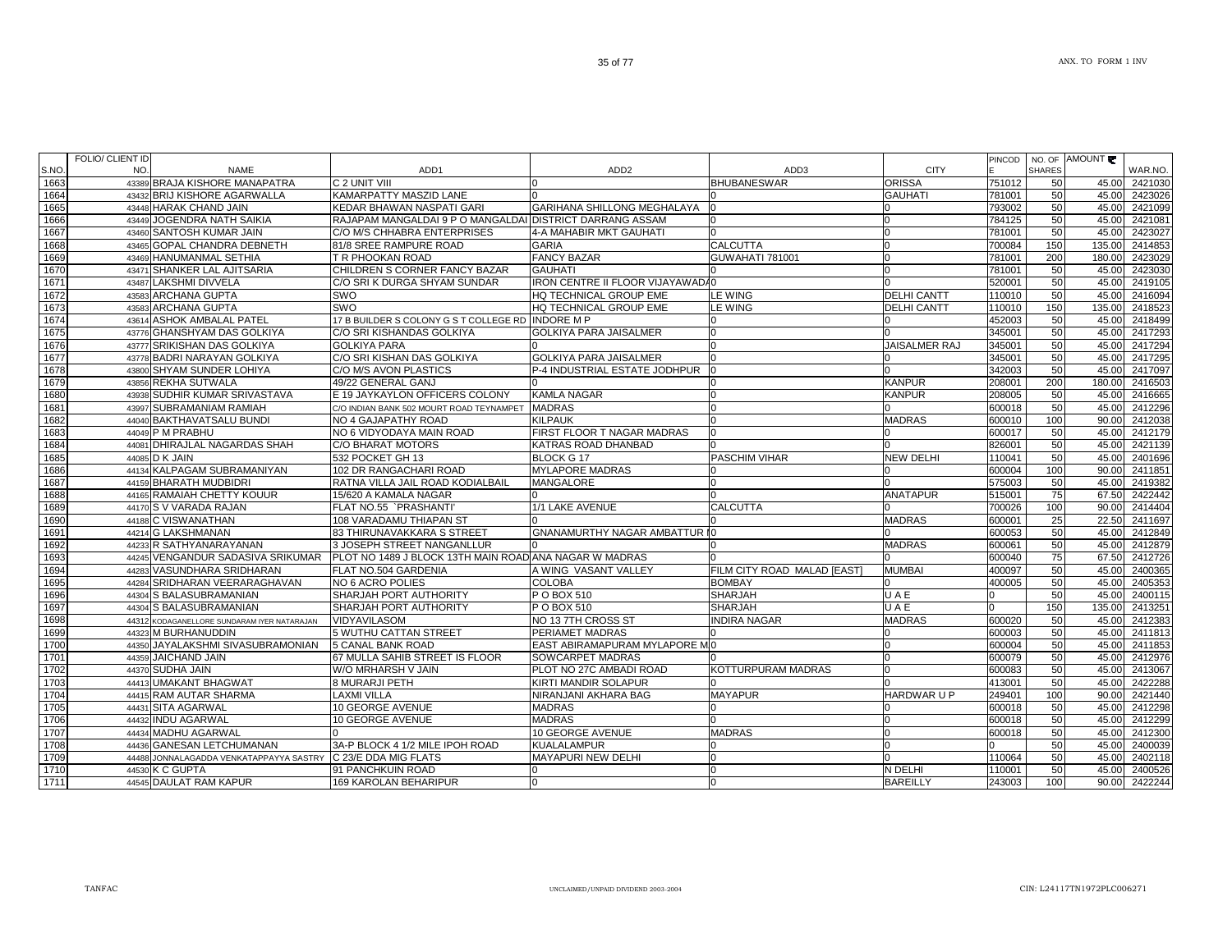| S.NO. | FOLIO/ CLIENT ID NO. | NAME | ADD1 | ADD2 | ADD3 | CITY | PINCODE | NO. OF SHARES | AMOUNT ₹ | WAR.NO. |
|---|---|---|---|---|---|---|---|---|---|---|
| 1663 | 43389 | BRAJA KISHORE MANAPATRA | C 2 UNIT VIII | 0 | BHUBANESWAR | ORISSA | 751012 | 50 | 45.00 | 2421030 |
| 1664 | 43432 | BRIJ KISHORE AGARWALLA | KAMARPATTY MASZID LANE | 0 | 0 | GAUHATI | 781001 | 50 | 45.00 | 2423026 |
| 1665 | 43448 | HARAK CHAND JAIN | KEDAR BHAWAN NASPATI GARI | GARIHANA SHILLONG MEGHALAYA | 0 | 0 | 793002 | 50 | 45.00 | 2421099 |
| 1666 | 43449 | JOGENDRA NATH SAIKIA | RAJAPAM MANGALDAI 9 P O MANGALDAI | DISTRICT DARRANG ASSAM | 0 | 0 | 784125 | 50 | 45.00 | 2421081 |
| 1667 | 43460 | SANTOSH KUMAR JAIN | C/O M/S CHHABRA ENTERPRISES | 4-A MAHABIR MKT GAUHATI | 0 | 0 | 781001 | 50 | 45.00 | 2423027 |
| 1668 | 43465 | GOPAL CHANDRA DEBNETH | 81/8 SREE RAMPURE ROAD | GARIA | CALCUTTA | 0 | 700084 | 150 | 135.00 | 2414853 |
| 1669 | 43469 | HANUMANMAL SETHIA | T R PHOOKAN ROAD | FANCY BAZAR | GUWAHATI 781001 | 0 | 781001 | 200 | 180.00 | 2423029 |
| 1670 | 43471 | SHANKER LAL AJITSARIA | CHILDREN S CORNER FANCY BAZAR | GAUHATI | 0 | 0 | 781001 | 50 | 45.00 | 2423030 |
| 1671 | 43487 | LAKSHMI DIVVELA | C/O SRI K DURGA SHYAM SUNDAR | IRON CENTRE II FLOOR VIJAYAWADA | 0 | 0 | 520001 | 50 | 45.00 | 2419105 |
| 1672 | 43583 | ARCHANA GUPTA | SWO | HQ TECHNICAL GROUP EME | LE WING | DELHI CANTT | 110010 | 50 | 45.00 | 2416094 |
| 1673 | 43583 | ARCHANA GUPTA | SWO | HQ TECHNICAL GROUP EME | LE WING | DELHI CANTT | 110010 | 150 | 135.00 | 2418523 |
| 1674 | 43614 | ASHOK AMBALAL PATEL | 17 B BUILDER S COLONY G S T COLLEGE RD | INDORE M P | 0 | 0 | 452003 | 50 | 45.00 | 2418499 |
| 1675 | 43776 | GHANSHYAM DAS GOLKIYA | C/O SRI KISHANDAS GOLKIYA | GOLKIYA PARA JAISALMER | 0 | 0 | 345001 | 50 | 45.00 | 2417293 |
| 1676 | 43777 | SRIKISHAN DAS GOLKIYA | GOLKIYA PARA | 0 | 0 | JAISALMER RAJ | 345001 | 50 | 45.00 | 2417294 |
| 1677 | 43778 | BADRI NARAYAN GOLKIYA | C/O SRI KISHAN DAS GOLKIYA | GOLKIYA PARA JAISALMER | 0 | 0 | 345001 | 50 | 45.00 | 2417295 |
| 1678 | 43800 | SHYAM SUNDER LOHIYA | C/O M/S AVON PLASTICS | P-4 INDUSTRIAL ESTATE JODHPUR | 0 | 0 | 342003 | 50 | 45.00 | 2417097 |
| 1679 | 43856 | REKHA SUTWALA | 49/22 GENERAL GANJ | 0 | 0 | KANPUR | 208001 | 200 | 180.00 | 2416503 |
| 1680 | 43938 | SUDHIR KUMAR SRIVASTAVA | E 19 JAYKAYLON OFFICERS COLONY | KAMLA NAGAR | 0 | KANPUR | 208005 | 50 | 45.00 | 2416665 |
| 1681 | 43997 | SUBRAMANIAM RAMIAH | C/O INDIAN BANK 502 MOURT ROAD TEYNAMPET | MADRAS | 0 | 0 | 600018 | 50 | 45.00 | 2412296 |
| 1682 | 44040 | BAKTHAVATSALU BUNDI | NO 4 GAJAPATHY ROAD | KILPAUK | 0 | MADRAS | 600010 | 100 | 90.00 | 2412038 |
| 1683 | 44049 | P M PRABHU | NO 6 VIDYODAYA MAIN ROAD | FIRST FLOOR T NAGAR MADRAS | 0 | 0 | 600017 | 50 | 45.00 | 2412179 |
| 1684 | 44081 | DHIRAJLAL NAGARDAS SHAH | C/O BHARAT MOTORS | KATRAS ROAD DHANBAD | 0 | 0 | 826001 | 50 | 45.00 | 2421139 |
| 1685 | 44085 | D K JAIN | 532 POCKET GH 13 | BLOCK G 17 | PASCHIM VIHAR | NEW DELHI | 110041 | 50 | 45.00 | 2401696 |
| 1686 | 44134 | KALPAGAM SUBRAMANIYAN | 102 DR RANGACHARI ROAD | MYLAPORE MADRAS | 0 | 0 | 600004 | 100 | 90.00 | 2411851 |
| 1687 | 44159 | BHARATH MUDBIDRI | RATNA VILLA JAIL ROAD KODIALBAIL | MANGALORE | 0 | 0 | 575003 | 50 | 45.00 | 2419382 |
| 1688 | 44165 | RAMAIAH CHETTY KOUUR | 15/620 A KAMALA NAGAR | 0 | 0 | ANATAPUR | 515001 | 75 | 67.50 | 2422442 |
| 1689 | 44170 | S V VARADA RAJAN | FLAT NO.55 `PRASHANTI' | 1/1 LAKE AVENUE | CALCUTTA | 0 | 700026 | 100 | 90.00 | 2414404 |
| 1690 | 44188 | C VISWANATHAN | 108 VARADAMU THIAPAN ST | 0 | 0 | MADRAS | 600001 | 25 | 22.50 | 2411697 |
| 1691 | 44214 | G LAKSHMANAN | 83 THIRUNAVAKKARA S STREET | GNANAMURTHY NAGAR AMBATTUR M | 0 | 0 | 600053 | 50 | 45.00 | 2412849 |
| 1692 | 44233 | R SATHYANARAYANAN | 3 JOSEPH STREET NANGANLLUR | 0 | 0 | MADRAS | 600061 | 50 | 45.00 | 2412879 |
| 1693 | 44245 | VENGANDUR SADASIVA SRIKUMAR | PLOT NO 1489 J BLOCK 13TH MAIN ROAD | ANA NAGAR W MADRAS | 0 | 0 | 600040 | 75 | 67.50 | 2412726 |
| 1694 | 44283 | VASUNDHARA SRIDHARAN | FLAT NO.504 GARDENIA | A WING VASANT VALLEY | FILM CITY ROAD MALAD [EAST] | MUMBAI | 400097 | 50 | 45.00 | 2400365 |
| 1695 | 44284 | SRIDHARAN VEERARAGHAVAN | NO 6 ACRO POLIES | COLOBA | BOMBAY | 0 | 400005 | 50 | 45.00 | 2405353 |
| 1696 | 44304 | S BALASUBRAMANIAN | SHARJAH PORT AUTHORITY | P O BOX 510 | SHARJAH | U A E | 0 | 50 | 45.00 | 2400115 |
| 1697 | 44304 | S BALASUBRAMANIAN | SHARJAH PORT AUTHORITY | P O BOX 510 | SHARJAH | U A E | 0 | 150 | 135.00 | 2413251 |
| 1698 | 44312 | KODAGANELLORE SUNDARAM IYER NATARAJAN | VIDYAVILASOM | NO 13 7TH CROSS ST | INDIRA NAGAR | MADRAS | 600020 | 50 | 45.00 | 2412383 |
| 1699 | 44323 | M BURHANUDDIN | 5 WUTHU CATTAN STREET | PERIAMET MADRAS | 0 | 0 | 600003 | 50 | 45.00 | 2411813 |
| 1700 | 44350 | JAYALAKSHMI SIVASUBRAMONIAN | 5 CANAL BANK ROAD | EAST ABIRAMAPURAM MYLAPORE M | 0 | 0 | 600004 | 50 | 45.00 | 2411853 |
| 1701 | 44359 | JAICHAND JAIN | 67 MULLA SAHIB STREET IS FLOOR | SOWCARPET MADRAS | 0 | 0 | 600079 | 50 | 45.00 | 2412976 |
| 1702 | 44370 | SUDHA JAIN | W/O MRHARSH V JAIN | PLOT NO 27C AMBADI ROAD | KOTTURPURAM MADRAS | 0 | 600083 | 50 | 45.00 | 2413067 |
| 1703 | 44413 | UMAKANT BHAGWAT | 8 MURARJI PETH | KIRTI MANDIR SOLAPUR | 0 | 0 | 413001 | 50 | 45.00 | 2422288 |
| 1704 | 44415 | RAM AUTAR SHARMA | LAXMI VILLA | NIRANJANI AKHARA BAG | MAYAPUR | HARDWAR U P | 249401 | 100 | 90.00 | 2421440 |
| 1705 | 44431 | SITA AGARWAL | 10 GEORGE AVENUE | MADRAS | 0 | 0 | 600018 | 50 | 45.00 | 2412298 |
| 1706 | 44432 | INDU AGARWAL | 10 GEORGE AVENUE | MADRAS | 0 | 0 | 600018 | 50 | 45.00 | 2412299 |
| 1707 | 44434 | MADHU AGARWAL | 0 | 10 GEORGE AVENUE | MADRAS | 0 | 600018 | 50 | 45.00 | 2412300 |
| 1708 | 44436 | GANESAN LETCHUMANAN | 3A-P BLOCK 4 1/2 MILE IPOH ROAD | KUALALAMPUR | 0 | 0 | 0 | 50 | 45.00 | 2400039 |
| 1709 | 44488 | JONNALAGADDA VENKATAPPAYYA SASTRY | C 23/E DDA MIG FLATS | MAYAPURI NEW DELHI | 0 | 0 | 110064 | 50 | 45.00 | 2402118 |
| 1710 | 44530 | K C GUPTA | 91 PANCHKUIN ROAD | 0 | 0 | N DELHI | 110001 | 50 | 45.00 | 2400526 |
| 1711 | 44545 | DAULAT RAM KAPUR | 169 KAROLAN BEHARIPUR | 0 | 0 | BAREILLY | 243003 | 100 | 90.00 | 2422244 |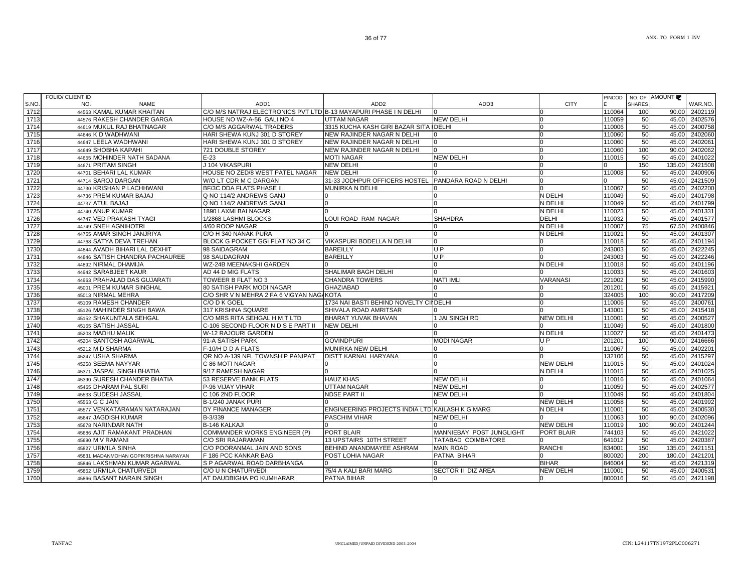| S.NO. | FOLIO/ CLIENT ID NO. | NAME | ADD1 | ADD2 | ADD3 | CITY | PINCODE | NO. OF SHARES | AMOUNT ₹ | WAR.NO. |
|---|---|---|---|---|---|---|---|---|---|---|
| 1712 | 44563 | KAMAL KUMAR KHAITAN | C/O M/S NATRAJ ELECTRONICS PVT LTD | B-13 MAYAPURI PHASE I N DELHI | 0 | 0 | 110064 | 100 | 90.00 | 2402119 |
| 1713 | 44576 | RAKESH CHANDER GARGA | HOUSE NO WZ-A-56 GALI NO 4 | UTTAM NAGAR | NEW DELHI | 0 | 110059 | 50 | 45.00 | 2402576 |
| 1714 | 44619 | MUKUL RAJ BHATNAGAR | C/O M/S AGGARWAL TRADERS | 3315 KUCHA KASH GIRI BAZAR SITA | DELHI | 0 | 110006 | 50 | 45.00 | 2400758 |
| 1715 | 44646 | K D WADHWANI | HARI SHEWA KUNJ 301 D STOREY | NEW RAJINDER NAGAR N DELHI | 0 | 0 | 110060 | 50 | 45.00 | 2402060 |
| 1716 | 44647 | LEELA WADHWANI | HARI SHEWA KUNJ 301 D STOREY | NEW RAJINDER NAGAR N DELHI | 0 | 0 | 110060 | 50 | 45.00 | 2402061 |
| 1717 | 44649 | SHOBHA KAPAHI | 721 DOUBLE STOREY | NEW RAJINDER NAGAR N DELHI | 0 | 0 | 110060 | 100 | 90.00 | 2402062 |
| 1718 | 44655 | MOHINDER NATH SADANA | E-23 | MOTI NAGAR | NEW DELHI | 0 | 110015 | 50 | 45.00 | 2401022 |
| 1719 | 44671 | PRITAM SINGH | J 104 VIKASPURI | NEW DELHI | 0 | 0 | 0 | 150 | 135.00 | 2421508 |
| 1720 | 44701 | BEHARI LAL KUMAR | HOUSE NO ZED/8 WEST PATEL NAGAR | NEW DELHI | 0 | 0 | 110008 | 50 | 45.00 | 2400906 |
| 1721 | 44714 | SAROJ DARGAN | W/O LT CDR M C DARGAN | 31-33 JODHPUR OFFICERS HOSTEL | PANDARA ROAD N DELHI | 0 | 0 | 50 | 45.00 | 2421509 |
| 1722 | 44730 | KRISHAN P LACHHWANI | BF/3C DDA FLATS PHASE II | MUNIRKA N DELHI | 0 | 0 | 110067 | 50 | 45.00 | 2402200 |
| 1723 | 44736 | PREM KUMAR BAJAJ | Q NO 114/2 ANDREWS GANJ | 0 | 0 | N DELHI | 110049 | 50 | 45.00 | 2401798 |
| 1724 | 44737 | ATUL BAJAJ | Q NO 114/2 ANDREWS GANJ | 0 | 0 | N DELHI | 110049 | 50 | 45.00 | 2401799 |
| 1725 | 44740 | ANUP KUMAR | 1890 LAXMI BAI NAGAR | 0 | 0 | N DELHI | 110023 | 50 | 45.00 | 2401331 |
| 1726 | 44747 | VED PRAKASH TYAGI | 1/2868 LASHMI BLOCKS | LOUI ROAD RAM NAGAR | SHAHDRA | DELHI | 110032 | 50 | 45.00 | 2401577 |
| 1727 | 44749 | SNEH AGNIHOTRI | 4/60 ROOP NAGAR | 0 | 0 | N DELHI | 110007 | 75 | 67.50 | 2400846 |
| 1728 | 44755 | AMAR SINGH JANJRIYA | C/O H 340 NANAK PURA | 0 | 0 | N DELHI | 110021 | 50 | 45.00 | 2401307 |
| 1729 | 44768 | SATYA DEVA TREHAN | BLOCK G POCKET GGI FLAT NO 34 C | VIKASPURI BODELLA N DELHI | 0 | 0 | 110018 | 50 | 45.00 | 2401194 |
| 1730 | 44844 | AVADH BIHARI LAL DEXHIT | 98 SAIDAGRAM | BAREILLY | U P | 0 | 243003 | 50 | 45.00 | 2422245 |
| 1731 | 44846 | SATISH CHANDRA PACHAUREE | 98 SAUDAGRAN | BAREILLY | U P | 0 | 243003 | 50 | 45.00 | 2422246 |
| 1732 | 44892 | NIRMAL DHAMIJA | WZ-24B MEENAKSHI GARDEN | 0 | 0 | N DELHI | 110018 | 50 | 45.00 | 2401196 |
| 1733 | 44942 | SARABJEET KAUR | AD 44 D MIG FLATS | SHALIMAR BAGH DELHI | 0 | 0 | 110033 | 50 | 45.00 | 2401603 |
| 1734 | 44963 | PRAHALAD DAS GUJARATI | TOWEER B FLAT NO 3 | CHANDRA TOWERS | NATI IMLI | VARANASI | 221002 | 50 | 45.00 | 2415990 |
| 1735 | 45001 | PREM KUMAR SINGHAL | 80 SATISH PARK MODI NAGAR | GHAZIABAD | 0 | 0 | 201201 | 50 | 45.00 | 2415921 |
| 1736 | 45013 | NIRMAL MEHRA | C/O SHR V N MEHRA 2 FA 6 VIGYAN NAG | KOTA | 0 | 0 | 324005 | 100 | 90.00 | 2417209 |
| 1737 | 45109 | RAMESH CHANDER | C/O D K GOEL | 1734 NAI BASTI BEHIND NOVELTY CI | DELHI | 0 | 110006 | 50 | 45.00 | 2400761 |
| 1738 | 45126 | MAHINDER SINGH BAWA | 317 KRISHNA SQUARE | SHIVALA ROAD AMRITSAR | 0 | 0 | 143001 | 50 | 45.00 | 2415418 |
| 1739 | 45152 | SHAKUNTALA SEHGAL | C/O MRS RITA SEHGAL H M T LTD | BHARAT YUVAK BHAVAN | 1 JAI SINGH RD | NEW DELHI | 110001 | 50 | 45.00 | 2400527 |
| 1740 | 45165 | SATISH JASSAL | C-106 SECOND FLOOR N D S E PART II | NEW DELHI | 0 | 0 | 110049 | 50 | 45.00 | 2401800 |
| 1741 | 45203 | MADHU MALIK | W-12 RAJOURI GARDEN | 0 | 0 | N DELHI | 110027 | 50 | 45.00 | 2401473 |
| 1742 | 45204 | SANTOSH AGARWAL | 91-A SATISH PARK | GOVINDPURI | MODI NAGAR | U P | 201201 | 100 | 90.00 | 2416666 |
| 1743 | 45212 | M D SHARMA | F-10/H D D A FLATS | MUNIRKA NEW DELHI | 0 | 0 | 110067 | 50 | 45.00 | 2402201 |
| 1744 | 45247 | USHA SHARMA | QR NO A-139 NFL TOWNSHIP PANIPAT | DISTT KARNAL HARYANA | 0 | 0 | 132106 | 50 | 45.00 | 2415297 |
| 1745 | 45258 | SEEMA NAYYAR | C 86 MOTI NAGAR | 0 | 0 | NEW DELHI | 110015 | 50 | 45.00 | 2401024 |
| 1746 | 45371 | JASPAL SINGH BHATIA | 9/17 RAMESH NAGAR | 0 | 0 | N DELHI | 110015 | 50 | 45.00 | 2401025 |
| 1747 | 45390 | SURESH CHANDER BHATIA | 53 RESERVE BANK FLATS | HAUZ KHAS | NEW DELHI | 0 | 110016 | 50 | 45.00 | 2401064 |
| 1748 | 45465 | DHARAM PAL SURI | P-96 VIJAY VIHAR | UTTAM NAGAR | NEW DELHI | 0 | 110059 | 50 | 45.00 | 2402577 |
| 1749 | 45533 | SUDESH JASSAL | C 106 2ND FLOOR | NDSE PART II | NEW DELHI | 0 | 110049 | 50 | 45.00 | 2401804 |
| 1750 | 45563 | G C JAIN | B-1/240 JANAK PURI | 0 | 0 | NEW DELHI | 110058 | 50 | 45.00 | 2401992 |
| 1751 | 45577 | VENKATARAMAN NATARAJAN | DY FINANCE MANAGER | ENGINEERING PROJECTS INDIA LTD | KAILASH K G MARG | N DELHI | 110001 | 50 | 45.00 | 2400530 |
| 1752 | 45647 | JAGDISH KUMAR | B-3/339 | PASCHIM VIHAR | NEW DELHI | 0 | 110063 | 100 | 90.00 | 2402096 |
| 1753 | 45678 | NARINDAR NATH | B-146 KALKAJI | 0 | 0 | NEW DELHI | 110019 | 100 | 90.00 | 2401244 |
| 1754 | 45686 | AJIT RAMAKANT PRADHAN | COMMANDER WORKS ENGINEER (P) | PORT BLAIR | MANNIEBAY POST JUNGLIGHT | PORT BLAIR | 744103 | 50 | 45.00 | 2421022 |
| 1755 | 45690 | M V RAMANI | C/O SRI RAJARAMAN | 13 UPSTAIRS 10TH STREET | TATABAD COIMBATORE | 0 | 641012 | 50 | 45.00 | 2420387 |
| 1756 | 45827 | URMILA SINHA | C/O POORANMAL JAIN AND SONS | BEHIND ANANDMAYEE ASHRAM | MAIN ROAD | RANCHI | 834001 | 150 | 135.00 | 2421151 |
| 1757 | 45831 | MADANMOHAN GOPIKRISHNA NARAYAN | F 186 PCC KANKAR BAG | POST LOHIA NAGAR | PATNA BIHAR | 0 | 800020 | 200 | 180.00 | 2421201 |
| 1758 | 45846 | LAKSHMAN KUMAR AGARWAL | S P AGARWAL ROAD DARBHANGA | 0 | 0 | BIHAR | 846004 | 50 | 45.00 | 2421319 |
| 1759 | 45862 | URMILA CHATURVEDI | C/O U N CHATURVEDI | 75/4 A KALI BARI MARG | SECTOR II DIZ AREA | NEW DELHI | 110001 | 50 | 45.00 | 2400531 |
| 1760 | 45866 | BASANT NARAIN SINGH | AT DAUDBIGHA PO KUMHARAR | PATNA BIHAR | 0 | 0 | 800016 | 50 | 45.00 | 2421198 |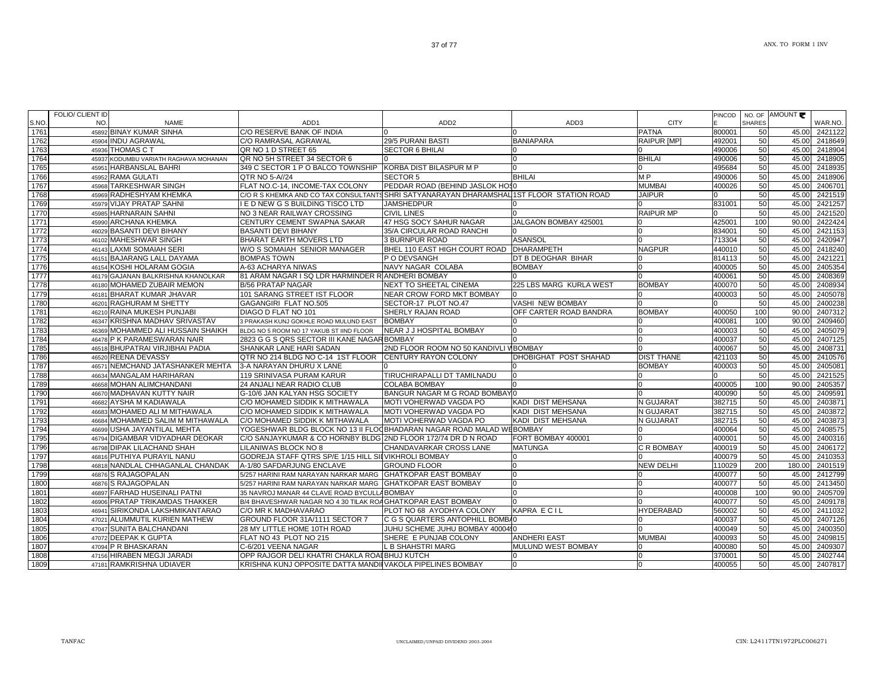| S.NO. | FOLIO/ CLIENT ID NO. | NAME | ADD1 | ADD2 | ADD3 | CITY | PINCODE | NO. OF SHARES | AMOUNT ₹ | WAR.NO. |
|---|---|---|---|---|---|---|---|---|---|---|
| 1761 | 45892 | BINAY KUMAR SINHA | C/O RESERVE BANK OF INDIA | 0 | 0 | PATNA | 800001 | 50 | 45.00 | 2421122 |
| 1762 | 45904 | INDU AGRAWAL | C/O RAMRASAL AGRAWAL | 29/5 PURANI BASTI | BANIAPARA | RAIPUR [MP] | 492001 | 50 | 45.00 | 2418649 |
| 1763 | 45936 | THOMAS C T | QR NO 1 D STREET 65 | SECTOR 6 BHILAI | 0 | 0 | 490006 | 50 | 45.00 | 2418904 |
| 1764 | 45937 | KODUMBU VARIATH RAGHAVA MOHANAN | QR NO 5H STREET 34 SECTOR 6 | 0 | 0 | BHILAI | 490006 | 50 | 45.00 | 2418905 |
| 1765 | 45951 | HARBANSLAL BAHRI | 349 C SECTOR 1 P O BALCO TOWNSHIP | KORBA DIST BILASPUR M P | 0 | 0 | 495684 | 50 | 45.00 | 2418935 |
| 1766 | 45952 | RAMA GULATI | QTR NO 5-A//24 | SECTOR 5 | BHILAI | M P | 490006 | 50 | 45.00 | 2418906 |
| 1767 | 45968 | TARKESHWAR SINGH | FLAT NO.C-14, INCOME-TAX COLONY | PEDDAR ROAD (BEHIND JASLOK HOS | 0 | MUMBAI | 400026 | 50 | 45.00 | 2406701 |
| 1768 | 45969 | RADHESHYAM KHEMKA | C/O R S KHEMKA AND CO TAX CONSULTANTS | SHRI SATYANARAYAN DHARAMSHAL | 1ST FLOOR STATION ROAD | JAIPUR | 0 | 50 | 45.00 | 2421519 |
| 1769 | 45979 | VIJAY PRATAP SAHNI | I E D NEW G S BUILDING TISCO LTD | JAMSHEDPUR | 0 | 0 | 831001 | 50 | 45.00 | 2421257 |
| 1770 | 45985 | HARNARAIN SAHNI | NO 3 NEAR RAILWAY CROSSING | CIVIL LINES | 0 | RAIPUR MP | 0 | 50 | 45.00 | 2421520 |
| 1771 | 45990 | ARCHANA KHEMKA | CENTURY CEMENT SWAPNA SAKAR | 47 HSG SOCY SAHUR NAGAR | JALGAON BOMBAY 425001 | 0 | 425001 | 100 | 90.00 | 2422424 |
| 1772 | 46029 | BASANTI DEVI BIHANY | BASANTI DEVI BIHANY | 35/A CIRCULAR ROAD RANCHI | 0 | 0 | 834001 | 50 | 45.00 | 2421153 |
| 1773 | 46102 | MAHESHWAR SINGH | BHARAT EARTH MOVERS LTD | 3 BURNPUR ROAD | ASANSOL | 0 | 713304 | 50 | 45.00 | 2420947 |
| 1774 | 46143 | LAXMI SOMAIAH SERI | W/O S SOMAIAH SENIOR MANAGER | BHEL 110 EAST HIGH COURT ROAD | DHARAMPETH | NAGPUR | 440010 | 50 | 45.00 | 2418240 |
| 1775 | 46151 | BAJARANG LALL DAYAMA | BOMPAS TOWN | P O DEVSANGH | DT B DEOGHAR BIHAR | 0 | 814113 | 50 | 45.00 | 2421221 |
| 1776 | 46154 | KOSHI HOLARAM GOGIA | A-63 ACHARYA NIWAS | NAVY NAGAR COLABA | BOMBAY | 0 | 400005 | 50 | 45.00 | 2405354 |
| 1777 | 46179 | GAJANAN BALKRISHNA KHANOLKAR | 81 ARAM NAGAR I SQ LDR HARMINDER R | ANDHERI BOMBAY | 0 | 0 | 400061 | 50 | 45.00 | 2408369 |
| 1778 | 46180 | MOHAMED ZUBAIR MEMON | B/56 PRATAP NAGAR | NEXT TO SHEETAL CINEMA | 225 LBS MARG KURLA WEST | BOMBAY | 400070 | 50 | 45.00 | 2408934 |
| 1779 | 46181 | BHARAT KUMAR JHAVAR | 101 SARANG STREET IST FLOOR | NEAR CROW FORD MKT BOMBAY | 0 | 0 | 400003 | 50 | 45.00 | 2405078 |
| 1780 | 46201 | RAGHURAM M SHETTY | GAGANGIRI FLAT NO.505 | SECTOR-17 PLOT NO.47 | VASHI NEW BOMBAY | 0 | 0 | 50 | 45.00 | 2400238 |
| 1781 | 46210 | RAINA MUKESH PUNJABI | DIAGO D FLAT NO 101 | SHERLY RAJAN ROAD | OFF CARTER ROAD BANDRA | BOMBAY | 400050 | 100 | 90.00 | 2407312 |
| 1782 | 46347 | KRISHNA MADHAV SRIVASTAV | 3 PRAKASH KUNJ GOKHLE ROAD MULUND EAST | BOMBAY | 0 | 0 | 400081 | 100 | 90.00 | 2409460 |
| 1783 | 46369 | MOHAMMED ALI HUSSAIN SHAIKH | BLDG NO 5 ROOM NO 17 YAKUB ST IIND FLOOR | NEAR J J HOSPITAL BOMBAY | 0 | 0 | 400003 | 50 | 45.00 | 2405079 |
| 1784 | 46478 | P K PARAMESWARAN NAIR | 2823 G G S QRS SECTOR III KANE NAGAR | BOMBAY | 0 | 0 | 400037 | 50 | 45.00 | 2407125 |
| 1785 | 46518 | BHUPATRAI VIRJIBHAI PADIA | SHANKAR LANE HARI SADAN | 2ND FLOOR ROOM NO 50 KANDIVLI W | BOMBAY | 0 | 400067 | 50 | 45.00 | 2408731 |
| 1786 | 46520 | REENA DEVASSY | QTR NO 214 BLDG NO C-14 1ST FLOOR | CENTURY RAYON COLONY | DHOBIGHAT POST SHAHAD | DIST THANE | 421103 | 50 | 45.00 | 2410576 |
| 1787 | 46571 | NEMCHAND JATASHANKER MEHTA | 3-A NARAYAN DHURU X LANE | 0 | 0 | BOMBAY | 400003 | 50 | 45.00 | 2405081 |
| 1788 | 46634 | MANGALAM HARIHARAN | 119 SRINIVASA PURAM KARUR | TIRUCHIRAPALLI DT TAMILNADU | 0 | 0 | 0 | 50 | 45.00 | 2421525 |
| 1789 | 46658 | MOHAN ALIMCHANDANI | 24 ANJALI NEAR RADIO CLUB | COLABA BOMBAY | 0 | 0 | 400005 | 100 | 90.00 | 2405357 |
| 1790 | 46670 | MADHAVAN KUTTY NAIR | G-10/6 JAN KALYAN HSG SOCIETY | BANGUR NAGAR M G ROAD BOMBAY | 0 | 0 | 400090 | 50 | 45.00 | 2409591 |
| 1791 | 46682 | AYSHA M KADIAWALA | C/O MOHAMED SIDDIK K MITHAWALA | MOTI VOHERWAD VAGDA PO | KADI DIST MEHSANA | N GUJARAT | 382715 | 50 | 45.00 | 2403871 |
| 1792 | 46683 | MOHAMED ALI M MITHAWALA | C/O MOHAMED SIDDIK K MITHAWALA | MOTI VOHERWAD VAGDA PO | KADI DIST MEHSANA | N GUJARAT | 382715 | 50 | 45.00 | 2403872 |
| 1793 | 46684 | MOHAMMED SALIM M MITHAWALA | C/O MOHAMED SIDDIK K MITHAWALA | MOTI VOHERWAD VAGDA PO | KADI DIST MEHSANA | N GUJARAT | 382715 | 50 | 45.00 | 2403873 |
| 1794 | 46699 | USHA JAYANTILAL MEHTA | YOGESHWAR BLDG BLOCK NO 13 II FLO | BHADARAN NAGAR ROAD MALAD W | BOMBAY | 0 | 400064 | 50 | 45.00 | 2408575 |
| 1795 | 46794 | DIGAMBAR VIDYADHAR DEOKAR | C/O SANJAYKUMAR & CO HORNBY BLDG | 2ND FLOOR 172/74 DR D N ROAD | FORT BOMBAY 400001 | 0 | 400001 | 50 | 45.00 | 2400316 |
| 1796 | 46798 | DIPAK LILACHAND SHAH | LILANIWAS BLOCK NO 8 | CHANDAVARKAR CROSS LANE | MATUNGA | C R BOMBAY | 400019 | 50 | 45.00 | 2406172 |
| 1797 | 46816 | PUTHIYA PURAYIL NANU | GODREJA STAFF QTRS SP/E 1/15 HILL SI | VIKHROLI BOMBAY | 0 | 0 | 400079 | 50 | 45.00 | 2410353 |
| 1798 | 46818 | NANDLAL CHHAGANLAL CHANDAK | A-1/80 SAFDARJUNG ENCLAVE | GROUND FLOOR | 0 | NEW DELHI | 110029 | 200 | 180.00 | 2401519 |
| 1799 | 46876 | S RAJAGOPALAN | 5/257 HARINI RAM NARAYAN NARKAR MARG | GHATKOPAR EAST BOMBAY | 0 | 0 | 400077 | 50 | 45.00 | 2412799 |
| 1800 | 46876 | S RAJAGOPALAN | 5/257 HARINI RAM NARAYAN NARKAR MARG | GHATKOPAR EAST BOMBAY | 0 | 0 | 400077 | 50 | 45.00 | 2413450 |
| 1801 | 46897 | FARHAD HUSEINALI PATNI | 35 NAVROJ MANAR 44 CLAVE ROAD BYCULLA | BOMBAY | 0 | 0 | 400008 | 100 | 90.00 | 2405709 |
| 1802 | 46906 | PRATAP TRIKAMDAS THAKKER | B/4 BHAVESHWAR NAGAR NO 4 30 TILAK ROA | GHATKOPAR EAST BOMBAY | 0 | 0 | 400077 | 50 | 45.00 | 2409178 |
| 1803 | 46941 | SIRIKONDA LAKSHMIKANTARAO | C/O MR K MADHAVARAO | PLOT NO 68 AYODHYA COLONY | KAPRA E C I L | HYDERABAD | 560002 | 50 | 45.00 | 2411032 |
| 1804 | 47021 | ALUMMUTIL KURIEN MATHEW | GROUND FLOOR 31A/1111 SECTOR 7 | C G S QUARTERS ANTOPHILL BOMBA | 0 | 0 | 400037 | 50 | 45.00 | 2407126 |
| 1805 | 47047 | SUNITA BALCHANDANI | 28 MY LITTLE HOME 10TH ROAD | JUHU SCHEME JUHU BOMBAY 400049 | 0 | 0 | 400049 | 50 | 45.00 | 2400350 |
| 1806 | 47072 | DEEPAK K GUPTA | FLAT NO 43 PLOT NO 215 | SHERE E PUNJAB COLONY | ANDHERI EAST | MUMBAI | 400093 | 50 | 45.00 | 2409815 |
| 1807 | 47094 | P R BHASKARAN | C-6/201 VEENA NAGAR | L B SHAHSTRI MARG | MULUND WEST BOMBAY | 0 | 400080 | 50 | 45.00 | 2409307 |
| 1808 | 47156 | HIRABEN MEGJI JARADI | OPP RAJGOR DELI KHATRI CHAKLA ROA | BHUJ KUTCH | 0 | 0 | 370001 | 50 | 45.00 | 2402744 |
| 1809 | 47181 | RAMKRISHNA UDIAVER | KRISHNA KUNJ OPPOSITE DATTA MANDI | VAKOLA PIPELINES BOMBAY | 0 | 0 | 400055 | 50 | 45.00 | 2407817 |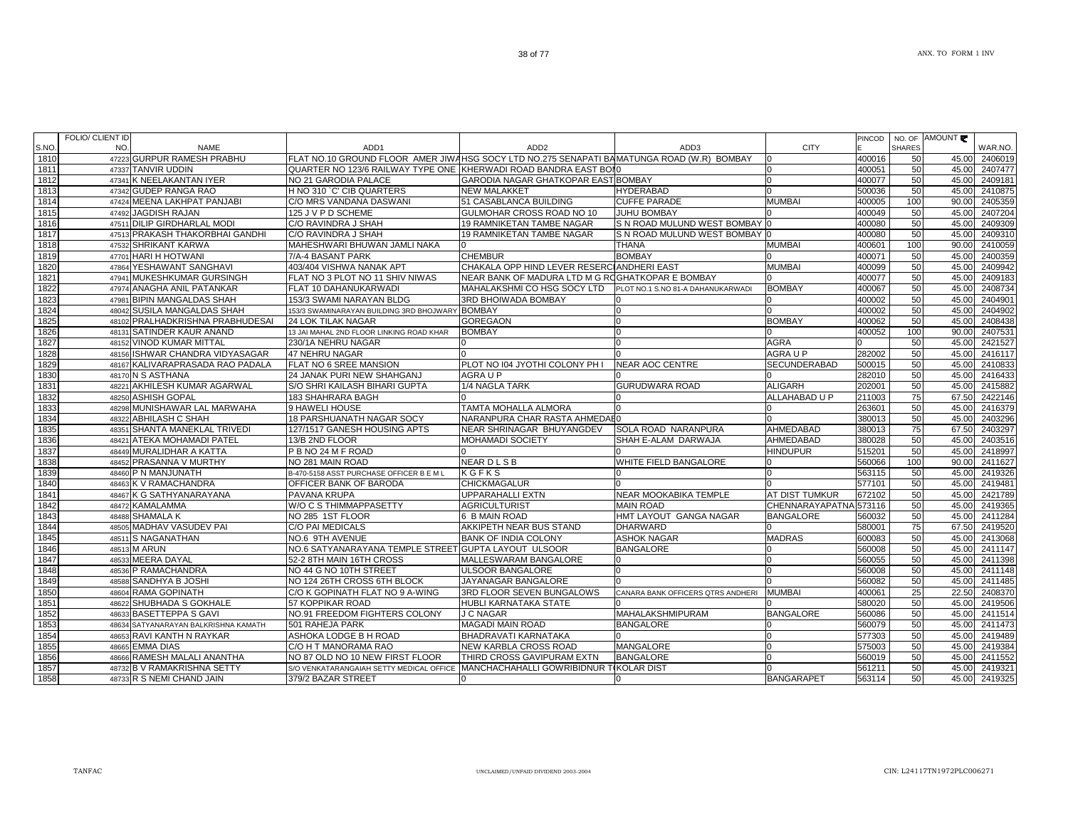| S.NO. | FOLIO/ CLIENT ID NO. | NAME | ADD1 | ADD2 | ADD3 | CITY | PINCODE | NO. OF SHARES | AMOUNT ₹ | WAR.NO. |
|---|---|---|---|---|---|---|---|---|---|---|
| 1810 | 47223 | GURPUR RAMESH PRABHU | FLAT NO.10 GROUND FLOOR AMER JIWA | HSG SOCY LTD NO.275 SENAPATI BA | MATUNGA ROAD (W.R) BOMBAY | 0 | 400016 | 50 | 45.00 | 2406019 |
| 1811 | 47337 | TANVIR UDDIN | QUARTER NO 123/6 RAILWAY TYPE ONE | KHERWADI ROAD BANDRA EAST BOI | 0 | 0 | 400051 | 50 | 45.00 | 2407477 |
| 1812 | 47341 | K NEELAKANTAN IYER | NO 21 GARODIA PALACE | GARODIA NAGAR GHATKOPAR EAST | BOMBAY | 0 | 400077 | 50 | 45.00 | 2409181 |
| 1813 | 47342 | GUDEP RANGA RAO | H NO 310 `C' CIB QUARTERS | NEW MALAKKET | HYDERABAD | 0 | 500036 | 50 | 45.00 | 2410875 |
| 1814 | 47424 | MEENA LAKHPAT PANJABI | C/O MRS VANDANA DASWANI | 51 CASABLANCA BUILDING | CUFFE PARADE | MUMBAI | 400005 | 100 | 90.00 | 2405359 |
| 1815 | 47492 | JAGDISH RAJAN | 125 J V P D SCHEME | GULMOHAR CROSS ROAD NO 10 | JUHU BOMBAY | 0 | 400049 | 50 | 45.00 | 2407204 |
| 1816 | 47511 | DILIP GIRDHARLAL MODI | C/O RAVINDRA J SHAH | 19 RAMNIKETAN TAMBE NAGAR | S N ROAD MULUND WEST BOMBAY | 0 | 400080 | 50 | 45.00 | 2409309 |
| 1817 | 47513 | PRAKASH THAKORBHAI GANDHI | C/O RAVINDRA J SHAH | 19 RAMNIKETAN TAMBE NAGAR | S N ROAD MULUND WEST BOMBAY | 0 | 400080 | 50 | 45.00 | 2409310 |
| 1818 | 47532 | SHRIKANT KARWA | MAHESHWARI BHUWAN JAMLI NAKA | 0 | THANA | MUMBAI | 400601 | 100 | 90.00 | 2410059 |
| 1819 | 47701 | HARI H HOTWANI | 7/A-4 BASANT PARK | CHEMBUR | BOMBAY | 0 | 400071 | 50 | 45.00 | 2400359 |
| 1820 | 47864 | YESHAWANT SANGHAVI | 403/404 VISHWA NANAK APT | CHAKALA OPP HIND LEVER RESERC | ANDHERI EAST | MUMBAI | 400099 | 50 | 45.00 | 2409942 |
| 1821 | 47941 | MUKESHKUMAR GURSINGH | FLAT NO 3 PLOT NO 11 SHIV NIWAS | NEAR BANK OF MADURA LTD M G RO | GHATKOPAR E BOMBAY | 0 | 400077 | 50 | 45.00 | 2409183 |
| 1822 | 47974 | ANAGHA ANIL PATANKAR | FLAT 10 DAHANUKARWADI | MAHALAKSHMI CO HSG SOCY LTD | PLOT NO.1 S.NO 81-A DAHANUKARWADI | BOMBAY | 400067 | 50 | 45.00 | 2408734 |
| 1823 | 47981 | BIPIN MANGALDAS SHAH | 153/3 SWAMI NARAYAN BLDG | 3RD BHOIWADA BOMBAY | 0 | 0 | 400002 | 50 | 45.00 | 2404901 |
| 1824 | 48042 | SUSILA MANGALDAS SHAH | 153/3 SWAMINARAYAN BUILDING 3RD BHOJWARY | BOMBAY | 0 | 0 | 400002 | 50 | 45.00 | 2404902 |
| 1825 | 48102 | PRALHADKRISHNA PRABHUDESAI | 24 LOK TILAK NAGAR | GOREGAON | 0 | BOMBAY | 400062 | 50 | 45.00 | 2408438 |
| 1826 | 48131 | SATINDER KAUR ANAND | 13 JAI MAHAL 2ND FLOOR LINKING ROAD KHAR | BOMBAY | 0 | 0 | 400052 | 100 | 90.00 | 2407531 |
| 1827 | 48152 | VINOD KUMAR MITTAL | 230/1A NEHRU NAGAR | 0 | 0 | AGRA | 0 | 50 | 45.00 | 2421527 |
| 1828 | 48156 | ISHWAR CHANDRA VIDYASAGAR | 47 NEHRU NAGAR | 0 | 0 | AGRA U P | 282002 | 50 | 45.00 | 2416117 |
| 1829 | 48167 | KALIVARAPRASADA RAO PADALA | FLAT NO 6 SREE MANSION | PLOT NO I04 JYOTHI COLONY PH I | NEAR AOC CENTRE | SECUNDERABAD | 500015 | 50 | 45.00 | 2410833 |
| 1830 | 48170 | N S ASTHANA | 24 JANAK PURI NEW SHAHGANJ | AGRA U P | 0 | 0 | 282010 | 50 | 45.00 | 2416433 |
| 1831 | 48221 | AKHILESH KUMAR AGARWAL | S/O SHRI KAILASH BIHARI GUPTA | 1/4 NAGLA TARK | GURUDWARA ROAD | ALIGARH | 202001 | 50 | 45.00 | 2415882 |
| 1832 | 48250 | ASHISH GOPAL | 183 SHAHRARA BAGH | 0 | 0 | ALLAHABAD U P | 211003 | 75 | 67.50 | 2422146 |
| 1833 | 48298 | MUNISHAWAR LAL MARWAHA | 9 HAWELI HOUSE | TAMTA MOHALLA ALMORA | 0 | 0 | 263601 | 50 | 45.00 | 2416379 |
| 1834 | 48322 | ABHILASH C SHAH | 18 PARSHUANATH NAGAR SOCY | NARANPURA CHAR RASTA AHMEDAB | 0 | 0 | 380013 | 50 | 45.00 | 2403296 |
| 1835 | 48351 | SHANTA MANEKLAL TRIVEDI | 127/1517 GANESH HOUSING APTS | NEAR SHRINAGAR BHUYANGDEV | SOLA ROAD NARANPURA | AHMEDABAD | 380013 | 75 | 67.50 | 2403297 |
| 1836 | 48421 | ATEKA MOHAMADI PATEL | 13/B 2ND FLOOR | MOHAMADI SOCIETY | SHAH E-ALAM DARWAJA | AHMEDABAD | 380028 | 50 | 45.00 | 2403516 |
| 1837 | 48449 | MURALIDHAR A KATTA | P B NO 24 M F ROAD | 0 | 0 | HINDUPUR | 515201 | 50 | 45.00 | 2418997 |
| 1838 | 48452 | PRASANNA V MURTHY | NO 281 MAIN ROAD | NEAR D L S B | WHITE FIELD BANGALORE | 0 | 560066 | 100 | 90.00 | 2411627 |
| 1839 | 48460 | P N MANJUNATH | B-470-5158 ASST PURCHASE OFFICER B E M L | K G F K S | 0 | 0 | 563115 | 50 | 45.00 | 2419326 |
| 1840 | 48463 | K V RAMACHANDRA | OFFICER BANK OF BARODA | CHICKMAGALUR | 0 | 0 | 577101 | 50 | 45.00 | 2419481 |
| 1841 | 48467 | K G SATHYANARAYANA | PAVANA KRUPA | UPPARAHALLI EXTN | NEAR MOOKABIKA TEMPLE | AT DIST TUMKUR | 672102 | 50 | 45.00 | 2421789 |
| 1842 | 48472 | KAMALAMMA | W/O C S THIMMAPPASETTY | AGRICULTURIST | MAIN ROAD | CHENNARAYAPATNA | 573116 | 50 | 45.00 | 2419365 |
| 1843 | 48488 | SHAMALA K | NO 285 1ST FLOOR | 6 B MAIN ROAD | HMT LAYOUT GANGA NAGAR | BANGALORE | 560032 | 50 | 45.00 | 2411284 |
| 1844 | 48505 | MADHAV VASUDEV PAI | C/O PAI MEDICALS | AKKIPETH NEAR BUS STAND | DHARWARD | 0 | 580001 | 75 | 67.50 | 2419520 |
| 1845 | 48511 | S NAGANATHAN | NO.6 9TH AVENUE | BANK OF INDIA COLONY | ASHOK NAGAR | MADRAS | 600083 | 50 | 45.00 | 2413068 |
| 1846 | 48513 | M ARUN | NO.6 SATYANARAYANA TEMPLE STREET | GUPTA LAYOUT ULSOOR | BANGALORE | 0 | 560008 | 50 | 45.00 | 2411147 |
| 1847 | 48533 | MEERA DAYAL | 52-2 8TH MAIN 16TH CROSS | MALLESWARAM BANGALORE | 0 | 0 | 560055 | 50 | 45.00 | 2411398 |
| 1848 | 48536 | P RAMACHANDRA | NO 44 G NO 10TH STREET | ULSOOR BANGALORE | 0 | 0 | 560008 | 50 | 45.00 | 2411148 |
| 1849 | 48588 | SANDHYA B JOSHI | NO 124 26TH CROSS 6TH BLOCK | JAYANAGAR BANGALORE | 0 | 0 | 560082 | 50 | 45.00 | 2411485 |
| 1850 | 48604 | RAMA GOPINATH | C/O K GOPINATH FLAT NO 9 A-WING | 3RD FLOOR SEVEN BUNGALOWS | CANARA BANK OFFICERS QTRS ANDHERI | MUMBAI | 400061 | 25 | 22.50 | 2408370 |
| 1851 | 48622 | SHUBHADA S GOKHALE | 57 KOPPIKAR ROAD | HUBLI KARNATAKA STATE | 0 | 0 | 580020 | 50 | 45.00 | 2419506 |
| 1852 | 48633 | BASETTEPPA S GAVI | NO.91 FREEDOM FIGHTERS COLONY | J C NAGAR | MAHALAKSHMIPURAM | BANGALORE | 560086 | 50 | 45.00 | 2411514 |
| 1853 | 48634 | SATYANARAYAN BALKRISHNA KAMATH | 501 RAHEJA PARK | MAGADI MAIN ROAD | BANGALORE | 0 | 560079 | 50 | 45.00 | 2411473 |
| 1854 | 48653 | RAVI KANTH N RAYKAR | ASHOKA LODGE B H ROAD | BHADRAVATI KARNATAKA | 0 | 0 | 577303 | 50 | 45.00 | 2419489 |
| 1855 | 48665 | EMMA DIAS | C/O H T MANORAMA RAO | NEW KARBLA CROSS ROAD | MANGALORE | 0 | 575003 | 50 | 45.00 | 2419384 |
| 1856 | 48666 | RAMESH MALALI ANANTHA | NO 87 OLD NO 10 NEW FIRST FLOOR | THIRD CROSS GAVIPURAM EXTN | BANGALORE | 0 | 560019 | 50 | 45.00 | 2411552 |
| 1857 | 48732 | B V RAMAKRISHNA SETTY | S/O VENKATARANGAIAH SETTY MEDICAL OFFICE | MANCHACHAHALLI GOWRIBIDNUR T | KOLAR DIST | 0 | 561211 | 50 | 45.00 | 2419321 |
| 1858 | 48733 | R S NEMI CHAND JAIN | 379/2 BAZAR STREET | 0 | 0 | BANGARAPET | 563114 | 50 | 45.00 | 2419325 |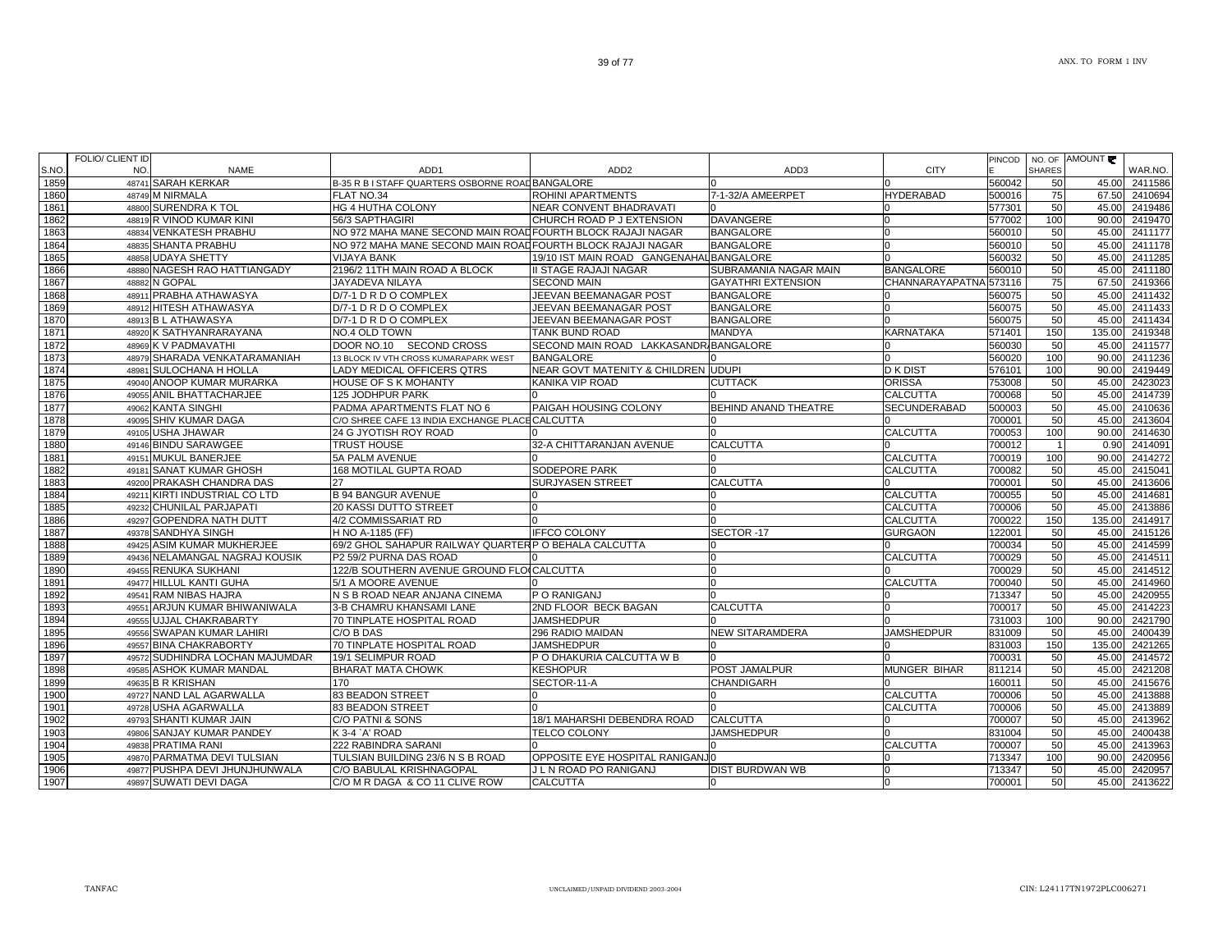| S.NO. | FOLIO/ CLIENT ID NO. | NAME | ADD1 | ADD2 | ADD3 | CITY | PINCODE | NO. OF SHARES | AMOUNT ₹ | WAR.NO. |
|---|---|---|---|---|---|---|---|---|---|---|
| 1859 | 48741 | SARAH KERKAR | B-35 R B I STAFF QUARTERS OSBORNE ROAD | BANGALORE | 0 | 0 | 560042 | 50 | 45.00 | 2411586 |
| 1860 | 48749 | M NIRMALA | FLAT NO.34 | ROHINI APARTMENTS | 7-1-32/A AMEERPET | HYDERABAD | 500016 | 75 | 67.50 | 2410694 |
| 1861 | 48800 | SURENDRA K TOL | HG 4 HUTHA COLONY | NEAR CONVENT BHADRAVATI | 0 | 0 | 577301 | 50 | 45.00 | 2419486 |
| 1862 | 48819 | R VINOD KUMAR KINI | 56/3 SAPTHAGIRI | CHURCH ROAD P J EXTENSION | DAVANGERE | 0 | 577002 | 100 | 90.00 | 2419470 |
| 1863 | 48834 | VENKATESH PRABHU | NO 972 MAHA MANE SECOND MAIN ROAD | FOURTH BLOCK RAJAJI NAGAR | BANGALORE | 0 | 560010 | 50 | 45.00 | 2411177 |
| 1864 | 48835 | SHANTA PRABHU | NO 972 MAHA MANE SECOND MAIN ROAD | FOURTH BLOCK RAJAJI NAGAR | BANGALORE | 0 | 560010 | 50 | 45.00 | 2411178 |
| 1865 | 48858 | UDAYA SHETTY | VIJAYA BANK | 19/10 IST MAIN ROAD GANGENAHAL | BANGALORE | 0 | 560032 | 50 | 45.00 | 2411285 |
| 1866 | 48880 | NAGESH RAO HATTIANGADY | 2196/2 11TH MAIN ROAD A BLOCK | II STAGE RAJAJI NAGAR | SUBRAMANIA NAGAR MAIN | BANGALORE | 560010 | 50 | 45.00 | 2411180 |
| 1867 | 48882 | N GOPAL | JAYADEVA NILAYA | SECOND MAIN | GAYATHRI EXTENSION | CHANNARAYAPATNA | 573116 | 75 | 67.50 | 2419366 |
| 1868 | 48911 | PRABHA ATHAWASYA | D/7-1 D R D O COMPLEX | JEEVAN BEEMANAGAR POST | BANGALORE | 0 | 560075 | 50 | 45.00 | 2411432 |
| 1869 | 48912 | HITESH ATHAWASYA | D/7-1 D R D O COMPLEX | JEEVAN BEEMANAGAR POST | BANGALORE | 0 | 560075 | 50 | 45.00 | 2411433 |
| 1870 | 48913 | B L ATHAWASYA | D/7-1 D R D O COMPLEX | JEEVAN BEEMANAGAR POST | BANGALORE | 0 | 560075 | 50 | 45.00 | 2411434 |
| 1871 | 48920 | K SATHYANRARAYANA | NO.4 OLD TOWN | TANK BUND ROAD | MANDYA | KARNATAKA | 571401 | 150 | 135.00 | 2419348 |
| 1872 | 48969 | K V PADMAVATHI | DOOR NO.10 SECOND CROSS | SECOND MAIN ROAD LAKKASANDRA | BANGALORE | 0 | 560030 | 50 | 45.00 | 2411577 |
| 1873 | 48979 | SHARADA VENKATARAMANIAH | 13 BLOCK IV VTH CROSS KUMARAPARK WEST | BANGALORE | 0 | 0 | 560020 | 100 | 90.00 | 2411236 |
| 1874 | 48981 | SULOCHANA H HOLLA | LADY MEDICAL OFFICERS QTRS | NEAR GOVT MATENITY & CHILDREN | UDUPI | D K DIST | 576101 | 100 | 90.00 | 2419449 |
| 1875 | 49040 | ANOOP KUMAR MURARKA | HOUSE OF S K MOHANTY | KANIKA VIP ROAD | CUTTACK | ORISSA | 753008 | 50 | 45.00 | 2423023 |
| 1876 | 49055 | ANIL BHATTACHARJEE | 125 JODHPUR PARK | 0 | 0 | CALCUTTA | 700068 | 50 | 45.00 | 2414739 |
| 1877 | 49062 | KANTA SINGHI | PADMA APARTMENTS FLAT NO 6 | PAIGAH HOUSING COLONY | BEHIND ANAND THEATRE | SECUNDERABAD | 500003 | 50 | 45.00 | 2410636 |
| 1878 | 49095 | SHIV KUMAR DAGA | C/O SHREE CAFE 13 INDIA EXCHANGE PLACE | CALCUTTA | 0 | 0 | 700001 | 50 | 45.00 | 2413604 |
| 1879 | 49105 | USHA JHAWAR | 24 G JYOTISH ROY ROAD | 0 | 0 | CALCUTTA | 700053 | 100 | 90.00 | 2414630 |
| 1880 | 49146 | BINDU SARAWGEE | TRUST HOUSE | 32-A CHITTARANJAN AVENUE | CALCUTTA | 0 | 700012 | 1 | 0.90 | 2414091 |
| 1881 | 49151 | MUKUL BANERJEE | 5A PALM AVENUE | 0 | 0 | CALCUTTA | 700019 | 100 | 90.00 | 2414272 |
| 1882 | 49181 | SANAT KUMAR GHOSH | 168 MOTILAL GUPTA ROAD | SODEPORE PARK | 0 | CALCUTTA | 700082 | 50 | 45.00 | 2415041 |
| 1883 | 49200 | PRAKASH CHANDRA DAS | 27 | SURJYASEN STREET | CALCUTTA | 0 | 700001 | 50 | 45.00 | 2413606 |
| 1884 | 49211 | KIRTI INDUSTRIAL CO LTD | B 94 BANGUR AVENUE | 0 | 0 | CALCUTTA | 700055 | 50 | 45.00 | 2414681 |
| 1885 | 49232 | CHUNILAL PARJAPATI | 20 KASSI DUTTO STREET | 0 | 0 | CALCUTTA | 700006 | 50 | 45.00 | 2413886 |
| 1886 | 49297 | GOPENDRA NATH DUTT | 4/2 COMMISSARIAT RD | 0 | 0 | CALCUTTA | 700022 | 150 | 135.00 | 2414917 |
| 1887 | 49378 | SANDHYA SINGH | H NO A-1185 (FF) | IFFCO COLONY | SECTOR -17 | GURGAON | 122001 | 50 | 45.00 | 2415126 |
| 1888 | 49425 | ASIM KUMAR MUKHERJEE | 69/2 GHOL SAHAPUR RAILWAY QUARTER | P O BEHALA CALCUTTA | 0 | 0 | 700034 | 50 | 45.00 | 2414599 |
| 1889 | 49436 | NELAMANGAL NAGRAJ KOUSIK | P2 59/2 PURNA DAS ROAD | 0 | 0 | CALCUTTA | 700029 | 50 | 45.00 | 2414511 |
| 1890 | 49455 | RENUKA SUKHANI | 122/B SOUTHERN AVENUE GROUND FLO | CALCUTTA | 0 | 0 | 700029 | 50 | 45.00 | 2414512 |
| 1891 | 49477 | HILLUL KANTI GUHA | 5/1 A MOORE AVENUE | 0 | 0 | CALCUTTA | 700040 | 50 | 45.00 | 2414960 |
| 1892 | 49541 | RAM NIBAS HAJRA | N S B ROAD NEAR ANJANA CINEMA | P O RANIGANJ | 0 | 0 | 713347 | 50 | 45.00 | 2420955 |
| 1893 | 49551 | ARJUN KUMAR BHIWANIWALA | 3-B CHAMRU KHANSAMI LANE | 2ND FLOOR BECK BAGAN | CALCUTTA | 0 | 700017 | 50 | 45.00 | 2414223 |
| 1894 | 49555 | UJJAL CHAKRABARTY | 70 TINPLATE HOSPITAL ROAD | JAMSHEDPUR | 0 | 0 | 731003 | 100 | 90.00 | 2421790 |
| 1895 | 49556 | SWAPAN KUMAR LAHIRI | C/O B DAS | 296 RADIO MAIDAN | NEW SITARAMDERA | JAMSHEDPUR | 831009 | 50 | 45.00 | 2400439 |
| 1896 | 49557 | BINA CHAKRABORTY | 70 TINPLATE HOSPITAL ROAD | JAMSHEDPUR | 0 | 0 | 831003 | 150 | 135.00 | 2421265 |
| 1897 | 49572 | SUDHINDRA LOCHAN MAJUMDAR | 19/1 SELIMPUR ROAD | P O DHAKURIA CALCUTTA W B | 0 | 0 | 700031 | 50 | 45.00 | 2414572 |
| 1898 | 49585 | ASHOK KUMAR MANDAL | BHARAT MATA CHOWK | KESHOPUR | POST JAMALPUR | MUNGER BIHAR | 811214 | 50 | 45.00 | 2421208 |
| 1899 | 49635 | B R KRISHAN | 170 | SECTOR-11-A | CHANDIGARH | 0 | 160011 | 50 | 45.00 | 2415676 |
| 1900 | 49727 | NAND LAL AGARWALLA | 83 BEADON STREET | 0 | 0 | CALCUTTA | 700006 | 50 | 45.00 | 2413888 |
| 1901 | 49728 | USHA AGARWALLA | 83 BEADON STREET | 0 | 0 | CALCUTTA | 700006 | 50 | 45.00 | 2413889 |
| 1902 | 49793 | SHANTI KUMAR JAIN | C/O PATNI & SONS | 18/1 MAHARSHI DEBENDRA ROAD | CALCUTTA | 0 | 700007 | 50 | 45.00 | 2413962 |
| 1903 | 49806 | SANJAY KUMAR PANDEY | K 3-4 `A' ROAD | TELCO COLONY | JAMSHEDPUR | 0 | 831004 | 50 | 45.00 | 2400438 |
| 1904 | 49838 | PRATIMA RANI | 222 RABINDRA SARANI | 0 | 0 | CALCUTTA | 700007 | 50 | 45.00 | 2413963 |
| 1905 | 49870 | PARMATMA DEVI TULSIAN | TULSIAN BUILDING 23/6 N S B ROAD | OPPOSITE EYE HOSPITAL RANIGANJ | 0 | 0 | 713347 | 100 | 90.00 | 2420956 |
| 1906 | 49877 | PUSHPA DEVI JHUNJHUNWALA | C/O BABULAL KRISHNAGOPAL | J L N ROAD PO RANIGANJ | DIST BURDWAN WB | 0 | 713347 | 50 | 45.00 | 2420957 |
| 1907 | 49897 | SUWATI DEVI DAGA | C/O M R DAGA & CO 11 CLIVE ROW | CALCUTTA | 0 | 0 | 700001 | 50 | 45.00 | 2413622 |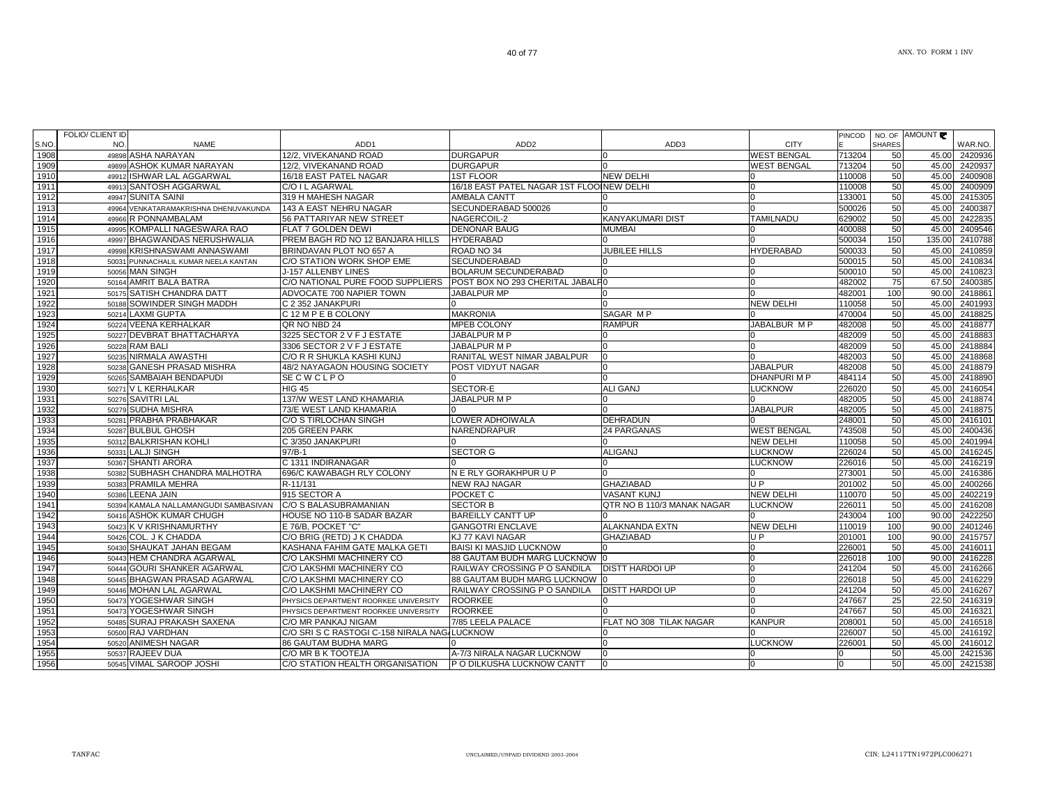| S.NO. | FOLIO/ CLIENT ID NO. | NAME | ADD1 | ADD2 | ADD3 | CITY | PINCODE | NO. OF SHARES | AMOUNT ₹ | WAR.NO. |
|---|---|---|---|---|---|---|---|---|---|---|
| 1908 | 49898 | ASHA NARAYAN | 12/2, VIVEKANAND ROAD | DURGAPUR | 0 | WEST BENGAL | 713204 | 50 | 45.00 | 2420936 |
| 1909 | 49899 | ASHOK KUMAR NARAYAN | 12/2, VIVEKANAND ROAD | DURGAPUR | 0 | WEST BENGAL | 713204 | 50 | 45.00 | 2420937 |
| 1910 | 49912 | ISHWAR LAL AGGARWAL | 16/18 EAST PATEL NAGAR | 1ST FLOOR | NEW DELHI | 0 | 110008 | 50 | 45.00 | 2400908 |
| 1911 | 49913 | SANTOSH AGGARWAL | C/O I L AGARWAL | 16/18 EAST PATEL NAGAR 1ST FLOOR | NEW DELHI | 0 | 110008 | 50 | 45.00 | 2400909 |
| 1912 | 49947 | SUNITA SAINI | 319 H MAHESH NAGAR | AMBALA CANTT | 0 | 0 | 133001 | 50 | 45.00 | 2415305 |
| 1913 | 49964 | VENKATARAMAKRISHNA DHENUVAKUNDA | 143 A EAST NEHRU NAGAR | SECUNDERABAD 500026 | 0 | 0 | 500026 | 50 | 45.00 | 2400387 |
| 1914 | 49966 | R PONNAMBALAM | 56 PATTARIYAR NEW STREET | NAGERCOIL-2 | KANYAKUMARI DIST | TAMILNADU | 629002 | 50 | 45.00 | 2422835 |
| 1915 | 49995 | KOMPALLI NAGESWARA RAO | FLAT 7 GOLDEN DEWI | DENONAR BAUG | MUMBAI | 0 | 400088 | 50 | 45.00 | 2409546 |
| 1916 | 49997 | BHAGWANDAS NERUSHWALIA | PREM BAGH RD NO 12 BANJARA HILLS | HYDERABAD | 0 | 0 | 500034 | 150 | 135.00 | 2410788 |
| 1917 | 49998 | KRISHNASWAMI ANNASWAMI | BRINDAVAN PLOT NO 657 A | ROAD NO 34 | JUBILEE HILLS | HYDERABAD | 500033 | 50 | 45.00 | 2410859 |
| 1918 | 50031 | PUNNACHALIL KUMAR NEELA KANTAN | C/O STATION WORK SHOP EME | SECUNDERABAD | 0 | 0 | 500015 | 50 | 45.00 | 2410834 |
| 1919 | 50056 | MAN SINGH | J-157 ALLENBY LINES | BOLARUM SECUNDERABAD | 0 | 0 | 500010 | 50 | 45.00 | 2410823 |
| 1920 | 50164 | AMRIT BALA BATRA | C/O NATIONAL PURE FOOD SUPPLIERS | POST BOX NO 293 CHERITAL JABALPUR | 0 | 0 | 482002 | 75 | 67.50 | 2400385 |
| 1921 | 50175 | SATISH CHANDRA DATT | ADVOCATE 700 NAPIER TOWN | JABALPUR MP | 0 | 0 | 482001 | 100 | 90.00 | 2418861 |
| 1922 | 50188 | SOWINDER SINGH MADDH | C 2 352 JANAKPURI | 0 | 0 | NEW DELHI | 110058 | 50 | 45.00 | 2401993 |
| 1923 | 50214 | LAXMI GUPTA | C 12 M P E B COLONY | MAKRONIA | SAGAR M P | 0 | 470004 | 50 | 45.00 | 2418825 |
| 1924 | 50224 | VEENA KERHALKAR | QR NO NBD 24 | MPEB COLONY | RAMPUR | JABALBUR M P | 482008 | 50 | 45.00 | 2418877 |
| 1925 | 50227 | DEVBRAT BHATTACHARYA | 3225 SECTOR 2 V F J ESTATE | JABALPUR M P | 0 | 0 | 482009 | 50 | 45.00 | 2418883 |
| 1926 | 50228 | RAM BALI | 3306 SECTOR 2 V F J ESTATE | JABALPUR M P | 0 | 0 | 482009 | 50 | 45.00 | 2418884 |
| 1927 | 50235 | NIRMALA AWASTHI | C/O R R SHUKLA KASHI KUNJ | RANITAL WEST NIMAR JABALPUR | 0 | 0 | 482003 | 50 | 45.00 | 2418868 |
| 1928 | 50238 | GANESH PRASAD MISHRA | 48/2 NAYAGAON HOUSING SOCIETY | POST VIDYUT NAGAR | 0 | JABALPUR | 482008 | 50 | 45.00 | 2418879 |
| 1929 | 50265 | SAMBAIAH BENDAPUDI | SE C W C L P O | 0 | 0 | DHANPURI M P | 484114 | 50 | 45.00 | 2418890 |
| 1930 | 50271 | V L KERHALKAR | HIG 45 | SECTOR-E | ALI GANJ | LUCKNOW | 226020 | 50 | 45.00 | 2416054 |
| 1931 | 50276 | SAVITRI LAL | 137/W WEST LAND KHAMARIA | JABALPUR M P | 0 | 0 | 482005 | 50 | 45.00 | 2418874 |
| 1932 | 50279 | SUDHA MISHRA | 73/E WEST LAND KHAMARIA | 0 | 0 | JABALPUR | 482005 | 50 | 45.00 | 2418875 |
| 1933 | 50281 | PRABHA PRABHAKAR | C/O S TIRLOCHAN SINGH | LOWER ADHOIWALA | DEHRADUN | 0 | 248001 | 50 | 45.00 | 2416101 |
| 1934 | 50287 | BULBUL GHOSH | 205 GREEN PARK | NARENDRAPUR | 24 PARGANAS | WEST BENGAL | 743508 | 50 | 45.00 | 2400436 |
| 1935 | 50312 | BALKRISHAN KOHLI | C 3/350 JANAKPURI | 0 | 0 | NEW DELHI | 110058 | 50 | 45.00 | 2401994 |
| 1936 | 50331 | LALJI SINGH | 97/B-1 | SECTOR G | ALIGANJ | LUCKNOW | 226024 | 50 | 45.00 | 2416245 |
| 1937 | 50367 | SHANTI ARORA | C 1311 INDIRANAGAR | 0 | 0 | LUCKNOW | 226016 | 50 | 45.00 | 2416219 |
| 1938 | 50382 | SUBHASH CHANDRA MALHOTRA | 696/C KAWABAGH RLY COLONY | N E RLY GORAKHPUR U P | 0 | 0 | 273001 | 50 | 45.00 | 2416386 |
| 1939 | 50383 | PRAMILA MEHRA | R-11/131 | NEW RAJ NAGAR | GHAZIABAD | U P | 201002 | 50 | 45.00 | 2400266 |
| 1940 | 50386 | LEENA JAIN | 915 SECTOR A | POCKET C | VASANT KUNJ | NEW DELHI | 110070 | 50 | 45.00 | 2402219 |
| 1941 | 50394 | KAMALA NALLAMANGUDI SAMBASIVAN | C/O S BALASUBRAMANIAN | SECTOR B | QTR NO B 110/3 MANAK NAGAR | LUCKNOW | 226011 | 50 | 45.00 | 2416208 |
| 1942 | 50416 | ASHOK KUMAR CHUGH | HOUSE NO 110-B SADAR BAZAR | BAREILLY CANTT UP | 0 | 0 | 243004 | 100 | 90.00 | 2422250 |
| 1943 | 50423 | K V KRISHNAMURTHY | E 76/B, POCKET "C" | GANGOTRI ENCLAVE | ALAKNANDA EXTN | NEW DELHI | 110019 | 100 | 90.00 | 2401246 |
| 1944 | 50426 | COL. J K CHADDA | C/O BRIG (RETD) J K CHADDA | KJ 77 KAVI NAGAR | GHAZIABAD | U P | 201001 | 100 | 90.00 | 2415757 |
| 1945 | 50430 | SHAUKAT JAHAN BEGAM | KASHANA FAHIM GATE MALKA GETI | BAISI KI MASJID LUCKNOW | 0 | 0 | 226001 | 50 | 45.00 | 2416011 |
| 1946 | 50443 | HEM CHANDRA AGARWAL | C/O LAKSHMI MACHINERY CO | 88 GAUTAM BUDH MARG LUCKNOW | 0 | 0 | 226018 | 100 | 90.00 | 2416228 |
| 1947 | 50444 | GOURI SHANKER AGARWAL | C/O LAKSHMI MACHINERY CO | RAILWAY CROSSING P O SANDILA | DISTT HARDOI UP | 0 | 241204 | 50 | 45.00 | 2416266 |
| 1948 | 50445 | BHAGWAN PRASAD AGARWAL | C/O LAKSHMI MACHINERY CO | 88 GAUTAM BUDH MARG LUCKNOW | 0 | 0 | 226018 | 50 | 45.00 | 2416229 |
| 1949 | 50446 | MOHAN LAL AGARWAL | C/O LAKSHMI MACHINERY CO | RAILWAY CROSSING P O SANDILA | DISTT HARDOI UP | 0 | 241204 | 50 | 45.00 | 2416267 |
| 1950 | 50473 | YOGESHWAR SINGH | PHYSICS DEPARTMENT ROORKEE UNIVERSITY | ROORKEE | 0 | 0 | 247667 | 25 | 22.50 | 2416319 |
| 1951 | 50473 | YOGESHWAR SINGH | PHYSICS DEPARTMENT ROORKEE UNIVERSITY | ROORKEE | 0 | 0 | 247667 | 50 | 45.00 | 2416321 |
| 1952 | 50485 | SURAJ PRAKASH SAXENA | C/O MR PANKAJ NIGAM | 7/85 LEELA PALACE | FLAT NO 308 TILAK NAGAR | KANPUR | 208001 | 50 | 45.00 | 2416518 |
| 1953 | 50500 | RAJ VARDHAN | C/O SRI S C RASTOGI C-158 NIRALA NAGAR | LUCKNOW | 0 | 0 | 226007 | 50 | 45.00 | 2416192 |
| 1954 | 50520 | ANIMESH NAGAR | 86 GAUTAM BUDHA MARG | 0 | 0 | LUCKNOW | 226001 | 50 | 45.00 | 2416012 |
| 1955 | 50537 | RAJEEV DUA | C/O MR B K TOOTEJA | A-7/3 NIRALA NAGAR LUCKNOW | 0 | 0 | 0 | 50 | 45.00 | 2421536 |
| 1956 | 50545 | VIMAL SAROOP JOSHI | C/O STATION HEALTH ORGANISATION | P O DILKUSHA LUCKNOW CANTT | 0 | 0 | 0 | 50 | 45.00 | 2421538 |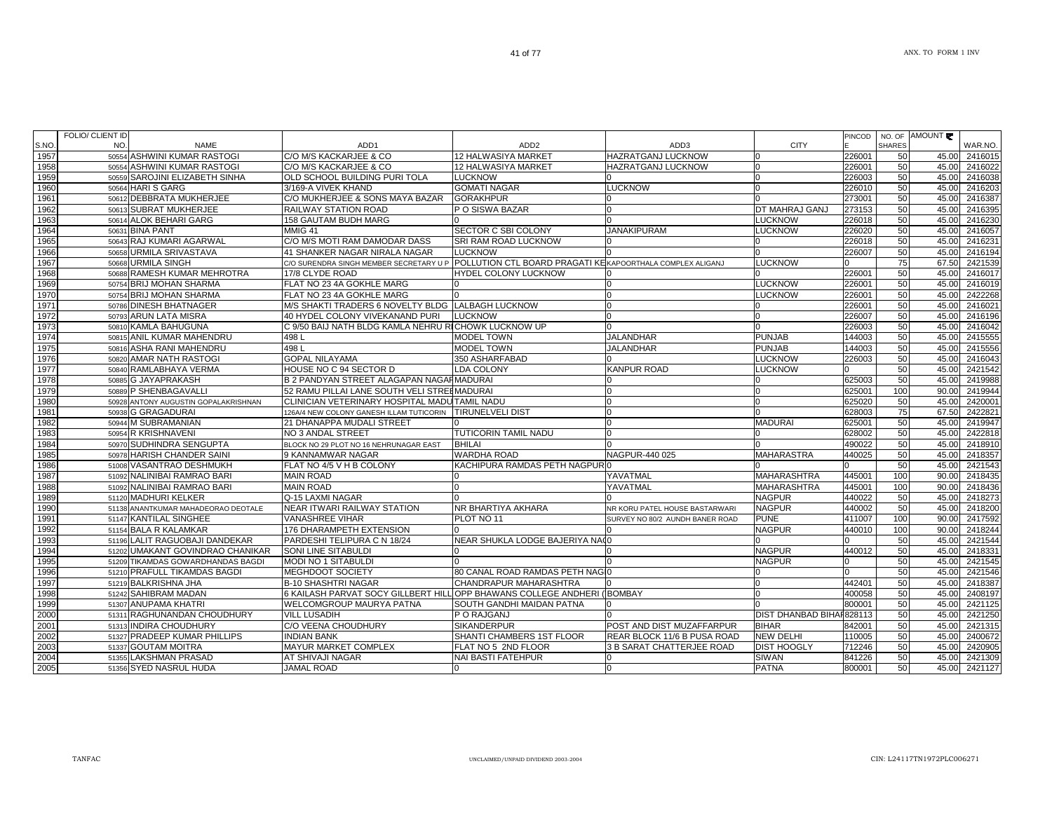ANX. TO FORM 1 INV

| S.NO. | FOLIO/ CLIENT ID NO. | NAME | ADD1 | ADD2 | ADD3 | CITY | PINCODE | NO. OF SHARES | AMOUNT ₹ | WAR.NO. |
|---|---|---|---|---|---|---|---|---|---|---|
| 1957 | 50554 | ASHWINI KUMAR RASTOGI | C/O M/S KACKARJEE & CO | 12 HALWASIYA MARKET | HAZRATGANJ LUCKNOW | 0 | 226001 | 50 | 45.00 | 2416015 |
| 1958 | 50554 | ASHWINI KUMAR RASTOGI | C/O M/S KACKARJEE & CO | 12 HALWASIYA MARKET | HAZRATGANJ LUCKNOW | 0 | 226001 | 50 | 45.00 | 2416022 |
| 1959 | 50559 | SAROJINI ELIZABETH SINHA | OLD SCHOOL BUILDING PURI TOLA | LUCKNOW | 0 | 0 | 226003 | 50 | 45.00 | 2416038 |
| 1960 | 50564 | HARI S GARG | 3/169-A VIVEK KHAND | GOMATI NAGAR | LUCKNOW | 0 | 226010 | 50 | 45.00 | 2416203 |
| 1961 | 50612 | DEBBRATA MUKHERJEE | C/O MUKHERJEE & SONS MAYA BAZAR | GORAKHPUR | 0 | 0 | 273001 | 50 | 45.00 | 2416387 |
| 1962 | 50613 | SUBRAT MUKHERJEE | RAILWAY STATION ROAD | P O SISWA BAZAR | 0 | DT MAHRAJ GANJ | 273153 | 50 | 45.00 | 2416395 |
| 1963 | 50614 | ALOK BEHARI GARG | 158 GAUTAM BUDH MARG | 0 | 0 | LUCKNOW | 226018 | 50 | 45.00 | 2416230 |
| 1964 | 50631 | BINA PANT | MMIG 41 | SECTOR C SBI COLONY | JANAKIPURAM | LUCKNOW | 226020 | 50 | 45.00 | 2416057 |
| 1965 | 50643 | RAJ KUMARI AGARWAL | C/O M/S MOTI RAM DAMODAR DASS | SRI RAM ROAD LUCKNOW | 0 | 0 | 226018 | 50 | 45.00 | 2416231 |
| 1966 | 50658 | URMILA SRIVASTAVA | 41 SHANKER NAGAR NIRALA NAGAR | LUCKNOW | 0 | 0 | 226007 | 50 | 45.00 | 2416194 |
| 1967 | 50668 | URMILA SINGH | C/O SURENDRA SINGH MEMBER SECRETARY U P | POLLUTION CTL BOARD PRAGATI KE | KAPOORTHALA COMPLEX ALIGANJ | LUCKNOW | 0 | 75 | 67.50 | 2421539 |
| 1968 | 50688 | RAMESH KUMAR MEHROTRA | 17/8 CLYDE ROAD | HYDEL COLONY LUCKNOW | 0 | 0 | 226001 | 50 | 45.00 | 2416017 |
| 1969 | 50754 | BRIJ MOHAN SHARMA | FLAT NO 23 4A GOKHLE MARG | 0 | 0 | LUCKNOW | 226001 | 50 | 45.00 | 2416019 |
| 1970 | 50754 | BRIJ MOHAN SHARMA | FLAT NO 23 4A GOKHLE MARG | 0 | 0 | LUCKNOW | 226001 | 50 | 45.00 | 2422268 |
| 1971 | 50786 | DINESH BHATNAGER | M/S SHAKTI TRADERS 6 NOVELTY BLDG | LALBAGH LUCKNOW | 0 | 0 | 226001 | 50 | 45.00 | 2416021 |
| 1972 | 50793 | ARUN LATA MISRA | 40 HYDEL COLONY VIVEKANAND PURI | LUCKNOW | 0 | 0 | 226007 | 50 | 45.00 | 2416196 |
| 1973 | 50810 | KAMLA BAHUGUNA | C 9/50 BAIJ NATH BLDG KAMLA NEHRU R | CHOWK LUCKNOW UP | 0 | 0 | 226003 | 50 | 45.00 | 2416042 |
| 1974 | 50815 | ANIL KUMAR MAHENDRU | 498 L | MODEL TOWN | JALANDHAR | PUNJAB | 144003 | 50 | 45.00 | 2415555 |
| 1975 | 50816 | ASHA RANI MAHENDRU | 498 L | MODEL TOWN | JALANDHAR | PUNJAB | 144003 | 50 | 45.00 | 2415556 |
| 1976 | 50820 | AMAR NATH RASTOGI | GOPAL NILAYAMA | 350 ASHARFABAD | 0 | LUCKNOW | 226003 | 50 | 45.00 | 2416043 |
| 1977 | 50840 | RAMLABHAYA VERMA | HOUSE NO C 94 SECTOR D | LDA COLONY | KANPUR ROAD | LUCKNOW | 0 | 50 | 45.00 | 2421542 |
| 1978 | 50885 | G JAYAPRAKASH | B 2 PANDYAN STREET ALAGAPAN NAGAR | MADURAI | 0 | 0 | 625003 | 50 | 45.00 | 2419988 |
| 1979 | 50889 | P SHENBAGAVALLI | 52 RAMU PILLAI LANE SOUTH VELI STREE | MADURAI | 0 | 0 | 625001 | 100 | 90.00 | 2419944 |
| 1980 | 50928 | ANTONY AUGUSTIN GOPALAKRISHNAN | CLINICIAN VETERINARY HOSPITAL MADU | TAMIL NADU | 0 | 0 | 625020 | 50 | 45.00 | 2420001 |
| 1981 | 50938 | G GRAGADURAI | 126A/4 NEW COLONY GANESH ILLAM TUTICORIN | TIRUNELVELI DIST | 0 | 0 | 628003 | 75 | 67.50 | 2422821 |
| 1982 | 50944 | M SUBRAMANIAN | 21 DHANAPPA MUDALI STREET | 0 | 0 | MADURAI | 625001 | 50 | 45.00 | 2419947 |
| 1983 | 50954 | R KRISHNAVENI | NO 3 ANDAL STREET | TUTICORIN TAMIL NADU | 0 | 0 | 628002 | 50 | 45.00 | 2422818 |
| 1984 | 50970 | SUDHINDRA SENGUPTA | BLOCK NO 29 PLOT NO 16 NEHRUNAGAR EAST | BHILAI | 0 | 0 | 490022 | 50 | 45.00 | 2418910 |
| 1985 | 50978 | HARISH CHANDER SAINI | 9 KANNAMWAR NAGAR | WARDHA ROAD | NAGPUR-440 025 | MAHARASTRA | 440025 | 50 | 45.00 | 2418357 |
| 1986 | 51008 | VASANTRAO DESHMUKH | FLAT NO 4/5 V H B COLONY | KACHIPURA RAMDAS PETH NAGPUR | 0 | 0 | 0 | 50 | 45.00 | 2421543 |
| 1987 | 51092 | NALINIBAI RAMRAO BARI | MAIN ROAD | 0 | YAVATMAL | MAHARASHTRA | 445001 | 100 | 90.00 | 2418435 |
| 1988 | 51092 | NALINIBAI RAMRAO BARI | MAIN ROAD | 0 | YAVATMAL | MAHARASHTRA | 445001 | 100 | 90.00 | 2418436 |
| 1989 | 51120 | MADHURI KELKER | Q-15 LAXMI NAGAR | 0 | 0 | NAGPUR | 440022 | 50 | 45.00 | 2418273 |
| 1990 | 51138 | ANANTKUMAR MAHADEORAO DEOTALE | NEAR ITWARI RAILWAY STATION | NR BHARTIYA AKHARA | NR KORU PATEL HOUSE BASTARWARI | NAGPUR | 440002 | 50 | 45.00 | 2418200 |
| 1991 | 51147 | KANTILAL SINGHEE | VANASHREE VIHAR | PLOT NO 11 | SURVEY NO 80/2 AUNDH BANER ROAD | PUNE | 411007 | 100 | 90.00 | 2417592 |
| 1992 | 51154 | BALA R KALAMKAR | 176 DHARAMPETH EXTENSION | 0 | 0 | NAGPUR | 440010 | 100 | 90.00 | 2418244 |
| 1993 | 51196 | LALIT RAGUOBAJI DANDEKAR | PARDESHI TELIPURA C N 18/24 | NEAR SHUKLA LODGE BAJERIYA NA | 0 | 0 | 0 | 50 | 45.00 | 2421544 |
| 1994 | 51202 | UMAKANT GOVINDRAO CHANIKAR | SONI LINE SITABULDI | 0 | 0 | NAGPUR | 440012 | 50 | 45.00 | 2418331 |
| 1995 | 51209 | TIKAMDAS GOWARDHANDAS BAGDI | MODI NO 1 SITABULDI | 0 | 0 | NAGPUR | 0 | 50 | 45.00 | 2421545 |
| 1996 | 51210 | PRAFULL TIKAMDAS BAGDI | MEGHDOOT SOCIETY | 80 CANAL ROAD RAMDAS PETH NAG | 0 | 0 | 0 | 50 | 45.00 | 2421546 |
| 1997 | 51219 | BALKRISHNA JHA | B-10 SHASHTRI NAGAR | CHANDRAPUR MAHARASHTRA | 0 | 0 | 442401 | 50 | 45.00 | 2418387 |
| 1998 | 51242 | SAHIBRAM MADAN | 6 KAILASH PARVAT SOCY GILLBERT HILL | OPP BHAWANS COLLEGE ANDHERI ( | BOMBAY | 0 | 400058 | 50 | 45.00 | 2408197 |
| 1999 | 51307 | ANUPAMA KHATRI | WELCOMGROUP MAURYA PATNA | SOUTH GANDHI MAIDAN PATNA | 0 | 0 | 800001 | 50 | 45.00 | 2421125 |
| 2000 | 51311 | RAGHUNANDAN CHOUDHURY | VILL LUSADIH | P O RAJGANJ | 0 | DIST DHANBAD BIHAR | 828113 | 50 | 45.00 | 2421250 |
| 2001 | 51313 | INDIRA CHOUDHURY | C/O VEENA CHOUDHURY | SIKANDERPUR | POST AND DIST MUZAFFARPUR | BIHAR | 842001 | 50 | 45.00 | 2421315 |
| 2002 | 51327 | PRADEEP KUMAR PHILLIPS | INDIAN BANK | SHANTI CHAMBERS 1ST FLOOR | REAR BLOCK 11/6 B PUSA ROAD | NEW DELHI | 110005 | 50 | 45.00 | 2400672 |
| 2003 | 51337 | GOUTAM MOITRA | MAYUR MARKET COMPLEX | FLAT NO 5 2ND FLOOR | 3 B SARAT CHATTERJEE ROAD | DIST HOOGLY | 712246 | 50 | 45.00 | 2420905 |
| 2004 | 51355 | LAKSHMAN PRASAD | AT SHIVAJI NAGAR | NAI BASTI FATEHPUR | 0 | SIWAN | 841226 | 50 | 45.00 | 2421309 |
| 2005 | 51356 | SYED NASRUL HUDA | JAMAL ROAD | 0 | 0 | PATNA | 800001 | 50 | 45.00 | 2421127 |

TANFAC | UNCLAIMED/UNPAID DIVIDEND 2003-2004 | CIN: L24117TN1972PLC006271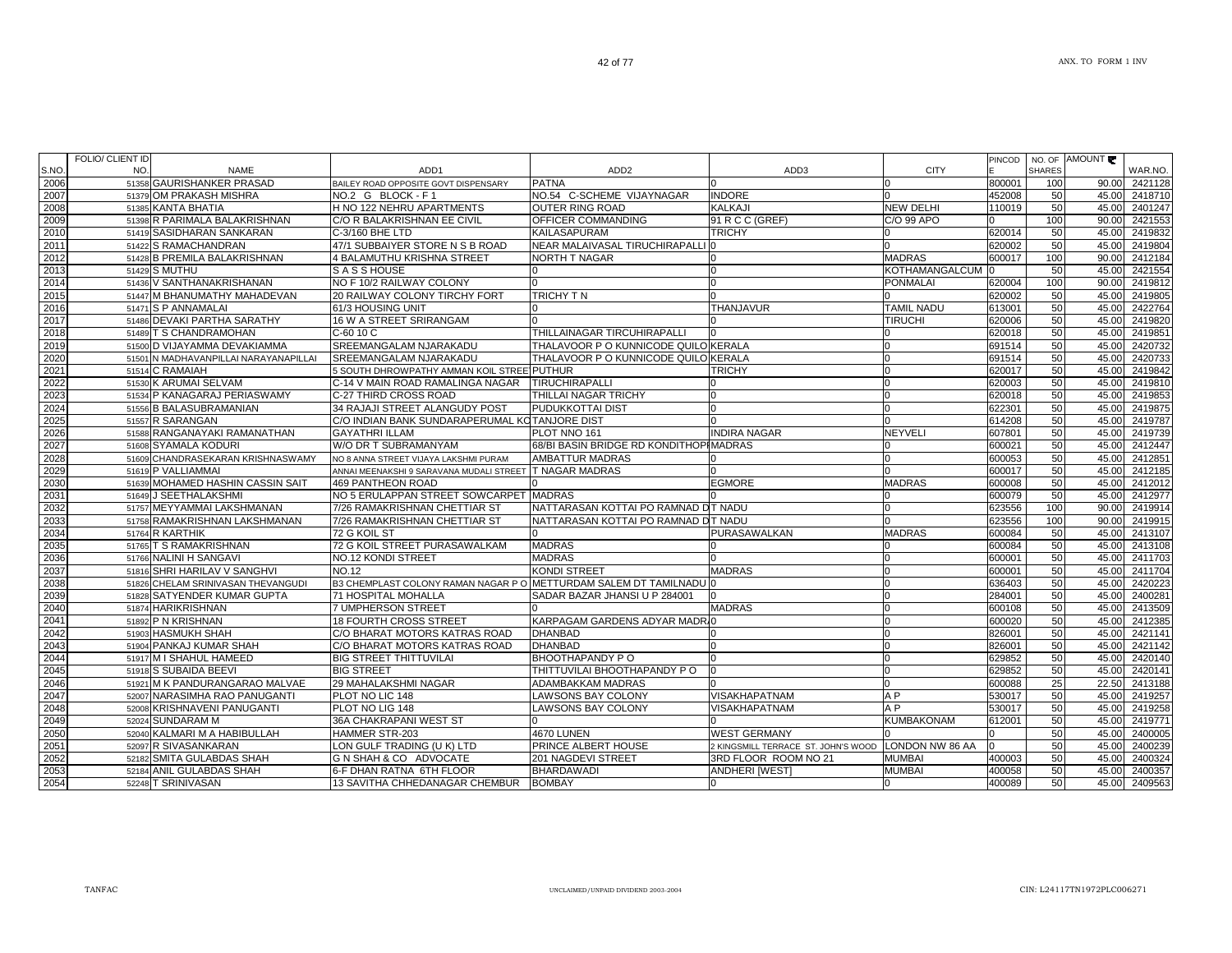| S.NO. | FOLIO/ CLIENT ID NO. | NAME | ADD1 | ADD2 | ADD3 | CITY | PINCODE | NO. OF SHARES | AMOUNT ₹ | WAR.NO. |
|---|---|---|---|---|---|---|---|---|---|---|
| 2006 | 51358 | GAURISHANKER PRASAD | BAILEY ROAD OPPOSITE GOVT DISPENSARY | PATNA | 0 | 0 | 800001 | 100 | 90.00 | 2421128 |
| 2007 | 51379 | OM PRAKASH MISHRA | NO.2 G BLOCK - F 1 | NO.54 C-SCHEME VIJAYNAGAR | INDORE | 0 | 452008 | 50 | 45.00 | 2418710 |
| 2008 | 51385 | KANTA BHATIA | H NO 122 NEHRU APARTMENTS | OUTER RING ROAD | KALKAJI | NEW DELHI | 110019 | 50 | 45.00 | 2401247 |
| 2009 | 51398 | R PARIMALA BALAKRISHNAN | C/O R BALAKRISHNAN EE CIVIL | OFFICER COMMANDING | 91 R C C (GREF) | C/O 99 APO | 0 | 100 | 90.00 | 2421553 |
| 2010 | 51419 | SASIDHARAN SANKARAN | C-3/160 BHE LTD | KAILASAPURAM | TRICHY | 0 | 620014 | 50 | 45.00 | 2419832 |
| 2011 | 51422 | S RAMACHANDRAN | 47/1 SUBBAIYER STORE N S B ROAD | NEAR MALAIVASAL TIRUCHIRAPALLI | 0 | 0 | 620002 | 50 | 45.00 | 2419804 |
| 2012 | 51428 | B PREMILA BALAKRISHNAN | 4 BALAMUTHU KRISHNA STREET | NORTH T NAGAR | 0 | MADRAS | 600017 | 100 | 90.00 | 2412184 |
| 2013 | 51429 | S MUTHU | S A S S HOUSE | 0 | 0 | KOTHAMANGALCUM | 0 | 50 | 45.00 | 2421554 |
| 2014 | 51436 | V SANTHANAKRISHNAN | NO F 10/2 RAILWAY COLONY | 0 | 0 | PONMALAI | 620004 | 100 | 90.00 | 2419812 |
| 2015 | 51447 | M BHANUMATHY MAHADEVAN | 20 RAILWAY COLONY TIRCHY FORT | TRICHY T N | 0 | 0 | 620002 | 50 | 45.00 | 2419805 |
| 2016 | 51471 | S P ANNAMALAI | 61/3 HOUSING UNIT | 0 | THANJAVUR | TAMIL NADU | 613001 | 50 | 45.00 | 2422764 |
| 2017 | 51486 | DEVAKI PARTHA SARATHY | 16 W A STREET SRIRANGAM | 0 | 0 | TIRUCHI | 620006 | 50 | 45.00 | 2419820 |
| 2018 | 51489 | T S CHANDRAMOHAN | C-60 10 C | THILLAINAGAR TIRCUHIRAPALLI | 0 | 0 | 620018 | 50 | 45.00 | 2419851 |
| 2019 | 51500 | D VIJAYAMMA DEVAKIAMMA | SREEMANGALAM NJARAKADU | THALAVOOR P O KUNNICODE QUILO | KERALA | 0 | 691514 | 50 | 45.00 | 2420732 |
| 2020 | 51501 | N MADHAVANPILLAI NARAYANAPILLAI | SREEMANGALAM NJARAKADU | THALAVOOR P O KUNNICODE QUILO | KERALA | 0 | 691514 | 50 | 45.00 | 2420733 |
| 2021 | 51514 | C RAMAIAH | 5 SOUTH DHROWPATHY AMMAN KOIL STREE | PUTHUR | TRICHY | 0 | 620017 | 50 | 45.00 | 2419842 |
| 2022 | 51530 | K ARUMAI SELVAM | C-14 V MAIN ROAD RAMALINGA NAGAR | TIRUCHIRAPALLI | 0 | 0 | 620003 | 50 | 45.00 | 2419810 |
| 2023 | 51534 | P KANAGARAJ PERIASWAMY | C-27 THIRD CROSS ROAD | THILLAI NAGAR TRICHY | 0 | 0 | 620018 | 50 | 45.00 | 2419853 |
| 2024 | 51556 | B BALASUBRAMANIAN | 34 RAJAJI STREET ALANGUDY POST | PUDUKKOTTAI DIST | 0 | 0 | 622301 | 50 | 45.00 | 2419875 |
| 2025 | 51557 | R SARANGAN | C/O INDIAN BANK SUNDARAPERUMAL KO | TANJORE DIST | 0 | 0 | 614208 | 50 | 45.00 | 2419787 |
| 2026 | 51588 | RANGANAYAKI RAMANATHAN | GAYATHRI ILLAM | PLOT NNO 161 | INDIRA NAGAR | NEYVELI | 607801 | 50 | 45.00 | 2419739 |
| 2027 | 51608 | SYAMALA KODURI | W/O DR T SUBRAMANYAM | 68/BI BASIN BRIDGE RD KONDITHOPI | MADRAS | 0 | 600021 | 50 | 45.00 | 2412447 |
| 2028 | 51609 | CHANDRASEKARAN KRISHNASWAMY | NO 8 ANNA STREET VIJAYA LAKSHMI PURAM | AMBATTUR MADRAS | 0 | 0 | 600053 | 50 | 45.00 | 2412851 |
| 2029 | 51619 | P VALLIAMMAI | ANNAI MEENAKSHI 9 SARAVANA MUDALI STREET | T NAGAR MADRAS | 0 | 0 | 600017 | 50 | 45.00 | 2412185 |
| 2030 | 51639 | MOHAMED HASHIN CASSIN SAIT | 469 PANTHEON ROAD | 0 | EGMORE | MADRAS | 600008 | 50 | 45.00 | 2412012 |
| 2031 | 51649 | J SEETHALAKSHMI | NO 5 ERULAPPAN STREET SOWCARPET | MADRAS | 0 | 0 | 600079 | 50 | 45.00 | 2412977 |
| 2032 | 51757 | MEYYAMMAI LAKSHMANAN | 7/26 RAMAKRISHNAN CHETTIAR ST | NATTARASAN KOTTAI PO RAMNAD D | T NADU | 0 | 623556 | 100 | 90.00 | 2419914 |
| 2033 | 51758 | RAMAKRISHNAN LAKSHMANAN | 7/26 RAMAKRISHNAN CHETTIAR ST | NATTARASAN KOTTAI PO RAMNAD D | T NADU | 0 | 623556 | 100 | 90.00 | 2419915 |
| 2034 | 51764 | R KARTHIK | 72 G KOIL ST | 0 | PURASAWALKAN | MADRAS | 600084 | 50 | 45.00 | 2413107 |
| 2035 | 51765 | T S RAMAKRISHNAN | 72 G KOIL STREET PURASAWALKAM | MADRAS | 0 | 0 | 600084 | 50 | 45.00 | 2413108 |
| 2036 | 51766 | NALINI H SANGAVI | NO.12 KONDI STREET | MADRAS | 0 | 0 | 600001 | 50 | 45.00 | 2411703 |
| 2037 | 51816 | SHRI HARILAV V SANGHVI | NO.12 | KONDI STREET | MADRAS | 0 | 600001 | 50 | 45.00 | 2411704 |
| 2038 | 51826 | CHELAM SRINIVASAN THEVANGUDI | B3 CHEMPLAST COLONY RAMAN NAGAR P O | METTURDAM SALEM DT TAMILNADU | 0 | 0 | 636403 | 50 | 45.00 | 2420223 |
| 2039 | 51828 | SATYENDER KUMAR GUPTA | 71 HOSPITAL MOHALLA | SADAR BAZAR JHANSI U P 284001 | 0 | 0 | 284001 | 50 | 45.00 | 2400281 |
| 2040 | 51874 | HARIKRISHNAN | 7 UMPHERSON STREET | 0 | MADRAS | 0 | 600108 | 50 | 45.00 | 2413509 |
| 2041 | 51892 | P N KRISHNAN | 18 FOURTH CROSS STREET | KARPAGAM GARDENS ADYAR MADR | 0 | 0 | 600020 | 50 | 45.00 | 2412385 |
| 2042 | 51903 | HASMUKH SHAH | C/O BHARAT MOTORS KATRAS ROAD | DHANBAD | 0 | 0 | 826001 | 50 | 45.00 | 2421141 |
| 2043 | 51904 | PANKAJ KUMAR SHAH | C/O BHARAT MOTORS KATRAS ROAD | DHANBAD | 0 | 0 | 826001 | 50 | 45.00 | 2421142 |
| 2044 | 51917 | M I SHAHUL HAMEED | BIG STREET THITTUVILAI | BHOOTHAPANDY P O | 0 | 0 | 629852 | 50 | 45.00 | 2420140 |
| 2045 | 51918 | S SUBAIDA BEEVI | BIG STREET | THITTUVILAI BHOOTHAPANDY P O | 0 | 0 | 629852 | 50 | 45.00 | 2420141 |
| 2046 | 51921 | M K PANDURANGARAO MALVAE | 29 MAHALAKSHMI NAGAR | ADAMBAKKAM MADRAS | 0 | 0 | 600088 | 25 | 22.50 | 2413188 |
| 2047 | 52007 | NARASIMHA RAO PANUGANTI | PLOT NO LIC 148 | LAWSONS BAY COLONY | VISAKHAPATNAM | A P | 530017 | 50 | 45.00 | 2419257 |
| 2048 | 52008 | KRISHNAVENI PANUGANTI | PLOT NO LIG 148 | LAWSONS BAY COLONY | VISAKHAPATNAM | A P | 530017 | 50 | 45.00 | 2419258 |
| 2049 | 52024 | SUNDARAM M | 36A CHAKRAPANI WEST ST | 0 | 0 | KUMBAKONAM | 612001 | 50 | 45.00 | 2419771 |
| 2050 | 52040 | KALMARI M A HABIBULLAH | HAMMER STR-203 | 4670 LUNEN | WEST GERMANY | 0 | 0 | 50 | 45.00 | 2400005 |
| 2051 | 52097 | R SIVASANKARAN | LON GULF TRADING (U K) LTD | PRINCE ALBERT HOUSE | 2 KINGSMILL TERRACE ST. JOHN'S WOOD | LONDON NW 86 AA | 0 | 50 | 45.00 | 2400239 |
| 2052 | 52182 | SMITA GULABDAS SHAH | G N SHAH & CO ADVOCATE | 201 NAGDEVI STREET | 3RD FLOOR ROOM NO 21 | MUMBAI | 400003 | 50 | 45.00 | 2400324 |
| 2053 | 52184 | ANIL GULABDAS SHAH | 6-F DHAN RATNA 6TH FLOOR | BHARDAWADI | ANDHERI [WEST] | MUMBAI | 400058 | 50 | 45.00 | 2400357 |
| 2054 | 52248 | T SRINIVASAN | 13 SAVITHA CHHEDANAGAR CHEMBUR | BOMBAY | 0 | 0 | 400089 | 50 | 45.00 | 2409563 |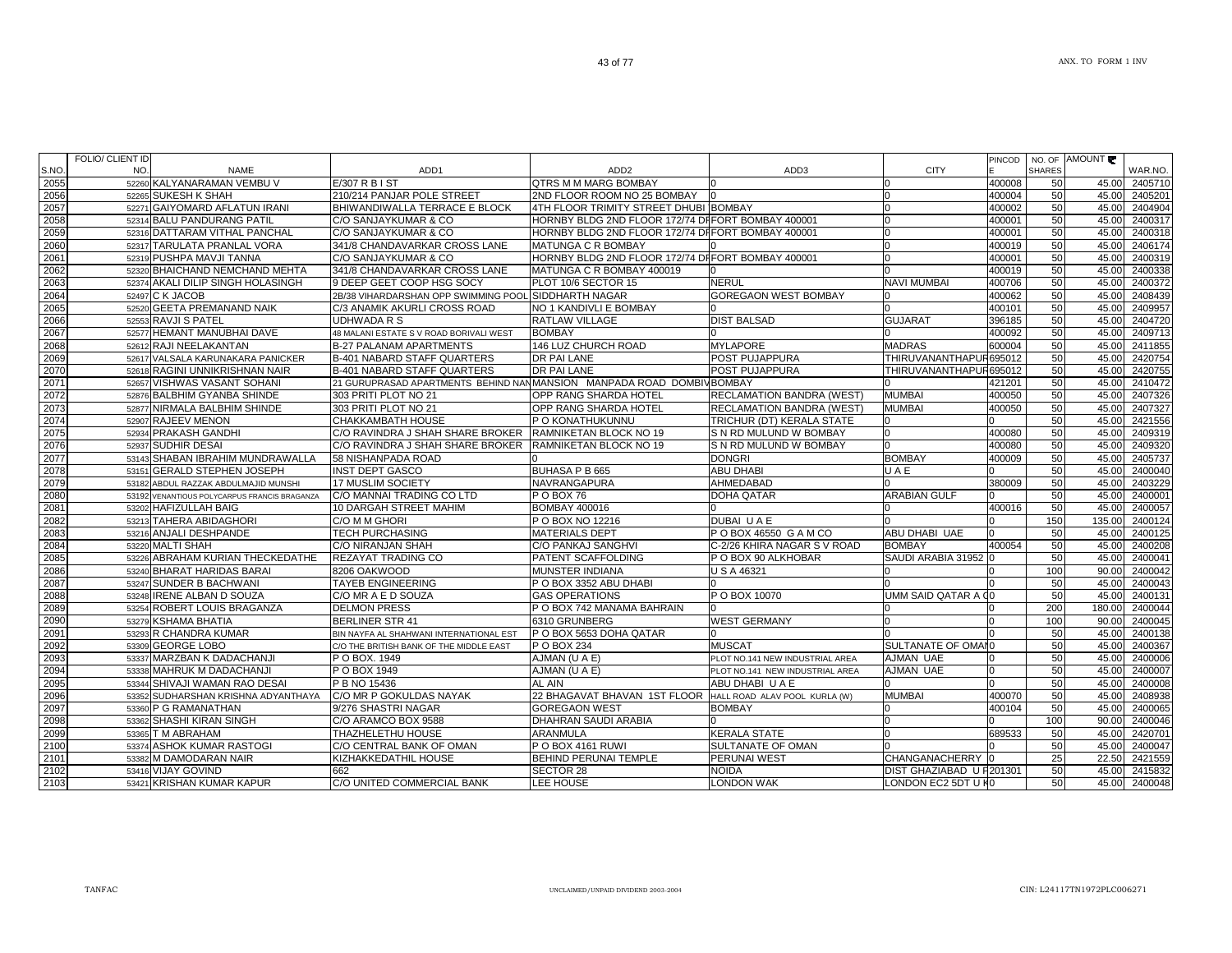| S.NO. | FOLIO/ CLIENT ID NO. | NAME | ADD1 | ADD2 | ADD3 | CITY | PINCODE | NO. OF SHARES | AMOUNT ₹ | WAR.NO. |
|---|---|---|---|---|---|---|---|---|---|---|
| 2055 | 52260 | KALYANARAMAN VEMBU V | E/307 R B I ST | QTRS M M MARG BOMBAY | 0 | 0 | 400008 | 50 | 45.00 | 2405710 |
| 2056 | 52265 | SUKESH K SHAH | 210/214 PANJAR POLE STREET | 2ND FLOOR ROOM NO 25 BOMBAY | 0 | 0 | 400004 | 50 | 45.00 | 2405201 |
| 2057 | 52271 | GAIYOMARD AFLATUN IRANI | BHIWANDIWALLA TERRACE E BLOCK | 4TH FLOOR TRIMITY STREET DHUBI | BOMBAY | 0 | 400002 | 50 | 45.00 | 2404904 |
| 2058 | 52314 | BALU PANDURANG PATIL | C/O SANJAYKUMAR & CO | HORNBY BLDG 2ND FLOOR 172/74 DI | FORT BOMBAY 400001 | 0 | 400001 | 50 | 45.00 | 2400317 |
| 2059 | 52316 | DATTARAM VITHAL PANCHAL | C/O SANJAYKUMAR & CO | HORNBY BLDG 2ND FLOOR 172/74 DI | FORT BOMBAY 400001 | 0 | 400001 | 50 | 45.00 | 2400318 |
| 2060 | 52317 | TARULATA PRANLAL VORA | 341/8 CHANDAVARKAR CROSS LANE | MATUNGA C R BOMBAY | 0 | 0 | 400019 | 50 | 45.00 | 2406174 |
| 2061 | 52319 | PUSHPA MAVJI TANNA | C/O SANJAYKUMAR & CO | HORNBY BLDG 2ND FLOOR 172/74 DI | FORT BOMBAY 400001 | 0 | 400001 | 50 | 45.00 | 2400319 |
| 2062 | 52320 | BHAICHAND NEMCHAND MEHTA | 341/8 CHANDAVARKAR CROSS LANE | MATUNGA C R BOMBAY 400019 | 0 | 0 | 400019 | 50 | 45.00 | 2400338 |
| 2063 | 52374 | AKALI DILIP SINGH HOLASINGH | 9 DEEP GEET COOP HSG SOCY | PLOT 10/6 SECTOR 15 | NERUL | NAVI MUMBAI | 400706 | 50 | 45.00 | 2400372 |
| 2064 | 52497 | C K JACOB | 2B/38 VIHARDARSHAN OPP SWIMMING POOL | SIDDHARTH NAGAR | GOREGAON WEST BOMBAY | 0 | 400062 | 50 | 45.00 | 2408439 |
| 2065 | 52520 | GEETA PREMANAND NAIK | C/3 ANAMIK AKURLI CROSS ROAD | NO 1 KANDIVLI E BOMBAY | 0 | 0 | 400101 | 50 | 45.00 | 2409957 |
| 2066 | 52553 | RAVJI S PATEL | UDHWADA R S | RATLAW VILLAGE | DIST BALSAD | GUJARAT | 396185 | 50 | 45.00 | 2404720 |
| 2067 | 52577 | HEMANT MANUBHAI DAVE | 48 MALANI ESTATE S V ROAD BORIVALI WEST | BOMBAY | 0 | 0 | 400092 | 50 | 45.00 | 2409713 |
| 2068 | 52612 | RAJI NEELAKANTAN | B-27 PALANAM APARTMENTS | 146 LUZ CHURCH ROAD | MYLAPORE | MADRAS | 600004 | 50 | 45.00 | 2411855 |
| 2069 | 52617 | VALSALA KARUNAKARA PANICKER | B-401 NABARD STAFF QUARTERS | DR PAI LANE | POST PUJAPPURA | THIRUVANANTHAPUR | 695012 | 50 | 45.00 | 2420754 |
| 2070 | 52618 | RAGINI UNNIKRISHNAN NAIR | B-401 NABARD STAFF QUARTERS | DR PAI LANE | POST PUJAPPURA | THIRUVANANTHAPUR | 695012 | 50 | 45.00 | 2420755 |
| 2071 | 52657 | VISHWAS VASANT SOHANI | 21 GURUPRASAD APARTMENTS BEHIND NAN | MANSION MANPADA ROAD DOMBIV | BOMBAY | 0 | 421201 | 50 | 45.00 | 2410472 |
| 2072 | 52876 | BALBHIM GYANBA SHINDE | 303 PRITI PLOT NO 21 | OPP RANG SHARDA HOTEL | RECLAMATION BANDRA (WEST) | MUMBAI | 400050 | 50 | 45.00 | 2407326 |
| 2073 | 52877 | NIRMALA BALBHIM SHINDE | 303 PRITI PLOT NO 21 | OPP RANG SHARDA HOTEL | RECLAMATION BANDRA (WEST) | MUMBAI | 400050 | 50 | 45.00 | 2407327 |
| 2074 | 52907 | RAJEEV MENON | CHAKKAMBATH HOUSE | P O KONATHUKUNNU | TRICHUR (DT) KERALA STATE | 0 | 0 | 50 | 45.00 | 2421556 |
| 2075 | 52934 | PRAKASH GANDHI | C/O RAVINDRA J SHAH SHARE BROKER | RAMNIKETAN BLOCK NO 19 | S N RD MULUND W BOMBAY | 0 | 400080 | 50 | 45.00 | 2409319 |
| 2076 | 52937 | SUDHIR DESAI | C/O RAVINDRA J SHAH SHARE BROKER | RAMNIKETAN BLOCK NO 19 | S N RD MULUND W BOMBAY | 0 | 400080 | 50 | 45.00 | 2409320 |
| 2077 | 53143 | SHABAN IBRAHIM MUNDRAWALLA | 58 NISHANPADA ROAD | 0 | DONGRI | BOMBAY | 400009 | 50 | 45.00 | 2405737 |
| 2078 | 53151 | GERALD STEPHEN JOSEPH | INST DEPT GASCO | BUHASA P B 665 | ABU DHABI | U A E | 0 | 50 | 45.00 | 2400040 |
| 2079 | 53182 | ABDUL RAZZAK ABDULMAJID MUNSHI | 17 MUSLIM SOCIETY | NAVRANGAPURA | AHMEDABAD | 0 | 380009 | 50 | 45.00 | 2403229 |
| 2080 | 53192 | VENANTIOUS POLYCARPUS FRANCIS BRAGANZA | C/O MANNAI TRADING CO LTD | P O BOX 76 | DOHA QATAR | ARABIAN GULF | 0 | 50 | 45.00 | 2400001 |
| 2081 | 53202 | HAFIZULLAH BAIG | 10 DARGAH STREET MAHIM | BOMBAY 400016 | 0 | 0 | 400016 | 50 | 45.00 | 2400057 |
| 2082 | 53213 | TAHERA ABIDAGHORI | C/O M M GHORI | P O BOX NO 12216 | DUBAI U A E | 0 | 0 | 150 | 135.00 | 2400124 |
| 2083 | 53216 | ANJALI DESHPANDE | TECH PURCHASING | MATERIALS DEPT | P O BOX 46550 G A M CO | ABU DHABI UAE | 0 | 50 | 45.00 | 2400125 |
| 2084 | 53220 | MALTI SHAH | C/O NIRANJAN SHAH | C/O PANKAJ SANGHVI | C-2/26 KHIRA NAGAR S V ROAD | BOMBAY | 400054 | 50 | 45.00 | 2400208 |
| 2085 | 53226 | ABRAHAM KURIAN THECKEDATHE | REZAYAT TRADING CO | PATENT SCAFFOLDING | P O BOX 90 ALKHOBAR | SAUDI ARABIA 31952 | 0 | 50 | 45.00 | 2400041 |
| 2086 | 53240 | BHARAT HARIDAS BARAI | 8206 OAKWOOD | MUNSTER INDIANA | U S A 46321 | 0 | 0 | 100 | 90.00 | 2400042 |
| 2087 | 53247 | SUNDER B BACHWANI | TAYEB ENGINEERING | P O BOX 3352 ABU DHABI | 0 | 0 | 0 | 50 | 45.00 | 2400043 |
| 2088 | 53248 | IRENE ALBAN D SOUZA | C/O MR A E D SOUZA | GAS OPERATIONS | P O BOX 10070 | UMM SAID QATAR A G | 0 | 50 | 45.00 | 2400131 |
| 2089 | 53254 | ROBERT LOUIS BRAGANZA | DELMON PRESS | P O BOX 742 MANAMA BAHRAIN | 0 | 0 | 0 | 200 | 180.00 | 2400044 |
| 2090 | 53279 | KSHAMA BHATIA | BERLINER STR 41 | 6310 GRUNBERG | WEST GERMANY | 0 | 0 | 100 | 90.00 | 2400045 |
| 2091 | 53293 | R CHANDRA KUMAR | BIN NAYFA AL SHAHWANI INTERNATIONAL EST | P O BOX 5653 DOHA QATAR | 0 | 0 | 0 | 50 | 45.00 | 2400138 |
| 2092 | 53309 | GEORGE LOBO | C/O THE BRITISH BANK OF THE MIDDLE EAST | P O BOX 234 | MUSCAT | SULTANATE OF OMAN | 0 | 50 | 45.00 | 2400367 |
| 2093 | 53337 | MARZBAN K DADACHANJI | P O BOX. 1949 | AJMAN (U A E) | PLOT NO.141 NEW INDUSTRIAL AREA | AJMAN UAE | 0 | 50 | 45.00 | 2400006 |
| 2094 | 53338 | MAHRUK M DADACHANJI | P O BOX 1949 | AJMAN (U A E) | PLOT NO.141 NEW INDUSTRIAL AREA | AJMAN UAE | 0 | 50 | 45.00 | 2400007 |
| 2095 | 53344 | SHIVAJI WAMAN RAO DESAI | P B NO 15436 | AL AIN | ABU DHABI U A E | 0 | 0 | 50 | 45.00 | 2400008 |
| 2096 | 53352 | SUDHARSHAN KRISHNA ADYANTHAYA | C/O MR P GOKULDAS NAYAK | 22 BHAGAVAT BHAVAN 1ST FLOOR | HALL ROAD ALAV POOL KURLA (W) | MUMBAI | 400070 | 50 | 45.00 | 2408938 |
| 2097 | 53360 | P G RAMANATHAN | 9/276 SHASTRI NAGAR | GOREGAON WEST | BOMBAY | 0 | 400104 | 50 | 45.00 | 2400065 |
| 2098 | 53362 | SHASHI KIRAN SINGH | C/O ARAMCO BOX 9588 | DHAHRAN SAUDI ARABIA | 0 | 0 | 0 | 100 | 90.00 | 2400046 |
| 2099 | 53365 | T M ABRAHAM | THAZHELETHU HOUSE | ARANMULA | KERALA STATE | 0 | 689533 | 50 | 45.00 | 2420701 |
| 2100 | 53374 | ASHOK KUMAR RASTOGI | C/O CENTRAL BANK OF OMAN | P O BOX 4161 RUWI | SULTANATE OF OMAN | 0 | 0 | 50 | 45.00 | 2400047 |
| 2101 | 53382 | M DAMODARAN NAIR | KIZHAKKEDATHIL HOUSE | BEHIND PERUNAI TEMPLE | PERUNAI WEST | CHANGANACHERRY | 0 | 25 | 22.50 | 2421559 |
| 2102 | 53416 | VIJAY GOVIND | 662 | SECTOR 28 | NOIDA | DIST GHAZIABAD U P | 201301 | 50 | 45.00 | 2415832 |
| 2103 | 53421 | KRISHAN KUMAR KAPUR | C/O UNITED COMMERCIAL BANK | LEE HOUSE | LONDON WAK | LONDON EC2 5DT U K | 0 | 50 | 45.00 | 2400048 |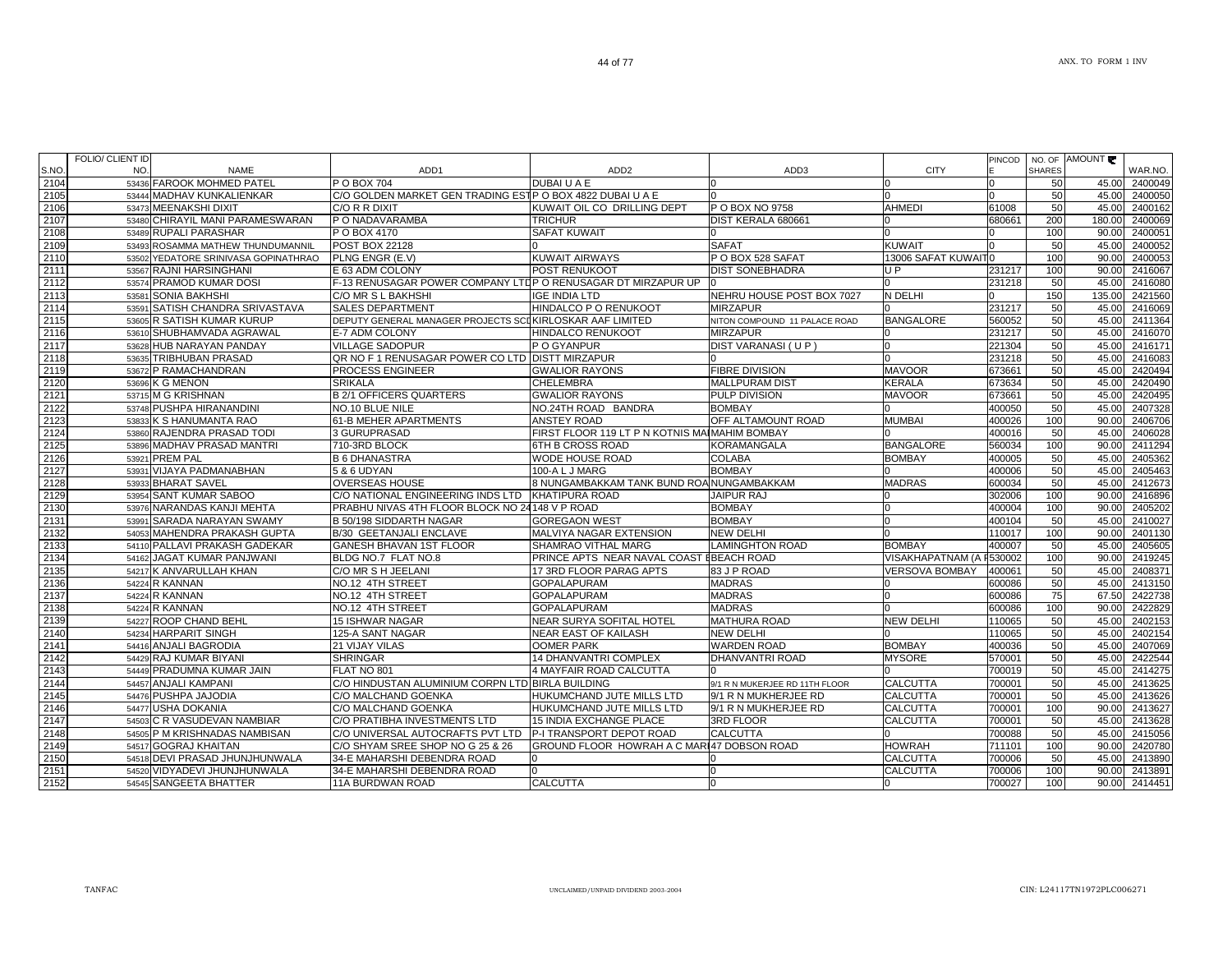| S.NO. | FOLIO/ CLIENT ID NO. | NAME | ADD1 | ADD2 | ADD3 | CITY | PINCODE | NO. OF SHARES | AMOUNT ₹ | WAR.NO. |
|---|---|---|---|---|---|---|---|---|---|---|
| 2104 | 53436 | FAROOK MOHMED PATEL | P O BOX 704 | DUBAI U A E | 0 | 0 | 0 | 50 | 45.00 | 2400049 |
| 2105 | 53444 | MADHAV KUNKALIENKAR | C/O GOLDEN MARKET GEN TRADING EST | P O BOX 4822 DUBAI U A E | 0 | 0 | 0 | 50 | 45.00 | 2400050 |
| 2106 | 53473 | MEENAKSHI DIXIT | C/O R R DIXIT | KUWAIT OIL CO DRILLING DEPT | P O BOX NO 9758 | AHMEDI | 61008 | 50 | 45.00 | 2400162 |
| 2107 | 53480 | CHIRAYIL MANI PARAMESWARAN | P O NADAVARAMBA | TRICHUR | DIST KERALA 680661 | 0 | 680661 | 200 | 180.00 | 2400069 |
| 2108 | 53489 | RUPALI PARASHAR | P O BOX 4170 | SAFAT KUWAIT | 0 | 0 | 0 | 100 | 90.00 | 2400051 |
| 2109 | 53493 | ROSAMMA MATHEW THUNDUMANNIL | POST BOX 22128 | 0 | SAFAT | KUWAIT | 0 | 50 | 45.00 | 2400052 |
| 2110 | 53502 | YEDATORE SRINIVASA GOPINATHRAO | PLNG ENGR (E.V) | KUWAIT AIRWAYS | P O BOX 528 SAFAT | 13006 SAFAT KUWAIT | 0 | 100 | 90.00 | 2400053 |
| 2111 | 53567 | RAJNI HARSINGHANI | E 63 ADM COLONY | POST RENUKOOT | DIST SONEBHADRA | U P | 231217 | 100 | 90.00 | 2416067 |
| 2112 | 53574 | PRAMOD KUMAR DOSI | F-13 RENUSAGAR POWER COMPANY LTD | P O RENUSAGAR DT MIRZAPUR UP | 0 | 0 | 231218 | 50 | 45.00 | 2416080 |
| 2113 | 53581 | SONIA BAKHSHI | C/O MR S L BAKHSHI | IGE INDIA LTD | NEHRU HOUSE POST BOX 7027 | N DELHI | 0 | 150 | 135.00 | 2421560 |
| 2114 | 53591 | SATISH CHANDRA SRIVASTAVA | SALES DEPARTMENT | HINDALCO P O RENUKOOT | MIRZAPUR | 0 | 231217 | 50 | 45.00 | 2416069 |
| 2115 | 53605 | R SATISH KUMAR KURUP | DEPUTY GENERAL MANAGER PROJECTS SC | KIRLOSKAR AAF LIMITED | NITON COMPOUND 11 PALACE ROAD | BANGALORE | 560052 | 50 | 45.00 | 2411364 |
| 2116 | 53610 | SHUBHAMVADA AGRAWAL | E-7 ADM COLONY | HINDALCO RENUKOOT | MIRZAPUR | 0 | 231217 | 50 | 45.00 | 2416070 |
| 2117 | 53628 | HUB NARAYAN PANDAY | VILLAGE SADOPUR | P O GYANPUR | DIST VARANASI ( U P ) | 0 | 221304 | 50 | 45.00 | 2416171 |
| 2118 | 53635 | TRIBHUBAN PRASAD | QR NO F 1 RENUSAGAR POWER CO LTD | DISTT MIRZAPUR | 0 | 0 | 231218 | 50 | 45.00 | 2416083 |
| 2119 | 53672 | P RAMACHANDRAN | PROCESS ENGINEER | GWALIOR RAYONS | FIBRE DIVISION | MAVOOR | 673661 | 50 | 45.00 | 2420494 |
| 2120 | 53696 | K G MENON | SRIKALA | CHELEMBRA | MALLPURAM DIST | KERALA | 673634 | 50 | 45.00 | 2420490 |
| 2121 | 53715 | M G KRISHNAN | B 2/1 OFFICERS QUARTERS | GWALIOR RAYONS | PULP DIVISION | MAVOOR | 673661 | 50 | 45.00 | 2420495 |
| 2122 | 53748 | PUSHPA HIRANANDINI | NO.10 BLUE NILE | NO.24TH ROAD BANDRA | BOMBAY | 0 | 400050 | 50 | 45.00 | 2407328 |
| 2123 | 53833 | K S HANUMANTA RAO | 61-B MEHER APARTMENTS | ANSTEY ROAD | OFF ALTAMOUNT ROAD | MUMBAI | 400026 | 100 | 90.00 | 2406706 |
| 2124 | 53860 | RAJENDRA PRASAD TODI | 3 GURUPRASAD | FIRST FLOOR 119 LT P N KOTNIS MA | MAHIM BOMBAY | 0 | 400016 | 50 | 45.00 | 2406028 |
| 2125 | 53896 | MADHAV PRASAD MANTRI | 710-3RD BLOCK | 6TH B CROSS ROAD | KORAMANGALA | BANGALORE | 560034 | 100 | 90.00 | 2411294 |
| 2126 | 53921 | PREM PAL | B 6 DHANASTRA | WODE HOUSE ROAD | COLABA | BOMBAY | 400005 | 50 | 45.00 | 2405362 |
| 2127 | 53931 | VIJAYA PADMANABHAN | 5 & 6 UDYAN | 100-A L J MARG | BOMBAY | 0 | 400006 | 50 | 45.00 | 2405463 |
| 2128 | 53933 | BHARAT SAVEL | OVERSEAS HOUSE | 8 NUNGAMBAKKAM TANK BUND ROA | NUNGAMBAKKAM | MADRAS | 600034 | 50 | 45.00 | 2412673 |
| 2129 | 53954 | SANT KUMAR SABOO | C/O NATIONAL ENGINEERING INDS LTD | KHATIPURA ROAD | JAIPUR RAJ | 0 | 302006 | 100 | 90.00 | 2416896 |
| 2130 | 53976 | NARANDAS KANJI MEHTA | PRABHU NIVAS 4TH FLOOR BLOCK NO 24 | 148 V P ROAD | BOMBAY | 0 | 400004 | 100 | 90.00 | 2405202 |
| 2131 | 53991 | SARADA NARAYAN SWAMY | B 50/198 SIDDARTH NAGAR | GOREGAON WEST | BOMBAY | 0 | 400104 | 50 | 45.00 | 2410027 |
| 2132 | 54053 | MAHENDRA PRAKASH GUPTA | B/30 GEETANJALI ENCLAVE | MALVIYA NAGAR EXTENSION | NEW DELHI | 0 | 110017 | 100 | 90.00 | 2401130 |
| 2133 | 54110 | PALLAVI PRAKASH GADEKAR | GANESH BHAVAN 1ST FLOOR | SHAMRAO VITHAL MARG | LAMINGHTON ROAD | BOMBAY | 400007 | 50 | 45.00 | 2405605 |
| 2134 | 54162 | JAGAT KUMAR PANJWANI | BLDG NO.7 FLAT NO.8 | PRINCE APTS NEAR NAVAL COAST B | BEACH ROAD | VISAKHAPATNAM (A P | 530002 | 100 | 90.00 | 2419245 |
| 2135 | 54217 | K ANVARULLAH KHAN | C/O MR S H JEELANI | 17 3RD FLOOR PARAG APTS | 83 J P ROAD | VERSOVA BOMBAY | 400061 | 50 | 45.00 | 2408371 |
| 2136 | 54224 | R KANNAN | NO.12 4TH STREET | GOPALAPURAM | MADRAS | 0 | 600086 | 50 | 45.00 | 2413150 |
| 2137 | 54224 | R KANNAN | NO.12 4TH STREET | GOPALAPURAM | MADRAS | 0 | 600086 | 75 | 67.50 | 2422738 |
| 2138 | 54224 | R KANNAN | NO.12 4TH STREET | GOPALAPURAM | MADRAS | 0 | 600086 | 100 | 90.00 | 2422829 |
| 2139 | 54227 | ROOP CHAND BEHL | 15 ISHWAR NAGAR | NEAR SURYA SOFITAL HOTEL | MATHURA ROAD | NEW DELHI | 110065 | 50 | 45.00 | 2402153 |
| 2140 | 54234 | HARPARIT SINGH | 125-A SANT NAGAR | NEAR EAST OF KAILASH | NEW DELHI | 0 | 110065 | 50 | 45.00 | 2402154 |
| 2141 | 54416 | ANJALI BAGRODIA | 21 VIJAY VILAS | OOMER PARK | WARDEN ROAD | BOMBAY | 400036 | 50 | 45.00 | 2407069 |
| 2142 | 54429 | RAJ KUMAR BIYANI | SHRINGAR | 14 DHANVANTRI COMPLEX | DHANVANTRI ROAD | MYSORE | 570001 | 50 | 45.00 | 2422544 |
| 2143 | 54449 | PRADUMNA KUMAR JAIN | FLAT NO 801 | 4 MAYFAIR ROAD CALCUTTA | 0 | 0 | 700019 | 50 | 45.00 | 2414275 |
| 2144 | 54457 | ANJALI KAMPANI | C/O HINDUSTAN ALUMINIUM CORPN LTD | BIRLA BUILDING | 9/1 R N MUKERJEE RD 11TH FLOOR | CALCUTTA | 700001 | 50 | 45.00 | 2413625 |
| 2145 | 54476 | PUSHPA JAJODIA | C/O MALCHAND GOENKA | HUKUMCHAND JUTE MILLS LTD | 9/1 R N MUKHERJEE RD | CALCUTTA | 700001 | 50 | 45.00 | 2413626 |
| 2146 | 54477 | USHA DOKANIA | C/O MALCHAND GOENKA | HUKUMCHAND JUTE MILLS LTD | 9/1 R N MUKHERJEE RD | CALCUTTA | 700001 | 100 | 90.00 | 2413627 |
| 2147 | 54503 | C R VASUDEVAN NAMBIAR | C/O PRATIBHA INVESTMENTS LTD | 15 INDIA EXCHANGE PLACE | 3RD FLOOR | CALCUTTA | 700001 | 50 | 45.00 | 2413628 |
| 2148 | 54505 | P M KRISHNADAS NAMBISAN | C/O UNIVERSAL AUTOCRAFTS PVT LTD | P-I TRANSPORT DEPOT ROAD | CALCUTTA | 0 | 700088 | 50 | 45.00 | 2415056 |
| 2149 | 54517 | GOGRAJ KHAITAN | C/O SHYAM SREE SHOP NO G 25 & 26 | GROUND FLOOR HOWRAH A C MAR | 47 DOBSON ROAD | HOWRAH | 711101 | 100 | 90.00 | 2420780 |
| 2150 | 54518 | DEVI PRASAD JHUNJHUNWALA | 34-E MAHARSHI DEBENDRA ROAD | 0 | 0 | CALCUTTA | 700006 | 50 | 45.00 | 2413890 |
| 2151 | 54520 | VIDYADEVI JHUNJHUNWALA | 34-E MAHARSHI DEBENDRA ROAD | 0 | 0 | CALCUTTA | 700006 | 100 | 90.00 | 2413891 |
| 2152 | 54545 | SANGEETA BHATTER | 11A BURDWAN ROAD | CALCUTTA | 0 | 0 | 700027 | 100 | 90.00 | 2414451 |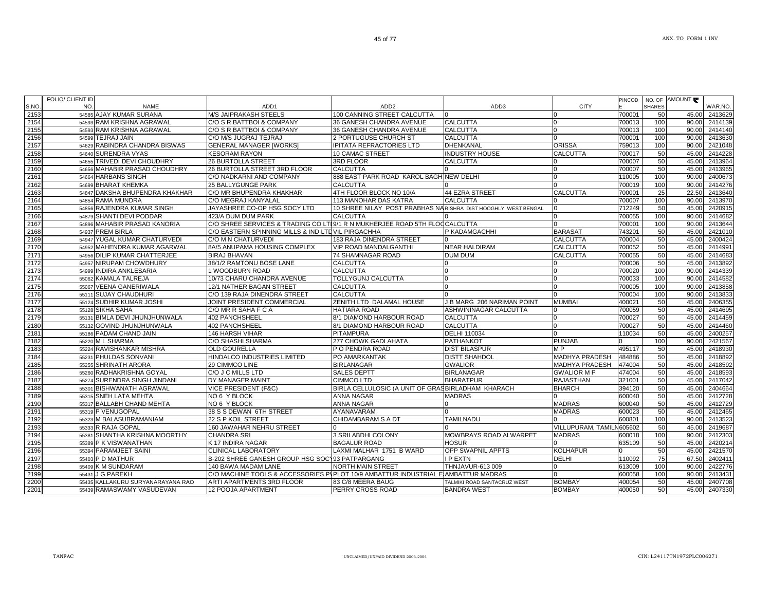| S.NO. | FOLIO/ CLIENT ID NO. | NAME | ADD1 | ADD2 | ADD3 | CITY | PINCODE | NO. OF SHARES | AMOUNT ₹ | WAR.NO. |
|---|---|---|---|---|---|---|---|---|---|---|
| 2153 | 54585 | AJAY KUMAR SURANA | M/S JAIPRAKASH STEELS | 100 CANNING STREET CALCUTTA | 0 | 0 | 700001 | 50 | 45.00 | 2413629 |
| 2154 | 54593 | RAM KRISHNA AGRAWAL | C/O S R BATTBOI & COMPANY | 36 GANESH CHANDRA AVENUE | CALCUTTA | 0 | 700013 | 100 | 90.00 | 2414139 |
| 2155 | 54593 | RAM KRISHNA AGRAWAL | C/O S R BATTBOI & COMPANY | 36 GANESH CHANDRA AVENUE | CALCUTTA | 0 | 700013 | 100 | 90.00 | 2414140 |
| 2156 | 54599 | TEJRAJ JAIN | C/O M/S JUGRAJ TEJRAJ | 2 PORTUGUSE CHURCH ST | CALCUTTA | 0 | 700001 | 100 | 90.00 | 2413630 |
| 2157 | 54629 | RABINDRA CHANDRA BISWAS | GENERAL MANAGER [WORKS] | IPITATA REFRACTORIES LTD | DHENKANAL | ORISSA | 759013 | 100 | 90.00 | 2421048 |
| 2158 | 54640 | SURENDRA VYAS | KESORAM RAYON | 10 CAMAC STREET | INDUSTRY HOUSE | CALCUTTA | 700017 | 50 | 45.00 | 2414228 |
| 2159 | 54655 | TRIVEDI DEVI CHOUDHRY | 26 BURTOLLA STREET | 3RD FLOOR | CALCUTTA | 0 | 700007 | 50 | 45.00 | 2413964 |
| 2160 | 54656 | MAHABIR PRASAD CHOUDHRY | 26 BURTOLLA STREET 3RD FLOOR | CALCUTTA | 0 | 0 | 700007 | 50 | 45.00 | 2413965 |
| 2161 | 54664 | HARBANS SINGH | C/O NADKARNI AND COMPANY | 888 EAST PARK ROAD KAROL BAGH | NEW DELHI | 0 | 110005 | 100 | 90.00 | 2400673 |
| 2162 | 54699 | BHARAT KHEMKA | 25 BALLYGUNGE PARK | CALCUTTA | 0 | 0 | 700019 | 100 | 90.00 | 2414276 |
| 2163 | 54847 | DAKSHA BHUPENDRA KHAKHAR | C/O MR BHUPENDRA KHAKHAR | 4TH FLOOR BLOCK NO 10/A | 44 EZRA STREET | CALCUTTA | 700001 | 25 | 22.50 | 2413640 |
| 2164 | 54854 | RAMA MUNDRA | C/O MEGRAJ KANYALAL | 113 MANOHAR DAS KATRA | CALCUTTA | 0 | 700007 | 100 | 90.00 | 2413970 |
| 2165 | 54856 | RAJENDRA KUMAR SINGH | JAYASHREE CO-OP HSG SOCY LTD | 10 SHREE NILAY POST PRABHAS NA | RISHRA DIST HOOGHLY WEST BENGAL | 0 | 712249 | 50 | 45.00 | 2420915 |
| 2166 | 54879 | SHANTI DEVI PODDAR | 423/A DUM DUM PARK | CALCUTTA | 0 | 0 | 700055 | 100 | 90.00 | 2414682 |
| 2167 | 54896 | MAHABIR PRASAD KANORIA | C/O SHREE SERVICES & TRADING CO LT | 9/1 R N MUKHERJEE ROAD 5TH FLOO | CALCUTTA | 0 | 700001 | 100 | 90.00 | 2413644 |
| 2168 | 54937 | PREM BIRLA | C/O EASTERN SPINNING MILLS & IND LTD | VIL PIRGACHHA | P KADAMGACHHI | BARASAT | 743201 | 50 | 45.00 | 2421010 |
| 2169 | 54947 | YUGAL KUMAR CHATURVEDI | C/O M N CHATURVEDI | 183 RAJA DINENDRA STREET | 0 | CALCUTTA | 700004 | 50 | 45.00 | 2400424 |
| 2170 | 54952 | MAHENDRA KUMAR AGARWAL | 8A/5 ANUPAMA HOUSING COMPLEX | VIP ROAD MANDALGANTHI | NEAR HALDIRAM | CALCUTTA | 700052 | 50 | 45.00 | 2414991 |
| 2171 | 54956 | DILIP KUMAR CHATTERJEE | BIRAJ BHAVAN | 74 SHAMNAGAR ROAD | DUM DUM | CALCUTTA | 700055 | 50 | 45.00 | 2414683 |
| 2172 | 54957 | NIRUPAM CHOWDHURY | 38/1/2 RAMTONU BOSE LANE | CALCUTTA | 0 | 0 | 700006 | 50 | 45.00 | 2413892 |
| 2173 | 54999 | INDIRA ANKLESARIA | 1 WOODBURN ROAD | CALCUTTA | 0 | 0 | 700020 | 100 | 90.00 | 2414339 |
| 2174 | 55062 | KAMALA TALREJA | 10/73 CHARU CHANDRA AVENUE | TOLLYGUNJ CALCUTTA | 0 | 0 | 700033 | 100 | 90.00 | 2414582 |
| 2175 | 55067 | VEENA GANERIWALA | 12/1 NATHER BAGAN STREET | CALCUTTA | 0 | 0 | 700005 | 100 | 90.00 | 2413858 |
| 2176 | 55111 | SUJAY CHAUDHURI | C/O 139 RAJA DINENDRA STREET | CALCUTTA | 0 | 0 | 700004 | 100 | 90.00 | 2413833 |
| 2177 | 55124 | SUDHIR KUMAR JOSHI | JOINT PRESIDENT COMMERCIAL | ZENITH LTD DALAMAL HOUSE | J B MARG 206 NARIMAN POINT | MUMBAI | 400021 | 50 | 45.00 | 2406355 |
| 2178 | 55128 | SIKHA SAHA | C/O MR R SAHA F C A | HATIARA ROAD | ASHWININAGAR CALCUTTA | 0 | 700059 | 50 | 45.00 | 2414695 |
| 2179 | 55131 | BIMLA DEVI JHUNJHUNWALA | 402 PANCHSHEEL | 8/1 DIAMOND HARBOUR ROAD | CALCUTTA | 0 | 700027 | 50 | 45.00 | 2414459 |
| 2180 | 55132 | GOVIND JHUNJHUNWALA | 402 PANCHSHEEL | 8/1 DIAMOND HARBOUR ROAD | CALCUTTA | 0 | 700027 | 50 | 45.00 | 2414460 |
| 2181 | 55186 | PADAM CHAND JAIN | 146 HARSH VIHAR | PITAMPURA | DELHI 110034 | 0 | 110034 | 50 | 45.00 | 2400257 |
| 2182 | 55220 | M L SHARMA | C/O SHASHI SHARMA | 277 CHOWK GADI AHATA | PATHANKOT | PUNJAB | 0 | 100 | 90.00 | 2421567 |
| 2183 | 55224 | RAVISHANKAR MISHRA | OLD GOURELLA | P O PENDRA ROAD | DIST BILASPUR | M P | 495117 | 50 | 45.00 | 2418930 |
| 2184 | 55231 | PHULDAS SONVANI | HINDALCO INDUSTRIES LIMITED | PO AMARKANTAK | DISTT SHAHDOL | MADHYA PRADESH | 484886 | 50 | 45.00 | 2418892 |
| 2185 | 55255 | SHRINATH ARORA | 29 CIMMCO LINE | BIRLANAGAR | GWALIOR | MADHYA PRADESH | 474004 | 50 | 45.00 | 2418592 |
| 2186 | 55260 | RADHAKRISHNA GOYAL | C/O J C MILLS LTD | SALES DEPTT | BIRLANAGAR | GWALIOR M P | 474004 | 50 | 45.00 | 2418593 |
| 2187 | 55274 | SURENDRA SINGH JINDANI | DY MANAGER MAINT | CIMMCO LTD | BHARATPUR | RAJASTHAN | 321001 | 50 | 45.00 | 2417042 |
| 2188 | 55301 | BISHWANATH AGRAWAL | VICE PRESIDENT (F&C) | BIRLA CELLULOSIC (A UNIT OF GRAS | BIRLADHAM KHARACH | BHARCH | 394120 | 50 | 45.00 | 2404664 |
| 2189 | 55315 | SNEH LATA MEHTA | NO 6 Y BLOCK | ANNA NAGAR | MADRAS | 0 | 600040 | 50 | 45.00 | 2412728 |
| 2190 | 55317 | BALLABH CHAND MEHTA | NO 6 Y BLOCK | ANNA NAGAR | 0 | MADRAS | 600040 | 50 | 45.00 | 2412729 |
| 2191 | 55319 | P VENUGOPAL | 38 S S DEWAN 6TH STREET | AYANAVARAM | 0 | MADRAS | 600023 | 50 | 45.00 | 2412465 |
| 2192 | 55323 | M BALASUBRAMANIAM | 22 S P KOIL STREET | CHIDAMBARAM S A DT | TAMILNADU | 0 | 600801 | 100 | 90.00 | 2413523 |
| 2193 | 55333 | R RAJA GOPAL | 160 JAWAHAR NEHRU STREET | 0 | 0 | VILLUPURAM, TAMILN | 605602 | 50 | 45.00 | 2419687 |
| 2194 | 55381 | SHANTHA KRISHNA MOORTHY | CHANDRA SRI | 3 SRILABDHI COLONY | MOWBRAYS ROAD ALWARPET | MADRAS | 600018 | 100 | 90.00 | 2412303 |
| 2195 | 55389 | P K VISWANATHAN | K 17 INDIRA NAGAR | BAGALUR ROAD | HOSUR | 0 | 635109 | 50 | 45.00 | 2420214 |
| 2196 | 55394 | PARAMJEET SAINI | CLINICAL LABORATORY | LAXMI MALHAR 1751 B WARD | OPP SWAPNIL APPTS | KOLHAPUR | 0 | 50 | 45.00 | 2421570 |
| 2197 | 55403 | P D MATHUR | B-202 SHREE GANESH GROUP HSG SOCY | 93 PATPARGANG | I P EXTN | DELHI | 110092 | 75 | 67.50 | 2402411 |
| 2198 | 55409 | K M SUNDARAM | 140 BAWA MADAM LANE | NORTH MAIN STREET | THNJAVUR-613 009 | 0 | 613009 | 100 | 90.00 | 2422776 |
| 2199 | 55431 | J G PAREKH | C/O MACHINE TOOLS & ACCESSORIES P | PLOT 10/9 AMBATTUR INDUSTRIAL E | AMBATTUR MADRAS | 0 | 600058 | 100 | 90.00 | 2413431 |
| 2200 | 55435 | KALLAKURU SURYANARAYANA RAO | ARTI APARTMENTS 3RD FLOOR | 83 C/8 MEERA BAUG | TALMIKI ROAD SANTACRUZ WEST | BOMBAY | 400054 | 50 | 45.00 | 2407708 |
| 2201 | 55439 | RAMASWAMY VASUDEVAN | 12 POOJA APARTMENT | PERRY CROSS ROAD | BANDRA WEST | BOMBAY | 400050 | 50 | 45.00 | 2407330 |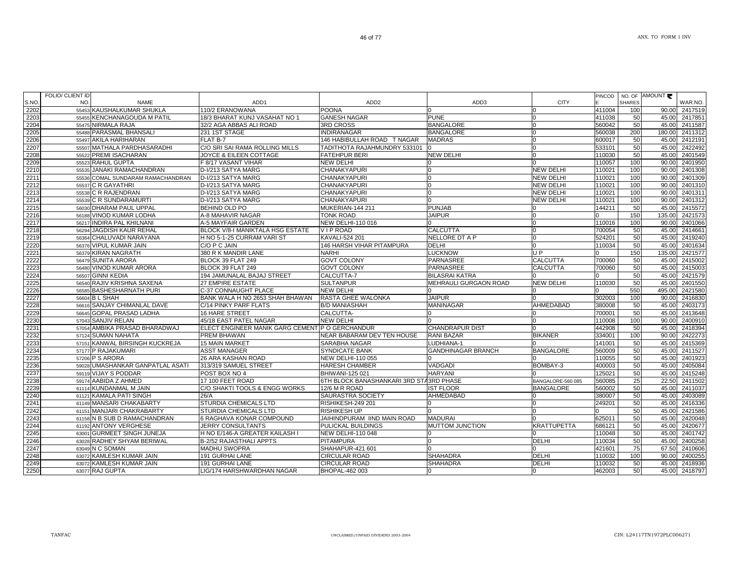| S.NO. | FOLIO/ CLIENT ID NO. | NAME | ADD1 | ADD2 | ADD3 | CITY | PINCODE | NO. OF SHARES | AMOUNT ₹ | WAR.NO. |
|---|---|---|---|---|---|---|---|---|---|---|
| 2202 | 55453 | KAUSHALKUMAR SHUKLA | 110/2 ERANOWANA | POONA | 0 | 0 | 411004 | 100 | 90.00 | 2417519 |
| 2203 | 55455 | KENCHANAGOUDA M PATIL | 18/3 BHARAT KUNJ VASAHAT NO 1 | GANESH NAGAR | PUNE | 0 | 411038 | 50 | 45.00 | 2417851 |
| 2204 | 55475 | NIRMALA RAJA | 32/2 AGA ABBAS ALI ROAD | 3RD CROSS | BANGALORE | 0 | 560042 | 50 | 45.00 | 2411587 |
| 2205 | 55488 | PARASMAL BHANSALI | 231 1ST STAGE | INDIRANAGAR | BANGALORE | 0 | 560038 | 200 | 180.00 | 2411312 |
| 2206 | 55497 | AKILA HARIHARAN | FLAT B-7 | 146 HABIBULLAH ROAD T NAGAR | MADRAS | 0 | 600017 | 50 | 45.00 | 2412191 |
| 2207 | 55507 | MATHALA PARDHASARADHI | C/O SRI SAI RAMA ROLLING MILLS | TADITHOTA RAJAHMUNDRY 533101 | 0 | 0 | 533101 | 50 | 45.00 | 2422492 |
| 2208 | 55522 | PREMI ISACHARAN | JOYCE & EILEEN COTTAGE | FATEHPUR BERI | NEW DELHI | 0 | 110030 | 50 | 45.00 | 2401549 |
| 2209 | 55523 | RAHUL GUPTA | F 8/17 VASANT VIHAR | NEW DELHI | 0 | 0 | 110057 | 100 | 90.00 | 2401950 |
| 2210 | 55535 | JANAKI RAMACHANDRAN | D-I/213 SATYA MARG | CHANAKYAPURI | 0 | NEW DELHI | 110021 | 100 | 90.00 | 2401308 |
| 2211 | 55536 | COMAL SUNDARAM RAMACHANDRAN | D-I/213 SATYA MARG | CHANAKYAPURI | 0 | NEW DELHI | 110021 | 100 | 90.00 | 2401309 |
| 2212 | 55537 | C R GAYATHRI | D-I/213 SATYA MARG | CHANAKYAPURI | 0 | NEW DELHI | 110021 | 100 | 90.00 | 2401310 |
| 2213 | 55538 | C R RAJENDRAN | D-I/213 SATYA MARG | CHANAKYAPURI | 0 | NEW DELHI | 110021 | 100 | 90.00 | 2401311 |
| 2214 | 55539 | C R SUNDARAMURTI | D-I/213 SATYA MARG | CHANAKYAPURI | 0 | NEW DELHI | 110021 | 100 | 90.00 | 2401312 |
| 2215 | 56030 | DHARAM PAUL UPPAL | BEHIND OLD PO | MUKERIAN-144 211 | PUNJAB | 0 | 144211 | 50 | 45.00 | 2415572 |
| 2216 | 56188 | VINOD KUMAR LODHA | A-8 MAHAVIR NAGAR | TONK ROAD | JAIPUR | 0 | 0 | 150 | 135.00 | 2421573 |
| 2217 | 56217 | INDIRA PAL KHILNANI | A-5 MAYFAIR GARDEN | NEW DELHI-110 016 | 0 | 0 | 110016 | 100 | 90.00 | 2401066 |
| 2218 | 56294 | JAGDISH KAUR REHAL | BLOCK V/8-I MANIKTALA HSG ESTATE | V I P ROAD | CALCUTTA | 0 | 700054 | 50 | 45.00 | 2414661 |
| 2219 | 56364 | CHALUVADI NARAYANA | H NO 5-1-25 CURRAM VARI ST | KAVALI-524 201 | NELLORE DT A P | 0 | 524201 | 50 | 45.00 | 2419240 |
| 2220 | 56376 | VIPUL KUMAR JAIN | C/O P C JAIN | 146 HARSH VIHAR PITAMPURA | DELHI | 0 | 110034 | 50 | 45.00 | 2401634 |
| 2221 | 56379 | KIRAN NAGRATH | 380 R K MANDIR LANE | NARHI | LUCKNOW | U P | 0 | 150 | 135.00 | 2421577 |
| 2222 | 56479 | SUNITA ARORA | BLOCK 39 FLAT 249 | GOVT COLONY | PARNASREE | CALCUTTA | 700060 | 50 | 45.00 | 2415002 |
| 2223 | 56480 | VINOD KUMAR ARORA | BLOCK 39 FLAT 249 | GOVT COLONY | PARNASREE | CALCUTTA | 700060 | 50 | 45.00 | 2415003 |
| 2224 | 56507 | GINNI KEDIA | 194 JAMUNALAL BAJAJ STREET | CALCUTTA-7 | BILASRAI KATRA | 0 | 0 | 50 | 45.00 | 2421579 |
| 2225 | 56540 | RAJIV KRISHNA SAXENA | 27 EMPIRE ESTATE | SULTANPUR | MEHRAULI GURGAON ROAD | NEW DELHI | 110030 | 50 | 45.00 | 2401550 |
| 2226 | 56585 | BASHESHARNATH PURI | C-37 CONNAUGHT PLACE | NEW DELHI | 0 | 0 | 0 | 550 | 495.00 | 2421580 |
| 2227 | 56604 | B L SHAH | BANK WALA H NO 2653 SHAH BHAWAN | RASTA GHEE WALONKA | JAIPUR | 0 | 302003 | 100 | 90.00 | 2416830 |
| 2228 | 56616 | SANJAY CHIMANLAL DAVE | C/14 PINKY PARF FLATS | B/D MANIASHAH | MANINAGAR | AHMEDABAD | 380008 | 50 | 45.00 | 2403173 |
| 2229 | 56645 | GOPAL PRASAD LADHA | 16 HARE STREET | CALCUTTA- | 0 | 0 | 700001 | 50 | 45.00 | 2413648 |
| 2230 | 57043 | SANJIV RELAN | 45/18 EAST PATEL NAGAR | NEW DELHI | 0 | 0 | 110008 | 100 | 90.00 | 2400910 |
| 2231 | 57054 | AMBIKA PRASAD BHARADWAJ | ELECT ENGINEER MANIK GARG CEMENT | P O GERCHANDUR | CHANDRAPUR DIST | 0 | 442908 | 50 | 45.00 | 2418394 |
| 2232 | 57124 | SUMAN NAHATA | PREM BHAWAN | NEAR BABARAM DEV TEN HOUSE | RANI BAZAR | BIKANER | 334001 | 100 | 90.00 | 2422273 |
| 2233 | 57151 | KANWAL BIRSINGH KUCKREJA | 15 MAIN MARKET | SARABHA NAGAR | LUDHIANA-1 | 0 | 141001 | 50 | 45.00 | 2415369 |
| 2234 | 57177 | P RAJAKUMARI | ASST MANAGER | SYNDICATE BANK | GANDHINAGAR BRANCH | BANGALORE | 560009 | 50 | 45.00 | 2411527 |
| 2235 | 57206 | P S ARORA | 26 ARA KASHAN ROAD | NEW DELHI-110 055 | 0 | 0 | 110055 | 50 | 45.00 | 2401923 |
| 2236 | 59028 | UMASHANKAR GANPATLAL ASATI | 313/319 SAMUEL STREET | HARESH CHAMBER | VADGADI | BOMBAY-3 | 400003 | 50 | 45.00 | 2405084 |
| 2237 | 59119 | VIJAY S PODDAR | POST BOX NO 4 | BHIWANI-125 021 | HARYANI | 0 | 125021 | 50 | 45.00 | 2415248 |
| 2238 | 59174 | AABIDA Z AHMED | 17 100 FEET ROAD | 6TH BLOCK BANASHANKARI 3RD STA | 3RD PHASE | BANGALORE-560 085 | 560085 | 25 | 22.50 | 2411502 |
| 2239 | 61114 | KUNDANMAL M JAIN | C/O SHAKTI TOOLS & ENGG WORKS | 12/6 M R ROAD | IST FLOOR | BANGALORE | 560002 | 50 | 45.00 | 2411037 |
| 2240 | 61121 | KAMALA PATI SINGH | 26/A | SAURASTRA SOCIETY | AHMEDABAD | 0 | 380007 | 50 | 45.00 | 2403089 |
| 2241 | 61149 | MANSARI CHAKABARTY | STURDIA CHEMICALS LTD | RISHIKESH-249 201 | 0 | 0 | 249201 | 50 | 45.00 | 2416336 |
| 2242 | 61151 | MANJARI CHAKRABARTY | STURDIA CHEMICALS LTD | RISHIKESH UP | 0 | 0 | 0 | 50 | 45.00 | 2421586 |
| 2243 | 61158 | N B SUB D RAMACHANDRAN | 6 RAGHAVA KONAR COMPOUND | JAIHINDPURAM IIND MAIN ROAD | MADURAI | 0 | 625011 | 50 | 45.00 | 2420048 |
| 2244 | 61192 | ANTONY VERGHESE | JERRY CONSULTANTS | PULICKAL BUILDINGS | MUTTOM JUNCTION | KRATTUPETTA | 686121 | 50 | 45.00 | 2420677 |
| 2245 | 63001 | GURMEET SINGH JUNEJA | H NO E/146-A GREATER KAILASH I | NEW DELHI-110 048 | 0 | 0 | 110048 | 50 | 45.00 | 2401742 |
| 2246 | 63028 | RADHEY SHYAM BERIWAL | B-2/52 RAJASTHALI APPTS | PITAMPURA | 0 | DELHI | 110034 | 50 | 45.00 | 2400258 |
| 2247 | 63049 | N C SOMAN | MADHU SWOPRA | SHAHAPUR-421 601 | 0 | 0 | 421601 | 75 | 67.50 | 2410606 |
| 2248 | 63072 | KAMLESH KUMAR JAIN | 191 GURHAI LANE | CIRCULAR ROAD | SHAHADRA | DELHI | 110032 | 100 | 90.00 | 2400255 |
| 2249 | 63072 | KAMLESH KUMAR JAIN | 191 GURHAI LANE | CIRCULAR ROAD | SHAHADRA | DELHI | 110032 | 50 | 45.00 | 2418936 |
| 2250 | 63077 | RAJ GUPTA | LIG/174 HARSHWARDHAN NAGAR | BHOPAL-462 003 | 0 | 0 | 462003 | 50 | 45.00 | 2418797 |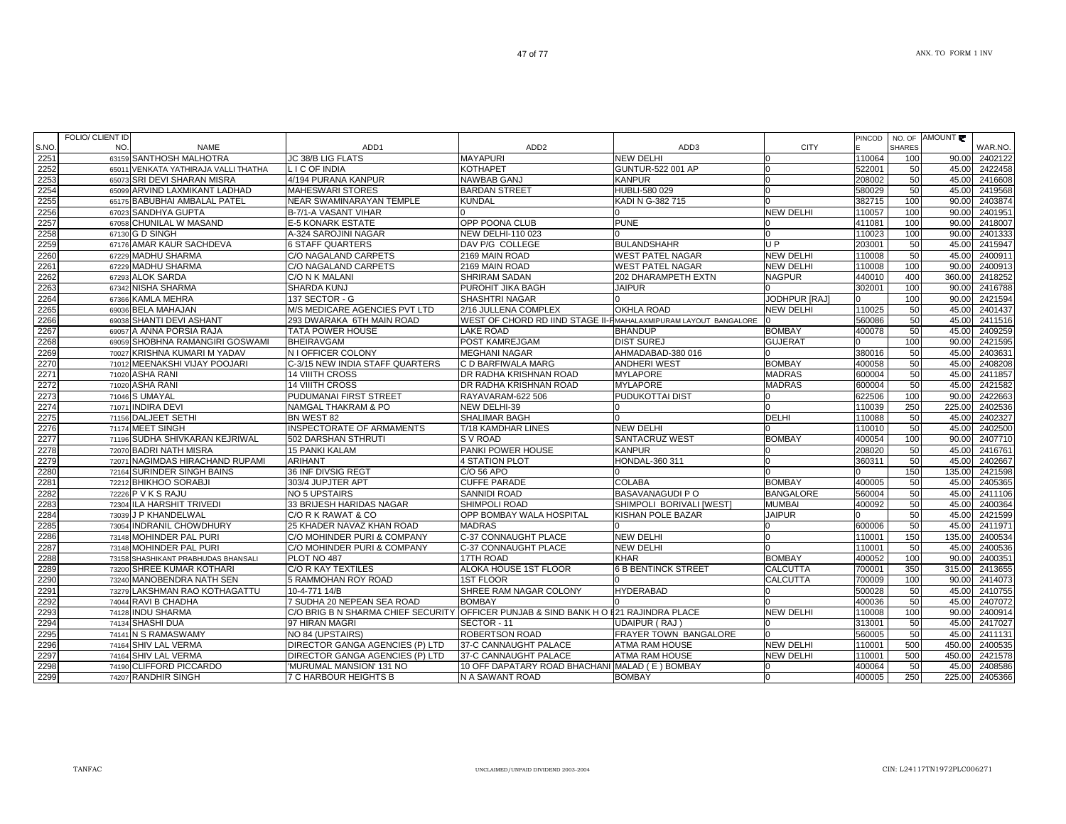| S.NO. | FOLIO/ CLIENT ID NO. | NAME | ADD1 | ADD2 | ADD3 | CITY | PINCODE | NO. OF SHARES | AMOUNT ₹ | WAR.NO. |
|---|---|---|---|---|---|---|---|---|---|---|
| 2251 | 63159 | SANTHOSH MALHOTRA | JC 38/B LIG FLATS | MAYAPURI | NEW DELHI | 0 | 110064 | 100 | 90.00 | 2402122 |
| 2252 | 65011 | VENKATA YATHIRAJA VALLI THATHA | L I C OF INDIA | KOTHAPET | GUNTUR-522 001 AP | 0 | 522001 | 50 | 45.00 | 2422458 |
| 2253 | 65073 | SRI DEVI SHARAN MISRA | 4/194 PURANA KANPUR | NAWABGANJ | KANPUR | 0 | 208002 | 50 | 45.00 | 2416608 |
| 2254 | 65099 | ARVIND LAXMIKANT LADHAD | MAHESWARI STORES | BARDAN STREET | HUBLI-580 029 | 0 | 580029 | 50 | 45.00 | 2419568 |
| 2255 | 65175 | BABUBHAI AMBALAL PATEL | NEAR SWAMINARAYAN TEMPLE | KUNDAL | KADI N G-382 715 | 0 | 382715 | 100 | 90.00 | 2403874 |
| 2256 | 67023 | SANDHYA GUPTA | B-7/1-A VASANT VIHAR | 0 | 0 | NEW DELHI | 110057 | 100 | 90.00 | 2401951 |
| 2257 | 67058 | CHUNILAL W MASAND | E-5 KONARK ESTATE | OPP POONA CLUB | PUNE | 0 | 411081 | 100 | 90.00 | 2418007 |
| 2258 | 67130 | G D SINGH | A-324 SAROJINI NAGAR | NEW DELHI-110 023 | 0 | 0 | 110023 | 100 | 90.00 | 2401333 |
| 2259 | 67176 | AMAR KAUR SACHDEVA | 6 STAFF QUARTERS | DAV P/G COLLEGE | BULANDSHAHR | U P | 203001 | 50 | 45.00 | 2415947 |
| 2260 | 67229 | MADHU SHARMA | C/O NAGALAND CARPETS | 2169 MAIN ROAD | WEST PATEL NAGAR | NEW DELHI | 110008 | 50 | 45.00 | 2400911 |
| 2261 | 67229 | MADHU SHARMA | C/O NAGALAND CARPETS | 2169 MAIN ROAD | WEST PATEL NAGAR | NEW DELHI | 110008 | 100 | 90.00 | 2400913 |
| 2262 | 67293 | ALOK SARDA | C/O N K MALANI | SHRIRAM SADAN | 202 DHARAMPETH EXTN | NAGPUR | 440010 | 400 | 360.00 | 2418252 |
| 2263 | 67342 | NISHA SHARMA | SHARDA KUNJ | PUROHIT JIKA BAGH | JAIPUR | 0 | 302001 | 100 | 90.00 | 2416788 |
| 2264 | 67366 | KAMLA MEHRA | 137 SECTOR - G | SHASHTRI NAGAR | 0 | JODHPUR [RAJ] | 0 | 100 | 90.00 | 2421594 |
| 2265 | 69036 | BELA MAHAJAN | M/S MEDICARE AGENCIES PVT LTD | 2/16 JULLENA COMPLEX | OKHLA ROAD | NEW DELHI | 110025 | 50 | 45.00 | 2401437 |
| 2266 | 69038 | SHANTI DEVI ASHANT | 293 DWARAKA 6TH MAIN ROAD | WEST OF CHORD RD IIND STAGE II-P | MAHALAXMIPURAM LAYOUT BANGALORE | 0 | 560086 | 50 | 45.00 | 2411516 |
| 2267 | 69057 | A ANNA PORSIA RAJA | TATA POWER HOUSE | LAKE ROAD | BHANDUP | BOMBAY | 400078 | 50 | 45.00 | 2409259 |
| 2268 | 69059 | SHOBHNA RAMANGIRI GOSWAMI | BHEIRAVGAM | POST KAMREJGAM | DIST SUREJ | GUJERAT | 0 | 100 | 90.00 | 2421595 |
| 2269 | 70027 | KRISHNA KUMARI M YADAV | N I OFFICER COLONY | MEGHANI NAGAR | AHMADABAD-380 016 | 0 | 380016 | 50 | 45.00 | 2403631 |
| 2270 | 71012 | MEENAKSHI VIJAY POOJARI | C-3/15 NEW INDIA STAFF QUARTERS | C D BARFIWALA MARG | ANDHERI WEST | BOMBAY | 400058 | 50 | 45.00 | 2408208 |
| 2271 | 71020 | ASHA RANI | 14 VIIITH CROSS | DR RADHA KRISHNAN ROAD | MYLAPORE | MADRAS | 600004 | 50 | 45.00 | 2411857 |
| 2272 | 71020 | ASHA RANI | 14 VIIITH CROSS | DR RADHA KRISHNAN ROAD | MYLAPORE | MADRAS | 600004 | 50 | 45.00 | 2421582 |
| 2273 | 71046 | S UMAYAL | PUDUMANAI FIRST STREET | RAYAVARAM-622 506 | PUDUKOTTAI DIST | 0 | 622506 | 100 | 90.00 | 2422663 |
| 2274 | 71071 | INDIRA DEVI | NAMGAL THAKRAM & PO | NEW DELHI-39 | 0 | 0 | 110039 | 250 | 225.00 | 2402536 |
| 2275 | 71156 | DALJEET SETHI | BN WEST 82 | SHALIMAR BAGH | 0 | DELHI | 110088 | 50 | 45.00 | 2402327 |
| 2276 | 71174 | MEET SINGH | INSPECTORATE OF ARMAMENTS | T/18 KAMDHAR LINES | NEW DELHI | 0 | 110010 | 50 | 45.00 | 2402500 |
| 2277 | 71196 | SUDHA SHIVKARAN KEJRIWAL | 502 DARSHAN STHRUTI | S V ROAD | SANTACRUZ WEST | BOMBAY | 400054 | 100 | 90.00 | 2407710 |
| 2278 | 72070 | BADRI NATH MISRA | 15 PANKI KALAM | PANKI POWER HOUSE | KANPUR | 0 | 208020 | 50 | 45.00 | 2416761 |
| 2279 | 72071 | NAGIMDAS HIRACHAND RUPAMI | ARIHANT | 4 STATION PLOT | HONDAL-360 311 | 0 | 360311 | 50 | 45.00 | 2402667 |
| 2280 | 72164 | SURINDER SINGH BAINS | 36 INF DIVSIG REGT | C/O 56 APO | 0 | 0 | 0 | 150 | 135.00 | 2421598 |
| 2281 | 72212 | BHIKHOO SORABJI | 303/4 JUPJTER APT | CUFFE PARADE | COLABA | BOMBAY | 400005 | 50 | 45.00 | 2405365 |
| 2282 | 72226 | P V K S RAJU | NO 5 UPSTAIRS | SANNIDI ROAD | BASAVANAGUDI P O | BANGALORE | 560004 | 50 | 45.00 | 2411106 |
| 2283 | 72304 | ILA HARSHIT TRIVEDI | 33 BRIJESH HARIDAS NAGAR | SHIMPOLI ROAD | SHIMPOLI BORIVALI [WEST] | MUMBAI | 400092 | 50 | 45.00 | 2400364 |
| 2284 | 73039 | J P KHANDELWAL | C/O R K RAWAT & CO | OPP BOMBAY WALA HOSPITAL | KISHAN POLE BAZAR | JAIPUR | 0 | 50 | 45.00 | 2421599 |
| 2285 | 73054 | INDRANIL CHOWDHURY | 25 KHADER NAVAZ KHAN ROAD | MADRAS | 0 | 0 | 600006 | 50 | 45.00 | 2411971 |
| 2286 | 73148 | MOHINDER PAL PURI | C/O MOHINDER PURI & COMPANY | C-37 CONNAUGHT PLACE | NEW DELHI | 0 | 110001 | 150 | 135.00 | 2400534 |
| 2287 | 73148 | MOHINDER PAL PURI | C/O MOHINDER PURI & COMPANY | C-37 CONNAUGHT PLACE | NEW DELHI | 0 | 110001 | 50 | 45.00 | 2400536 |
| 2288 | 73158 | SHASHIKANT PRABHUDAS BHANSALI | PLOT NO 487 | 17TH ROAD | KHAR | BOMBAY | 400052 | 100 | 90.00 | 2400351 |
| 2289 | 73200 | SHREE KUMAR KOTHARI | C/O R KAY TEXTILES | ALOKA HOUSE 1ST FLOOR | 6 B BENTINCK STREET | CALCUTTA | 700001 | 350 | 315.00 | 2413655 |
| 2290 | 73240 | MANOBENDRA NATH SEN | 5 RAMMOHAN ROY ROAD | 1ST FLOOR | 0 | CALCUTTA | 700009 | 100 | 90.00 | 2414073 |
| 2291 | 73279 | LAKSHMAN RAO KOTHAGATTU | 10-4-771 14/B | SHREE RAM NAGAR COLONY | HYDERABAD | 0 | 500028 | 50 | 45.00 | 2410755 |
| 2292 | 74044 | RAVI B CHADHA | 7 SUDHA 20 NEPEAN SEA ROAD | BOMBAY | 0 | 0 | 400036 | 50 | 45.00 | 2407072 |
| 2293 | 74128 | INDU SHARMA | C/O BRIG B N SHARMA CHIEF SECURITY | OFFICER PUNJAB & SIND BANK H O E | 21 RAJINDRA PLACE | NEW DELHI | 110008 | 100 | 90.00 | 2400914 |
| 2294 | 74134 | SHASHI DUA | 97 HIRAN MAGRI | SECTOR - 11 | UDAIPUR ( RAJ ) | 0 | 313001 | 50 | 45.00 | 2417027 |
| 2295 | 74141 | N S RAMASWAMY | NO 84 (UPSTAIRS) | ROBERTSON ROAD | FRAYER TOWN BANGALORE | 0 | 560005 | 50 | 45.00 | 2411131 |
| 2296 | 74164 | SHIV LAL VERMA | DIRECTOR GANGA AGENCIES (P) LTD | 37-C CANNAUGHT PALACE | ATMA RAM HOUSE | NEW DELHI | 110001 | 500 | 450.00 | 2400535 |
| 2297 | 74164 | SHIV LAL VERMA | DIRECTOR GANGA AGENCIES (P) LTD | 37-C CANNAUGHT PALACE | ATMA RAM HOUSE | NEW DELHI | 110001 | 500 | 450.00 | 2421578 |
| 2298 | 74190 | CLIFFORD PICCARDO | 'MURUMAL MANSION' 131 NO | 10 OFF DAPATARY ROAD BHACHANI | MALAD ( E ) BOMBAY | 0 | 400064 | 50 | 45.00 | 2408586 |
| 2299 | 74207 | RANDHIR SINGH | 7 C HARBOUR HEIGHTS B | N A SAWANT ROAD | BOMBAY | 0 | 400005 | 250 | 225.00 | 2405366 |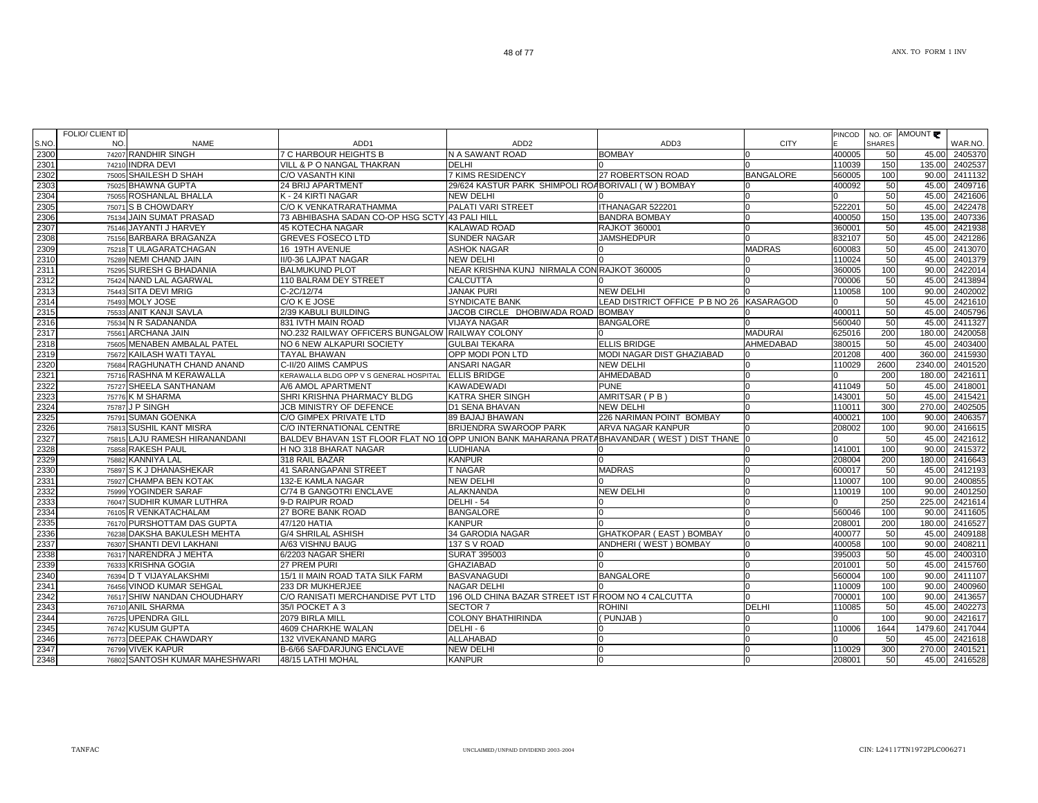| S.NO. | FOLIO/ CLIENT ID NO. | NAME | ADD1 | ADD2 | ADD3 | CITY | PINCODE | NO. OF SHARES | AMOUNT ₹ | WAR.NO. |
|---|---|---|---|---|---|---|---|---|---|---|
| 2300 | 74207 | RANDHIR SINGH | 7 C HARBOUR HEIGHTS B | N A SAWANT ROAD | BOMBAY | 0 | 400005 | 50 | 45.00 | 2405370 |
| 2301 | 74210 | INDRA DEVI | VILL & P O NANGAL THAKRAN | DELHI | 0 | 0 | 110039 | 150 | 135.00 | 2402537 |
| 2302 | 75005 | SHAILESH D SHAH | C/O VASANTH KINI | 7 KIMS RESIDENCY | 27 ROBERTSON ROAD | BANGALORE | 560005 | 100 | 90.00 | 2411132 |
| 2303 | 75025 | BHAWNA GUPTA | 24 BRIJ APARTMENT | 29/624 KASTUR PARK SHIMPOLI ROA | BORIVALI ( W ) BOMBAY | 0 | 400092 | 50 | 45.00 | 2409716 |
| 2304 | 75055 | ROSHANLAL BHALLA | K - 24 KIRTI NAGAR | NEW DELHI | 0 | 0 | 0 | 50 | 45.00 | 2421606 |
| 2305 | 75071 | S B CHOWDARY | C/O K VENKATRARATHAMMA | PALATI VARI STREET | ITHANAGAR 522201 | 0 | 522201 | 50 | 45.00 | 2422478 |
| 2306 | 75134 | JAIN SUMAT PRASAD | 73 ABHIBASHA SADAN CO-OP HSG SCTY | 43 PALI HILL | BANDRA BOMBAY | 0 | 400050 | 150 | 135.00 | 2407336 |
| 2307 | 75146 | JAYANTI J HARVEY | 45 KOTECHA NAGAR | KALAWAD ROAD | RAJKOT 360001 | 0 | 360001 | 50 | 45.00 | 2421938 |
| 2308 | 75156 | BARBARA BRAGANZA | GREVES FOSECO LTD | SUNDER NAGAR | JAMSHEDPUR | 0 | 832107 | 50 | 45.00 | 2421286 |
| 2309 | 75218 | T ULAGARATCHAGAN | 16 19TH AVENUE | ASHOK NAGAR | 0 | MADRAS | 600083 | 50 | 45.00 | 2413070 |
| 2310 | 75289 | NEMI CHAND JAIN | II/0-36 LAJPAT NAGAR | NEW DELHI | 0 | 0 | 110024 | 50 | 45.00 | 2401379 |
| 2311 | 75295 | SURESH G BHADANIA | BALMUKUND PLOT | NEAR KRISHNA KUNJ NIRMALA CON | RAJKOT 360005 | 0 | 360005 | 100 | 90.00 | 2422014 |
| 2312 | 75424 | NAND LAL AGARWAL | 110 BALRAM DEY STREET | CALCUTTA | 0 | 0 | 700006 | 50 | 45.00 | 2413894 |
| 2313 | 75443 | SITA DEVI MRIG | C-2C/12/74 | JANAK PURI | NEW DELHI | 0 | 110058 | 100 | 90.00 | 2402002 |
| 2314 | 75493 | MOLY JOSE | C/O K E JOSE | SYNDICATE BANK | LEAD DISTRICT OFFICE P B NO 26 | KASARAGOD | 0 | 50 | 45.00 | 2421610 |
| 2315 | 75533 | ANIT KANJI SAVLA | 2/39 KABULI BUILDING | JACOB CIRCLE DHOBIWADA ROAD | BOMBAY | 0 | 400011 | 50 | 45.00 | 2405796 |
| 2316 | 75534 | N R SADANANDA | 831 IVTH MAIN ROAD | VIJAYA NAGAR | BANGALORE | 0 | 560040 | 50 | 45.00 | 2411327 |
| 2317 | 75561 | ARCHANA JAIN | NO.232 RAILWAY OFFICERS BUNGALOW | RAILWAY COLONY | 0 | MADURAI | 625016 | 200 | 180.00 | 2420058 |
| 2318 | 75605 | MENABEN AMBALAL PATEL | NO 6 NEW ALKAPURI SOCIETY | GULBAI TEKARA | ELLIS BRIDGE | AHMEDABAD | 380015 | 50 | 45.00 | 2403400 |
| 2319 | 75672 | KAILASH WATI TAYAL | TAYAL BHAWAN | OPP MODI PON LTD | MODI NAGAR DIST GHAZIABAD | 0 | 201208 | 400 | 360.00 | 2415930 |
| 2320 | 75684 | RAGHUNATH CHAND ANAND | C-II/20 AIIMS CAMPUS | ANSARI NAGAR | NEW DELHI | 0 | 110029 | 2600 | 2340.00 | 2401520 |
| 2321 | 75716 | RASHNA M KERAWALLA | KERAWALLA BLDG OPP V S GENERAL HOSPITAL | ELLIS BRIDGE | AHMEDABAD | 0 | 0 | 200 | 180.00 | 2421611 |
| 2322 | 75727 | SHEELA SANTHANAM | A/6 AMOL APARTMENT | KAWADEWADI | PUNE | 0 | 411049 | 50 | 45.00 | 2418001 |
| 2323 | 75776 | K M SHARMA | SHRI KRISHNA PHARMACY BLDG | KATRA SHER SINGH | AMRITSAR ( P B ) | 0 | 143001 | 50 | 45.00 | 2415421 |
| 2324 | 75787 | J P SINGH | JCB MINISTRY OF DEFENCE | D1 SENA BHAVAN | NEW DELHI | 0 | 110011 | 300 | 270.00 | 2402505 |
| 2325 | 75791 | SUMAN GOENKA | C/O GIMPEX PRIVATE LTD | 89 BAJAJ BHAWAN | 226 NARIMAN POINT BOMBAY | 0 | 400021 | 100 | 90.00 | 2406357 |
| 2326 | 75813 | SUSHIL KANT MISRA | C/O INTERNATIONAL CENTRE | BRIJENDRA SWAROOP PARK | ARVA NAGAR KANPUR | 0 | 208002 | 100 | 90.00 | 2416615 |
| 2327 | 75815 | LAJU RAMESH HIRANANDANI | BALDEV BHAVAN 1ST FLOOR FLAT NO 10 | OPP UNION BANK MAHARANA PRATA | BHAVANDAR ( WEST ) DIST THANE | 0 | 0 | 50 | 45.00 | 2421612 |
| 2328 | 75858 | RAKESH PAUL | H NO 318 BHARAT NAGAR | LUDHIANA | 0 | 0 | 141001 | 100 | 90.00 | 2415372 |
| 2329 | 75882 | KANNIYA LAL | 318 RAIL BAZAR | KANPUR | 0 | 0 | 208004 | 200 | 180.00 | 2416643 |
| 2330 | 75897 | S K J DHANASHEKAR | 41 SARANGAPANI STREET | T NAGAR | MADRAS | 0 | 600017 | 50 | 45.00 | 2412193 |
| 2331 | 75927 | CHAMPA BEN KOTAK | 132-E KAMLA NAGAR | NEW DELHI | 0 | 0 | 110007 | 100 | 90.00 | 2400855 |
| 2332 | 75999 | YOGINDER SARAF | C/74 B GANGOTRI ENCLAVE | ALAKNANDA | NEW DELHI | 0 | 110019 | 100 | 90.00 | 2401250 |
| 2333 | 76047 | SUDHIR KUMAR LUTHRA | 9-D RAIPUR ROAD | DELHI - 54 | 0 | 0 | 0 | 250 | 225.00 | 2421614 |
| 2334 | 76105 | R VENKATACHALAM | 27 BORE BANK ROAD | BANGALORE | 0 | 0 | 560046 | 100 | 90.00 | 2411605 |
| 2335 | 76170 | PURSHOTTAM DAS GUPTA | 47/120 HATIA | KANPUR | 0 | 0 | 208001 | 200 | 180.00 | 2416527 |
| 2336 | 76238 | DAKSHA BAKULESH MEHTA | G/4 SHRILAL ASHISH | 34 GARODIA NAGAR | GHATKOPAR ( EAST ) BOMBAY | 0 | 400077 | 50 | 45.00 | 2409188 |
| 2337 | 76307 | SHANTI DEVI LAKHANI | A/63 VISHNU BAUG | 137 S V ROAD | ANDHERI ( WEST ) BOMBAY | 0 | 400058 | 100 | 90.00 | 2408211 |
| 2338 | 76317 | NARENDRA J MEHTA | 6/2203 NAGAR SHERI | SURAT 395003 | 0 | 0 | 395003 | 50 | 45.00 | 2400310 |
| 2339 | 76333 | KRISHNA GOGIA | 27 PREM PURI | GHAZIABAD | 0 | 0 | 201001 | 50 | 45.00 | 2415760 |
| 2340 | 76394 | D T VIJAYALAKSHMI | 15/1 II MAIN ROAD TATA SILK FARM | BASVANAGUDI | BANGALORE | 0 | 560004 | 100 | 90.00 | 2411107 |
| 2341 | 76456 | VINOD KUMAR SEHGAL | 233 DR MUKHERJEE | NAGAR DELHI | 0 | 0 | 110009 | 100 | 90.00 | 2400960 |
| 2342 | 76517 | SHIW NANDAN CHOUDHARY | C/O RANISATI MERCHANDISE PVT LTD | 196 OLD CHINA BAZAR STREET IST F | ROOM NO 4 CALCUTTA | 0 | 700001 | 100 | 90.00 | 2413657 |
| 2343 | 76710 | ANIL SHARMA | 35/I POCKET A 3 | SECTOR 7 | ROHINI | DELHI | 110085 | 50 | 45.00 | 2402273 |
| 2344 | 76725 | UPENDRA GILL | 2079 BIRLA MILL | COLONY BHATHIRINDA | ( PUNJAB ) | 0 | 0 | 100 | 90.00 | 2421617 |
| 2345 | 76742 | KUSUM GUPTA | 4609 CHARKHE WALAN | DELHI - 6 | 0 | 0 | 110006 | 1644 | 1479.60 | 2417044 |
| 2346 | 76773 | DEEPAK CHAWDARY | 132 VIVEKANAND MARG | ALLAHABAD | 0 | 0 | 0 | 50 | 45.00 | 2421618 |
| 2347 | 76799 | VIVEK KAPUR | B-6/66 SAFDARJUNG ENCLAVE | NEW DELHI | 0 | 0 | 110029 | 300 | 270.00 | 2401521 |
| 2348 | 76802 | SANTOSH KUMAR MAHESHWARI | 48/15 LATHI MOHAL | KANPUR | 0 | 0 | 208001 | 50 | 45.00 | 2416528 |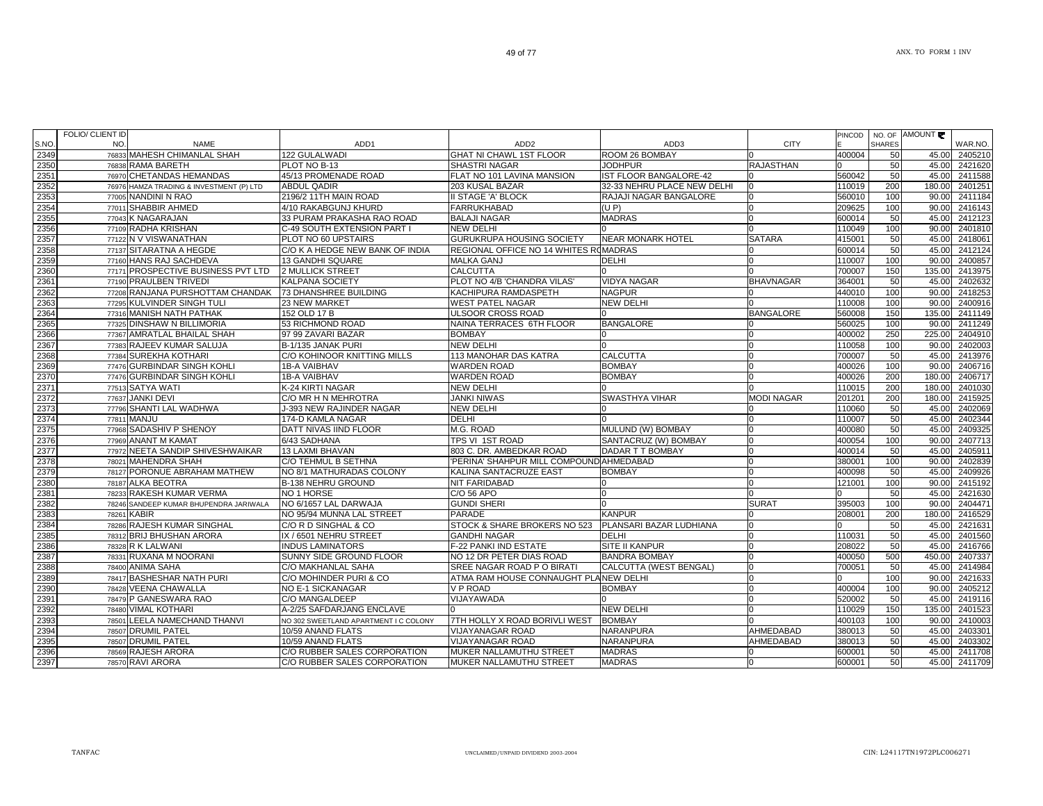| S.NO. | FOLIO/ CLIENT ID NO. | NAME | ADD1 | ADD2 | ADD3 | CITY | PINCODE | NO. OF SHARES | AMOUNT ₹ | WAR.NO. |
|---|---|---|---|---|---|---|---|---|---|---|
| 2349 | 76833 | MAHESH CHIMANLAL SHAH | 122 GULALWADI | GHAT NI CHAWL 1ST FLOOR | ROOM 26 BOMBAY | 0 | 400004 | 50 | 45.00 | 2405210 |
| 2350 | 76838 | RAMA BARETH | PLOT NO B-13 | SHASTRI NAGAR | JODHPUR | RAJASTHAN | 0 | 50 | 45.00 | 2421620 |
| 2351 | 76970 | CHETANDAS HEMANDAS | 45/13 PROMENADE ROAD | FLAT NO 101 LAVINA MANSION | IST FLOOR BANGALORE-42 | 0 | 560042 | 50 | 45.00 | 2411588 |
| 2352 | 76976 | HAMZA TRADING & INVESTMENT (P) LTD | ABDUL QADIR | 203 KUSAL BAZAR | 32-33 NEHRU PLACE NEW DELHI | 0 | 110019 | 200 | 180.00 | 2401251 |
| 2353 | 77005 | NANDINI N RAO | 2196/2 11TH MAIN ROAD | II STAGE 'A' BLOCK | RAJAJI NAGAR BANGALORE | 0 | 560010 | 100 | 90.00 | 2411184 |
| 2354 | 77011 | SHABBIR AHMED | 4/10 RAKABGUNJ KHURD | FARRUKHABAD | (U P) | 0 | 209625 | 100 | 90.00 | 2416143 |
| 2355 | 77043 | K NAGARAJAN | 33 PURAM PRAKASHA RAO ROAD | BALAJI NAGAR | MADRAS | 0 | 600014 | 50 | 45.00 | 2412123 |
| 2356 | 77109 | RADHA KRISHAN | C-49 SOUTH EXTENSION PART I | NEW DELHI | 0 | 0 | 110049 | 100 | 90.00 | 2401810 |
| 2357 | 77122 | N V VISWANATHAN | PLOT NO 60 UPSTAIRS | GURUKRUPA HOUSING SOCIETY | NEAR MONARK HOTEL | SATARA | 415001 | 50 | 45.00 | 2418061 |
| 2358 | 77137 | SITARATNA A HEGDE | C/O K A HEDGE NEW BANK OF INDIA | REGIONAL OFFICE NO 14 WHITES RO | MADRAS | 0 | 600014 | 50 | 45.00 | 2412124 |
| 2359 | 77160 | HANS RAJ SACHDEVA | 13 GANDHI SQUARE | MALKA GANJ | DELHI | 0 | 110007 | 100 | 90.00 | 2400857 |
| 2360 | 77171 | PROSPECTIVE BUSINESS PVT LTD | 2 MULLICK STREET | CALCUTTA | 0 | 0 | 700007 | 150 | 135.00 | 2413975 |
| 2361 | 77190 | PRAULBEN TRIVEDI | KALPANA SOCIETY | PLOT NO 4/B 'CHANDRA VILAS' | VIDYA NAGAR | BHAVNAGAR | 364001 | 50 | 45.00 | 2402632 |
| 2362 | 77208 | RANJANA PURSHOTTAM CHANDAK | 73 DHANSHREE BUILDING | KACHIPURA RAMDASPETH | NAGPUR | 0 | 440010 | 100 | 90.00 | 2418253 |
| 2363 | 77295 | KULVINDER SINGH TULI | 23 NEW MARKET | WEST PATEL NAGAR | NEW DELHI | 0 | 110008 | 100 | 90.00 | 2400916 |
| 2364 | 77316 | MANISH NATH PATHAK | 152 OLD 17 B | ULSOOR CROSS ROAD | 0 | BANGALORE | 560008 | 150 | 135.00 | 2411149 |
| 2365 | 77325 | DINSHAW N BILLIMORIA | 53 RICHMOND ROAD | NAINA TERRACES 6TH FLOOR | BANGALORE | 0 | 560025 | 100 | 90.00 | 2411249 |
| 2366 | 77367 | AMRATLAL BHAILAL SHAH | 97 99 ZAVARI BAZAR | BOMBAY | 0 | 0 | 400002 | 250 | 225.00 | 2404910 |
| 2367 | 77383 | RAJEEV KUMAR SALUJA | B-1/135 JANAK PURI | NEW DELHI | 0 | 0 | 110058 | 100 | 90.00 | 2402003 |
| 2368 | 77384 | SUREKHA KOTHARI | C/O KOHINOOR KNITTING MILLS | 113 MANOHAR DAS KATRA | CALCUTTA | 0 | 700007 | 50 | 45.00 | 2413976 |
| 2369 | 77476 | GURBINDAR SINGH KOHLI | 1B-A VAIBHAV | WARDEN ROAD | BOMBAY | 0 | 400026 | 100 | 90.00 | 2406716 |
| 2370 | 77476 | GURBINDAR SINGH KOHLI | 1B-A VAIBHAV | WARDEN ROAD | BOMBAY | 0 | 400026 | 200 | 180.00 | 2406717 |
| 2371 | 77513 | SATYA WATI | K-24 KIRTI NAGAR | NEW DELHI | 0 | 0 | 110015 | 200 | 180.00 | 2401030 |
| 2372 | 77637 | JANKI DEVI | C/O MR H N MEHROTRA | JANKI NIWAS | SWASTHYA VIHAR | MODI NAGAR | 201201 | 200 | 180.00 | 2415925 |
| 2373 | 77796 | SHANTI LAL WADHWA | J-393 NEW RAJINDER NAGAR | NEW DELHI | 0 | 0 | 110060 | 50 | 45.00 | 2402069 |
| 2374 | 77811 | MANJU | 174-D KAMLA NAGAR | DELHI | 0 | 0 | 110007 | 50 | 45.00 | 2402344 |
| 2375 | 77968 | SADASHIV P SHENOY | DATT NIVAS IIND FLOOR | M.G. ROAD | MULUND (W) BOMBAY | 0 | 400080 | 50 | 45.00 | 2409325 |
| 2376 | 77969 | ANANT M KAMAT | 6/43 SADHANA | TPS VI 1ST ROAD | SANTACRUZ (W) BOMBAY | 0 | 400054 | 100 | 90.00 | 2407713 |
| 2377 | 77972 | NEETA SANDIP SHIVESHWAIKAR | 13 LAXMI BHAVAN | 803 C. DR. AMBEDKAR ROAD | DADAR T T BOMBAY | 0 | 400014 | 50 | 45.00 | 2405911 |
| 2378 | 78021 | MAHENDRA SHAH | C/O TEHMUL B SETHNA | 'PERINA' SHAHPUR MILL COMPOUND | AHMEDABAD | 0 | 380001 | 100 | 90.00 | 2402839 |
| 2379 | 78127 | PORONUE ABRAHAM MATHEW | NO 8/1 MATHURADAS COLONY | KALINA SANTACRUZE EAST | BOMBAY | 0 | 400098 | 50 | 45.00 | 2409926 |
| 2380 | 78187 | ALKA BEOTRA | B-138 NEHRU GROUND | NIT FARIDABAD | 0 | 0 | 121001 | 100 | 90.00 | 2415192 |
| 2381 | 78233 | RAKESH KUMAR VERMA | NO 1 HORSE | C/O 56 APO | 0 | 0 | 0 | 50 | 45.00 | 2421630 |
| 2382 | 78246 | SANDEEP KUMAR BHUPENDRA JARIWALA | NO 6/1657 LAL DARWAJA | GUNDI SHERI | 0 | SURAT | 395003 | 100 | 90.00 | 2404471 |
| 2383 | 78261 | KABIR | NO 95/94 MUNNA LAL STREET | PARADE | KANPUR | 0 | 208001 | 200 | 180.00 | 2416529 |
| 2384 | 78286 | RAJESH KUMAR SINGHAL | C/O R D SINGHAL & CO | STOCK & SHARE BROKERS NO 523 | PLANSARI BAZAR LUDHIANA | 0 | 0 | 50 | 45.00 | 2421631 |
| 2385 | 78312 | BRIJ BHUSHAN ARORA | IX / 6501 NEHRU STREET | GANDHI NAGAR | DELHI | 0 | 110031 | 50 | 45.00 | 2401560 |
| 2386 | 78328 | R K LALWANI | INDUS LAMINATORS | F-22 PANKI IND ESTATE | SITE II KANPUR | 0 | 208022 | 50 | 45.00 | 2416766 |
| 2387 | 78331 | RUXANA M NOORANI | SUNNY SIDE GROUND FLOOR | NO 12 DR PETER DIAS ROAD | BANDRA BOMBAY | 0 | 400050 | 500 | 450.00 | 2407337 |
| 2388 | 78400 | ANIMA SAHA | C/O MAKHANLAL SAHA | SREE NAGAR ROAD P O BIRATI | CALCUTTA (WEST BENGAL) | 0 | 700051 | 50 | 45.00 | 2414984 |
| 2389 | 78417 | BASHESHAR NATH PURI | C/O MOHINDER PURI & CO | ATMA RAM HOUSE CONNAUGHT PLA | NEW DELHI | 0 | 0 | 100 | 90.00 | 2421633 |
| 2390 | 78428 | VEENA CHAWALLA | NO E-1 SICKANAGAR | V P ROAD | BOMBAY | 0 | 400004 | 100 | 90.00 | 2405212 |
| 2391 | 78479 | P GANESWARA RAO | C/O MANGALDEEP | VIJAYAWADA | 0 | 0 | 520002 | 50 | 45.00 | 2419116 |
| 2392 | 78480 | VIMAL KOTHARI | A-2/25 SAFDARJANG ENCLAVE | 0 | NEW DELHI | 0 | 110029 | 150 | 135.00 | 2401523 |
| 2393 | 78501 | LEELA NAMECHAND THANVI | NO 302 SWEETLAND APARTMENT I C COLONY | 7TH HOLLY X ROAD BORIVLI WEST | BOMBAY | 0 | 400103 | 100 | 90.00 | 2410003 |
| 2394 | 78507 | DRUMIL PATEL | 10/59 ANAND FLATS | VIJAYANAGAR ROAD | NARANPURA | AHMEDABAD | 380013 | 50 | 45.00 | 2403301 |
| 2395 | 78507 | DRUMIL PATEL | 10/59 ANAND FLATS | VIJAYANAGAR ROAD | NARANPURA | AHMEDABAD | 380013 | 50 | 45.00 | 2403302 |
| 2396 | 78569 | RAJESH ARORA | C/O RUBBER SALES CORPORATION | MUKER NALLAMUTHU STREET | MADRAS | 0 | 600001 | 50 | 45.00 | 2411708 |
| 2397 | 78570 | RAVI ARORA | C/O RUBBER SALES CORPORATION | MUKER NALLAMUTHU STREET | MADRAS | 0 | 600001 | 50 | 45.00 | 2411709 |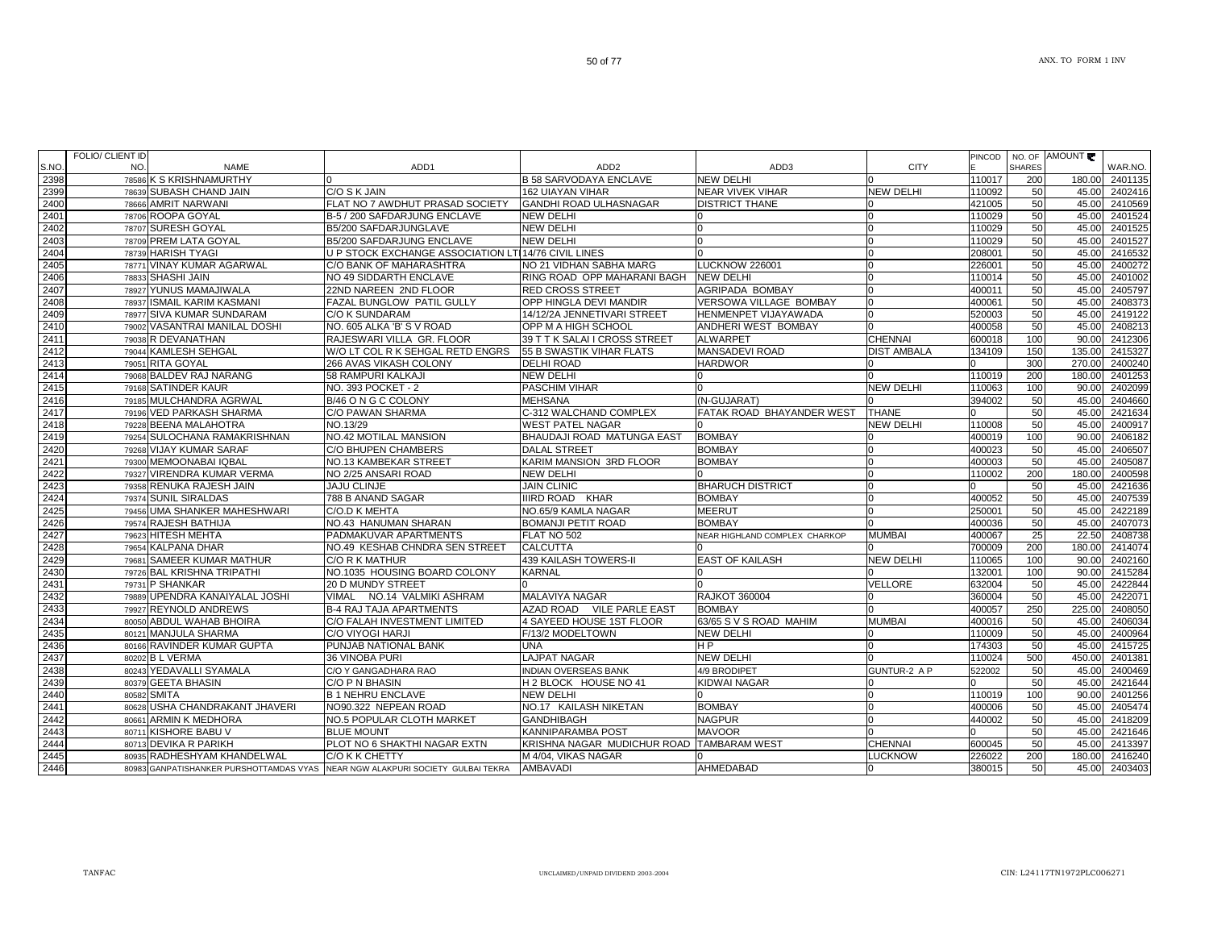| S.NO. | FOLIO/ CLIENT ID NO. | NAME | ADD1 | ADD2 | ADD3 | CITY | PINCODE | NO. OF SHARES | AMOUNT ₹ | WAR.NO. |
|---|---|---|---|---|---|---|---|---|---|---|
| 2398 | 78586 | K S KRISHNAMURTHY | 0 | B 58 SARVODAYA ENCLAVE | NEW DELHI | 0 | 110017 | 200 | 180.00 | 2401135 |
| 2399 | 78639 | SUBASH CHAND JAIN | C/O S K JAIN | 162 UIAYAN VIHAR | NEAR VIVEK VIHAR | NEW DELHI | 110092 | 50 | 45.00 | 2402416 |
| 2400 | 78666 | AMRIT NARWANI | FLAT NO 7 AWDHUT PRASAD SOCIETY | GANDHI ROAD ULHASNAGAR | DISTRICT THANE | 0 | 421005 | 50 | 45.00 | 2410569 |
| 2401 | 78706 | ROOPA GOYAL | B-5 / 200 SAFDARJUNG ENCLAVE | NEW DELHI | 0 | 0 | 110029 | 50 | 45.00 | 2401524 |
| 2402 | 78707 | SURESH GOYAL | B5/200 SAFDARJUNGLAVE | NEW DELHI | 0 | 0 | 110029 | 50 | 45.00 | 2401525 |
| 2403 | 78709 | PREM LATA GOYAL | B5/200 SAFDARJUNG ENCLAVE | NEW DELHI | 0 | 0 | 110029 | 50 | 45.00 | 2401527 |
| 2404 | 78739 | HARISH TYAGI | U P STOCK EXCHANGE ASSOCIATION LT | 14/76 CIVIL LINES | 0 | 0 | 208001 | 50 | 45.00 | 2416532 |
| 2405 | 78771 | VINAY KUMAR AGARWAL | C/O BANK OF MAHARASHTRA | NO 21 VIDHAN SABHA MARG | LUCKNOW 226001 | 0 | 226001 | 50 | 45.00 | 2400272 |
| 2406 | 78833 | SHASHI JAIN | NO 49 SIDDARTH ENCLAVE | RING ROAD OPP MAHARANI BAGH | NEW DELHI | 0 | 110014 | 50 | 45.00 | 2401002 |
| 2407 | 78927 | YUNUS MAMAJIWALA | 22ND NAREEN 2ND FLOOR | RED CROSS STREET | AGRIPADA BOMBAY | 0 | 400011 | 50 | 45.00 | 2405797 |
| 2408 | 78937 | ISMAIL KARIM KASMANI | FAZAL BUNGLOW PATIL GULLY | OPP HINGLA DEVI MANDIR | VERSOWA VILLAGE BOMBAY | 0 | 400061 | 50 | 45.00 | 2408373 |
| 2409 | 78977 | SIVA KUMAR SUNDARAM | C/O K SUNDARAM | 14/12/2A JENNETIVARI STREET | HENMENPET VIJAYAWADA | 0 | 520003 | 50 | 45.00 | 2419122 |
| 2410 | 79002 | VASANTRAI MANILAL DOSHI | NO. 605 ALKA 'B' S V ROAD | OPP M A HIGH SCHOOL | ANDHERI WEST BOMBAY | 0 | 400058 | 50 | 45.00 | 2408213 |
| 2411 | 79038 | R DEVANATHAN | RAJESWARI VILLA GR. FLOOR | 39 T T K SALAI I CROSS STREET | ALWARPET | CHENNAI | 600018 | 100 | 90.00 | 2412306 |
| 2412 | 79044 | KAMLESH SEHGAL | W/O LT COL R K SEHGAL RETD ENGRS | 55 B SWASTIK VIHAR FLATS | MANSADEVI ROAD | DIST AMBALA | 134109 | 150 | 135.00 | 2415327 |
| 2413 | 79051 | RITA GOYAL | 266 AVAS VIKASH COLONY | DELHI ROAD | HARDWOR | 0 | 0 | 300 | 270.00 | 2400240 |
| 2414 | 79068 | BALDEV RAJ NARANG | 58 RAMPURI KALKAJI | NEW DELHI | 0 | 0 | 110019 | 200 | 180.00 | 2401253 |
| 2415 | 79168 | SATINDER KAUR | NO. 393 POCKET - 2 | PASCHIM VIHAR | 0 | NEW DELHI | 110063 | 100 | 90.00 | 2402099 |
| 2416 | 79185 | MULCHANDRA AGRWAL | B/46 O N G C COLONY | MEHSANA | (N-GUJARAT) | 0 | 394002 | 50 | 45.00 | 2404660 |
| 2417 | 79196 | VED PARKASH SHARMA | C/O PAWAN SHARMA | C-312 WALCHAND COMPLEX | FATAK ROAD BHAYANDER WEST | THANE | 0 | 50 | 45.00 | 2421634 |
| 2418 | 79228 | BEENA MALAHOTRA | NO.13/29 | WEST PATEL NAGAR | 0 | NEW DELHI | 110008 | 50 | 45.00 | 2400917 |
| 2419 | 79254 | SULOCHANA RAMAKRISHNAN | NO.42 MOTILAL MANSION | BHAUDAJI ROAD MATUNGA EAST | BOMBAY | 0 | 400019 | 100 | 90.00 | 2406182 |
| 2420 | 79268 | VIJAY KUMAR SARAF | C/O BHUPEN CHAMBERS | DALAL STREET | BOMBAY | 0 | 400023 | 50 | 45.00 | 2406507 |
| 2421 | 79300 | MEMOONABAI IQBAL | NO.13 KAMBEKAR STREET | KARIM MANSION 3RD FLOOR | BOMBAY | 0 | 400003 | 50 | 45.00 | 2405087 |
| 2422 | 79327 | VIRENDRA KUMAR VERMA | NO 2/25 ANSARI ROAD | NEW DELHI | 0 | 0 | 110002 | 200 | 180.00 | 2400598 |
| 2423 | 79358 | RENUKA RAJESH JAIN | JAJU CLINJE | JAIN CLINIC | BHARUCH DISTRICT | 0 | 0 | 50 | 45.00 | 2421636 |
| 2424 | 79374 | SUNIL SIRALDAS | 788 B ANAND SAGAR | IIIRD ROAD KHAR | BOMBAY | 0 | 400052 | 50 | 45.00 | 2407539 |
| 2425 | 79456 | UMA SHANKER MAHESHWARI | C/O.D K MEHTA | NO.65/9 KAMLA NAGAR | MEERUT | 0 | 250001 | 50 | 45.00 | 2422189 |
| 2426 | 79574 | RAJESH BATHIJA | NO.43 HANUMAN SHARAN | BOMANJI PETIT ROAD | BOMBAY | 0 | 400036 | 50 | 45.00 | 2407073 |
| 2427 | 79623 | HITESH MEHTA | PADMAKUVAR APARTMENTS | FLAT NO 502 | NEAR HIGHLAND COMPLEX CHARKOP | MUMBAI | 400067 | 25 | 22.50 | 2408738 |
| 2428 | 79654 | KALPANA DHAR | NO.49 KESHAB CHNDRA SEN STREET | CALCUTTA | 0 | 0 | 700009 | 200 | 180.00 | 2414074 |
| 2429 | 79681 | SAMEER KUMAR MATHUR | C/O R K MATHUR | 439 KAILASH TOWERS-II | EAST OF KAILASH | NEW DELHI | 110065 | 100 | 90.00 | 2402160 |
| 2430 | 79726 | BAL KRISHNA TRIPATHI | NO.1035 HOUSING BOARD COLONY | KARNAL | 0 | 0 | 132001 | 100 | 90.00 | 2415284 |
| 2431 | 79731 | P SHANKAR | 20 D MUNDY STREET | 0 | 0 | VELLORE | 632004 | 50 | 45.00 | 2422844 |
| 2432 | 79889 | UPENDRA KANAIYALAL JOSHI | VIMAL NO.14 VALMIKI ASHRAM | MALAVIYA NAGAR | RAJKOT 360004 | 0 | 360004 | 50 | 45.00 | 2422071 |
| 2433 | 79927 | REYNOLD ANDREWS | B-4 RAJ TAJA APARTMENTS | AZAD ROAD VILE PARLE EAST | BOMBAY | 0 | 400057 | 250 | 225.00 | 2408050 |
| 2434 | 80050 | ABDUL WAHAB BHOIRA | C/O FALAH INVESTMENT LIMITED | 4 SAYEED HOUSE 1ST FLOOR | 63/65 S V S ROAD MAHIM | MUMBAI | 400016 | 50 | 45.00 | 2406034 |
| 2435 | 80121 | MANJULA SHARMA | C/O VIYOGI HARJI | F/13/2 MODELTOWN | NEW DELHI | 0 | 110009 | 50 | 45.00 | 2400964 |
| 2436 | 80166 | RAVINDER KUMAR GUPTA | PUNJAB NATIONAL BANK | UNA | H P | 0 | 174303 | 50 | 45.00 | 2415725 |
| 2437 | 80202 | B L VERMA | 36 VINOBA PURI | LAJPAT NAGAR | NEW DELHI | 0 | 110024 | 500 | 450.00 | 2401381 |
| 2438 | 80243 | YEDAVALLI SYAMALA | C/O Y GANGADHARA RAO | INDIAN OVERSEAS BANK | 4/9 BRODIPET | GUNTUR-2 A P | 522002 | 50 | 45.00 | 2400469 |
| 2439 | 80379 | GEETA BHASIN | C/O P N BHASIN | H 2 BLOCK HOUSE NO 41 | KIDWAI NAGAR | 0 | 0 | 50 | 45.00 | 2421644 |
| 2440 | 80582 | SMITA | B 1 NEHRU ENCLAVE | NEW DELHI | 0 | 0 | 110019 | 100 | 90.00 | 2401256 |
| 2441 | 80628 | USHA CHANDRAKANT JHAVERI | NO90.322 NEPEAN ROAD | NO.17 KAILASH NIKETAN | BOMBAY | 0 | 400006 | 50 | 45.00 | 2405474 |
| 2442 | 80661 | ARMIN K MEDHORA | NO.5 POPULAR CLOTH MARKET | GANDHIBAGH | NAGPUR | 0 | 440002 | 50 | 45.00 | 2418209 |
| 2443 | 80711 | KISHORE BABU V | BLUE MOUNT | KANNIPARAMBA POST | MAVOOR | 0 | 0 | 50 | 45.00 | 2421646 |
| 2444 | 80713 | DEVIKA R PARIKH | PLOT NO 6 SHAKTHI NAGAR EXTN | KRISHNA NAGAR MUDICHUR ROAD | TAMBARAM WEST | CHENNAI | 600045 | 50 | 45.00 | 2413397 |
| 2445 | 80935 | RADHESHYAM KHANDELWAL | C/O K K CHETTY | M 4/04, VIKAS NAGAR | 0 | LUCKNOW | 226022 | 200 | 180.00 | 2416240 |
| 2446 | 80983 | GANPATISHANKER PURSHOTTAMDAS VYAS | NEAR NGW ALAKPURI SOCIETY GULBAI TEKRA | AMBAVADI | AHMEDABAD | 0 | 380015 | 50 | 45.00 | 2403403 |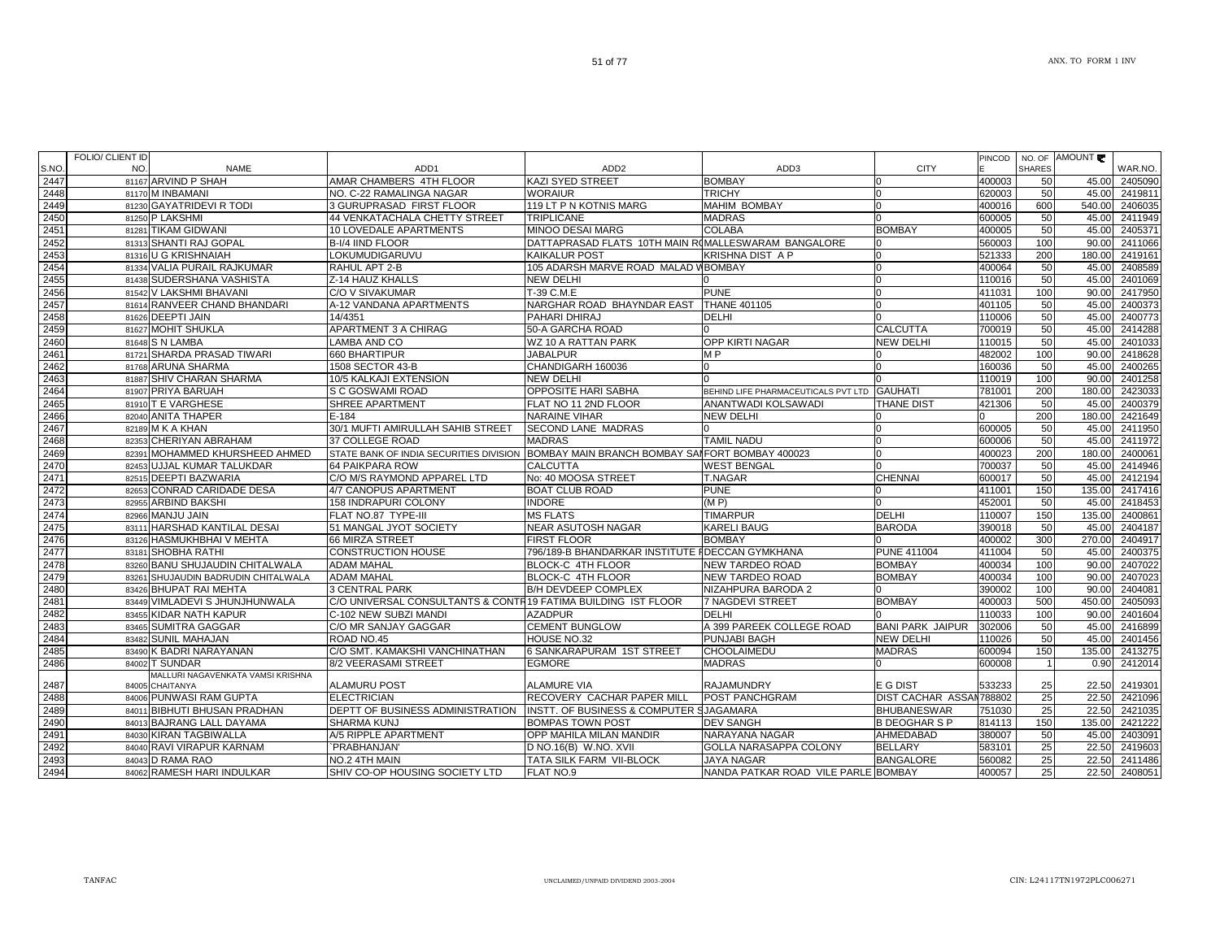| S.NO. | FOLIO/ CLIENT ID NO. | NAME | ADD1 | ADD2 | ADD3 | CITY | PINCODE | NO. OF SHARES | AMOUNT ₹ | WAR.NO. |
|---|---|---|---|---|---|---|---|---|---|---|
| 2447 | 81167 | ARVIND P SHAH | AMAR CHAMBERS 4TH FLOOR | KAZI SYED STREET | BOMBAY | 0 | 400003 | 50 | 45.00 | 2405090 |
| 2448 | 81170 | M INBAMANI | NO. C-22 RAMALINGA NAGAR | WORAIUR | TRICHY | 0 | 620003 | 50 | 45.00 | 2419811 |
| 2449 | 81230 | GAYATRIDEVI R TODI | 3 GURUPRASAD FIRST FLOOR | 119 LT P N KOTNIS MARG | MAHIM BOMBAY | 0 | 400016 | 600 | 540.00 | 2406035 |
| 2450 | 81250 | P LAKSHMI | 44 VENKATACHALA CHETTY STREET | TRIPLICANE | MADRAS | 0 | 600005 | 50 | 45.00 | 2411949 |
| 2451 | 81281 | TIKAM GIDWANI | 10 LOVEDALE APARTMENTS | MINOO DESAI MARG | COLABA | BOMBAY | 400005 | 50 | 45.00 | 2405371 |
| 2452 | 81313 | SHANTI RAJ GOPAL | B-I/4 IIND FLOOR | DATTAPRASAD FLATS 10TH MAIN RO | MALLESWARAM BANGALORE | 0 | 560003 | 100 | 90.00 | 2411066 |
| 2453 | 81316 | U G KRISHNAIAH | LOKUMUDIGARUVU | KAIKALUR POST | KRISHNA DIST A P | 0 | 521333 | 200 | 180.00 | 2419161 |
| 2454 | 81334 | VALIA PURAIL RAJKUMAR | RAHUL APT 2-B | 105 ADARSH MARVE ROAD MALAD W | BOMBAY | 0 | 400064 | 50 | 45.00 | 2408589 |
| 2455 | 81438 | SUDERSHANA VASHISTA | Z-14 HAUZ KHALLS | NEW DELHI | 0 | 0 | 110016 | 50 | 45.00 | 2401069 |
| 2456 | 81542 | V LAKSHMI BHAVANI | C/O V SIVAKUMAR | T-39 C.M.E | PUNE | 0 | 411031 | 100 | 90.00 | 2417950 |
| 2457 | 81614 | RANVEER CHAND BHANDARI | A-12 VANDANA APARTMENTS | NARGHAR ROAD BHAYNDAR EAST | THANE 401105 | 0 | 401105 | 50 | 45.00 | 2400373 |
| 2458 | 81626 | DEEPTI JAIN | 14/4351 | PAHARI DHIRAJ | DELHI | 0 | 110006 | 50 | 45.00 | 2400773 |
| 2459 | 81627 | MOHIT SHUKLA | APARTMENT 3 A CHIRAG | 50-A GARCHA ROAD | 0 | CALCUTTA | 700019 | 50 | 45.00 | 2414288 |
| 2460 | 81648 | S N LAMBA | LAMBA AND CO | WZ 10 A RATTAN PARK | OPP KIRTI NAGAR | NEW DELHI | 110015 | 50 | 45.00 | 2401033 |
| 2461 | 81721 | SHARDA PRASAD TIWARI | 660 BHARTIPUR | JABALPUR | M P | 0 | 482002 | 100 | 90.00 | 2418628 |
| 2462 | 81768 | ARUNA SHARMA | 1508 SECTOR 43-B | CHANDIGARH 160036 | 0 | 0 | 160036 | 50 | 45.00 | 2400265 |
| 2463 | 81887 | SHIV CHARAN SHARMA | 10/5 KALKAJI EXTENSION | NEW DELHI | 0 | 0 | 110019 | 100 | 90.00 | 2401258 |
| 2464 | 81907 | PRIYA BARUAH | S C GOSWAMI ROAD | OPPOSITE HARI SABHA | BEHIND LIFE PHARMACEUTICALS PVT LTD | GAUHATI | 781001 | 200 | 180.00 | 2423033 |
| 2465 | 81910 | T E VARGHESE | SHREE APARTMENT | FLAT NO 11 2ND FLOOR | ANANTWADI KOLSAWADI | THANE DIST | 421306 | 50 | 45.00 | 2400379 |
| 2466 | 82040 | ANITA THAPER | E-184 | NARAINE VIHAR | NEW DELHI | 0 | 0 | 200 | 180.00 | 2421649 |
| 2467 | 82189 | M K A KHAN | 30/1 MUFTI AMIRULLAH SAHIB STREET | SECOND LANE MADRAS | 0 | 0 | 600005 | 50 | 45.00 | 2411950 |
| 2468 | 82353 | CHERIYAN ABRAHAM | 37 COLLEGE ROAD | MADRAS | TAMIL NADU | 0 | 600006 | 50 | 45.00 | 2411972 |
| 2469 | 82391 | MOHAMMED KHURSHEED AHMED | STATE BANK OF INDIA SECURITIES DIVISION | BOMBAY MAIN BRANCH BOMBAY SAM | FORT BOMBAY 400023 | 0 | 400023 | 200 | 180.00 | 2400061 |
| 2470 | 82453 | UJJAL KUMAR TALUKDAR | 64 PAIKPARA ROW | CALCUTTA | WEST BENGAL | 0 | 700037 | 50 | 45.00 | 2414946 |
| 2471 | 82515 | DEEPTI BAZWARIA | C/O M/S RAYMOND APPAREL LTD | No: 40 MOOSA STREET | T.NAGAR | CHENNAI | 600017 | 50 | 45.00 | 2412194 |
| 2472 | 82653 | CONRAD CARIDADE DESA | 4/7 CANOPUS APARTMENT | BOAT CLUB ROAD | PUNE | 0 | 411001 | 150 | 135.00 | 2417416 |
| 2473 | 82955 | ARBIND BAKSHI | 158 INDRAPURI COLONY | INDORE | (M P) | 0 | 452001 | 50 | 45.00 | 2418453 |
| 2474 | 82966 | MANJU JAIN | FLAT NO.87 TYPE-III | MS FLATS | TIMARPUR | DELHI | 110007 | 150 | 135.00 | 2400861 |
| 2475 | 83111 | HARSHAD KANTILAL DESAI | 51 MANGAL JYOT SOCIETY | NEAR ASUTOSH NAGAR | KARELI BAUG | BARODA | 390018 | 50 | 45.00 | 2404187 |
| 2476 | 83126 | HASMUKHBHAI V MEHTA | 66 MIRZA STREET | FIRST FLOOR | BOMBAY | 0 | 400002 | 300 | 270.00 | 2404917 |
| 2477 | 83181 | SHOBHA RATHI | CONSTRUCTION HOUSE | 796/189-B BHANDARKAR INSTITUTE R | DECCAN GYMKHANA | PUNE 411004 | 411004 | 50 | 45.00 | 2400375 |
| 2478 | 83260 | BANU SHUJAUDIN CHITALWALA | ADAM MAHAL | BLOCK-C 4TH FLOOR | NEW TARDEO ROAD | BOMBAY | 400034 | 100 | 90.00 | 2407022 |
| 2479 | 83261 | SHUJAUDIN BADRUDIN CHITALWALA | ADAM MAHAL | BLOCK-C 4TH FLOOR | NEW TARDEO ROAD | BOMBAY | 400034 | 100 | 90.00 | 2407023 |
| 2480 | 83426 | BHUPAT RAI MEHTA | 3 CENTRAL PARK | B/H DEVDEEP COMPLEX | NIZAHPURA BARODA 2 | 0 | 390002 | 100 | 90.00 | 2404081 |
| 2481 | 83449 | VIMLADEVI S JHUNJHUNWALA | C/O UNIVERSAL CONSULTANTS & CONTR | 19 FATIMA BUILDING IST FLOOR | 7 NAGDEVI STREET | BOMBAY | 400003 | 500 | 450.00 | 2405093 |
| 2482 | 83455 | KIDAR NATH KAPUR | C-102 NEW SUBZI MANDI | AZADPUR | DELHI | 0 | 110033 | 100 | 90.00 | 2401604 |
| 2483 | 83465 | SUMITRA GAGGAR | C/O MR SANJAY GAGGAR | CEMENT BUNGLOW | A 399 PAREEK COLLEGE ROAD | BANI PARK JAIPUR | 302006 | 50 | 45.00 | 2416899 |
| 2484 | 83482 | SUNIL MAHAJAN | ROAD NO.45 | HOUSE NO.32 | PUNJABI BAGH | NEW DELHI | 110026 | 50 | 45.00 | 2401456 |
| 2485 | 83490 | K BADRI NARAYANAN | C/O SMT. KAMAKSHI VANCHINATHAN | 6 SANKARAPURAM 1ST STREET | CHOOLAIMEDU | MADRAS | 600094 | 150 | 135.00 | 2413275 |
| 2486 | 84002 | T SUNDAR | 8/2 VEERASAMI STREET | EGMORE | MADRAS | 0 | 600008 | 1 | 0.90 | 2412014 |
| 2487 | 84005 | MALLURI NAGAVENKATA VAMSI KRISHNA CHAITANYA | ALAMURU POST | ALAMURE VIA | RAJAMUNDRY | E G DIST | 533233 | 25 | 22.50 | 2419301 |
| 2488 | 84006 | PUNWASI RAM GUPTA | ELECTRICIAN | RECOVERY CACHAR PAPER MILL | POST PANCHGRAM | DIST CACHAR ASSAM | 788802 | 25 | 22.50 | 2421096 |
| 2489 | 84011 | BIBHUTI BHUSAN PRADHAN | DEPTT OF BUSINESS ADMINISTRATION | INSTT. OF BUSINESS & COMPUTER S | JAGAMARA | BHUBANESWAR | 751030 | 25 | 22.50 | 2421035 |
| 2490 | 84013 | BAJRANG LALL DAYAMA | SHARMA KUNJ | BOMPAS TOWN POST | DEV SANGH | B DEOGHAR S P | 814113 | 150 | 135.00 | 2421222 |
| 2491 | 84030 | KIRAN TAGBIWALLA | A/5 RIPPLE APARTMENT | OPP MAHILA MILAN MANDIR | NARAYANA NAGAR | AHMEDABAD | 380007 | 50 | 45.00 | 2403091 |
| 2492 | 84040 | RAVI VIRAPUR KARNAM | `PRABHANJAN' | D NO.16(B) W.NO. XVII | GOLLA NARASAPPA COLONY | BELLARY | 583101 | 25 | 22.50 | 2419603 |
| 2493 | 84043 | D RAMA RAO | NO.2 4TH MAIN | TATA SILK FARM VII-BLOCK | JAYA NAGAR | BANGALORE | 560082 | 25 | 22.50 | 2411486 |
| 2494 | 84062 | RAMESH HARI INDULKAR | SHIV CO-OP HOUSING SOCIETY LTD | FLAT NO.9 | NANDA PATKAR ROAD VILE PARLE | BOMBAY | 400057 | 25 | 22.50 | 2408051 |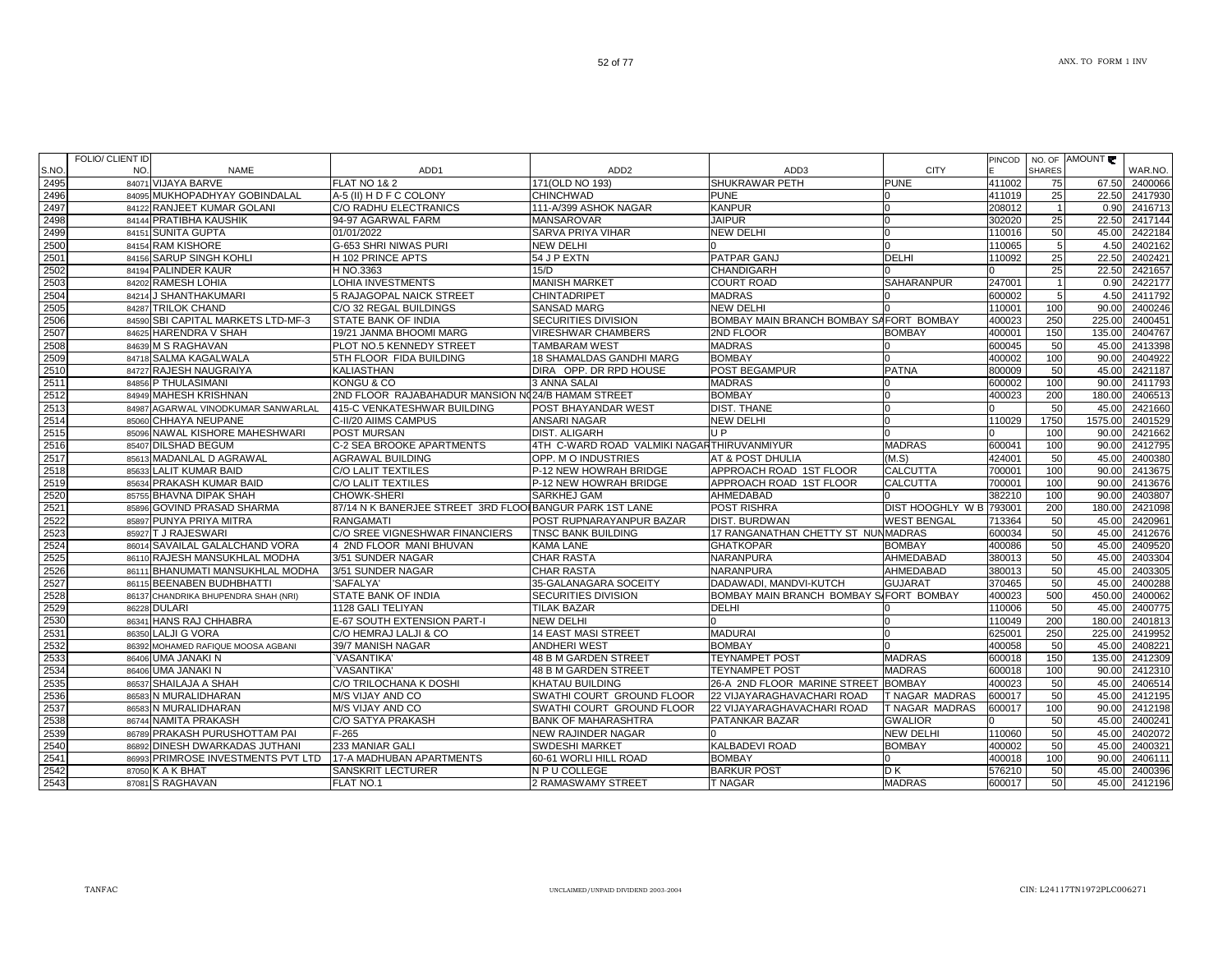| S.NO. | FOLIO/ CLIENT ID NO. | NAME | ADD1 | ADD2 | ADD3 | CITY | PINCODE | NO. OF SHARES | AMOUNT ₹ | WAR.NO. |
|---|---|---|---|---|---|---|---|---|---|---|
| 2495 | 84071 | VIJAYA BARVE | FLAT NO 1& 2 | 171(OLD NO 193) | SHUKRAWAR PETH | PUNE | 411002 | 75 | 67.50 | 2400066 |
| 2496 | 84095 | MUKHOPADHYAY GOBINDALAL | A-5 (II) H D F C COLONY | CHINCHWAD | PUNE | 0 | 411019 | 25 | 22.50 | 2417930 |
| 2497 | 84122 | RANJEET KUMAR GOLANI | C/O RADHU ELECTRANICS | 111-A/399 ASHOK NAGAR | KANPUR | 0 | 208012 | 1 | 0.90 | 2416713 |
| 2498 | 84144 | PRATIBHA KAUSHIK | 94-97 AGARWAL FARM | MANSAROVAR | JAIPUR | 0 | 302020 | 25 | 22.50 | 2417144 |
| 2499 | 84151 | SUNITA GUPTA | 01/01/2022 | SARVA PRIYA VIHAR | NEW DELHI | 0 | 110016 | 50 | 45.00 | 2422184 |
| 2500 | 84154 | RAM KISHORE | G-653 SHRI NIWAS PURI | NEW DELHI | 0 | 0 | 110065 | 5 | 4.50 | 2402162 |
| 2501 | 84156 | SARUP SINGH KOHLI | H 102 PRINCE APTS | 54 J P EXTN | PATPAR GANJ | DELHI | 110092 | 25 | 22.50 | 2402421 |
| 2502 | 84194 | PALINDER KAUR | H NO.3363 | 15/D | CHANDIGARH | 0 | 0 | 25 | 22.50 | 2421657 |
| 2503 | 84202 | RAMESH LOHIA | LOHIA INVESTMENTS | MANISH MARKET | COURT ROAD | SAHARANPUR | 247001 | 1 | 0.90 | 2422177 |
| 2504 | 84214 | J SHANTHAKUMARI | 5 RAJAGOPAL NAICK STREET | CHINTADRIPET | MADRAS | 0 | 600002 | 5 | 4.50 | 2411792 |
| 2505 | 84287 | TRILOK CHAND | C/O 32 REGAL BUILDINGS | SANSAD MARG | NEW DELHI | 0 | 110001 | 100 | 90.00 | 2400246 |
| 2506 | 84590 | SBI CAPITAL MARKETS LTD-MF-3 | STATE BANK OF INDIA | SECURITIES DIVISION | BOMBAY MAIN BRANCH BOMBAY SA | FORT BOMBAY | 400023 | 250 | 225.00 | 2400451 |
| 2507 | 84625 | HARENDRA V SHAH | 19/21 JANMA BHOOMI MARG | VIRESHWAR CHAMBERS | 2ND FLOOR | BOMBAY | 400001 | 150 | 135.00 | 2404767 |
| 2508 | 84639 | M S RAGHAVAN | PLOT NO.5 KENNEDY STREET | TAMBARAM WEST | MADRAS | 0 | 600045 | 50 | 45.00 | 2413398 |
| 2509 | 84718 | SALMA KAGALWALA | 5TH FLOOR FIDA BUILDING | 18 SHAMALDAS GANDHI MARG | BOMBAY | 0 | 400002 | 100 | 90.00 | 2404922 |
| 2510 | 84727 | RAJESH NAUGRAIYA | KALIASTHAN | DIRA OPP. DR RPD HOUSE | POST BEGAMPUR | PATNA | 800009 | 50 | 45.00 | 2421187 |
| 2511 | 84856 | P THULASIMANI | KONGU & CO | 3 ANNA SALAI | MADRAS | 0 | 600002 | 100 | 90.00 | 2411793 |
| 2512 | 84949 | MAHESH KRISHNAN | 2ND FLOOR RAJABAHADUR MANSION NO | 24/B HAMAM STREET | BOMBAY | 0 | 400023 | 200 | 180.00 | 2406513 |
| 2513 | 84987 | AGARWAL VINODKUMAR SANWARLAL | 415-C VENKATESHWAR BUILDING | POST BHAYANDAR WEST | DIST. THANE | 0 | 0 | 50 | 45.00 | 2421660 |
| 2514 | 85060 | CHHAYA NEUPANE | C-II/20 AIIMS CAMPUS | ANSARI NAGAR | NEW DELHI | 0 | 110029 | 1750 | 1575.00 | 2401529 |
| 2515 | 85096 | NAWAL KISHORE MAHESHWARI | POST MURSAN | DIST. ALIGARH | U P | 0 | 0 | 100 | 90.00 | 2421662 |
| 2516 | 85407 | DILSHAD BEGUM | C-2 SEA BROOKE APARTMENTS | 4TH C-WARD ROAD VALMIKI NAGAR | THIRUVANMIYUR | MADRAS | 600041 | 100 | 90.00 | 2412795 |
| 2517 | 85613 | MADANLAL D AGRAWAL | AGRAWAL BUILDING | OPP. M O INDUSTRIES | AT & POST DHULIA | (M.S) | 424001 | 50 | 45.00 | 2400380 |
| 2518 | 85633 | LALIT KUMAR BAID | C/O LALIT TEXTILES | P-12 NEW HOWRAH BRIDGE | APPROACH ROAD 1ST FLOOR | CALCUTTA | 700001 | 100 | 90.00 | 2413675 |
| 2519 | 85634 | PRAKASH KUMAR BAID | C/O LALIT TEXTILES | P-12 NEW HOWRAH BRIDGE | APPROACH ROAD 1ST FLOOR | CALCUTTA | 700001 | 100 | 90.00 | 2413676 |
| 2520 | 85755 | BHAVNA DIPAK SHAH | CHOWK-SHERI | SARKHEJ GAM | AHMEDABAD | 0 | 382210 | 100 | 90.00 | 2403807 |
| 2521 | 85896 | GOVIND PRASAD SHARMA | 87/14 N K BANERJEE STREET 3RD FLOO | BANGUR PARK 1ST LANE | POST RISHRA | DIST HOOGHLY W B | 793001 | 200 | 180.00 | 2421098 |
| 2522 | 85897 | PUNYA PRIYA MITRA | RANGAMATI | POST RUPNARAYANPUR BAZAR | DIST. BURDWAN | WEST BENGAL | 713364 | 50 | 45.00 | 2420961 |
| 2523 | 85927 | T J RAJESWARI | C/O SREE VIGNESHWAR FINANCIERS | TNSC BANK BUILDING | 17 RANGANATHAN CHETTY ST NUN | MADRAS | 600034 | 50 | 45.00 | 2412676 |
| 2524 | 86014 | SAVAILAL GALALCHAND VORA | 4 2ND FLOOR MANI BHUVAN | KAMA LANE | GHATKOPAR | BOMBAY | 400086 | 50 | 45.00 | 2409520 |
| 2525 | 86110 | RAJESH MANSUKHLAL MODHA | 3/51 SUNDER NAGAR | CHAR RASTA | NARANPURA | AHMEDABAD | 380013 | 50 | 45.00 | 2403304 |
| 2526 | 86111 | BHANUMATI MANSUKHLAL MODHA | 3/51 SUNDER NAGAR | CHAR RASTA | NARANPURA | AHMEDABAD | 380013 | 50 | 45.00 | 2403305 |
| 2527 | 86115 | BEENABEN BUDHBHATTI | 'SAFALYA' | 35-GALANAGARA SOCEITY | DADAWADI, MANDVI-KUTCH | GUJARAT | 370465 | 50 | 45.00 | 2400288 |
| 2528 | 86137 | CHANDRIKA BHUPENDRA SHAH (NRI) | STATE BANK OF INDIA | SECURITIES DIVISION | BOMBAY MAIN BRANCH BOMBAY SA | FORT BOMBAY | 400023 | 500 | 450.00 | 2400062 |
| 2529 | 86228 | DULARI | 1128 GALI TELIYAN | TILAK BAZAR | DELHI | 0 | 110006 | 50 | 45.00 | 2400775 |
| 2530 | 86341 | HANS RAJ CHHABRA | E-67 SOUTH EXTENSION PART-I | NEW DELHI | 0 | 0 | 110049 | 200 | 180.00 | 2401813 |
| 2531 | 86350 | LALJI G VORA | C/O HEMRAJ LALJI & CO | 14 EAST MASI STREET | MADURAI | 0 | 625001 | 250 | 225.00 | 2419952 |
| 2532 | 86392 | MOHAMED RAFIQUE MOOSA AGBANI | 39/7 MANISH NAGAR | ANDHERI WEST | BOMBAY | 0 | 400058 | 50 | 45.00 | 2408221 |
| 2533 | 86406 | UMA JANAKI N | 'VASANTIKA' | 48 B M GARDEN STREET | TEYNAMPET POST | MADRAS | 600018 | 150 | 135.00 | 2412309 |
| 2534 | 86406 | UMA JANAKI N | 'VASANTIKA' | 48 B M GARDEN STREET | TEYNAMPET POST | MADRAS | 600018 | 100 | 90.00 | 2412310 |
| 2535 | 86537 | SHAILAJA A SHAH | C/O TRILOCHANA K DOSHI | KHATAU BUILDING | 26-A 2ND FLOOR MARINE STREET | BOMBAY | 400023 | 50 | 45.00 | 2406514 |
| 2536 | 86583 | N MURALIDHARAN | M/S VIJAY AND CO | SWATHI COURT GROUND FLOOR | 22 VIJAYARAGHAVACHARI ROAD | T NAGAR MADRAS | 600017 | 50 | 45.00 | 2412195 |
| 2537 | 86583 | N MURALIDHARAN | M/S VIJAY AND CO | SWATHI COURT GROUND FLOOR | 22 VIJAYARAGHAVACHARI ROAD | T NAGAR MADRAS | 600017 | 100 | 90.00 | 2412198 |
| 2538 | 86744 | NAMITA PRAKASH | C/O SATYA PRAKASH | BANK OF MAHARASHTRA | PATANKAR BAZAR | GWALIOR | 0 | 50 | 45.00 | 2400241 |
| 2539 | 86789 | PRAKASH PURUSHOTTAM PAI | F-265 | NEW RAJINDER NAGAR | 0 | NEW DELHI | 110060 | 50 | 45.00 | 2402072 |
| 2540 | 86892 | DINESH DWARKADAS JUTHANI | 233 MANIAR GALI | SWDESHI MARKET | KALBADEVI ROAD | BOMBAY | 400002 | 50 | 45.00 | 2400321 |
| 2541 | 86993 | PRIMROSE INVESTMENTS PVT LTD | 17-A MADHUBAN APARTMENTS | 60-61 WORLI HILL ROAD | BOMBAY | 0 | 400018 | 100 | 90.00 | 2406111 |
| 2542 | 87050 | K A K BHAT | SANSKRIT LECTURER | N P U COLLEGE | BARKUR POST | D K | 576210 | 50 | 45.00 | 2400396 |
| 2543 | 87081 | S RAGHAVAN | FLAT NO.1 | 2 RAMASWAMY STREET | T NAGAR | MADRAS | 600017 | 50 | 45.00 | 2412196 |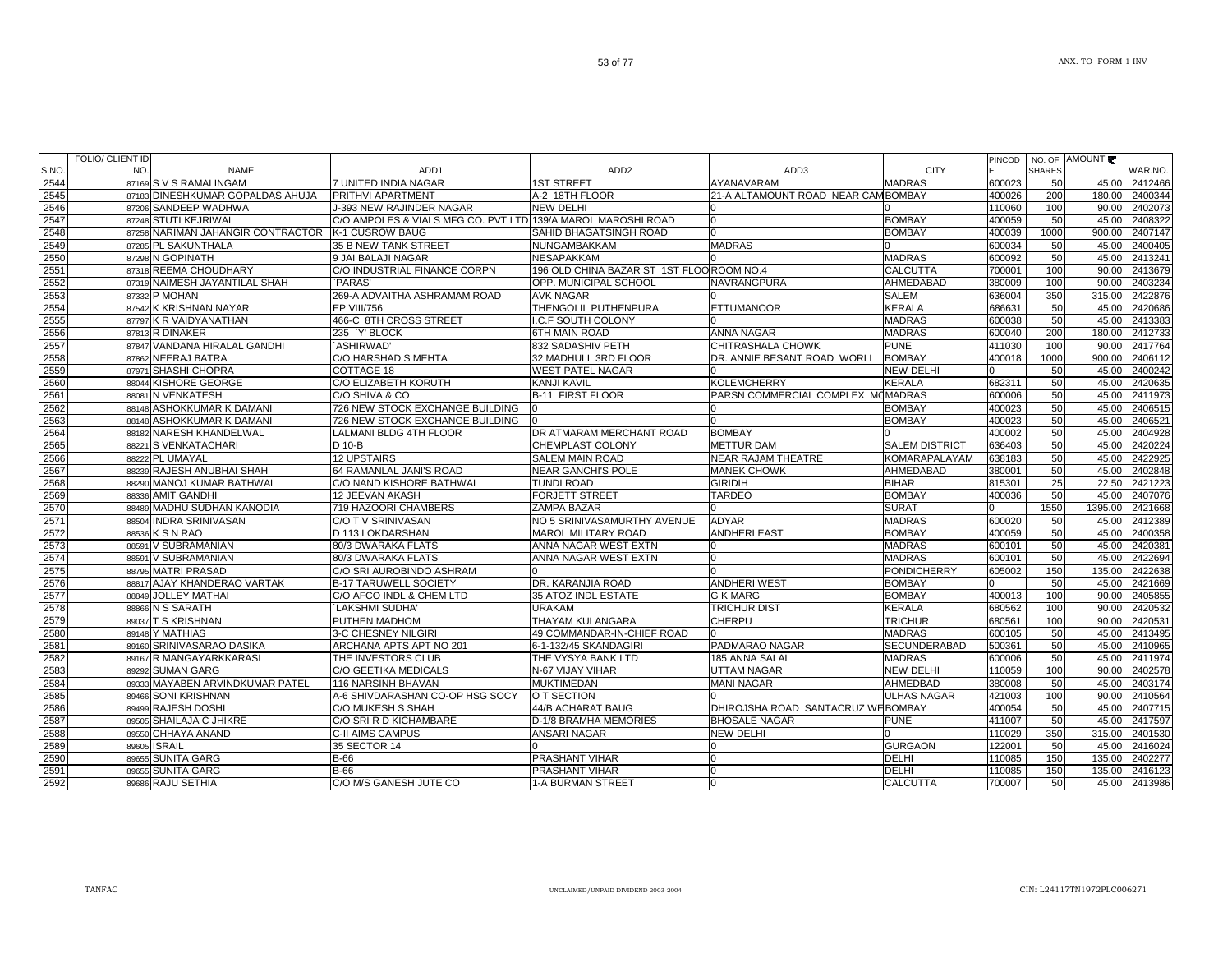| S.NO. | FOLIO/ CLIENT ID NO. | NAME | ADD1 | ADD2 | ADD3 | CITY | PINCODE | NO. OF SHARES | AMOUNT ₹ | WAR.NO. |
|---|---|---|---|---|---|---|---|---|---|---|
| 2544 | 87169 | S V S RAMALINGAM | 7 UNITED INDIA NAGAR | 1ST STREET | AYANAVARAM | MADRAS | 600023 | 50 | 45.00 | 2412466 |
| 2545 | 87183 | DINESHKUMAR GOPALDAS AHUJA | PRITHVI APARTMENT | A-2 18TH FLOOR | 21-A ALTAMOUNT ROAD NEAR CAM | BOMBAY | 400026 | 200 | 180.00 | 2400344 |
| 2546 | 87206 | SANDEEP WADHWA | J-393 NEW RAJINDER NAGAR | NEW DELHI | 0 | 0 | 110060 | 100 | 90.00 | 2402073 |
| 2547 | 87248 | STUTI KEJRIWAL | C/O AMPOLES & VIALS MFG CO. PVT LTD | 139/A MAROL MAROSHI ROAD | 0 | BOMBAY | 400059 | 50 | 45.00 | 2408322 |
| 2548 | 87258 | NARIMAN JAHANGIR CONTRACTOR | K-1 CUSROW BAUG | SAHID BHAGATSINGH ROAD | 0 | BOMBAY | 400039 | 1000 | 900.00 | 2407147 |
| 2549 | 87285 | PL SAKUNTHALA | 35 B NEW TANK STREET | NUNGAMBAKKAM | MADRAS | 0 | 600034 | 50 | 45.00 | 2400405 |
| 2550 | 87298 | N GOPINATH | 9 JAI BALAJI NAGAR | NESAPAKKAM | 0 | MADRAS | 600092 | 50 | 45.00 | 2413241 |
| 2551 | 87318 | REEMA CHOUDHARY | C/O INDUSTRIAL FINANCE CORPN | 196 OLD CHINA BAZAR ST 1ST FLOO | ROOM NO.4 | CALCUTTA | 700001 | 100 | 90.00 | 2413679 |
| 2552 | 87319 | NAIMESH JAYANTILAL SHAH | `PARAS' | OPP. MUNICIPAL SCHOOL | NAVRANGPURA | AHMEDABAD | 380009 | 100 | 90.00 | 2403234 |
| 2553 | 87332 | P MOHAN | 269-A ADVAITHA ASHRAMAM ROAD | AVK NAGAR | 0 | SALEM | 636004 | 350 | 315.00 | 2422876 |
| 2554 | 87542 | K KRISHNAN NAYAR | EP VIII/756 | THENGOLIL PUTHENPURA | ETTUMANOOR | KERALA | 686631 | 50 | 45.00 | 2420686 |
| 2555 | 87797 | K R VAIDYANATHAN | 466-C 8TH CROSS STREET | I.C.F SOUTH COLONY | 0 | MADRAS | 600038 | 50 | 45.00 | 2413383 |
| 2556 | 87813 | R DINAKER | 235 `Y' BLOCK | 6TH MAIN ROAD | ANNA NAGAR | MADRAS | 600040 | 200 | 180.00 | 2412733 |
| 2557 | 87847 | VANDANA HIRALAL GANDHI | `ASHIRWAD' | 832 SADASHIV PETH | CHITRASHALA CHOWK | PUNE | 411030 | 100 | 90.00 | 2417764 |
| 2558 | 87862 | NEERAJ BATRA | C/O HARSHAD S MEHTA | 32 MADHULI 3RD FLOOR | DR. ANNIE BESANT ROAD WORLI | BOMBAY | 400018 | 1000 | 900.00 | 2406112 |
| 2559 | 87971 | SHASHI CHOPRA | COTTAGE 18 | WEST PATEL NAGAR | 0 | NEW DELHI | 0 | 50 | 45.00 | 2400242 |
| 2560 | 88044 | KISHORE GEORGE | C/O ELIZABETH KORUTH | KANJI KAVIL | KOLEMCHERRY | KERALA | 682311 | 50 | 45.00 | 2420635 |
| 2561 | 88081 | N VENKATESH | C/O SHIVA & CO | B-11 FIRST FLOOR | PARSN COMMERCIAL COMPLEX MO | MADRAS | 600006 | 50 | 45.00 | 2411973 |
| 2562 | 88148 | ASHOKKUMAR K DAMANI | 726 NEW STOCK EXCHANGE BUILDING | 0 | 0 | BOMBAY | 400023 | 50 | 45.00 | 2406515 |
| 2563 | 88148 | ASHOKKUMAR K DAMANI | 726 NEW STOCK EXCHANGE BUILDING | 0 | 0 | BOMBAY | 400023 | 50 | 45.00 | 2406521 |
| 2564 | 88182 | NARESH KHANDELWAL | LALMANI BLDG 4TH FLOOR | DR ATMARAM MERCHANT ROAD | BOMBAY | 0 | 400002 | 50 | 45.00 | 2404928 |
| 2565 | 88221 | S VENKATACHARI | D 10-B | CHEMPLAST COLONY | METTUR DAM | SALEM DISTRICT | 636403 | 50 | 45.00 | 2420224 |
| 2566 | 88222 | PL UMAYAL | 12 UPSTAIRS | SALEM MAIN ROAD | NEAR RAJAM THEATRE | KOMARAPALAYAM | 638183 | 50 | 45.00 | 2422925 |
| 2567 | 88239 | RAJESH ANUBHAI SHAH | 64 RAMANLAL JANI'S ROAD | NEAR GANCHI'S POLE | MANEK CHOWK | AHMEDABAD | 380001 | 50 | 45.00 | 2402848 |
| 2568 | 88290 | MANOJ KUMAR BATHWAL | C/O NAND KISHORE BATHWAL | TUNDI ROAD | GIRIDIH | BIHAR | 815301 | 25 | 22.50 | 2421223 |
| 2569 | 88336 | AMIT GANDHI | 12 JEEVAN AKASH | FORJETT STREET | TARDEO | BOMBAY | 400036 | 50 | 45.00 | 2407076 |
| 2570 | 88489 | MADHU SUDHAN KANODIA | 719 HAZOORI CHAMBERS | ZAMPA BAZAR | 0 | SURAT | 0 | 1550 | 1395.00 | 2421668 |
| 2571 | 88504 | INDRA SRINIVASAN | C/O T V SRINIVASAN | NO 5 SRINIVASAMURTHY AVENUE | ADYAR | MADRAS | 600020 | 50 | 45.00 | 2412389 |
| 2572 | 88536 | K S N RAO | D 113 LOKDARSHAN | MAROL MILITARY ROAD | ANDHERI EAST | BOMBAY | 400059 | 50 | 45.00 | 2400358 |
| 2573 | 88591 | V SUBRAMANIAN | 80/3 DWARAKA FLATS | ANNA NAGAR WEST EXTN | 0 | MADRAS | 600101 | 50 | 45.00 | 2420381 |
| 2574 | 88591 | V SUBRAMANIAN | 80/3 DWARAKA FLATS | ANNA NAGAR WEST EXTN | 0 | MADRAS | 600101 | 50 | 45.00 | 2422694 |
| 2575 | 88795 | MATRI PRASAD | C/O SRI AUROBINDO ASHRAM | 0 | 0 | PONDICHERRY | 605002 | 150 | 135.00 | 2422638 |
| 2576 | 88817 | AJAY KHANDERAO VARTAK | B-17 TARUWELL SOCIETY | DR. KARANJIA ROAD | ANDHERI WEST | BOMBAY | 0 | 50 | 45.00 | 2421669 |
| 2577 | 88849 | JOLLEY MATHAI | C/O AFCO INDL & CHEM LTD | 35 ATOZ INDL ESTATE | G K MARG | BOMBAY | 400013 | 100 | 90.00 | 2405855 |
| 2578 | 88866 | N S SARATH | `LAKSHMI SUDHA' | URAKAM | TRICHUR DIST | KERALA | 680562 | 100 | 90.00 | 2420532 |
| 2579 | 89037 | T S KRISHNAN | PUTHEN MADHOM | THAYAM KULANGARA | CHERPU | TRICHUR | 680561 | 100 | 90.00 | 2420531 |
| 2580 | 89148 | Y MATHIAS | 3-C CHESNEY NILGIRI | 49 COMMANDAR-IN-CHIEF ROAD | 0 | MADRAS | 600105 | 50 | 45.00 | 2413495 |
| 2581 | 89160 | SRINIVASARAO DASIKA | ARCHANA APTS APT NO 201 | 6-1-132/45 SKANDAGIRI | PADMARAO NAGAR | SECUNDERABAD | 500361 | 50 | 45.00 | 2410965 |
| 2582 | 89167 | R MANGAYARKKARASI | THE INVESTORS CLUB | THE VYSYA BANK LTD | 185 ANNA SALAI | MADRAS | 600006 | 50 | 45.00 | 2411974 |
| 2583 | 89292 | SUMAN GARG | C/O GEETIKA MEDICALS | N-67 VIJAY VIHAR | UTTAM NAGAR | NEW DELHI | 110059 | 100 | 90.00 | 2402578 |
| 2584 | 89333 | MAYABEN ARVINDKUMAR PATEL | 116 NARSINH BHAVAN | MUKTIMEDAN | MANI NAGAR | AHMEDBAD | 380008 | 50 | 45.00 | 2403174 |
| 2585 | 89466 | SONI KRISHNAN | A-6 SHIVDARASHAN CO-OP HSG SOCY | O T SECTION | 0 | ULHAS NAGAR | 421003 | 100 | 90.00 | 2410564 |
| 2586 | 89499 | RAJESH DOSHI | C/O MUKESH S SHAH | 44/B ACHARAT BAUG | DHIROJSHA ROAD SANTACRUZ WE | BOMBAY | 400054 | 50 | 45.00 | 2407715 |
| 2587 | 89505 | SHAILAJA C JHIKRE | C/O SRI R D KICHAMBARE | D-1/8 BRAMHA MEMORIES | BHOSALE NAGAR | PUNE | 411007 | 50 | 45.00 | 2417597 |
| 2588 | 89550 | CHHAYA ANAND | C-II AIMS CAMPUS | ANSARI NAGAR | NEW DELHI | 0 | 110029 | 350 | 315.00 | 2401530 |
| 2589 | 89605 | ISRAIL | 35 SECTOR 14 | 0 | 0 | GURGAON | 122001 | 50 | 45.00 | 2416024 |
| 2590 | 89655 | SUNITA GARG | B-66 | PRASHANT VIHAR | 0 | DELHI | 110085 | 150 | 135.00 | 2402277 |
| 2591 | 89655 | SUNITA GARG | B-66 | PRASHANT VIHAR | 0 | DELHI | 110085 | 150 | 135.00 | 2416123 |
| 2592 | 89686 | RAJU SETHIA | C/O M/S GANESH JUTE CO | 1-A BURMAN STREET | 0 | CALCUTTA | 700007 | 50 | 45.00 | 2413986 |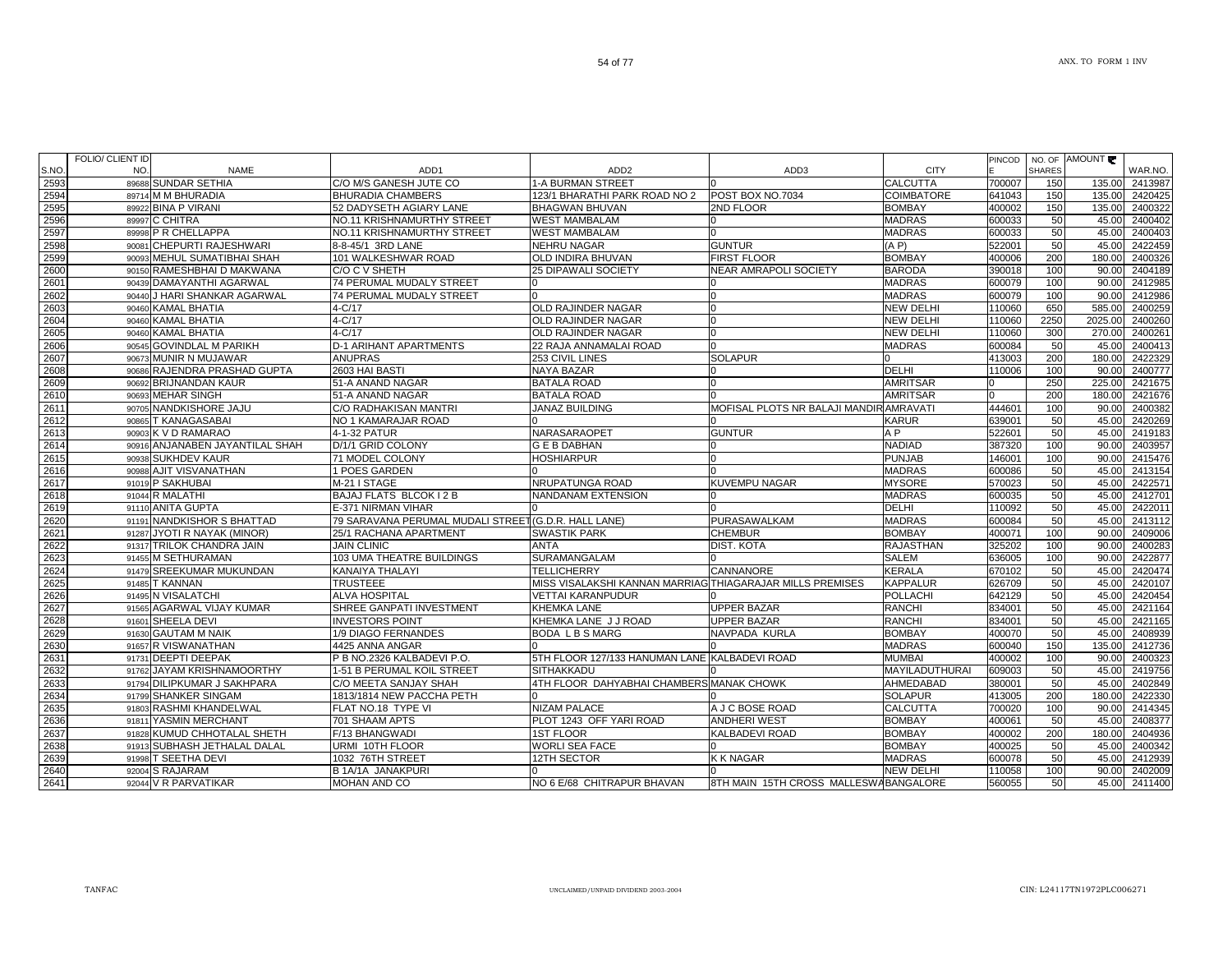| S.NO. | FOLIO/ CLIENT ID NO. | NAME | ADD1 | ADD2 | ADD3 | CITY | PINCODE | NO. OF SHARES | AMOUNT ₹ | WAR.NO. |
|---|---|---|---|---|---|---|---|---|---|---|
| 2593 | 89688 | SUNDAR SETHIA | C/O M/S GANESH JUTE CO | 1-A BURMAN STREET | 0 | CALCUTTA | 700007 | 150 | 135.00 | 2413987 |
| 2594 | 89714 | M M BHURADIA | BHURADIA CHAMBERS | 123/1 BHARATHI PARK ROAD NO 2 | POST BOX NO.7034 | COIMBATORE | 641043 | 150 | 135.00 | 2420425 |
| 2595 | 89922 | BINA P VIRANI | 52 DADYSETH AGIARY LANE | BHAGWAN BHUVAN | 2ND FLOOR | BOMBAY | 400002 | 150 | 135.00 | 2400322 |
| 2596 | 89997 | C CHITRA | NO.11 KRISHNAMURTHY STREET | WEST MAMBALAM | 0 | MADRAS | 600033 | 50 | 45.00 | 2400402 |
| 2597 | 89998 | P R CHELLAPPA | NO.11 KRISHNAMURTHY STREET | WEST MAMBALAM | 0 | MADRAS | 600033 | 50 | 45.00 | 2400403 |
| 2598 | 90081 | CHEPURTI RAJESHWARI | 8-8-45/1 3RD LANE | NEHRU NAGAR | GUNTUR | (A P) | 522001 | 50 | 45.00 | 2422459 |
| 2599 | 90093 | MEHUL SUMATIBHAI SHAH | 101 WALKESHWAR ROAD | OLD INDIRA BHUVAN | FIRST FLOOR | BOMBAY | 400006 | 200 | 180.00 | 2400326 |
| 2600 | 90150 | RAMESHBHAI D MAKWANA | C/O C V SHETH | 25 DIPAWALI SOCIETY | NEAR AMRAPOLI SOCIETY | BARODA | 390018 | 100 | 90.00 | 2404189 |
| 2601 | 90439 | DAMAYANTHI AGARWAL | 74 PERUMAL MUDALY STREET | 0 | 0 | MADRAS | 600079 | 100 | 90.00 | 2412985 |
| 2602 | 90440 | J HARI SHANKAR AGARWAL | 74 PERUMAL MUDALY STREET | 0 | 0 | MADRAS | 600079 | 100 | 90.00 | 2412986 |
| 2603 | 90460 | KAMAL BHATIA | 4-C/17 | OLD RAJINDER NAGAR | 0 | NEW DELHI | 110060 | 650 | 585.00 | 2400259 |
| 2604 | 90460 | KAMAL BHATIA | 4-C/17 | OLD RAJINDER NAGAR | 0 | NEW DELHI | 110060 | 2250 | 2025.00 | 2400260 |
| 2605 | 90460 | KAMAL BHATIA | 4-C/17 | OLD RAJINDER NAGAR | 0 | NEW DELHI | 110060 | 300 | 270.00 | 2400261 |
| 2606 | 90545 | GOVINDLAL M PARIKH | D-1 ARIHANT APARTMENTS | 22 RAJA ANNAMALAI ROAD | 0 | MADRAS | 600084 | 50 | 45.00 | 2400413 |
| 2607 | 90673 | MUNIR N MUJAWAR | ANUPRAS | 253 CIVIL LINES | SOLAPUR | 0 | 413003 | 200 | 180.00 | 2422329 |
| 2608 | 90686 | RAJENDRA PRASHAD GUPTA | 2603 HAI BASTI | NAYA BAZAR | 0 | DELHI | 110006 | 100 | 90.00 | 2400777 |
| 2609 | 90692 | BRIJNANDAN KAUR | 51-A ANAND NAGAR | BATALA ROAD | 0 | AMRITSAR | 0 | 250 | 225.00 | 2421675 |
| 2610 | 90693 | MEHAR SINGH | 51-A ANAND NAGAR | BATALA ROAD | 0 | AMRITSAR | 0 | 200 | 180.00 | 2421676 |
| 2611 | 90705 | NANDKISHORE JAJU | C/O RADHAKISAN MANTRI | JANAZ BUILDING | MOFISAL PLOTS NR BALAJI MANDIR | AMRAVATI | 444601 | 100 | 90.00 | 2400382 |
| 2612 | 90865 | T KANAGASABAI | NO 1 KAMARAJAR ROAD | 0 | 0 | KARUR | 639001 | 50 | 45.00 | 2420269 |
| 2613 | 90903 | K V D RAMARAO | 4-1-32 PATUR | NARASARAOPET | GUNTUR | A P | 522601 | 50 | 45.00 | 2419183 |
| 2614 | 90916 | ANJANABEN JAYANTILAL SHAH | D/1/1 GRID COLONY | G E B DABHAN | 0 | NADIAD | 387320 | 100 | 90.00 | 2403957 |
| 2615 | 90938 | SUKHDEV KAUR | 71 MODEL COLONY | HOSHIARPUR | 0 | PUNJAB | 146001 | 100 | 90.00 | 2415476 |
| 2616 | 90988 | AJIT VISVANATHAN | 1 POES GARDEN | 0 | 0 | MADRAS | 600086 | 50 | 45.00 | 2413154 |
| 2617 | 91019 | P SAKHUBAI | M-21 I STAGE | NRUPATUNGA ROAD | KUVEMPU NAGAR | MYSORE | 570023 | 50 | 45.00 | 2422571 |
| 2618 | 91044 | R MALATHI | BAJAJ FLATS BLCOK I 2 B | NANDANAM EXTENSION | 0 | MADRAS | 600035 | 50 | 45.00 | 2412701 |
| 2619 | 91110 | ANITA GUPTA | E-371 NIRMAN VIHAR | 0 | 0 | DELHI | 110092 | 50 | 45.00 | 2422011 |
| 2620 | 91191 | NANDKISHOR S BHATTAD | 79 SARAVANA PERUMAL MUDALI STREET | (G.D.R. HALL LANE) | PURASAWALKAM | MADRAS | 600084 | 50 | 45.00 | 2413112 |
| 2621 | 91287 | JYOTI R NAYAK (MINOR) | 25/1 RACHANA APARTMENT | SWASTIK PARK | CHEMBUR | BOMBAY | 400071 | 100 | 90.00 | 2409006 |
| 2622 | 91317 | TRILOK CHANDRA JAIN | JAIN CLINIC | ANTA | DIST. KOTA | RAJASTHAN | 325202 | 100 | 90.00 | 2400283 |
| 2623 | 91455 | M SETHURAMAN | 103 UMA THEATRE BUILDINGS | SURAMANGALAM | 0 | SALEM | 636005 | 100 | 90.00 | 2422877 |
| 2624 | 91479 | SREEKUMAR MUKUNDAN | KANAIYA THALAYI | TELLICHERRY | CANNANORE | KERALA | 670102 | 50 | 45.00 | 2420474 |
| 2625 | 91485 | T KANNAN | TRUSTEEE | MISS VISALAKSHI KANNAN MARRIAG | THIAGARAJAR MILLS PREMISES | KAPPALUR | 626709 | 50 | 45.00 | 2420107 |
| 2626 | 91495 | N VISALATCHI | ALVA HOSPITAL | VETTAI KARANPUDUR | 0 | POLLACHI | 642129 | 50 | 45.00 | 2420454 |
| 2627 | 91565 | AGARWAL VIJAY KUMAR | SHREE GANPATI INVESTMENT | KHEMKA LANE | UPPER BAZAR | RANCHI | 834001 | 50 | 45.00 | 2421164 |
| 2628 | 91601 | SHEELA DEVI | INVESTORS POINT | KHEMKA LANE J J ROAD | UPPER BAZAR | RANCHI | 834001 | 50 | 45.00 | 2421165 |
| 2629 | 91630 | GAUTAM M NAIK | 1/9 DIAGO FERNANDES | BODA L B S MARG | NAVPADA KURLA | BOMBAY | 400070 | 50 | 45.00 | 2408939 |
| 2630 | 91657 | R VISWANATHAN | 4425 ANNA ANGAR | 0 | 0 | MADRAS | 600040 | 150 | 135.00 | 2412736 |
| 2631 | 91731 | DEEPTI DEEPAK | P B NO.2326 KALBADEVI P.O. | 5TH FLOOR 127/133 HANUMAN LANE | KALBADEVI ROAD | MUMBAI | 400002 | 100 | 90.00 | 2400323 |
| 2632 | 91762 | JAYAM KRISHNAMOORTHY | 1-51 B PERUMAL KOIL STREET | SITHAKKADU | 0 | MAYILADUTHURAI | 609003 | 50 | 45.00 | 2419756 |
| 2633 | 91794 | DILIPKUMAR J SAKHPARA | C/O MEETA SANJAY SHAH | 4TH FLOOR DAHYABHAI CHAMBERS | MANAK CHOWK | AHMEDABAD | 380001 | 50 | 45.00 | 2402849 |
| 2634 | 91799 | SHANKER SINGAM | 1813/1814 NEW PACCHA PETH | 0 | 0 | SOLAPUR | 413005 | 200 | 180.00 | 2422330 |
| 2635 | 91803 | RASHMI KHANDELWAL | FLAT NO.18 TYPE VI | NIZAM PALACE | A J C BOSE ROAD | CALCUTTA | 700020 | 100 | 90.00 | 2414345 |
| 2636 | 91811 | YASMIN MERCHANT | 701 SHAAM APTS | PLOT 1243 OFF YARI ROAD | ANDHERI WEST | BOMBAY | 400061 | 50 | 45.00 | 2408377 |
| 2637 | 91828 | KUMUD CHHOTALAL SHETH | F/13 BHANGWADI | 1ST FLOOR | KALBADEVI ROAD | BOMBAY | 400002 | 200 | 180.00 | 2404936 |
| 2638 | 91913 | SUBHASH JETHALAL DALAL | URMI 10TH FLOOR | WORLI SEA FACE | 0 | BOMBAY | 400025 | 50 | 45.00 | 2400342 |
| 2639 | 91998 | T SEETHA DEVI | 1032 76TH STREET | 12TH SECTOR | K K NAGAR | MADRAS | 600078 | 50 | 45.00 | 2412939 |
| 2640 | 92004 | S RAJARAM | B 1A/1A JANAKPURI | 0 | 0 | NEW DELHI | 110058 | 100 | 90.00 | 2402009 |
| 2641 | 92044 | V R PARVATIKAR | MOHAN AND CO | NO 6 E/68 CHITRAPUR BHAVAN | 8TH MAIN 15TH CROSS MALLESWA | BANGALORE | 560055 | 50 | 45.00 | 2411400 |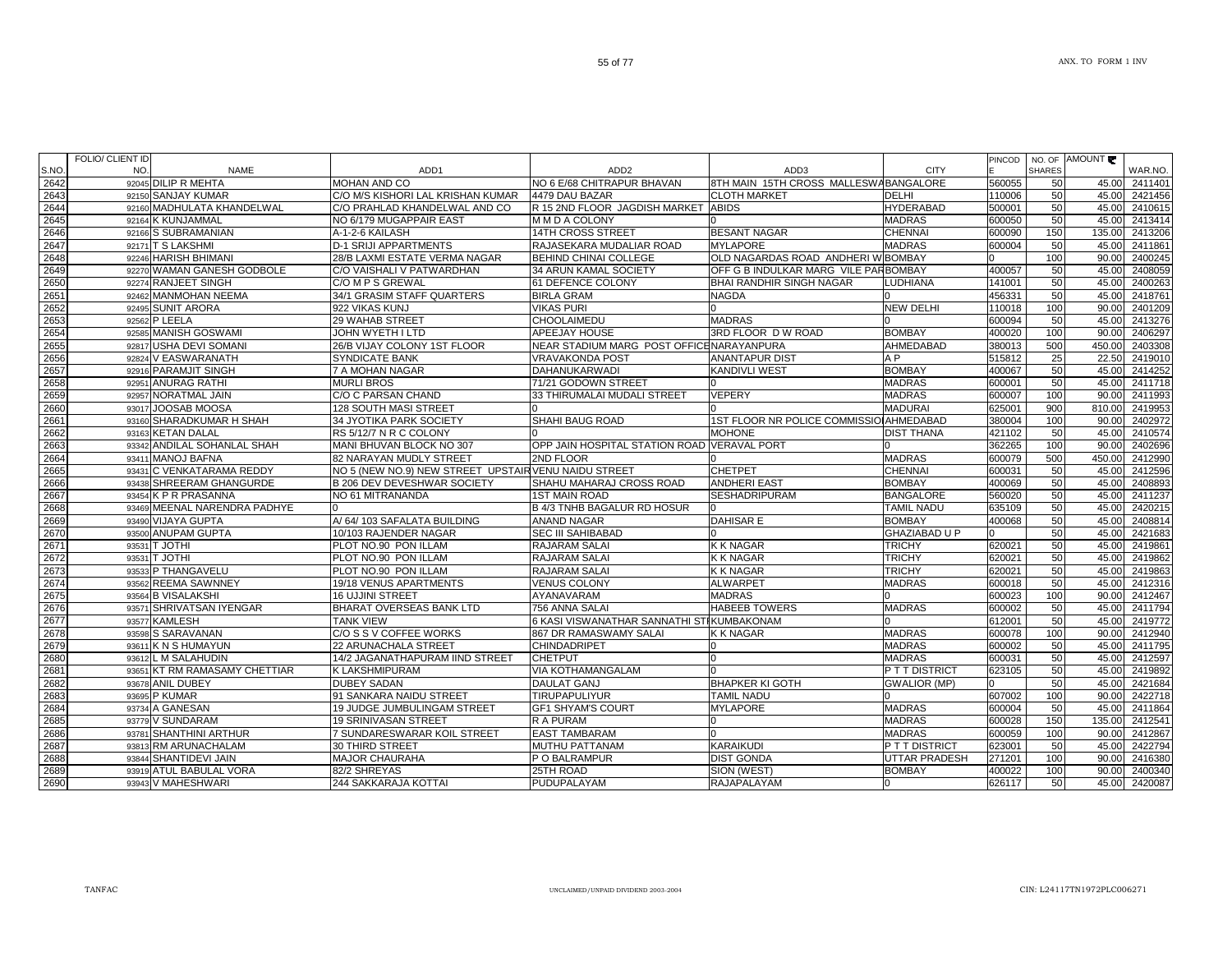| S.NO. | FOLIO/ CLIENT ID NO. | NAME | ADD1 | ADD2 | ADD3 | CITY | PINCODE | NO. OF SHARES | AMOUNT | WAR.NO. |
|---|---|---|---|---|---|---|---|---|---|---|
| 2642 | 92045 | DILIP R MEHTA | MOHAN AND CO | NO 6 E/68 CHITRAPUR BHAVAN | 8TH MAIN 15TH CROSS MALLESWA | BANGALORE | 560055 | 50 | 45.00 | 2411401 |
| 2643 | 92150 | SANJAY KUMAR | C/O M/S KISHORI LAL KRISHAN KUMAR | 4479 DAU BAZAR | CLOTH MARKET | DELHI | 110006 | 50 | 45.00 | 2421456 |
| 2644 | 92160 | MADHULATA KHANDELWAL | C/O PRAHLAD KHANDELWAL AND CO | R 15 2ND FLOOR JAGDISH MARKET | ABIDS | HYDERABAD | 500001 | 50 | 45.00 | 2410615 |
| 2645 | 92164 | K KUNJAMMAL | NO 6/179 MUGAPPAIR EAST | M M D A COLONY | 0 | MADRAS | 600050 | 50 | 45.00 | 2413414 |
| 2646 | 92166 | S SUBRAMANIAN | A-1-2-6 KAILASH | 14TH CROSS STREET | BESANT NAGAR | CHENNAI | 600090 | 150 | 135.00 | 2413206 |
| 2647 | 92171 | T S LAKSHMI | D-1 SRIJI APPARTMENTS | RAJASEKARA MUDALIAR ROAD | MYLAPORE | MADRAS | 600004 | 50 | 45.00 | 2411861 |
| 2648 | 92246 | HARISH BHIMANI | 28/B LAXMI ESTATE VERMA NAGAR | BEHIND CHINAI COLLEGE | OLD NAGARDAS ROAD ANDHERI W | BOMBAY | 0 | 100 | 90.00 | 2400245 |
| 2649 | 92270 | WAMAN GANESH GODBOLE | C/O VAISHALI V PATWARDHAN | 34 ARUN KAMAL SOCIETY | OFF G B INDULKAR MARG VILE PAR | BOMBAY | 400057 | 50 | 45.00 | 2408059 |
| 2650 | 92274 | RANJEET SINGH | C/O M P S GREWAL | 61 DEFENCE COLONY | BHAI RANDHIR SINGH NAGAR | LUDHIANA | 141001 | 50 | 45.00 | 2400263 |
| 2651 | 92462 | MANMOHAN NEEMA | 34/1 GRASIM STAFF QUARTERS | BIRLA GRAM | NAGDA | 0 | 456331 | 50 | 45.00 | 2418761 |
| 2652 | 92495 | SUNIT ARORA | 922 VIKAS KUNJ | VIKAS PURI | 0 | NEW DELHI | 110018 | 100 | 90.00 | 2401209 |
| 2653 | 92562 | P LEELA | 29 WAHAB STREET | CHOOLAIMEDU | MADRAS | 0 | 600094 | 50 | 45.00 | 2413276 |
| 2654 | 92585 | MANISH GOSWAMI | JOHN WYETH I LTD | APEEJAY HOUSE | 3RD FLOOR D W ROAD | BOMBAY | 400020 | 100 | 90.00 | 2406297 |
| 2655 | 92817 | USHA DEVI SOMANI | 26/B VIJAY COLONY 1ST FLOOR | NEAR STADIUM MARG POST OFFICE | NARAYANPURA | AHMEDABAD | 380013 | 500 | 450.00 | 2403308 |
| 2656 | 92824 | V EASWARANATH | SYNDICATE BANK | VRAVAKONDA POST | ANANTAPUR DIST | A P | 515812 | 25 | 22.50 | 2419010 |
| 2657 | 92916 | PARAMJIT SINGH | 7 A MOHAN NAGAR | DAHANUKARWADI | KANDIVLI WEST | BOMBAY | 400067 | 50 | 45.00 | 2414252 |
| 2658 | 92951 | ANURAG RATHI | MURLI BROS | 71/21 GODOWN STREET | 0 | MADRAS | 600001 | 50 | 45.00 | 2411718 |
| 2659 | 92957 | NORATMAL JAIN | C/O C PARSAN CHAND | 33 THIRUMALAI MUDALI STREET | VEPERY | MADRAS | 600007 | 100 | 90.00 | 2411993 |
| 2660 | 93017 | JOOSAB MOOSA | 128 SOUTH MASI STREET | 0 | 0 | MADURAI | 625001 | 900 | 810.00 | 2419953 |
| 2661 | 93160 | SHARADKUMAR H SHAH | 34 JYOTIKA PARK SOCIETY | SHAHI BAUG ROAD | 1ST FLOOR NR POLICE COMMISSIO | AHMEDABAD | 380004 | 100 | 90.00 | 2402972 |
| 2662 | 93163 | KETAN DALAL | RS 5/12/7 N R C COLONY | 0 | MOHONE | DIST THANA | 421102 | 50 | 45.00 | 2410574 |
| 2663 | 93342 | ANDILAL SOHANLAL SHAH | MANI BHUVAN BLOCK NO 307 | OPP JAIN HOSPITAL STATION ROAD | VERAVAL PORT | 0 | 362265 | 100 | 90.00 | 2402696 |
| 2664 | 93411 | MANOJ BAFNA | 82 NARAYAN MUDLY STREET | 2ND FLOOR | 0 | MADRAS | 600079 | 500 | 450.00 | 2412990 |
| 2665 | 93431 | C VENKATARAMA REDDY | NO 5 (NEW NO.9) NEW STREET UPSTAIR | VENU NAIDU STREET | CHETPET | CHENNAI | 600031 | 50 | 45.00 | 2412596 |
| 2666 | 93438 | SHREERAM GHANGURDE | B 206 DEV DEVESHWAR SOCIETY | SHAHU MAHARAJ CROSS ROAD | ANDHERI EAST | BOMBAY | 400069 | 50 | 45.00 | 2408893 |
| 2667 | 93454 | K P R PRASANNA | NO 61 MITRANANDA | 1ST MAIN ROAD | SESHADRIPURAM | BANGALORE | 560020 | 50 | 45.00 | 2411237 |
| 2668 | 93469 | MEENAL NARENDRA PADHYE | 0 | B 4/3 TNHB BAGALUR RD HOSUR | 0 | TAMIL NADU | 635109 | 50 | 45.00 | 2420215 |
| 2669 | 93490 | VIJAYA GUPTA | A/ 64/ 103 SAFALATA BUILDING | ANAND NAGAR | DAHISAR E | BOMBAY | 400068 | 50 | 45.00 | 2408814 |
| 2670 | 93500 | ANUPAM GUPTA | 10/103 RAJENDER NAGAR | SEC III SAHIBABAD | 0 | GHAZIABAD U P | 0 | 50 | 45.00 | 2421683 |
| 2671 | 93531 | T JOTHI | PLOT NO.90 PON ILLAM | RAJARAM SALAI | K K NAGAR | TRICHY | 620021 | 50 | 45.00 | 2419861 |
| 2672 | 93531 | T JOTHI | PLOT NO.90 PON ILLAM | RAJARAM SALAI | K K NAGAR | TRICHY | 620021 | 50 | 45.00 | 2419862 |
| 2673 | 93533 | P THANGAVELU | PLOT NO.90 PON ILLAM | RAJARAM SALAI | K K NAGAR | TRICHY | 620021 | 50 | 45.00 | 2419863 |
| 2674 | 93562 | REEMA SAWNNEY | 19/18 VENUS APARTMENTS | VENUS COLONY | ALWARPET | MADRAS | 600018 | 50 | 45.00 | 2412316 |
| 2675 | 93564 | B VISALAKSHI | 16 UJJINI STREET | AYANAVARAM | MADRAS | 0 | 600023 | 100 | 90.00 | 2412467 |
| 2676 | 93571 | SHRIVATSAN IYENGAR | BHARAT OVERSEAS BANK LTD | 756 ANNA SALAI | HABEEB TOWERS | MADRAS | 600002 | 50 | 45.00 | 2411794 |
| 2677 | 93577 | KAMLESH | TANK VIEW | 6 KASI VISWANATHAR SANNATHI ST | KUMBAKONAM | 0 | 612001 | 50 | 45.00 | 2419772 |
| 2678 | 93598 | S SARAVANAN | C/O S S V COFFEE WORKS | 867 DR RAMASWAMY SALAI | K K NAGAR | MADRAS | 600078 | 100 | 90.00 | 2412940 |
| 2679 | 93611 | K N S HUMAYUN | 22 ARUNACHALA STREET | CHINDADRIPET | 0 | MADRAS | 600002 | 50 | 45.00 | 2411795 |
| 2680 | 93612 | L M SALAHUDIN | 14/2 JAGANATHAPURAM IIND STREET | CHETPUT | 0 | MADRAS | 600031 | 50 | 45.00 | 2412597 |
| 2681 | 93651 | KT RM RAMASAMY CHETTIAR | K LAKSHMIPURAM | VIA KOTHAMANGALAM | 0 | P T T DISTRICT | 623105 | 50 | 45.00 | 2419892 |
| 2682 | 93678 | ANIL DUBEY | DUBEY SADAN | DAULAT GANJ | BHAPKER KI GOTH | GWALIOR (MP) | 0 | 50 | 45.00 | 2421684 |
| 2683 | 93695 | P KUMAR | 91 SANKARA NAIDU STREET | TIRUPAPULIYUR | TAMIL NADU | 0 | 607002 | 100 | 90.00 | 2422718 |
| 2684 | 93734 | A GANESAN | 19 JUDGE JUMBULINGAM STREET | GF1 SHYAM'S COURT | MYLAPORE | MADRAS | 600004 | 50 | 45.00 | 2411864 |
| 2685 | 93779 | V SUNDARAM | 19 SRINIVASAN STREET | R A PURAM | 0 | MADRAS | 600028 | 150 | 135.00 | 2412541 |
| 2686 | 93781 | SHANTHINI ARTHUR | 7 SUNDARESWARAR KOIL STREET | EAST TAMBARAM | 0 | MADRAS | 600059 | 100 | 90.00 | 2412867 |
| 2687 | 93813 | RM ARUNACHALAM | 30 THIRD STREET | MUTHU PATTANAM | KARAIKUDI | P T T DISTRICT | 623001 | 50 | 45.00 | 2422794 |
| 2688 | 93844 | SHANTIDEVI JAIN | MAJOR CHAURAHA | P O BALRAMPUR | DIST GONDA | UTTAR PRADESH | 271201 | 100 | 90.00 | 2416380 |
| 2689 | 93919 | ATUL BABULAL VORA | 82/2 SHREYAS | 25TH ROAD | SION (WEST) | BOMBAY | 400022 | 100 | 90.00 | 2400340 |
| 2690 | 93943 | V MAHESHWARI | 244 SAKKARAJA KOTTAI | PUDUPALAYAM | RAJAPALAYAM | 0 | 626117 | 50 | 45.00 | 2420087 |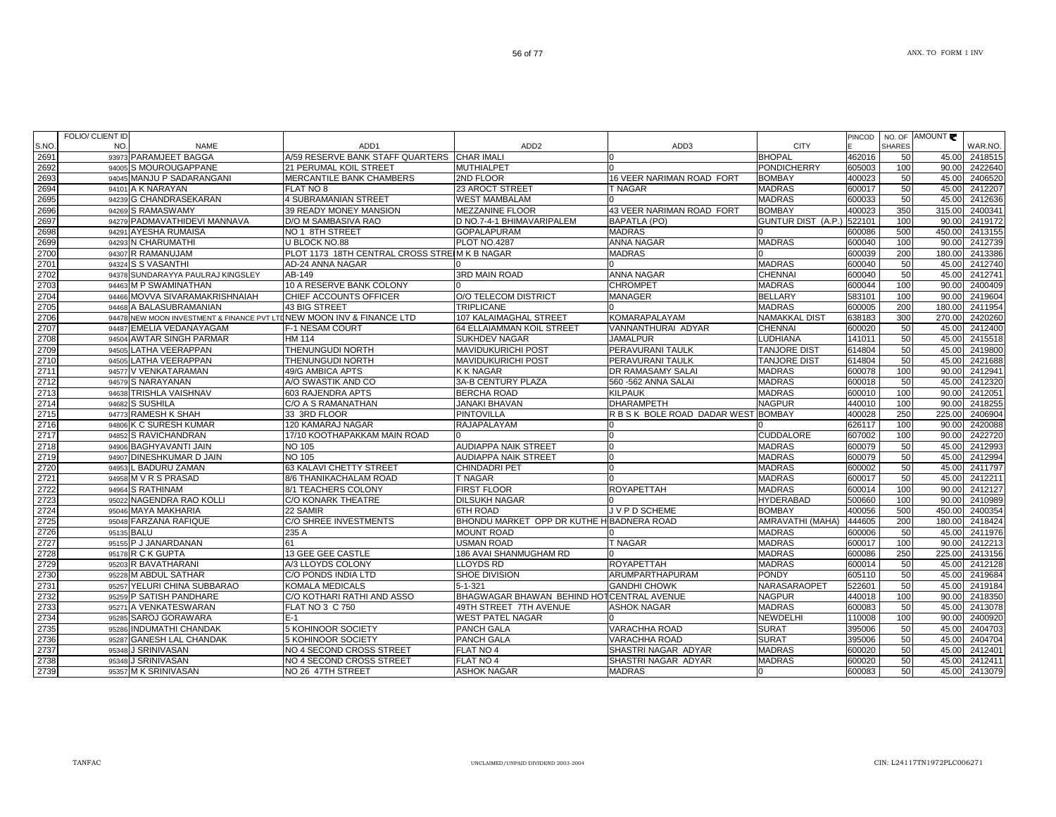| S.NO. | FOLIO/ CLIENT ID NO. | NAME | ADD1 | ADD2 | ADD3 | CITY | PINCODE | NO. OF SHARES | AMOUNT ₹ | WAR.NO. |
|---|---|---|---|---|---|---|---|---|---|---|
| 2691 | 93973 | PARAMJEET BAGGA | A/59 RESERVE BANK STAFF QUARTERS | CHAR IMALI | 0 | BHOPAL | 462016 | 50 | 45.00 | 2418515 |
| 2692 | 94005 | S MOUROUGAPPANE | 21 PERUMAL KOIL STREET | MUTHIALPET | 0 | PONDICHERRY | 605003 | 100 | 90.00 | 2422640 |
| 2693 | 94045 | MANJU P SADARANGANI | MERCANTILE BANK CHAMBERS | 2ND FLOOR | 16 VEER NARIMAN ROAD FORT | BOMBAY | 400023 | 50 | 45.00 | 2406520 |
| 2694 | 94101 | A K NARAYAN | FLAT NO 8 | 23 AROCT STREET | T NAGAR | MADRAS | 600017 | 50 | 45.00 | 2412207 |
| 2695 | 94239 | G CHANDRASEKARAN | 4 SUBRAMANIAN STREET | WEST MAMBALAM | 0 | MADRAS | 600033 | 50 | 45.00 | 2412636 |
| 2696 | 94269 | S RAMASWAMY | 39 READY MONEY MANSION | MEZZANINE FLOOR | 43 VEER NARIMAN ROAD FORT | BOMBAY | 400023 | 350 | 315.00 | 2400341 |
| 2697 | 94279 | PADMAVATHIDEVI MANNAVA | D/O M SAMBASIVA RAO | D NO.7-4-1 BHIMAVARIPALEM | BAPATLA (PO) | GUNTUR DIST (A.P.) | 522101 | 100 | 90.00 | 2419172 |
| 2698 | 94291 | AYESHA RUMAISA | NO 1 8TH STREET | GOPALAPURAM | MADRAS | 0 | 600086 | 500 | 450.00 | 2413155 |
| 2699 | 94293 | N CHARUMATHI | U BLOCK NO.88 | PLOT NO.4287 | ANNA NAGAR | MADRAS | 600040 | 100 | 90.00 | 2412739 |
| 2700 | 94307 | R RAMANUJAM | PLOT 1173 18TH CENTRAL CROSS STRE | M K B NAGAR | MADRAS | 0 | 600039 | 200 | 180.00 | 2413386 |
| 2701 | 94324 | S S VASANTHI | AD-24 ANNA NAGAR | 0 | 0 | MADRAS | 600040 | 50 | 45.00 | 2412740 |
| 2702 | 94378 | SUNDARAYYA PAULRAJ KINGSLEY | AB-149 | 3RD MAIN ROAD | ANNA NAGAR | CHENNAI | 600040 | 50 | 45.00 | 2412741 |
| 2703 | 94463 | M P SWAMINATHAN | 10 A RESERVE BANK COLONY | 0 | CHROMPET | MADRAS | 600044 | 100 | 90.00 | 2400409 |
| 2704 | 94466 | MOVVA SIVARAMAKRISHNAIAH | CHIEF ACCOUNTS OFFICER | O/O TELECOM DISTRICT | MANAGER | BELLARY | 583101 | 100 | 90.00 | 2419604 |
| 2705 | 94468 | A BALASUBRAMANIAN | 43 BIG STREET | TRIPLICANE | 0 | MADRAS | 600005 | 200 | 180.00 | 2411954 |
| 2706 | 94478 | NEW MOON INVESTMENT & FINANCE PVT LTD | NEW MOON INV & FINANCE LTD | 107 KALAIMAGHAL STREET | KOMARAPALAYAM | NAMAKKAL DIST | 638183 | 300 | 270.00 | 2420260 |
| 2707 | 94487 | EMELIA VEDANAYAGAM | F-1 NESAM COURT | 64 ELLAIAMMAN KOIL STREET | VANNANTHURAI ADYAR | CHENNAI | 600020 | 50 | 45.00 | 2412400 |
| 2708 | 94504 | AWTAR SINGH PARMAR | HM 114 | SUKHDEV NAGAR | JAMALPUR | LUDHIANA | 141011 | 50 | 45.00 | 2415518 |
| 2709 | 94505 | LATHA VEERAPPAN | THENUNGUDI NORTH | MAVIDUKURICHI POST | PERAVURANI TAULK | TANJORE DIST | 614804 | 50 | 45.00 | 2419800 |
| 2710 | 94505 | LATHA VEERAPPAN | THENUNGUDI NORTH | MAVIDUKURICHI POST | PERAVURANI TAULK | TANJORE DIST | 614804 | 50 | 45.00 | 2421688 |
| 2711 | 94577 | V VENKATARAMAN | 49/G AMBICA APTS | K K NAGAR | DR RAMASAMY SALAI | MADRAS | 600078 | 100 | 90.00 | 2412941 |
| 2712 | 94579 | S NARAYANAN | A/O SWASTIK AND CO | 3A-B CENTURY PLAZA | 560 -562 ANNA SALAI | MADRAS | 600018 | 50 | 45.00 | 2412320 |
| 2713 | 94638 | TRISHLA VAISHNAV | 603 RAJENDRA APTS | BERCHA ROAD | KILPAUK | MADRAS | 600010 | 100 | 90.00 | 2412051 |
| 2714 | 94682 | S SUSHILA | C/O A S RAMANATHAN | JANAKI BHAVAN | DHARAMPETH | NAGPUR | 440010 | 100 | 90.00 | 2418255 |
| 2715 | 94773 | RAMESH K SHAH | 33 3RD FLOOR | PINTOVILLA | R B S K BOLE ROAD DADAR WEST | BOMBAY | 400028 | 250 | 225.00 | 2406904 |
| 2716 | 94806 | K C SURESH KUMAR | 120 KAMARAJ NAGAR | RAJAPALAYAM | 0 | 0 | 626117 | 100 | 90.00 | 2420088 |
| 2717 | 94852 | S RAVICHANDRAN | 17/10 KOOTHAPAKKAM MAIN ROAD | 0 | 0 | CUDDALORE | 607002 | 100 | 90.00 | 2422720 |
| 2718 | 94906 | BAGHYAVANTI JAIN | NO 105 | AUDIAPPA NAIK STREET | 0 | MADRAS | 600079 | 50 | 45.00 | 2412993 |
| 2719 | 94907 | DINESHKUMAR D JAIN | NO 105 | AUDIAPPA NAIK STREET | 0 | MADRAS | 600079 | 50 | 45.00 | 2412994 |
| 2720 | 94953 | L BADURU ZAMAN | 63 KALAVI CHETTY STREET | CHINDADRI PET | 0 | MADRAS | 600002 | 50 | 45.00 | 2411797 |
| 2721 | 94958 | M V R S PRASAD | 8/6 THANIKACHALAM ROAD | T NAGAR | 0 | MADRAS | 600017 | 50 | 45.00 | 2412211 |
| 2722 | 94964 | S RATHINAM | 8/1 TEACHERS COLONY | FIRST FLOOR | ROYAPETTAH | MADRAS | 600014 | 100 | 90.00 | 2412127 |
| 2723 | 95022 | NAGENDRA RAO KOLLI | C/O KONARK THEATRE | DILSUKH NAGAR | 0 | HYDERABAD | 500660 | 100 | 90.00 | 2410989 |
| 2724 | 95046 | MAYA MAKHARIA | 22 SAMIR | 6TH ROAD | J V P D SCHEME | BOMBAY | 400056 | 500 | 450.00 | 2400354 |
| 2725 | 95048 | FARZANA RAFIQUE | C/O SHREE INVESTMENTS | BHONDU MARKET OPP DR KUTHE H | BADNERA ROAD | AMRAVATHI (MAHA) | 444605 | 200 | 180.00 | 2418424 |
| 2726 | 95135 | BALU | 235 A | MOUNT ROAD | 0 | MADRAS | 600006 | 50 | 45.00 | 2411976 |
| 2727 | 95155 | P J JANARDANAN | 61 | USMAN ROAD | T NAGAR | MADRAS | 600017 | 100 | 90.00 | 2412213 |
| 2728 | 95178 | R C K GUPTA | 13 GEE GEE CASTLE | 186 AVAI SHANMUGHAM RD | 0 | MADRAS | 600086 | 250 | 225.00 | 2413156 |
| 2729 | 95203 | R BAVATHARANI | A/3 LLOYDS COLONY | LLOYDS RD | ROYAPETTAH | MADRAS | 600014 | 50 | 45.00 | 2412128 |
| 2730 | 95228 | M ABDUL SATHAR | C/O PONDS INDIA LTD | SHOE DIVISION | ARUMPARTHAPURAM | PONDY | 605110 | 50 | 45.00 | 2419684 |
| 2731 | 95257 | YELURI CHINA SUBBARAO | KOMALA MEDICALS | 5-1-321 | GANDHI CHOWK | NARASARAOPET | 522601 | 50 | 45.00 | 2419184 |
| 2732 | 95259 | P SATISH PANDHARE | C/O KOTHARI RATHI AND ASSO | BHAGWAGAR BHAWAN BEHIND HOT | CENTRAL AVENUE | NAGPUR | 440018 | 100 | 90.00 | 2418350 |
| 2733 | 95271 | A VENKATESWARAN | FLAT NO 3 C 750 | 49TH STREET 7TH AVENUE | ASHOK NAGAR | MADRAS | 600083 | 50 | 45.00 | 2413078 |
| 2734 | 95285 | SAROJ GORAWARA | E-1 | WEST PATEL NAGAR | 0 | NEWDELHI | 110008 | 100 | 90.00 | 2400920 |
| 2735 | 95286 | INDUMATHI CHANDAK | 5 KOHINOOR SOCIETY | PANCH GALA | VARACHHA ROAD | SURAT | 395006 | 50 | 45.00 | 2404703 |
| 2736 | 95287 | GANESH LAL CHANDAK | 5 KOHINOOR SOCIETY | PANCH GALA | VARACHHA ROAD | SURAT | 395006 | 50 | 45.00 | 2404704 |
| 2737 | 95348 | J SRINIVASAN | NO 4 SECOND CROSS STREET | FLAT NO 4 | SHASTRI NAGAR ADYAR | MADRAS | 600020 | 50 | 45.00 | 2412401 |
| 2738 | 95348 | J SRINIVASAN | NO 4 SECOND CROSS STREET | FLAT NO 4 | SHASTRI NAGAR ADYAR | MADRAS | 600020 | 50 | 45.00 | 2412411 |
| 2739 | 95357 | M K SRINIVASAN | NO 26 47TH STREET | ASHOK NAGAR | MADRAS | 0 | 600083 | 50 | 45.00 | 2413079 |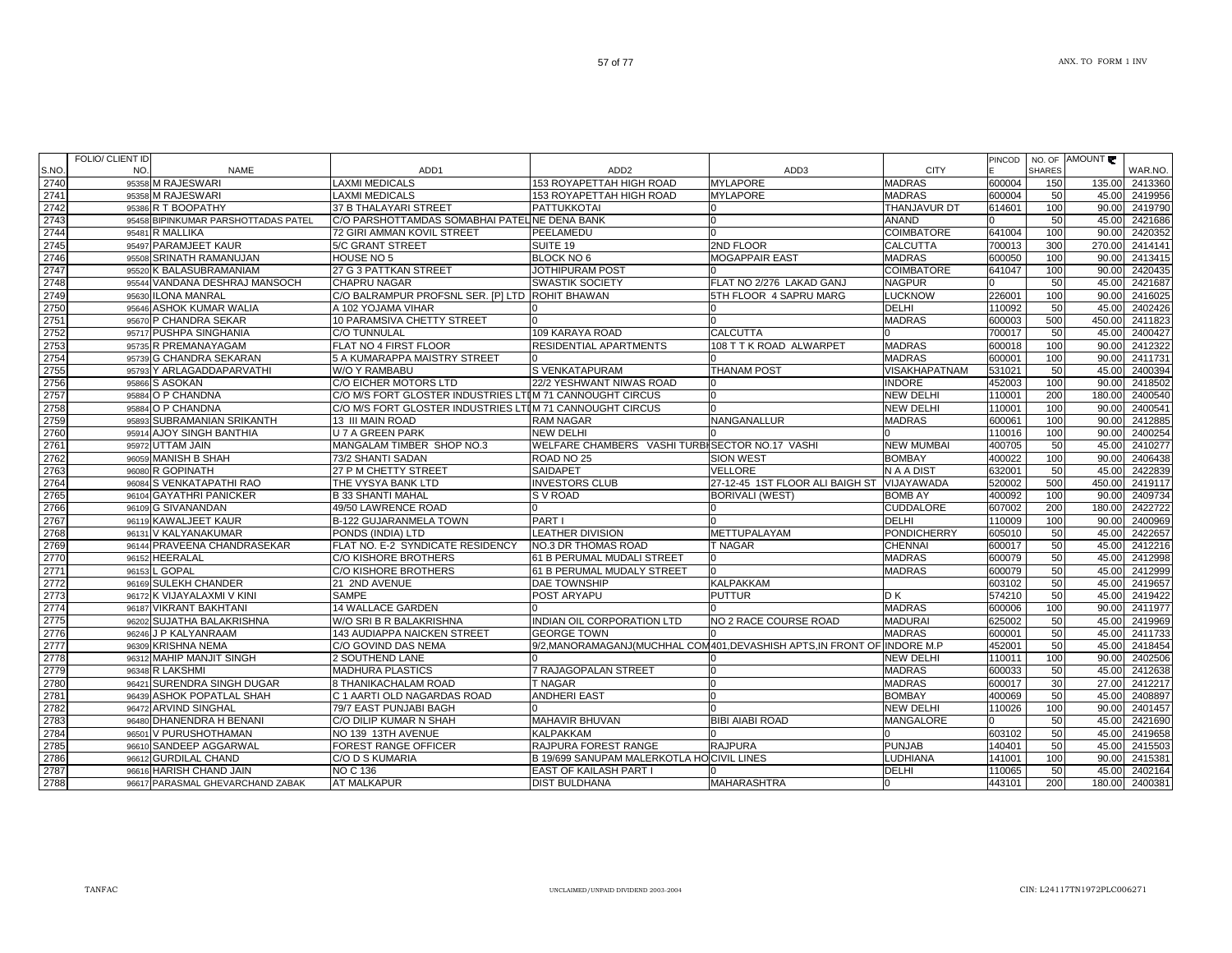| S.NO. | FOLIO/ CLIENT ID NO. | NAME | ADD1 | ADD2 | ADD3 | CITY | PINCODE | NO. OF SHARES | AMOUNT ₹ | WAR.NO. |
|---|---|---|---|---|---|---|---|---|---|---|
| 2740 | 95358 | M RAJESWARI | LAXMI MEDICALS | 153 ROYAPETTAH HIGH ROAD | MYLAPORE | MADRAS | 600004 | 150 | 135.00 | 2413360 |
| 2741 | 95358 | M RAJESWARI | LAXMI MEDICALS | 153 ROYAPETTAH HIGH ROAD | MYLAPORE | MADRAS | 600004 | 50 | 45.00 | 2419956 |
| 2742 | 95386 | R T BOOPATHY | 37 B THALAYARI STREET | PATTUKKOTAI | 0 | THANJAVUR DT | 614601 | 100 | 90.00 | 2419790 |
| 2743 | 95458 | BIPINKUMAR PARSHOTTADAS PATEL | C/O PARSHOTTAMDAS SOMABHAI PATEL | NE DENA BANK | 0 | ANAND | 0 | 50 | 45.00 | 2421686 |
| 2744 | 95481 | R MALLIKA | 72 GIRI AMMAN KOVIL STREET | PEELAMEDU | 0 | COIMBATORE | 641004 | 100 | 90.00 | 2420352 |
| 2745 | 95497 | PARAMJEET KAUR | 5/C GRANT STREET | SUITE 19 | 2ND FLOOR | CALCUTTA | 700013 | 300 | 270.00 | 2414141 |
| 2746 | 95508 | SRINATH RAMANUJAN | HOUSE NO 5 | BLOCK NO 6 | MOGAPPAIR EAST | MADRAS | 600050 | 100 | 90.00 | 2413415 |
| 2747 | 95520 | K BALASUBRAMANIAM | 27 G 3 PATTKAN STREET | JOTHIPURAM POST | 0 | COIMBATORE | 641047 | 100 | 90.00 | 2420435 |
| 2748 | 95544 | VANDANA DESHRAJ MANSOCH | CHAPRU NAGAR | SWASTIK SOCIETY | FLAT NO 2/276 LAKAD GANJ | NAGPUR | 0 | 50 | 45.00 | 2421687 |
| 2749 | 95630 | ILONA MANRAL | C/O BALRAMPUR PROFSNL SER. [P] LTD | ROHIT BHAWAN | 5TH FLOOR 4 SAPRU MARG | LUCKNOW | 226001 | 100 | 90.00 | 2416025 |
| 2750 | 95646 | ASHOK KUMAR WALIA | A 102 YOJAMA VIHAR | 0 | 0 | DELHI | 110092 | 50 | 45.00 | 2402426 |
| 2751 | 95670 | P CHANDRA SEKAR | 10 PARAMSIVA CHETTY STREET | 0 | 0 | MADRAS | 600003 | 500 | 450.00 | 2411823 |
| 2752 | 95717 | PUSHPA SINGHANIA | C/O TUNNULAL | 109 KARAYA ROAD | CALCUTTA | 0 | 700017 | 50 | 45.00 | 2400427 |
| 2753 | 95735 | R PREMANAYAGAM | FLAT NO 4 FIRST FLOOR | RESIDENTIAL APARTMENTS | 108 T T K ROAD ALWARPET | MADRAS | 600018 | 100 | 90.00 | 2412322 |
| 2754 | 95739 | G CHANDRA SEKARAN | 5 A KUMARAPPA MAISTRY STREET | 0 | 0 | MADRAS | 600001 | 100 | 90.00 | 2411731 |
| 2755 | 95793 | Y ARLAGADDAPARVATHI | W/O Y RAMBABU | S VENKATAPURAM | THANAM POST | VISAKHAPATNAM | 531021 | 50 | 45.00 | 2400394 |
| 2756 | 95866 | S ASOKAN | C/O EICHER MOTORS LTD | 22/2 YESHWANT NIWAS ROAD | 0 | INDORE | 452003 | 100 | 90.00 | 2418502 |
| 2757 | 95884 | O P CHANDNA | C/O M/S FORT GLOSTER INDUSTRIES LTD | M 71 CANNOUGHT CIRCUS | 0 | NEW DELHI | 110001 | 200 | 180.00 | 2400540 |
| 2758 | 95884 | O P CHANDNA | C/O M/S FORT GLOSTER INDUSTRIES LTD | M 71 CANNOUGHT CIRCUS | 0 | NEW DELHI | 110001 | 100 | 90.00 | 2400541 |
| 2759 | 95893 | SUBRAMANIAN SRIKANTH | 13 III MAIN ROAD | RAM NAGAR | NANGANALLUR | MADRAS | 600061 | 100 | 90.00 | 2412885 |
| 2760 | 95914 | AJOY SINGH BANTHIA | U 7 A GREEN PARK | NEW DELHI | 0 | 0 | 110016 | 100 | 90.00 | 2400254 |
| 2761 | 95972 | UTTAM JAIN | MANGALAM TIMBER SHOP NO.3 | WELFARE CHAMBERS VASHI TURBH | SECTOR NO.17 VASHI | NEW MUMBAI | 400705 | 50 | 45.00 | 2410277 |
| 2762 | 96059 | MANISH B SHAH | 73/2 SHANTI SADAN | ROAD NO 25 | SION WEST | BOMBAY | 400022 | 100 | 90.00 | 2406438 |
| 2763 | 96080 | R GOPINATH | 27 P M CHETTY STREET | SAIDAPET | VELLORE | N A A DIST | 632001 | 50 | 45.00 | 2422839 |
| 2764 | 96084 | S VENKATAPATHI RAO | THE VYSYA BANK LTD | INVESTORS CLUB | 27-12-45 1ST FLOOR ALI BAIGH ST | VIJAYAWADA | 520002 | 500 | 450.00 | 2419117 |
| 2765 | 96104 | GAYATHRI PANICKER | B 33 SHANTI MAHAL | S V ROAD | BORIVALI (WEST) | BOMB AY | 400092 | 100 | 90.00 | 2409734 |
| 2766 | 96109 | G SIVANANDAN | 49/50 LAWRENCE ROAD | 0 | 0 | CUDDALORE | 607002 | 200 | 180.00 | 2422722 |
| 2767 | 96119 | KAWALJEET KAUR | B-122 GUJARANMELA TOWN | PART I | 0 | DELHI | 110009 | 100 | 90.00 | 2400969 |
| 2768 | 96131 | V KALYANAKUMAR | PONDS (INDIA) LTD | LEATHER DIVISION | METTUPALAYAM | PONDICHERRY | 605010 | 50 | 45.00 | 2422657 |
| 2769 | 96144 | PRAVEENA CHANDRASEKAR | FLAT NO. E-2 SYNDICATE RESIDENCY | NO.3 DR THOMAS ROAD | T NAGAR | CHENNAI | 600017 | 50 | 45.00 | 2412216 |
| 2770 | 96152 | HEERALAL | C/O KISHORE BROTHERS | 61 B PERUMAL MUDALI STREET | 0 | MADRAS | 600079 | 50 | 45.00 | 2412998 |
| 2771 | 96153 | L GOPAL | C/O KISHORE BROTHERS | 61 B PERUMAL MUDALY STREET | 0 | MADRAS | 600079 | 50 | 45.00 | 2412999 |
| 2772 | 96169 | SULEKH CHANDER | 21 2ND AVENUE | DAE TOWNSHIP | KALPAKKAM | | 603102 | 50 | 45.00 | 2419657 |
| 2773 | 96172 | K VIJAYALAXMI V KINI | SAMPE | POST ARYAPU | PUTTUR | D K | 574210 | 50 | 45.00 | 2419422 |
| 2774 | 96187 | VIKRANT BAKHTANI | 14 WALLACE GARDEN | 0 | 0 | MADRAS | 600006 | 100 | 90.00 | 2411977 |
| 2775 | 96202 | SUJATHA BALAKRISHNA | W/O SRI B R BALAKRISHNA | INDIAN OIL CORPORATION LTD | NO 2 RACE COURSE ROAD | MADURAI | 625002 | 50 | 45.00 | 2419969 |
| 2776 | 96246 | J P KALYANRAAM | 143 AUDIAPPA NAICKEN STREET | GEORGE TOWN | 0 | MADRAS | 600001 | 50 | 45.00 | 2411733 |
| 2777 | 96309 | KRISHNA NEMA | C/O GOVIND DAS NEMA | 9/2,MANORAMAGANJ(MUCHHAL COM | 401,DEVASHISH APTS,IN FRONT OF | INDORE M.P | 452001 | 50 | 45.00 | 2418454 |
| 2778 | 96312 | MAHIP MANJIT SINGH | 2 SOUTHEND LANE | 0 | 0 | NEW DELHI | 110011 | 100 | 90.00 | 2402506 |
| 2779 | 96348 | R LAKSHMI | MADHURA PLASTICS | 7 RAJAGOPALAN STREET | 0 | MADRAS | 600033 | 50 | 45.00 | 2412638 |
| 2780 | 96421 | SURENDRA SINGH DUGAR | 8 THANIKACHALAM ROAD | T NAGAR | 0 | MADRAS | 600017 | 30 | 27.00 | 2412217 |
| 2781 | 96439 | ASHOK POPATLAL SHAH | C 1 AARTI OLD NAGARDAS ROAD | ANDHERI EAST | 0 | BOMBAY | 400069 | 50 | 45.00 | 2408897 |
| 2782 | 96472 | ARVIND SINGHAL | 79/7 EAST PUNJABI BAGH | 0 | 0 | NEW DELHI | 110026 | 100 | 90.00 | 2401457 |
| 2783 | 96480 | DHANENDRA H BENANI | C/O DILIP KUMAR N SHAH | MAHAVIR BHUVAN | BIBI AIABI ROAD | MANGALORE | 0 | 50 | 45.00 | 2421690 |
| 2784 | 96501 | V PURUSHOTHAMAN | NO 139 13TH AVENUE | KALPAKKAM | 0 | 0 | 603102 | 50 | 45.00 | 2419658 |
| 2785 | 96610 | SANDEEP AGGARWAL | FOREST RANGE OFFICER | RAJPURA FOREST RANGE | RAJPURA | PUNJAB | 140401 | 50 | 45.00 | 2415503 |
| 2786 | 96612 | GURDILAL CHAND | C/O D S KUMARIA | B 19/699 SANUPAM MALERKOTLA HO | CIVIL LINES | LUDHIANA | 141001 | 100 | 90.00 | 2415381 |
| 2787 | 96616 | HARISH CHAND JAIN | NO C 136 | EAST OF KAILASH PART I | 0 | DELHI | 110065 | 50 | 45.00 | 2402164 |
| 2788 | 96617 | PARASMAL GHEVARCHAND ZABAK | AT MALKAPUR | DIST BULDHANA | MAHARASHTRA | 0 | 443101 | 200 | 180.00 | 2400381 |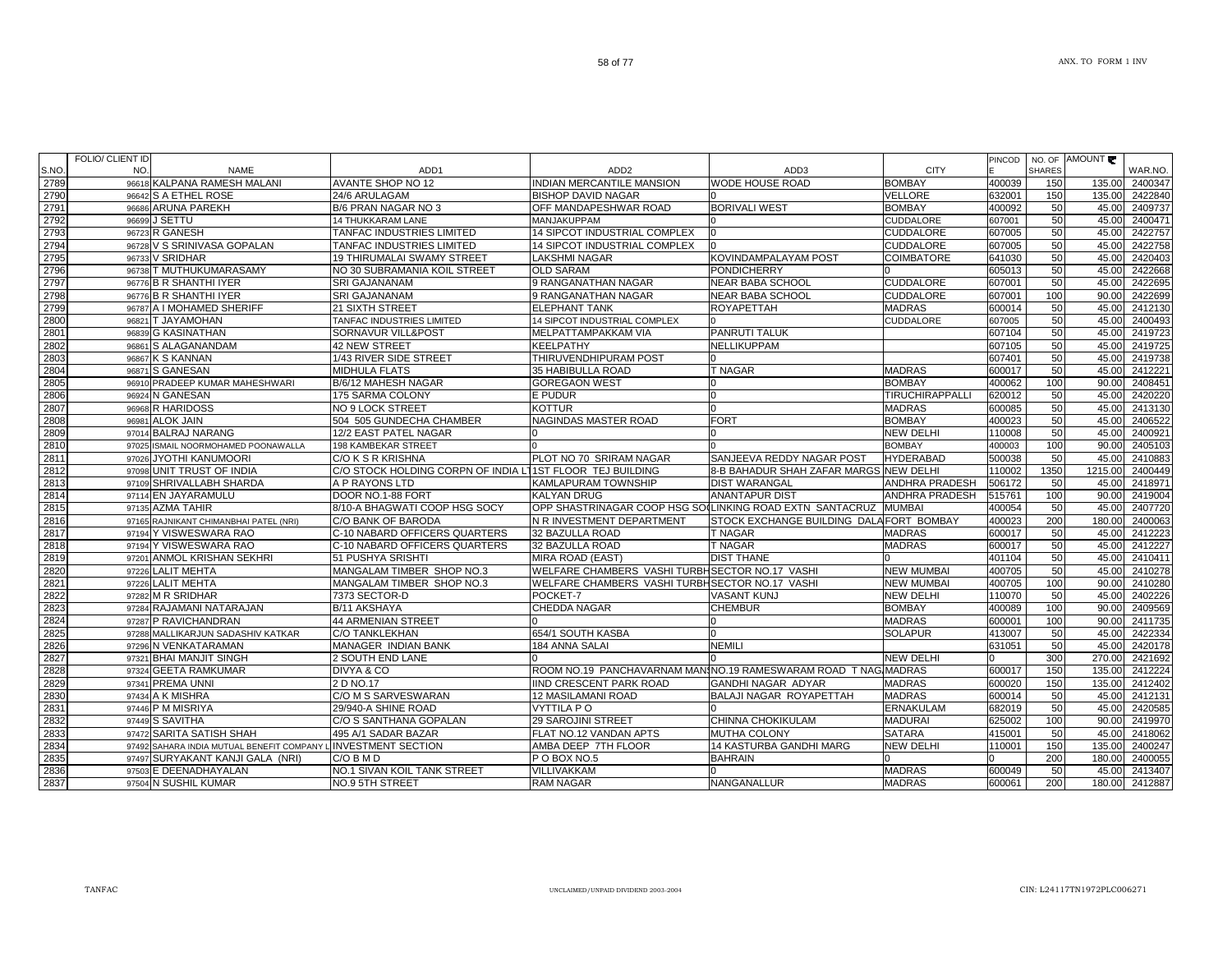| S.NO. | FOLIO/ CLIENT ID NO. | NAME | ADD1 | ADD2 | ADD3 | CITY | PINCODE | NO. OF SHARES | AMOUNT ₹ | WAR.NO. |
|---|---|---|---|---|---|---|---|---|---|---|
| 2789 | 96618 | KALPANA RAMESH MALANI | AVANTE SHOP NO 12 | INDIAN MERCANTILE MANSION | WODE HOUSE ROAD | BOMBAY | 400039 | 150 | 135.00 | 2400347 |
| 2790 | 96642 | S A ETHEL ROSE | 24/6 ARULAGAM | BISHOP DAVID NAGAR | 0 | VELLORE | 632001 | 150 | 135.00 | 2422840 |
| 2791 | 96686 | ARUNA PAREKH | B/6 PRAN NAGAR NO 3 | OFF MANDAPESHWAR ROAD | BORIVALI WEST | BOMBAY | 400092 | 50 | 45.00 | 2409737 |
| 2792 | 96699 | J SETTU | 14 THUKKARAM LANE | MANJAKUPPAM | 0 | CUDDALORE | 607001 | 50 | 45.00 | 2400471 |
| 2793 | 96723 | R GANESH | TANFAC INDUSTRIES LIMITED | 14 SIPCOT INDUSTRIAL COMPLEX | 0 | CUDDALORE | 607005 | 50 | 45.00 | 2422757 |
| 2794 | 96728 | V S SRINIVASA GOPALAN | TANFAC INDUSTRIES LIMITED | 14 SIPCOT INDUSTRIAL COMPLEX | 0 | CUDDALORE | 607005 | 50 | 45.00 | 2422758 |
| 2795 | 96733 | V SRIDHAR | 19 THIRUMALAI SWAMY STREET | LAKSHMI NAGAR | KOVINDAMPALAYAM POST | COIMBATORE | 641030 | 50 | 45.00 | 2420403 |
| 2796 | 96738 | T MUTHUKUMARASAMY | NO 30 SUBRAMANIA KOIL STREET | OLD SARAM | PONDICHERRY | 0 | 605013 | 50 | 45.00 | 2422668 |
| 2797 | 96776 | B R SHANTHI IYER | SRI GAJANANAM | 9 RANGANATHAN NAGAR | NEAR BABA SCHOOL | CUDDALORE | 607001 | 50 | 45.00 | 2422695 |
| 2798 | 96776 | B R SHANTHI IYER | SRI GAJANANAM | 9 RANGANATHAN NAGAR | NEAR BABA SCHOOL | CUDDALORE | 607001 | 100 | 90.00 | 2422699 |
| 2799 | 96787 | A I MOHAMED SHERIFF | 21 SIXTH STREET | ELEPHANT TANK | ROYAPETTAH | MADRAS | 600014 | 50 | 45.00 | 2412130 |
| 2800 | 96821 | T JAYAMOHAN | TANFAC INDUSTRIES LIMITED | 14 SIPCOT INDUSTRIAL COMPLEX | 0 | CUDDALORE | 607005 | 50 | 45.00 | 2400493 |
| 2801 | 96839 | G KASINATHAN | SORNAVUR VILL&POST | MELPATTAMPAKKAM VIA | PANRUTI TALUK | | 607104 | 50 | 45.00 | 2419723 |
| 2802 | 96861 | S ALAGANANDAM | 42 NEW STREET | KEELPATHY | NELLIKUPPAM | | 607105 | 50 | 45.00 | 2419725 |
| 2803 | 96867 | K S KANNAN | 1/43 RIVER SIDE STREET | THIRUVENDHIPURAM POST | 0 | | 607401 | 50 | 45.00 | 2419738 |
| 2804 | 96871 | S GANESAN | MIDHULA FLATS | 35 HABIBULLA ROAD | T NAGAR | MADRAS | 600017 | 50 | 45.00 | 2412221 |
| 2805 | 96910 | PRADEEP KUMAR MAHESHWARI | B/6/12 MAHESH NAGAR | GOREGAON WEST | 0 | BOMBAY | 400062 | 100 | 90.00 | 2408451 |
| 2806 | 96924 | N GANESAN | 175 SARMA COLONY | E PUDUR | 0 | TIRUCHIRAPPALLI | 620012 | 50 | 45.00 | 2420220 |
| 2807 | 96968 | R HARIDOSS | NO 9 LOCK STREET | KOTTUR | 0 | MADRAS | 600085 | 50 | 45.00 | 2413130 |
| 2808 | 96981 | ALOK JAIN | 504 505 GUNDECHA CHAMBER | NAGINDAS MASTER ROAD | FORT | BOMBAY | 400023 | 50 | 45.00 | 2406522 |
| 2809 | 97014 | BALRAJ NARANG | 12/2 EAST PATEL NAGAR | 0 | 0 | NEW DELHI | 110008 | 50 | 45.00 | 2400921 |
| 2810 | 97025 | ISMAIL NOORMOHAMED POONAWALLA | 198 KAMBEKAR STREET | 0 | 0 | BOMBAY | 400003 | 100 | 90.00 | 2405103 |
| 2811 | 97026 | JYOTHI KANUMOORI | C/O K S R KRISHNA | PLOT NO 70 SRIRAM NAGAR | SANJEEVA REDDY NAGAR POST | HYDERABAD | 500038 | 50 | 45.00 | 2410883 |
| 2812 | 97098 | UNIT TRUST OF INDIA | C/O STOCK HOLDING CORPN OF INDIA LT | 1ST FLOOR TEJ BUILDING | 8-B BAHADUR SHAH ZAFAR MARGS | NEW DELHI | 110002 | 1350 | 1215.00 | 2400449 |
| 2813 | 97109 | SHRIVALLABH SHARDA | A P RAYONS LTD | KAMLAPURAM TOWNSHIP | DIST WARANGAL | ANDHRA PRADESH | 506172 | 50 | 45.00 | 2418971 |
| 2814 | 97114 | EN JAYARAMULU | DOOR NO.1-88 FORT | KALYAN DRUG | ANANTAPUR DIST | ANDHRA PRADESH | 515761 | 100 | 90.00 | 2419004 |
| 2815 | 97135 | AZMA TAHIR | 8/10-A BHAGWATI COOP HSG SOCY | OPP SHASTRINAGAR COOP HSG SO( | LINKING ROAD EXTN SANTACRUZ | MUMBAI | 400054 | 50 | 45.00 | 2407720 |
| 2816 | 97165 | RAJNIKANT CHIMANBHAI PATEL (NRI) | C/O BANK OF BARODA | N R INVESTMENT DEPARTMENT | STOCK EXCHANGE BUILDING DALA | FORT BOMBAY | 400023 | 200 | 180.00 | 2400063 |
| 2817 | 97194 | Y VISWESWARA RAO | C-10 NABARD OFFICERS QUARTERS | 32 BAZULLA ROAD | T NAGAR | MADRAS | 600017 | 50 | 45.00 | 2412223 |
| 2818 | 97194 | Y VISWESWARA RAO | C-10 NABARD OFFICERS QUARTERS | 32 BAZULLA ROAD | T NAGAR | MADRAS | 600017 | 50 | 45.00 | 2412227 |
| 2819 | 97201 | ANMOL KRISHAN SEKHRI | 51 PUSHYA SRISHTI | MIRA ROAD (EAST) | DIST THANE | 0 | 401104 | 50 | 45.00 | 2410411 |
| 2820 | 97226 | LALIT MEHTA | MANGALAM TIMBER SHOP NO.3 | WELFARE CHAMBERS VASHI TURBH | SECTOR NO.17 VASHI | NEW MUMBAI | 400705 | 50 | 45.00 | 2410278 |
| 2821 | 97226 | LALIT MEHTA | MANGALAM TIMBER SHOP NO.3 | WELFARE CHAMBERS VASHI TURBH | SECTOR NO.17 VASHI | NEW MUMBAI | 400705 | 100 | 90.00 | 2410280 |
| 2822 | 97282 | M R SRIDHAR | 7373 SECTOR-D | POCKET-7 | VASANT KUNJ | NEW DELHI | 110070 | 50 | 45.00 | 2402226 |
| 2823 | 97284 | RAJAMANI NATARAJAN | B/11 AKSHAYA | CHEDDA NAGAR | CHEMBUR | BOMBAY | 400089 | 100 | 90.00 | 2409569 |
| 2824 | 97287 | P RAVICHANDRAN | 44 ARMENIAN STREET | 0 | 0 | MADRAS | 600001 | 100 | 90.00 | 2411735 |
| 2825 | 97288 | MALLIKARJUN SADASHIV KATKAR | C/O TANKLEKHAN | 654/1 SOUTH KASBA | 0 | SOLAPUR | 413007 | 50 | 45.00 | 2422334 |
| 2826 | 97296 | N VENKATARAMAN | MANAGER INDIAN BANK | 184 ANNA SALAI | NEMILI | | 631051 | 50 | 45.00 | 2420178 |
| 2827 | 97321 | BHAI MANJIT SINGH | 2 SOUTH END LANE | 0 | 0 | NEW DELHI | 0 | 300 | 270.00 | 2421692 |
| 2828 | 97324 | GEETA RAMKUMAR | DIVYA & CO | ROOM NO.19 PANCHAVARNAM MANS | NO.19 RAMESWARAM ROAD T NAG | MADRAS | 600017 | 150 | 135.00 | 2412224 |
| 2829 | 97341 | PREMA UNNI | 2 D NO.17 | IIND CRESCENT PARK ROAD | GANDHI NAGAR ADYAR | MADRAS | 600020 | 150 | 135.00 | 2412402 |
| 2830 | 97434 | A K MISHRA | C/O M S SARVESWARAN | 12 MASILAMANI ROAD | BALAJI NAGAR ROYAPETTAH | MADRAS | 600014 | 50 | 45.00 | 2412131 |
| 2831 | 97446 | P M MISRIYA | 29/940-A SHINE ROAD | VYTTILA P O | 0 | ERNAKULAM | 682019 | 50 | 45.00 | 2420585 |
| 2832 | 97449 | S SAVITHA | C/O S SANTHANA GOPALAN | 29 SAROJINI STREET | CHINNA CHOKIKULAM | MADURAI | 625002 | 100 | 90.00 | 2419970 |
| 2833 | 97472 | SARITA SATISH SHAH | 495 A/1 SADAR BAZAR | FLAT NO.12 VANDAN APTS | MUTHA COLONY | SATARA | 415001 | 50 | 45.00 | 2418062 |
| 2834 | 97492 | SAHARA INDIA MUTUAL BENEFIT COMPANY L | INVESTMENT SECTION | AMBA DEEP 7TH FLOOR | 14 KASTURBA GANDHI MARG | NEW DELHI | 110001 | 150 | 135.00 | 2400247 |
| 2835 | 97497 | SURYAKANT KANJI GALA (NRI) | C/O B M D | P O BOX NO.5 | BAHRAIN | 0 | 0 | 200 | 180.00 | 2400055 |
| 2836 | 97503 | E DEENADHAYALAN | NO.1 SIVAN KOIL TANK STREET | VILLIVAKKAM | 0 | MADRAS | 600049 | 50 | 45.00 | 2413407 |
| 2837 | 97504 | N SUSHIL KUMAR | NO.9 5TH STREET | RAM NAGAR | NANGANALLUR | MADRAS | 600061 | 200 | 180.00 | 2412887 |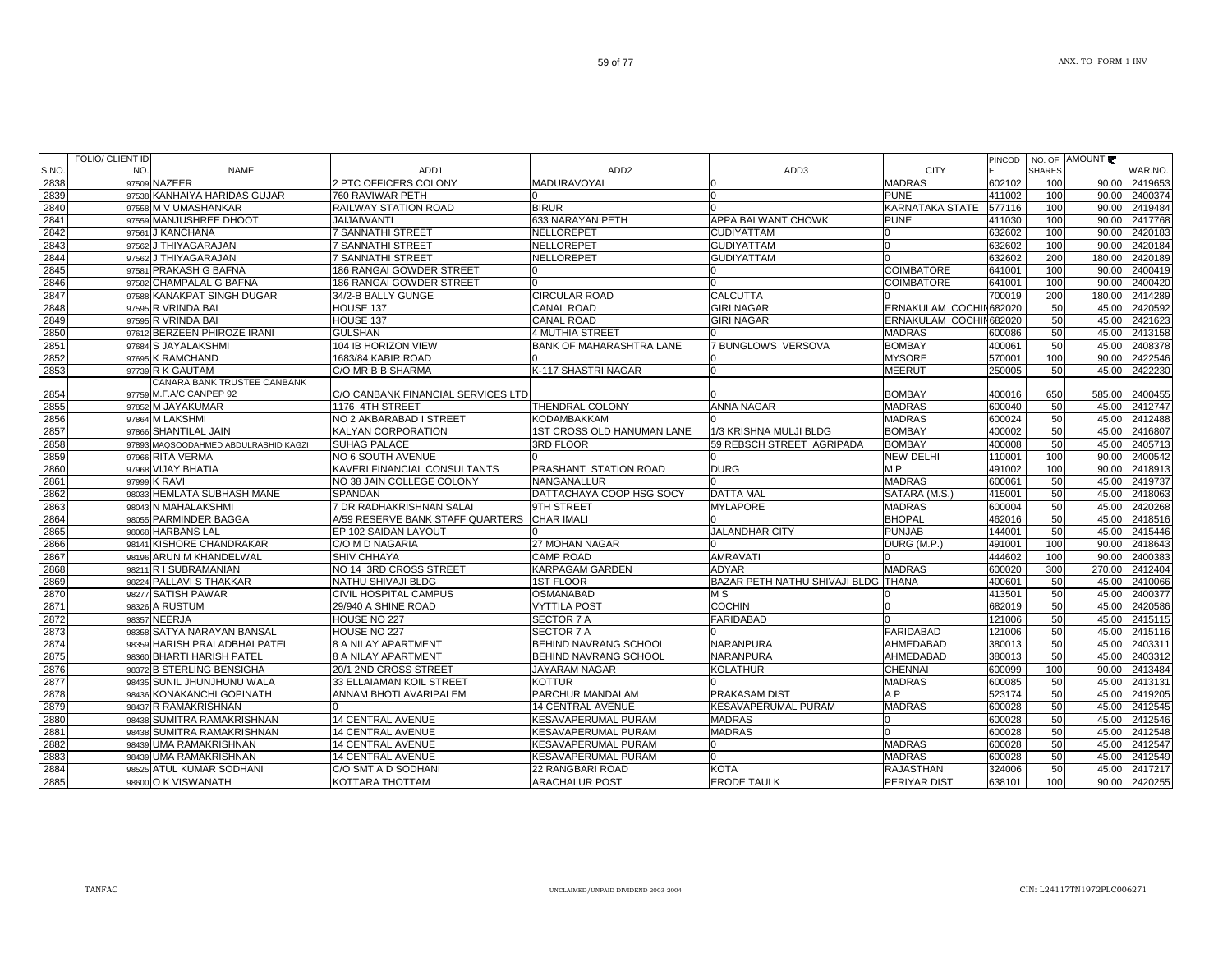| S.NO. | FOLIO/ CLIENT ID NO. | NAME | ADD1 | ADD2 | ADD3 | CITY | PINCODE | NO. OF SHARES | AMOUNT ₹ | WAR.NO. |
|---|---|---|---|---|---|---|---|---|---|---|
| 2838 | 97509 | NAZEER | 2 PTC OFFICERS COLONY | MADURAVOYAL | 0 | MADRAS | 602102 | 100 | 90.00 | 2419653 |
| 2839 | 97538 | KANHAIYA HARIDAS GUJAR | 760 RAVIWAR PETH | 0 | 0 | PUNE | 411002 | 100 | 90.00 | 2400374 |
| 2840 | 97558 | M V UMASHANKAR | RAILWAY STATION ROAD | BIRUR | 0 | KARNATAKA STATE | 577116 | 100 | 90.00 | 2419484 |
| 2841 | 97559 | MANJUSHREE DHOOT | JAIJAIWANTI | 633 NARAYAN PETH | APPA BALWANT CHOWK | PUNE | 411030 | 100 | 90.00 | 2417768 |
| 2842 | 97561 | J KANCHANA | 7 SANNATHI STREET | NELLOREPET | CUDIYATTAM | 0 | 632602 | 100 | 90.00 | 2420183 |
| 2843 | 97562 | J THIYAGARAJAN | 7 SANNATHI STREET | NELLOREPET | GUDIYATTAM | 0 | 632602 | 100 | 90.00 | 2420184 |
| 2844 | 97562 | J THIYAGARAJAN | 7 SANNATHI STREET | NELLOREPET | GUDIYATTAM | 0 | 632602 | 200 | 180.00 | 2420189 |
| 2845 | 97581 | PRAKASH G BAFNA | 186 RANGAI GOWDER STREET | 0 | 0 | COIMBATORE | 641001 | 100 | 90.00 | 2400419 |
| 2846 | 97582 | CHAMPALAL G BAFNA | 186 RANGAI GOWDER STREET | 0 | 0 | COIMBATORE | 641001 | 100 | 90.00 | 2400420 |
| 2847 | 97588 | KANAKPAT SINGH DUGAR | 34/2-B BALLY GUNGE | CIRCULAR ROAD | CALCUTTA | 0 | 700019 | 200 | 180.00 | 2414289 |
| 2848 | 97595 | R VRINDA BAI | HOUSE 137 | CANAL ROAD | GIRI NAGAR | ERNAKULAM COCHIN | 682020 | 50 | 45.00 | 2420592 |
| 2849 | 97595 | R VRINDA BAI | HOUSE 137 | CANAL ROAD | GIRI NAGAR | ERNAKULAM COCHIN | 682020 | 50 | 45.00 | 2421623 |
| 2850 | 97612 | BERZEEN PHIROZE IRANI | GULSHAN | 4 MUTHIA STREET | 0 | MADRAS | 600086 | 50 | 45.00 | 2413158 |
| 2851 | 97684 | S JAYALAKSHMI | 104 IB HORIZON VIEW | BANK OF MAHARASHTRA LANE | 7 BUNGLOWS VERSOVA | BOMBAY | 400061 | 50 | 45.00 | 2408378 |
| 2852 | 97695 | K RAMCHAND | 1683/84 KABIR ROAD | 0 | 0 | MYSORE | 570001 | 100 | 90.00 | 2422546 |
| 2853 | 97739 | R K GAUTAM | C/O MR B B SHARMA | K-117 SHASTRI NAGAR | 0 | MEERUT | 250005 | 50 | 45.00 | 2422230 |
| 2854 | 97759 | CANARA BANK TRUSTEE CANBANK M.F.A/C CANPEP 92 | C/O CANBANK FINANCIAL SERVICES LTD | | 0 | BOMBAY | 400016 | 650 | 585.00 | 2400455 |
| 2855 | 97852 | M JAYAKUMAR | 1176 4TH STREET | THENDRAL COLONY | ANNA NAGAR | MADRAS | 600040 | 50 | 45.00 | 2412747 |
| 2856 | 97864 | M LAKSHMI | NO 2 AKBARABAD I STREET | KODAMBAKKAM | 0 | MADRAS | 600024 | 50 | 45.00 | 2412488 |
| 2857 | 97866 | SHANTILAL JAIN | KALYAN CORPORATION | 1ST CROSS OLD HANUMAN LANE | 1/3 KRISHNA MULJI BLDG | BOMBAY | 400002 | 50 | 45.00 | 2416807 |
| 2858 | 97893 | MAQSOODAHMED ABDULRASHID KAGZI | SUHAG PALACE | 3RD FLOOR | 59 REBSCH STREET AGRIPADA | BOMBAY | 400008 | 50 | 45.00 | 2405713 |
| 2859 | 97966 | RITA VERMA | NO 6 SOUTH AVENUE | 0 | 0 | NEW DELHI | 110001 | 100 | 90.00 | 2400542 |
| 2860 | 97968 | VIJAY BHATIA | KAVERI FINANCIAL CONSULTANTS | PRASHANT STATION ROAD | DURG | M P | 491002 | 100 | 90.00 | 2418913 |
| 2861 | 97999 | K RAVI | NO 38 JAIN COLLEGE COLONY | NANGANALLUR | 0 | MADRAS | 600061 | 50 | 45.00 | 2419737 |
| 2862 | 98033 | HEMLATA SUBHASH MANE | SPANDAN | DATTACHAYA COOP HSG SOCY | DATTA MAL | SATARA (M.S.) | 415001 | 50 | 45.00 | 2418063 |
| 2863 | 98043 | N MAHALAKSHMI | 7 DR RADHAKRISHNAN SALAI | 9TH STREET | MYLAPORE | MADRAS | 600004 | 50 | 45.00 | 2420268 |
| 2864 | 98055 | PARMINDER BAGGA | A/59 RESERVE BANK STAFF QUARTERS | CHAR IMALI | 0 | BHOPAL | 462016 | 50 | 45.00 | 2418516 |
| 2865 | 98068 | HARBANS LAL | EP 102 SAIDAN LAYOUT | 0 | JALANDHAR CITY | PUNJAB | 144001 | 50 | 45.00 | 2415446 |
| 2866 | 98141 | KISHORE CHANDRAKAR | C/O M D NAGARIA | 27 MOHAN NAGAR | 0 | DURG (M.P.) | 491001 | 100 | 90.00 | 2418643 |
| 2867 | 98196 | ARUN M KHANDELWAL | SHIV CHHAYA | CAMP ROAD | AMRAVATI | 0 | 444602 | 100 | 90.00 | 2400383 |
| 2868 | 98211 | R I SUBRAMANIAN | NO 14 3RD CROSS STREET | KARPAGAM GARDEN | ADYAR | MADRAS | 600020 | 300 | 270.00 | 2412404 |
| 2869 | 98224 | PALLAVI S THAKKAR | NATHU SHIVAJI BLDG | 1ST FLOOR | BAZAR PETH NATHU SHIVAJI BLDG | THANA | 400601 | 50 | 45.00 | 2410066 |
| 2870 | 98277 | SATISH PAWAR | CIVIL HOSPITAL CAMPUS | OSMANABAD | M S | 0 | 413501 | 50 | 45.00 | 2400377 |
| 2871 | 98326 | A RUSTUM | 29/940 A SHINE ROAD | VYTTILA POST | COCHIN | 0 | 682019 | 50 | 45.00 | 2420586 |
| 2872 | 98357 | NEERJA | HOUSE NO 227 | SECTOR 7 A | FARIDABAD | 0 | 121006 | 50 | 45.00 | 2415115 |
| 2873 | 98358 | SATYA NARAYAN BANSAL | HOUSE NO 227 | SECTOR 7 A | 0 | FARIDABAD | 121006 | 50 | 45.00 | 2415116 |
| 2874 | 98359 | HARISH PRALADBHAI PATEL | 8 A NILAY APARTMENT | BEHIND NAVRANG SCHOOL | NARANPURA | AHMEDABAD | 380013 | 50 | 45.00 | 2403311 |
| 2875 | 98360 | BHARTI HARISH PATEL | 8 A NILAY APARTMENT | BEHIND NAVRANG SCHOOL | NARANPURA | AHMEDABAD | 380013 | 50 | 45.00 | 2403312 |
| 2876 | 98372 | B STERLING BENSIGHA | 20/1 2ND CROSS STREET | JAYARAM NAGAR | KOLATHUR | CHENNAI | 600099 | 100 | 90.00 | 2413484 |
| 2877 | 98435 | SUNIL JHUNJHUNU WALA | 33 ELLAIAMAN KOIL STREET | KOTTUR | 0 | MADRAS | 600085 | 50 | 45.00 | 2413131 |
| 2878 | 98436 | KONAKANCHI GOPINATH | ANNAM BHOTLAVARIPALEM | PARCHUR MANDALAM | PRAKASAM DIST | A P | 523174 | 50 | 45.00 | 2419205 |
| 2879 | 98437 | R RAMAKRISHNAN | 0 | 14 CENTRAL AVENUE | KESAVAPERUMAL PURAM | MADRAS | 600028 | 50 | 45.00 | 2412545 |
| 2880 | 98438 | SUMITRA RAMAKRISHNAN | 14 CENTRAL AVENUE | KESAVAPERUMAL PURAM | MADRAS | 0 | 600028 | 50 | 45.00 | 2412546 |
| 2881 | 98438 | SUMITRA RAMAKRISHNAN | 14 CENTRAL AVENUE | KESAVAPERUMAL PURAM | MADRAS | 0 | 600028 | 50 | 45.00 | 2412548 |
| 2882 | 98439 | UMA RAMAKRISHNAN | 14 CENTRAL AVENUE | KESAVAPERUMAL PURAM | 0 | MADRAS | 600028 | 50 | 45.00 | 2412547 |
| 2883 | 98439 | UMA RAMAKRISHNAN | 14 CENTRAL AVENUE | KESAVAPERUMAL PURAM | 0 | MADRAS | 600028 | 50 | 45.00 | 2412549 |
| 2884 | 98525 | ATUL KUMAR SODHANI | C/O SMT A D SODHANI | 22 RANGBARI ROAD | KOTA | RAJASTHAN | 324006 | 50 | 45.00 | 2417217 |
| 2885 | 98600 | O K VISWANATH | KOTTARA THOTTAM | ARACHALUR POST | ERODE TAULK | PERIYAR DIST | 638101 | 100 | 90.00 | 2420255 |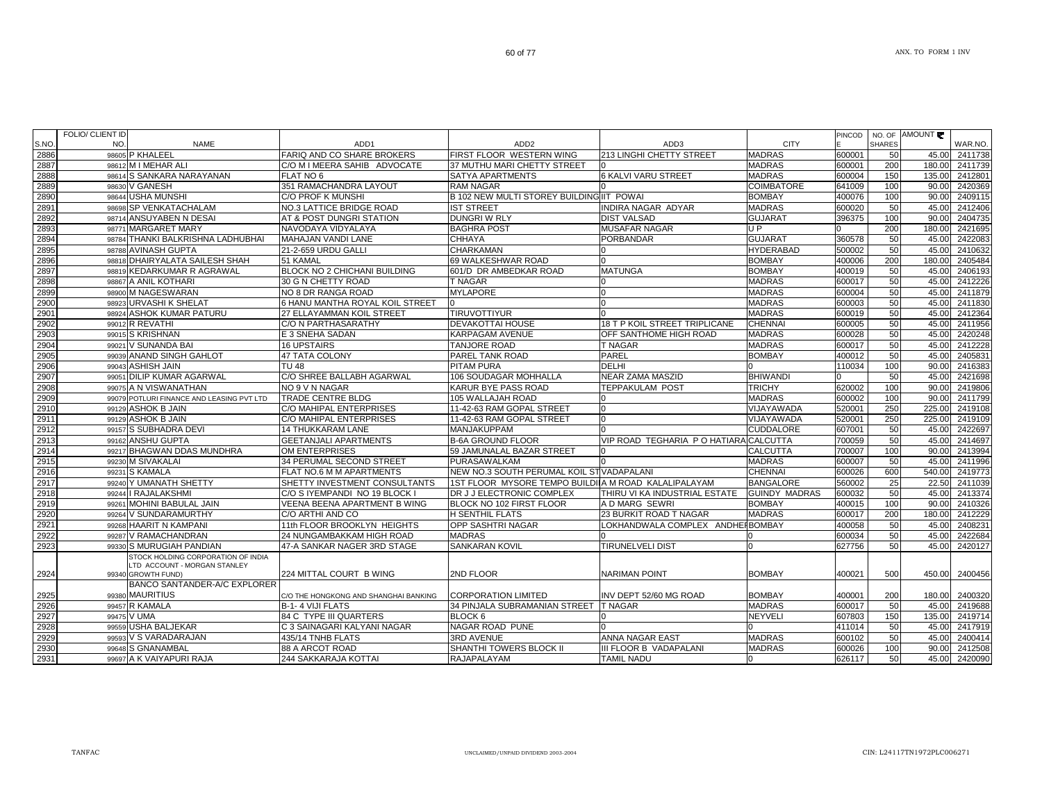| S.NO. | FOLIO/ CLIENT ID NO. | NAME | ADD1 | ADD2 | ADD3 | CITY | PINCODE | NO. OF SHARES | AMOUNT ₹ | WAR.NO. |
|---|---|---|---|---|---|---|---|---|---|---|
| 2886 | 98605 | P KHALEEL | FARIQ AND CO SHARE BROKERS | FIRST FLOOR WESTERN WING | 213 LINGHI CHETTY STREET | MADRAS | 600001 | 50 | 45.00 | 2411738 |
| 2887 | 98612 | M I MEHAR ALI | C/O M I MEERA SAHIB ADVOCATE | 37 MUTHU MARI CHETTY STREET | 0 | MADRAS | 600001 | 200 | 180.00 | 2411739 |
| 2888 | 98614 | S SANKARA NARAYANAN | FLAT NO 6 | SATYA APARTMENTS | 6 KALVI VARU STREET | MADRAS | 600004 | 150 | 135.00 | 2412801 |
| 2889 | 98630 | V GANESH | 351 RAMACHANDRA LAYOUT | RAM NAGAR | 0 | COIMBATORE | 641009 | 100 | 90.00 | 2420369 |
| 2890 | 98644 | USHA MUNSHI | C/O PROF K MUNSHI | B 102 NEW MULTI STOREY BUILDING | IIT POWAI | BOMBAY | 400076 | 100 | 90.00 | 2409115 |
| 2891 | 98698 | SP VENKATACHALAM | NO.3 LATTICE BRIDGE ROAD | IST STREET | INDIRA NAGAR ADYAR | MADRAS | 600020 | 50 | 45.00 | 2412406 |
| 2892 | 98714 | ANSUYABEN N DESAI | AT & POST DUNGRI STATION | DUNGRI W RLY | DIST VALSAD | GUJARAT | 396375 | 100 | 90.00 | 2404735 |
| 2893 | 98771 | MARGARET MARY | NAVODAYA VIDYALAYA | BAGHRA POST | MUSAFAR NAGAR | U P | 0 | 200 | 180.00 | 2421695 |
| 2894 | 98784 | THANKI BALKRISHNA LADHUBHAI | MAHAJAN VANDI LANE | CHHAYA | PORBANDAR | GUJARAT | 360578 | 50 | 45.00 | 2422083 |
| 2895 | 98788 | AVINASH GUPTA | 21-2-659 URDU GALLI | CHARKAMAN | 0 | HYDERABAD | 500002 | 50 | 45.00 | 2410632 |
| 2896 | 98818 | DHAIRYALATA SAILESH SHAH | 51 KAMAL | 69 WALKESHWAR ROAD | 0 | BOMBAY | 400006 | 200 | 180.00 | 2405484 |
| 2897 | 98819 | KEDARKUMAR R AGRAWAL | BLOCK NO 2 CHICHANI BUILDING | 601/D DR AMBEDKAR ROAD | MATUNGA | BOMBAY | 400019 | 50 | 45.00 | 2406193 |
| 2898 | 98867 | A ANIL KOTHARI | 30 G N CHETTY ROAD | T NAGAR | 0 | MADRAS | 600017 | 50 | 45.00 | 2412226 |
| 2899 | 98900 | M NAGESWARAN | NO 8 DR RANGA ROAD | MYLAPORE | 0 | MADRAS | 600004 | 50 | 45.00 | 2411879 |
| 2900 | 98923 | URVASHI K SHELAT | 6 HANU MANTHA ROYAL KOIL STREET | 0 | 0 | MADRAS | 600003 | 50 | 45.00 | 2411830 |
| 2901 | 98924 | ASHOK KUMAR PATURU | 27 ELLAYAMMAN KOIL STREET | TIRUVOTTIYUR | 0 | MADRAS | 600019 | 50 | 45.00 | 2412364 |
| 2902 | 99012 | R REVATHI | C/O N PARTHASARATHY | DEVAKOTTAI HOUSE | 18 T P KOIL STREET TRIPLICANE | CHENNAI | 600005 | 50 | 45.00 | 2411956 |
| 2903 | 99015 | S KRISHNAN | E 3 SNEHA SADAN | KARPAGAM AVENUE | OFF SANTHOME HIGH ROAD | MADRAS | 600028 | 50 | 45.00 | 2420248 |
| 2904 | 99021 | V SUNANDA BAI | 16 UPSTAIRS | TANJORE ROAD | T NAGAR | MADRAS | 600017 | 50 | 45.00 | 2412228 |
| 2905 | 99039 | ANAND SINGH GAHLOT | 47 TATA COLONY | PAREL TANK ROAD | PAREL | BOMBAY | 400012 | 50 | 45.00 | 2405831 |
| 2906 | 99043 | ASHISH JAIN | TU 48 | PITAM PURA | DELHI | 0 | 110034 | 100 | 90.00 | 2416383 |
| 2907 | 99051 | DILIP KUMAR AGARWAL | C/O SHREE BALLABH AGARWAL | 106 SOUDAGAR MOHHALLA | NEAR ZAMA MASZID | BHIWANDI | 0 | 50 | 45.00 | 2421698 |
| 2908 | 99075 | A N VISWANATHAN | NO 9 V N NAGAR | KARUR BYE PASS ROAD | TEPPAKULAM POST | TRICHY | 620002 | 100 | 90.00 | 2419806 |
| 2909 | 99079 | POTLURI FINANCE AND LEASING PVT LTD | TRADE CENTRE BLDG | 105 WALLAJAH ROAD | 0 | MADRAS | 600002 | 100 | 90.00 | 2411799 |
| 2910 | 99129 | ASHOK B JAIN | C/O MAHIPAL ENTERPRISES | 11-42-63 RAM GOPAL STREET | 0 | VIJAYAWADA | 520001 | 250 | 225.00 | 2419108 |
| 2911 | 99129 | ASHOK B JAIN | C/O MAHIPAL ENTERPRISES | 11-42-63 RAM GOPAL STREET | 0 | VIJAYAWADA | 520001 | 250 | 225.00 | 2419109 |
| 2912 | 99157 | S SUBHADRA DEVI | 14 THUKKARAM LANE | MANJAKUPPAM | 0 | CUDDALORE | 607001 | 50 | 45.00 | 2422697 |
| 2913 | 99162 | ANSHU GUPTA | GEETANJALI APARTMENTS | B-6A GROUND FLOOR | VIP ROAD TEGHARIA P O HATIARA | CALCUTTA | 700059 | 50 | 45.00 | 2414697 |
| 2914 | 99217 | BHAGWAN DDAS MUNDHRA | OM ENTERPRISES | 59 JAMUNALAL BAZAR STREET | 0 | CALCUTTA | 700007 | 100 | 90.00 | 2413994 |
| 2915 | 99230 | M SIVAKALAI | 34 PERUMAL SECOND STREET | PURASAWALKAM | 0 | MADRAS | 600007 | 50 | 45.00 | 2411996 |
| 2916 | 99231 | S KAMALA | FLAT NO.6 M M APARTMENTS | NEW NO.3 SOUTH PERUMAL KOIL ST | VADAPALANI | CHENNAI | 600026 | 600 | 540.00 | 2419773 |
| 2917 | 99240 | Y UMANATH SHETTY | SHETTY INVESTMENT CONSULTANTS | 1ST FLOOR MYSORE TEMPO BUILDI | A M ROAD KALALIPALAYAM | BANGALORE | 560002 | 25 | 22.50 | 2411039 |
| 2918 | 99244 | I RAJALAKSHMI | C/O S IYEMPANDI NO 19 BLOCK I | DR J J ELECTRONIC COMPLEX | THIRU VI KA INDUSTRIAL ESTATE | GUINDY MADRAS | 600032 | 50 | 45.00 | 2413374 |
| 2919 | 99261 | MOHINI BABULAL JAIN | VEENA BEENA APARTMENT B WING | BLOCK NO 102 FIRST FLOOR | A D MARG SEWRI | BOMBAY | 400015 | 100 | 90.00 | 2410326 |
| 2920 | 99264 | V SUNDARAMURTHY | C/O ARTHI AND CO | H SENTHIL FLATS | 23 BURKIT ROAD T NAGAR | MADRAS | 600017 | 200 | 180.00 | 2412229 |
| 2921 | 99268 | HAARIT N KAMPANI | 11th FLOOR BROOKLYN HEIGHTS | OPP SASHTRI NAGAR | LOKHANDWALA COMPLEX ANDHERI | BOMBAY | 400058 | 50 | 45.00 | 2408231 |
| 2922 | 99287 | V RAMACHANDRAN | 24 NUNGAMBAKKAM HIGH ROAD | MADRAS | 0 | 0 | 600034 | 50 | 45.00 | 2422684 |
| 2923 | 99330 | S MURUGIAH PANDIAN | 47-A SANKAR NAGER 3RD STAGE | SANKARAN KOVIL | TIRUNELVELI DIST | 0 | 627756 | 50 | 45.00 | 2420127 |
| 2924 | 99340 | STOCK HOLDING CORPORATION OF INDIA LTD ACCOUNT - MORGAN STANLEY GROWTH FUND) | 224 MITTAL COURT B WING | 2ND FLOOR | NARIMAN POINT | BOMBAY | 400021 | 500 | 450.00 | 2400456 |
| 2925 | 99380 | BANCO SANTANDER-A/C EXPLORER MAURITIUS | C/O THE HONGKONG AND SHANGHAI BANKING | CORPORATION LIMITED | INV DEPT 52/60 MG ROAD | BOMBAY | 400001 | 200 | 180.00 | 2400320 |
| 2926 | 99457 | R KAMALA | B-1- 4 VIJI FLATS | 34 PINJALA SUBRAMANIAN STREET | T NAGAR | MADRAS | 600017 | 50 | 45.00 | 2419688 |
| 2927 | 99475 | V UMA | 84 C TYPE III QUARTERS | BLOCK 6 | 0 | NEYVELI | 607803 | 150 | 135.00 | 2419714 |
| 2928 | 99559 | USHA BALJEKAR | C 3 SAINAGARI KALYANI NAGAR | NAGAR ROAD PUNE | 0 | 0 | 411014 | 50 | 45.00 | 2417919 |
| 2929 | 99593 | V S VARADARAJAN | 435/14 TNHB FLATS | 3RD AVENUE | ANNA NAGAR EAST | MADRAS | 600102 | 50 | 45.00 | 2400414 |
| 2930 | 99648 | S GNANAMBAL | 88 A ARCOT ROAD | SHANTHI TOWERS BLOCK II | III FLOOR B VADAPALANI | MADRAS | 600026 | 100 | 90.00 | 2412508 |
| 2931 | 99697 | A K VAIYAPURI RAJA | 244 SAKKARAJA KOTTAI | RAJAPALAYAM | TAMIL NADU | 0 | 626117 | 50 | 45.00 | 2420090 |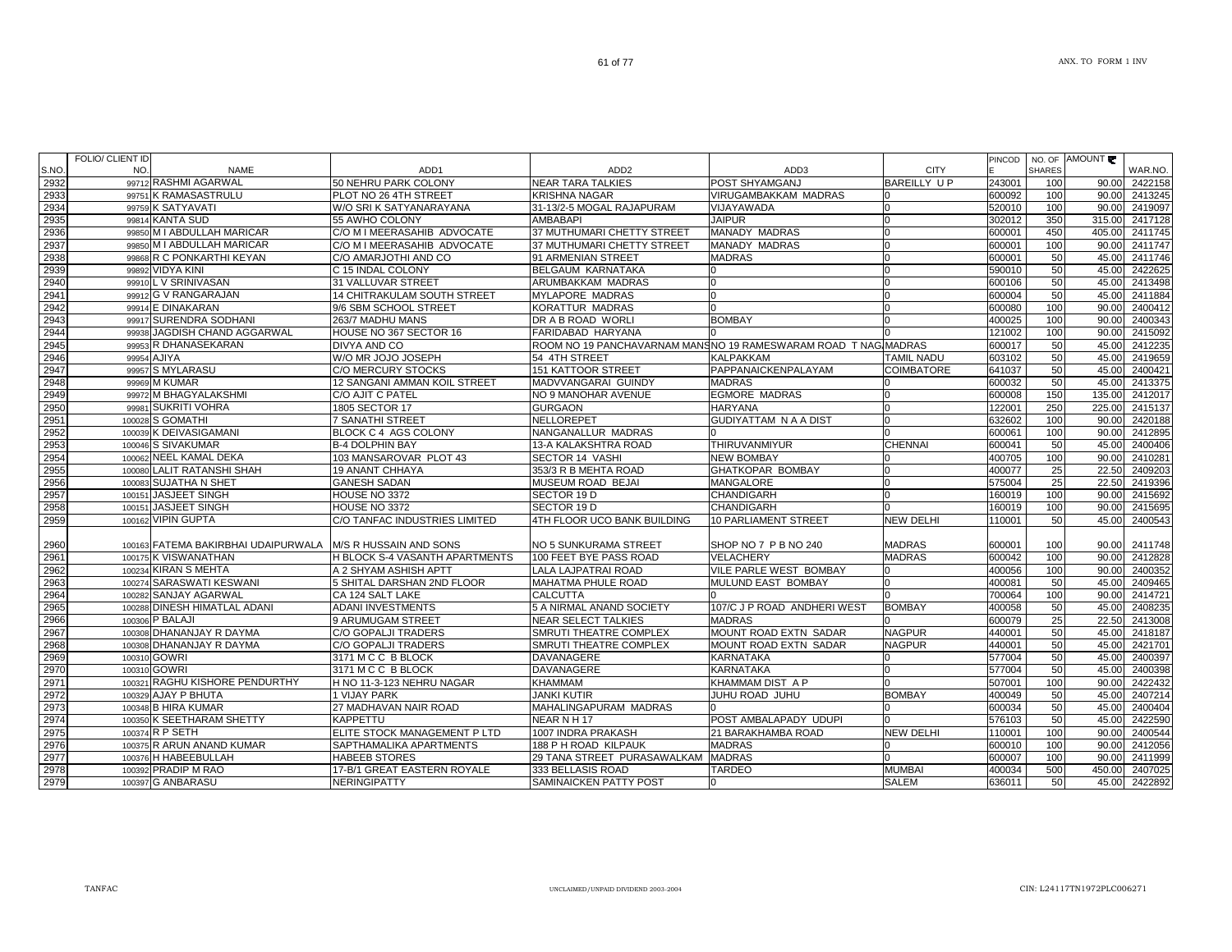| S.NO. | FOLIO/ CLIENT ID NO. | NAME | ADD1 | ADD2 | ADD3 | CITY | PINCODE | NO. OF SHARES | AMOUNT ₹ | WAR.NO. |
|---|---|---|---|---|---|---|---|---|---|---|
| 2932 | 99712 | RASHMI AGARWAL | 50 NEHRU PARK COLONY | NEAR TARA TALKIES | POST SHYAMGANJ | BAREILLY U P | 243001 | 100 | 90.00 | 2422158 |
| 2933 | 99751 | K RAMASASTRULU | PLOT NO 26 4TH STREET | KRISHNA NAGAR | VIRUGAMBAKKAM MADRAS | 0 | 600092 | 100 | 90.00 | 2413245 |
| 2934 | 99759 | K SATYAVATI | W/O SRI K SATYANARAYANA | 31-13/2-5 MOGAL RAJAPURAM | VIJAYAWADA | 0 | 520010 | 100 | 90.00 | 2419097 |
| 2935 | 99814 | KANTA SUD | 55 AWHO COLONY | AMBABAPI | JAIPUR | 0 | 302012 | 350 | 315.00 | 2417128 |
| 2936 | 99850 | M I ABDULLAH MARICAR | C/O M I MEERASAHIB ADVOCATE | 37 MUTHUMARI CHETTY STREET | MANADY MADRAS | 0 | 600001 | 450 | 405.00 | 2411745 |
| 2937 | 99850 | M I ABDULLAH MARICAR | C/O M I MEERASAHIB ADVOCATE | 37 MUTHUMARI CHETTY STREET | MANADY MADRAS | 0 | 600001 | 100 | 90.00 | 2411747 |
| 2938 | 99868 | R C PONKARTHI KEYAN | C/O AMARJOTHI AND CO | 91 ARMENIAN STREET | MADRAS | 0 | 600001 | 50 | 45.00 | 2411746 |
| 2939 | 99892 | VIDYA KINI | C 15 INDAL COLONY | BELGAUM KARNATAKA | 0 | 0 | 590010 | 50 | 45.00 | 2422625 |
| 2940 | 99910 | L V SRINIVASAN | 31 VALLUVAR STREET | ARUMBAKKAM MADRAS | 0 | 0 | 600106 | 50 | 45.00 | 2413498 |
| 2941 | 99912 | G V RANGARAJAN | 14 CHITRAKULAM SOUTH STREET | MYLAPORE MADRAS | 0 | 0 | 600004 | 50 | 45.00 | 2411884 |
| 2942 | 99914 | E DINAKARAN | 9/6 SBM SCHOOL STREET | KORATTUR MADRAS | 0 | 0 | 600080 | 100 | 90.00 | 2400412 |
| 2943 | 99917 | SURENDRA SODHANI | 263/7 MADHU MANS | DR A B ROAD WORLI | BOMBAY | 0 | 400025 | 100 | 90.00 | 2400343 |
| 2944 | 99938 | JAGDISH CHAND AGGARWAL | HOUSE NO 367 SECTOR 16 | FARIDABAD HARYANA | 0 | 0 | 121002 | 100 | 90.00 | 2415092 |
| 2945 | 99953 | R DHANASEKARAN | DIVYA AND CO | ROOM NO 19 PANCHAVARNAM MANS | NO 19 RAMESWARAM ROAD T NAG | MADRAS | 600017 | 50 | 45.00 | 2412235 |
| 2946 | 99954 | AJIYA | W/O MR JOJO JOSEPH | 54 4TH STREET | KALPAKKAM | TAMIL NADU | 603102 | 50 | 45.00 | 2419659 |
| 2947 | 99957 | S MYLARASU | C/O MERCURY STOCKS | 151 KATTOOR STREET | PAPPANAICKENPALAYAM | COIMBATORE | 641037 | 50 | 45.00 | 2400421 |
| 2948 | 99969 | M KUMAR | 12 SANGANI AMMAN KOIL STREET | MADVVANGARAI GUINDY | MADRAS | 0 | 600032 | 50 | 45.00 | 2413375 |
| 2949 | 99972 | M BHAGYALAKSHMI | C/O AJIT C PATEL | NO 9 MANOHAR AVENUE | EGMORE MADRAS | 0 | 600008 | 150 | 135.00 | 2412017 |
| 2950 | 99981 | SUKRITI VOHRA | 1805 SECTOR 17 | GURGAON | HARYANA | 0 | 122001 | 250 | 225.00 | 2415137 |
| 2951 | 100028 | S GOMATHI | 7 SANATHI STREET | NELLOREPET | GUDIYATTAM N A A DIST | 0 | 632602 | 100 | 90.00 | 2420188 |
| 2952 | 100039 | K DEIVASIGAMANI | BLOCK C 4 AGS COLONY | NANGANALLUR MADRAS | 0 | 0 | 600061 | 100 | 90.00 | 2412895 |
| 2953 | 100046 | S SIVAKUMAR | B-4 DOLPHIN BAY | 13-A KALAKSHTRA ROAD | THIRUVANMIYUR | CHENNAI | 600041 | 50 | 45.00 | 2400406 |
| 2954 | 100062 | NEEL KAMAL DEKA | 103 MANSAROVAR PLOT 43 | SECTOR 14 VASHI | NEW BOMBAY | 0 | 400705 | 100 | 90.00 | 2410281 |
| 2955 | 100080 | LALIT RATANSHI SHAH | 19 ANANT CHHAYA | 353/3 R B MEHTA ROAD | GHATKOPAR BOMBAY | 0 | 400077 | 25 | 22.50 | 2409203 |
| 2956 | 100083 | SUJATHA N SHET | GANESH SADAN | MUSEUM ROAD BEJAI | MANGALORE | 0 | 575004 | 25 | 22.50 | 2419396 |
| 2957 | 100151 | JASJEET SINGH | HOUSE NO 3372 | SECTOR 19 D | CHANDIGARH | 0 | 160019 | 100 | 90.00 | 2415692 |
| 2958 | 100151 | JASJEET SINGH | HOUSE NO 3372 | SECTOR 19 D | CHANDIGARH | 0 | 160019 | 100 | 90.00 | 2415695 |
| 2959 | 100162 | VIPIN GUPTA | C/O TANFAC INDUSTRIES LIMITED | 4TH FLOOR UCO BANK BUILDING | 10 PARLIAMENT STREET | NEW DELHI | 110001 | 50 | 45.00 | 2400543 |
| 2960 | 100163 | FATEMA BAKIRBHAI UDAIPURWALA | M/S R HUSSAIN AND SONS | NO 5 SUNKURAMA STREET | SHOP NO 7 P B NO 240 | MADRAS | 600001 | 100 | 90.00 | 2411748 |
| 2961 | 100175 | K VISWANATHAN | H BLOCK S-4 VASANTH APARTMENTS | 100 FEET BYE PASS ROAD | VELACHERY | MADRAS | 600042 | 100 | 90.00 | 2412828 |
| 2962 | 100234 | KIRAN S MEHTA | A 2 SHYAM ASHISH APTT | LALA LAJPATRAI ROAD | VILE PARLE WEST BOMBAY | 0 | 400056 | 100 | 90.00 | 2400352 |
| 2963 | 100274 | SARASWATI KESWANI | 5 SHITAL DARSHAN 2ND FLOOR | MAHATMA PHULE ROAD | MULUND EAST BOMBAY | 0 | 400081 | 50 | 45.00 | 2409465 |
| 2964 | 100282 | SANJAY AGARWAL | CA 124 SALT LAKE | CALCUTTA | 0 | 0 | 700064 | 100 | 90.00 | 2414721 |
| 2965 | 100288 | DINESH HIMATLAL ADANI | ADANI INVESTMENTS | 5 A NIRMAL ANAND SOCIETY | 107/C J P ROAD ANDHERI WEST | BOMBAY | 400058 | 50 | 45.00 | 2408235 |
| 2966 | 100306 | P BALAJI | 9 ARUMUGAM STREET | NEAR SELECT TALKIES | MADRAS | 0 | 600079 | 25 | 22.50 | 2413008 |
| 2967 | 100308 | DHANANJAY R DAYMA | C/O GOPALJI TRADERS | SMRUTI THEATRE COMPLEX | MOUNT ROAD EXTN SADAR | NAGPUR | 440001 | 50 | 45.00 | 2418187 |
| 2968 | 100308 | DHANANJAY R DAYMA | C/O GOPALJI TRADERS | SMRUTI THEATRE COMPLEX | MOUNT ROAD EXTN SADAR | NAGPUR | 440001 | 50 | 45.00 | 2421701 |
| 2969 | 100310 | GOWRI | 3171 M C C B BLOCK | DAVANAGERE | KARNATAKA | 0 | 577004 | 50 | 45.00 | 2400397 |
| 2970 | 100310 | GOWRI | 3171 M C C B BLOCK | DAVANAGERE | KARNATAKA | 0 | 577004 | 50 | 45.00 | 2400398 |
| 2971 | 100321 | RAGHU KISHORE PENDURTHY | H NO 11-3-123 NEHRU NAGAR | KHAMMAM | KHAMMAM DIST A P | 0 | 507001 | 100 | 90.00 | 2422432 |
| 2972 | 100329 | AJAY P BHUTA | 1 VIJAY PARK | JANKI KUTIR | JUHU ROAD JUHU | BOMBAY | 400049 | 50 | 45.00 | 2407214 |
| 2973 | 100348 | B HIRA KUMAR | 27 MADHAVAN NAIR ROAD | MAHALINGAPURAM MADRAS | 0 | 0 | 600034 | 50 | 45.00 | 2400404 |
| 2974 | 100350 | K SEETHARAM SHETTY | KAPPETTU | NEAR N H 17 | POST AMBALAPADY UDUPI | 0 | 576103 | 50 | 45.00 | 2422590 |
| 2975 | 100374 | R P SETH | ELITE STOCK MANAGEMENT P LTD | 1007 INDRA PRAKASH | 21 BARAKHAMBA ROAD | NEW DELHI | 110001 | 100 | 90.00 | 2400544 |
| 2976 | 100375 | R ARUN ANAND KUMAR | SAPTHAMALIKA APARTMENTS | 188 P H ROAD KILPAUK | MADRAS | 0 | 600010 | 100 | 90.00 | 2412056 |
| 2977 | 100376 | H HABEEBULLAH | HABEEB STORES | 29 TANA STREET PURASAWALKAM | MADRAS | 0 | 600007 | 100 | 90.00 | 2411999 |
| 2978 | 100392 | PRADIP M RAO | 17-B/1 GREAT EASTERN ROYALE | 333 BELLASIS ROAD | TARDEO | MUMBAI | 400034 | 500 | 450.00 | 2407025 |
| 2979 | 100397 | G ANBARASU | NERINGIPATTY | SAMINAICKEN PATTY POST | 0 | SALEM | 636011 | 50 | 45.00 | 2422892 |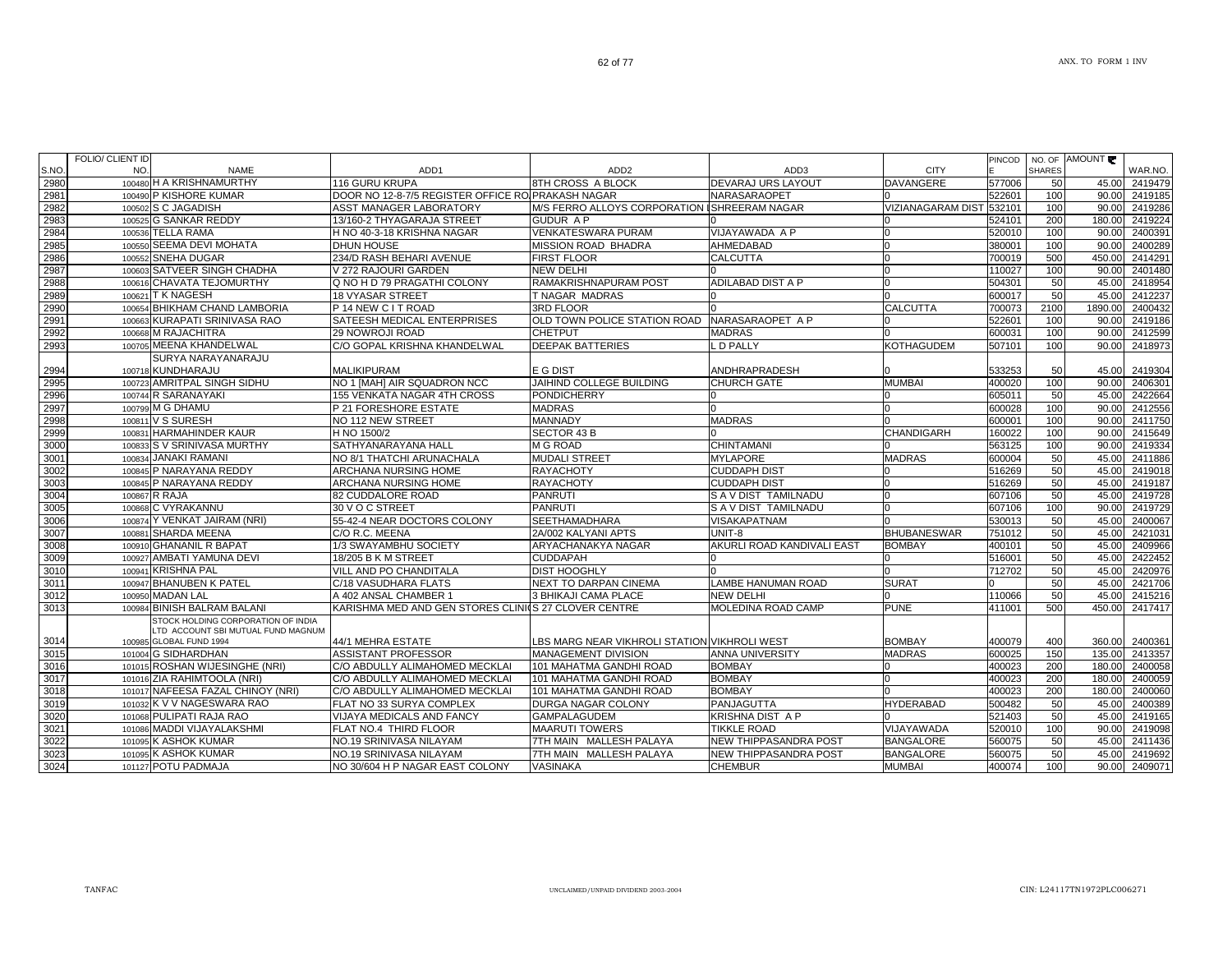| S.NO. | FOLIO/ CLIENT ID NO. | NAME | ADD1 | ADD2 | ADD3 | CITY | PINCODE | NO. OF SHARES | AMOUNT ₹ | WAR.NO. |
|---|---|---|---|---|---|---|---|---|---|---|
| 2980 | 100480 | H A KRISHNAMURTHY | 116 GURU KRUPA | 8TH CROSS A BLOCK | DEVARAJ URS LAYOUT | DAVANGERE | 577006 | 50 | 45.00 | 2419479 |
| 2981 | 100490 | P KISHORE KUMAR | DOOR NO 12-8-7/5 REGISTER OFFICE RO | PRAKASH NAGAR | NARASARAOPET | 0 | 522601 | 100 | 90.00 | 2419185 |
| 2982 | 100502 | S C JAGADISH | ASST MANAGER LABORATORY | M/S FERRO ALLOYS CORPORATION L | SHREERAM NAGAR | VIZIANAGARAM DIST | 532101 | 100 | 90.00 | 2419286 |
| 2983 | 100525 | G SANKAR REDDY | 13/160-2 THYAGARAJA STREET | GUDUR A P | 0 | 0 | 524101 | 200 | 180.00 | 2419224 |
| 2984 | 100536 | TELLA RAMA | H NO 40-3-18 KRISHNA NAGAR | VENKATESWARA PURAM | VIJAYAWADA A P | 0 | 520010 | 100 | 90.00 | 2400391 |
| 2985 | 100550 | SEEMA DEVI MOHATA | DHUN HOUSE | MISSION ROAD BHADRA | AHMEDABAD | 0 | 380001 | 100 | 90.00 | 2400289 |
| 2986 | 100552 | SNEHA DUGAR | 234/D RASH BEHARI AVENUE | FIRST FLOOR | CALCUTTA | 0 | 700019 | 500 | 450.00 | 2414291 |
| 2987 | 100603 | SATVEER SINGH CHADHA | V 272 RAJOURI GARDEN | NEW DELHI | 0 | 0 | 110027 | 100 | 90.00 | 2401480 |
| 2988 | 100616 | CHAVATA TEJOMURTHY | Q NO H D 79 PRAGATHI COLONY | RAMAKRISHNAPURAM POST | ADILABAD DIST A P | 0 | 504301 | 50 | 45.00 | 2418954 |
| 2989 | 100621 | T K NAGESH | 18 VYASAR STREET | T NAGAR MADRAS | 0 | 0 | 600017 | 50 | 45.00 | 2412237 |
| 2990 | 100654 | BHIKHAM CHAND LAMBORIA | P 14 NEW C I T ROAD | 3RD FLOOR | 0 | CALCUTTA | 700073 | 2100 | 1890.00 | 2400432 |
| 2991 | 100663 | KURAPATI SRINIVASA RAO | SATEESH MEDICAL ENTERPRISES | OLD TOWN POLICE STATION ROAD | NARASARAOPET A P | 0 | 522601 | 100 | 90.00 | 2419186 |
| 2992 | 100668 | M RAJACHITRA | 29 NOWROJI ROAD | CHETPUT | MADRAS | 0 | 600031 | 100 | 90.00 | 2412599 |
| 2993 | 100705 | MEENA KHANDELWAL | C/O GOPAL KRISHNA KHANDELWAL | DEEPAK BATTERIES | L D PALLY | KOTHAGUDEM | 507101 | 100 | 90.00 | 2418973 |
| 2994 | 100718 | SURYA NARAYANARAJU KUNDHARAJU | MALIKIPURAM | E G DIST | ANDHRAPRADESH | 0 | 533253 | 50 | 45.00 | 2419304 |
| 2995 | 100723 | AMRITPAL SINGH SIDHU | NO 1 [MAH] AIR SQUADRON NCC | JAIHIND COLLEGE BUILDING | CHURCH GATE | MUMBAI | 400020 | 100 | 90.00 | 2406301 |
| 2996 | 100744 | R SARANAYAKI | 155 VENKATA NAGAR 4TH CROSS | PONDICHERRY | 0 | 0 | 605011 | 50 | 45.00 | 2422664 |
| 2997 | 100799 | M G DHAMU | P 21 FORESHORE ESTATE | MADRAS | 0 | 0 | 600028 | 100 | 90.00 | 2412556 |
| 2998 | 100811 | V S SURESH | NO 112 NEW STREET | MANNADY | MADRAS | 0 | 600001 | 100 | 90.00 | 2411750 |
| 2999 | 100831 | HARMAHINDER KAUR | H NO 1500/2 | SECTOR 43 B | 0 | CHANDIGARH | 160022 | 100 | 90.00 | 2415649 |
| 3000 | 100833 | S V SRINIVASA MURTHY | SATHYANARAYANA HALL | M G ROAD | CHINTAMANI | 0 | 563125 | 100 | 90.00 | 2419334 |
| 3001 | 100834 | JANAKI RAMANI | NO 8/1 THATCHI ARUNACHALA | MUDALI STREET | MYLAPORE | MADRAS | 600004 | 50 | 45.00 | 2411886 |
| 3002 | 100845 | P NARAYANA REDDY | ARCHANA NURSING HOME | RAYACHOTY | CUDDAPH DIST | 0 | 516269 | 50 | 45.00 | 2419018 |
| 3003 | 100845 | P NARAYANA REDDY | ARCHANA NURSING HOME | RAYACHOTY | CUDDAPH DIST | 0 | 516269 | 50 | 45.00 | 2419187 |
| 3004 | 100867 | R RAJA | 82 CUDDALORE ROAD | PANRUTI | S A V DIST TAMILNADU | 0 | 607106 | 50 | 45.00 | 2419728 |
| 3005 | 100868 | C VYRAKANNU | 30 V O C STREET | PANRUTI | S A V DIST TAMILNADU | 0 | 607106 | 100 | 90.00 | 2419729 |
| 3006 | 100874 | Y VENKAT JAIRAM (NRI) | 55-42-4 NEAR DOCTORS COLONY | SEETHAMADHARA | VISAKAPATNAM | 0 | 530013 | 50 | 45.00 | 2400067 |
| 3007 | 100881 | SHARDA MEENA | C/O R.C. MEENA | 2A/002 KALYANI APTS | UNIT-8 | BHUBANESWAR | 751012 | 50 | 45.00 | 2421031 |
| 3008 | 100910 | GHANANIL R BAPAT | 1/3 SWAYAMBHU SOCIETY | ARYACHANAKYA NAGAR | AKURLI ROAD KANDIVALI EAST | BOMBAY | 400101 | 50 | 45.00 | 2409966 |
| 3009 | 100927 | AMBATI YAMUNA DEVI | 18/205 B K M STREET | CUDDAPAH | 0 | 0 | 516001 | 50 | 45.00 | 2422452 |
| 3010 | 100941 | KRISHNA PAL | VILL AND PO CHANDITALA | DIST HOOGHLY | 0 | 0 | 712702 | 50 | 45.00 | 2420976 |
| 3011 | 100947 | BHANUBEN K PATEL | C/18 VASUDHARA FLATS | NEXT TO DARPAN CINEMA | LAMBE HANUMAN ROAD | SURAT | 0 | 50 | 45.00 | 2421706 |
| 3012 | 100950 | MADAN LAL | A 402 ANSAL CHAMBER 1 | 3 BHIKAJI CAMA PLACE | NEW DELHI | 0 | 110066 | 50 | 45.00 | 2415216 |
| 3013 | 100984 | BINISH BALRAM BALANI | KARISHMA MED AND GEN STORES CLINI | S 27 CLOVER CENTRE | MOLEDINA ROAD CAMP | PUNE | 411001 | 500 | 450.00 | 2417417 |
| 3014 | 100985 | STOCK HOLDING CORPORATION OF INDIA LTD ACCOUNT SBI MUTUAL FUND MAGNUM GLOBAL FUND 1994 | 44/1 MEHRA ESTATE | LBS MARG NEAR VIKHROLI STATION | VIKHROLI WEST | BOMBAY | 400079 | 400 | 360.00 | 2400361 |
| 3015 | 101004 | G SIDHARDHAN | ASSISTANT PROFESSOR | MANAGEMENT DIVISION | ANNA UNIVERSITY | MADRAS | 600025 | 150 | 135.00 | 2413357 |
| 3016 | 101015 | ROSHAN WIJESINGHE (NRI) | C/O ABDULLY ALIMAHOMED MECKLAI | 101 MAHATMA GANDHI ROAD | BOMBAY | 0 | 400023 | 200 | 180.00 | 2400058 |
| 3017 | 101016 | ZIA RAHIMTOOLA (NRI) | C/O ABDULLY ALIMAHOMED MECKLAI | 101 MAHATMA GANDHI ROAD | BOMBAY | 0 | 400023 | 200 | 180.00 | 2400059 |
| 3018 | 101017 | NAFEESA FAZAL CHINOY (NRI) | C/O ABDULLY ALIMAHOMED MECKLAI | 101 MAHATMA GANDHI ROAD | BOMBAY | 0 | 400023 | 200 | 180.00 | 2400060 |
| 3019 | 101032 | K V V NAGESWARA RAO | FLAT NO 33 SURYA COMPLEX | DURGA NAGAR COLONY | PANJAGUTTA | HYDERABAD | 500482 | 50 | 45.00 | 2400389 |
| 3020 | 101068 | PULIPATI RAJA RAO | VIJAYA MEDICALS AND FANCY | GAMPALAGUDEM | KRISHNA DIST A P | 0 | 521403 | 50 | 45.00 | 2419165 |
| 3021 | 101086 | MADDI VIJAYALAKSHMI | FLAT NO.4 THIRD FLOOR | MAARUTI TOWERS | TIKKLE ROAD | VIJAYAWADA | 520010 | 100 | 90.00 | 2419098 |
| 3022 | 101095 | K ASHOK KUMAR | NO.19 SRINIVASA NILAYAM | 7TH MAIN MALLESH PALAYA | NEW THIPPASANDRA POST | BANGALORE | 560075 | 50 | 45.00 | 2411436 |
| 3023 | 101095 | K ASHOK KUMAR | NO.19 SRINIVASA NILAYAM | 7TH MAIN MALLESH PALAYA | NEW THIPPASANDRA POST | BANGALORE | 560075 | 50 | 45.00 | 2419692 |
| 3024 | 101127 | POTU PADMAJA | NO 30/604 H P NAGAR EAST COLONY | VASINAKA | CHEMBUR | MUMBAI | 400074 | 100 | 90.00 | 2409071 |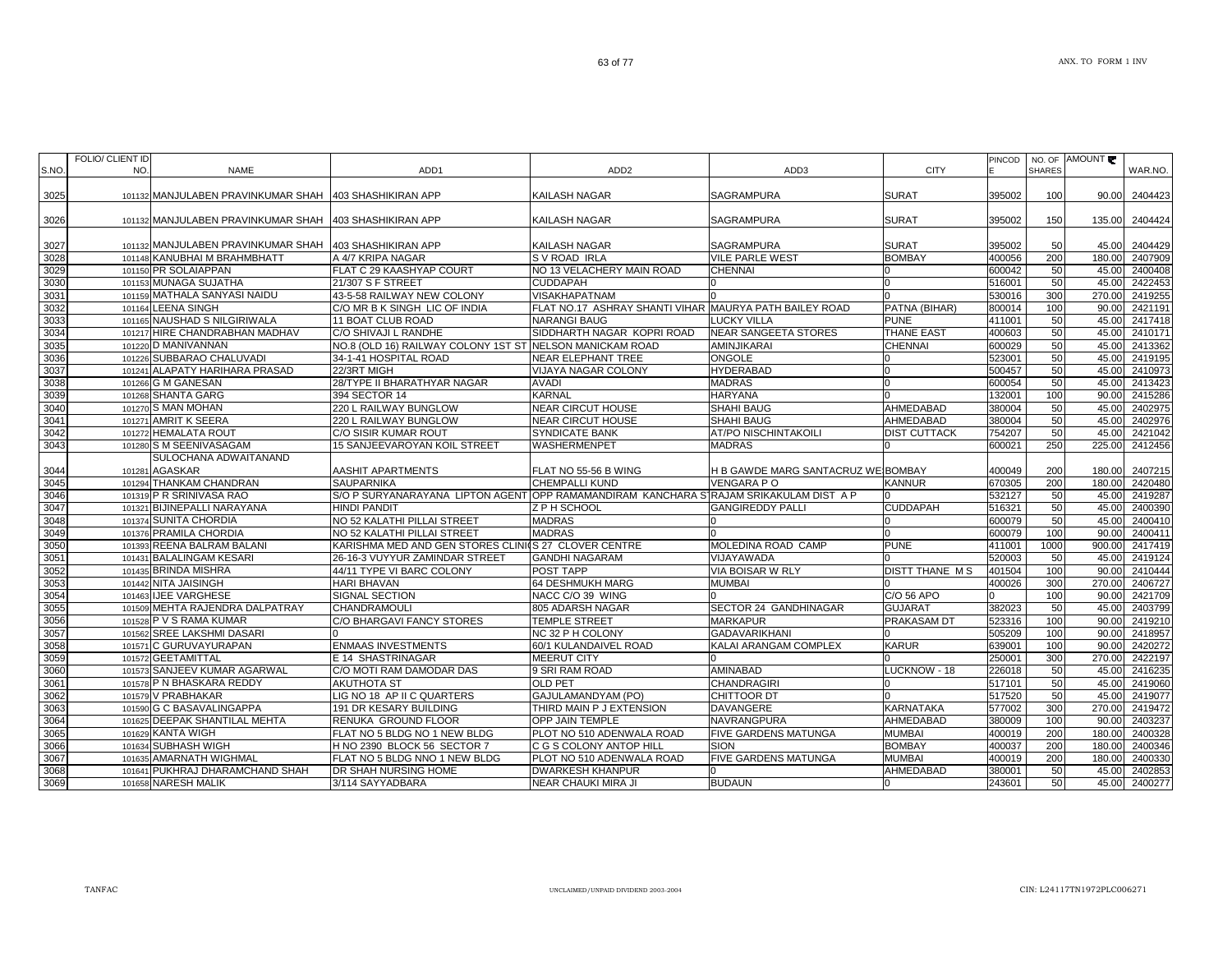| S.NO. | FOLIO/ CLIENT ID NO. | NAME | ADD1 | ADD2 | ADD3 | CITY | PINCODE | NO. OF SHARES | AMOUNT ₹ | WAR.NO. |
|---|---|---|---|---|---|---|---|---|---|---|
| 3025 | 101132 | MANJULABEN PRAVINKUMAR SHAH | 403 SHASHIKIRAN APP | KAILASH NAGAR | SAGRAMPURA | SURAT | 395002 | 100 | 90.00 | 2404423 |
| 3026 | 101132 | MANJULABEN PRAVINKUMAR SHAH | 403 SHASHIKIRAN APP | KAILASH NAGAR | SAGRAMPURA | SURAT | 395002 | 150 | 135.00 | 2404424 |
| 3027 | 101132 | MANJULABEN PRAVINKUMAR SHAH | 403 SHASHIKIRAN APP | KAILASH NAGAR | SAGRAMPURA | SURAT | 395002 | 50 | 45.00 | 2404429 |
| 3028 | 101148 | KANUBHAI M BRAHMBHATT | A 4/7 KRIPA NAGAR | S V ROAD IRLA | VILE PARLE WEST | BOMBAY | 400056 | 200 | 180.00 | 2407909 |
| 3029 | 101150 | PR SOLAIAPPAN | FLAT C 29 KAASHYAP COURT | NO 13 VELACHERY MAIN ROAD | CHENNAI | 0 | 600042 | 50 | 45.00 | 2400408 |
| 3030 | 101153 | MUNAGA SUJATHA | 21/307 S F STREET | CUDDAPAH | 0 | 0 | 516001 | 50 | 45.00 | 2422453 |
| 3031 | 101159 | MATHALA SANYASI NAIDU | 43-5-58 RAILWAY NEW COLONY | VISAKHAPATNAM | 0 | 0 | 530016 | 300 | 270.00 | 2419255 |
| 3032 | 101164 | LEENA SINGH | C/O MR B K SINGH LIC OF INDIA | FLAT NO.17 ASHRAY SHANTI VIHAR | MAURYA PATH BAILEY ROAD | PATNA (BIHAR) | 800014 | 100 | 90.00 | 2421191 |
| 3033 | 101165 | NAUSHAD S NILGIRIWALA | 11 BOAT CLUB ROAD | NARANGI BAUG | LUCKY VILLA | PUNE | 411001 | 50 | 45.00 | 2417418 |
| 3034 | 101217 | HIRE CHANDRABHAN MADHAV | C/O SHIVAJI L RANDHE | SIDDHARTH NAGAR KOPRI ROAD | NEAR SANGEETA STORES | THANE EAST | 400603 | 50 | 45.00 | 2410171 |
| 3035 | 101220 | D MANIVANNAN | NO.8 (OLD 16) RAILWAY COLONY 1ST ST | NELSON MANICKAM ROAD | AMINJIKARAI | CHENNAI | 600029 | 50 | 45.00 | 2413362 |
| 3036 | 101226 | SUBBARAO CHALUVADI | 34-1-41 HOSPITAL ROAD | NEAR ELEPHANT TREE | ONGOLE | 0 | 523001 | 50 | 45.00 | 2419195 |
| 3037 | 101241 | ALAPATY HARIHARA PRASAD | 22/3RT MIGH | VIJAYA NAGAR COLONY | HYDERABAD | 0 | 500457 | 50 | 45.00 | 2410973 |
| 3038 | 101266 | G M GANESAN | 28/TYPE II BHARATHYAR NAGAR | AVADI | MADRAS | 0 | 600054 | 50 | 45.00 | 2413423 |
| 3039 | 101268 | SHANTA GARG | 394 SECTOR 14 | KARNAL | HARYANA | 0 | 132001 | 100 | 90.00 | 2415286 |
| 3040 | 101270 | S MAN MOHAN | 220 L RAILWAY BUNGLOW | NEAR CIRCUT HOUSE | SHAHI BAUG | AHMEDABAD | 380004 | 50 | 45.00 | 2402975 |
| 3041 | 101271 | AMRIT K SEERA | 220 L RAILWAY BUNGLOW | NEAR CIRCUT HOUSE | SHAHI BAUG | AHMEDABAD | 380004 | 50 | 45.00 | 2402976 |
| 3042 | 101272 | HEMALATA ROUT | C/O SISIR KUMAR ROUT | SYNDICATE BANK | AT/PO NISCHINTAKOILI | DIST CUTTACK | 754207 | 50 | 45.00 | 2421042 |
| 3043 | 101280 | S M SEENIVASAGAM | 15 SANJEEVAROYAN KOIL STREET | WASHERMENPET | MADRAS | 0 | 600021 | 250 | 225.00 | 2412456 |
| 3044 | 101281 | SULOCHANA ADWAITANAND AGASKAR | AASHIT APARTMENTS | FLAT NO 55-56 B WING | H B GAWDE MARG SANTACRUZ WE | BOMBAY | 400049 | 200 | 180.00 | 2407215 |
| 3045 | 101294 | THANKAM CHANDRAN | SAUPARNIKA | CHEMPALLI KUND | VENGARA P O | KANNUR | 670305 | 200 | 180.00 | 2420480 |
| 3046 | 101319 | P R SRINIVASA RAO | S/O P SURYANARAYANA LIPTON AGENT | OPP RAMAMANDIRAM KANCHARA S | RAJAM SRIKAKULAM DIST A P | 0 | 532127 | 50 | 45.00 | 2419287 |
| 3047 | 101321 | BIJINEPALLI NARAYANA | HINDI PANDIT | Z P H SCHOOL | GANGIREDDY PALLI | CUDDAPAH | 516321 | 50 | 45.00 | 2400390 |
| 3048 | 101374 | SUNITA CHORDIA | NO 52 KALATHI PILLAI STREET | MADRAS | 0 | 0 | 600079 | 50 | 45.00 | 2400410 |
| 3049 | 101376 | PRAMILA CHORDIA | NO 52 KALATHI PILLAI STREET | MADRAS | 0 | 0 | 600079 | 100 | 90.00 | 2400411 |
| 3050 | 101393 | REENA BALRAM BALANI | KARISHMA MED AND GEN STORES CLINI | S 27 CLOVER CENTRE | MOLEDINA ROAD CAMP | PUNE | 411001 | 1000 | 900.00 | 2417419 |
| 3051 | 101431 | BALALINGAM KESARI | 26-16-3 VUYYUR ZAMINDAR STREET | GANDHI NAGARAM | VIJAYAWADA | 0 | 520003 | 50 | 45.00 | 2419124 |
| 3052 | 101435 | BRINDA MISHRA | 44/11 TYPE VI BARC COLONY | POST TAPP | VIA BOISAR W RLY | DISTT THANE M S | 401504 | 100 | 90.00 | 2410444 |
| 3053 | 101442 | NITA JAISINGH | HARI BHAVAN | 64 DESHMUKH MARG | MUMBAI | 0 | 400026 | 300 | 270.00 | 2406727 |
| 3054 | 101463 | IJEE VARGHESE | SIGNAL SECTION | NACC C/O 39 WING | 0 | C/O 56 APO | 0 | 100 | 90.00 | 2421709 |
| 3055 | 101509 | MEHTA RAJENDRA DALPATRAY | CHANDRAMOULI | 805 ADARSH NAGAR | SECTOR 24 GANDHINAGAR | GUJARAT | 382023 | 50 | 45.00 | 2403799 |
| 3056 | 101528 | P V S RAMA KUMAR | C/O BHARGAVI FANCY STORES | TEMPLE STREET | MARKAPUR | PRAKASAM DT | 523316 | 100 | 90.00 | 2419210 |
| 3057 | 101562 | SREE LAKSHMI DASARI | 0 | NC 32 P H COLONY | GADAVARIKHANI | 0 | 505209 | 100 | 90.00 | 2418957 |
| 3058 | 101571 | C GURUVAYURAPAN | ENMAAS INVESTMENTS | 60/1 KULANDAIVEL ROAD | KALAI ARANGAM COMPLEX | KARUR | 639001 | 100 | 90.00 | 2420272 |
| 3059 | 101572 | GEETAMITTAL | E 14 SHASTRINAGAR | MEERUT CITY | 0 | 0 | 250001 | 300 | 270.00 | 2422197 |
| 3060 | 101573 | SANJEEV KUMAR AGARWAL | C/O MOTI RAM DAMODAR DAS | 9 SRI RAM ROAD | AMINABAD | LUCKNOW - 18 | 226018 | 50 | 45.00 | 2416235 |
| 3061 | 101578 | P N BHASKARA REDDY | AKUTHOTA ST | OLD PET | CHANDRAGIRI | 0 | 517101 | 50 | 45.00 | 2419060 |
| 3062 | 101579 | V PRABHAKAR | LIG NO 18 AP II C QUARTERS | GAJULAMANDYAM (PO) | CHITTOOR DT | 0 | 517520 | 50 | 45.00 | 2419077 |
| 3063 | 101590 | G C BASAVALINGAPPA | 191 DR KESARY BUILDING | THIRD MAIN P J EXTENSION | DAVANGERE | KARNATAKA | 577002 | 300 | 270.00 | 2419472 |
| 3064 | 101625 | DEEPAK SHANTILAL MEHTA | RENUKA GROUND FLOOR | OPP JAIN TEMPLE | NAVRANGPURA | AHMEDABAD | 380009 | 100 | 90.00 | 2403237 |
| 3065 | 101629 | KANTA WIGH | FLAT NO 5 BLDG NO 1 NEW BLDG | PLOT NO 510 ADENWALA ROAD | FIVE GARDENS MATUNGA | MUMBAI | 400019 | 200 | 180.00 | 2400328 |
| 3066 | 101634 | SUBHASH WIGH | H NO 2390 BLOCK 56 SECTOR 7 | C G S COLONY ANTOP HILL | SION | BOMBAY | 400037 | 200 | 180.00 | 2400346 |
| 3067 | 101635 | AMARNATH WIGHMAL | FLAT NO 5 BLDG NNO 1 NEW BLDG | PLOT NO 510 ADENWALA ROAD | FIVE GARDENS MATUNGA | MUMBAI | 400019 | 200 | 180.00 | 2400330 |
| 3068 | 101641 | PUKHRAJ DHARAMCHAND SHAH | DR SHAH NURSING HOME | DWARKESH KHANPUR | 0 | AHMEDABAD | 380001 | 50 | 45.00 | 2402853 |
| 3069 | 101658 | NARESH MALIK | 3/114 SAYYADBARA | NEAR CHAUKI MIRA JI | BUDAUN | 0 | 243601 | 50 | 45.00 | 2400277 |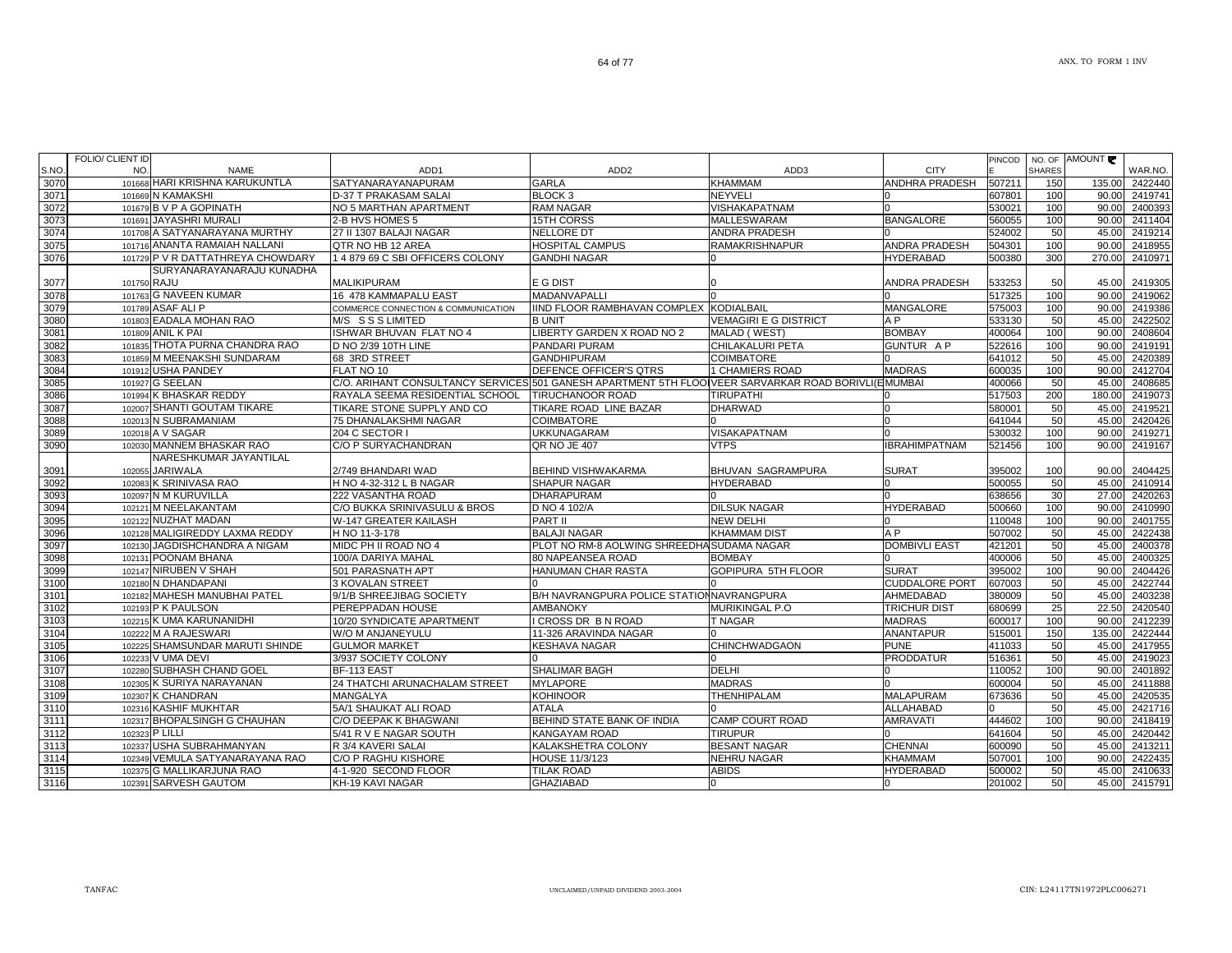| S.NO. | FOLIO/ CLIENT ID NO. | NAME | ADD1 | ADD2 | ADD3 | CITY | PINCODE | NO. OF SHARES | AMOUNT | WAR.NO. |
|---|---|---|---|---|---|---|---|---|---|---|
| 3070 | 101668 | HARI KRISHNA KARUKUNTLA | SATYANARAYANAPURAM | GARLA | KHAMMAM | ANDHRA PRADESH | 507211 | 150 | 135.00 | 2422440 |
| 3071 | 101669 | N KAMAKSHI | D-37 T PRAKASAM SALAI | BLOCK 3 | NEYVELI | 0 | 607801 | 100 | 90.00 | 2419741 |
| 3072 | 101679 | B V P A GOPINATH | NO 5 MARTHAN APARTMENT | RAM NAGAR | VISHAKAPATNAM | 0 | 530021 | 100 | 90.00 | 2400393 |
| 3073 | 101691 | JAYASHRI MURALI | 2-B HVS HOMES 5 | 15TH CORSS | MALLESWARAM | BANGALORE | 560055 | 100 | 90.00 | 2411404 |
| 3074 | 101708 | A SATYANARAYANA MURTHY | 27 II 1307 BALAJI NAGAR | NELLORE DT | ANDRA PRADESH | 0 | 524002 | 50 | 45.00 | 2419214 |
| 3075 | 101716 | ANANTA RAMAIAH NALLANI | QTR NO HB 12 AREA | HOSPITAL CAMPUS | RAMAKRISHNAPUR | ANDRA PRADESH | 504301 | 100 | 90.00 | 2418955 |
| 3076 | 101729 | P V R DATTATHREYA CHOWDARY | 1 4 879 69 C SBI OFFICERS COLONY | GANDHI NAGAR | 0 | HYDERABAD | 500380 | 300 | 270.00 | 2410971 |
| 3077 | 101750 | SURYANARAYANARAJU KUNADHA RAJU | MALIKIPURAM | E G DIST | 0 | ANDRA PRADESH | 533253 | 50 | 45.00 | 2419305 |
| 3078 | 101763 | G NAVEEN KUMAR | 16 478 KAMMAPALU EAST | MADANVAPALLI | 0 | 0 | 517325 | 100 | 90.00 | 2419062 |
| 3079 | 101789 | ASAF ALI P | COMMERCE CONNECTION & COMMUNICATION | IIND FLOOR RAMBHAVAN COMPLEX | KODIALBAIL | MANGALORE | 575003 | 100 | 90.00 | 2419386 |
| 3080 | 101803 | EADALA MOHAN RAO | M/S S S S LIMITED | B UNIT | VEMAGIRI E G DISTRICT | A P | 533130 | 50 | 45.00 | 2422502 |
| 3081 | 101809 | ANIL K PAI | ISHWAR BHUVAN FLAT NO 4 | LIBERTY GARDEN X ROAD NO 2 | MALAD ( WEST) | BOMBAY | 400064 | 100 | 90.00 | 2408604 |
| 3082 | 101835 | THOTA PURNA CHANDRA RAO | D NO 2/39 10TH LINE | PANDARI PURAM | CHILAKALURI PETA | GUNTUR A P | 522616 | 100 | 90.00 | 2419191 |
| 3083 | 101859 | M MEENAKSHI SUNDARAM | 68 3RD STREET | GANDHIPURAM | COIMBATORE | 0 | 641012 | 50 | 45.00 | 2420389 |
| 3084 | 101912 | USHA PANDEY | FLAT NO 10 | DEFENCE OFFICER'S QTRS | 1 CHAMIERS ROAD | MADRAS | 600035 | 100 | 90.00 | 2412704 |
| 3085 | 101927 | G SEELAN | C/O. ARIHANT CONSULTANCY SERVICES | 501 GANESH APARTMENT 5TH FLOO | VEER SARVARKAR ROAD BORIVLI(E | MUMBAI | 400066 | 50 | 45.00 | 2408685 |
| 3086 | 101994 | K BHASKAR REDDY | RAYALA SEEMA RESIDENTIAL SCHOOL | TIRUCHANOOR ROAD | TIRUPATHI | 0 | 517503 | 200 | 180.00 | 2419073 |
| 3087 | 102007 | SHANTI GOUTAM TIKARE | TIKARE STONE SUPPLY AND CO | TIKARE ROAD LINE BAZAR | DHARWAD | 0 | 580001 | 50 | 45.00 | 2419521 |
| 3088 | 102013 | N SUBRAMANIAM | 75 DHANALAKSHMI NAGAR | COIMBATORE | 0 | 0 | 641044 | 50 | 45.00 | 2420426 |
| 3089 | 102018 | A V SAGAR | 204 C SECTOR I | UKKUNAGARAM | VISAKAPATNAM | 0 | 530032 | 100 | 90.00 | 2419271 |
| 3090 | 102030 | MANNEM BHASKAR RAO | C/O P SURYACHANDRAN | QR NO JE 407 | VTPS | IBRAHIMPATNAM | 521456 | 100 | 90.00 | 2419167 |
| 3091 | 102055 | NARESHKUMAR JAYANTILAL JARIWALA | 2/749 BHANDARI WAD | BEHIND VISHWAKARMA | BHUVAN SAGRAMPURA | SURAT | 395002 | 100 | 90.00 | 2404425 |
| 3092 | 102083 | K SRINIVASA RAO | H NO 4-32-312 L B NAGAR | SHAPUR NAGAR | HYDERABAD | 0 | 500055 | 50 | 45.00 | 2410914 |
| 3093 | 102097 | N M KURUVILLA | 222 VASANTHA ROAD | DHARAPURAM | 0 | 0 | 638656 | 30 | 27.00 | 2420263 |
| 3094 | 102121 | M NEELAKANTAM | C/O BUKKA SRINIVASULU & BROS | D NO 4 102/A | DILSUK NAGAR | HYDERABAD | 500660 | 100 | 90.00 | 2410990 |
| 3095 | 102122 | NUZHAT MADAN | W-147 GREATER KAILASH | PART II | NEW DELHI | 0 | 110048 | 100 | 90.00 | 2401755 |
| 3096 | 102128 | MALIGIREDDY LAXMA REDDY | H NO 11-3-178 | BALAJI NAGAR | KHAMMAM DIST | A P | 507002 | 50 | 45.00 | 2422438 |
| 3097 | 102130 | JAGDISHCHANDRA A NIGAM | MIDC PH II ROAD NO 4 | PLOT NO RM-8 AOLWING SHREEDHA | SUDAMA NAGAR | DOMBIVLI EAST | 421201 | 50 | 45.00 | 2400378 |
| 3098 | 102131 | POONAM BHANA | 100/A DARIYA MAHAL | 80 NAPEANSEA ROAD | BOMBAY | 0 | 400006 | 50 | 45.00 | 2400325 |
| 3099 | 102147 | NIRUBEN V SHAH | 501 PARASNATH APT | HANUMAN CHAR RASTA | GOPIPURA 5TH FLOOR | SURAT | 395002 | 100 | 90.00 | 2404426 |
| 3100 | 102180 | N DHANDAPANI | 3 KOVALAN STREET | 0 | 0 | CUDDALORE PORT | 607003 | 50 | 45.00 | 2422744 |
| 3101 | 102182 | MAHESH MANUBHAI PATEL | 9/1/B SHREEJIBAG SOCIETY | B/H NAVRANGPURA POLICE STATION | NAVRANGPURA | AHMEDABAD | 380009 | 50 | 45.00 | 2403238 |
| 3102 | 102193 | P K PAULSON | PEREPPADAN HOUSE | AMBANOKY | MURIKINGAL P.O | TRICHUR DIST | 680699 | 25 | 22.50 | 2420540 |
| 3103 | 102215 | K UMA KARUNANIDHI | 10/20 SYNDICATE APARTMENT | I CROSS DR B N ROAD | T NAGAR | MADRAS | 600017 | 100 | 90.00 | 2412239 |
| 3104 | 102222 | M A RAJESWARI | W/O M ANJANEYULU | 11-326 ARAVINDA NAGAR | 0 | ANANTAPUR | 515001 | 150 | 135.00 | 2422444 |
| 3105 | 102225 | SHAMSUNDAR MARUTI SHINDE | GULMOR MARKET | KESHAVA NAGAR | CHINCHWADGAON | PUNE | 411033 | 50 | 45.00 | 2417955 |
| 3106 | 102233 | V UMA DEVI | 3/937 SOCIETY COLONY | 0 | 0 | PRODDATUR | 516361 | 50 | 45.00 | 2419023 |
| 3107 | 102280 | SUBHASH CHAND GOEL | BF-113 EAST | SHALIMAR BAGH | DELHI | 0 | 110052 | 100 | 90.00 | 2401892 |
| 3108 | 102305 | K SURIYA NARAYANAN | 24 THATCHI ARUNACHALAM STREET | MYLAPORE | MADRAS | 0 | 600004 | 50 | 45.00 | 2411888 |
| 3109 | 102307 | K CHANDRAN | MANGALYA | KOHINOOR | THENHIPALAM | MALAPURAM | 673636 | 50 | 45.00 | 2420535 |
| 3110 | 102316 | KASHIF MUKHTAR | 5A/1 SHAUKAT ALI ROAD | ATALA | 0 | ALLAHABAD | 0 | 50 | 45.00 | 2421716 |
| 3111 | 102317 | BHOPALSINGH G CHAUHAN | C/O DEEPAK K BHAGWANI | BEHIND STATE BANK OF INDIA | CAMP COURT ROAD | AMRAVATI | 444602 | 100 | 90.00 | 2418419 |
| 3112 | 102323 | P LILLI | 5/41 R V E NAGAR SOUTH | KANGAYAM ROAD | TIRUPUR | 0 | 641604 | 50 | 45.00 | 2420442 |
| 3113 | 102337 | USHA SUBRAHMANYAN | R 3/4 KAVERI SALAI | KALAKSHETRA COLONY | BESANT NAGAR | CHENNAI | 600090 | 50 | 45.00 | 2413211 |
| 3114 | 102349 | VEMULA SATYANARAYANA RAO | C/O P RAGHU KISHORE | HOUSE 11/3/123 | NEHRU NAGAR | KHAMMAM | 507001 | 100 | 90.00 | 2422435 |
| 3115 | 102375 | G MALLIKARJUNA RAO | 4-1-920 SECOND FLOOR | TILAK ROAD | ABIDS | HYDERABAD | 500002 | 50 | 45.00 | 2410633 |
| 3116 | 102391 | SARVESH GAUTOM | KH-19 KAVI NAGAR | GHAZIABAD | 0 | 0 | 201002 | 50 | 45.00 | 2415791 |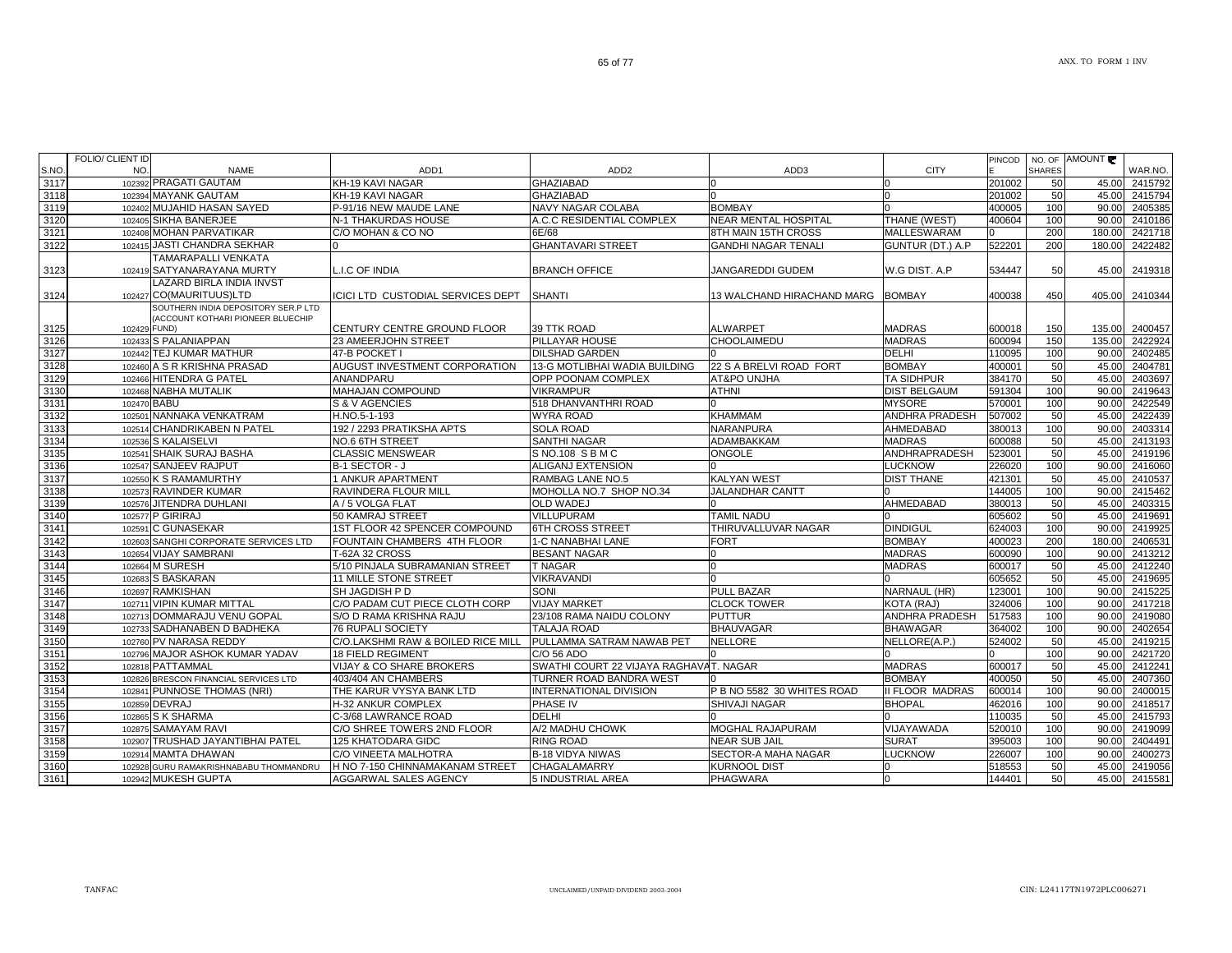| S.NO. | FOLIO/ CLIENT ID NO. | NAME | ADD1 | ADD2 | ADD3 | CITY | PINCODE | NO. OF SHARES | AMOUNT ₹ | WAR.NO. |
|---|---|---|---|---|---|---|---|---|---|---|
| 3117 | 102392 | PRAGATI GAUTAM | KH-19 KAVI NAGAR | GHAZIABAD | 0 | 0 | 201002 | 50 | 45.00 | 2415792 |
| 3118 | 102394 | MAYANK GAUTAM | KH-19 KAVI NAGAR | GHAZIABAD | 0 | 0 | 201002 | 50 | 45.00 | 2415794 |
| 3119 | 102402 | MUJAHID HASAN SAYED | P-91/16 NEW MAUDE LANE | NAVY NAGAR COLABA | BOMBAY | 0 | 400005 | 100 | 90.00 | 2405385 |
| 3120 | 102405 | SIKHA BANERJEE | N-1 THAKURDAS HOUSE | A.C.C RESIDENTIAL COMPLEX | NEAR MENTAL HOSPITAL | THANE (WEST) | 400604 | 100 | 90.00 | 2410186 |
| 3121 | 102408 | MOHAN PARVATIKAR | C/O MOHAN & CO NO | 6E/68 | 8TH MAIN 15TH CROSS | MALLESWARAM | 0 | 200 | 180.00 | 2421718 |
| 3122 | 102415 | JASTI CHANDRA SEKHAR | 0 | GHANTAVARI STREET | GANDHI NAGAR TENALI | GUNTUR (DT.) A.P | 522201 | 200 | 180.00 | 2422482 |
| 3123 | 102419 | TAMARAPALLI VENKATA SATYANARAYANA MURTY | L.I.C OF INDIA | BRANCH OFFICE | JANGAREDDI GUDEM | W.G DIST. A.P | 534447 | 50 | 45.00 | 2419318 |
| 3124 | 102427 | LAZARD BIRLA INDIA INVST CO(MAURITUUS)LTD | ICICI LTD CUSTODIAL SERVICES DEPT | SHANTI | 13 WALCHAND HIRACHAND MARG | BOMBAY | 400038 | 450 | 405.00 | 2410344 |
| 3125 | 102429 | SOUTHERN INDIA DEPOSITORY SER.P LTD (ACCOUNT KOTHARI PIONEER BLUECHIP FUND) | CENTURY CENTRE GROUND FLOOR | 39 TTK ROAD | ALWARPET | MADRAS | 600018 | 150 | 135.00 | 2400457 |
| 3126 | 102433 | S PALANIAPPAN | 23 AMEERJOHN STREET | PILLAYAR HOUSE | CHOOLAIMEDU | MADRAS | 600094 | 150 | 135.00 | 2422924 |
| 3127 | 102442 | TEJ KUMAR MATHUR | 47-B POCKET I | DILSHAD GARDEN | 0 | DELHI | 110095 | 100 | 90.00 | 2402485 |
| 3128 | 102460 | A S R KRISHNA PRASAD | AUGUST INVESTMENT CORPORATION | 13-G MOTLIBHAI WADIA BUILDING | 22 S A BRELVI ROAD FORT | BOMBAY | 400001 | 50 | 45.00 | 2404781 |
| 3129 | 102466 | HITENDRA G PATEL | ANANDPARU | OPP POONAM COMPLEX | AT&PO UNJHA | TA SIDHPUR | 384170 | 50 | 45.00 | 2403697 |
| 3130 | 102468 | NABHA MUTALIK | MAHAJAN COMPOUND | VIKRAMPUR | ATHNI | DIST BELGAUM | 591304 | 100 | 90.00 | 2419643 |
| 3131 | 102470 | BABU | S & V AGENCIES | 518 DHANVANTHRI ROAD | 0 | MYSORE | 570001 | 100 | 90.00 | 2422549 |
| 3132 | 102501 | NANNAKA VENKATRAM | H.NO.5-1-193 | WYRA ROAD | KHAMMAM | ANDHRA PRADESH | 507002 | 50 | 45.00 | 2422439 |
| 3133 | 102514 | CHANDRIKABEN N PATEL | 192 / 2293 PRATIKSHA APTS | SOLA ROAD | NARANPURA | AHMEDABAD | 380013 | 100 | 90.00 | 2403314 |
| 3134 | 102536 | S KALAISELVI | NO.6 6TH STREET | SANTHI NAGAR | ADAMBAKKAM | MADRAS | 600088 | 50 | 45.00 | 2413193 |
| 3135 | 102541 | SHAIK SURAJ BASHA | CLASSIC MENSWEAR | S NO.108 S B M C | ONGOLE | ANDHRAPRADESH | 523001 | 50 | 45.00 | 2419196 |
| 3136 | 102547 | SANJEEV RAJPUT | B-1 SECTOR - J | ALIGANJ EXTENSION | 0 | LUCKNOW | 226020 | 100 | 90.00 | 2416060 |
| 3137 | 102550 | K S RAMAMURTHY | 1 ANKUR APARTMENT | RAMBAG LANE NO.5 | KALYAN WEST | DIST THANE | 421301 | 50 | 45.00 | 2410537 |
| 3138 | 102573 | RAVINDER KUMAR | RAVINDERA FLOUR MILL | MOHOLLA NO.7 SHOP NO.34 | JALANDHAR CANTT | 0 | 144005 | 100 | 90.00 | 2415462 |
| 3139 | 102576 | JITENDRA DUHLANI | A / 5 VOLGA FLAT | OLD WADEJ | 0 | AHMEDABAD | 380013 | 50 | 45.00 | 2403315 |
| 3140 | 102577 | P GIRIRAJ | 50 KAMRAJ STREET | VILLUPURAM | TAMIL NADU | 0 | 605602 | 50 | 45.00 | 2419691 |
| 3141 | 102591 | C GUNASEKAR | 1ST FLOOR 42 SPENCER COMPOUND | 6TH CROSS STREET | THIRUVALLUVAR NAGAR | DINDIGUL | 624003 | 100 | 90.00 | 2419925 |
| 3142 | 102603 | SANGHI CORPORATE SERVICES LTD | FOUNTAIN CHAMBERS 4TH FLOOR | 1-C NANABHAI LANE | FORT | BOMBAY | 400023 | 200 | 180.00 | 2406531 |
| 3143 | 102654 | VIJAY SAMBRANI | T-62A 32 CROSS | BESANT NAGAR | 0 | MADRAS | 600090 | 100 | 90.00 | 2413212 |
| 3144 | 102664 | M SURESH | 5/10 PINJALA SUBRAMANIAN STREET | T NAGAR | 0 | MADRAS | 600017 | 50 | 45.00 | 2412240 |
| 3145 | 102683 | S BASKARAN | 11 MILLE STONE STREET | VIKRAVANDI | 0 | 0 | 605652 | 50 | 45.00 | 2419695 |
| 3146 | 102697 | RAMKISHAN | SH JAGDISH P D | SONI | PULL BAZAR | NARNAUL (HR) | 123001 | 100 | 90.00 | 2415225 |
| 3147 | 102711 | VIPIN KUMAR MITTAL | C/O PADAM CUT PIECE CLOTH CORP | VIJAY MARKET | CLOCK TOWER | KOTA (RAJ) | 324006 | 100 | 90.00 | 2417218 |
| 3148 | 102713 | DOMMARAJU VENU GOPAL | S/O D RAMA KRISHNA RAJU | 23/108 RAMA NAIDU COLONY | PUTTUR | ANDHRA PRADESH | 517583 | 100 | 90.00 | 2419080 |
| 3149 | 102733 | SADHANABEN D BADHEKA | 76 RUPALI SOCIETY | TALAJA ROAD | BHAUVAGAR | BHAWAGAR | 364002 | 100 | 90.00 | 2402654 |
| 3150 | 102760 | PV NARASA REDDY | C/O.LAKSHMI RAW & BOILED RICE MILL | PULLAMMA SATRAM NAWAB PET | NELLORE | NELLORE(A.P.) | 524002 | 50 | 45.00 | 2419215 |
| 3151 | 102796 | MAJOR ASHOK KUMAR YADAV | 18 FIELD REGIMENT | C/O 56 ADO | 0 | 0 | 0 | 100 | 90.00 | 2421720 |
| 3152 | 102818 | PATTAMMAL | VIJAY & CO SHARE BROKERS | SWATHI COURT 22 VIJAYA RAGHAVA T. NAGAR | | MADRAS | 600017 | 50 | 45.00 | 2412241 |
| 3153 | 102826 | BRESCON FINANCIAL SERVICES LTD | 403/404 AN CHAMBERS | TURNER ROAD BANDRA WEST | 0 | BOMBAY | 400050 | 50 | 45.00 | 2407360 |
| 3154 | 102841 | PUNNOSE THOMAS (NRI) | THE KARUR VYSYA BANK LTD | INTERNATIONAL DIVISION | P B NO 5582 30 WHITES ROAD | II FLOOR MADRAS | 600014 | 100 | 90.00 | 2400015 |
| 3155 | 102859 | DEVRAJ | H-32 ANKUR COMPLEX | PHASE IV | SHIVAJI NAGAR | BHOPAL | 462016 | 100 | 90.00 | 2418517 |
| 3156 | 102865 | S K SHARMA | C-3/68 LAWRANCE ROAD | DELHI | 0 | 0 | 110035 | 50 | 45.00 | 2415793 |
| 3157 | 102875 | SAMAYAM RAVI | C/O SHREE TOWERS 2ND FLOOR | A/2 MADHU CHOWK | MOGHAL RAJAPURAM | VIJAYAWADA | 520010 | 100 | 90.00 | 2419099 |
| 3158 | 102907 | TRUSHAD JAYANTIBHAI PATEL | 125 KHATODARA GIDC | RING ROAD | NEAR SUB JAIL | SURAT | 395003 | 100 | 90.00 | 2404491 |
| 3159 | 102914 | MAMTA DHAWAN | C/O VINEETA MALHOTRA | B-18 VIDYA NIWAS | SECTOR-A MAHA NAGAR | LUCKNOW | 226007 | 100 | 90.00 | 2400273 |
| 3160 | 102928 | GURU RAMAKRISHNABABU THOMMANDRU | H NO 7-150 CHINNAMAKANAM STREET | CHAGALAMARRY | KURNOOL DIST | 0 | 518553 | 50 | 45.00 | 2419056 |
| 3161 | 102942 | MUKESH GUPTA | AGGARWAL SALES AGENCY | 5 INDUSTRIAL AREA | PHAGWARA | 0 | 144401 | 50 | 45.00 | 2415581 |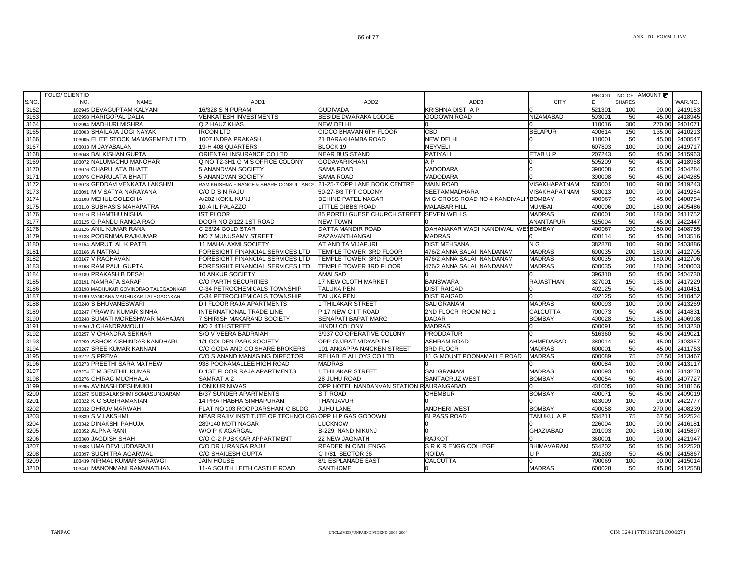| S.NO. | FOLIO/ CLIENT ID NO. | NAME | ADD1 | ADD2 | ADD3 | CITY | PINCODE | NO. OF SHARES | AMOUNT ₹ | WAR.NO. |
|---|---|---|---|---|---|---|---|---|---|---|
| 3162 | 102945 | DEVAGUPTAM KALYANI | 16/328 S N PURAM | GUDIVADA | KRISHNA DIST A P | 0 | 521301 | 100 | 90.00 | 2419153 |
| 3163 | 102958 | HARIGOPAL DALIA | VENKATESH INVESTMENTS | BESIDE DWARAKA LODGE | GODOWN ROAD | NIZAMABAD | 503001 | 50 | 45.00 | 2418945 |
| 3164 | 102994 | MADHURI MISHRA | Q 2 HAUZ KHAS | NEW DELHI | 0 | 0 | 110016 | 300 | 270.00 | 2401071 |
| 3165 | 103003 | SHAILAJA JOGI NAYAK | IRCON LTD | CIDCO BHAVAN 6TH FLOOR | CBD | BELAPUR | 400614 | 150 | 135.00 | 2410213 |
| 3166 | 103005 | ELITE STOCK MANAGEMENT LTD | 1007 INDRA PRAKASH | 21 BARAKHAMBA ROAD | NEW DELHI | 0 | 110001 | 50 | 45.00 | 2400547 |
| 3167 | 103033 | M JAYABALAN | 19-H 408 QUARTERS | BLOCK 19 | NEYVELI | | 607803 | 100 | 90.00 | 2419717 |
| 3168 | 103048 | BALKISHAN GUPTA | ORIENTAL INSURANCE CO LTD | NEAR BUS STAND | PATIYALI | ETAB U P | 207243 | 50 | 45.00 | 2415963 |
| 3169 | 103072 | NALUMACHU MANOHAR | Q NO T2-3H1 G M S OFFICE COLONY | GODAVARIKHANI | A P | 0 | 505209 | 50 | 45.00 | 2418958 |
| 3170 | 103076 | CHARULATA BHATT | 5 ANANDVAN SOCIETY | SAMA ROAD | VADODARA | 0 | 390008 | 50 | 45.00 | 2404284 |
| 3171 | 103076 | CHARULATA BHATT | 5 ANANDVAN SOCIETY | SAMA ROAD | VADODARA | 0 | 390008 | 50 | 45.00 | 2404285 |
| 3172 | 103078 | GEDDAM VENKATA LAKSHMI | RAM KRISHNA FINANCE & SHARE CONSULTANCY | 21-25-7 OPP LANE BOOK CENTRE | MAIN ROAD | VISAKHAPATNAM | 530001 | 100 | 90.00 | 2419243 |
| 3173 | 103091 | M V SATYA NARAYANA | C/O D S N RAJU | 50-27-8/3 TPT COLONY | SEETAMMADHARA | VISAKHAPATNAM | 530013 | 100 | 90.00 | 2419254 |
| 3174 | 103108 | MEHUL GOLECHA | A/202 KOKIL KUNJ | BEHIND PATEL NAGAR | M G CROSS ROAD NO 4 KANDIVALI \ | BOMBAY | 400067 | 50 | 45.00 | 2408754 |
| 3175 | 103110 | SUBHASIS MAHAPATRA | 10-A IL PALAZZO | LITTLE GIBBS ROAD | MALABAR HILL | MUMBAI | 400006 | 200 | 180.00 | 2405486 |
| 3176 | 103116 | R HAMTHU NISHA | IST FLOOR | 85 PORTU GUESE CHURCH STREET | SEVEN WELLS | MADRAS | 600001 | 200 | 180.00 | 2411752 |
| 3177 | 103125 | G PANDU RANGA RAO | DOOR NO 2/122 1ST ROAD | NEW TOWN | 0 | ANANTAPUR | 515004 | 50 | 45.00 | 2422447 |
| 3178 | 103126 | ANIL KUMAR RANA | C 23/24 GOLD STAR | DATTA MANDIR ROAD | DAHANAKAR WADI KANDIWALI WES | BOMBAY | 400067 | 200 | 180.00 | 2408755 |
| 3179 | 103133 | POORNIMA RAJKUMAR | NO 7 MUNUSAMY STREET | PAZAVANTHANGAL | MADRAS | 0 | 600114 | 50 | 45.00 | 2413516 |
| 3180 | 103154 | AMRUTLAL K PATEL | 11 MAHALAXMI SOCIETY | AT AND TA VIJAPURI | DIST MEHSANA | N G | 382870 | 100 | 90.00 | 2403886 |
| 3181 | 103166 | A NATRAJ | FORESIGHT FINANCIAL SERVICES LTD | TEMPLE TOWER 3RD FLOOR | 476/2 ANNA SALAI NANDANAM | MADRAS | 600035 | 200 | 180.00 | 2412705 |
| 3182 | 103167 | V RAGHAVAN | FORESIGHT FINANCIAL SERVICES LTD | TEMPLE TOWER 3RD FLOOR | 476/2 ANNA SALAI NANDANAM | MADRAS | 600035 | 200 | 180.00 | 2412706 |
| 3183 | 103168 | RAM PAUL GUPTA | FORESIGHT FINANCIAL SERVICES LTD | TEMPLE TOWER 3RD FLOOR | 476/2 ANNA SALAI NANDANAM | MADRAS | 600035 | 200 | 180.00 | 2400003 |
| 3184 | 103189 | PRAKASH B DESAI | 10 ANKUR SOCIETY | AMALSAD | 0 | 0 | 396310 | 50 | 45.00 | 2404730 |
| 3185 | 103191 | NAMRATA SARAF | C/O PARTH SECURITIES | 17 NEW CLOTH MARKET | BANSWARA | RAJASTHAN | 327001 | 150 | 135.00 | 2417229 |
| 3186 | 103198 | MADHUKAR GOVINDRAO TALEGAONKAR | C-34 PETROCHEMICALS TOWNSHIP | TALUKA PEN | DIST RAIGAD | 0 | 402125 | 50 | 45.00 | 2410451 |
| 3187 | 103199 | VANDANA MADHUKAR TALEGAONKAR | C-34 PETROCHEMICALS TOWNSHIP | TALUKA PEN | DIST RAIGAD | 0 | 402125 | 50 | 45.00 | 2410452 |
| 3188 | 103240 | S BHUVANESWARI | D I FLOOR RAJA APARTMENTS | 1 THILAKAR STREET | SALIGRAMAM | MADRAS | 600093 | 100 | 90.00 | 2413269 |
| 3189 | 103247 | PRAWIN KUMAR SINHA | INTERNATIONAL TRADE LINE | P 17 NEW C I T ROAD | 2ND FLOOR ROOM NO 1 | CALCUTTA | 700073 | 50 | 45.00 | 2414831 |
| 3190 | 103248 | SUMATI MORESHWAR MAHAJAN | 7 SHIRISH MAKARAND SOCIETY | SENAPATI BAPAT MARG | DADAR | BOMBAY | 400028 | 150 | 135.00 | 2406908 |
| 3191 | 103250 | J CHANDRAMOULI | NO 2 4TH STREET | HINDU COLONY | MADRAS | 0 | 600091 | 50 | 45.00 | 2413230 |
| 3192 | 103257 | V CHANDRA SEKHAR | S/O V VEERA BADRAIAH | 3/937 CO OPERATIVE COLONY | PRODDATUR | 0 | 516360 | 50 | 45.00 | 2419021 |
| 3193 | 103259 | ASHOK KISHINDAS KANDHARI | 1/1 GOLDEN PARK SOCIETY | OPP GUJRAT VIDYAPITH | ASHRAM ROAD | AHMEDABAD | 380014 | 50 | 45.00 | 2403357 |
| 3194 | 103267 | SREE KUMAR KANNAN | C/O GODA AND CO SHARE BROKERS | 101 ANGAPPA NAICKEN STREET | 3RD FLOOR | MADRAS | 600001 | 50 | 45.00 | 2411753 |
| 3195 | 103272 | S PREMA | C/O S ANAND MANAGING DIRECTOR | RELIABLE ALLOYS CO LTD | 11 G MOUNT POONAMALLE ROAD | MADRAS | 600089 | 75 | 67.50 | 2413467 |
| 3196 | 103273 | PREETHI SARA MATHEW | 938 POONAMALLEE HIGH ROAD | MADRAS | 0 | 0 | 600084 | 100 | 90.00 | 2413117 |
| 3197 | 103274 | T M SENTHIL KUMAR | D 1ST FLOOR RAJA APARTMENTS | 1 THILAKAR STREET | SALIGRAMAM | MADRAS | 600093 | 100 | 90.00 | 2413270 |
| 3198 | 103276 | CHIRAG MUCHHALA | SAMRAT A 2 | 28 JUHU ROAD | SANTACRUZ WEST | BOMBAY | 400054 | 50 | 45.00 | 2407727 |
| 3199 | 103295 | AVINASH DESHMUKH | LONIKUR NIWAS | OPP HOTEL NANDANVAN STATION R | AURANGABAD | 0 | 431005 | 100 | 90.00 | 2418166 |
| 3200 | 103297 | SUBBALAKSHMI SOMASUNDARAM | B/37 SUNDER APARTMENTS | S T ROAD | CHEMBUR | BOMBAY | 400071 | 50 | 45.00 | 2409019 |
| 3201 | 103322 | K C SUBIRAMANIAN | 14 PRATHABHA SIMHAPURAM | THANJAVUR | 0 | 0 | 613009 | 100 | 90.00 | 2422777 |
| 3202 | 103332 | DHRUV MARWAH | FLAT NO 103 ROOPDARSHAN C BLDG | JUHU LANE | ANDHERI WEST | BOMBAY | 400058 | 300 | 270.00 | 2408239 |
| 3203 | 103339 | S V LAKSHMI | NEAR RAJIV INSTITUTE OF TECHNOLOG\ | OPP H P GAS GODOWN | BI PASS ROAD | TANUKU A P | 534211 | 75 | 67.50 | 2422524 |
| 3204 | 103342 | DINAKSHI PAHUJA | 289/140 MOTI NAGAR | LUCKNOW | 0 | 0 | 226004 | 100 | 90.00 | 2416181 |
| 3205 | 103352 | ALPNA RANI | W/O P K AGARGAL | B-229, NAND NIKUNJ | 0 | GHAZIABAD | 201003 | 200 | 180.00 | 2415897 |
| 3206 | 103360 | JAGDISH SHAH | C/O C-2 PUSKKAR APPARTMENT | 22 NEW JAGNATH | RAJKOT | 0 | 360001 | 100 | 90.00 | 2421947 |
| 3207 | 103383 | UMA DEVI UDDARAJU | C/O DR U RANGA RAJU | READER IN CIVIL ENGG | S R K R ENGG COLLEGE | BHIMAVARAM | 534202 | 50 | 45.00 | 2422520 |
| 3208 | 103397 | SUCHITRA AGARWAL | C/O SHAILESH GUPTA | C II/81 SECTOR 36 | NOIDA | U P | 201303 | 50 | 45.00 | 2415867 |
| 3209 | 103439 | NIRMAL KUMAR SARAWGI | JAIN HOUSE | 8/1 ESPLANADE EAST | CALCUTTA | 0 | 700069 | 100 | 90.00 | 2415014 |
| 3210 | 103441 | MANONMANI RAMANATHAN | 11-A SOUTH LEITH CASTLE ROAD | SANTHOME | 0 | MADRAS | 600028 | 50 | 45.00 | 2412558 |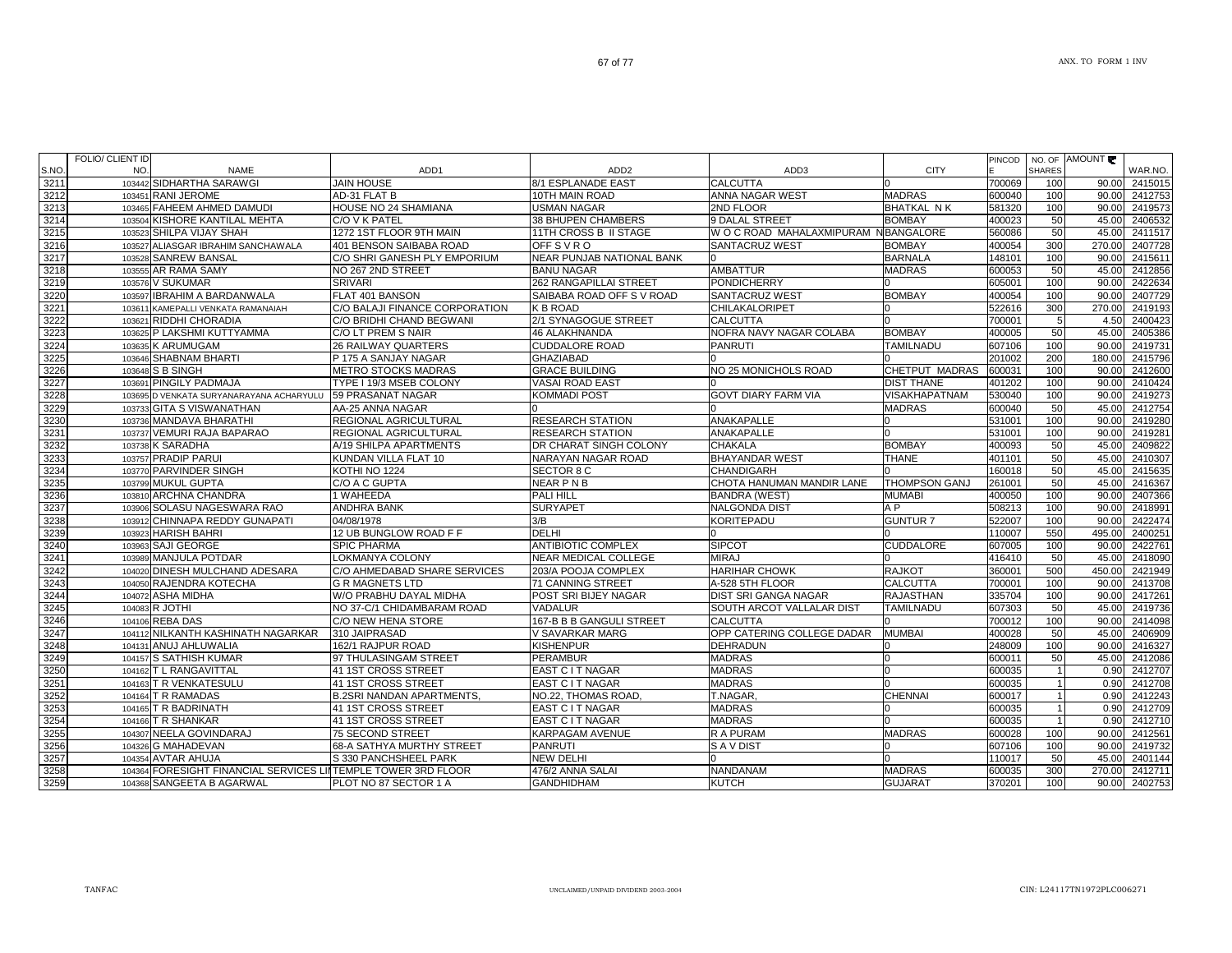| S.NO. | FOLIO/ CLIENT ID NO. | NAME | ADD1 | ADD2 | ADD3 | CITY | PINCODE | NO. OF SHARES | AMOUNT ₹ | WAR.NO. |
|---|---|---|---|---|---|---|---|---|---|---|
| 3211 | 103442 | SIDHARTHA SARAWGI | JAIN HOUSE | 8/1 ESPLANADE EAST | CALCUTTA | 0 | 700069 | 100 | 90.00 | 2415015 |
| 3212 | 103451 | RANI JEROME | AD-31 FLAT B | 10TH MAIN ROAD | ANNA NAGAR WEST | MADRAS | 600040 | 100 | 90.00 | 2412753 |
| 3213 | 103465 | FAHEEM AHMED DAMUDI | HOUSE NO 24 SHAMIANA | USMAN NAGAR | 2ND FLOOR | BHATKAL N K | 581320 | 100 | 90.00 | 2419573 |
| 3214 | 103504 | KISHORE KANTILAL MEHTA | C/O V K PATEL | 38 BHUPEN CHAMBERS | 9 DALAL STREET | BOMBAY | 400023 | 50 | 45.00 | 2406532 |
| 3215 | 103523 | SHILPA VIJAY SHAH | 1272 1ST FLOOR 9TH MAIN | 11TH CROSS B II STAGE | W O C ROAD MAHALAXMIPURAM N | BANGALORE | 560086 | 50 | 45.00 | 2411517 |
| 3216 | 103527 | ALIASGAR IBRAHIM SANCHAWALA | 401 BENSON SAIBABA ROAD | OFF S V R O | SANTACRUZ WEST | BOMBAY | 400054 | 300 | 270.00 | 2407728 |
| 3217 | 103528 | SANREW BANSAL | C/O SHRI GANESH PLY EMPORIUM | NEAR PUNJAB NATIONAL BANK | 0 | BARNALA | 148101 | 100 | 90.00 | 2415611 |
| 3218 | 103555 | AR RAMA SAMY | NO 267 2ND STREET | BANU NAGAR | AMBATTUR | MADRAS | 600053 | 50 | 45.00 | 2412856 |
| 3219 | 103576 | V SUKUMAR | SRIVARI | 262 RANGAPILLAI STREET | PONDICHERRY | 0 | 605001 | 100 | 90.00 | 2422634 |
| 3220 | 103597 | IBRAHIM A BARDANWALA | FLAT 401 BANSON | SAIBABA ROAD OFF S V ROAD | SANTACRUZ WEST | BOMBAY | 400054 | 100 | 90.00 | 2407729 |
| 3221 | 103611 | KAMEPALLI VENKATA RAMANAIAH | C/O BALAJI FINANCE CORPORATION | K B ROAD | CHILAKALORIPET | 0 | 522616 | 300 | 270.00 | 2419193 |
| 3222 | 103621 | RIDDHI CHORADIA | C/O BRIDHI CHAND BEGWANI | 2/1 SYNAGOGUE STREET | CALCUTTA | 0 | 700001 | 5 | 4.50 | 2400423 |
| 3223 | 103625 | P LAKSHMI KUTTYAMMA | C/O LT PREM S NAIR | 46 ALAKHNANDA | NOFRA NAVY NAGAR COLABA | BOMBAY | 400005 | 50 | 45.00 | 2405386 |
| 3224 | 103635 | K ARUMUGAM | 26 RAILWAY QUARTERS | CUDDALORE ROAD | PANRUTI | TAMILNADU | 607106 | 100 | 90.00 | 2419731 |
| 3225 | 103646 | SHABNAM BHARTI | P 175 A SANJAY NAGAR | GHAZIABAD | 0 | 0 | 201002 | 200 | 180.00 | 2415796 |
| 3226 | 103648 | S B SINGH | METRO STOCKS MADRAS | GRACE BUILDING | NO 25 MONICHOLS ROAD | CHETPUT MADRAS | 600031 | 100 | 90.00 | 2412600 |
| 3227 | 103691 | PINGILY PADMAJA | TYPE I 19/3 MSEB COLONY | VASAI ROAD EAST | 0 | DIST THANE | 401202 | 100 | 90.00 | 2410424 |
| 3228 | 103695 | D VENKATA SURYANARAYANA ACHARYULU | 59 PRASANAT NAGAR | KOMMADI POST | GOVT DIARY FARM VIA | VISAKHAPATNAM | 530040 | 100 | 90.00 | 2419273 |
| 3229 | 103733 | GITA S VISWANATHAN | AA-25 ANNA NAGAR | 0 | 0 | MADRAS | 600040 | 50 | 45.00 | 2412754 |
| 3230 | 103736 | MANDAVA BHARATHI | REGIONAL AGRICULTURAL | RESEARCH STATION | ANAKAPALLE | 0 | 531001 | 100 | 90.00 | 2419280 |
| 3231 | 103737 | VEMURI RAJA BAPARAO | REGIONAL AGRICULTURAL | RESEARCH STATION | ANAKAPALLE | 0 | 531001 | 100 | 90.00 | 2419281 |
| 3232 | 103738 | K SARADHA | A/19 SHILPA APARTMENTS | DR CHARAT SINGH COLONY | CHAKALA | BOMBAY | 400093 | 50 | 45.00 | 2409822 |
| 3233 | 103757 | PRADIP PARUI | KUNDAN VILLA FLAT 10 | NARAYAN NAGAR ROAD | BHAYANDAR WEST | THANE | 401101 | 50 | 45.00 | 2410307 |
| 3234 | 103770 | PARVINDER SINGH | KOTHI NO 1224 | SECTOR 8 C | CHANDIGARH | 0 | 160018 | 50 | 45.00 | 2415635 |
| 3235 | 103799 | MUKUL GUPTA | C/O A C GUPTA | NEAR P N B | CHOTA HANUMAN MANDIR LANE | THOMPSON GANJ | 261001 | 50 | 45.00 | 2416367 |
| 3236 | 103810 | ARCHNA CHANDRA | 1 WAHEEDA | PALI HILL | BANDRA (WEST) | MUMABI | 400050 | 100 | 90.00 | 2407366 |
| 3237 | 103906 | SOLASU NAGESWARA RAO | ANDHRA BANK | SURYAPET | NALGONDA DIST | A P | 508213 | 100 | 90.00 | 2418991 |
| 3238 | 103912 | CHINNAPA REDDY GUNAPATI | 04/08/1978 | 3/B | KORITEPADU | GUNTUR 7 | 522007 | 100 | 90.00 | 2422474 |
| 3239 | 103923 | HARISH BAHRI | 12 UB BUNGLOW ROAD F F | DELHI | 0 | 0 | 110007 | 550 | 495.00 | 2400251 |
| 3240 | 103963 | SAJI GEORGE | SPIC PHARMA | ANTIBIOTIC COMPLEX | SIPCOT | CUDDALORE | 607005 | 100 | 90.00 | 2422761 |
| 3241 | 103989 | MANJULA POTDAR | LOKMANYA COLONY | NEAR MEDICAL COLLEGE | MIRAJ | 0 | 416410 | 50 | 45.00 | 2418090 |
| 3242 | 104020 | DINESH MULCHAND ADESARA | C/O AHMEDABAD SHARE SERVICES | 203/A POOJA COMPLEX | HARIHAR CHOWK | RAJKOT | 360001 | 500 | 450.00 | 2421949 |
| 3243 | 104050 | RAJENDRA KOTECHA | G R MAGNETS LTD | 71 CANNING STREET | A-528 5TH FLOOR | CALCUTTA | 700001 | 100 | 90.00 | 2413708 |
| 3244 | 104072 | ASHA MIDHA | W/O PRABHU DAYAL MIDHA | POST SRI BIJEY NAGAR | DIST SRI GANGA NAGAR | RAJASTHAN | 335704 | 100 | 90.00 | 2417261 |
| 3245 | 104083 | R JOTHI | NO 37-C/1 CHIDAMBARAM ROAD | VADALUR | SOUTH ARCOT VALLALAR DIST | TAMILNADU | 607303 | 50 | 45.00 | 2419736 |
| 3246 | 104106 | REBA DAS | C/O NEW HENA STORE | 167-B B B GANGULI STREET | CALCUTTA | 0 | 700012 | 100 | 90.00 | 2414098 |
| 3247 | 104112 | NILKANTH KASHINATH NAGARKAR | 310 JAIPRASAD | V SAVARKAR MARG | OPP CATERING COLLEGE DADAR | MUMBAI | 400028 | 50 | 45.00 | 2406909 |
| 3248 | 104131 | ANJU AHLUWALIA | 162/1 RAJPUR ROAD | KISHENPUR | DEHRADUN | 0 | 248009 | 100 | 90.00 | 2416327 |
| 3249 | 104157 | S SATHISH KUMAR | 97 THULASINGAM STREET | PERAMBUR | MADRAS | 0 | 600011 | 50 | 45.00 | 2412086 |
| 3250 | 104162 | T L RANGAVITTAL | 41 1ST CROSS STREET | EAST C I T NAGAR | MADRAS | 0 | 600035 | 1 | 0.90 | 2412707 |
| 3251 | 104163 | T R VENKATESULU | 41 1ST CROSS STREET | EAST C I T NAGAR | MADRAS | 0 | 600035 | 1 | 0.90 | 2412708 |
| 3252 | 104164 | T R RAMADAS | B.2SRI NANDAN APARTMENTS, | NO.22, THOMAS ROAD, | T.NAGAR, | CHENNAI | 600017 | 1 | 0.90 | 2412243 |
| 3253 | 104165 | T R BADRINATH | 41 1ST CROSS STREET | EAST C I T NAGAR | MADRAS | 0 | 600035 | 1 | 0.90 | 2412709 |
| 3254 | 104166 | T R SHANKAR | 41 1ST CROSS STREET | EAST C I T NAGAR | MADRAS | 0 | 600035 | 1 | 0.90 | 2412710 |
| 3255 | 104307 | NEELA GOVINDARAJ | 75 SECOND STREET | KARPAGAM AVENUE | R A PURAM | MADRAS | 600028 | 100 | 90.00 | 2412561 |
| 3256 | 104326 | G MAHADEVAN | 68-A SATHYA MURTHY STREET | PANRUTI | S A V DIST | 0 | 607106 | 100 | 90.00 | 2419732 |
| 3257 | 104354 | AVTAR AHUJA | S 330 PANCHSHEEL PARK | NEW DELHI | 0 | 0 | 110017 | 50 | 45.00 | 2401144 |
| 3258 | 104364 | FORESIGHT FINANCIAL SERVICES LI | TEMPLE TOWER 3RD FLOOR | 476/2 ANNA SALAI | NANDANAM | MADRAS | 600035 | 300 | 270.00 | 2412711 |
| 3259 | 104368 | SANGEETA B AGARWAL | PLOT NO 87 SECTOR 1 A | GANDHIDHAM | KUTCH | GUJARAT | 370201 | 100 | 90.00 | 2402753 |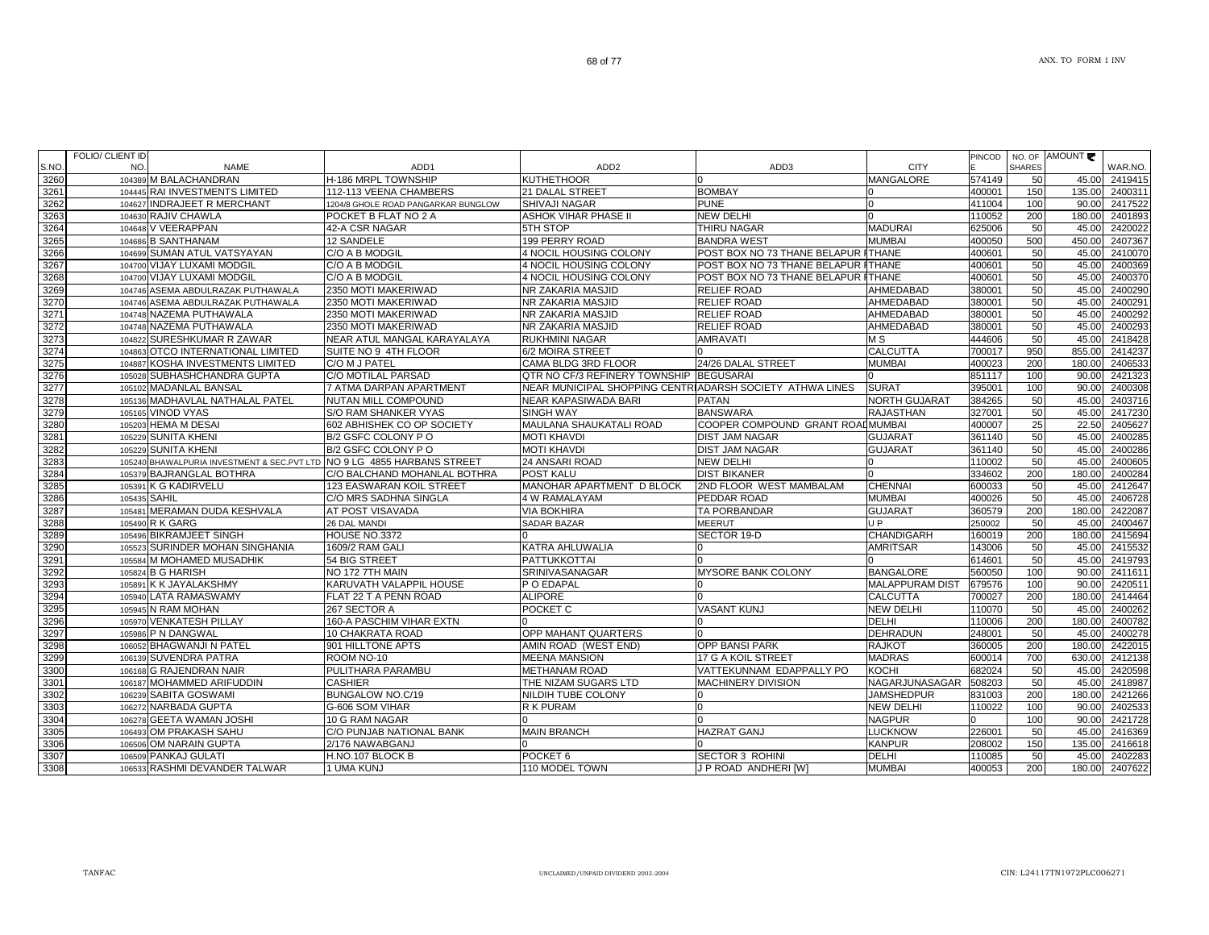| S.NO. | FOLIO/ CLIENT ID NO. | NAME | ADD1 | ADD2 | ADD3 | CITY | PINCODE | NO. OF SHARES | AMOUNT ₹ | WAR.NO. |
|---|---|---|---|---|---|---|---|---|---|---|
| 3260 | 104389 | M BALACHANDRAN | H-186 MRPL TOWNSHIP | KUTHETHOOR | 0 | MANGALORE | 574149 | 50 | 45.00 | 2419415 |
| 3261 | 104445 | RAI INVESTMENTS LIMITED | 112-113 VEENA CHAMBERS | 21 DALAL STREET | BOMBAY | 0 | 400001 | 150 | 135.00 | 2400311 |
| 3262 | 104627 | INDRAJEET R MERCHANT | 1204/8 GHOLE ROAD PANGARKAR BUNGLOW | SHIVAJI NAGAR | PUNE | 0 | 411004 | 100 | 90.00 | 2417522 |
| 3263 | 104630 | RAJIV CHAWLA | POCKET B FLAT NO 2 A | ASHOK VIHAR PHASE II | NEW DELHI | 0 | 110052 | 200 | 180.00 | 2401893 |
| 3264 | 104648 | V VEERAPPAN | 42-A CSR NAGAR | 5TH STOP | THIRU NAGAR | MADURAI | 625006 | 50 | 45.00 | 2420022 |
| 3265 | 104686 | B SANTHANAM | 12 SANDELE | 199 PERRY ROAD | BANDRA WEST | MUMBAI | 400050 | 500 | 450.00 | 2407367 |
| 3266 | 104699 | SUMAN ATUL VATSYAYAN | C/O A B MODGIL | 4 NOCIL HOUSING COLONY | POST BOX NO 73 THANE BELAPUR R | THANE | 400601 | 50 | 45.00 | 2410070 |
| 3267 | 104700 | VIJAY LUXAMI MODGIL | C/O A B MODGIL | 4 NOCIL HOUSING COLONY | POST BOX NO 73 THANE BELAPUR R | THANE | 400601 | 50 | 45.00 | 2400369 |
| 3268 | 104700 | VIJAY LUXAMI MODGIL | C/O A B MODGIL | 4 NOCIL HOUSING COLONY | POST BOX NO 73 THANE BELAPUR R | THANE | 400601 | 50 | 45.00 | 2400370 |
| 3269 | 104746 | ASEMA ABDULRAZAK PUTHAWALA | 2350 MOTI MAKERIWAD | NR ZAKARIA MASJID | RELIEF ROAD | AHMEDABAD | 380001 | 50 | 45.00 | 2400290 |
| 3270 | 104746 | ASEMA ABDULRAZAK PUTHAWALA | 2350 MOTI MAKERIWAD | NR ZAKARIA MASJID | RELIEF ROAD | AHMEDABAD | 380001 | 50 | 45.00 | 2400291 |
| 3271 | 104748 | NAZEMA PUTHAWALA | 2350 MOTI MAKERIWAD | NR ZAKARIA MASJID | RELIEF ROAD | AHMEDABAD | 380001 | 50 | 45.00 | 2400292 |
| 3272 | 104748 | NAZEMA PUTHAWALA | 2350 MOTI MAKERIWAD | NR ZAKARIA MASJID | RELIEF ROAD | AHMEDABAD | 380001 | 50 | 45.00 | 2400293 |
| 3273 | 104822 | SURESHKUMAR R ZAWAR | NEAR ATUL MANGAL KARAYALAYA | RUKHMINI NAGAR | AMRAVATI | M S | 444606 | 50 | 45.00 | 2418428 |
| 3274 | 104863 | OTCO INTERNATIONAL LIMITED | SUITE NO 9 4TH FLOOR | 6/2 MOIRA STREET | 0 | CALCUTTA | 700017 | 950 | 855.00 | 2414237 |
| 3275 | 104887 | KOSHA INVESTMENTS LIMITED | C/O M J PATEL | CAMA BLDG 3RD FLOOR | 24/26 DALAL STREET | MUMBAI | 400023 | 200 | 180.00 | 2406533 |
| 3276 | 105028 | SUBHASHCHANDRA GUPTA | C/O MOTILAL PARSAD | QTR NO CF/3 REFINERY TOWNSHIP | BEGUSARAI | 0 | 851117 | 100 | 90.00 | 2421323 |
| 3277 | 105102 | MADHAVI BANSAL | 7 ATMA DARPAN APARTMENT | NEAR MUNICIPAL SHOPPING CENTR | ADARSH SOCIETY ATHWA LINES | SURAT | 395001 | 100 | 90.00 | 2400308 |
| 3278 | 105136 | MADHAVLAL NATHALAL PATEL | NUTAN MILL COMPOUND | NEAR KAPASIWADA BARI | PATAN | NORTH GUJARAT | 384265 | 50 | 45.00 | 2403716 |
| 3279 | 105165 | VINOD VYAS | S/O RAM SHANKER VYAS | SINGH WAY | BANSWARA | RAJASTHAN | 327001 | 50 | 45.00 | 2417230 |
| 3280 | 105203 | HEMA M DESAI | 602 ABHISHEK CO OP SOCIETY | MAULANA SHAUKATALI ROAD | COOPER COMPOUND GRANT ROAD | MUMBAI | 400007 | 25 | 22.50 | 2405627 |
| 3281 | 105229 | SUNITA KHENI | B/2 GSFC COLONY P O | MOTI KHAVDI | DIST JAM NAGAR | GUJARAT | 361140 | 50 | 45.00 | 2400285 |
| 3282 | 105229 | SUNITA KHENI | B/2 GSFC COLONY P O | MOTI KHAVDI | DIST JAM NAGAR | GUJARAT | 361140 | 50 | 45.00 | 2400286 |
| 3283 | 105240 | BHAWALPURIA INVESTMENT & SEC.PVT LTD | NO 9 LG 4855 HARBANS STREET | 24 ANSARI ROAD | NEW DELHI | 0 | 110002 | 50 | 45.00 | 2400605 |
| 3284 | 105379 | BAJRANGLAL BOTHRA | C/O BALCHAND MOHANLAL BOTHRA | POST KALU | DIST BIKANER | 0 | 334602 | 200 | 180.00 | 2400284 |
| 3285 | 105391 | K G KADIRVELU | 123 EASWARAN KOIL STREET | MANOHAR APARTMENT D BLOCK | 2ND FLOOR WEST MAMBALAM | CHENNAI | 600033 | 50 | 45.00 | 2412647 |
| 3286 | 105435 | SAHIL | C/O MRS SADHNA SINGLA | 4 W RAMALAYAM | PEDDAR ROAD | MUMBAI | 400026 | 50 | 45.00 | 2406728 |
| 3287 | 105481 | MERAMAN DUDA KESHVALA | AT POST VISAVADA | VIA BOKHIRA | TA PORBANDAR | GUJARAT | 360579 | 200 | 180.00 | 2422087 |
| 3288 | 105490 | R K GARG | 26 DAL MANDI | SADAR BAZAR | MEERUT | U P | 250002 | 50 | 45.00 | 2400467 |
| 3289 | 105496 | BIKRAMJEET SINGH | HOUSE NO.3372 | 0 | SECTOR 19-D | CHANDIGARH | 160019 | 200 | 180.00 | 2415694 |
| 3290 | 105523 | SURINDER MOHAN SINGHANIA | 1609/2 RAM GALI | KATRA AHLUWALIA | 0 | AMRITSAR | 143006 | 50 | 45.00 | 2415532 |
| 3291 | 105584 | M MOHAMED MUSADHIK | 54 BIG STREET | PATTUKKOTTAI | 0 | 0 | 614601 | 50 | 45.00 | 2419793 |
| 3292 | 105824 | B G HARISH | NO 172 7TH MAIN | SRINIVASANAGAR | MYSORE BANK COLONY | BANGALORE | 560050 | 100 | 90.00 | 2411611 |
| 3293 | 105891 | K K JAYALAKSHMY | KARUVATH VALAPPIL HOUSE | P O EDAPAL | 0 | MALAPPURAM DIST | 679576 | 100 | 90.00 | 2420511 |
| 3294 | 105940 | LATA RAMASWAMY | FLAT 22 T A PENN ROAD | ALIPORE | 0 | CALCUTTA | 700027 | 200 | 180.00 | 2414464 |
| 3295 | 105945 | N RAM MOHAN | 267 SECTOR A | POCKET C | VASANT KUNJ | NEW DELHI | 110070 | 50 | 45.00 | 2400262 |
| 3296 | 105970 | VENKATESH PILLAY | 160-A PASCHIM VIHAR EXTN | 0 | 0 | DELHI | 110006 | 200 | 180.00 | 2400782 |
| 3297 | 105986 | P N DANGWAL | 10 CHAKRATA ROAD | OPP MAHANT QUARTERS | 0 | DEHRADUN | 248001 | 50 | 45.00 | 2400278 |
| 3298 | 106052 | BHAGWANJI N PATEL | 901 HILLTONE APTS | AMIN ROAD (WEST END) | OPP BANSI PARK | RAJKOT | 360005 | 200 | 180.00 | 2422015 |
| 3299 | 106139 | SUVENDRA PATRA | ROOM NO-10 | MEENA MANSION | 17 G A KOIL STREET | MADRAS | 600014 | 700 | 630.00 | 2412138 |
| 3300 | 106168 | G RAJENDRAN NAIR | PULITHARA PARAMBU | METHANAM ROAD | VATTEKUNNAM EDAPPALLY PO | KOCHI | 682024 | 50 | 45.00 | 2420598 |
| 3301 | 106187 | MOHAMMED ARIFUDDIN | CASHIER | THE NIZAM SUGARS LTD | MACHINERY DIVISION | NAGARJUNASAGAR | 508203 | 50 | 45.00 | 2418987 |
| 3302 | 106239 | SABITA GOSWAMI | BUNGALOW NO.C/19 | NILDIH TUBE COLONY | 0 | JAMSHEDPUR | 831003 | 200 | 180.00 | 2421266 |
| 3303 | 106272 | NARBADA GUPTA | G-606 SOM VIHAR | R K PURAM | 0 | NEW DELHI | 110022 | 100 | 90.00 | 2402533 |
| 3304 | 106278 | GEETA WAMAN JOSHI | 10 G RAM NAGAR | 0 | 0 | NAGPUR | 0 | 100 | 90.00 | 2421728 |
| 3305 | 106493 | OM PRAKASH SAHU | C/O PUNJAB NATIONAL BANK | MAIN BRANCH | HAZRAT GANJ | LUCKNOW | 226001 | 50 | 45.00 | 2416369 |
| 3306 | 106506 | OM NARAIN GUPTA | 2/176 NAWABGANJ | 0 | 0 | KANPUR | 208002 | 150 | 135.00 | 2416618 |
| 3307 | 106509 | PANKAJ GULATI | H.NO.107 BLOCK B | POCKET 6 | SECTOR 3 ROHINI | DELHI | 110085 | 50 | 45.00 | 2402283 |
| 3308 | 106533 | RASHMI DEVANDER TALWAR | 1 UMA KUNJ | 110 MODEL TOWN | J P ROAD ANDHERI [W] | MUMBAI | 400053 | 200 | 180.00 | 2407622 |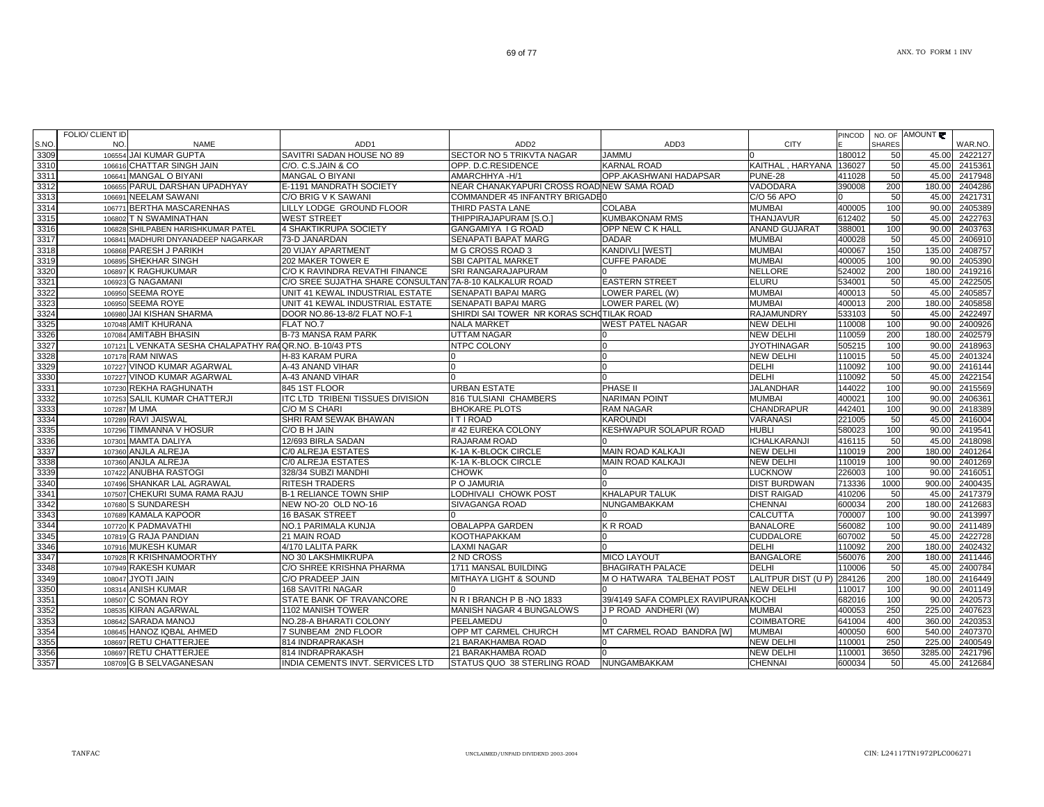| S.NO. | FOLIO/ CLIENT ID NO. | NAME | ADD1 | ADD2 | ADD3 | CITY | PINCODE | NO. OF SHARES | AMOUNT ₹ | WAR.NO. |
|---|---|---|---|---|---|---|---|---|---|---|
| 3309 | 106554 | JAI KUMAR GUPTA | SAVITRI SADAN HOUSE NO 89 | SECTOR NO 5 TRIKVTA NAGAR | JAMMU | 0 | 180012 | 50 | 45.00 | 2422127 |
| 3310 | 106616 | CHATTAR SINGH JAIN | C/O. C.S.JAIN & CO | OPP. D.C.RESIDENCE | KARNAL ROAD | KAITHAL , HARYANA | 136027 | 50 | 45.00 | 2415361 |
| 3311 | 106641 | MANGAL O BIYANI | MANGAL O BIYANI | AMARCHHYA -H/1 | OPP.AKASHWANI HADAPSAR | PUNE-28 | 411028 | 50 | 45.00 | 2417948 |
| 3312 | 106655 | PARUL DARSHAN UPADHYAY | E-1191 MANDRATH SOCIETY | NEAR CHANAKYAPURI CROSS ROAD | NEW SAMA ROAD | VADODARA | 390008 | 200 | 180.00 | 2404286 |
| 3313 | 106691 | NEELAM SAWANI | C/O BRIG V K SAWANI | COMMANDER 45 INFANTRY BRIGADE | 0 | C/O 56 APO | 0 | 50 | 45.00 | 2421731 |
| 3314 | 106771 | BERTHA MASCARENHAS | LILLY LODGE GROUND FLOOR | THIRD PASTA LANE | COLABA | MUMBAI | 400005 | 100 | 90.00 | 2405389 |
| 3315 | 106802 | T N SWAMINATHAN | WEST STREET | THIPPIRAJAPURAM [S.O.] | KUMBAKONAM RMS | THANJAVUR | 612402 | 50 | 45.00 | 2422763 |
| 3316 | 106828 | SHILPABEN HARISHKUMAR PATEL | 4 SHAKTIKRUPA SOCIETY | GANGAMIYA I G ROAD | OPP NEW C K HALL | ANAND GUJARAT | 388001 | 100 | 90.00 | 2403763 |
| 3317 | 106841 | MADHURI DNYANADEEP NAGARKAR | 73-D JANARDAN | SENAPATI BAPAT MARG | DADAR | MUMBAI | 400028 | 50 | 45.00 | 2406910 |
| 3318 | 106868 | PARESH J PARIKH | 20 VIJAY APARTMENT | M G CROSS ROAD 3 | KANDIVLI [WEST] | MUMBAI | 400067 | 150 | 135.00 | 2408757 |
| 3319 | 106895 | SHEKHAR SINGH | 202 MAKER TOWER E | SBI CAPITAL MARKET | CUFFE PARADE | MUMBAI | 400005 | 100 | 90.00 | 2405390 |
| 3320 | 106897 | K RAGHUKUMAR | C/O K RAVINDRA REVATHI FINANCE | SRI RANGARAJAPURAM | 0 | NELLORE | 524002 | 200 | 180.00 | 2419216 |
| 3321 | 106923 | G NAGAMANI | C/O SREE SUJATHA SHARE CONSULTAN | 7A-8-10 KALKALUR ROAD | EASTERN STREET | ELURU | 534001 | 50 | 45.00 | 2422505 |
| 3322 | 106950 | SEEMA ROYE | UNIT 41 KEWAL INDUSTRIAL ESTATE | SENAPATI BAPAI MARG | LOWER PAREL (W) | MUMBAI | 400013 | 50 | 45.00 | 2405857 |
| 3323 | 106950 | SEEMA ROYE | UNIT 41 KEWAL INDUSTRIAL ESTATE | SENAPATI BAPAI MARG | LOWER PAREL (W) | MUMBAI | 400013 | 200 | 180.00 | 2405858 |
| 3324 | 106980 | JAI KISHAN SHARMA | DOOR NO.86-13-8/2 FLAT NO.F-1 | SHIRDI SAI TOWER NR KORAS SCH | TILAK ROAD | RAJAMUNDRY | 533103 | 50 | 45.00 | 2422497 |
| 3325 | 107048 | AMIT KHURANA | FLAT NO.7 | NALA MARKET | WEST PATEL NAGAR | NEW DELHI | 110008 | 100 | 90.00 | 2400926 |
| 3326 | 107084 | AMITABH BHASIN | B-73 MANSA RAM PARK | UTTAM NAGAR | 0 | NEW DELHI | 110059 | 200 | 180.00 | 2402579 |
| 3327 | 107121 | L VENKATA SESHA CHALAPATHY RA | QR.NO. B-10/43 PTS | NTPC COLONY | 0 | JYOTHINAGAR | 505215 | 100 | 90.00 | 2418963 |
| 3328 | 107178 | RAM NIWAS | H-83 KARAM PURA | 0 | 0 | NEW DELHI | 110015 | 50 | 45.00 | 2401324 |
| 3329 | 107227 | VINOD KUMAR AGARWAL | A-43 ANAND VIHAR | 0 | 0 | DELHI | 110092 | 100 | 90.00 | 2416144 |
| 3330 | 107227 | VINOD KUMAR AGARWAL | A-43 ANAND VIHAR | 0 | 0 | DELHI | 110092 | 50 | 45.00 | 2422154 |
| 3331 | 107230 | REKHA RAGHUNATH | 845 1ST FLOOR | URBAN ESTATE | PHASE II | JALANDHAR | 144022 | 100 | 90.00 | 2415569 |
| 3332 | 107253 | SALIL KUMAR CHATTERJI | ITC LTD TRIBENI TISSUES DIVISION | 816 TULSIANI CHAMBERS | NARIMAN POINT | MUMBAI | 400021 | 100 | 90.00 | 2406361 |
| 3333 | 107287 | M UMA | C/O M S CHARI | BHOKARE PLOTS | RAM NAGAR | CHANDRAPUR | 442401 | 100 | 90.00 | 2418389 |
| 3334 | 107289 | RAVI JAISWAL | SHRI RAM SEWAK BHAWAN | I T I ROAD | KAROUNDI | VARANASI | 221005 | 50 | 45.00 | 2416004 |
| 3335 | 107296 | TIMMANNA V HOSUR | C/O B H JAIN | # 42 EUREKA COLONY | KESHWAPUR SOLAPUR ROAD | HUBLI | 580023 | 100 | 90.00 | 2419541 |
| 3336 | 107301 | MAMTA DALIYA | 12/693 BIRLA SADAN | RAJARAM ROAD | 0 | ICHALKARANJI | 416115 | 50 | 45.00 | 2418098 |
| 3337 | 107360 | ANJLA ALREJA | C/0 ALREJA ESTATES | K-1A K-BLOCK CIRCLE | MAIN ROAD KALKAJI | NEW DELHI | 110019 | 200 | 180.00 | 2401264 |
| 3338 | 107360 | ANJLA ALREJA | C/0 ALREJA ESTATES | K-1A K-BLOCK CIRCLE | MAIN ROAD KALKAJI | NEW DELHI | 110019 | 100 | 90.00 | 2401269 |
| 3339 | 107422 | ANUBHA RASTOGI | 328/34 SUBZI MANDHI | CHOWK | 0 | LUCKNOW | 226003 | 100 | 90.00 | 2416051 |
| 3340 | 107496 | SHANKAR LAL AGRAWAL | RITESH TRADERS | P O JAMURIA | 0 | DIST BURDWAN | 713336 | 1000 | 900.00 | 2400435 |
| 3341 | 107507 | CHEKURI SUMA RAMA RAJU | B-1 RELIANCE TOWN SHIP | LODHIVALI CHOWK POST | KHALAPUR TALUK | DIST RAIGAD | 410206 | 50 | 45.00 | 2417379 |
| 3342 | 107680 | S SUNDARESH | NEW NO-20 OLD NO-16 | SIVAGANGA ROAD | NUNGAMBAKKAM | CHENNAI | 600034 | 200 | 180.00 | 2412683 |
| 3343 | 107689 | KAMALA KAPOOR | 16 BASAK STREET | 0 | 0 | CALCUTTA | 700007 | 100 | 90.00 | 2413997 |
| 3344 | 107720 | K PADMAVATHI | NO.1 PARIMALA KUNJA | OBALAPPA GARDEN | K R ROAD | BANALORE | 560082 | 100 | 90.00 | 2411489 |
| 3345 | 107819 | G RAJA PANDIAN | 21 MAIN ROAD | KOOTHAPAKKAM | 0 | CUDDALORE | 607002 | 50 | 45.00 | 2422728 |
| 3346 | 107916 | MUKESH KUMAR | 4/170 LALITA PARK | LAXMI NAGAR | 0 | DELHI | 110092 | 200 | 180.00 | 2402432 |
| 3347 | 107928 | R KRISHNAMOORTHY | NO 30 LAKSHMIKRUPA | 2 ND CROSS | MICO LAYOUT | BANGALORE | 560076 | 200 | 180.00 | 2411446 |
| 3348 | 107949 | RAKESH KUMAR | C/O SHREE KRISHNA PHARMA | 1711 MANSAL BUILDING | BHAGIRATH PALACE | DELHI | 110006 | 50 | 45.00 | 2400784 |
| 3349 | 108047 | JYOTI JAIN | C/O PRADEEP JAIN | MITHAYA LIGHT & SOUND | M O HATWARA TALBEHAT POST | LALITPUR DIST (U P) | 284126 | 200 | 180.00 | 2416449 |
| 3350 | 108314 | ANISH KUMAR | 168 SAVITRI NAGAR | 0 | 0 | NEW DELHI | 110017 | 100 | 90.00 | 2401149 |
| 3351 | 108507 | C SOMAN ROY | STATE BANK OF TRAVANCORE | N R I BRANCH P B -NO 1833 | 39/4149 SAFA COMPLEX RAVIPURAN | KOCHI | 682016 | 100 | 90.00 | 2420573 |
| 3352 | 108535 | KIRAN AGARWAL | 1102 MANISH TOWER | MANISH NAGAR 4 BUNGALOWS | J P ROAD ANDHERI (W) | MUMBAI | 400053 | 250 | 225.00 | 2407623 |
| 3353 | 108642 | SARADA MANOJ | NO.28-A BHARATI COLONY | PEELAMEDU | 0 | COIMBATORE | 641004 | 400 | 360.00 | 2420353 |
| 3354 | 108645 | HANOZ IQBAL AHMED | 7 SUNBEAM 2ND FLOOR | OPP MT CARMEL CHURCH | MT CARMEL ROAD BANDRA [W] | MUMBAI | 400050 | 600 | 540.00 | 2407370 |
| 3355 | 108697 | RETU CHATTERJEE | 814 INDRAPRAKASH | 21 BARAKHAMBA ROAD | 0 | NEW DELHI | 110001 | 250 | 225.00 | 2400549 |
| 3356 | 108697 | RETU CHATTERJEE | 814 INDRAPRAKASH | 21 BARAKHAMBA ROAD | 0 | NEW DELHI | 110001 | 3650 | 3285.00 | 2421796 |
| 3357 | 108709 | G B SELVAGANESAN | INDIA CEMENTS INVT. SERVICES LTD | STATUS QUO 38 STERLING ROAD | NUNGAMBAKKAM | CHENNAI | 600034 | 50 | 45.00 | 2412684 |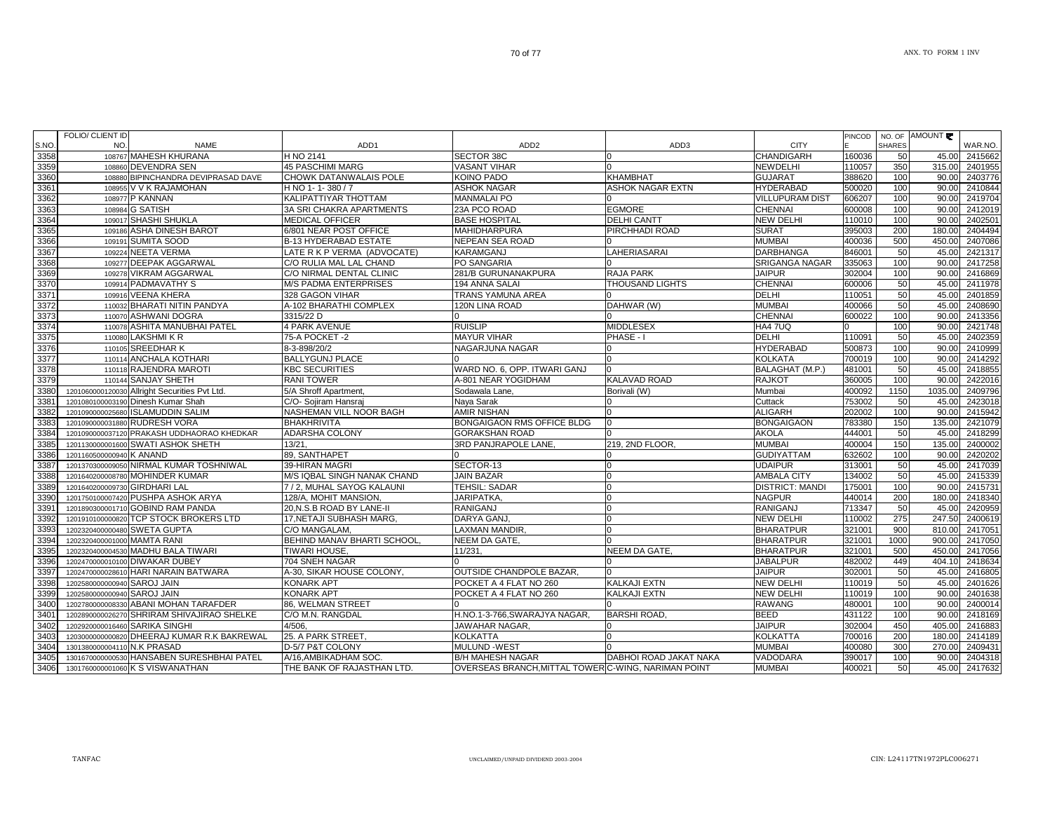| S.NO. | FOLIO/ CLIENT ID NO. | NAME | ADD1 | ADD2 | ADD3 | CITY | PINCODE | NO. OF SHARES | AMOUNT ₹ | WAR.NO. |
|---|---|---|---|---|---|---|---|---|---|---|
| 3358 | 108767 | MAHESH KHURANA | H NO 2141 | SECTOR 38C | 0 | CHANDIGARH | 160036 | 50 | 45.00 | 2415662 |
| 3359 | 108860 | DEVENDRA SEN | 45 PASCHIMI MARG | VASANT VIHAR | 0 | NEWDELHI | 110057 | 350 | 315.00 | 2401955 |
| 3360 | 108880 | BIPINCHANDRA DEVIPRASAD DAVE | CHOWK DATANWALAIS POLE | KOINO PADO | KHAMBHAT | GUJARAT | 388620 | 100 | 90.00 | 2403776 |
| 3361 | 108955 | V V K RAJAMOHAN | H NO 1- 1- 380 / 7 | ASHOK NAGAR | ASHOK NAGAR EXTN | HYDERABAD | 500020 | 100 | 90.00 | 2410844 |
| 3362 | 108977 | P KANNAN | KALIPATTIYAR THOTTAM | MANMALAI PO | 0 | VILLUPURAM DIST | 606207 | 100 | 90.00 | 2419704 |
| 3363 | 108984 | G SATISH | 3A SRI CHAKRA APARTMENTS | 23A PCO ROAD | EGMORE | CHENNAI | 600008 | 100 | 90.00 | 2412019 |
| 3364 | 109017 | SHASHI SHUKLA | MEDICAL OFFICER | BASE HOSPITAL | DELHI CANTT | NEW DELHI | 110010 | 100 | 90.00 | 2402501 |
| 3365 | 109186 | ASHA DINESH BAROT | 6/801 NEAR POST OFFICE | MAHIDHARPURA | PIRCHHADI ROAD | SURAT | 395003 | 200 | 180.00 | 2404494 |
| 3366 | 109191 | SUMITA SOOD | B-13 HYDERABAD ESTATE | NEPEAN SEA ROAD | 0 | MUMBAI | 400036 | 500 | 450.00 | 2407086 |
| 3367 | 109224 | NEETA VERMA | LATE R K P VERMA (ADVOCATE) | KARAMGANJ | LAHERIASARAI | DARBHANGA | 846001 | 50 | 45.00 | 2421317 |
| 3368 | 109277 | DEEPAK AGGARWAL | C/O RULIA MAL LAL CHAND | PO SANGARIA | 0 | SRIGANGA NAGAR | 335063 | 100 | 90.00 | 2417258 |
| 3369 | 109278 | VIKRAM AGGARWAL | C/O NIRMAL DENTAL CLINIC | 281/B GURUNANAKPURA | RAJA PARK | JAIPUR | 302004 | 100 | 90.00 | 2416869 |
| 3370 | 109914 | PADMAVATHY S | M/S PADMA ENTERPRISES | 194 ANNA SALAI | THOUSAND LIGHTS | CHENNAI | 600006 | 50 | 45.00 | 2411978 |
| 3371 | 109916 | VEENA KHERA | 328 GAGON VIHAR | TRANS YAMUNA AREA | 0 | DELHI | 110051 | 50 | 45.00 | 2401859 |
| 3372 | 110032 | BHARATI NITIN PANDYA | A-102 BHARATHI COMPLEX | 120N LINA ROAD | DAHWAR (W) | MUMBAI | 400066 | 50 | 45.00 | 2408690 |
| 3373 | 110070 | ASHWANI DOGRA | 3315/22 D | 0 | 0 | CHENNAI | 600022 | 100 | 90.00 | 2413356 |
| 3374 | 110078 | ASHITA MANUBHAI PATEL | 4 PARK AVENUE | RUISLIP | MIDDLESEX | HA4 7UQ | 0 | 100 | 90.00 | 2421748 |
| 3375 | 110080 | LAKSHMI K R | 75-A POCKET -2 | MAYUR VIHAR | PHASE - I | DELHI | 110091 | 50 | 45.00 | 2402359 |
| 3376 | 110105 | SREEDHAR K | 8-3-898/20/2 | NAGARJUNA NAGAR | 0 | HYDERABAD | 500873 | 100 | 90.00 | 2410999 |
| 3377 | 110114 | ANCHALA KOTHARI | BALLYGUNJ PLACE | 0 | 0 | KOLKATA | 700019 | 100 | 90.00 | 2414292 |
| 3378 | 110118 | RAJENDRA MAROTI | KBC SECURITIES | WARD NO. 6, OPP. ITWARI GANJ | 0 | BALAGHAT (M.P.) | 481001 | 50 | 45.00 | 2418855 |
| 3379 | 110144 | SANJAY SHETH | RANI TOWER | A-801 NEAR YOGIDHAM | KALAVAD ROAD | RAJKOT | 360005 | 100 | 90.00 | 2422016 |
| 3380 | 1201060000120030 | Allright Securities Pvt Ltd. | 5/A Shroff Apartment, | Sodawala Lane, | Borivali (W) | Mumbai | 400092 | 1150 | 1035.00 | 2409796 |
| 3381 | 1201080100003190 | Dinesh Kumar Shah | C/O- Sojiram Hansraj | Naya Sarak | 0 | Cuttack | 753002 | 50 | 45.00 | 2423018 |
| 3382 | 1201090000025680 | ISLAMUDDIN SALIM | NASHEMAN VILL NOOR BAGH | AMIR NISHAN | 0 | ALIGARH | 202002 | 100 | 90.00 | 2415942 |
| 3383 | 1201090000031880 | RUDRESH VORA | BHAKHRIVITA | BONGAIGAON RMS OFFICE BLDG | 0 | BONGAIGAON | 783380 | 150 | 135.00 | 2421079 |
| 3384 | 1201090000037120 | PRAKASH UDDHAORAO KHEDKAR | ADARSHA COLONY | GORAKSHAN ROAD | 0 | AKOLA | 444001 | 50 | 45.00 | 2418299 |
| 3385 | 1201130000001600 | SWATI ASHOK SHETH | 13/21, | 3RD PANJRAPOLE LANE, | 219, 2ND FLOOR, | MUMBAI | 400004 | 150 | 135.00 | 2400002 |
| 3386 | 1201160500000940 | K ANAND | 89, SANTHAPET | 0 | 0 | GUDIYATTAM | 632602 | 100 | 90.00 | 2420202 |
| 3387 | 1201370300009050 | NIRMAL KUMAR TOSHNIWAL | 39-HIRAN MAGRI | SECTOR-13 | 0 | UDAIPUR | 313001 | 50 | 45.00 | 2417039 |
| 3388 | 1201640200008780 | MOHINDER KUMAR | M/S IQBAL SINGH NANAK CHAND | JAIN BAZAR | 0 | AMBALA CITY | 134002 | 50 | 45.00 | 2415339 |
| 3389 | 1201640200009730 | GIRDHARI LAL | 7 / 2, MUHAL SAYOG KALAUNI | TEHSIL: SADAR | 0 | DISTRICT: MANDI | 175001 | 100 | 90.00 | 2415731 |
| 3390 | 1201750100007420 | PUSHPA ASHOK ARYA | 128/A, MOHIT MANSION, | JARIPATKA, | 0 | NAGPUR | 440014 | 200 | 180.00 | 2418340 |
| 3391 | 1201890300001710 | GOBIND RAM PANDA | 20,N.S.B ROAD BY LANE-II | RANIGANJ | 0 | RANIGANJ | 713347 | 50 | 45.00 | 2420959 |
| 3392 | 1201910100000820 | TCP STOCK BROKERS LTD | 17,NETAJI SUBHASH MARG, | DARYA GANJ, | 0 | NEW DELHI | 110002 | 275 | 247.50 | 2400619 |
| 3393 | 1202320400000480 | SWETA GUPTA | C/O MANGALAM, | LAXMAN MANDIR, | 0 | BHARATPUR | 321001 | 900 | 810.00 | 2417051 |
| 3394 | 1202320400001000 | MAMTA RANI | BEHIND MANAV BHARTI SCHOOL, | NEEM DA GATE, | 0 | BHARATPUR | 321001 | 1000 | 900.00 | 2417050 |
| 3395 | 1202320400004530 | MADHU BALA TIWARI | TIWARI HOUSE, | 11/231, | NEEM DA GATE, | BHARATPUR | 321001 | 500 | 450.00 | 2417056 |
| 3396 | 1202470000010100 | DIWAKAR DUBEY | 704 SNEH NAGAR | 0 | 0 | JABALPUR | 482002 | 449 | 404.10 | 2418634 |
| 3397 | 1202470000028610 | HARI NARAIN BATWARA | A-30, SIKAR HOUSE COLONY, | OUTSIDE CHANDPOLE BAZAR, | 0 | JAIPUR | 302001 | 50 | 45.00 | 2416805 |
| 3398 | 1202580000000940 | SAROJ JAIN | KONARK APT | POCKET A 4 FLAT NO 260 | KALKAJI EXTN | NEW DELHI | 110019 | 50 | 45.00 | 2401626 |
| 3399 | 1202580000000940 | SAROJ JAIN | KONARK APT | POCKET A 4 FLAT NO 260 | KALKAJI EXTN | NEW DELHI | 110019 | 100 | 90.00 | 2401638 |
| 3400 | 1202780000008330 | ABANI MOHAN TARAFDER | 86, WELMAN STREET | 0 | 0 | RAWANG | 480001 | 100 | 90.00 | 2400014 |
| 3401 | 1202890000026270 | SHRIRAM SHIVAJIRAO SHELKE | C/O M.N. RANGDAL | H.NO.1-3-766,SWARAJYA NAGAR, | BARSHI ROAD, | BEED | 431122 | 100 | 90.00 | 2418169 |
| 3402 | 1202920000016460 | SARIKA SINGHI | 4/506, | JAWAHAR NAGAR, | 0 | JAIPUR | 302004 | 450 | 405.00 | 2416883 |
| 3403 | 1203000000000820 | DHEERAJ KUMAR R.K BAKREWAL | 25. A PARK STREET, | KOLKATTA | 0 | KOLKATTA | 700016 | 200 | 180.00 | 2414189 |
| 3404 | 1301380000004110 | N.K PRASAD | D-5/7 P&T COLONY | MULUND -WEST | 0 | MUMBAI | 400080 | 300 | 270.00 | 2409431 |
| 3405 | 1301670000000530 | HANSABEN SURESHBHAI PATEL | A/16,AMBIKADHAM SOC. | B/H MAHESH NAGAR | DABHOI ROAD JAKAT NAKA | VADODARA | 390017 | 100 | 90.00 | 2404318 |
| 3406 | 1301760000001060 | K S VISWANATHAN | THE BANK OF RAJASTHAN LTD. | OVERSEAS BRANCH,MITTAL TOWER | C-WING, NARIMAN POINT | MUMBAI | 400021 | 50 | 45.00 | 2417632 |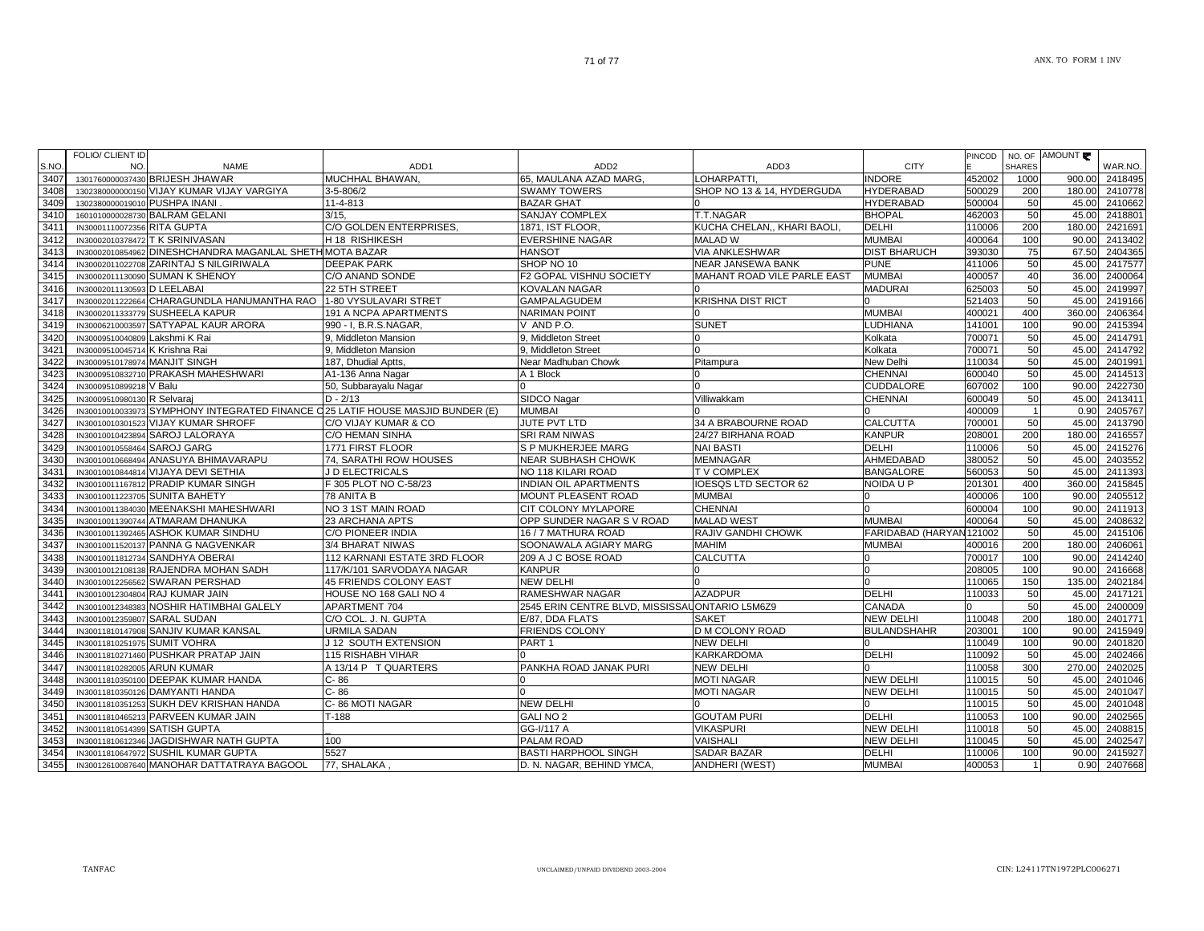| S.NO. | FOLIO/ CLIENT ID NO. | NAME | ADD1 | ADD2 | ADD3 | CITY | PINCODE | NO. OF SHARES | AMOUNT ₹ | WAR.NO. |
|---|---|---|---|---|---|---|---|---|---|---|
| 3407 | 1301760000037430 | BRIJESH JHAWAR | MUCHHAL BHAWAN, | 65, MAULANA AZAD MARG, | LOHARPATTI, | INDORE | 452002 | 1000 | 900.00 | 2418495 |
| 3408 | 1302380000000150 | VIJAY KUMAR VIJAY VARGIYA | 3-5-806/2 | SWAMY TOWERS | SHOP NO 13 & 14, HYDERGUDA | HYDERABAD | 500029 | 200 | 180.00 | 2410778 |
| 3409 | 1302380000019010 | PUSHPA INANI . | 11-4-813 | BAZAR GHAT | 0 | HYDERABAD | 500004 | 50 | 45.00 | 2410662 |
| 3410 | 1601010000028730 | BALRAM GELANI | 3/15, | SANJAY COMPLEX | T.T.NAGAR | BHOPAL | 462003 | 50 | 45.00 | 2418801 |
| 3411 | IN30001110072356 | RITA GUPTA | C/O GOLDEN ENTERPRISES, | 1871, IST FLOOR, | KUCHA CHELAN,, KHARI BAOLI, | DELHI | 110006 | 200 | 180.00 | 2421691 |
| 3412 | IN30002010378472 | T K SRINIVASAN | H 18 RISHIKESH | EVERSHINE NAGAR | MALAD W | MUMBAI | 400064 | 100 | 90.00 | 2413402 |
| 3413 | IN30002010854962 | DINESHCHANDRA MAGANLAL SHETH | MOTA BAZAR | HANSOT | VIA ANKLESHWAR | DIST BHARUCH | 393030 | 75 | 67.50 | 2404365 |
| 3414 | IN30002011022708 | ZARINTAJ S NILGIRIWALA | DEEPAK PARK | SHOP NO 10 | NEAR JANSEWA BANK | PUNE | 411006 | 50 | 45.00 | 2417577 |
| 3415 | IN30002011130090 | SUMAN K SHENOY | C/O ANAND SONDE | F2 GOPAL VISHNU SOCIETY | MAHANT ROAD VILE PARLE EAST | MUMBAI | 400057 | 40 | 36.00 | 2400064 |
| 3416 | IN30002011130593 | D LEELABAI | 22 5TH STREET | KOVALAN NAGAR | 0 | MADURAI | 625003 | 50 | 45.00 | 2419997 |
| 3417 | IN30002011222664 | CHARAGUNDLA HANUMANTHA RAO | 1-80 VYSULAVARI STRET | GAMPALAGUDEM | KRISHNA DIST RICT | 0 | 521403 | 50 | 45.00 | 2419166 |
| 3418 | IN30002011333779 | SUSHEELA KAPUR | 191 A NCPA APARTMENTS | NARIMAN POINT | 0 | MUMBAI | 400021 | 400 | 360.00 | 2406364 |
| 3419 | IN30006210003597 | SATYAPAL KAUR ARORA | 990 - I, B.R.S.NAGAR, | V AND P.O. | SUNET | LUDHIANA | 141001 | 100 | 90.00 | 2415394 |
| 3420 | IN30009510040809 | Lakshmi K Rai | 9, Middleton Mansion | 9, Middleton Street | 0 | Kolkata | 700071 | 50 | 45.00 | 2414791 |
| 3421 | IN30009510045714 | K Krishna Rai | 9, Middleton Mansion | 9, Middleton Street | 0 | Kolkata | 700071 | 50 | 45.00 | 2414792 |
| 3422 | IN30009510178974 | MANJIT SINGH | 187, Dhudial Aptts, | Near Madhuban Chowk | Pitampura | New Delhi | 110034 | 50 | 45.00 | 2401991 |
| 3423 | IN30009510832710 | PRAKASH MAHESHWARI | A1-136 Anna Nagar | A 1 Block | 0 | CHENNAI | 600040 | 50 | 45.00 | 2414513 |
| 3424 | IN30009510899218 | V Balu | 50, Subbarayalu Nagar | 0 | 0 | CUDDALORE | 607002 | 100 | 90.00 | 2422730 |
| 3425 | IN30009510980130 | R Selvaraj | D - 2/13 | SIDCO Nagar | Villiwakkam | CHENNAI | 600049 | 50 | 45.00 | 2413411 |
| 3426 | IN30010010033973 | SYMPHONY INTEGRATED FINANCE C | 25 LATIF HOUSE MASJID BUNDER (E) | MUMBAI | 0 | 0 | 400009 | 1 | 0.90 | 2405767 |
| 3427 | IN30010010301523 | VIJAY KUMAR SHROFF | C/O VIJAY KUMAR & CO | JUTE PVT LTD | 34 A BRABOURNE ROAD | CALCUTTA | 700001 | 50 | 45.00 | 2413790 |
| 3428 | IN30010010423894 | SAROJ LALORAYA | C/O HEMAN SINHA | SRI RAM NIWAS | 24/27 BIRHANA ROAD | KANPUR | 208001 | 200 | 180.00 | 2416557 |
| 3429 | IN30010010558464 | SAROJ GARG | 1771 FIRST FLOOR | S P MUKHERJEE MARG | NAI BASTI | DELHI | 110006 | 50 | 45.00 | 2415276 |
| 3430 | IN30010010668494 | ANASUYA BHIMAVARAPU | 74, SARATHI ROW HOUSES | NEAR SUBHASH CHOWK | MEMNAGAR | AHMEDABAD | 380052 | 50 | 45.00 | 2403552 |
| 3431 | IN30010010844814 | VIJAYA DEVI SETHIA | J D ELECTRICALS | NO 118 KILARI ROAD | T V COMPLEX | BANGALORE | 560053 | 50 | 45.00 | 2411393 |
| 3432 | IN30010011167812 | PRADIP KUMAR SINGH | F 305 PLOT NO C-58/23 | INDIAN OIL APARTMENTS | IOESQS LTD SECTOR 62 | NOIDA U P | 201301 | 400 | 360.00 | 2415845 |
| 3433 | IN30010011223705 | SUNITA BAHETY | 78 ANITA B | MOUNT PLEASENT ROAD | MUMBAI | 0 | 400006 | 100 | 90.00 | 2405512 |
| 3434 | IN30010011384030 | MEENAKSHI MAHESHWARI | NO 3 1ST MAIN ROAD | CIT COLONY MYLAPORE | CHENNAI | 0 | 600004 | 100 | 90.00 | 2411913 |
| 3435 | IN30010011390744 | ATMARAM DHANUKA | 23 ARCHANA APTS | OPP SUNDER NAGAR S V ROAD | MALAD WEST | MUMBAI | 400064 | 50 | 45.00 | 2408632 |
| 3436 | IN30010011392465 | ASHOK KUMAR SINDHU | C/O PIONEER INDIA | 16 / 7 MATHURA ROAD | RAJIV GANDHI CHOWK | FARIDABAD (HARYAN | 121002 | 50 | 45.00 | 2415106 |
| 3437 | IN30010011520137 | PANNA G NAGVENKAR | 3/4 BHARAT NIWAS | SOONAWALA AGIARY MARG | MAHIM | MUMBAI | 400016 | 200 | 180.00 | 2406061 |
| 3438 | IN30010011812734 | SANDHYA OBERAI | 112 KARNANI ESTATE 3RD FLOOR | 209 A J C BOSE ROAD | CALCUTTA | 0 | 700017 | 100 | 90.00 | 2414240 |
| 3439 | IN30010012108138 | RAJENDRA MOHAN SADH | 117/K/101 SARVODAYA NAGAR | KANPUR | 0 | 0 | 208005 | 100 | 90.00 | 2416668 |
| 3440 | IN30010012256562 | SWARAN PERSHAD | 45 FRIENDS COLONY EAST | NEW DELHI | 0 | 0 | 110065 | 150 | 135.00 | 2402184 |
| 3441 | IN30010012304804 | RAJ KUMAR JAIN | HOUSE NO 168 GALI NO 4 | RAMESHWAR NAGAR | AZADPUR | DELHI | 110033 | 50 | 45.00 | 2417121 |
| 3442 | IN30010012348383 | NOSHIR HATIMBHAI GALELY | APARTMENT 704 | 2545 ERIN CENTRE BLVD, MISSISSAU | ONTARIO L5M6Z9 | CANADA | 0 | 50 | 45.00 | 2400009 |
| 3443 | IN30010012359807 | SARAL SUDAN | C/O COL. J. N. GUPTA | E/87, DDA FLATS | SAKET | NEW DELHI | 110048 | 200 | 180.00 | 2401771 |
| 3444 | IN30011810147908 | SANJIV KUMAR KANSAL | URMILA SADAN | FRIENDS COLONY | D M COLONY ROAD | BULANDSHAHR | 203001 | 100 | 90.00 | 2415949 |
| 3445 | IN30011810251975 | SUMIT VOHRA | J 12 SOUTH EXTENSION | PART 1 | NEW DELHI | 0 | 110049 | 100 | 90.00 | 2401820 |
| 3446 | IN30011810271460 | PUSHKAR PRATAP JAIN | 115 RISHABH VIHAR | 0 | KARKARDOMA | DELHI | 110092 | 50 | 45.00 | 2402466 |
| 3447 | IN30011810282005 | ARUN KUMAR | A 13/14 P T QUARTERS | PANKHA ROAD JANAK PURI | NEW DELHI | 0 | 110058 | 300 | 270.00 | 2402025 |
| 3448 | IN30011810350100 | DEEPAK KUMAR HANDA | C- 86 | 0 | MOTI NAGAR | NEW DELHI | 110015 | 50 | 45.00 | 2401046 |
| 3449 | IN30011810350126 | DAMYANTI HANDA | C- 86 | 0 | MOTI NAGAR | NEW DELHI | 110015 | 50 | 45.00 | 2401047 |
| 3450 | IN30011810351253 | SUKH DEV KRISHAN HANDA | C- 86 MOTI NAGAR | NEW DELHI | 0 | 0 | 110015 | 50 | 45.00 | 2401048 |
| 3451 | IN30011810465213 | PARVEEN KUMAR JAIN | T-188 | GALI NO 2 | GOUTAM PURI | DELHI | 110053 | 100 | 90.00 | 2402565 |
| 3452 | IN30011810514399 | SATISH GUPTA | . | GG-I/117 A | VIKASPURI | NEW DELHI | 110018 | 50 | 45.00 | 2408815 |
| 3453 | IN30011810612346 | JAGDISHWAR NATH GUPTA | 100 | PALAM ROAD | VAISHALI | NEW DELHI | 110045 | 50 | 45.00 | 2402547 |
| 3454 | IN30011810647972 | SUSHIL KUMAR GUPTA | 5527 | BASTI HARPHOOL SINGH | SADAR BAZAR | DELHI | 110006 | 100 | 90.00 | 2415927 |
| 3455 | IN30012610087640 | MANOHAR DATTATRAYA BAGOOL | 77, SHALAKA , | D. N. NAGAR, BEHIND YMCA, | ANDHERI (WEST) | MUMBAI | 400053 | 1 | 0.90 | 2407668 |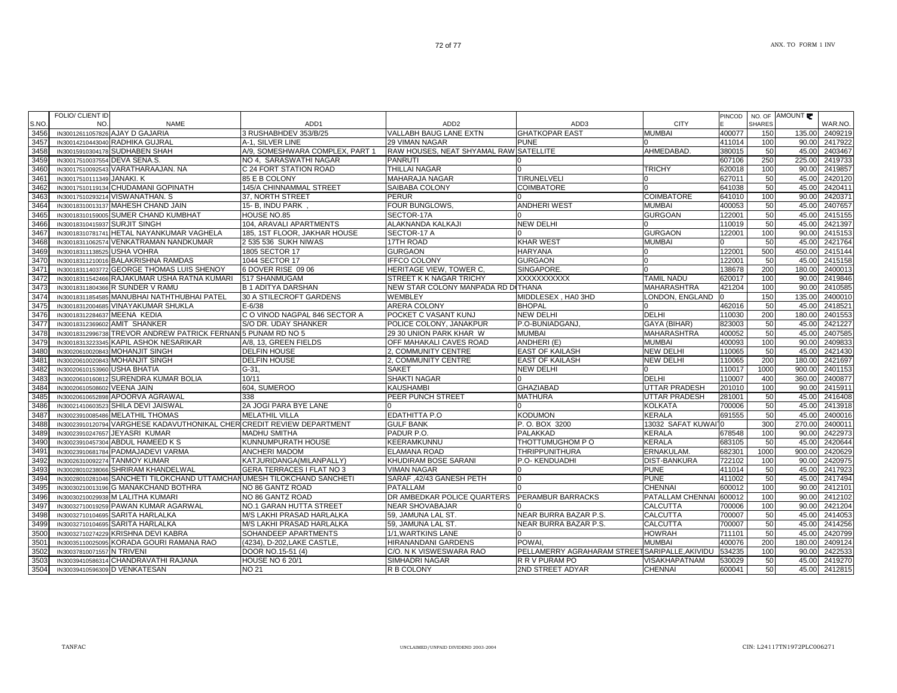| S.NO. | FOLIO/ CLIENT ID NO. | NAME | ADD1 | ADD2 | ADD3 | CITY | PINCODE | NO. OF SHARES | AMOUNT | WAR.NO. |
|---|---|---|---|---|---|---|---|---|---|---|
| 3456 | IN30012611057826 | AJAY D GAJARIA | 3 RUSHABHDEV 353/B/25 | VALLABH BAUG LANE EXTN | GHATKOPAR EAST | MUMBAI | 400077 | 150 | 135.00 | 2409219 |
| 3457 | IN30014210443040 | RADHIKA GUJRAL | A-1, SILVER LINE | 29 VIMAN NAGAR | PUNE | 0 | 411014 | 100 | 90.00 | 2417922 |
| 3458 | IN30015910304178 | SUDHABEN SHAH | A/9, SOMESHWARA COMPLEX, PART 1 | RAW HOUSES, NEAT SHYAMAL RAW | SATELLITE | AHMEDABAD. | 380015 | 50 | 45.00 | 2403467 |
| 3459 | IN30017510037554 | DEVA SENA.S. | NO 4, SARASWATHI NAGAR | PANRUTI | 0 | | 607106 | 250 | 225.00 | 2419733 |
| 3460 | IN30017510092543 | VARATHARAAJAN. NA | C 24 FORT STATION ROAD | THILLAI NAGAR | 0 | TRICHY | 620018 | 100 | 90.00 | 2419857 |
| 3461 | IN30017510111349 | JANAKI. K | 85 E B COLONY | MAHARAJA NAGAR | TIRUNELVELI | 0 | 627011 | 50 | 45.00 | 2420120 |
| 3462 | IN30017510119134 | CHUDAMANI GOPINATH | 145/A CHINNAMMAL STREET | SAIBABA COLONY | COIMBATORE | 0 | 641038 | 50 | 45.00 | 2420411 |
| 3463 | IN30017510293214 | VISWANATHAN. S | 37, NORTH STREET | PERUR | 0 | COIMBATORE | 641010 | 100 | 90.00 | 2420371 |
| 3464 | IN30018310013137 | MAHESH CHAND JAIN | 15- B, INDU PARK , | FOUR BUNGLOWS, | ANDHERI WEST | MUMBAI | 400053 | 50 | 45.00 | 2407657 |
| 3465 | IN30018310159005 | SUMER CHAND KUMBHAT | HOUSE NO.85 | SECTOR-17A | 0 | GURGOAN | 122001 | 50 | 45.00 | 2415155 |
| 3466 | IN30018310415937 | SURJIT SINGH | 104, ARAVALI APARTMENTS | ALAKNANDA KALKAJI | NEW DELHI | 0 | 110019 | 50 | 45.00 | 2421397 |
| 3467 | IN30018310781741 | HETAL NAYANKUMAR VAGHELA | 185, 1ST FLOOR, JAKHAR HOUSE | SECTOR-17 A | 0 | GURGAON | 122001 | 100 | 90.00 | 2415153 |
| 3468 | IN30018311062574 | VENKATRAMAN NANDKUMAR | 2 535 536 SUKH NIWAS | 17TH ROAD | KHAR WEST | MUMBAI | 0 | 50 | 45.00 | 2421764 |
| 3469 | IN30018311138525 | USHA VOHRA | 1805 SECTOR 17 | GURGAON | HARYANA | 0 | 122001 | 500 | 450.00 | 2415144 |
| 3470 | IN30018311210016 | BALAKRISHNA RAMDAS | 1044 SECTOR 17 | IFFCO COLONY | GURGAON | 0 | 122001 | 50 | 45.00 | 2415158 |
| 3471 | IN30018311403772 | GEORGE THOMAS LUIS SHENOY | 6 DOVER RISE 09 06 | HERITAGE VIEW, TOWER C, | SINGAPORE. | 0 | 138678 | 200 | 180.00 | 2400013 |
| 3472 | IN30018311542466 | RAJAKUMAR USHA RATNA KUMARI | 517 SHANMUGAM | STREET K K NAGAR TRICHY | XXXXXXXXXXX | TAMIL NADU | 620017 | 100 | 90.00 | 2419846 |
| 3473 | IN30018311804366 | R SUNDER V RAMU | B 1 ADITYA DARSHAN | NEW STAR COLONY MANPADA RD D | THANA | MAHARASHTRA | 421204 | 100 | 90.00 | 2410585 |
| 3474 | IN30018311854585 | MANUBHAI NATHTHUBHAI PATEL | 30 A STILECROFT GARDENS | WEMBLEY | MIDDLESEX , HA0 3HD | LONDON, ENGLAND | 0 | 150 | 135.00 | 2400010 |
| 3475 | IN30018312004685 | VINAYAKUMAR SHUKLA | E-6/38 | ARERA COLONY | BHOPAL | 0 | 462016 | 50 | 45.00 | 2418521 |
| 3476 | IN30018312284637 | MEENA KEDIA | C O VINOD NAGPAL 846 SECTOR A | POCKET C VASANT KUNJ | NEW DELHI | DELHI | 110030 | 200 | 180.00 | 2401553 |
| 3477 | IN30018312369602 | AMIT SHANKER | S/O DR. UDAY SHANKER | POLICE COLONY, JANAKPUR | P.O-BUNIADGANJ, | GAYA (BIHAR) | 823003 | 50 | 45.00 | 2421227 |
| 3478 | IN30018312996738 | TREVOR ANDREW PATRICK FERNAN | 5 PUNAM RD NO 5 | 29 30 UNION PARK KHAR W | MUMBAI | MAHARASHTRA | 400052 | 50 | 45.00 | 2407585 |
| 3479 | IN30018313223345 | KAPIL ASHOK NESARIKAR | A/8, 13, GREEN FIELDS | OFF MAHAKALI CAVES ROAD | ANDHERI (E) | MUMBAI | 400093 | 100 | 90.00 | 2409833 |
| 3480 | IN30020610020843 | MOHANJIT SINGH | DELFIN HOUSE | 2, COMMUNITY CENTRE | EAST OF KAILASH | NEW DELHI | 110065 | 50 | 45.00 | 2421430 |
| 3481 | IN30020610020843 | MOHANJIT SINGH | DELFIN HOUSE | 2, COMMUNITY CENTRE | EAST OF KAILASH | NEW DELHI | 110065 | 200 | 180.00 | 2421697 |
| 3482 | IN30020610153960 | USHA BHATIA | G-31, | SAKET | NEW DELHI | 0 | 110017 | 1000 | 900.00 | 2401153 |
| 3483 | IN30020610160812 | SURENDRA KUMAR BOLIA | 10/11 | SHAKTI NAGAR | 0 | DELHI | 110007 | 400 | 360.00 | 2400877 |
| 3484 | IN30020610508602 | VEENA JAIN | 604, SUMEROO | KAUSHAMBI | GHAZIABAD | UTTAR PRADESH | 201010 | 100 | 90.00 | 2415911 |
| 3485 | IN30020610652898 | APOORVA AGRAWAL | 338 | PEER PUNCH STREET | MATHURA | UTTAR PRADESH | 281001 | 50 | 45.00 | 2416408 |
| 3486 | IN30021410603523 | SHILA DEVI JAISWAL | 2A JOGI PARA BYE LANE | 0 | 0 | KOLKATA | 700006 | 50 | 45.00 | 2413918 |
| 3487 | IN30023910085486 | MELATHIL THOMAS | MELATHIL VILLA | EDATHITTA P.O | KODUMON | KERALA | 691555 | 50 | 45.00 | 2400016 |
| 3488 | IN30023910120794 | VARGHESE KADAVUTHONIKAL CHER | CREDIT REVIEW DEPARTMENT | GULF BANK | P. O. BOX 3200 | 13032 SAFAT KUWAI | 0 | 300 | 270.00 | 2400011 |
| 3489 | IN30023910247657 | JEYASRI KUMAR | MADHU SMITHA | PADUR P.O. | PALAKKAD | KERALA | 678548 | 100 | 90.00 | 2422973 |
| 3490 | IN30023910457304 | ABDUL HAMEED K S | KUNNUMPURATH HOUSE | KEERAMKUNNU | THOTTUMUGHOM P O | KERALA | 683105 | 50 | 45.00 | 2420644 |
| 3491 | IN30023910681784 | PADMAJADEVI VARMA | ANCHERI MADOM | ELAMANA ROAD | THRIPPUNITHURA | ERNAKULAM. | 682301 | 1000 | 900.00 | 2420629 |
| 3492 | IN30026310092274 | TANMOY KUMAR | KATJURIDANGA(MILANPALLY) | KHUDIRAM BOSE SARANI | P.O- KENDUADHI | DIST-BANKURA | 722102 | 100 | 90.00 | 2420975 |
| 3493 | IN30028010238066 | SHRIRAM KHANDELWAL | GERA TERRACES I FLAT NO 3 | VIMAN NAGAR | 0 | PUNE | 411014 | 50 | 45.00 | 2417923 |
| 3494 | IN30028010281046 | SANCHETI TILOKCHAND UTTAMCHAN | UMESH TILOKCHAND SANCHETI | SARAF ,42/43 GANESH PETH | 0 | PUNE | 411002 | 50 | 45.00 | 2417494 |
| 3495 | IN30030210013196 | G MANAKCHAND BOTHRA | NO 86 GANTZ ROAD | PATALLAM | 0 | CHENNAI | 600012 | 100 | 90.00 | 2412101 |
| 3496 | IN30030210029938 | M LALITHA KUMARI | NO 86 GANTZ ROAD | DR AMBEDKAR POLICE QUARTERS | PERAMBUR BARRACKS | PATALLAM CHENNAI | 600012 | 100 | 90.00 | 2412102 |
| 3497 | IN30032710019259 | PAWAN KUMAR AGARWAL | NO.1 GARAN HUTTA STREET | NEAR SHOVABAJAR | 0 | CALCUTTA | 700006 | 100 | 90.00 | 2421204 |
| 3498 | IN30032710104695 | SARITA HARLALKA | M/S LAKHI PRASAD HARLALKA | 59, JAMUNA LAL ST. | NEAR BURRA BAZAR P.S. | CALCUTTA | 700007 | 50 | 45.00 | 2414053 |
| 3499 | IN30032710104695 | SARITA HARLALKA | M/S LAKHI PRASAD HARLALKA | 59, JAMUNA LAL ST. | NEAR BURRA BAZAR P.S. | CALCUTTA | 700007 | 50 | 45.00 | 2414256 |
| 3500 | IN30032710274229 | KRISHNA DEVI KABRA | SOHANDEEP APARTMENTS | 1/1,WARTKINS LANE | 0 | HOWRAH | 711101 | 50 | 45.00 | 2420799 |
| 3501 | IN30035110025095 | KORADA GOURI RAMANA RAO | (4234), D-202,LAKE CASTLE, | HIRANANDANI GARDENS | POWAI, | MUMBAI | 400076 | 200 | 180.00 | 2409124 |
| 3502 | IN30037810071557 | N TRIVENI | DOOR NO.15-51 (4) | C/O. N K VISWESWARA RAO | PELLAMERRY AGRAHARAM STREET | SARIPALLE,AKIVIDU | 534235 | 100 | 90.00 | 2422533 |
| 3503 | IN30039410586314 | CHANDRAVATHI RAJANA | HOUSE NO 6 20/1 | SIMHADRI NAGAR | R R V PURAM PO | VISAKHAPATNAM | 530029 | 50 | 45.00 | 2419270 |
| 3504 | IN30039410596309 | D VENKATESAN | NO 21 | R B COLONY | 2ND STREET ADYAR | CHENNAI | 600041 | 50 | 45.00 | 2412815 |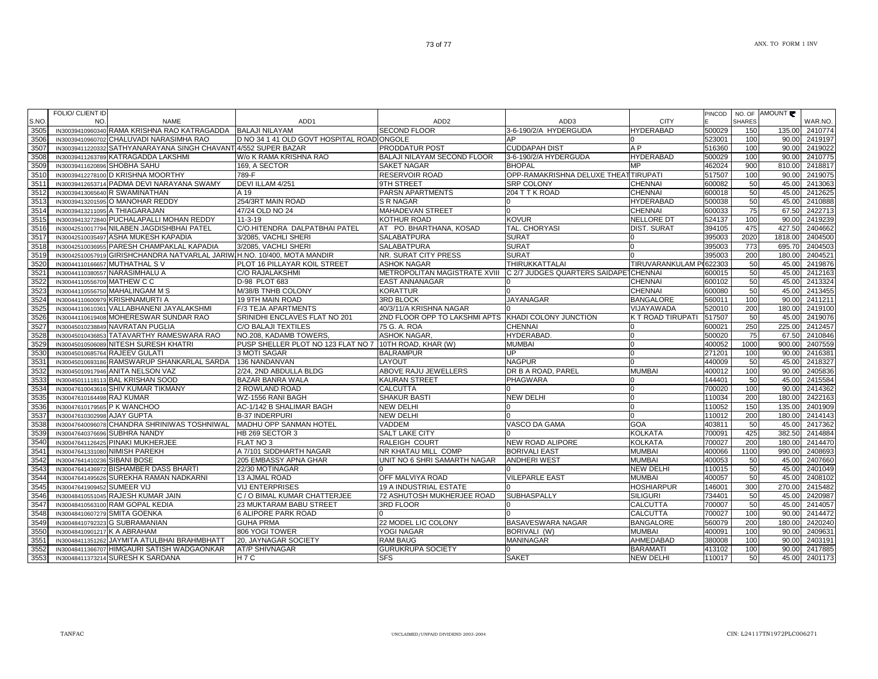| S.NO. | FOLIO/ CLIENT ID NO. | NAME | ADD1 | ADD2 | ADD3 | CITY | PINCODE | NO. OF SHARES | AMOUNT ₹ | WAR.NO. |
|---|---|---|---|---|---|---|---|---|---|---|
| 3505 | IN30039410960340 | RAMA KRISHNA RAO KATRAGADDA | BALAJI NILAYAM | SECOND FLOOR | 3-6-190/2/A HYDERGUDA | HYDERABAD | 500029 | 150 | 135.00 | 2410774 |
| 3506 | IN30039410960702 | CHALUVADI NARASIMHA RAO | D NO 34 1 41 OLD GOVT HOSPITAL ROAD | ONGOLE | AP | 0 | 523001 | 100 | 90.00 | 2419197 |
| 3507 | IN30039411220332 | SATHYANARAYANA SINGH CHAVANT | 4/552 SUPER BAZAR | PRODDATUR POST | CUDDAPAH DIST | A P | 516360 | 100 | 90.00 | 2419022 |
| 3508 | IN30039411263789 | KATRAGADDA LAKSHMI | W/o K RAMA KRISHNA RAO | BALAJI NILAYAM SECOND FLOOR | 3-6-190/2/A HYDERGUDA | HYDERABAD | 500029 | 100 | 90.00 | 2410775 |
| 3509 | IN30039411620896 | SHOBHA SAHU | 169, A SECTOR | SAKET NAGAR | BHOPAL | MP | 462024 | 900 | 810.00 | 2418817 |
| 3510 | IN30039412278100 | D KRISHNA MOORTHY | 789-F | RESERVOIR ROAD | OPP-RAMAKRISHNA DELUXE THEAT | TIRUPATI | 517507 | 100 | 90.00 | 2419075 |
| 3511 | IN30039412653714 | PADMA DEVI NARAYANA SWAMY | DEVI ILLAM 4/251 | 9TH STREET | SRP COLONY | CHENNAI | 600082 | 50 | 45.00 | 2413063 |
| 3512 | IN30039413065640 | R SWAMINATHAN | A 19 | PARSN APARTMENTS | 204 T T K ROAD | CHENNAI | 600018 | 50 | 45.00 | 2412625 |
| 3513 | IN30039413201595 | O MANOHAR REDDY | 254/3RT MAIN ROAD | S R NAGAR | 0 | HYDERABAD | 500038 | 50 | 45.00 | 2410888 |
| 3514 | IN30039413211095 | A THIAGARAJAN | 47/24 OLD NO 24 | MAHADEVAN STREET | 0 | CHENNAI | 600033 | 75 | 67.50 | 2422713 |
| 3515 | IN30039413272840 | PUCHALAPALLI MOHAN REDDY | 11-3-19 | KOTHUR ROAD | KOVUR | NELLORE DT | 524137 | 100 | 90.00 | 2419239 |
| 3516 | IN30042510017794 | NILABEN JAGDISHBHAI PATEL | C/O.HITENDRA DALPATBHAI PATEL | AT PO. BHARTHANA, KOSAD | TAL. CHORYASI | DIST. SURAT | 394105 | 475 | 427.50 | 2404662 |
| 3517 | IN30042510035497 | ASHA MUKESH KAPADIA | 3/2085, VACHLI SHERI | SALABATPURA | SURAT | 0 | 395003 | 2020 | 1818.00 | 2404500 |
| 3518 | IN30042510036955 | PARESH CHAMPAKLAL KAPADIA | 3/2085, VACHLI SHERI | SALABATPURA | SURAT | 0 | 395003 | 773 | 695.70 | 2404503 |
| 3519 | IN30042510057919 | GIRISHCHANDRA NATVARLAL JARIW | H.NO. 10/400, MOTA MANDIR | NR. SURAT CITY PRESS | SURAT | 0 | 395003 | 200 | 180.00 | 2404521 |
| 3520 | IN30044110166657 | MUTHATHAL S V | PLOT 16 PILLAYAR KOIL STREET | ASHOK NAGAR | THIRUKKATTALAI | TIRUVARANKULAM P | 622303 | 50 | 45.00 | 2419876 |
| 3521 | IN30044110380557 | NARASIMHALU A | C/O RAJALAKSHMI | METROPOLITAN MAGISTRATE XVIII | C 2/7 JUDGES QUARTERS SAIDAPET | CHENNAI | 600015 | 50 | 45.00 | 2412163 |
| 3522 | IN30044110556709 | MATHEW C C | D-98 PLOT 683 | EAST ANNANAGAR | 0 | CHENNAI | 600102 | 50 | 45.00 | 2413324 |
| 3523 | IN30044110556750 | MAHALINGAM M S | M/38/B TNHB COLONY | KORATTUR | 0 | CHENNAI | 600080 | 50 | 45.00 | 2413455 |
| 3524 | IN30044110600979 | KRISHNAMURTI A | 19 9TH MAIN ROAD | 3RD BLOCK | JAYANAGAR | BANGALORE | 560011 | 100 | 90.00 | 2411211 |
| 3525 | IN30044110610361 | VALLABHANENI JAYALAKSHMI | F/3 TEJA APARTMENTS | 40/3/11/A KRISHNA NAGAR | 0 | VIJAYAWADA | 520010 | 200 | 180.00 | 2419100 |
| 3526 | IN30044110619408 | MOHERESWAR SUNDAR RAO | SRINIDHI ENCLAVES FLAT NO 201 | 2ND FLOOR OPP TO LAKSHMI APTS | KHADI COLONY JUNCTION | K T ROAD TIRUPATI | 517507 | 50 | 45.00 | 2419076 |
| 3527 | IN30045010238849 | NAVRATAN PUGLIA | C/O BALAJI TEXTILES | 75 G. A. ROA | CHENNAI | 0 | 600021 | 250 | 225.00 | 2412457 |
| 3528 | IN30045010436853 | TATAVARTHY RAMESWARA RAO | NO.208, KADAMB TOWERS, | ASHOK NAGAR, | HYDERABAD. | 0 | 500020 | 75 | 67.50 | 2410846 |
| 3529 | IN30045010506089 | NITESH SURESH KHATRI | PUSP SHELLER PLOT NO 123 FLAT NO 7 | 10TH ROAD, KHAR (W) | MUMBAI | 0 | 400052 | 1000 | 900.00 | 2407559 |
| 3530 | IN30045010685764 | RAJEEV GULATI | 3 MOTI SAGAR | BALRAMPUR | UP | 0 | 271201 | 100 | 90.00 | 2416381 |
| 3531 | IN30045010693186 | RAMSWARUP SHANKARLAL SARDA | 136 NANDANVAN | LAYOUT | NAGPUR | 0 | 440009 | 50 | 45.00 | 2418327 |
| 3532 | IN30045010917946 | ANITA NELSON VAZ | 2/24, 2ND ABDULLA BLDG | ABOVE RAJU JEWELLERS | DR B A ROAD, PAREL | MUMBAI | 400012 | 100 | 90.00 | 2405836 |
| 3533 | IN30045011118113 | BAL KRISHAN SOOD | BAZAR BANRA WALA | KAURAN STREET | PHAGWARA | 0 | 144401 | 50 | 45.00 | 2415584 |
| 3534 | IN30047610043616 | SHIV KUMAR TIKMANY | 2 ROWLAND ROAD | CALCUTTA | 0 | 0 | 700020 | 100 | 90.00 | 2414362 |
| 3535 | IN30047610164498 | RAJ KUMAR | WZ-1556 RANI BAGH | SHAKUR BASTI | NEW DELHI | 0 | 110034 | 200 | 180.00 | 2422163 |
| 3536 | IN30047610179565 | P K WANCHOO | AC-1/142 B SHALIMAR BAGH | NEW DELHI | 0 | 0 | 110052 | 150 | 135.00 | 2401909 |
| 3537 | IN30047610302998 | AJAY GUPTA | B-37 INDERPURI | NEW DELHI | 0 | 0 | 110012 | 200 | 180.00 | 2414143 |
| 3538 | IN30047640096078 | CHANDRA SHRINIWAS TOSHNIWAL | MADHU OPP SANMAN HOTEL | VADDEM | VASCO DA GAMA | GOA | 403811 | 50 | 45.00 | 2417362 |
| 3539 | IN30047640376696 | SUBHRA NANDY | HB 269 SECTOR 3 | SALT LAKE CITY | 0 | KOLKATA | 700091 | 425 | 382.50 | 2414884 |
| 3540 | IN30047641126425 | PINAKI MUKHERJEE | FLAT NO 3 | RALEIGH COURT | NEW ROAD ALIPORE | KOLKATA | 700027 | 200 | 180.00 | 2414470 |
| 3541 | IN30047641331080 | NIMISH PAREKH | A 7/101 SIDDHARTH NAGAR | NR KHATAU MILL COMP | BORIVALI EAST | MUMBAI | 400066 | 1100 | 990.00 | 2408693 |
| 3542 | IN30047641410236 | SIBANI BOSE | 205 EMBASSY APNA GHAR | UNIT NO 6 SHRI SAMARTH NAGAR | ANDHERI WEST | MUMBAI | 400053 | 50 | 45.00 | 2407660 |
| 3543 | IN30047641436972 | BISHAMBER DASS BHARTI | 22/30 MOTINAGAR | 0 | 0 | NEW DELHI | 110015 | 50 | 45.00 | 2401049 |
| 3544 | IN30047641495626 | SUREKHA RAMAN NADKARNI | 13 AJMAL ROAD | OFF MALVIYA ROAD | VILEPARLE EAST | MUMBAI | 400057 | 50 | 45.00 | 2408102 |
| 3545 | IN30047641909452 | SUMEER VIJ | VIJ ENTERPRISES | 19 A INDUSTRIAL ESTATE | 0 | HOSHIARPUR | 146001 | 300 | 270.00 | 2415482 |
| 3546 | IN30048410551045 | RAJESH KUMAR JAIN | C / O BIMAL KUMAR CHATTERJEE | 72 ASHUTOSH MUKHERJEE ROAD | SUBHASPALLY | SILIGURI | 734401 | 50 | 45.00 | 2420987 |
| 3547 | IN30048410563100 | RAM GOPAL KEDIA | 23 MUKTARAM BABU STREET | 3RD FLOOR | 0 | CALCUTTA | 700007 | 50 | 45.00 | 2414057 |
| 3548 | IN30048410607279 | SMITA GOENKA | 6 ALIPORE PARK ROAD | 0 | 0 | CALCUTTA | 700027 | 100 | 90.00 | 2414472 |
| 3549 | IN30048410792323 | G SUBRAMANIAN | GUHA PRMA | 22 MODEL LIC COLONY | BASAVESWARA NAGAR | BANGALORE | 560079 | 200 | 180.00 | 2420240 |
| 3550 | IN30048410901217 | K A ABRAHAM | 806 YOGI TOWER | YOGI NAGAR | BORIVALI (W) | MUMBAI | 400091 | 100 | 90.00 | 2409631 |
| 3551 | IN30048411351262 | JAYMITA ATULBHAI BRAHMBHATT | 20, JAYNAGAR SOCIETY | RAM BAUG | MANINAGAR | AHMEDABAD | 380008 | 100 | 90.00 | 2403191 |
| 3552 | IN30048411366707 | HIMGAURI SATISH WADGAONKAR | AT/P SHIVNAGAR | GURUKRUPA SOCIETY | 0 | BARAMATI | 413102 | 100 | 90.00 | 2417885 |
| 3553 | IN30048411373214 | SURESH K SARDANA | H 7 C | SFS | SAKET | NEW DELHI | 110017 | 50 | 45.00 | 2401173 |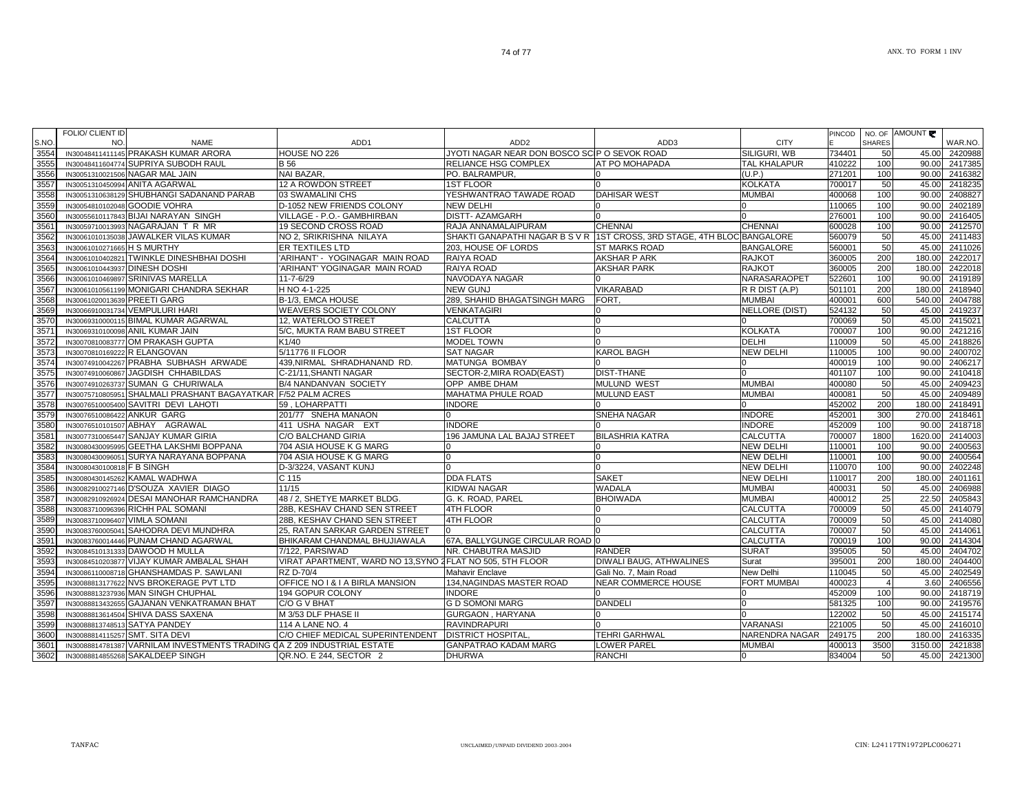| S.NO. | FOLIO/ CLIENT ID NO. | NAME | ADD1 | ADD2 | ADD3 | CITY | PINCODE | NO. OF SHARES | AMOUNT ₹ | WAR.NO. |
|---|---|---|---|---|---|---|---|---|---|---|
| 3554 | IN30048411411145 | PRAKASH KUMAR ARORA | HOUSE NO 226 | JYOTI NAGAR NEAR DON BOSCO SC | P O SEVOK ROAD | SILIGURI, WB | 734401 | 50 | 45.00 | 2420988 |
| 3555 | IN30048411604774 | SUPRIYA SUBODH RAUL | B 56 | RELIANCE HSG COMPLEX | AT PO MOHAPADA | TAL KHALAPUR | 410222 | 100 | 90.00 | 2417385 |
| 3556 | IN30051310021506 | NAGAR MAL JAIN | NAI BAZAR, | PO. BALRAMPUR, | 0 | (U.P.) | 271201 | 100 | 90.00 | 2416382 |
| 3557 | IN30051310450994 | ANITA AGARWAL | 12 A ROWDON STREET | 1ST FLOOR | 0 | KOLKATA | 700017 | 50 | 45.00 | 2418235 |
| 3558 | IN30051310638129 | SHUBHANGI SADANAND PARAB | 03 SWAMALINI CHS | YESHWANTRAO TAWADE ROAD | DAHISAR WEST | MUMBAI | 400068 | 100 | 90.00 | 2408827 |
| 3559 | IN30054810102048 | GOODIE VOHRA | D-1052 NEW FRIENDS COLONY | NEW DELHI | 0 | 0 | 110065 | 100 | 90.00 | 2402189 |
| 3560 | IN30055610117843 | BIJAI NARAYAN SINGH | VILLAGE - P.O.- GAMBHIRBAN | DISTT- AZAMGARH | 0 | 0 | 276001 | 100 | 90.00 | 2416405 |
| 3561 | IN30059710013993 | NAGARAJAN T R MR | 19 SECOND CROSS ROAD | RAJA ANNAMALAIPURAM | CHENNAI | CHENNAI | 600028 | 100 | 90.00 | 2412570 |
| 3562 | IN30061010135038 | JAWALKER VILAS KUMAR | NO 2, SRIKRISHNA NILAYA | SHAKTI GANAPATHI NAGAR B S V R | 1ST CROSS, 3RD STAGE, 4TH BLOC | BANGALORE | 560079 | 50 | 45.00 | 2411483 |
| 3563 | IN30061010271665 | H S MURTHY | ER TEXTILES LTD | 203, HOUSE OF LORDS | ST MARKS ROAD | BANGALORE | 560001 | 50 | 45.00 | 2411026 |
| 3564 | IN30061010402821 | TWINKLE DINESHBHAI DOSHI | 'ARIHANT' - YOGINAGAR MAIN ROAD | RAIYA ROAD | AKSHAR P ARK | RAJKOT | 360005 | 200 | 180.00 | 2422017 |
| 3565 | IN30061010443937 | DINESH DOSHI | 'ARIHANT' YOGINAGAR MAIN ROAD | RAIYA ROAD | AKSHAR PARK | RAJKOT | 360005 | 200 | 180.00 | 2422018 |
| 3566 | IN30061010469897 | SRINIVAS MARELLA | 11-7-6/29 | NAVODAYA NAGAR | 0 | NARASARAOPET | 522601 | 100 | 90.00 | 2419189 |
| 3567 | IN30061010561199 | MONIGARI CHANDRA SEKHAR | H NO 4-1-225 | NEW GUNJ | VIKARABAD | R R DIST (A.P) | 501101 | 200 | 180.00 | 2418940 |
| 3568 | IN30061020013639 | PREETI GARG | B-1/3, EMCA HOUSE | 289, SHAHID BHAGATSINGH MARG | FORT, | MUMBAI | 400001 | 600 | 540.00 | 2404788 |
| 3569 | IN30066910031734 | VEMPULURI HARI | WEAVERS SOCIETY COLONY | VENKATAGIRI | 0 | NELLORE (DIST) | 524132 | 50 | 45.00 | 2419237 |
| 3570 | IN30069310000115 | BIMAL KUMAR AGARWAL | 12, WATERLOO STREET | CALCUTTA | 0 | 0 | 700069 | 50 | 45.00 | 2415021 |
| 3571 | IN30069310100098 | ANIL KUMAR JAIN | 5/C, MUKTA RAM BABU STREET | 1ST FLOOR | 0 | KOLKATA | 700007 | 100 | 90.00 | 2421216 |
| 3572 | IN30070810083777 | OM PRAKASH GUPTA | K1/40 | MODEL TOWN | 0 | DELHI | 110009 | 50 | 45.00 | 2418826 |
| 3573 | IN30070810169222 | R ELANGOVAN | 5/11776 II FLOOR | SAT NAGAR | KAROL BAGH | NEW DELHI | 110005 | 100 | 90.00 | 2400702 |
| 3574 | IN30074910042267 | PRABHA SUBHASH ARWADE | 439,NIRMAL SHRADHANAND RD. | MATUNGA BOMBAY | 0 | 0 | 400019 | 100 | 90.00 | 2406217 |
| 3575 | IN30074910060867 | JAGDISH CHHABILDAS | C-21/11,SHANTI NAGAR | SECTOR-2,MIRA ROAD(EAST) | DIST-THANE | 0 | 401107 | 100 | 90.00 | 2410418 |
| 3576 | IN30074910263737 | SUMAN G CHURIWALA | B/4 NANDANVAN SOCIETY | OPP AMBE DHAM | MULUND WEST | MUMBAI | 400080 | 50 | 45.00 | 2409423 |
| 3577 | IN30075710805951 | SHALMALI PRASHANT BAGAYATKAR | F/52 PALM ACRES | MAHATMA PHULE ROAD | MULUND EAST | MUMBAI | 400081 | 50 | 45.00 | 2409489 |
| 3578 | IN30076510005400 | SAVITRI DEVI LAHOTI | 59 , LOHARPATTI | INDORE | 0 | 0 | 452002 | 200 | 180.00 | 2418491 |
| 3579 | IN30076510086422 | ANKUR GARG | 201/77 SNEHA MANAON | 0 | SNEHA NAGAR | INDORE | 452001 | 300 | 270.00 | 2418461 |
| 3580 | IN30076510101507 | ABHAY AGRAWAL | 411 USHA NAGAR EXT | INDORE | 0 | INDORE | 452009 | 100 | 90.00 | 2418718 |
| 3581 | IN30077310065447 | SANJAY KUMAR GIRIA | C/O BALCHAND GIRIA | 196 JAMUNA LAL BAJAJ STREET | BILASHRIA KATRA | CALCUTTA | 700007 | 1800 | 1620.00 | 2414003 |
| 3582 | IN30080430095995 | GEETHA LAKSHMI BOPPANA | 704 ASIA HOUSE K G MARG | 0 | 0 | NEW DELHI | 110001 | 100 | 90.00 | 2400563 |
| 3583 | IN30080430096051 | SURYA NARAYANA BOPPANA | 704 ASIA HOUSE K G MARG | 0 | 0 | NEW DELHI | 110001 | 100 | 90.00 | 2400564 |
| 3584 | IN30080430100818 | F B SINGH | D-3/3224, VASANT KUNJ | 0 | 0 | NEW DELHI | 110070 | 100 | 90.00 | 2402248 |
| 3585 | IN30080430145262 | KAMAL WADHWA | C 115 | DDA FLATS | SAKET | NEW DELHI | 110017 | 200 | 180.00 | 2401161 |
| 3586 | IN30082910027146 | D'SOUZA XAVIER DIAGO | 11/15 | KIDWAI NAGAR | WADALA | MUMBAI | 400031 | 50 | 45.00 | 2406988 |
| 3587 | IN30082910926924 | DESAI MANOHAR RAMCHANDRA | 48 / 2, SHETYE MARKET BLDG. | G. K. ROAD, PAREL | BHOIWADA | MUMBAI | 400012 | 25 | 22.50 | 2405843 |
| 3588 | IN30083710096396 | RICHH PAL SOMANI | 28B, KESHAV CHAND SEN STREET | 4TH FLOOR | 0 | CALCUTTA | 700009 | 50 | 45.00 | 2414079 |
| 3589 | IN30083710096407 | VIMLA SOMANI | 28B, KESHAV CHAND SEN STREET | 4TH FLOOR | 0 | CALCUTTA | 700009 | 50 | 45.00 | 2414080 |
| 3590 | IN30083760005041 | SAHODRA DEVI MUNDHRA | 25, RATAN SARKAR GARDEN STREET | 0 | 0 | CALCUTTA | 700007 | 50 | 45.00 | 2414061 |
| 3591 | IN30083760014446 | PUNAM CHAND AGARWAL | BHIKARAM CHANDMAL BHUJIAWALA | 67A, BALLYGUNGE CIRCULAR ROAD | 0 | CALCUTTA | 700019 | 100 | 90.00 | 2414304 |
| 3592 | IN30084510131333 | DAWOOD H MULLA | 7/122, PARSIWAD | NR. CHABUTRA MASJID | RANDER | SURAT | 395005 | 50 | 45.00 | 2404702 |
| 3593 | IN30084510203877 | VIJAY KUMAR AMBALAL SHAH | VIRAT APARTMENT, WARD NO 13,SYNO 2 | FLAT NO 505, 5TH FLOOR | DIWALI BAUG, ATHWALINES | Surat | 395001 | 200 | 180.00 | 2404400 |
| 3594 | IN30086110008718 | GHANSHAMDAS P. SAWLANI | RZ D-70/4 | Mahavir Enclave | Gali No. 7, Main Road | New Delhi | 110045 | 50 | 45.00 | 2402549 |
| 3595 | IN30088813177622 | NVS BROKERAGE PVT LTD | OFFICE NO I & I A BIRLA MANSION | 134,NAGINDAS MASTER ROAD | NEAR COMMERCE HOUSE | FORT MUMBAI | 400023 | 4 | 3.60 | 2406556 |
| 3596 | IN30088813237936 | MAN SINGH CHUPHAL | 194 GOPUR COLONY | INDORE | 0 | 0 | 452009 | 100 | 90.00 | 2418719 |
| 3597 | IN30088813432655 | GAJANAN VENKATRAMAN BHAT | C/O G V BHAT | G D SOMONI MARG | DANDELI | 0 | 581325 | 100 | 90.00 | 2419576 |
| 3598 | IN30088813614504 | SHIVA DASS SAXENA | M 3/53 DLF PHASE II | GURGAON , HARYANA | 0 | 0 | 122002 | 50 | 45.00 | 2415174 |
| 3599 | IN30088813748513 | SATYA PANDEY | 114 A LANE NO. 4 | RAVINDRAPURI | 0 | VARANASI | 221005 | 50 | 45.00 | 2416010 |
| 3600 | IN30088814115257 | SMT. SITA DEVI | C/O CHIEF MEDICAL SUPERINTENDENT | DISTRICT HOSPITAL, | TEHRI GARHWAL | NARENDRA NAGAR | 249175 | 200 | 180.00 | 2416335 |
| 3601 | IN30088814781387 | VARNILAM INVESTMENTS TRADING C | A Z 209 INDUSTRIAL ESTATE | GANPATRAO KADAM MARG | LOWER PAREL | MUMBAI | 400013 | 3500 | 3150.00 | 2421838 |
| 3602 | IN30088814855268 | SAKALDEEP SINGH | QR.NO. E 244, SECTOR 2 | DHURWA | RANCHI | 0 | 834004 | 50 | 45.00 | 2421300 |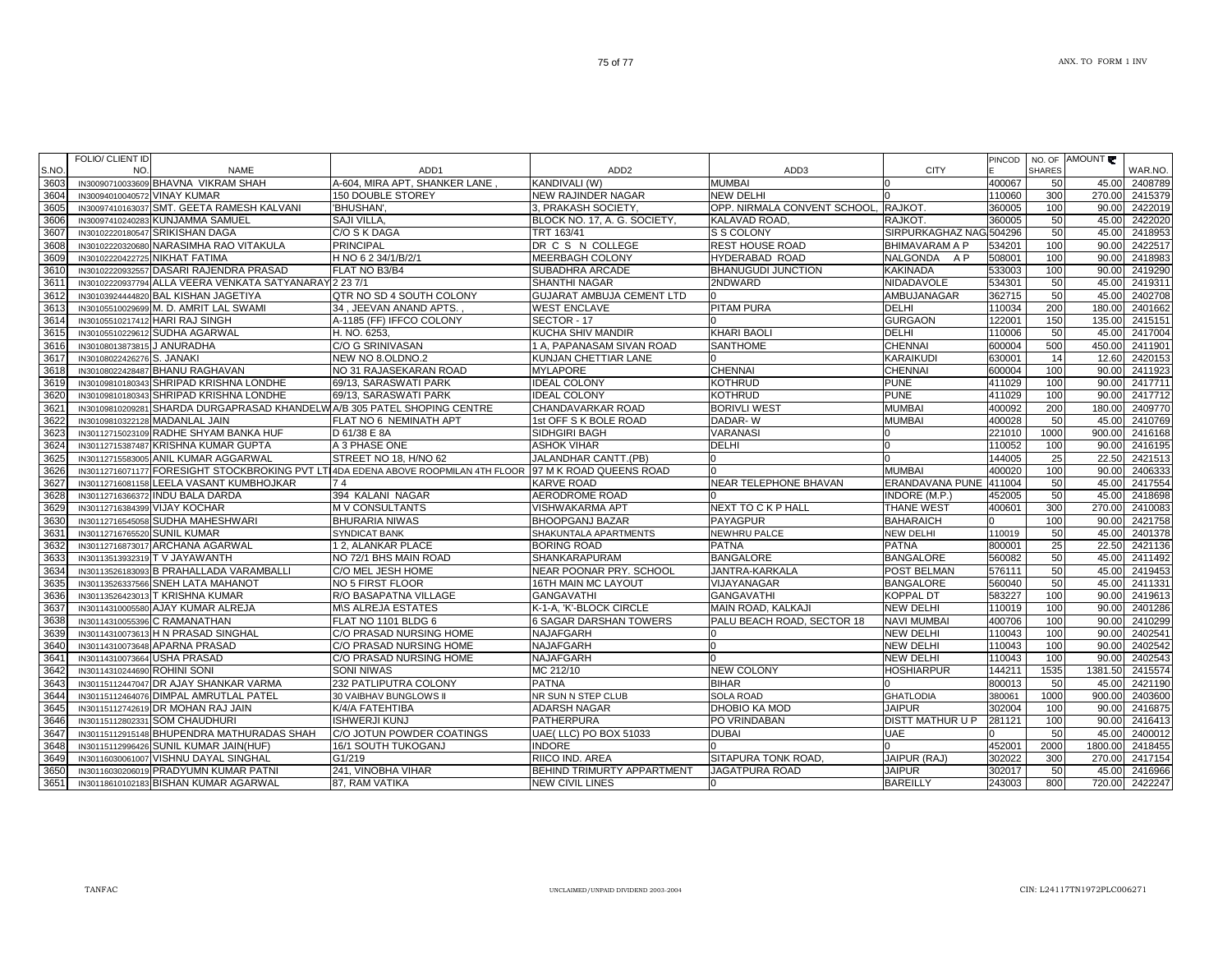| S.NO. | FOLIO/ CLIENT ID NO. | NAME | ADD1 | ADD2 | ADD3 | CITY | PINCODE | NO. OF SHARES | AMOUNT ₹ | WAR.NO. |
|---|---|---|---|---|---|---|---|---|---|---|
| 3603 | IN30090710033609 | BHAVNA VIKRAM SHAH | A-604, MIRA APT, SHANKER LANE , | KANDIVALI (W) | MUMBAI | 0 | 400067 | 50 | 45.00 | 2408789 |
| 3604 | IN30094010040572 | VINAY KUMAR | 150 DOUBLE STOREY | NEW RAJINDER NAGAR | NEW DELHI | 0 | 110060 | 300 | 270.00 | 2415379 |
| 3605 | IN30097410163037 | SMT. GEETA RAMESH KALVANI | 'BHUSHAN', | 3, PRAKASH SOCIETY, | OPP. NIRMALA CONVENT SCHOOL, | RAJKOT. | 360005 | 100 | 90.00 | 2422019 |
| 3606 | IN30097410240283 | KUNJAMMA SAMUEL | SAJI VILLA, | BLOCK NO. 17, A. G. SOCIETY, | KALAVAD ROAD, | RAJKOT. | 360005 | 50 | 45.00 | 2422020 |
| 3607 | IN30102220180547 | SRIKISHAN DAGA | C/O S K DAGA | TRT 163/41 | S S COLONY | SIRPURKAGHAZ NAG | 504296 | 50 | 45.00 | 2418953 |
| 3608 | IN30102220320680 | NARASIMHA RAO VITAKULA | PRINCIPAL | DR C S N COLLEGE | REST HOUSE ROAD | BHIMAVARAM A P | 534201 | 100 | 90.00 | 2422517 |
| 3609 | IN30102220422725 | NIKHAT FATIMA | H NO 6 2 34/1/B/2/1 | MEERBAGH COLONY | HYDERABAD ROAD | NALGONDA A P | 508001 | 100 | 90.00 | 2418983 |
| 3610 | IN30102220932557 | DASARI RAJENDRA PRASAD | FLAT NO B3/B4 | SUBADHRA ARCADE | BHANUGUDI JUNCTION | KAKINADA | 533003 | 100 | 90.00 | 2419290 |
| 3611 | IN30102220937794 | ALLA VEERA VENKATA SATYANARAY | 2 23 7/1 | SHANTHI NAGAR | 2NDWARD | NIDADAVOLE | 534301 | 50 | 45.00 | 2419311 |
| 3612 | IN30103924444820 | BAL KISHAN JAGETIYA | QTR NO SD 4 SOUTH COLONY | GUJARAT AMBUJA CEMENT LTD | 0 | AMBUJANAGAR | 362715 | 50 | 45.00 | 2402708 |
| 3613 | IN30105510029699 | M. D. AMRIT LAL SWAMI | 34 , JEEVAN ANAND APTS. , | WEST ENCLAVE | PITAM PURA | DELHI | 110034 | 200 | 180.00 | 2401662 |
| 3614 | IN30105510217412 | HARI RAJ SINGH | A-1185 (FF) IFFCO COLONY | SECTOR - 17 | 0 | GURGAON | 122001 | 150 | 135.00 | 2415151 |
| 3615 | IN30105510229612 | SUDHA AGARWAL | H. NO. 6253, | KUCHA SHIV MANDIR | KHARI BAOLI | DELHI | 110006 | 50 | 45.00 | 2417004 |
| 3616 | IN30108013873815 | J ANURADHA | C/O G SRINIVASAN | 1 A, PAPANASAM SIVAN ROAD | SANTHOME | CHENNAI | 600004 | 500 | 450.00 | 2411901 |
| 3617 | IN30108022426276 | S. JANAKI | NEW NO 8.OLDNO.2 | KUNJAN CHETTIAR LANE | 0 | KARAIKUDI | 630001 | 14 | 12.60 | 2420153 |
| 3618 | IN30108022428487 | BHANU RAGHAVAN | NO 31 RAJASEKARAN ROAD | MYLAPORE | CHENNAI | CHENNAI | 600004 | 100 | 90.00 | 2411923 |
| 3619 | IN30109810180343 | SHRIPAD KRISHNA LONDHE | 69/13, SARASWATI PARK | IDEAL COLONY | KOTHRUD | PUNE | 411029 | 100 | 90.00 | 2417711 |
| 3620 | IN30109810180343 | SHRIPAD KRISHNA LONDHE | 69/13, SARASWATI PARK | IDEAL COLONY | KOTHRUD | PUNE | 411029 | 100 | 90.00 | 2417712 |
| 3621 | IN30109810209281 | SHARDA DURGAPRASAD KHANDELW | A/B 305 PATEL SHOPING CENTRE | CHANDAVARKAR ROAD | BORIVLI WEST | MUMBAI | 400092 | 200 | 180.00 | 2409770 |
| 3622 | IN30109810322128 | MADANLAL JAIN | FLAT NO 6 NEMINATH APT | 1st OFF S K BOLE ROAD | DADAR- W | MUMBAI | 400028 | 50 | 45.00 | 2410769 |
| 3623 | IN30112715023109 | RADHE SHYAM BANKA HUF | D 61/38 E 8A | SIDHGIRI BAGH | VARANASI | 0 | 221010 | 1000 | 900.00 | 2416168 |
| 3624 | IN30112715387487 | KRISHNA KUMAR GUPTA | A 3 PHASE ONE | ASHOK VIHAR | DELHI | 0 | 110052 | 100 | 90.00 | 2416195 |
| 3625 | IN30112715583005 | ANIL KUMAR AGGARWAL | STREET NO 18, H/NO 62 | JALANDHAR CANTT.(PB) | 0 | 0 | 144005 | 25 | 22.50 | 2421513 |
| 3626 | IN30112716071177 | FORESIGHT STOCKBROKING PVT LT | 4DA EDENA ABOVE ROOPMILAN 4TH FLOOR | 97 M K ROAD QUEENS ROAD | 0 | MUMBAI | 400020 | 100 | 90.00 | 2406333 |
| 3627 | IN30112716081158 | LEELA VASANT KUMBHOJKAR | 7 4 | KARVE ROAD | NEAR TELEPHONE BHAVAN | ERANDAVANA PUNE | 411004 | 50 | 45.00 | 2417554 |
| 3628 | IN30112716366372 | INDU BALA DARDA | 394 KALANI NAGAR | AERODROME ROAD | 0 | INDORE (M.P.) | 452005 | 50 | 45.00 | 2418698 |
| 3629 | IN30112716384399 | VIJAY KOCHAR | M V CONSULTANTS | VISHWAKARMA APT | NEXT TO C K P HALL | THANE WEST | 400601 | 300 | 270.00 | 2410083 |
| 3630 | IN30112716545058 | SUDHA MAHESHWARI | BHURARIA NIWAS | BHOOPGANJ BAZAR | PAYAGPUR | BAHARAICH | 0 | 100 | 90.00 | 2421758 |
| 3631 | IN30112716765520 | SUNIL KUMAR | SYNDICAT BANK | SHAKUNTALA APARTMENTS | NEWHRU PALCE | NEW DELHI | 110019 | 50 | 45.00 | 2401378 |
| 3632 | IN30112716873017 | ARCHANA AGARWAL | 1 2, ALANKAR PLACE | BORING ROAD | PATNA | PATNA | 800001 | 25 | 22.50 | 2421136 |
| 3633 | IN30113513932319 | T V JAYAWANTH | NO 72/1 BHS MAIN ROAD | SHANKARAPURAM | BANGALORE | BANGALORE | 560082 | 50 | 45.00 | 2411492 |
| 3634 | IN30113526183093 | B PRAHALLADA VARAMBALLI | C/O MEL JESH HOME | NEAR POONAR PRY. SCHOOL | JANTRA-KARKALA | POST BELMAN | 576111 | 50 | 45.00 | 2419453 |
| 3635 | IN30113526337566 | SNEH LATA MAHANOT | NO 5 FIRST FLOOR | 16TH MAIN MC LAYOUT | VIJAYANAGAR | BANGALORE | 560040 | 50 | 45.00 | 2411331 |
| 3636 | IN30113526423013 | T KRISHNA KUMAR | R/O BASAPATNA VILLAGE | GANGAVATHI | GANGAVATHI | KOPPAL DT | 583227 | 100 | 90.00 | 2419613 |
| 3637 | IN30114310005580 | AJAY KUMAR ALREJA | M\S ALREJA ESTATES | K-1-A, 'K'-BLOCK CIRCLE | MAIN ROAD, KALKAJI | NEW DELHI | 110019 | 100 | 90.00 | 2401286 |
| 3638 | IN30114310055396 | C RAMANATHAN | FLAT NO 1101 BLDG 6 | 6 SAGAR DARSHAN TOWERS | PALU BEACH ROAD, SECTOR 18 | NAVI MUMBAI | 400706 | 100 | 90.00 | 2410299 |
| 3639 | IN30114310073613 | H N PRASAD SINGHAL | C/O PRASAD NURSING HOME | NAJAFGARH | 0 | NEW DELHI | 110043 | 100 | 90.00 | 2402541 |
| 3640 | IN30114310073648 | APARNA PRASAD | C/O PRASAD NURSING HOME | NAJAFGARH | 0 | NEW DELHI | 110043 | 100 | 90.00 | 2402542 |
| 3641 | IN30114310073664 | USHA PRASAD | C/O PRASAD NURSING HOME | NAJAFGARH | 0 | NEW DELHI | 110043 | 100 | 90.00 | 2402543 |
| 3642 | IN30114310244690 | ROHINI SONI | SONI NIWAS | MC 212/10 | NEW COLONY | HOSHIARPUR | 144211 | 1535 | 1381.50 | 2415574 |
| 3643 | IN30115112447047 | DR AJAY SHANKAR VARMA | 232 PATLIPUTRA COLONY | PATNA | BIHAR | 0 | 800013 | 50 | 45.00 | 2421190 |
| 3644 | IN30115112464076 | DIMPAL AMRUTLAL PATEL | 30 VAIBHAV BUNGLOWS II | NR SUN N STEP CLUB | SOLA ROAD | GHATLODIA | 380061 | 1000 | 900.00 | 2403600 |
| 3645 | IN30115112742619 | DR MOHAN RAJ JAIN | K/4/A FATEHTIBA | ADARSH NAGAR | DHOBIO KA MOD | JAIPUR | 302004 | 100 | 90.00 | 2416875 |
| 3646 | IN30115112802331 | SOM CHAUDHURI | ISHWERJI KUNJ | PATHERPURA | PO VRINDABAN | DISTT MATHUR U P | 281121 | 100 | 90.00 | 2416413 |
| 3647 | IN30115112915148 | BHUPENDRA MATHURADAS SHAH | C/O JOTUN POWDER COATINGS | UAE( LLC) PO BOX 51033 | DUBAI | UAE | 0 | 50 | 45.00 | 2400012 |
| 3648 | IN30115112996426 | SUNIL KUMAR JAIN(HUF) | 16/1 SOUTH TUKOGANJ | INDORE | 0 | 0 | 452001 | 2000 | 1800.00 | 2418455 |
| 3649 | IN30116030061007 | VISHNU DAYAL SINGHAL | G1/219 | RIICO IND. AREA | SITAPURA TONK ROAD, | JAIPUR (RAJ) | 302022 | 300 | 270.00 | 2417154 |
| 3650 | IN30116030206019 | PRADYUMN KUMAR PATNI | 241, VINOBHA VIHAR | BEHIND TRIMURTY APPARTMENT | JAGATPURA ROAD | JAIPUR | 302017 | 50 | 45.00 | 2416966 |
| 3651 | IN30118610102183 | BISHAN KUMAR AGARWAL | 87, RAM VATIKA | NEW CIVIL LINES | 0 | BAREILLY | 243003 | 800 | 720.00 | 2422247 |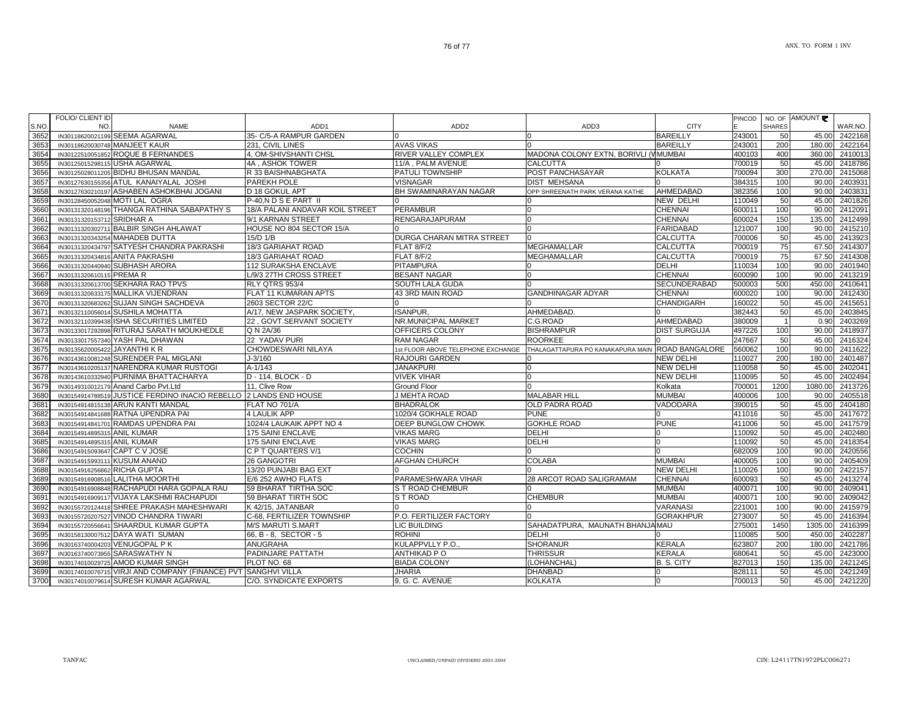| S.NO. | FOLIO/ CLIENT ID NO. | NAME | ADD1 | ADD2 | ADD3 | CITY | PINCODE | NO. OF SHARES | AMOUNT ₹ | WAR.NO. |
|---|---|---|---|---|---|---|---|---|---|---|
| 3652 | IN30118620021199 | SEEMA AGARWAL | 35- C/5-A RAMPUR GARDEN | 0 | 0 | BAREILLY | 243001 | 50 | 45.00 | 2422168 |
| 3653 | IN30118620030748 | MANJEET KAUR | 231, CIVIL LINES | AVAS VIKAS | 0 | BAREILLY | 243001 | 200 | 180.00 | 2422164 |
| 3654 | IN30122510051852 | ROQUE B FERNANDES | 4, OM-SHIVSHANTI CHSL | RIVER VALLEY COMPLEX | MADONA COLONY EXTN, BORIVLI (W | MUMBAI | 400103 | 400 | 360.00 | 2410013 |
| 3655 | IN30125015298115 | USHA AGARWAL | 4A , ASHOK TOWER | 11/A , PALM AVENUE | CALCUTTA | 0 | 700019 | 50 | 45.00 | 2418786 |
| 3656 | IN30125028011205 | BIDHU BHUSAN MANDAL | R 33 BAISHNABGHATA | PATULI TOWNSHIP | POST PANCHASAYAR | KOLKATA | 700094 | 300 | 270.00 | 2415068 |
| 3657 | IN30127630155356 | ATUL KANAIYALAL JOSHI | PAREKH POLE | VISNAGAR | DIST MEHSANA | 0 | 384315 | 100 | 90.00 | 2403931 |
| 3658 | IN30127630210197 | ASHABEN ASHOKBHAI JOGANI | D 18 GOKUL APT | BH SWAMINARAYAN NAGAR | OPP SHREENATH PARK VERANA KATHE | AHMEDABAD | 382356 | 100 | 90.00 | 2403831 |
| 3659 | IN30128450052048 | MOTI LAL OGRA | P-40,N D S E PART II | 0 | 0 | NEW DELHI | 110049 | 50 | 45.00 | 2401826 |
| 3660 | IN30131320148196 | THANGA RATHINA SABAPATHY S | 18/A PALANI ANDAVAR KOIL STREET | PERAMBUR | 0 | CHENNAI | 600011 | 100 | 90.00 | 2412091 |
| 3661 | IN30131320153712 | SRIDHAR A | 9/1 KARNAN STREET | RENGARAJAPURAM | 0 | CHENNAI | 600024 | 150 | 135.00 | 2412499 |
| 3662 | IN30131320302711 | BALBIR SINGH AHLAWAT | HOUSE NO 804 SECTOR 15/A | 0 | 0 | FARIDABAD | 121007 | 100 | 90.00 | 2415210 |
| 3663 | IN30131320343254 | MAHADEB DUTTA | 15/D 1/B | DURGA CHARAN MITRA STREET | 0 | CALCUTTA | 700006 | 50 | 45.00 | 2413923 |
| 3664 | IN30131320434797 | SATYESH CHANDRA PAKRASHI | 18/3 GARIAHAT ROAD | FLAT 8/F/2 | MEGHAMALLAR | CALCUTTA | 700019 | 75 | 67.50 | 2414307 |
| 3665 | IN30131320434816 | ANITA PAKRASHI | 18/3 GARIAHAT ROAD | FLAT 8/F/2 | MEGHAMALLAR | CALCUTTA | 700019 | 75 | 67.50 | 2414308 |
| 3666 | IN30131320440940 | SUBHASH ARORA | 112 SURAKSHA ENCLAVE | PITAMPURA | 0 | DELHI | 110034 | 100 | 90.00 | 2401940 |
| 3667 | IN30131320610115 | PREMA R | L/9/3 27TH CROSS STREET | BESANT NAGAR | 0 | CHENNAI | 600090 | 100 | 90.00 | 2413219 |
| 3668 | IN30131320613700 | SEKHARA RAO TPVS | RLY QTRS 953/4 | SOUTH LALA GUDA | 0 | SECUNDERABAD | 500003 | 500 | 450.00 | 2410641 |
| 3669 | IN30131320633175 | MALLIKA VIJENDRAN | FLAT 11 KUMARAN APTS | 43 3RD MAIN ROAD | GANDHINAGAR ADYAR | CHENNAI | 600020 | 100 | 90.00 | 2412430 |
| 3670 | IN30131320683262 | SUJAN SINGH SACHDEVA | 2603 SECTOR 22/C | 0 | 0 | CHANDIGARH | 160022 | 50 | 45.00 | 2415651 |
| 3671 | IN30132110056014 | SUSHILA MOHATTA | A/17, NEW JASPARK SOCIETY, | ISANPUR, | AHMEDABAD. | 0 | 382443 | 50 | 45.00 | 2403845 |
| 3672 | IN30132110399438 | ISHA SECURITIES LIMITED | 22 , GOVT.SERVANT SOCIETY | NR.MUNICIPAL MARKET | C.G.ROAD | AHMEDABAD | 380009 | 1 | 0.90 | 2403269 |
| 3673 | IN30133017292898 | RITURAJ SARATH MOUKHEDLE | Q N 2A/36 | OFFICERS COLONY | BISHRAMPUR | DIST SURGUJA | 497226 | 100 | 90.00 | 2418937 |
| 3674 | IN30133017557340 | YASH PAL DHAWAN | 22 YADAV PURI | RAM NAGAR | ROORKEE | 0 | 247667 | 50 | 45.00 | 2416324 |
| 3675 | IN30135620005422 | JAYANTHI K R | CHOWDESWARI NILAYA | 1st FLOOR ABOVE TELEPHONE EXCHANGE | THALAGATTAPURA PO KANAKAPURA MAIN | ROAD BANGALORE | 560062 | 100 | 90.00 | 2411622 |
| 3676 | IN30143610081248 | SURENDER PAL MIGLANI | J-3/160 | RAJOURI GARDEN | 0 | NEW DELHI | 110027 | 200 | 180.00 | 2401487 |
| 3677 | IN30143610205137 | NARENDRA KUMAR RUSTOGI | A-1/143 | JANAKPURI | 0 | NEW DELHI | 110058 | 50 | 45.00 | 2402041 |
| 3678 | IN30143610332940 | PURNIMA BHATTACHARYA | D - 114, BLOCK - D | VIVEK VIHAR | 0 | NEW DELHI | 110095 | 50 | 45.00 | 2402494 |
| 3679 | IN30149310012179 | Anand Carbo Pvt.Ltd | 11, Clive Row | Ground Floor | 0 | Kolkata | 700001 | 1200 | 1080.00 | 2413726 |
| 3680 | IN30154914788519 | JUSTICE FERDINO INACIO REBELLO | 2 LANDS END HOUSE | J MEHTA ROAD | MALABAR HILL | MUMBAI | 400006 | 100 | 90.00 | 2405518 |
| 3681 | IN30154914815138 | ARUN KANTI MANDAL | FLAT NO 701/A | BHADRALOK | OLD PADRA ROAD | VADODARA | 390015 | 50 | 45.00 | 2404180 |
| 3682 | IN30154914841688 | RATNA UPENDRA PAI | 4 LAULIK APP | 1020/4 GOKHALE ROAD | PUNE | 0 | 411016 | 50 | 45.00 | 2417672 |
| 3683 | IN30154914841701 | RAMDAS UPENDRA PAI | 1024/4 LAUKAIK APPT NO 4 | DEEP BUNGLOW CHOWK | GOKHLE ROAD | PUNE | 411006 | 50 | 45.00 | 2417579 |
| 3684 | IN30154914895315 | ANIL KUMAR | 175 SAINI ENCLAVE | VIKAS MARG | DELHI | 0 | 110092 | 50 | 45.00 | 2402480 |
| 3685 | IN30154914895315 | ANIL KUMAR | 175 SAINI ENCLAVE | VIKAS MARG | DELHI | 0 | 110092 | 50 | 45.00 | 2418354 |
| 3686 | IN30154915093647 | CAPT C V JOSE | C P T QUARTERS V/1 | COCHIN | 0 | 0 | 682009 | 100 | 90.00 | 2420556 |
| 3687 | IN30154915993111 | KUSUM ANAND | 26 GANGOTRI | AFGHAN CHURCH | COLABA | MUMBAI | 400005 | 100 | 90.00 | 2405409 |
| 3688 | IN30154916256862 | RICHA GUPTA | 13/20 PUNJABI BAG EXT | 0 | 0 | NEW DELHI | 110026 | 100 | 90.00 | 2422157 |
| 3689 | IN30154916908516 | LALITHA MOORTHI | E/6 252 AWHO FLATS | PARAMESHWARA VIHAR | 28 ARCOT ROAD SALIGRAMAM | CHENNAI | 600093 | 50 | 45.00 | 2413274 |
| 3690 | IN30154916908848 | RACHAPUDI HARA GOPALA RAU | 59 BHARAT TIRTHA SOC | S T ROAD CHEMBUR | 0 | MUMBAI | 400071 | 100 | 90.00 | 2409041 |
| 3691 | IN30154916909117 | VIJAYA LAKSHMI RACHAPUDI | 59 BHARAT TIRTH SOC | S T ROAD | CHEMBUR | MUMBAI | 400071 | 100 | 90.00 | 2409042 |
| 3692 | IN30155720124418 | SHREE PRAKASH MAHESHWARI | K 42/15, JATANBAR | 0 | 0 | VARANASI | 221001 | 100 | 90.00 | 2415979 |
| 3693 | IN30155720207527 | VINOD CHANDRA TIWARI | C-68, FERTILIZER TOWNSHIP | P.O. FERTILIZER FACTORY | 0 | GORAKHPUR | 273007 | 50 | 45.00 | 2416394 |
| 3694 | IN30155720556641 | SHAARDUL KUMAR GUPTA | M/S MARUTI S.MART | LIC BUILDING | SAHADATPURA, MAUNATH BHANJA | MAU | 275001 | 1450 | 1305.00 | 2416399 |
| 3695 | IN30158130007512 | DAYA WATI SUMAN | 66, B - 8, SECTOR - 5 | ROHINI | DELHI | 0 | 110085 | 500 | 450.00 | 2402287 |
| 3696 | IN30163740004203 | VENUGOPAL P K | ANUGRAHA | KULAPPVLLY P.O., | SHORANUR | KERALA | 623807 | 200 | 180.00 | 2421786 |
| 3697 | IN30163740073955 | SARASWATHY N | PADINJARE PATTATH | ANTHIKAD P O | THRISSUR | KERALA | 680641 | 50 | 45.00 | 2423000 |
| 3698 | IN30174010029725 | AMOD KUMAR SINGH | PLOT NO. 68 | BIADA COLONY | (LOHANCHAL) | B. S. CITY | 827013 | 150 | 135.00 | 2421245 |
| 3699 | IN30174010076715 | VIRJI AND COMPANY (FINANCE) PVT | SANGHVI VILLA | JHARIA | DHANBAD | 0 | 828111 | 50 | 45.00 | 2421249 |
| 3700 | IN30174010079614 | SURESH KUMAR AGARWAL | C/O. SYNDICATE EXPORTS | 9, G. C. AVENUE | KOLKATA | 0 | 700013 | 50 | 45.00 | 2421220 |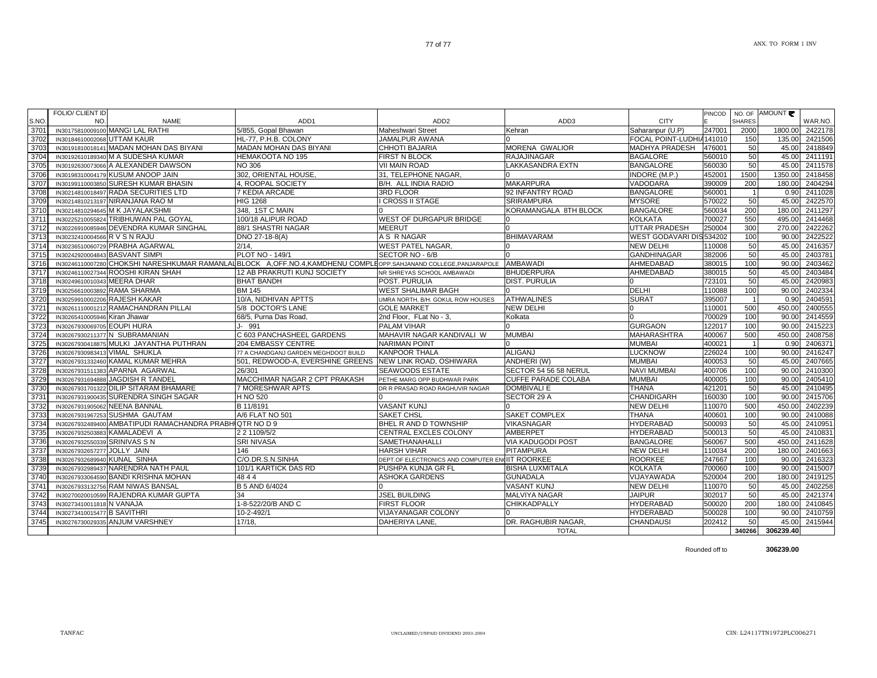| S.NO. | FOLIO/ CLIENT ID NO. | NAME | ADD1 | ADD2 | ADD3 | CITY | PINCODE | NO. OF SHARES | AMOUNT ₹ | WAR.NO. |
|---|---|---|---|---|---|---|---|---|---|---|
| 3701 | IN30175810009100 | MANGI LAL RATHI | 5/855, Gopal Bhawan | Maheshwari Street | Kehran | Saharanpur (U.P) | 247001 | 2000 | 1800.00 | 2422178 |
| 3702 | IN30184610002068 | UTTAM KAUR | HL-77, P.H.B. COLONY | JAMALPUR AWANA | 0 | FOCAL POINT-LUDHI/ | 141010 | 150 | 135.00 | 2421506 |
| 3703 | IN30191810018141 | MADAN MOHAN DAS BIYANI | MADAN MOHAN DAS BIYANI | CHHOTI BAJARIA | MORENA GWALIOR | MADHYA PRADESH | 476001 | 50 | 45.00 | 2418849 |
| 3704 | IN30192610189340 | M A SUDESHA KUMAR | HEMAKOOTA NO 195 | FIRST N BLOCK | RAJAJINAGAR | BAGALORE | 560010 | 50 | 45.00 | 2411191 |
| 3705 | IN30192630073066 | A ALEXANDER DAWSON | NO 306 | VII MAIN ROAD | LAKKASANDRA EXTN | BANGALORE | 560030 | 50 | 45.00 | 2411578 |
| 3706 | IN30198310004179 | KUSUM ANOOP JAIN | 302, ORIENTAL HOUSE, | 31, TELEPHONE NAGAR, | 0 | INDORE (M.P.) | 452001 | 1500 | 1350.00 | 2418458 |
| 3707 | IN30199110003850 | SURESH KUMAR BHASIN | 4, ROOPAL SOCIETY | B/H. ALL INDIA RADIO | MAKARPURA | VADODARA | 390009 | 200 | 180.00 | 2404294 |
| 3708 | IN30214810018497 | RADA SECURITIES LTD | 7 KEDIA ARCADE | 3RD FLOOR | 92 INFANTRY ROAD | BANGALORE | 560001 | 1 | 0.90 | 2411028 |
| 3709 | IN30214810213197 | NIRANJANA RAO M | HIG 1268 | I CROSS II STAGE | SRIRAMPURA | MYSORE | 570022 | 50 | 45.00 | 2422570 |
| 3710 | IN30214810294645 | M K JAYALAKSHMI | 348, 1ST C MAIN | 0 | KORAMANGALA 8TH BLOCK | BANGALORE | 560034 | 200 | 180.00 | 2411297 |
| 3711 | IN30225210055824 | TRIBHUWAN PAL GOYAL | 100/18 ALIPUR ROAD | WEST OF DURGAPUR BRIDGE | 0 | KOLKATA | 700027 | 550 | 495.00 | 2414468 |
| 3712 | IN30226910085946 | DEVENDRA KUMAR SINGHAL | 88/1 SHASTRI NAGAR | MEERUT | 0 | UTTAR PRADESH | 250004 | 300 | 270.00 | 2422262 |
| 3713 | IN30232410004566 | R V S N RAJU | DNO 27-18-8(A) | A S R NAGAR | BHIMAVARAM | WEST GODAVARI DIS | 534202 | 100 | 90.00 | 2422522 |
| 3714 | IN30236510060729 | PRABHA AGARWAL | 2/14, | WEST PATEL NAGAR, | 0 | NEW DELHI | 110008 | 50 | 45.00 | 2416357 |
| 3715 | IN30242920004843 | BASVANT SIMPI | PLOT NO - 149/1 | SECTOR NO - 6/B | 0 | GANDHINAGAR | 382006 | 50 | 45.00 | 2403781 |
| 3716 | IN30246110007280 | CHOKSHI NARESHKUMAR RAMANLAL | BLOCK A,OFF.NO.4,KAMDHENU COMPLE | OPP.SAHJANAND COLLEGE,PANJARAPOLE | AMBAWADI | AHMEDABAD | 380015 | 100 | 90.00 | 2403462 |
| 3717 | IN30246110027344 | ROOSHI KIRAN SHAH | 12 AB PRAKRUTI KUNJ SOCIETY | NR SHREYAS SCHOOL AMBAWADI | BHUDERPURA | AHMEDABAD | 380015 | 50 | 45.00 | 2403484 |
| 3718 | IN30249610010343 | MEERA DHAR | BHAT BANDH | POST. PURULIA | DIST. PURULIA | 0 | 723101 | 50 | 45.00 | 2420983 |
| 3719 | IN30256610003892 | RAMA SHARMA | BM 145 | WEST SHALIMAR BAGH | 0 | DELHI | 110088 | 100 | 90.00 | 2402334 |
| 3720 | IN30259910002206 | RAJESH KAKAR | 10/A, NIDHIVAN APTTS | UMRA NORTH, B/H. GOKUL ROW HOUSES | ATHWALINES | SURAT | 395007 | 1 | 0.90 | 2404591 |
| 3721 | IN30261110001212 | RAMACHANDRAN PILLAI | 5/8 DOCTOR'S LANE | GOLE MARKET | NEW DELHI | 0 | 110001 | 500 | 450.00 | 2400555 |
| 3722 | IN30265410005946 | Kiran Jhawar | 68/5, Purna Das Road, | 2nd Floor, FLat No - 3, | Kolkata | 0 | 700029 | 100 | 90.00 | 2414559 |
| 3723 | IN30267930069705 | EOUPI HURA | J- 991 | PALAM VIHAR | 0 | GURGAON | 122017 | 100 | 90.00 | 2415223 |
| 3724 | IN30267930211377 | N SUBRAMANIAN | C 603 PANCHASHEEL GARDENS | MAHAVIR NAGAR KANDIVALI W | MUMBAI | MAHARASHTRA | 400067 | 500 | 450.00 | 2408758 |
| 3725 | IN30267930418875 | MULKI JAYANTHA PUTHRAN | 204 EMBASSY CENTRE | NARIMAN POINT | 0 | MUMBAI | 400021 | 1 | 0.90 | 2406371 |
| 3726 | IN30267930983413 | VIMAL SHUKLA | 77 A CHANDGANJ GARDEN MEGHDOOT BUILD | KANPOOR THALA | ALIGANJ | LUCKNOW | 226024 | 100 | 90.00 | 2416247 |
| 3727 | IN30267931332460 | KAMAL KUMAR MEHRA | 501, REDWOOD-A, EVERSHINE GREENS | NEW LINK ROAD, OSHIWARA | ANDHERI (W) | MUMBAI | 400053 | 50 | 45.00 | 2407665 |
| 3728 | IN30267931511383 | APARNA AGARWAL | 26/301 | SEAWOODS ESTATE | SECTOR 54 56 58 NERUL | NAVI MUMBAI | 400706 | 100 | 90.00 | 2410300 |
| 3729 | IN30267931694888 | JAGDISH R TANDEL | MACCHIMAR NAGAR 2 CPT PRAKASH | PETHE MARG OPP BUDHWAR PARK | CUFFE PARADE COLABA | MUMBAI | 400005 | 100 | 90.00 | 2405410 |
| 3730 | IN30267931701322 | DILIP SITARAM BHAMARE | 7 MORESHWAR APTS | DR R PRASAD ROAD RAGHUVIR NAGAR | DOMBIVALI E | THANA | 421201 | 50 | 45.00 | 2410495 |
| 3731 | IN30267931900435 | SURENDRA SINGH SAGAR | H NO 520 | 0 | SECTOR 29 A | CHANDIGARH | 160030 | 100 | 90.00 | 2415706 |
| 3732 | IN30267931905062 | NEENA BANNAL | B 11/8191 | VASANT KUNJ | 0 | NEW DELHI | 110070 | 500 | 450.00 | 2402239 |
| 3733 | IN30267931967253 | SUSHMA GAUTAM | A/6 FLAT NO 501 | SAKET CHSL | SAKET COMPLEX | THANA | 400601 | 100 | 90.00 | 2410088 |
| 3734 | IN30267932489400 | AMBATIPUDI RAMACHANDRA PRABH | QTR NO D 9 | BHEL R AND D TOWNSHIP | VIKASNAGAR | HYDERABAD | 500093 | 50 | 45.00 | 2410951 |
| 3735 | IN30267932503883 | KAMALADEVI A | 2 2 1109/5/2 | CENTRAL EXCLES COLONY | AMBERPET | HYDERABAD | 500013 | 50 | 45.00 | 2410831 |
| 3736 | IN30267932550339 | SRINIVAS S N | SRI NIVASA | SAMETHANAHALLI | VIA KADUGODI POST | BANGALORE | 560067 | 500 | 450.00 | 2411628 |
| 3737 | IN30267932657277 | JOLLY JAIN | 146 | HARSH VIHAR | PITAMPURA | NEW DELHI | 110034 | 200 | 180.00 | 2401663 |
| 3738 | IN30267932689940 | KUNAL SINHA | C/O.DR.S.N.SINHA | DEPT.OF ELECTRONICS AND COMPUTER EN | IIT ROORKEE | ROORKEE | 247667 | 100 | 90.00 | 2416323 |
| 3739 | IN30267932989437 | NARENDRA NATH PAUL | 101/1 KARTICK DAS RD | PUSHPA KUNJA GR FL | BISHA LUXMITALA | KOLKATA | 700060 | 100 | 90.00 | 2415007 |
| 3740 | IN30267933064590 | BANDI KRISHNA MOHAN | 48 4 4 | ASHOKA GARDENS | GUNADALA | VIJAYAWADA | 520004 | 200 | 180.00 | 2419125 |
| 3741 | IN30267933132756 | RAM NIWAS BANSAL | B 5 AND 6/4024 | 0 | VASANT KUNJ | NEW DELHI | 110070 | 50 | 45.00 | 2402258 |
| 3742 | IN30270020010599 | RAJENDRA KUMAR GUPTA | 34 | JSEL BUILDING | MALVIYA NAGAR | JAIPUR | 302017 | 50 | 45.00 | 2421374 |
| 3743 | IN30273410011818 | N VANAJA | 1-8-522/20/B AND C | FIRST FLOOR | CHIKKADPALLY | HYDERABAD | 500020 | 200 | 180.00 | 2410845 |
| 3744 | IN30273410015477 | B SAVITHRI | 10-2-492/1 | VIJAYANAGAR COLONY | 0 | HYDERABAD | 500028 | 100 | 90.00 | 2410759 |
| 3745 | IN30276730029335 | ANJUM VARSHNEY | 17/18, | DAHERIYA LANE, | DR. RAGHUBIR NAGAR, | CHANDAUSI | 202412 | 50 | 45.00 | 2415944 |
| | | | | | TOTAL | | | 340266 | 306239.40 | |

Rounded off to **306239.00**

TANFAC UNCLAIMED/UNPAID DIVIDEND 2003-2004 CIN: L24117TN1972PLC006271